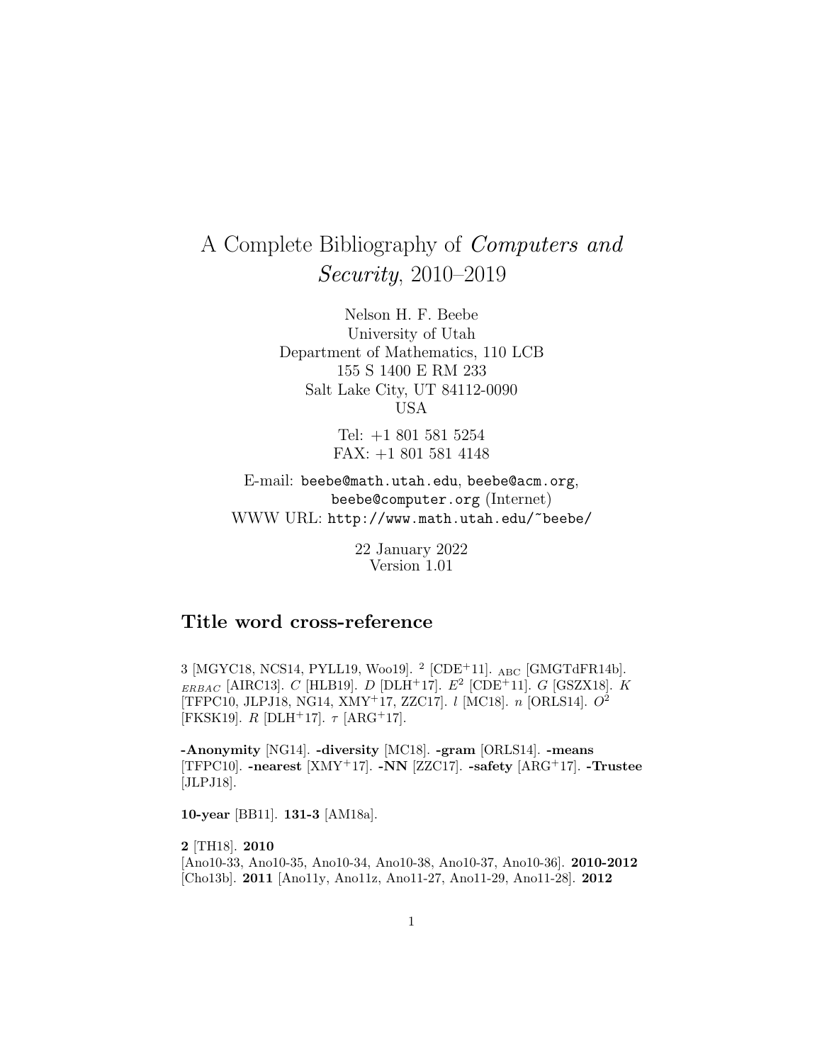# A Complete Bibliography of *Computers and Security*, 2010–2019

Nelson H. F. Beebe
University of Utah
Department of Mathematics, 110 LCB
155 S 1400 E RM 233
Salt Lake City, UT 84112-0090
USA

Tel: +1 801 581 5254
FAX: +1 801 581 4148

E-mail: `beebe@math.utah.edu`, `beebe@acm.org`, `beebe@computer.org` (Internet)
WWW URL: `http://www.math.utah.edu/~beebe/`

22 January 2022
Version 1.01

## Title word cross-reference

3 [MGYC18, NCS14, PYLL19, Woo19]. $^2$ [CDE$^+$11]. $_{\mathrm{ABC}}$ [GMGTdFR14b]. $_{ERBAC}$ [AIRC13]. $C$ [HLB19]. $D$ [DLH$^+$17]. $E^2$ [CDE$^+$11]. $G$ [GSZX18]. $K$ [TFPC10, JLPJ18, NG14, XMY$^+$17, ZZC17]. $l$ [MC18]. $n$ [ORLS14]. $O^2$ [FKSK19]. $R$ [DLH$^+$17]. $\tau$ [ARG$^+$17].

**-Anonymity** [NG14]. **-diversity** [MC18]. **-gram** [ORLS14]. **-means** [TFPC10]. **-nearest** [XMY$^+$17]. **-NN** [ZZC17]. **-safety** [ARG$^+$17]. **-Trustee** [JLPJ18].

**10-year** [BB11]. **131-3** [AM18a].

**2** [TH18]. **2010** [Ano10-33, Ano10-35, Ano10-34, Ano10-38, Ano10-37, Ano10-36]. **2010-2012** [Cho13b]. **2011** [Ano11y, Ano11z, Ano11-27, Ano11-29, Ano11-28]. **2012**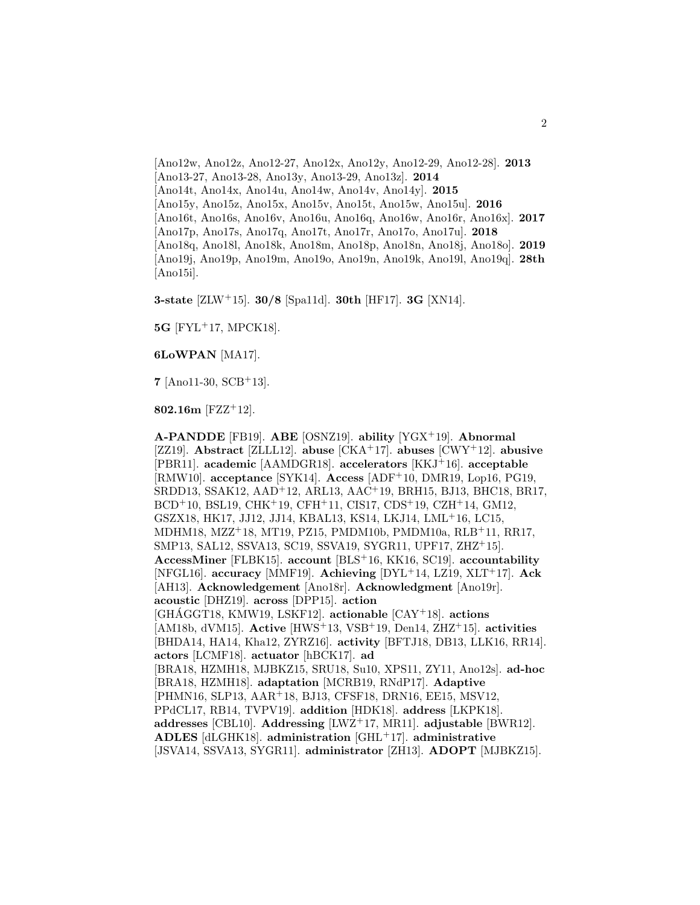[Ano12w, Ano12z, Ano12-27, Ano12x, Ano12y, Ano12-29, Ano12-28]. **2013** [Ano13-27, Ano13-28, Ano13y, Ano13-29, Ano13z]. **2014** [Ano14t, Ano14x, Ano14u, Ano14w, Ano14v, Ano14y]. **2015** [Ano15y, Ano15z, Ano15x, Ano15v, Ano15t, Ano15w, Ano15u]. **2016** [Ano16t, Ano16s, Ano16v, Ano16u, Ano16q, Ano16w, Ano16r, Ano16x]. **2017** [Ano17p, Ano17s, Ano17q, Ano17t, Ano17r, Ano17o, Ano17u]. **2018** [Ano18q, Ano18l, Ano18k, Ano18m, Ano18p, Ano18n, Ano18j, Ano18o]. **2019** [Ano19j, Ano19p, Ano19m, Ano19o, Ano19n, Ano19k, Ano19l, Ano19q]. **28th** [Ano15i].

**3-state** [ZLW+15]. **30/8** [Spa11d]. **30th** [HF17]. **3G** [XN14].

**5G** [FYL+17, MPCK18].

**6LoWPAN** [MA17].

**7** [Ano11-30, SCB+13].

**802.16m** [FZZ+12].

**A-PANDDE** [FB19]. **ABE** [OSNZ19]. **ability** [YGX+19]. **Abnormal** [ZZ19]. **Abstract** [ZLLL12]. **abuse** [CKA+17]. **abuses** [CWY+12]. **abusive** [PBR11]. **academic** [AAMDGR18]. **accelerators** [KKJ+16]. **acceptable** [RMW10]. **acceptance** [SYK14]. **Access** [ADF+10, DMR19, Lop16, PG19, SRDD13, SSAK12, AAD+12, ARL13, AAC+19, BRH15, BJ13, BHC18, BR17, BCD+10, BSL19, CHK+19, CFH+11, CIS17, CDS+19, CZH+14, GM12, GSZX18, HK17, JJ12, JJ14, KBAL13, KS14, LKJ14, LML+16, LC15, MDHM18, MZZ+18, MT19, PZ15, PMDM10b, PMDM10a, RLB+11, RR17, SMP13, SAL12, SSVA13, SC19, SSVA19, SYGR11, UPF17, ZHZ+15]. **AccessMiner** [FLBK15]. **account** [BLS+16, KK16, SC19]. **accountability** [NFGL16]. **accuracy** [MMF19]. **Achieving** [DYL+14, LZ19, XLT+17]. **Ack** [AH13]. **Acknowledgement** [Ano18r]. **Acknowledgment** [Ano19r]. **acoustic** [DHZ19]. **across** [DPP15]. **action** [GHÁGGT18, KMW19, LSKF12]. **actionable** [CAY+18]. **actions** [AM18b, dVM15]. **Active** [HWS+13, VSB+19, Den14, ZHZ+15]. **activities** [BHDA14, HA14, Kha12, ZYRZ16]. **activity** [BFTJ18, DB13, LLK16, RR14]. **actors** [LCMF18]. **actuator** [hBCK17]. **ad** [BRA18, HZMH18, MJBKZ15, SRU18, Su10, XPS11, ZY11, Ano12s]. **ad-hoc** [BRA18, HZMH18]. **adaptation** [MCRB19, RNdP17]. **Adaptive** [PHMN16, SLP13, AAR+18, BJ13, CFSF18, DRN16, EE15, MSV12, PPdCL17, RB14, TVPV19]. **addition** [HDK18]. **address** [LKPK18]. **addresses** [CBL10]. **Addressing** [LWZ+17, MR11]. **adjustable** [BWR12]. **ADLES** [dLGHK18]. **administration** [GHL+17]. **administrative** [JSVA14, SSVA13, SYGR11]. **administrator** [ZH13]. **ADOPT** [MJBKZ15].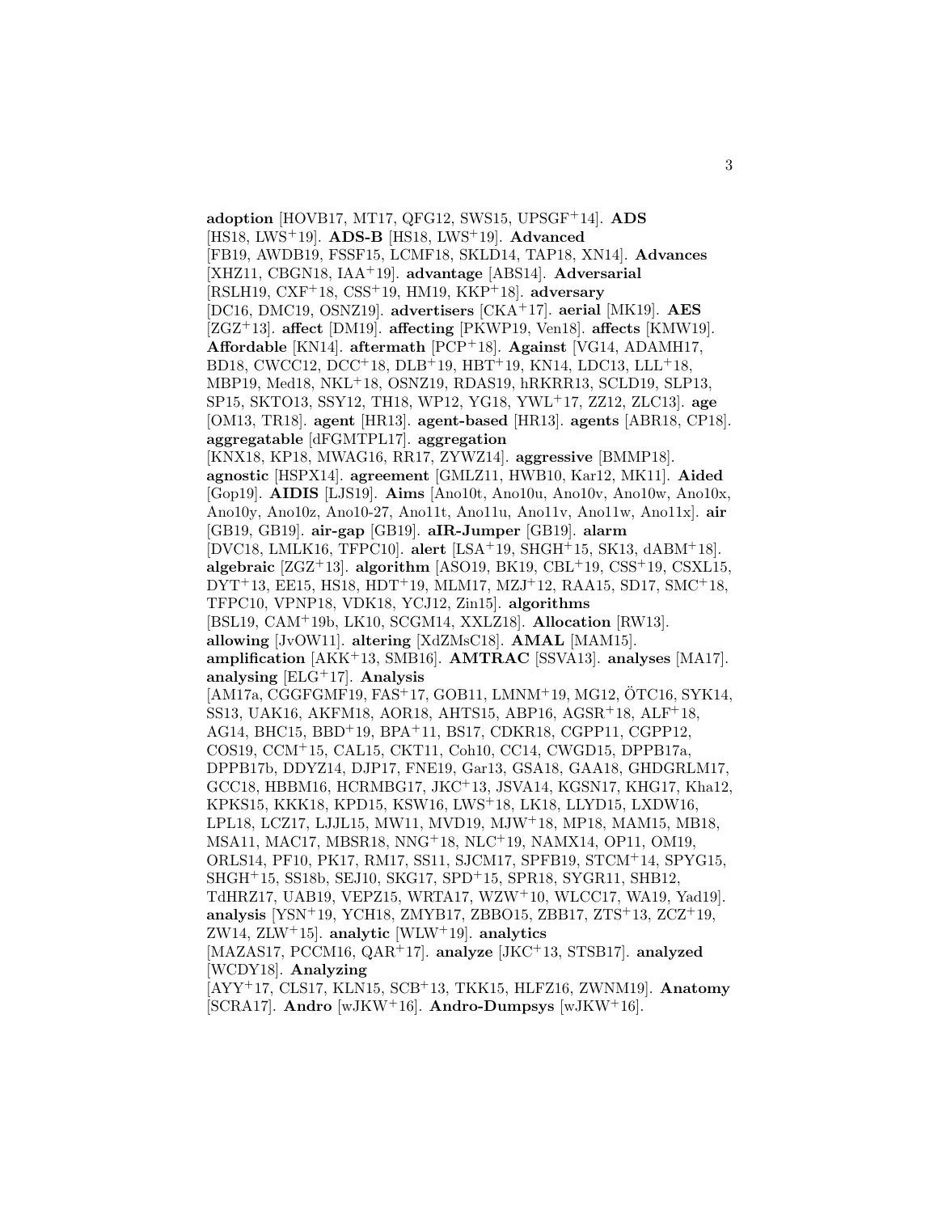**adoption** [HOVB17, MT17, QFG12, SWS15, UPSGF$^{+}$14]. **ADS** [HS18, LWS$^{+}$19]. **ADS-B** [HS18, LWS$^{+}$19]. **Advanced** [FB19, AWDB19, FSSF15, LCMF18, SKLD14, TAP18, XN14]. **Advances** [XHZ11, CBGN18, IAA$^{+}$19]. **advantage** [ABS14]. **Adversarial** [RSLH19, CXF$^{+}$18, CSS$^{+}$19, HM19, KKP$^{+}$18]. **adversary** [DC16, DMC19, OSNZ19]. **advertisers** [CKA$^{+}$17]. **aerial** [MK19]. **AES** [ZGZ$^{+}$13]. **affect** [DM19]. **affecting** [PKWP19, Ven18]. **affects** [KMW19]. **Affordable** [KN14]. **aftermath** [PCP$^{+}$18]. **Against** [VG14, ADAMH17, BD18, CWCC12, DCC$^{+}$18, DLB$^{+}$19, HBT$^{+}$19, KN14, LDC13, LLL$^{+}$18, MBP19, Med18, NKL$^{+}$18, OSNZ19, RDAS19, hRKRR13, SCLD19, SLP13, SP15, SKTO13, SSY12, TH18, WP12, YG18, YWL$^{+}$17, ZZ12, ZLC13]. **age** [OM13, TR18]. **agent** [HR13]. **agent-based** [HR13]. **agents** [ABR18, CP18]. **aggregatable** [dFGMTPL17]. **aggregation** [KNX18, KP18, MWAG16, RR17, ZYWZ14]. **aggressive** [BMMP18]. **agnostic** [HSPX14]. **agreement** [GMLZ11, HWB10, Kar12, MK11]. **Aided** [Gop19]. **AIDIS** [LJS19]. **Aims** [Ano10t, Ano10u, Ano10v, Ano10w, Ano10x, Ano10y, Ano10z, Ano10-27, Ano11t, Ano11u, Ano11v, Ano11w, Ano11x]. **air** [GB19, GB19]. **air-gap** [GB19]. **aIR-Jumper** [GB19]. **alarm** [DVC18, LMLK16, TFPC10]. **alert** [LSA$^{+}$19, SHGH$^{+}$15, SK13, dABM$^{+}$18]. **algebraic** [ZGZ$^{+}$13]. **algorithm** [ASO19, BK19, CBL$^{+}$19, CSS$^{+}$19, CSXL15, DYT$^{+}$13, EE15, HS18, HDT$^{+}$19, MLM17, MZJ$^{+}$12, RAA15, SD17, SMC$^{+}$18, TFPC10, VPNP18, VDK18, YCJ12, Zin15]. **algorithms** [BSL19, CAM$^{+}$19b, LK10, SCGM14, XXLZ18]. **Allocation** [RW13]. **allowing** [JvOW11]. **altering** [XdZMsC18]. **AMAL** [MAM15]. **amplification** [AKK$^{+}$13, SMB16]. **AMTRAC** [SSVA13]. **analyses** [MA17]. **analysing** [ELG$^{+}$17]. **Analysis** [AM17a, CGGFGMF19, FAS$^{+}$17, GOB11, LMNM$^{+}$19, MG12, ÖTC16, SYK14, SS13, UAK16, AKFM18, AOR18, AHTS15, ABP16, AGSR$^{+}$18, ALF$^{+}$18, AG14, BHC15, BBD$^{+}$19, BPA$^{+}$11, BS17, CDKR18, CGPP11, CGPP12, COS19, CCM$^{+}$15, CAL15, CKT11, Coh10, CC14, CWGD15, DPPB17a, DPPB17b, DDYZ14, DJP17, FNE19, Gar13, GSA18, GAA18, GHDGRLM17, GCC18, HBBM16, HCRMBG17, JKC$^{+}$13, JSVA14, KGSN17, KHG17, Kha12, KPKS15, KKK18, KPD15, KSW16, LWS$^{+}$18, LK18, LLYD15, LXDW16, LPL18, LCZ17, LJJL15, MW11, MVD19, MJW$^{+}$18, MP18, MAM15, MB18, MSA11, MAC17, MBSR18, NNG$^{+}$18, NLC$^{+}$19, NAMX14, OP11, OM19, ORLS14, PF10, PK17, RM17, SS11, SJCM17, SPFB19, STCM$^{+}$14, SPYG15, SHGH$^{+}$15, SS18b, SEJ10, SKG17, SPD$^{+}$15, SPR18, SYGR11, SHB12, TdHRZ17, UAB19, VEPZ15, WRTA17, WZW$^{+}$10, WLCC17, WA19, Yad19]. **analysis** [YSN$^{+}$19, YCH18, ZMYB17, ZBBO15, ZBB17, ZTS$^{+}$13, ZCZ$^{+}$19, ZW14, ZLW$^{+}$15]. **analytic** [WLW$^{+}$19]. **analytics** [MAZAS17, PCCM16, QAR$^{+}$17]. **analyze** [JKC$^{+}$13, STSB17]. **analyzed** [WCDY18]. **Analyzing** [AYY$^{+}$17, CLS17, KLN15, SCB$^{+}$13, TKK15, HLFZ16, ZWNM19]. **Anatomy** [SCRA17]. **Andro** [wJKW$^{+}$16]. **Andro-Dumpsys** [wJKW$^{+}$16].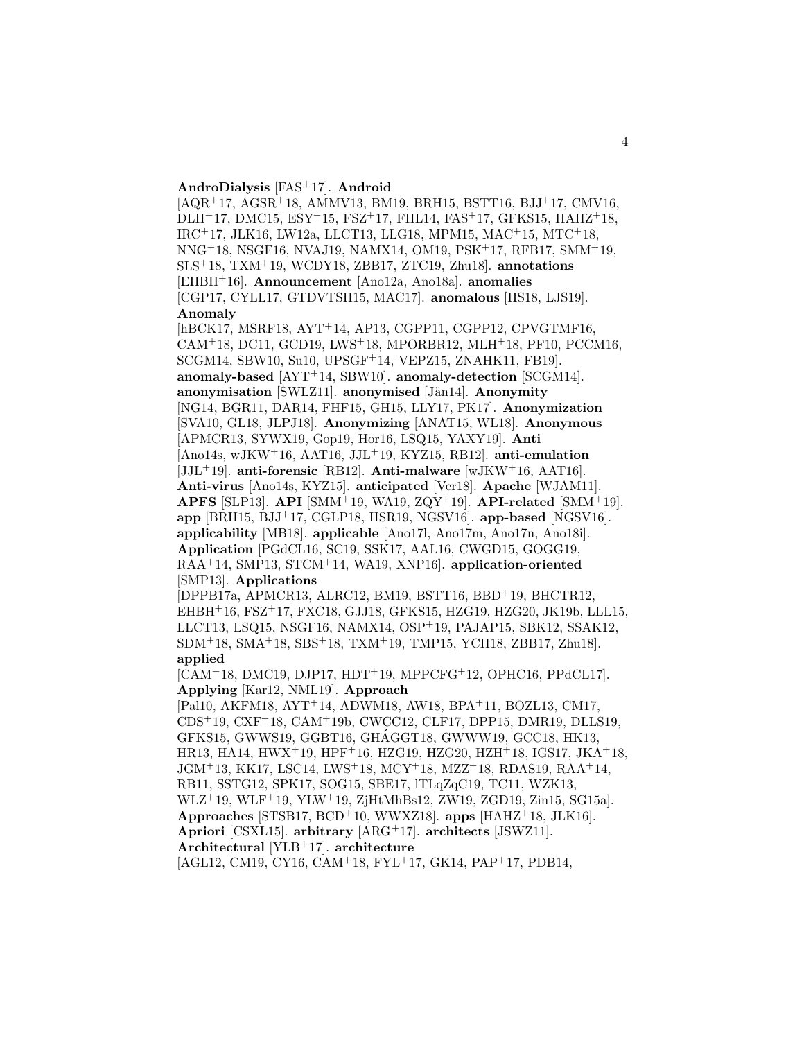**AndroDialysis** [FAS[+]17]. **Android** [AQR[+]17, AGSR[+]18, AMMV13, BM19, BRH15, BSTT16, BJJ[+]17, CMV16, DLH[+]17, DMC15, ESY[+]15, FSZ[+]17, FHL14, FAS[+]17, GFKS15, HAHZ[+]18, IRC[+]17, JLK16, LW12a, LLCT13, LLG18, MPM15, MAC[+]15, MTC[+]18, NNG[+]18, NSGF16, NVAJ19, NAMX14, OM19, PSK[+]17, RFB17, SMM[+]19, SLS[+]18, TXM[+]19, WCDY18, ZBB17, ZTC19, Zhu18]. **annotations** [EHBH[+]16]. **Announcement** [Ano12a, Ano18a]. **anomalies** [CGP17, CYLL17, GTDVTSH15, MAC17]. **anomalous** [HS18, LJS19]. **Anomaly** [hBCK17, MSRF18, AYT[+]14, AP13, CGPP11, CGPP12, CPVGTMF16, CAM[+]18, DC11, GCD19, LWS[+]18, MPORBR12, MLH[+]18, PF10, PCCM16, SCGM14, SBW10, Su10, UPSGF[+]14, VEPZ15, ZNAHK11, FB19]. **anomaly-based** [AYT[+]14, SBW10]. **anomaly-detection** [SCGM14]. **anonymisation** [SWLZ11]. **anonymised** [Jän14]. **Anonymity** [NG14, BGR11, DAR14, FHF15, GH15, LLY17, PK17]. **Anonymization** [SVA10, GL18, JLPJ18]. **Anonymizing** [ANAT15, WL18]. **Anonymous** [APMCR13, SYWX19, Gop19, Hor16, LSQ15, YAXY19]. **Anti** [Ano14s, wJKW[+]16, AAT16, JJL[+]19, KYZ15, RB12]. **anti-emulation** [JJL[+]19]. **anti-forensic** [RB12]. **Anti-malware** [wJKW[+]16, AAT16]. **Anti-virus** [Ano14s, KYZ15]. **anticipated** [Ver18]. **Apache** [WJAM11]. **APFS** [SLP13]. **API** [SMM[+]19, WA19, ZQY[+]19]. **API-related** [SMM[+]19]. **app** [BRH15, BJJ[+]17, CGLP18, HSR19, NGSV16]. **app-based** [NGSV16]. **applicability** [MB18]. **applicable** [Ano17l, Ano17m, Ano17n, Ano18i]. **Application** [PGdCL16, SC19, SSK17, AAL16, CWGD15, GOGG19, RAA[+]14, SMP13, STCM[+]14, WA19, XNP16]. **application-oriented** [SMP13]. **Applications** [DPPB17a, APMCR13, ALRC12, BM19, BSTT16, BBD[+]19, BHCTR12, EHBH[+]16, FSZ[+]17, FXC18, GJJ18, GFKS15, HZG19, HZG20, JK19b, LLL15, LLCT13, LSQ15, NSGF16, NAMX14, OSP[+]19, PAJAP15, SBK12, SSAK12, SDM[+]18, SMA[+]18, SBS[+]18, TXM[+]19, TMP15, YCH18, ZBB17, Zhu18]. **applied** [CAM[+]18, DMC19, DJP17, HDT[+]19, MPPCFG[+]12, OPHC16, PPdCL17]. **Applying** [Kar12, NML19]. **Approach** [Pal10, AKFM18, AYT[+]14, ADWM18, AW18, BPA[+]11, BOZL13, CM17, CDS[+]19, CXF[+]18, CAM[+]19b, CWCC12, CLF17, DPP15, DMR19, DLLS19, GFKS15, GWWS19, GGBT16, GHÁGGT18, GWWW19, GCC18, HK13, HR13, HA14, HWX[+]19, HPF[+]16, HZG19, HZG20, HZH[+]18, IGS17, JKA[+]18, JGM[+]13, KK17, LSC14, LWS[+]18, MCY[+]18, MZZ[+]18, RDAS19, RAA[+]14, RB11, SSTG12, SPK17, SOG15, SBE17, lTLqZqC19, TC11, WZK13, WLZ[+]19, WLF[+]19, YLW[+]19, ZjHtMhBs12, ZW19, ZGD19, Zin15, SG15a]. **Approaches** [STSB17, BCD[+]10, WWXZ18]. **apps** [HAHZ[+]18, JLK16]. **Apriori** [CSXL15]. **arbitrary** [ARG[+]17]. **architects** [JSWZ11]. **Architectural** [YLB[+]17]. **architecture** [AGL12, CM19, CY16, CAM[+]18, FYL[+]17, GK14, PAP[+]17, PDB14,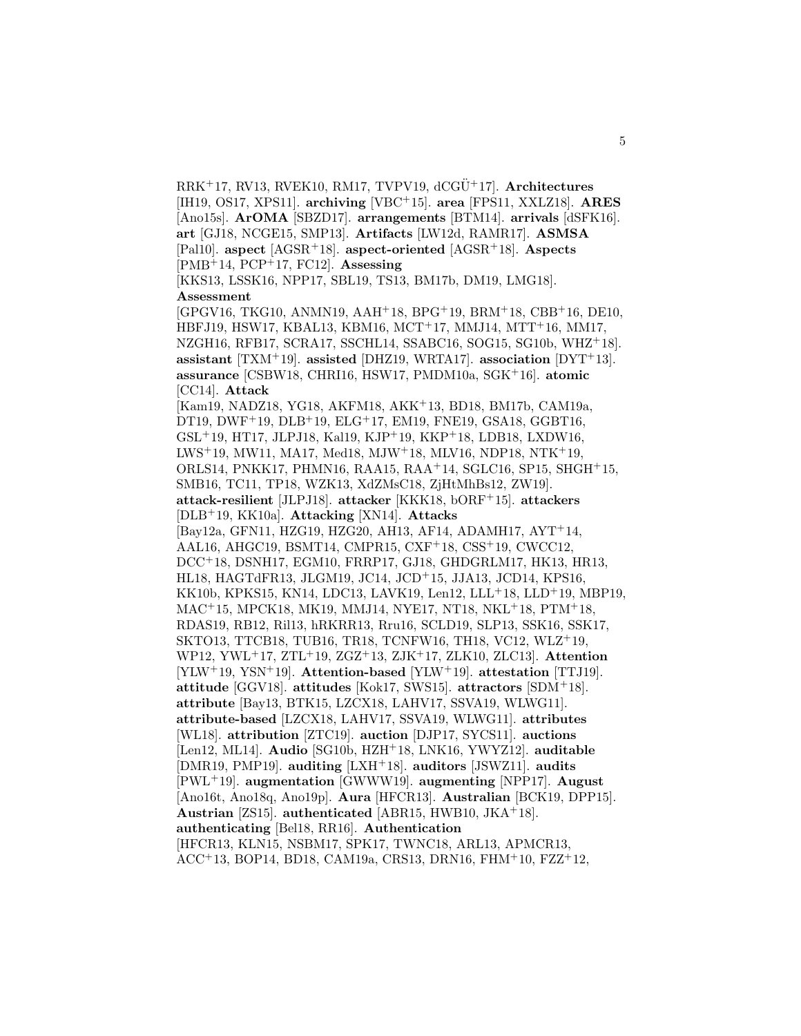RRK+17, RV13, RVEK10, RM17, TVPV19, dCGÜ+17]. **Architectures** [IH19, OS17, XPS11]. **archiving** [VBC+15]. **area** [FPS11, XXLZ18]. **ARES** [Ano15s]. **ArOMA** [SBZD17]. **arrangements** [BTM14]. **arrivals** [dSFK16]. **art** [GJ18, NCGE15, SMP13]. **Artifacts** [LW12d, RAMR17]. **ASMSA** [Pal10]. **aspect** [AGSR+18]. **aspect-oriented** [AGSR+18]. **Aspects** [PMB+14, PCP+17, FC12]. **Assessing** [KKS13, LSSK16, NPP17, SBL19, TS13, BM17b, DM19, LMG18]. **Assessment** [GPGV16, TKG10, ANMN19, AAH+18, BPG+19, BRM+18, CBB+16, DE10, HBFJ19, HSW17, KBAL13, KBM16, MCT+17, MMJ14, MTT+16, MM17, NZGH16, RFB17, SCRA17, SSCHL14, SSABC16, SOG15, SG10b, WHZ+18]. **assistant** [TXM+19]. **assisted** [DHZ19, WRTA17]. **association** [DYT+13]. **assurance** [CSBW18, CHRI16, HSW17, PMDM10a, SGK+16]. **atomic** [CC14]. **Attack** [Kam19, NADZ18, YG18, AKFM18, AKK+13, BD18, BM17b, CAM19a, DT19, DWF+19, DLB+19, ELG+17, EM19, FNE19, GSA18, GGBT16, GSL+19, HT17, JLPJ18, Kal19, KJP+19, KKP+18, LDB18, LXDW16, LWS+19, MW11, MA17, Med18, MJW+18, MLV16, NDP18, NTK+19, ORLS14, PNKK17, PHMN16, RAA15, RAA+14, SGLC16, SP15, SHGH+15, SMB16, TC11, TP18, WZK13, XdZMsC18, ZjHtMhBs12, ZW19]. **attack-resilient** [JLPJ18]. **attacker** [KKK18, bORF+15]. **attackers** [DLB+19, KK10a]. **Attacking** [XN14]. **Attacks** [Bay12a, GFN11, HZG19, HZG20, AH13, AF14, ADAMH17, AYT+14, AAL16, AHGC19, BSMT14, CMPR15, CXF+18, CSS+19, CWCC12, DCC+18, DSNH17, EGM10, FRRP17, GJ18, GHDGRLM17, HK13, HR13, HL18, HAGTdFR13, JLGM19, JC14, JCD+15, JJA13, JCD14, KPS16, KK10b, KPKS15, KN14, LDC13, LAVK19, Len12, LLL+18, LLD+19, MBP19, MAC+15, MPCK18, MK19, MMJ14, NYE17, NT18, NKL+18, PTM+18, RDAS19, RB12, Ril13, hRKRR13, Rru16, SCLD19, SLP13, SSK16, SSK17, SKTO13, TTCB18, TUB16, TR18, TCNFW16, TH18, VC12, WLZ+19, WP12, YWL+17, ZTL+19, ZGZ+13, ZJK+17, ZLK10, ZLC13]. **Attention** [YLW+19, YSN+19]. **Attention-based** [YLW+19]. **attestation** [TTJ19]. **attitude** [GGV18]. **attitudes** [Kok17, SWS15]. **attractors** [SDM+18]. **attribute** [Bay13, BTK15, LZCX18, LAHV17, SSVA19, WLWG11]. **attribute-based** [LZCX18, LAHV17, SSVA19, WLWG11]. **attributes** [WL18]. **attribution** [ZTC19]. **auction** [DJP17, SYCS11]. **auctions** [Len12, ML14]. **Audio** [SG10b, HZH+18, LNK16, YWYZ12]. **auditable** [DMR19, PMP19]. **auditing** [LXH+18]. **auditors** [JSWZ11]. **audits** [PWL+19]. **augmentation** [GWWW19]. **augmenting** [NPP17]. **August** [Ano16t, Ano18q, Ano19p]. **Aura** [HFCR13]. **Australian** [BCK19, DPP15]. **Austrian** [ZS15]. **authenticated** [ABR15, HWB10, JKA+18]. **authenticating** [Bel18, RR16]. **Authentication** [HFCR13, KLN15, NSBM17, SPK17, TWNC18, ARL13, APMCR13, ACC+13, BOP14, BD18, CAM19a, CRS13, DRN16, FHM+10, FZZ+12,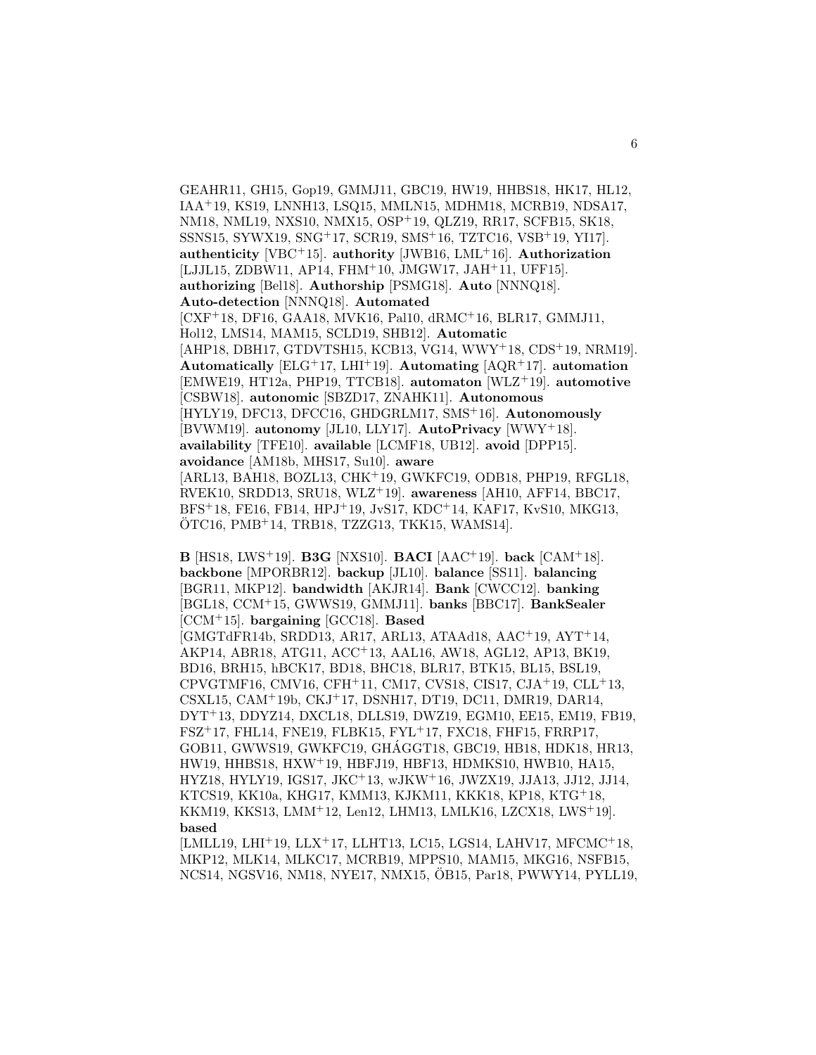GEAHR11, GH15, Gop19, GMMJ11, GBC19, HW19, HHBS18, HK17, HL12, IAA+19, KS19, LNNH13, LSQ15, MMLN15, MDHM18, MCRB19, NDSA17, NM18, NML19, NXS10, NMX15, OSP+19, QLZ19, RR17, SCFB15, SK18, SSNS15, SYWX19, SNG+17, SCR19, SMS+16, TZTC16, VSB+19, YI17]. **authenticity** [VBC+15]. **authority** [JWB16, LML+16]. **Authorization** [LJJL15, ZDBW11, AP14, FHM+10, JMGW17, JAH+11, UFF15]. **authorizing** [Bel18]. **Authorship** [PSMG18]. **Auto** [NNNQ18]. **Auto-detection** [NNNQ18]. **Automated** [CXF+18, DF16, GAA18, MVK16, Pal10, dRMC+16, BLR17, GMMJ11, Hol12, LMS14, MAM15, SCLD19, SHB12]. **Automatic** [AHP18, DBH17, GTDVTSH15, KCB13, VG14, WWY+18, CDS+19, NRM19]. **Automatically** [ELG+17, LHI+19]. **Automating** [AQR+17]. **automation** [EMWE19, HT12a, PHP19, TTCB18]. **automaton** [WLZ+19]. **automotive** [CSBW18]. **autonomic** [SBZD17, ZNAHK11]. **Autonomous** [HYLY19, DFC13, DFCC16, GHDGRLM17, SMS+16]. **Autonomously** [BVWM19]. **autonomy** [JL10, LLY17]. **AutoPrivacy** [WWY+18]. **availability** [TFE10]. **available** [LCMF18, UB12]. **avoid** [DPP15]. **avoidance** [AM18b, MHS17, Su10]. **aware** [ARL13, BAH18, BOZL13, CHK+19, GWKFC19, ODB18, PHP19, RFGL18, RVEK10, SRDD13, SRU18, WLZ+19]. **awareness** [AH10, AFF14, BBC17, BFS+18, FE16, FB14, HPJ+19, JvS17, KDC+14, KAF17, KvS10, MKG13, ÖTC16, PMB+14, TRB18, TZZG13, TKK15, WAMS14].

**B** [HS18, LWS+19]. **B3G** [NXS10]. **BACI** [AAC+19]. **back** [CAM+18]. **backbone** [MPORBR12]. **backup** [JL10]. **balance** [SS11]. **balancing** [BGR11, MKP12]. **bandwidth** [AKJR14]. **Bank** [CWCC12]. **banking** [BGL18, CCM+15, GWWS19, GMMJ11]. **banks** [BBC17]. **BankSealer** [CCM+15]. **bargaining** [GCC18]. **Based** [GMGTdFR14b, SRDD13, AR17, ARL13, ATAAd18, AAC+19, AYT+14, AKP14, ABR18, ATG11, ACC+13, AAL16, AW18, AGL12, AP13, BK19, BD16, BRH15, hBCK17, BD18, BHC18, BLR17, BTK15, BL15, BSL19, CPVGTMF16, CMV16, CFH+11, CM17, CVS18, CIS17, CJA+19, CLL+13, CSXL15, CAM+19b, CKJ+17, DSNH17, DT19, DC11, DMR19, DAR14, DYT+13, DDYZ14, DXCL18, DLLS19, DWZ19, EGM10, EE15, EM19, FB19, FSZ+17, FHL14, FNE19, FLBK15, FYL+17, FXC18, FHF15, FRRP17, GOB11, GWWS19, GWKFC19, GHÁGGT18, GBC19, HB18, HDK18, HR13, HW19, HHBS18, HXW+19, HBFJ19, HBF13, HDMKS10, HWB10, HA15, HYZ18, HYLY19, IGS17, JKC+13, wJKW+16, JWZX19, JJA13, JJ12, JJ14, KTCS19, KK10a, KHG17, KMM13, KJKM11, KKK18, KP18, KTG+18, KKM19, KKS13, LMM+12, Len12, LHM13, LMLK16, LZCX18, LWS+19]. **based** [LMLL19, LHI+19, LLX+17, LLHT13, LC15, LGS14, LAHV17, MFCMC+18, MKP12, MLK14, MLKC17, MCRB19, MPPS10, MAM15, MKG16, NSFB15, NCS14, NGSV16, NM18, NYE17, NMX15, ÖB15, Par18, PWWY14, PYLL19,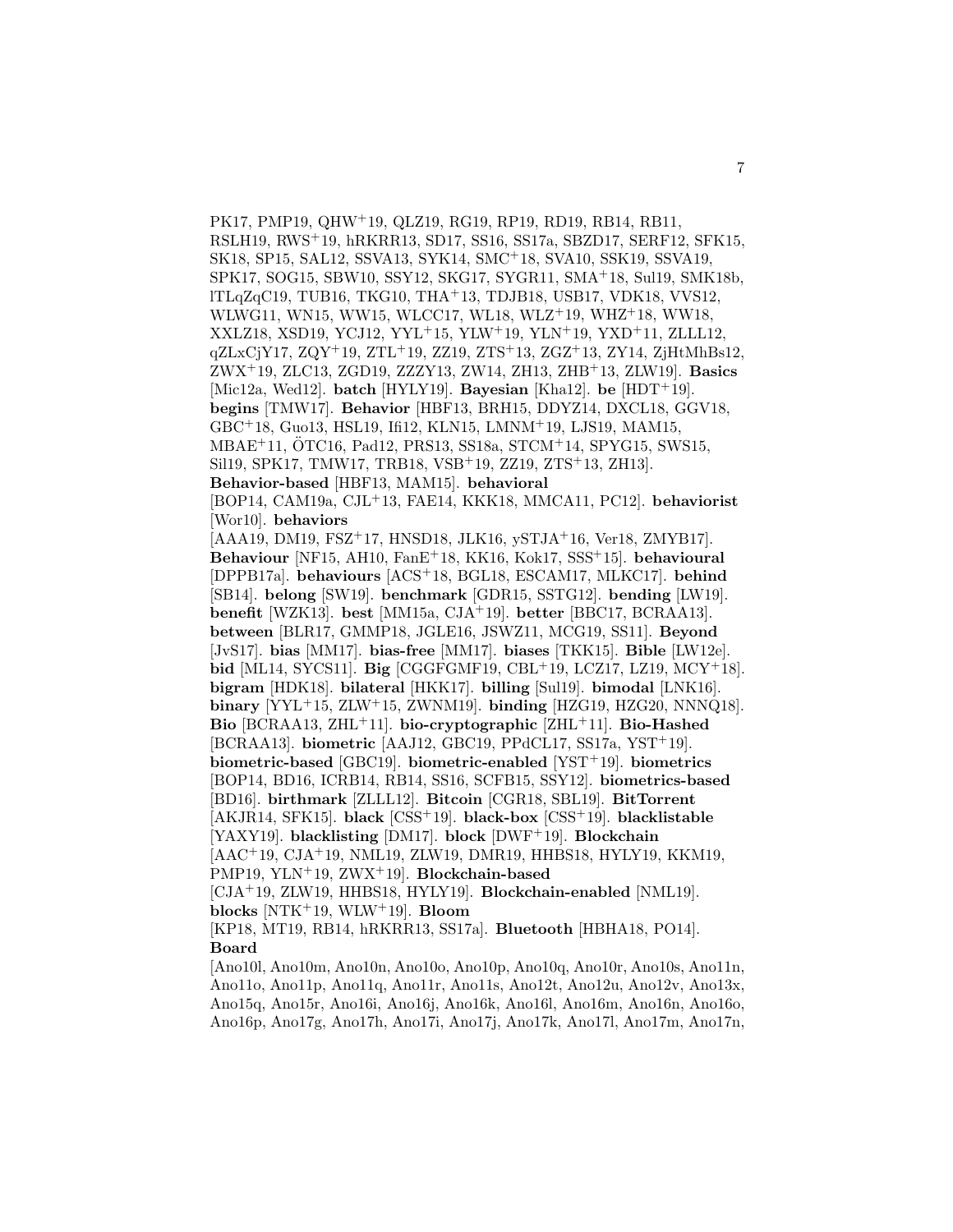PK17, PMP19, QHW+19, QLZ19, RG19, RP19, RD19, RB14, RB11, RSLH19, RWS+19, hRKRR13, SD17, SS16, SS17a, SBZD17, SERF12, SFK15, SK18, SP15, SAL12, SSVA13, SYK14, SMC+18, SVA10, SSK19, SSVA19, SPK17, SOG15, SBW10, SSY12, SKG17, SYGR11, SMA+18, Sul19, SMK18b, lTLqZqC19, TUB16, TKG10, THA+13, TDJB18, USB17, VDK18, VVS12, WLWG11, WN15, WW15, WLCC17, WL18, WLZ+19, WHZ+18, WW18, XXLZ18, XSD19, YCJ12, YYL+15, YLW+19, YLN+19, YXD+11, ZLLL12, qZLxCjY17, ZQY+19, ZTL+19, ZZ19, ZTS+13, ZGZ+13, ZY14, ZjHtMhBs12, ZWX+19, ZLC13, ZGD19, ZZZY13, ZW14, ZH13, ZHB+13, ZLW19]. **Basics** [Mic12a, Wed12]. **batch** [HYLY19]. **Bayesian** [Kha12]. **be** [HDT+19]. **begins** [TMW17]. **Behavior** [HBF13, BRH15, DDYZ14, DXCL18, GGV18, GBC+18, Guo13, HSL19, Ifi12, KLN15, LMNM+19, LJS19, MAM15, MBAE+11, ÖTC16, Pad12, PRS13, SS18a, STCM+14, SPYG15, SWS15, Sil19, SPK17, TMW17, TRB18, VSB+19, ZZ19, ZTS+13, ZH13]. **Behavior-based** [HBF13, MAM15]. **behavioral** [BOP14, CAM19a, CJL+13, FAE14, KKK18, MMCA11, PC12]. **behaviorist** [Wor10]. **behaviors** [AAA19, DM19, FSZ+17, HNSD18, JLK16, ySTJA+16, Ver18, ZMYB17]. **Behaviour** [NF15, AH10, FanE+18, KK16, Kok17, SSS+15]. **behavioural** [DPPB17a]. **behaviours** [ACS+18, BGL18, ESCAM17, MLKC17]. **behind** [SB14]. **belong** [SW19]. **benchmark** [GDR15, SSTG12]. **bending** [LW19]. **benefit** [WZK13]. **best** [MM15a, CJA+19]. **better** [BBC17, BCRAA13]. **between** [BLR17, GMMP18, JGLE16, JSWZ11, MCG19, SS11]. **Beyond** [JvS17]. **bias** [MM17]. **bias-free** [MM17]. **biases** [TKK15]. **Bible** [LW12e]. **bid** [ML14, SYCS11]. **Big** [CGGFGMF19, CBL+19, LCZ17, LZ19, MCY+18]. **bigram** [HDK18]. **bilateral** [HKK17]. **billing** [Sul19]. **bimodal** [LNK16]. **binary** [YYL+15, ZLW+15, ZWNM19]. **binding** [HZG19, HZG20, NNNQ18]. **Bio** [BCRAA13, ZHL+11]. **bio-cryptographic** [ZHL+11]. **Bio-Hashed** [BCRAA13]. **biometric** [AAJ12, GBC19, PPdCL17, SS17a, YST+19]. **biometric-based** [GBC19]. **biometric-enabled** [YST+19]. **biometrics** [BOP14, BD16, ICRB14, RB14, SS16, SCFB15, SSY12]. **biometrics-based** [BD16]. **birthmark** [ZLLL12]. **Bitcoin** [CGR18, SBL19]. **BitTorrent** [AKJR14, SFK15]. **black** [CSS+19]. **black-box** [CSS+19]. **blacklistable** [YAXY19]. **blacklisting** [DM17]. **block** [DWF+19]. **Blockchain** [AAC+19, CJA+19, NML19, ZLW19, DMR19, HHBS18, HYLY19, KKM19, PMP19, YLN+19, ZWX+19]. **Blockchain-based** [CJA+19, ZLW19, HHBS18, HYLY19]. **Blockchain-enabled** [NML19]. **blocks** [NTK+19, WLW+19]. **Bloom** [KP18, MT19, RB14, hRKRR13, SS17a]. **Bluetooth** [HBHA18, PO14]. **Board** [Ano10l, Ano10m, Ano10n, Ano10o, Ano10p, Ano10q, Ano10r, Ano10s, Ano11n, Ano11o, Ano11p, Ano11q, Ano11r, Ano11s, Ano12t, Ano12u, Ano12v, Ano13x, Ano15q, Ano15r, Ano16i, Ano16j, Ano16k, Ano16l, Ano16m, Ano16n, Ano16o, Ano16p, Ano17g, Ano17h, Ano17i, Ano17j, Ano17k, Ano17l, Ano17m, Ano17n,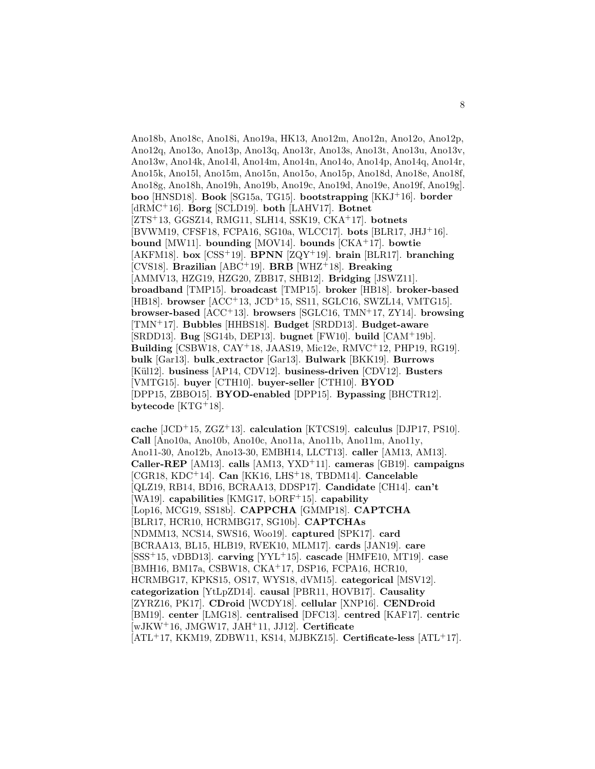Ano18b, Ano18c, Ano18i, Ano19a, HK13, Ano12m, Ano12n, Ano12o, Ano12p, Ano12q, Ano13o, Ano13p, Ano13q, Ano13r, Ano13s, Ano13t, Ano13u, Ano13v, Ano13w, Ano14k, Ano14l, Ano14m, Ano14n, Ano14o, Ano14p, Ano14q, Ano14r, Ano15k, Ano15l, Ano15m, Ano15n, Ano15o, Ano15p, Ano18d, Ano18e, Ano18f, Ano18g, Ano18h, Ano19h, Ano19b, Ano19c, Ano19d, Ano19e, Ano19f, Ano19g]. **boo** [HNSD18]. **Book** [SG15a, TG15]. **bootstrapping** [KKJ+16]. **border** [dRMC+16]. **Borg** [SCLD19]. **both** [LAHV17]. **Botnet** [ZTS+13, GGSZ14, RMG11, SLH14, SSK19, CKA+17]. **botnets** [BVWM19, CFSF18, FCPA16, SG10a, WLCC17]. **bots** [BLR17, JHJ+16]. **bound** [MW11]. **bounding** [MOV14]. **bounds** [CKA+17]. **bowtie** [AKFM18]. **box** [CSS+19]. **BPNN** [ZQY+19]. **brain** [BLR17]. **branching** [CVS18]. **Brazilian** [ABC+19]. **BRB** [WHZ+18]. **Breaking** [AMMV13, HZG19, HZG20, ZBB17, SHB12]. **Bridging** [JSWZ11]. **broadband** [TMP15]. **broadcast** [TMP15]. **broker** [HB18]. **broker-based** [HB18]. **browser** [ACC+13, JCD+15, SS11, SGLC16, SWZL14, VMTG15]. **browser-based** [ACC+13]. **browsers** [SGLC16, TMN+17, ZY14]. **browsing** [TMN+17]. **Bubbles** [HHBS18]. **Budget** [SRDD13]. **Budget-aware** [SRDD13]. **Bug** [SG14b, DEP13]. **bugnet** [FW10]. **build** [CAM+19b]. **Building** [CSBW18, CAY+18, JAAS19, Mic12e, RMVC+12, PHP19, RG19]. **bulk** [Gar13]. **bulk_extractor** [Gar13]. **Bulwark** [BKK19]. **Burrows** [Kül12]. **business** [AP14, CDV12]. **business-driven** [CDV12]. **Busters** [VMTG15]. **buyer** [CTH10]. **buyer-seller** [CTH10]. **BYOD** [DPP15, ZBBO15]. **BYOD-enabled** [DPP15]. **Bypassing** [BHCTR12]. **bytecode** [KTG+18].

**cache** [JCD+15, ZGZ+13]. **calculation** [KTCS19]. **calculus** [DJP17, PS10]. **Call** [Ano10a, Ano10b, Ano10c, Ano11a, Ano11b, Ano11m, Ano11y, Ano11-30, Ano12b, Ano13-30, EMBH14, LLCT13]. **caller** [AM13, AM13]. **Caller-REP** [AM13]. **calls** [AM13, YXD+11]. **cameras** [GB19]. **campaigns** [CGR18, KDC+14]. **Can** [KK16, LHS+18, TBDM14]. **Cancelable** [QLZ19, RB14, BD16, BCRAA13, DDSP17]. **Candidate** [CH14]. **can't** [WA19]. **capabilities** [KMG17, bORF+15]. **capability** [Lop16, MCG19, SS18b]. **CAPPCHA** [GMMP18]. **CAPTCHA** [BLR17, HCR10, HCRMBG17, SG10b]. **CAPTCHAs** [NDMM13, NCS14, SWS16, Woo19]. **captured** [SPK17]. **card** [BCRAA13, BL15, HLB19, RVEK10, MLM17]. **cards** [JAN19]. **care** [SSS+15, vDBD13]. **carving** [YYL+15]. **cascade** [HMFE10, MT19]. **case** [BMH16, BM17a, CSBW18, CKA+17, DSP16, FCPA16, HCR10, HCRMBG17, KPKS15, OS17, WYS18, dVM15]. **categorical** [MSV12]. **categorization** [YtLpZD14]. **causal** [PBR11, HOVB17]. **Causality** [ZYRZ16, PK17]. **CDroid** [WCDY18]. **cellular** [XNP16]. **CENDroid** [BM19]. **center** [LMG18]. **centralised** [DFC13]. **centred** [KAF17]. **centric** [wJKW+16, JMGW17, JAH+11, JJ12]. **Certificate** [ATL+17, KKM19, ZDBW11, KS14, MJBKZ15]. **Certificate-less** [ATL+17].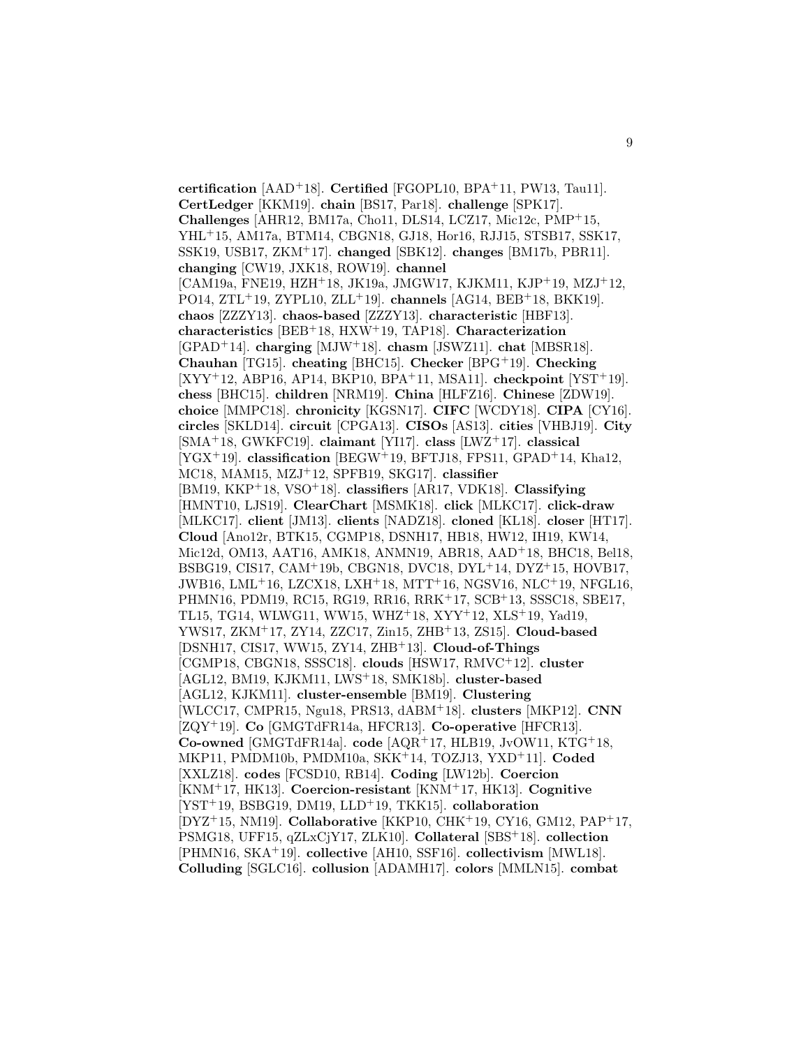**certification** [AAD[+]18]. **Certified** [FGOPL10, BPA[+]11, PW13, Tau11]. **CertLedger** [KKM19]. **chain** [BS17, Par18]. **challenge** [SPK17]. **Challenges** [AHR12, BM17a, Cho11, DLS14, LCZ17, Mic12c, PMP[+]15, YHL[+]15, AM17a, BTM14, CBGN18, GJ18, Hor16, RJJ15, STSB17, SSK17, SSK19, USB17, ZKM[+]17]. **changed** [SBK12]. **changes** [BM17b, PBR11]. **changing** [CW19, JXK18, ROW19]. **channel** [CAM19a, FNE19, HZH[+]18, JK19a, JMGW17, KJKM11, KJP[+]19, MZJ[+]12, PO14, ZTL[+]19, ZYPL10, ZLL[+]19]. **channels** [AG14, BEB[+]18, BKK19]. **chaos** [ZZZY13]. **chaos-based** [ZZZY13]. **characteristic** [HBF13]. **characteristics** [BEB[+]18, HXW[+]19, TAP18]. **Characterization** [GPAD[+]14]. **charging** [MJW[+]18]. **chasm** [JSWZ11]. **chat** [MBSR18]. **Chauhan** [TG15]. **cheating** [BHC15]. **Checker** [BPG[+]19]. **Checking** [XYY[+]12, ABP16, AP14, BKP10, BPA[+]11, MSA11]. **checkpoint** [YST[+]19]. **chess** [BHC15]. **children** [NRM19]. **China** [HLFZ16]. **Chinese** [ZDW19]. **choice** [MMPC18]. **chronicity** [KGSN17]. **CIFC** [WCDY18]. **CIPA** [CY16]. **circles** [SKLD14]. **circuit** [CPGA13]. **CISOs** [AS13]. **cities** [VHBJ19]. **City** [SMA[+]18, GWKFC19]. **claimant** [YI17]. **class** [LWZ[+]17]. **classical** [YGX[+]19]. **classification** [BEGW[+]19, BFTJ18, FPS11, GPAD[+]14, Kha12, MC18, MAM15, MZJ[+]12, SPFB19, SKG17]. **classifier** [BM19, KKP[+]18, VSO[+]18]. **classifiers** [AR17, VDK18]. **Classifying** [HMNT10, LJS19]. **ClearChart** [MSMK18]. **click** [MLKC17]. **click-draw** [MLKC17]. **client** [JM13]. **clients** [NADZ18]. **cloned** [KL18]. **closer** [HT17]. **Cloud** [Ano12r, BTK15, CGMP18, DSNH17, HB18, HW12, IH19, KW14, Mic12d, OM13, AAT16, AMK18, ANMN19, ABR18, AAD[+]18, BHC18, Bel18, BSBG19, CIS17, CAM[+]19b, CBGN18, DVC18, DYL[+]14, DYZ[+]15, HOVB17, JWB16, LML[+]16, LZCX18, LXH[+]18, MTT[+]16, NGSV16, NLC[+]19, NFGL16, PHMN16, PDM19, RC15, RG19, RR16, RRK[+]17, SCB[+]13, SSSC18, SBE17, TL15, TG14, WLWG11, WW15, WHZ[+]18, XYY[+]12, XLS[+]19, Yad19, YWS17, ZKM[+]17, ZY14, ZZC17, Zin15, ZHB[+]13, ZS15]. **Cloud-based** [DSNH17, CIS17, WW15, ZY14, ZHB[+]13]. **Cloud-of-Things** [CGMP18, CBGN18, SSSC18]. **clouds** [HSW17, RMVC[+]12]. **cluster** [AGL12, BM19, KJKM11, LWS[+]18, SMK18b]. **cluster-based** [AGL12, KJKM11]. **cluster-ensemble** [BM19]. **Clustering** [WLCC17, CMPR15, Ngu18, PRS13, dABM[+]18]. **clusters** [MKP12]. **CNN** [ZQY[+]19]. **Co** [GMGTdFR14a, HFCR13]. **Co-operative** [HFCR13]. **Co-owned** [GMGTdFR14a]. **code** [AQR[+]17, HLB19, JvOW11, KTG[+]18, MKP11, PMDM10b, PMDM10a, SKK[+]14, TOZJ13, YXD[+]11]. **Coded** [XXLZ18]. **codes** [FCSD10, RB14]. **Coding** [LW12b]. **Coercion** [KNM[+]17, HK13]. **Coercion-resistant** [KNM[+]17, HK13]. **Cognitive** [YST[+]19, BSBG19, DM19, LLD[+]19, TKK15]. **collaboration** [DYZ[+]15, NM19]. **Collaborative** [KKP10, CHK[+]19, CY16, GM12, PAP[+]17, PSMG18, UFF15, qZLxCjY17, ZLK10]. **Collateral** [SBS[+]18]. **collection** [PHMN16, SKA[+]19]. **collective** [AH10, SSF16]. **collectivism** [MWL18]. **Colluding** [SGLC16]. **collusion** [ADAMH17]. **colors** [MMLN15]. **combat**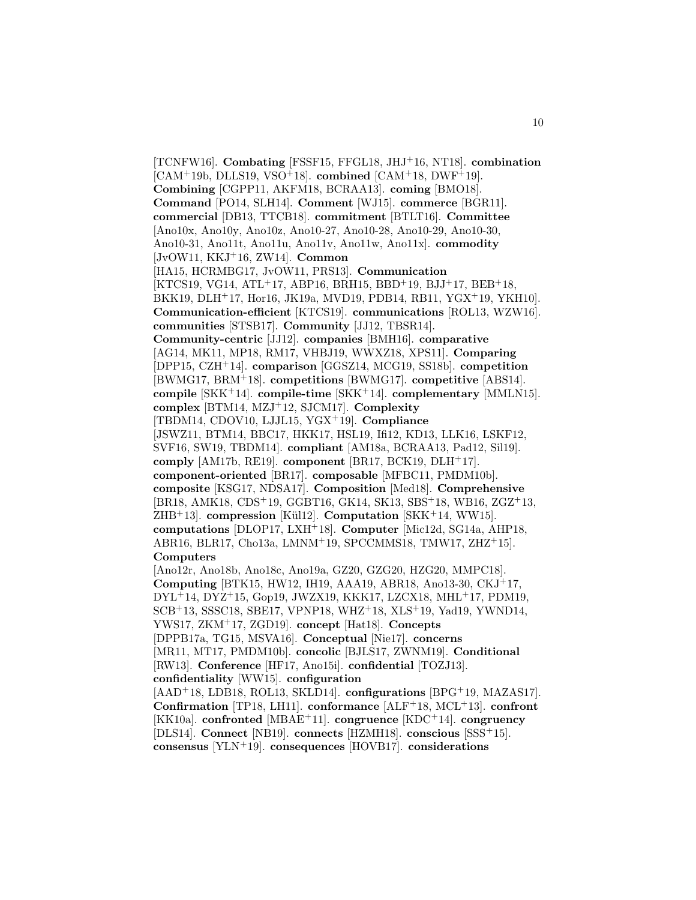[TCNFW16]. **Combating** [FSSF15, FFGL18, JHJ+16, NT18]. **combination** [CAM+19b, DLLS19, VSO+18]. **combined** [CAM+18, DWF+19]. **Combining** [CGPP11, AKFM18, BCRAA13]. **coming** [BMO18]. **Command** [PO14, SLH14]. **Comment** [WJ15]. **commerce** [BGR11]. **commercial** [DB13, TTCB18]. **commitment** [BTLT16]. **Committee** [Ano10x, Ano10y, Ano10z, Ano10-27, Ano10-28, Ano10-29, Ano10-30, Ano10-31, Ano11t, Ano11u, Ano11v, Ano11w, Ano11x]. **commodity** [JvOW11, KKJ+16, ZW14]. **Common** [HA15, HCRMBG17, JvOW11, PRS13]. **Communication** [KTCS19, VG14, ATL+17, ABP16, BRH15, BBD+19, BJJ+17, BEB+18, BKK19, DLH+17, Hor16, JK19a, MVD19, PDB14, RB11, YGX+19, YKH10]. **Communication-efficient** [KTCS19]. **communications** [ROL13, WZW16]. **communities** [STSB17]. **Community** [JJ12, TBSR14]. **Community-centric** [JJ12]. **companies** [BMH16]. **comparative** [AG14, MK11, MP18, RM17, VHBJ19, WWXZ18, XPS11]. **Comparing** [DPP15, CZH+14]. **comparison** [GGSZ14, MCG19, SS18b]. **competition** [BWMG17, BRM+18]. **competitions** [BWMG17]. **competitive** [ABS14]. **compile** [SKK+14]. **compile-time** [SKK+14]. **complementary** [MMLN15]. **complex** [BTM14, MZJ+12, SJCM17]. **Complexity** [TBDM14, CDOV10, LJJL15, YGX+19]. **Compliance** [JSWZ11, BTM14, BBC17, HKK17, HSL19, Ifi12, KD13, LLK16, LSKF12, SVF16, SW19, TBDM14]. **compliant** [AM18a, BCRAA13, Pad12, Sil19]. **comply** [AM17b, RE19]. **component** [BR17, BCK19, DLH+17]. **component-oriented** [BR17]. **composable** [MFBC11, PMDM10b]. **composite** [KSG17, NDSA17]. **Composition** [Med18]. **Comprehensive** [BR18, AMK18, CDS+19, GGBT16, GK14, SK13, SBS+18, WB16, ZGZ+13, ZHB+13]. **compression** [Kül12]. **Computation** [SKK+14, WW15]. **computations** [DLOP17, LXH+18]. **Computer** [Mic12d, SG14a, AHP18, ABR16, BLR17, Cho13a, LMNM+19, SPCCMMS18, TMW17, ZHZ+15]. **Computers** [Ano12r, Ano18b, Ano18c, Ano19a, GZ20, GZG20, HZG20, MMPC18]. **Computing** [BTK15, HW12, IH19, AAA19, ABR18, Ano13-30, CKJ+17, DYL+14, DYZ+15, Gop19, JWZX19, KKK17, LZCX18, MHL+17, PDM19, SCB+13, SSSC18, SBE17, VPNP18, WHZ+18, XLS+19, Yad19, YWND14, YWS17, ZKM+17, ZGD19]. **concept** [Hat18]. **Concepts** [DPPB17a, TG15, MSVA16]. **Conceptual** [Nie17]. **concerns** [MR11, MT17, PMDM10b]. **concolic** [BJLS17, ZWNM19]. **Conditional** [RW13]. **Conference** [HF17, Ano15i]. **confidential** [TOZJ13]. **confidentiality** [WW15]. **configuration** [AAD+18, LDB18, ROL13, SKLD14]. **configurations** [BPG+19, MAZAS17]. **Confirmation** [TP18, LH11]. **conformance** [ALF+18, MCL+13]. **confront** [KK10a]. **confronted** [MBAE+11]. **congruence** [KDC+14]. **congruency** [DLS14]. **Connect** [NB19]. **connects** [HZMH18]. **conscious** [SSS+15]. **consensus** [YLN+19]. **consequences** [HOVB17]. **considerations**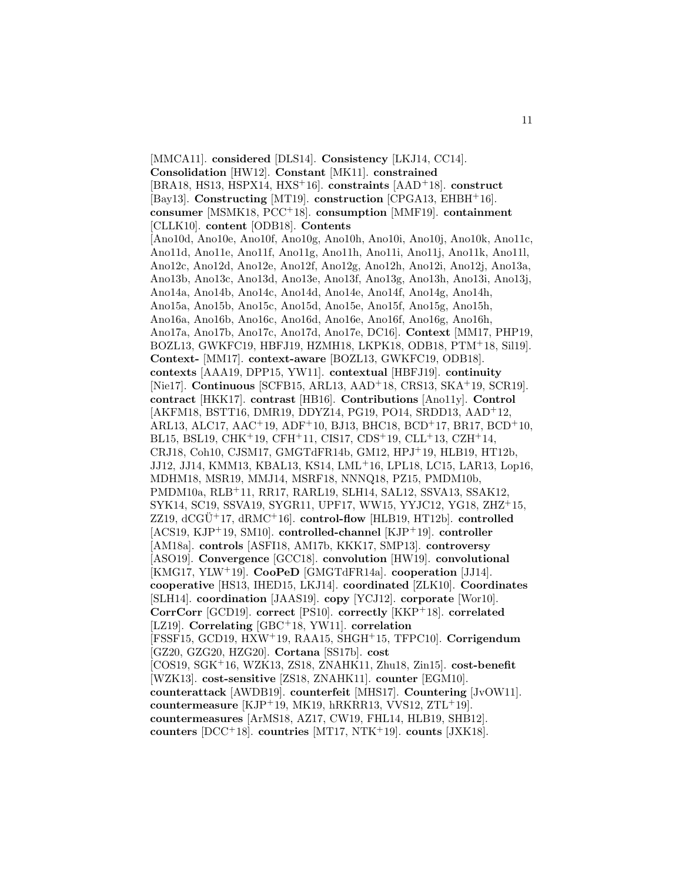[MMCA11]. **considered** [DLS14]. **Consistency** [LKJ14, CC14]. **Consolidation** [HW12]. **Constant** [MK11]. **constrained** [BRA18, HS13, HSPX14, HXS[+]16]. **constraints** [AAD[+]18]. **construct** [Bay13]. **Constructing** [MT19]. **construction** [CPGA13, EHBH[+]16]. **consumer** [MSMK18, PCC[+]18]. **consumption** [MMF19]. **containment** [CLLK10]. **content** [ODB18]. **Contents** [Ano10d, Ano10e, Ano10f, Ano10g, Ano10h, Ano10i, Ano10j, Ano10k, Ano11c, Ano11d, Ano11e, Ano11f, Ano11g, Ano11h, Ano11i, Ano11j, Ano11k, Ano11l, Ano12c, Ano12d, Ano12e, Ano12f, Ano12g, Ano12h, Ano12i, Ano12j, Ano13a, Ano13b, Ano13c, Ano13d, Ano13e, Ano13f, Ano13g, Ano13h, Ano13i, Ano13j, Ano14a, Ano14b, Ano14c, Ano14d, Ano14e, Ano14f, Ano14g, Ano14h, Ano15a, Ano15b, Ano15c, Ano15d, Ano15e, Ano15f, Ano15g, Ano15h, Ano16a, Ano16b, Ano16c, Ano16d, Ano16e, Ano16f, Ano16g, Ano16h, Ano17a, Ano17b, Ano17c, Ano17d, Ano17e, DC16]. **Context** [MM17, PHP19, BOZL13, GWKFC19, HBFJ19, HZMH18, LKPK18, ODB18, PTM[+]18, Sil19]. **Context-** [MM17]. **context-aware** [BOZL13, GWKFC19, ODB18]. **contexts** [AAA19, DPP15, YW11]. **contextual** [HBFJ19]. **continuity** [Nie17]. **Continuous** [SCFB15, ARL13, AAD[+]18, CRS13, SKA[+]19, SCR19]. **contract** [HKK17]. **contrast** [HB16]. **Contributions** [Ano11y]. **Control** [AKFM18, BSTT16, DMR19, DDYZ14, PG19, PO14, SRDD13, AAD[+]12, ARL13, ALC17, AAC[+]19, ADF[+]10, BJ13, BHC18, BCD[+]17, BR17, BCD[+]10, BL15, BSL19, CHK[+]19, CFH[+]11, CIS17, CDS[+]19, CLL[+]13, CZH[+]14, CRJ18, Coh10, CJSM17, GMGTdFR14b, GM12, HPJ[+]19, HLB19, HT12b, JJ12, JJ14, KMM13, KBAL13, KS14, LML[+]16, LPL18, LC15, LAR13, Lop16, MDHM18, MSR19, MMJ14, MSRF18, NNNQ18, PZ15, PMDM10b, PMDM10a, RLB[+]11, RR17, RARL19, SLH14, SAL12, SSVA13, SSAK12, SYK14, SC19, SSVA19, SYGR11, UPF17, WW15, YYJC12, YG18, ZHZ[+]15, ZZ19, dCGÜ[+]17, dRMC[+]16]. **control-flow** [HLB19, HT12b]. **controlled** [ACS19, KJP[+]19, SM10]. **controlled-channel** [KJP[+]19]. **controller** [AM18a]. **controls** [ASFI18, AM17b, KKK17, SMP13]. **controversy** [ASO19]. **Convergence** [GCC18]. **convolution** [HW19]. **convolutional** [KMG17, YLW[+]19]. **CooPeD** [GMGTdFR14a]. **cooperation** [JJ14]. **cooperative** [HS13, IHED15, LKJ14]. **coordinated** [ZLK10]. **Coordinates** [SLH14]. **coordination** [JAAS19]. **copy** [YCJ12]. **corporate** [Wor10]. **CorrCorr** [GCD19]. **correct** [PS10]. **correctly** [KKP[+]18]. **correlated** [LZ19]. **Correlating** [GBC[+]18, YW11]. **correlation** [FSSF15, GCD19, HXW[+]19, RAA15, SHGH[+]15, TFPC10]. **Corrigendum** [GZ20, GZG20, HZG20]. **Cortana** [SS17b]. **cost** [COS19, SGK[+]16, WZK13, ZS18, ZNAHK11, Zhu18, Zin15]. **cost-benefit** [WZK13]. **cost-sensitive** [ZS18, ZNAHK11]. **counter** [EGM10]. **counterattack** [AWDB19]. **counterfeit** [MHS17]. **Countering** [JvOW11]. **countermeasure** [KJP[+]19, MK19, hRKRR13, VVS12, ZTL[+]19]. **countermeasures** [ArMS18, AZ17, CW19, FHL14, HLB19, SHB12]. **counters** [DCC[+]18]. **countries** [MT17, NTK[+]19]. **counts** [JXK18].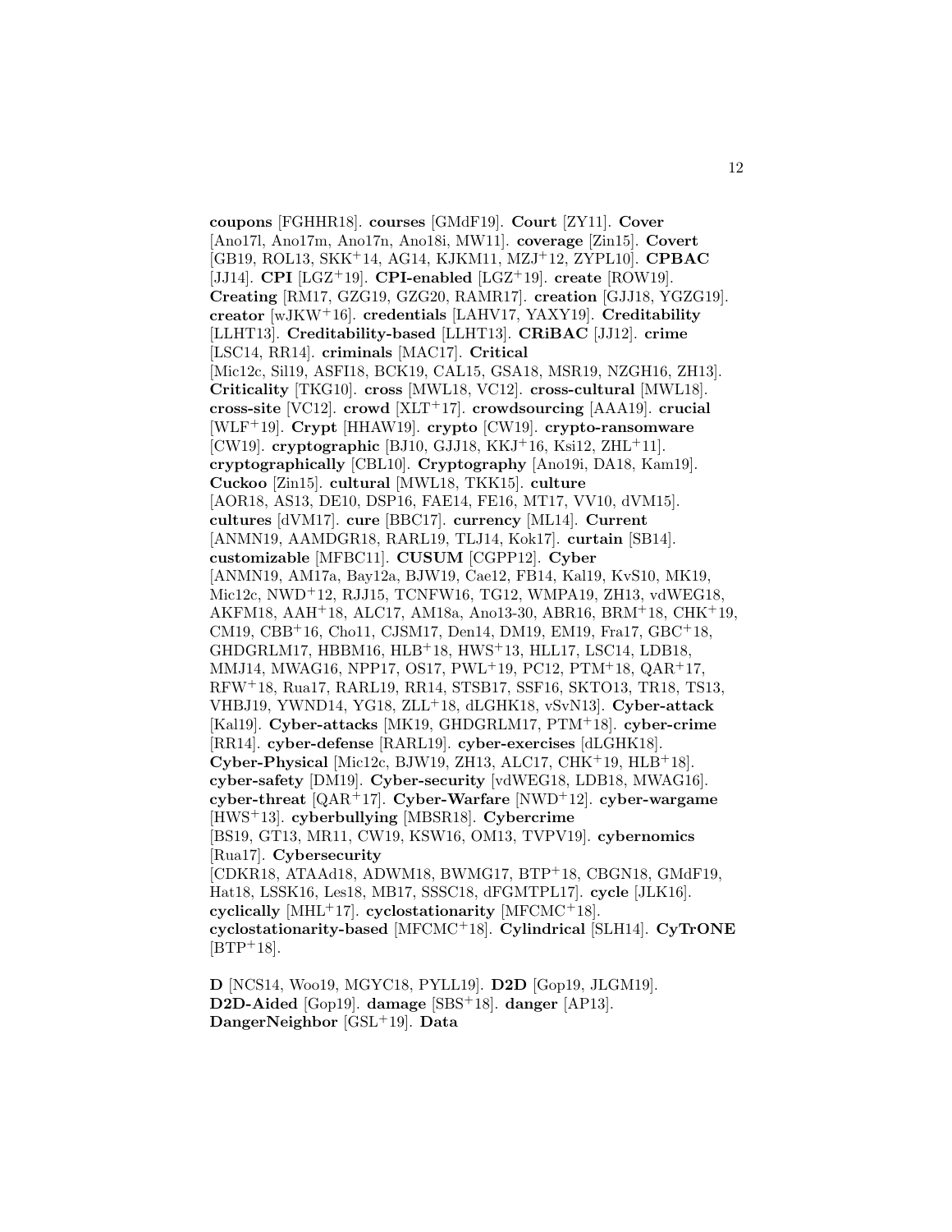**coupons** [FGHHR18]. **courses** [GMdF19]. **Court** [ZY11]. **Cover** [Ano17l, Ano17m, Ano17n, Ano18i, MW11]. **coverage** [Zin15]. **Covert** [GB19, ROL13, SKK+14, AG14, KJKM11, MZJ+12, ZYPL10]. **CPBAC** [JJ14]. **CPI** [LGZ+19]. **CPI-enabled** [LGZ+19]. **create** [ROW19]. **Creating** [RM17, GZG19, GZG20, RAMR17]. **creation** [GJJ18, YGZG19]. **creator** [wJKW+16]. **credentials** [LAHV17, YAXY19]. **Creditability** [LLHT13]. **Creditability-based** [LLHT13]. **CRiBAC** [JJ12]. **crime** [LSC14, RR14]. **criminals** [MAC17]. **Critical** [Mic12c, Sil19, ASFI18, BCK19, CAL15, GSA18, MSR19, NZGH16, ZH13]. **Criticality** [TKG10]. **cross** [MWL18, VC12]. **cross-cultural** [MWL18]. **cross-site** [VC12]. **crowd** [XLT+17]. **crowdsourcing** [AAA19]. **crucial** [WLF+19]. **Crypt** [HHAW19]. **crypto** [CW19]. **crypto-ransomware** [CW19]. **cryptographic** [BJ10, GJJ18, KKJ+16, Ksi12, ZHL+11]. **cryptographically** [CBL10]. **Cryptography** [Ano19i, DA18, Kam19]. **Cuckoo** [Zin15]. **cultural** [MWL18, TKK15]. **culture** [AOR18, AS13, DE10, DSP16, FAE14, FE16, MT17, VV10, dVM15]. **cultures** [dVM17]. **cure** [BBC17]. **currency** [ML14]. **Current** [ANMN19, AAMDGR18, RARL19, TLJ14, Kok17]. **curtain** [SB14]. **customizable** [MFBC11]. **CUSUM** [CGPP12]. **Cyber** [ANMN19, AM17a, Bay12a, BJW19, Cae12, FB14, Kal19, KvS10, MK19, Mic12c, NWD+12, RJJ15, TCNFW16, TG12, WMPA19, ZH13, vdWEG18, AKFM18, AAH+18, ALC17, AM18a, Ano13-30, ABR16, BRM+18, CHK+19, CM19, CBB+16, Cho11, CJSM17, Den14, DM19, EM19, Fra17, GBC+18, GHDGRLM17, HBBM16, HLB+18, HWS+13, HLL17, LSC14, LDB18, MMJ14, MWAG16, NPP17, OS17, PWL+19, PC12, PTM+18, QAR+17, RFW+18, Rua17, RARL19, RR14, STSB17, SSF16, SKTO13, TR18, TS13, VHBJ19, YWND14, YG18, ZLL+18, dLGHK18, vSvN13]. **Cyber-attack** [Kal19]. **Cyber-attacks** [MK19, GHDGRLM17, PTM+18]. **cyber-crime** [RR14]. **cyber-defense** [RARL19]. **cyber-exercises** [dLGHK18]. **Cyber-Physical** [Mic12c, BJW19, ZH13, ALC17, CHK+19, HLB+18]. **cyber-safety** [DM19]. **Cyber-security** [vdWEG18, LDB18, MWAG16]. **cyber-threat** [QAR+17]. **Cyber-Warfare** [NWD+12]. **cyber-wargame** [HWS+13]. **cyberbullying** [MBSR18]. **Cybercrime** [BS19, GT13, MR11, CW19, KSW16, OM13, TVPV19]. **cybernomics** [Rua17]. **Cybersecurity** [CDKR18, ATAAd18, ADWM18, BWMG17, BTP+18, CBGN18, GMdF19, Hat18, LSSK16, Les18, MB17, SSSC18, dFGMTPL17]. **cycle** [JLK16]. **cyclically** [MHL+17]. **cyclostationarity** [MFCMC+18]. **cyclostationarity-based** [MFCMC+18]. **Cylindrical** [SLH14]. **CyTrONE** [BTP+18].

**D** [NCS14, Woo19, MGYC18, PYLL19]. **D2D** [Gop19, JLGM19]. **D2D-Aided** [Gop19]. **damage** [SBS+18]. **danger** [AP13]. **DangerNeighbor** [GSL+19]. **Data**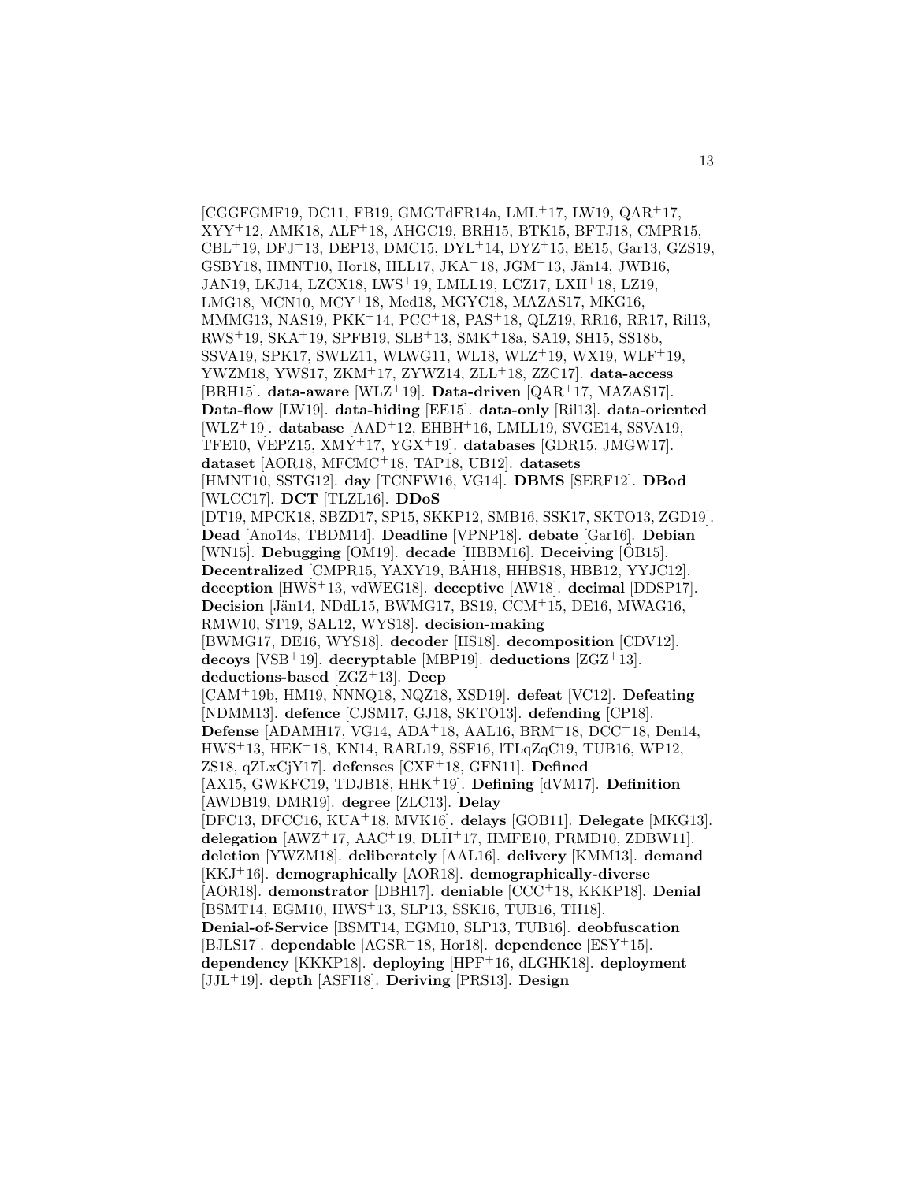[CGGFGMF19, DC11, FB19, GMGTdFR14a, LML[+]17, LW19, QAR[+]17, XYY[+]12, AMK18, ALF[+]18, AHGC19, BRH15, BTK15, BFTJ18, CMPR15, CBL[+]19, DFJ[+]13, DEP13, DMC15, DYL[+]14, DYZ[+]15, EE15, Gar13, GZS19, GSBY18, HMNT10, Hor18, HLL17, JKA[+]18, JGM[+]13, Jän14, JWB16, JAN19, LKJ14, LZCX18, LWS[+]19, LMLL19, LCZ17, LXH[+]18, LZ19, LMG18, MCN10, MCY[+]18, Med18, MGYC18, MAZAS17, MKG16, MMMG13, NAS19, PKK[+]14, PCC[+]18, PAS[+]18, QLZ19, RR16, RR17, Ril13, RWS[+]19, SKA[+]19, SPFB19, SLB[+]13, SMK[+]18a, SA19, SH15, SS18b, SSVA19, SPK17, SWLZ11, WLWG11, WL18, WLZ[+]19, WX19, WLF[+]19, YWZM18, YWS17, ZKM[+]17, ZYWZ14, ZLL[+]18, ZZC17]. **data-access** [BRH15]. **data-aware** [WLZ[+]19]. **Data-driven** [QAR[+]17, MAZAS17]. **Data-flow** [LW19]. **data-hiding** [EE15]. **data-only** [Ril13]. **data-oriented** [WLZ[+]19]. **database** [AAD[+]12, EHBH[+]16, LMLL19, SVGE14, SSVA19, TFE10, VEPZ15, XMY[+]17, YGX[+]19]. **databases** [GDR15, JMGW17]. **dataset** [AOR18, MFCMC[+]18, TAP18, UB12]. **datasets** [HMNT10, SSTG12]. **day** [TCNFW16, VG14]. **DBMS** [SERF12]. **DBod** [WLCC17]. **DCT** [TLZL16]. **DDoS** [DT19, MPCK18, SBZD17, SP15, SKKP12, SMB16, SSK17, SKTO13, ZGD19]. **Dead** [Ano14s, TBDM14]. **Deadline** [VPNP18]. **debate** [Gar16]. **Debian** [WN15]. **Debugging** [OM19]. **decade** [HBBM16]. **Deceiving** [ÖB15]. **Decentralized** [CMPR15, YAXY19, BAH18, HHBS18, HBB12, YYJC12]. **deception** [HWS[+]13, vdWEG18]. **deceptive** [AW18]. **decimal** [DDSP17]. **Decision** [Jän14, NDdL15, BWMG17, BS19, CCM[+]15, DE16, MWAG16, RMW10, ST19, SAL12, WYS18]. **decision-making** [BWMG17, DE16, WYS18]. **decoder** [HS18]. **decomposition** [CDV12]. **decoys** [VSB[+]19]. **decryptable** [MBP19]. **deductions** [ZGZ[+]13]. **deductions-based** [ZGZ[+]13]. **Deep** [CAM[+]19b, HM19, NNNQ18, NQZ18, XSD19]. **defeat** [VC12]. **Defeating** [NDMM13]. **defence** [CJSM17, GJ18, SKTO13]. **defending** [CP18]. **Defense** [ADAMH17, VG14, ADA[+]18, AAL16, BRM[+]18, DCC[+]18, Den14, HWS[+]13, HEK[+]18, KN14, RARL19, SSF16, lTLqZqC19, TUB16, WP12, ZS18, qZLxCjY17]. **defenses** [CXF[+]18, GFN11]. **Defined** [AX15, GWKFC19, TDJB18, HHK[+]19]. **Defining** [dVM17]. **Definition** [AWDB19, DMR19]. **degree** [ZLC13]. **Delay** [DFC13, DFCC16, KUA[+]18, MVK16]. **delays** [GOB11]. **Delegate** [MKG13]. **delegation** [AWZ[+]17, AAC[+]19, DLH[+]17, HMFE10, PRMD10, ZDBW11]. **deletion** [YWZM18]. **deliberately** [AAL16]. **delivery** [KMM13]. **demand** [KKJ[+]16]. **demographically** [AOR18]. **demographically-diverse** [AOR18]. **demonstrator** [DBH17]. **deniable** [CCC[+]18, KKKP18]. **Denial** [BSMT14, EGM10, HWS[+]13, SLP13, SSK16, TUB16, TH18]. **Denial-of-Service** [BSMT14, EGM10, SLP13, TUB16]. **deobfuscation** [BJLS17]. **dependable** [AGSR[+]18, Hor18]. **dependence** [ESY[+]15]. **dependency** [KKKP18]. **deploying** [HPF[+]16, dLGHK18]. **deployment** [JJL[+]19]. **depth** [ASFI18]. **Deriving** [PRS13]. **Design**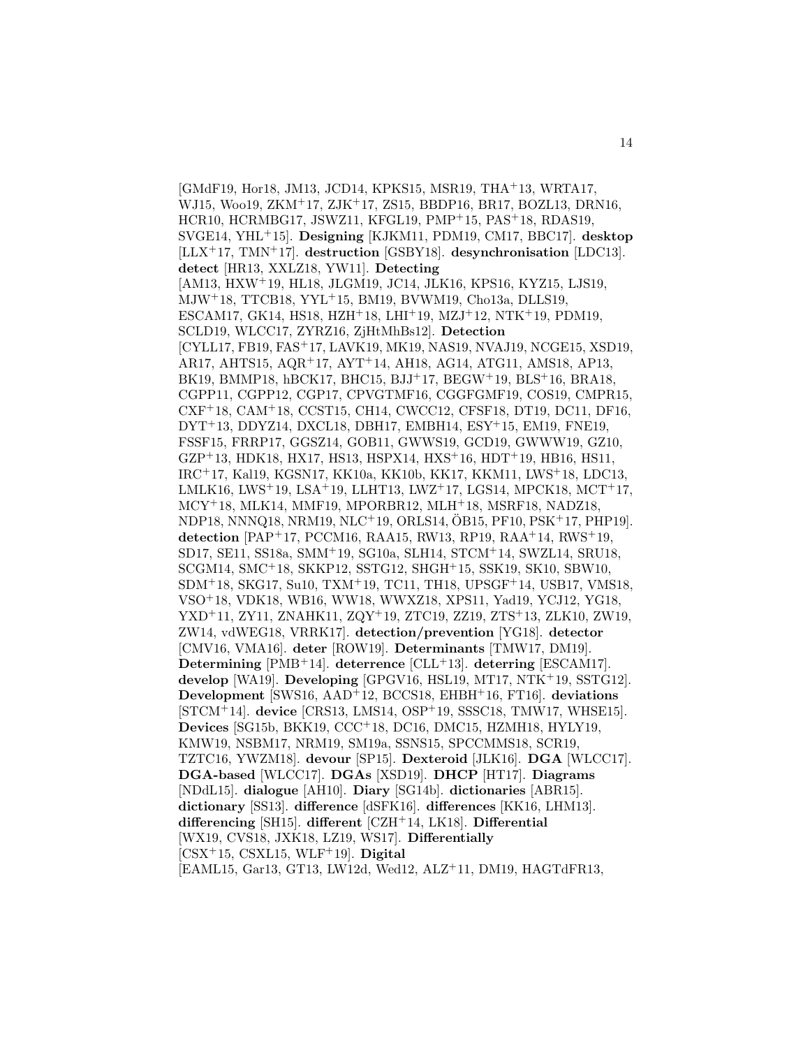[GMdF19, Hor18, JM13, JCD14, KPKS15, MSR19, THA+13, WRTA17, WJ15, Woo19, ZKM+17, ZJK+17, ZS15, BBDP16, BR17, BOZL13, DRN16, HCR10, HCRMBG17, JSWZ11, KFGL19, PMP+15, PAS+18, RDAS19, SVGE14, YHL+15]. **Designing** [KJKM11, PDM19, CM17, BBC17]. **desktop** [LLX+17, TMN+17]. **destruction** [GSBY18]. **desynchronisation** [LDC13]. **detect** [HR13, XXLZ18, YW11]. **Detecting** [AM13, HXW+19, HL18, JLGM19, JC14, JLK16, KPS16, KYZ15, LJS19, MJW+18, TTCB18, YYL+15, BM19, BVWM19, Cho13a, DLLS19, ESCAM17, GK14, HS18, HZH+18, LHI+19, MZJ+12, NTK+19, PDM19, SCLD19, WLCC17, ZYRZ16, ZjHtMhBs12]. **Detection** [CYLL17, FB19, FAS+17, LAVK19, MK19, NAS19, NVAJ19, NCGE15, XSD19, AR17, AHTS15, AQR+17, AYT+14, AH18, AG14, ATG11, AMS18, AP13, BK19, BMMP18, hBCK17, BHC15, BJJ+17, BEGW+19, BLS+16, BRA18, CGPP11, CGPP12, CGP17, CPVGTMF16, CGGFGMF19, COS19, CMPR15, CXF+18, CAM+18, CCST15, CH14, CWCC12, CFSF18, DT19, DC11, DF16, DYT+13, DDYZ14, DXCL18, DBH17, EMBH14, ESY+15, EM19, FNE19, FSSF15, FRRP17, GGSZ14, GOB11, GWWS19, GCD19, GWWW19, GZ10, GZP+13, HDK18, HX17, HS13, HSPX14, HXS+16, HDT+19, HB16, HS11, IRC+17, Kal19, KGSN17, KK10a, KK10b, KK17, KKM11, LWS+18, LDC13, LMLK16, LWS+19, LSA+19, LLHT13, LWZ+17, LGS14, MPCK18, MCT+17, MCY+18, MLK14, MMF19, MPORBR12, MLH+18, MSRF18, NADZ18, NDP18, NNNQ18, NRM19, NLC+19, ORLS14, ÖB15, PF10, PSK+17, PHP19]. **detection** [PAP+17, PCCM16, RAA15, RW13, RP19, RAA+14, RWS+19, SD17, SE11, SS18a, SMM+19, SG10a, SLH14, STCM+14, SWZL14, SRU18, SCGM14, SMC+18, SKKP12, SSTG12, SHGH+15, SSK19, SK10, SBW10, SDM+18, SKG17, Su10, TXM+19, TC11, TH18, UPSGF+14, USB17, VMS18, VSO+18, VDK18, WB16, WW18, WWXZ18, XPS11, Yad19, YCJ12, YG18, YXD+11, ZY11, ZNAHK11, ZQY+19, ZTC19, ZZ19, ZTS+13, ZLK10, ZW19, ZW14, vdWEG18, VRRK17]. **detection/prevention** [YG18]. **detector** [CMV16, VMA16]. **deter** [ROW19]. **Determinants** [TMW17, DM19]. **Determining** [PMB+14]. **deterrence** [CLL+13]. **deterring** [ESCAM17]. **develop** [WA19]. **Developing** [GPGV16, HSL19, MT17, NTK+19, SSTG12]. **Development** [SWS16, AAD+12, BCCS18, EHBH+16, FT16]. **deviations** [STCM+14]. **device** [CRS13, LMS14, OSP+19, SSSC18, TMW17, WHSE15]. **Devices** [SG15b, BKK19, CCC+18, DC16, DMC15, HZMH18, HYLY19, KMW19, NSBM17, NRM19, SM19a, SSNS15, SPCCMMS18, SCR19, TZTC16, YWZM18]. **devour** [SP15]. **Dexteroid** [JLK16]. **DGA** [WLCC17]. **DGA-based** [WLCC17]. **DGAs** [XSD19]. **DHCP** [HT17]. **Diagrams** [NDdL15]. **dialogue** [AH10]. **Diary** [SG14b]. **dictionaries** [ABR15]. **dictionary** [SS13]. **difference** [dSFK16]. **differences** [KK16, LHM13]. **differencing** [SH15]. **different** [CZH+14, LK18]. **Differential** [WX19, CVS18, JXK18, LZ19, WS17]. **Differentially** [CSX+15, CSXL15, WLF+19]. **Digital** [EAML15, Gar13, GT13, LW12d, Wed12, ALZ+11, DM19, HAGTdFR13,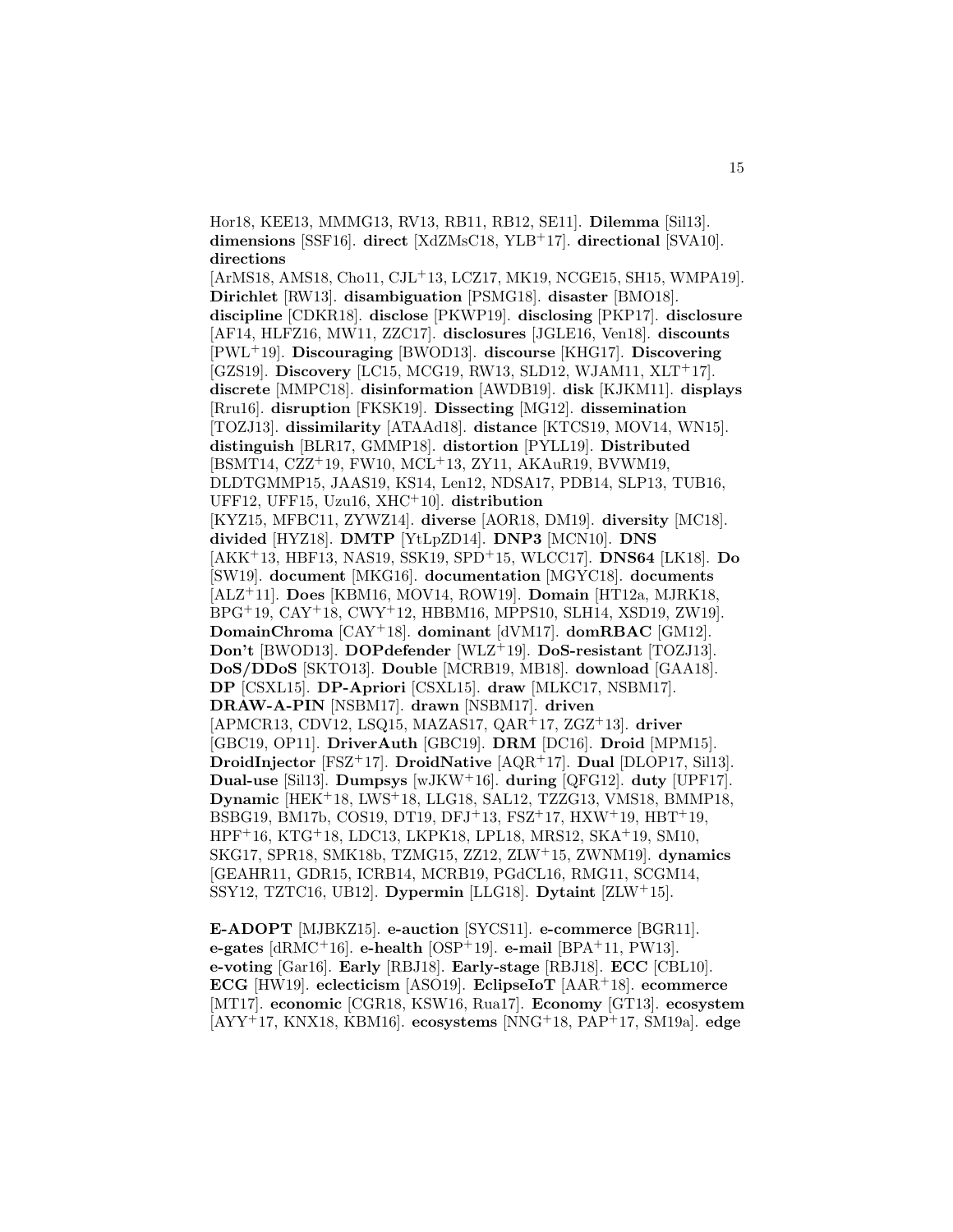Hor18, KEE13, MMMG13, RV13, RB11, RB12, SE11]. **Dilemma** [Sil13]. **dimensions** [SSF16]. **direct** [XdZMsC18, YLB[+]17]. **directional** [SVA10]. **directions** [ArMS18, AMS18, Cho11, CJL[+]13, LCZ17, MK19, NCGE15, SH15, WMPA19]. **Dirichlet** [RW13]. **disambiguation** [PSMG18]. **disaster** [BMO18]. **discipline** [CDKR18]. **disclose** [PKWP19]. **disclosing** [PKP17]. **disclosure** [AF14, HLFZ16, MW11, ZZC17]. **disclosures** [JGLE16, Ven18]. **discounts** [PWL[+]19]. **Discouraging** [BWOD13]. **discourse** [KHG17]. **Discovering** [GZS19]. **Discovery** [LC15, MCG19, RW13, SLD12, WJAM11, XLT[+]17]. **discrete** [MMPC18]. **disinformation** [AWDB19]. **disk** [KJKM11]. **displays** [Rru16]. **disruption** [FKSK19]. **Dissecting** [MG12]. **dissemination** [TOZJ13]. **dissimilarity** [ATAAd18]. **distance** [KTCS19, MOV14, WN15]. **distinguish** [BLR17, GMMP18]. **distortion** [PYLL19]. **Distributed** [BSMT14, CZZ[+]19, FW10, MCL[+]13, ZY11, AKAuR19, BVWM19, DLDTGMMP15, JAAS19, KS14, Len12, NDSA17, PDB14, SLP13, TUB16, UFF12, UFF15, Uzu16, XHC[+]10]. **distribution** [KYZ15, MFBC11, ZYWZ14]. **diverse** [AOR18, DM19]. **diversity** [MC18]. **divided** [HYZ18]. **DMTP** [YtLpZD14]. **DNP3** [MCN10]. **DNS** [AKK[+]13, HBF13, NAS19, SSK19, SPD[+]15, WLCC17]. **DNS64** [LK18]. **Do** [SW19]. **document** [MKG16]. **documentation** [MGYC18]. **documents** [ALZ[+]11]. **Does** [KBM16, MOV14, ROW19]. **Domain** [HT12a, MJRK18, BPG[+]19, CAY[+]18, CWY[+]12, HBBM16, MPPS10, SLH14, XSD19, ZW19]. **DomainChroma** [CAY[+]18]. **dominant** [dVM17]. **domRBAC** [GM12]. **Don't** [BWOD13]. **DOPdefender** [WLZ[+]19]. **DoS-resistant** [TOZJ13]. **DoS/DDoS** [SKTO13]. **Double** [MCRB19, MB18]. **download** [GAA18]. **DP** [CSXL15]. **DP-Apriori** [CSXL15]. **draw** [MLKC17, NSBM17]. **DRAW-A-PIN** [NSBM17]. **drawn** [NSBM17]. **driven** [APMCR13, CDV12, LSQ15, MAZAS17, QAR[+]17, ZGZ[+]13]. **driver** [GBC19, OP11]. **DriverAuth** [GBC19]. **DRM** [DC16]. **Droid** [MPM15]. **DroidInjector** [FSZ[+]17]. **DroidNative** [AQR[+]17]. **Dual** [DLOP17, Sil13]. **Dual-use** [Sil13]. **Dumpsys** [wJKW[+]16]. **during** [QFG12]. **duty** [UPF17]. **Dynamic** [HEK[+]18, LWS[+]18, LLG18, SAL12, TZZG13, VMS18, BMMP18, BSBG19, BM17b, COS19, DT19, DFJ[+]13, FSZ[+]17, HXW[+]19, HBT[+]19, HPF[+]16, KTG[+]18, LDC13, LKPK18, LPL18, MRS12, SKA[+]19, SM10, SKG17, SPR18, SMK18b, TZMG15, ZZ12, ZLW[+]15, ZWNM19]. **dynamics** [GEAHR11, GDR15, ICRB14, MCRB19, PGdCL16, RMG11, SCGM14, SSY12, TZTC16, UB12]. **Dypermin** [LLG18]. **Dytaint** [ZLW[+]15].

**E-ADOPT** [MJBKZ15]. **e-auction** [SYCS11]. **e-commerce** [BGR11]. **e-gates** [dRMC[+]16]. **e-health** [OSP[+]19]. **e-mail** [BPA[+]11, PW13]. **e-voting** [Gar16]. **Early** [RBJ18]. **Early-stage** [RBJ18]. **ECC** [CBL10]. **ECG** [HW19]. **eclecticism** [ASO19]. **EclipseIoT** [AAR[+]18]. **ecommerce** [MT17]. **economic** [CGR18, KSW16, Rua17]. **Economy** [GT13]. **ecosystem** [AYY[+]17, KNX18, KBM16]. **ecosystems** [NNG[+]18, PAP[+]17, SM19a]. **edge**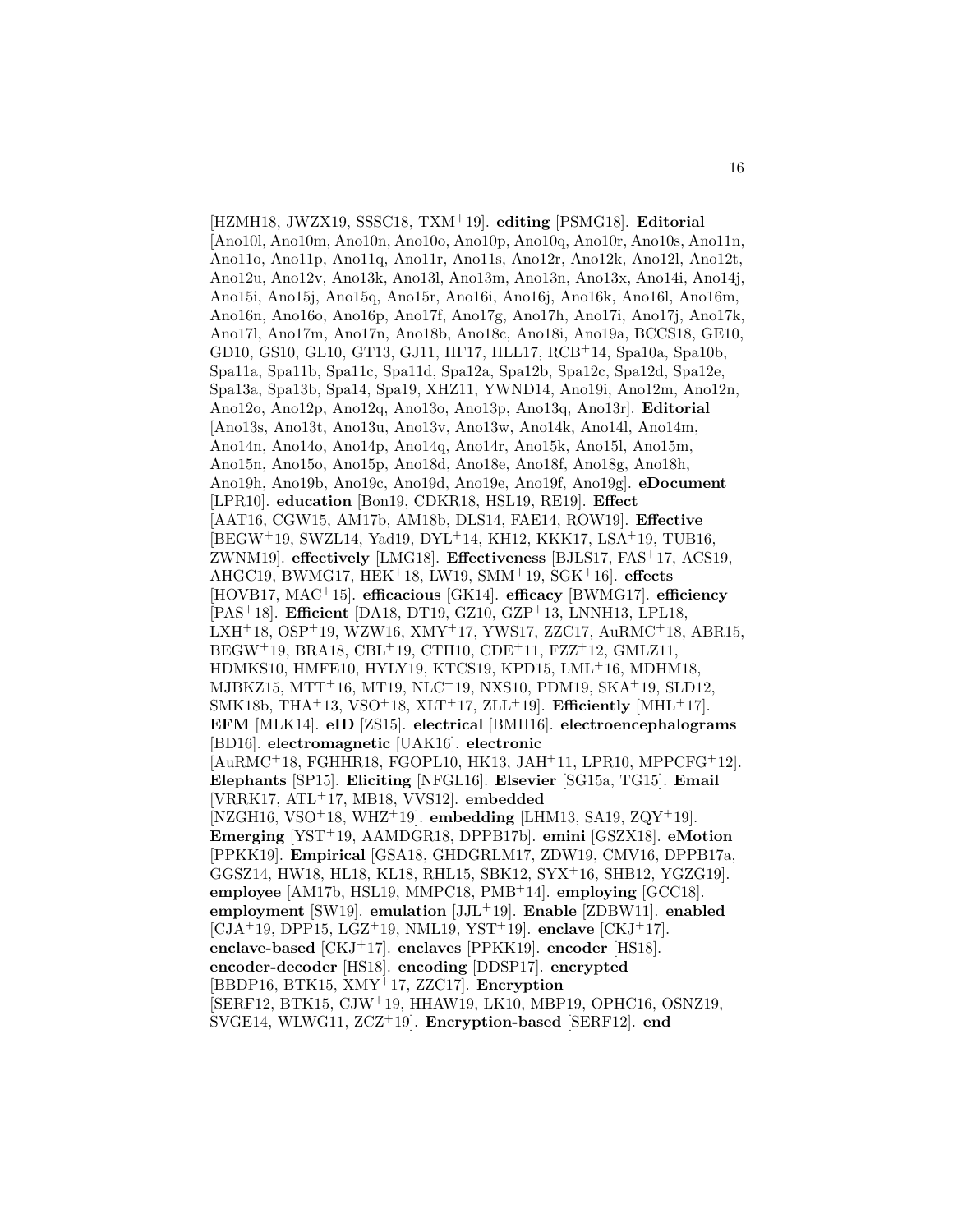[HZMH18, JWZX19, SSSC18, TXM[+]19]. **editing** [PSMG18]. **Editorial** [Ano10l, Ano10m, Ano10n, Ano10o, Ano10p, Ano10q, Ano10r, Ano10s, Ano11n, Ano11o, Ano11p, Ano11q, Ano11r, Ano11s, Ano12r, Ano12k, Ano12l, Ano12t, Ano12u, Ano12v, Ano13k, Ano13l, Ano13m, Ano13n, Ano13x, Ano14i, Ano14j, Ano15i, Ano15j, Ano15q, Ano15r, Ano16i, Ano16j, Ano16k, Ano16l, Ano16m, Ano16n, Ano16o, Ano16p, Ano17f, Ano17g, Ano17h, Ano17i, Ano17j, Ano17k, Ano17l, Ano17m, Ano17n, Ano18b, Ano18c, Ano18i, Ano19a, BCCS18, GE10, GD10, GS10, GL10, GT13, GJ11, HF17, HLL17, RCB[+]14, Spa10a, Spa10b, Spa11a, Spa11b, Spa11c, Spa11d, Spa12a, Spa12b, Spa12c, Spa12d, Spa12e, Spa13a, Spa13b, Spa14, Spa19, XHZ11, YWND14, Ano19i, Ano12m, Ano12n, Ano12o, Ano12p, Ano12q, Ano13o, Ano13p, Ano13q, Ano13r]. **Editorial** [Ano13s, Ano13t, Ano13u, Ano13v, Ano13w, Ano14k, Ano14l, Ano14m, Ano14n, Ano14o, Ano14p, Ano14q, Ano14r, Ano15k, Ano15l, Ano15m, Ano15n, Ano15o, Ano15p, Ano18d, Ano18e, Ano18f, Ano18g, Ano18h, Ano19h, Ano19b, Ano19c, Ano19d, Ano19e, Ano19f, Ano19g]. **eDocument** [LPR10]. **education** [Bon19, CDKR18, HSL19, RE19]. **Effect** [AAT16, CGW15, AM17b, AM18b, DLS14, FAE14, ROW19]. **Effective** [BEGW[+]19, SWZL14, Yad19, DYL[+]14, KH12, KKK17, LSA[+]19, TUB16, ZWNM19]. **effectively** [LMG18]. **Effectiveness** [BJLS17, FAS[+]17, ACS19, AHGC19, BWMG17, HEK[+]18, LW19, SMM[+]19, SGK[+]16]. **effects** [HOVB17, MAC[+]15]. **efficacious** [GK14]. **efficacy** [BWMG17]. **efficiency** [PAS[+]18]. **Efficient** [DA18, DT19, GZ10, GZP[+]13, LNNH13, LPL18, LXH[+]18, OSP[+]19, WZW16, XMY[+]17, YWS17, ZZC17, AuRMC[+]18, ABR15, BEGW[+]19, BRA18, CBL[+]19, CTH10, CDE[+]11, FZZ[+]12, GMLZ11, HDMKS10, HMFE10, HYLY19, KTCS19, KPD15, LML[+]16, MDHM18, MJBKZ15, MTT[+]16, MT19, NLC[+]19, NXS10, PDM19, SKA[+]19, SLD12, SMK18b, THA[+]13, VSO[+]18, XLT[+]17, ZLL[+]19]. **Efficiently** [MHL[+]17]. **EFM** [MLK14]. **eID** [ZS15]. **electrical** [BMH16]. **electroencephalograms** [BD16]. **electromagnetic** [UAK16]. **electronic** [AuRMC[+]18, FGHHR18, FGOPL10, HK13, JAH[+]11, LPR10, MPPCFG[+]12]. **Elephants** [SP15]. **Eliciting** [NFGL16]. **Elsevier** [SG15a, TG15]. **Email** [VRRK17, ATL[+]17, MB18, VVS12]. **embedded** [NZGH16, VSO[+]18, WHZ[+]19]. **embedding** [LHM13, SA19, ZQY[+]19]. **Emerging** [YST[+]19, AAMDGR18, DPPB17b]. **emini** [GSZX18]. **eMotion** [PPKK19]. **Empirical** [GSA18, GHDGRLM17, ZDW19, CMV16, DPPB17a, GGSZ14, HW18, HL18, KL18, RHL15, SBK12, SYX[+]16, SHB12, YGZG19]. **employee** [AM17b, HSL19, MMPC18, PMB[+]14]. **employing** [GCC18]. **employment** [SW19]. **emulation** [JJL[+]19]. **Enable** [ZDBW11]. **enabled** [CJA[+]19, DPP15, LGZ[+]19, NML19, YST[+]19]. **enclave** [CKJ[+]17]. **enclave-based** [CKJ[+]17]. **enclaves** [PPKK19]. **encoder** [HS18]. **encoder-decoder** [HS18]. **encoding** [DDSP17]. **encrypted** [BBDP16, BTK15, XMY[+]17, ZZC17]. **Encryption** [SERF12, BTK15, CJW[+]19, HHAW19, LK10, MBP19, OPHC16, OSNZ19, SVGE14, WLWG11, ZCZ[+]19]. **Encryption-based** [SERF12]. **end**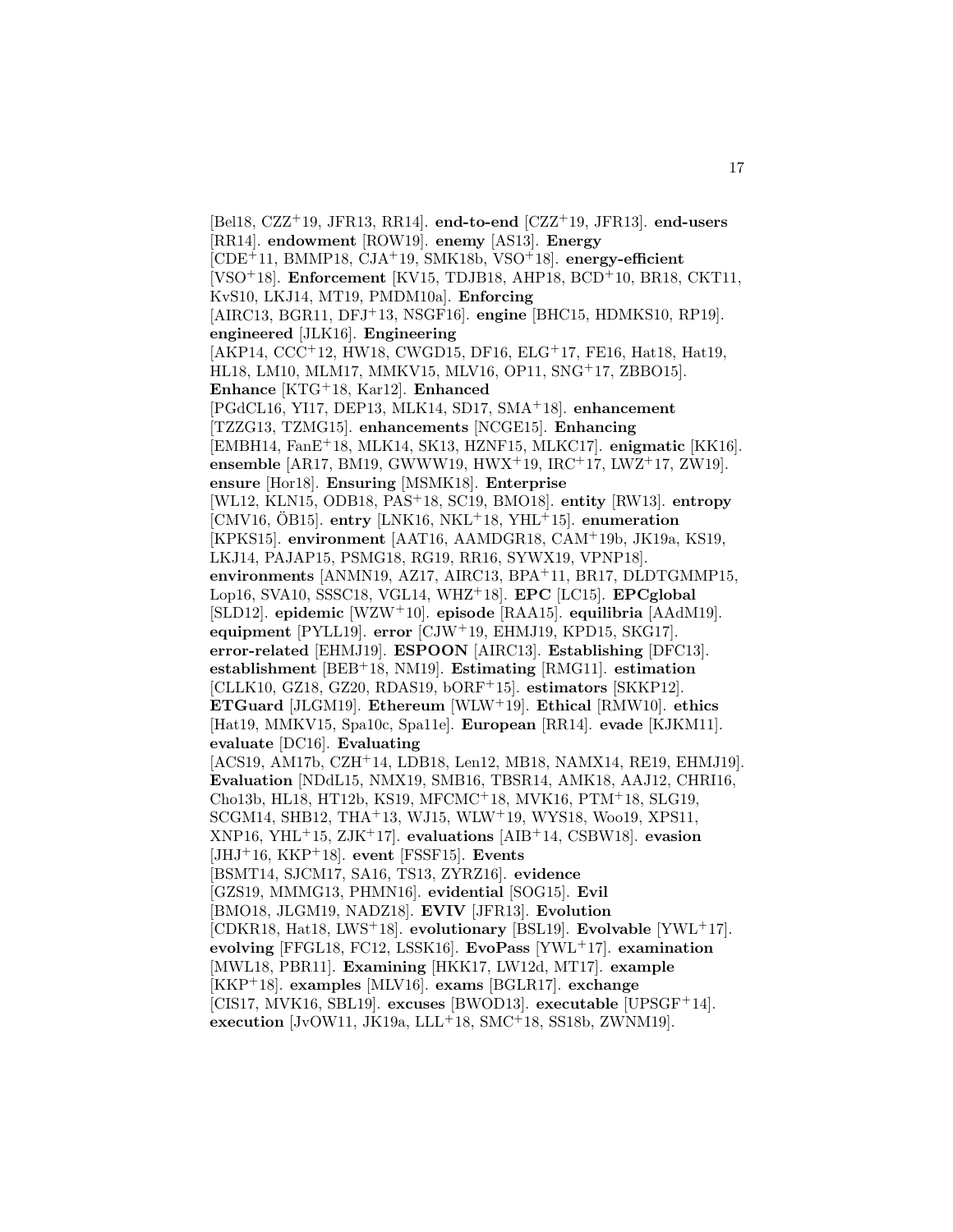[Bel18, CZZ+19, JFR13, RR14]. **end-to-end** [CZZ+19, JFR13]. **end-users** [RR14]. **endowment** [ROW19]. **enemy** [AS13]. **Energy** [CDE+11, BMMP18, CJA+19, SMK18b, VSO+18]. **energy-efficient** [VSO+18]. **Enforcement** [KV15, TDJB18, AHP18, BCD+10, BR18, CKT11, KvS10, LKJ14, MT19, PMDM10a]. **Enforcing** [AIRC13, BGR11, DFJ+13, NSGF16]. **engine** [BHC15, HDMKS10, RP19]. **engineered** [JLK16]. **Engineering** [AKP14, CCC+12, HW18, CWGD15, DF16, ELG+17, FE16, Hat18, Hat19, HL18, LM10, MLM17, MMKV15, MLV16, OP11, SNG+17, ZBBO15]. **Enhance** [KTG+18, Kar12]. **Enhanced** [PGdCL16, YI17, DEP13, MLK14, SD17, SMA+18]. **enhancement** [TZZG13, TZMG15]. **enhancements** [NCGE15]. **Enhancing** [EMBH14, FanE+18, MLK14, SK13, HZNF15, MLKC17]. **enigmatic** [KK16]. **ensemble** [AR17, BM19, GWWW19, HWX+19, IRC+17, LWZ+17, ZW19]. **ensure** [Hor18]. **Ensuring** [MSMK18]. **Enterprise** [WL12, KLN15, ODB18, PAS+18, SC19, BMO18]. **entity** [RW13]. **entropy** [CMV16, ÖB15]. **entry** [LNK16, NKL+18, YHL+15]. **enumeration** [KPKS15]. **environment** [AAT16, AAMDGR18, CAM+19b, JK19a, KS19, LKJ14, PAJAP15, PSMG18, RG19, RR16, SYWX19, VPNP18]. **environments** [ANMN19, AZ17, AIRC13, BPA+11, BR17, DLDTGMMP15, Lop16, SVA10, SSSC18, VGL14, WHZ+18]. **EPC** [LC15]. **EPCglobal** [SLD12]. **epidemic** [WZW+10]. **episode** [RAA15]. **equilibria** [AAdM19]. **equipment** [PYLL19]. **error** [CJW+19, EHMJ19, KPD15, SKG17]. **error-related** [EHMJ19]. **ESPOON** [AIRC13]. **Establishing** [DFC13]. **establishment** [BEB+18, NM19]. **Estimating** [RMG11]. **estimation** [CLLK10, GZ18, GZ20, RDAS19, bORF+15]. **estimators** [SKKP12]. **ETGuard** [JLGM19]. **Ethereum** [WLW+19]. **Ethical** [RMW10]. **ethics** [Hat19, MMKV15, Spa10c, Spa11e]. **European** [RR14]. **evade** [KJKM11]. **evaluate** [DC16]. **Evaluating** [ACS19, AM17b, CZH+14, LDB18, Len12, MB18, NAMX14, RE19, EHMJ19]. **Evaluation** [NDdL15, NMX19, SMB16, TBSR14, AMK18, AAJ12, CHRI16, Cho13b, HL18, HT12b, KS19, MFCMC+18, MVK16, PTM+18, SLG19, SCGM14, SHB12, THA+13, WJ15, WLW+19, WYS18, Woo19, XPS11, XNP16, YHL+15, ZJK+17]. **evaluations** [AIB+14, CSBW18]. **evasion** [JHJ+16, KKP+18]. **event** [FSSF15]. **Events** [BSMT14, SJCM17, SA16, TS13, ZYRZ16]. **evidence** [GZS19, MMMG13, PHMN16]. **evidential** [SOG15]. **Evil** [BMO18, JLGM19, NADZ18]. **EVIV** [JFR13]. **Evolution** [CDKR18, Hat18, LWS+18]. **evolutionary** [BSL19]. **Evolvable** [YWL+17]. **evolving** [FFGL18, FC12, LSSK16]. **EvoPass** [YWL+17]. **examination** [MWL18, PBR11]. **Examining** [HKK17, LW12d, MT17]. **example** [KKP+18]. **examples** [MLV16]. **exams** [BGLR17]. **exchange** [CIS17, MVK16, SBL19]. **excuses** [BWOD13]. **executable** [UPSGF+14]. **execution** [JvOW11, JK19a, LLL+18, SMC+18, SS18b, ZWNM19].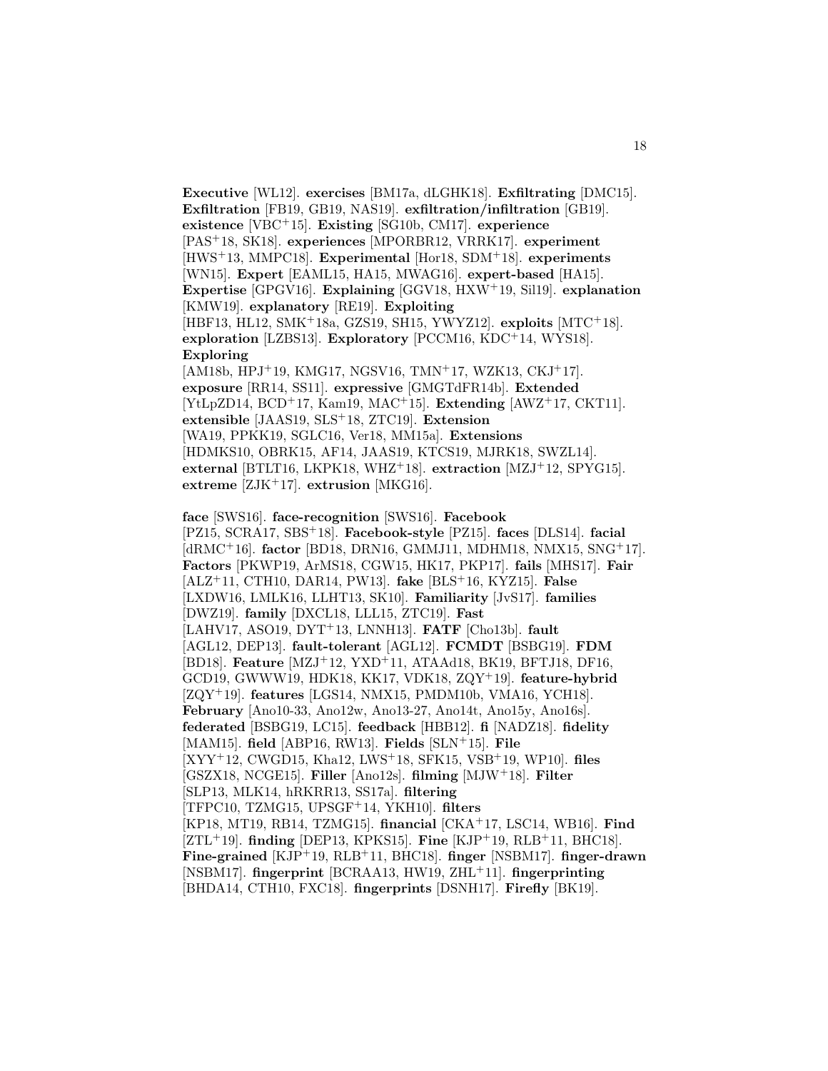**Executive** [WL12]. **exercises** [BM17a, dLGHK18]. **Exfiltrating** [DMC15]. **Exfiltration** [FB19, GB19, NAS19]. **exfiltration/infiltration** [GB19]. **existence** [VBC+15]. **Existing** [SG10b, CM17]. **experience** [PAS+18, SK18]. **experiences** [MPORBR12, VRRK17]. **experiment** [HWS+13, MMPC18]. **Experimental** [Hor18, SDM+18]. **experiments** [WN15]. **Expert** [EAML15, HA15, MWAG16]. **expert-based** [HA15]. **Expertise** [GPGV16]. **Explaining** [GGV18, HXW+19, Sil19]. **explanation** [KMW19]. **explanatory** [RE19]. **Exploiting** [HBF13, HL12, SMK+18a, GZS19, SH15, YWYZ12]. **exploits** [MTC+18]. **exploration** [LZBS13]. **Exploratory** [PCCM16, KDC+14, WYS18]. **Exploring** [AM18b, HPJ+19, KMG17, NGSV16, TMN+17, WZK13, CKJ+17]. **exposure** [RR14, SS11]. **expressive** [GMGTdFR14b]. **Extended** [YtLpZD14, BCD+17, Kam19, MAC+15]. **Extending** [AWZ+17, CKT11]. **extensible** [JAAS19, SLS+18, ZTC19]. **Extension** [WA19, PPKK19, SGLC16, Ver18, MM15a]. **Extensions** [HDMKS10, OBRK15, AF14, JAAS19, KTCS19, MJRK18, SWZL14]. **external** [BTLT16, LKPK18, WHZ+18]. **extraction** [MZJ+12, SPYG15]. **extreme** [ZJK+17]. **extrusion** [MKG16].

**face** [SWS16]. **face-recognition** [SWS16]. **Facebook** [PZ15, SCRA17, SBS+18]. **Facebook-style** [PZ15]. **faces** [DLS14]. **facial** [dRMC+16]. **factor** [BD18, DRN16, GMMJ11, MDHM18, NMX15, SNG+17]. **Factors** [PKWP19, ArMS18, CGW15, HK17, PKP17]. **fails** [MHS17]. **Fair** [ALZ+11, CTH10, DAR14, PW13]. **fake** [BLS+16, KYZ15]. **False** [LXDW16, LMLK16, LLHT13, SK10]. **Familiarity** [JvS17]. **families** [DWZ19]. **family** [DXCL18, LLL15, ZTC19]. **Fast** [LAHV17, ASO19, DYT+13, LNNH13]. **FATF** [Cho13b]. **fault** [AGL12, DEP13]. **fault-tolerant** [AGL12]. **FCMDT** [BSBG19]. **FDM** [BD18]. **Feature** [MZJ+12, YXD+11, ATAAd18, BK19, BFTJ18, DF16, GCD19, GWWW19, HDK18, KK17, VDK18, ZQY+19]. **feature-hybrid** [ZQY+19]. **features** [LGS14, NMX15, PMDM10b, VMA16, YCH18]. **February** [Ano10-33, Ano12w, Ano13-27, Ano14t, Ano15y, Ano16s]. **federated** [BSBG19, LC15]. **feedback** [HBB12]. **fi** [NADZ18]. **fidelity** [MAM15]. **field** [ABP16, RW13]. **Fields** [SLN+15]. **File** [XYY+12, CWGD15, Kha12, LWS+18, SFK15, VSB+19, WP10]. **files** [GSZX18, NCGE15]. **Filler** [Ano12s]. **filming** [MJW+18]. **Filter** [SLP13, MLK14, hRKRR13, SS17a]. **filtering** [TFPC10, TZMG15, UPSGF+14, YKH10]. **filters** [KP18, MT19, RB14, TZMG15]. **financial** [CKA+17, LSC14, WB16]. **Find** [ZTL+19]. **finding** [DEP13, KPKS15]. **Fine** [KJP+19, RLB+11, BHC18]. **Fine-grained** [KJP+19, RLB+11, BHC18]. **finger** [NSBM17]. **finger-drawn** [NSBM17]. **fingerprint** [BCRAA13, HW19, ZHL+11]. **fingerprinting** [BHDA14, CTH10, FXC18]. **fingerprints** [DSNH17]. **Firefly** [BK19].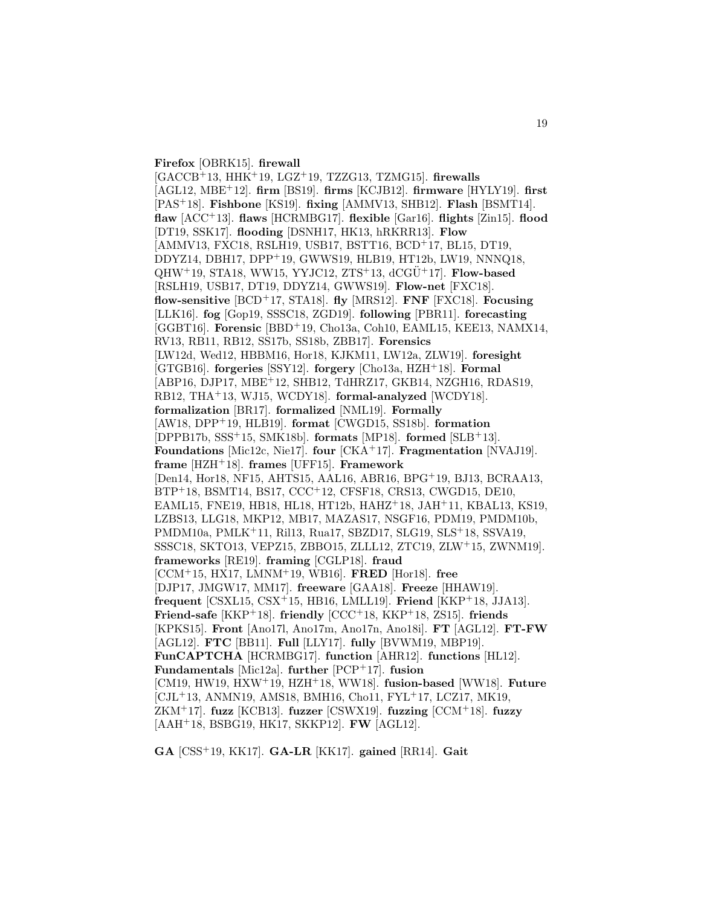**Firefox** [OBRK15]. **firewall** [GACCB[+]13, HHK[+]19, LGZ[+]19, TZZG13, TZMG15]. **firewalls** [AGL12, MBE[+]12]. **firm** [BS19]. **firms** [KCJB12]. **firmware** [HYLY19]. **first** [PAS[+]18]. **Fishbone** [KS19]. **fixing** [AMMV13, SHB12]. **Flash** [BSMT14]. **flaw** [ACC[+]13]. **flaws** [HCRMBG17]. **flexible** [Gar16]. **flights** [Zin15]. **flood** [DT19, SSK17]. **flooding** [DSNH17, HK13, hRKRR13]. **Flow** [AMMV13, FXC18, RSLH19, USB17, BSTT16, BCD[+]17, BL15, DT19, DDYZ14, DBH17, DPP[+]19, GWWS19, HLB19, HT12b, LW19, NNNQ18, QHW[+]19, STA18, WW15, YYJC12, ZTS[+]13, dCGÜ[+]17]. **Flow-based** [RSLH19, USB17, DT19, DDYZ14, GWWS19]. **Flow-net** [FXC18]. **flow-sensitive** [BCD[+]17, STA18]. **fly** [MRS12]. **FNF** [FXC18]. **Focusing** [LLK16]. **fog** [Gop19, SSSC18, ZGD19]. **following** [PBR11]. **forecasting** [GGBT16]. **Forensic** [BBD[+]19, Cho13a, Coh10, EAML15, KEE13, NAMX14, RV13, RB11, RB12, SS17b, SS18b, ZBB17]. **Forensics** [LW12d, Wed12, HBBM16, Hor18, KJKM11, LW12a, ZLW19]. **foresight** [GTGB16]. **forgeries** [SSY12]. **forgery** [Cho13a, HZH[+]18]. **Formal** [ABP16, DJP17, MBE[+]12, SHB12, TdHRZ17, GKB14, NZGH16, RDAS19, RB12, THA[+]13, WJ15, WCDY18]. **formal-analyzed** [WCDY18]. **formalization** [BR17]. **formalized** [NML19]. **Formally** [AW18, DPP[+]19, HLB19]. **format** [CWGD15, SS18b]. **formation** [DPPB17b, SSS[+]15, SMK18b]. **formats** [MP18]. **formed** [SLB[+]13]. **Foundations** [Mic12c, Nie17]. **four** [CKA[+]17]. **Fragmentation** [NVAJ19]. **frame** [HZH[+]18]. **frames** [UFF15]. **Framework** [Den14, Hor18, NF15, AHTS15, AAL16, ABR16, BPG[+]19, BJ13, BCRAA13, BTP[+]18, BSMT14, BS17, CCC[+]12, CFSF18, CRS13, CWGD15, DE10, EAML15, FNE19, HB18, HL18, HT12b, HAHZ[+]18, JAH[+]11, KBAL13, KS19, LZBS13, LLG18, MKP12, MB17, MAZAS17, NSGF16, PDM19, PMDM10b, PMDM10a, PMLK[+]11, Ril13, Rua17, SBZD17, SLG19, SLS[+]18, SSVA19, SSSC18, SKTO13, VEPZ15, ZBBO15, ZLLL12, ZTC19, ZLW[+]15, ZWNM19]. **frameworks** [RE19]. **framing** [CGLP18]. **fraud** [CCM[+]15, HX17, LMNM[+]19, WB16]. **FRED** [Hor18]. **free** [DJP17, JMGW17, MM17]. **freeware** [GAA18]. **Freeze** [HHAW19]. **frequent** [CSXL15, CSX[+]15, HB16, LMLL19]. **Friend** [KKP[+]18, JJA13]. **Friend-safe** [KKP[+]18]. **friendly** [CCC[+]18, KKP[+]18, ZS15]. **friends** [KPKS15]. **Front** [Ano17l, Ano17m, Ano17n, Ano18i]. **FT** [AGL12]. **FT-FW** [AGL12]. **FTC** [BB11]. **Full** [LLY17]. **fully** [BVWM19, MBP19]. **FunCAPTCHA** [HCRMBG17]. **function** [AHR12]. **functions** [HL12]. **Fundamentals** [Mic12a]. **further** [PCP[+]17]. **fusion** [CM19, HW19, HXW[+]19, HZH[+]18, WW18]. **fusion-based** [WW18]. **Future** [CJL[+]13, ANMN19, AMS18, BMH16, Cho11, FYL[+]17, LCZ17, MK19, ZKM[+]17]. **fuzz** [KCB13]. **fuzzer** [CSWX19]. **fuzzing** [CCM[+]18]. **fuzzy** [AAH[+]18, BSBG19, HK17, SKKP12]. **FW** [AGL12].

**GA** [CSS[+]19, KK17]. **GA-LR** [KK17]. **gained** [RR14]. **Gait**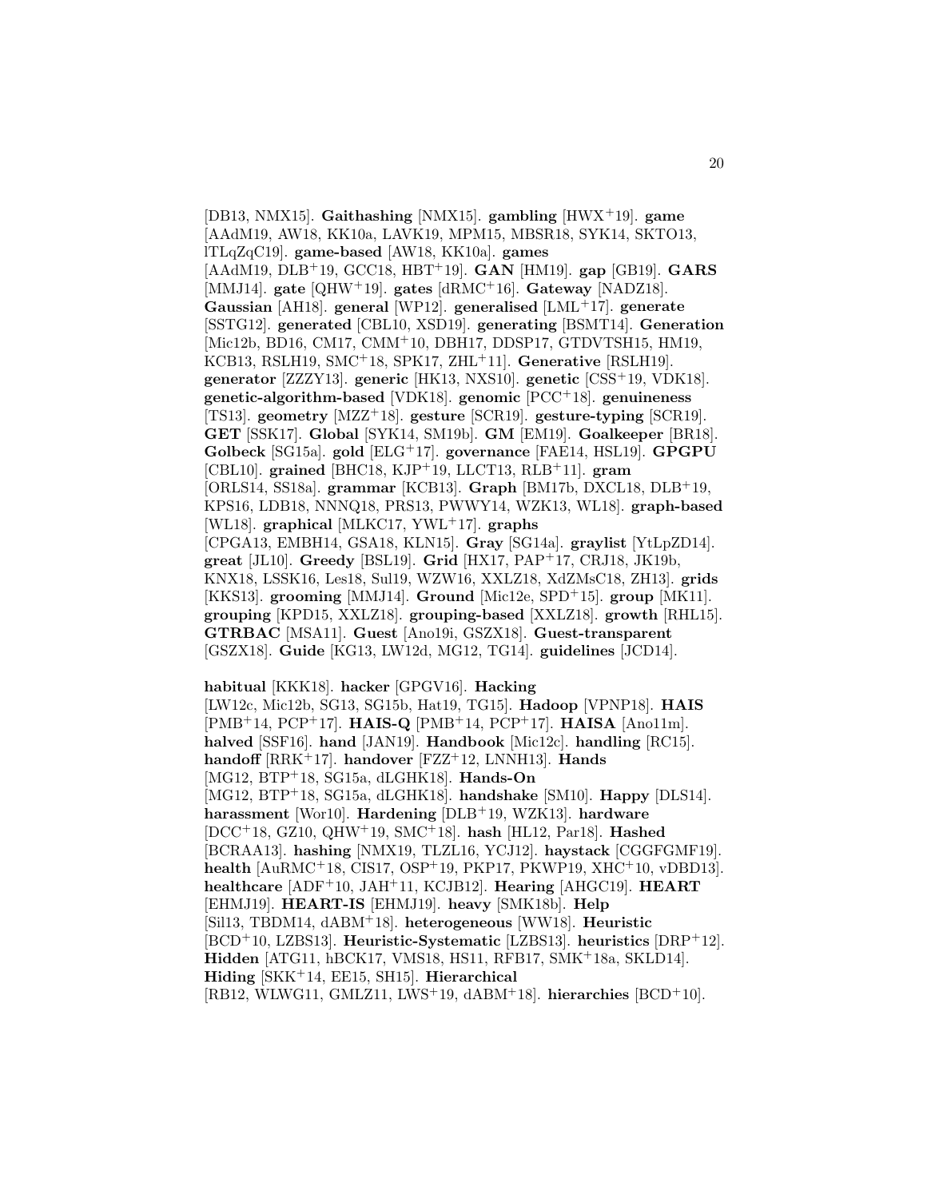[DB13, NMX15]. **Gaithashing** [NMX15]. **gambling** [HWX+19]. **game** [AAdM19, AW18, KK10a, LAVK19, MPM15, MBSR18, SYK14, SKTO13, lTLqZqC19]. **game-based** [AW18, KK10a]. **games** [AAdM19, DLB+19, GCC18, HBT+19]. **GAN** [HM19]. **gap** [GB19]. **GARS** [MMJ14]. **gate** [QHW+19]. **gates** [dRMC+16]. **Gateway** [NADZ18]. **Gaussian** [AH18]. **general** [WP12]. **generalised** [LML+17]. **generate** [SSTG12]. **generated** [CBL10, XSD19]. **generating** [BSMT14]. **Generation** [Mic12b, BD16, CM17, CMM+10, DBH17, DDSP17, GTDVTSH15, HM19, KCB13, RSLH19, SMC+18, SPK17, ZHL+11]. **Generative** [RSLH19]. **generator** [ZZZY13]. **generic** [HK13, NXS10]. **genetic** [CSS+19, VDK18]. **genetic-algorithm-based** [VDK18]. **genomic** [PCC+18]. **genuineness** [TS13]. **geometry** [MZZ+18]. **gesture** [SCR19]. **gesture-typing** [SCR19]. **GET** [SSK17]. **Global** [SYK14, SM19b]. **GM** [EM19]. **Goalkeeper** [BR18]. **Golbeck** [SG15a]. **gold** [ELG+17]. **governance** [FAE14, HSL19]. **GPGPU** [CBL10]. **grained** [BHC18, KJP+19, LLCT13, RLB+11]. **gram** [ORLS14, SS18a]. **grammar** [KCB13]. **Graph** [BM17b, DXCL18, DLB+19, KPS16, LDB18, NNNQ18, PRS13, PWWY14, WZK13, WL18]. **graph-based** [WL18]. **graphical** [MLKC17, YWL+17]. **graphs** [CPGA13, EMBH14, GSA18, KLN15]. **Gray** [SG14a]. **graylist** [YtLpZD14]. **great** [JL10]. **Greedy** [BSL19]. **Grid** [HX17, PAP+17, CRJ18, JK19b, KNX18, LSSK16, Les18, Sul19, WZW16, XXLZ18, XdZMsC18, ZH13]. **grids** [KKS13]. **grooming** [MMJ14]. **Ground** [Mic12e, SPD+15]. **group** [MK11]. **grouping** [KPD15, XXLZ18]. **grouping-based** [XXLZ18]. **growth** [RHL15]. **GTRBAC** [MSA11]. **Guest** [Ano19i, GSZX18]. **Guest-transparent** [GSZX18]. **Guide** [KG13, LW12d, MG12, TG14]. **guidelines** [JCD14].

**habitual** [KKK18]. **hacker** [GPGV16]. **Hacking** [LW12c, Mic12b, SG13, SG15b, Hat19, TG15]. **Hadoop** [VPNP18]. **HAIS** [PMB+14, PCP+17]. **HAIS-Q** [PMB+14, PCP+17]. **HAISA** [Ano11m]. **halved** [SSF16]. **hand** [JAN19]. **Handbook** [Mic12c]. **handling** [RC15]. **handoff** [RRK+17]. **handover** [FZZ+12, LNNH13]. **Hands** [MG12, BTP+18, SG15a, dLGHK18]. **Hands-On** [MG12, BTP+18, SG15a, dLGHK18]. **handshake** [SM10]. **Happy** [DLS14]. **harassment** [Wor10]. **Hardening** [DLB+19, WZK13]. **hardware** [DCC+18, GZ10, QHW+19, SMC+18]. **hash** [HL12, Par18]. **Hashed** [BCRAA13]. **hashing** [NMX19, TLZL16, YCJ12]. **haystack** [CGGFGMF19]. **health** [AuRMC+18, CIS17, OSP+19, PKP17, PKWP19, XHC+10, vDBD13]. **healthcare** [ADF+10, JAH+11, KCJB12]. **Hearing** [AHGC19]. **HEART** [EHMJ19]. **HEART-IS** [EHMJ19]. **heavy** [SMK18b]. **Help** [Sil13, TBDM14, dABM+18]. **heterogeneous** [WW18]. **Heuristic** [BCD+10, LZBS13]. **Heuristic-Systematic** [LZBS13]. **heuristics** [DRP+12]. **Hidden** [ATG11, hBCK17, VMS18, HS11, RFB17, SMK+18a, SKLD14]. **Hiding** [SKK+14, EE15, SH15]. **Hierarchical** [RB12, WLWG11, GMLZ11, LWS+19, dABM+18]. **hierarchies** [BCD+10].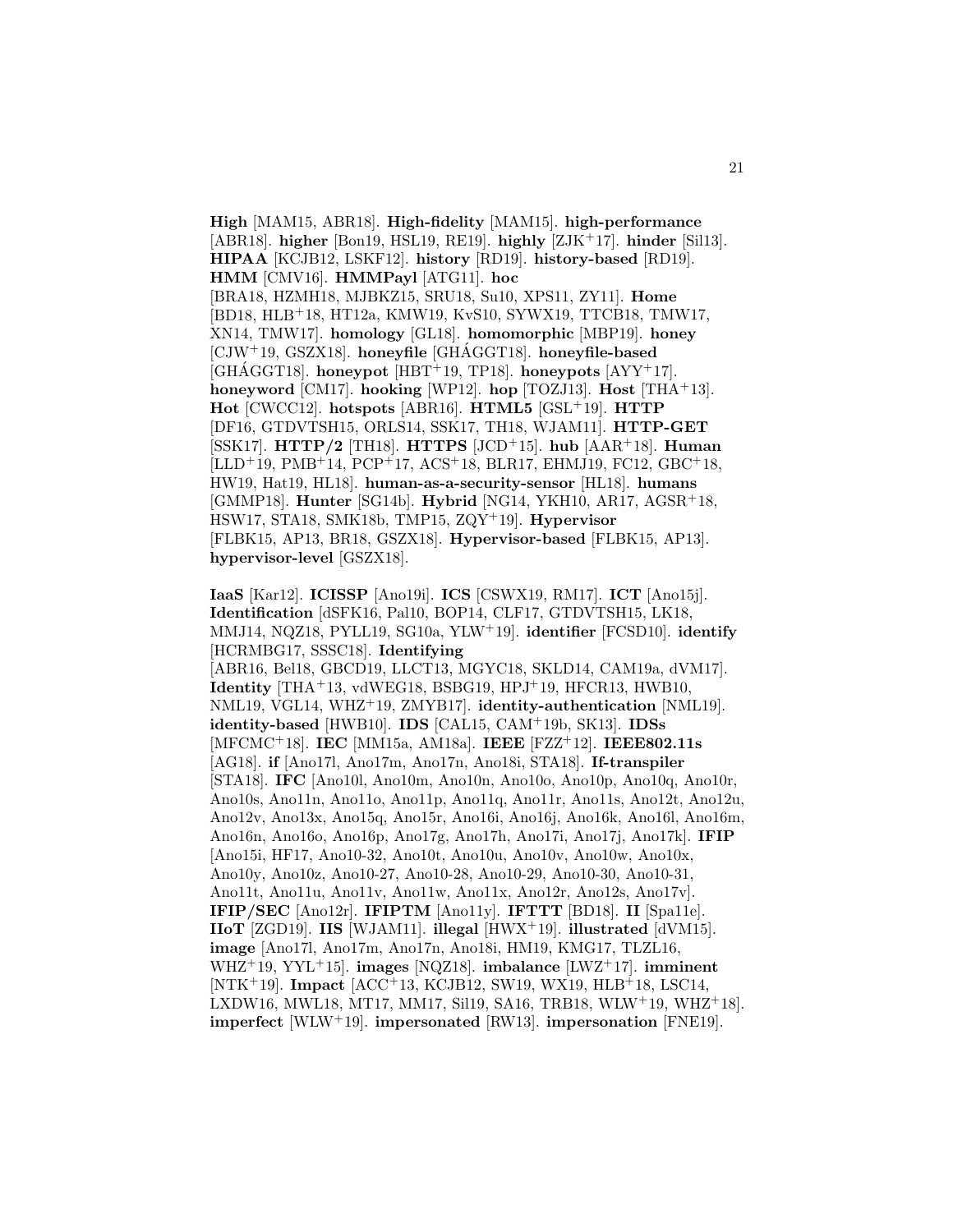**High** [MAM15, ABR18]. **High-fidelity** [MAM15]. **high-performance** [ABR18]. **higher** [Bon19, HSL19, RE19]. **highly** [ZJK[+]17]. **hinder** [Sil13]. **HIPAA** [KCJB12, LSKF12]. **history** [RD19]. **history-based** [RD19]. **HMM** [CMV16]. **HMMPayl** [ATG11]. **hoc** [BRA18, HZMH18, MJBKZ15, SRU18, Su10, XPS11, ZY11]. **Home** [BD18, HLB[+]18, HT12a, KMW19, KvS10, SYWX19, TTCB18, TMW17, XN14, TMW17]. **homology** [GL18]. **homomorphic** [MBP19]. **honey** [CJW[+]19, GSZX18]. **honeyfile** [GHÁGGT18]. **honeyfile-based** [GHÁGGT18]. **honeypot** [HBT[+]19, TP18]. **honeypots** [AYY[+]17]. **honeyword** [CM17]. **hooking** [WP12]. **hop** [TOZJ13]. **Host** [THA[+]13]. **Hot** [CWCC12]. **hotspots** [ABR16]. **HTML5** [GSL[+]19]. **HTTP** [DF16, GTDVTSH15, ORLS14, SSK17, TH18, WJAM11]. **HTTP-GET** [SSK17]. **HTTP/2** [TH18]. **HTTPS** [JCD[+]15]. **hub** [AAR[+]18]. **Human** [LLD[+]19, PMB[+]14, PCP[+]17, ACS[+]18, BLR17, EHMJ19, FC12, GBC[+]18, HW19, Hat19, HL18]. **human-as-a-security-sensor** [HL18]. **humans** [GMMP18]. **Hunter** [SG14b]. **Hybrid** [NG14, YKH10, AR17, AGSR[+]18, HSW17, STA18, SMK18b, TMP15, ZQY[+]19]. **Hypervisor** [FLBK15, AP13, BR18, GSZX18]. **Hypervisor-based** [FLBK15, AP13]. **hypervisor-level** [GSZX18].

**IaaS** [Kar12]. **ICISSP** [Ano19i]. **ICS** [CSWX19, RM17]. **ICT** [Ano15j]. **Identification** [dSFK16, Pal10, BOP14, CLF17, GTDVTSH15, LK18, MMJ14, NQZ18, PYLL19, SG10a, YLW[+]19]. **identifier** [FCSD10]. **identify** [HCRMBG17, SSSC18]. **Identifying** [ABR16, Bel18, GBCD19, LLCT13, MGYC18, SKLD14, CAM19a, dVM17]. **Identity** [THA[+]13, vdWEG18, BSBG19, HPJ[+]19, HFCR13, HWB10, NML19, VGL14, WHZ[+]19, ZMYB17]. **identity-authentication** [NML19]. **identity-based** [HWB10]. **IDS** [CAL15, CAM[+]19b, SK13]. **IDSs** [MFCMC[+]18]. **IEC** [MM15a, AM18a]. **IEEE** [FZZ[+]12]. **IEEE802.11s** [AG18]. **if** [Ano17l, Ano17m, Ano17n, Ano18i, STA18]. **If-transpiler** [STA18]. **IFC** [Ano10l, Ano10m, Ano10n, Ano10o, Ano10p, Ano10q, Ano10r, Ano10s, Ano11n, Ano11o, Ano11p, Ano11q, Ano11r, Ano11s, Ano12t, Ano12u, Ano12v, Ano13x, Ano15q, Ano15r, Ano16i, Ano16j, Ano16k, Ano16l, Ano16m, Ano16n, Ano16o, Ano16p, Ano17g, Ano17h, Ano17i, Ano17j, Ano17k]. **IFIP** [Ano15i, HF17, Ano10-32, Ano10t, Ano10u, Ano10v, Ano10w, Ano10x, Ano10y, Ano10z, Ano10-27, Ano10-28, Ano10-29, Ano10-30, Ano10-31, Ano11t, Ano11u, Ano11v, Ano11w, Ano11x, Ano12r, Ano12s, Ano17v]. **IFIP/SEC** [Ano12r]. **IFIPTM** [Ano11y]. **IFTTT** [BD18]. **II** [Spa11e]. **IIoT** [ZGD19]. **IIS** [WJAM11]. **illegal** [HWX[+]19]. **illustrated** [dVM15]. **image** [Ano17l, Ano17m, Ano17n, Ano18i, HM19, KMG17, TLZL16, WHZ[+]19, YYL[+]15]. **images** [NQZ18]. **imbalance** [LWZ[+]17]. **imminent** [NTK[+]19]. **Impact** [ACC[+]13, KCJB12, SW19, WX19, HLB[+]18, LSC14, LXDW16, MWL18, MT17, MM17, Sil19, SA16, TRB18, WLW[+]19, WHZ[+]18]. **imperfect** [WLW[+]19]. **impersonated** [RW13]. **impersonation** [FNE19].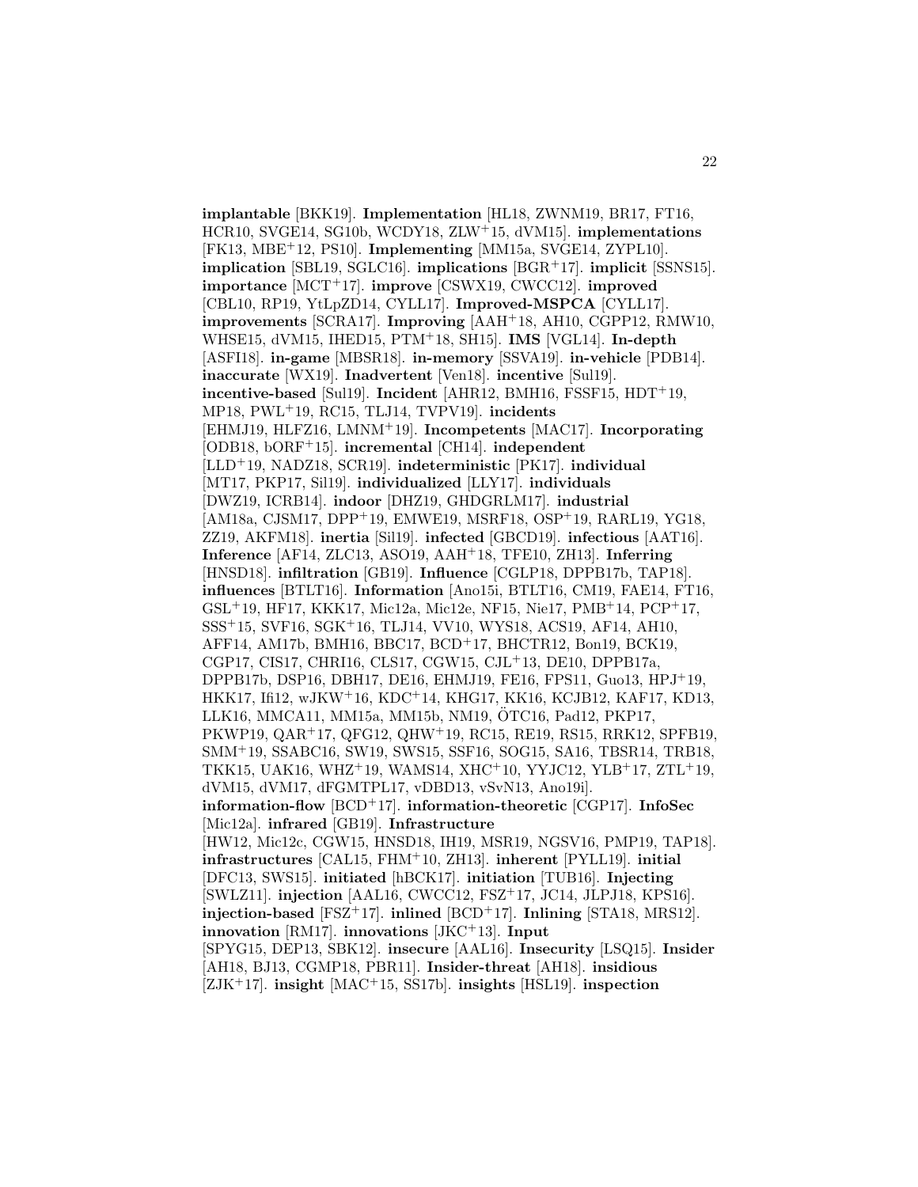**implantable** [BKK19]. **Implementation** [HL18, ZWNM19, BR17, FT16, HCR10, SVGE14, SG10b, WCDY18, ZLW+15, dVM15]. **implementations** [FK13, MBE+12, PS10]. **Implementing** [MM15a, SVGE14, ZYPL10]. **implication** [SBL19, SGLC16]. **implications** [BGR+17]. **implicit** [SSNS15]. **importance** [MCT+17]. **improve** [CSWX19, CWCC12]. **improved** [CBL10, RP19, YtLpZD14, CYLL17]. **Improved-MSPCA** [CYLL17]. **improvements** [SCRA17]. **Improving** [AAH+18, AH10, CGPP12, RMW10, WHSE15, dVM15, IHED15, PTM+18, SH15]. **IMS** [VGL14]. **In-depth** [ASFI18]. **in-game** [MBSR18]. **in-memory** [SSVA19]. **in-vehicle** [PDB14]. **inaccurate** [WX19]. **Inadvertent** [Ven18]. **incentive** [Sul19]. **incentive-based** [Sul19]. **Incident** [AHR12, BMH16, FSSF15, HDT+19, MP18, PWL+19, RC15, TLJ14, TVPV19]. **incidents** [EHMJ19, HLFZ16, LMNM+19]. **Incompetents** [MAC17]. **Incorporating** [ODB18, bORF+15]. **incremental** [CH14]. **independent** [LLD+19, NADZ18, SCR19]. **indeterministic** [PK17]. **individual** [MT17, PKP17, Sil19]. **individualized** [LLY17]. **individuals** [DWZ19, ICRB14]. **indoor** [DHZ19, GHDGRLM17]. **industrial** [AM18a, CJSM17, DPP+19, EMWE19, MSRF18, OSP+19, RARL19, YG18, ZZ19, AKFM18]. **inertia** [Sil19]. **infected** [GBCD19]. **infectious** [AAT16]. **Inference** [AF14, ZLC13, ASO19, AAH+18, TFE10, ZH13]. **Inferring** [HNSD18]. **infiltration** [GB19]. **Influence** [CGLP18, DPPB17b, TAP18]. **influences** [BTLT16]. **Information** [Ano15i, BTLT16, CM19, FAE14, FT16, GSL+19, HF17, KKK17, Mic12a, Mic12e, NF15, Nie17, PMB+14, PCP+17, SSS+15, SVF16, SGK+16, TLJ14, VV10, WYS18, ACS19, AF14, AH10, AFF14, AM17b, BMH16, BBC17, BCD+17, BHCTR12, Bon19, BCK19, CGP17, CIS17, CHRI16, CLS17, CGW15, CJL+13, DE10, DPPB17a, DPPB17b, DSP16, DBH17, DE16, EHMJ19, FE16, FPS11, Guo13, HPJ+19, HKK17, Ifi12, wJKW+16, KDC+14, KHG17, KK16, KCJB12, KAF17, KD13, LLK16, MMCA11, MM15a, MM15b, NM19, ÖTC16, Pad12, PKP17, PKWP19, QAR+17, QFG12, QHW+19, RC15, RE19, RS15, RRK12, SPFB19, SMM+19, SSABC16, SW19, SWS15, SSF16, SOG15, SA16, TBSR14, TRB18, TKK15, UAK16, WHZ+19, WAMS14, XHC+10, YYJC12, YLB+17, ZTL+19, dVM15, dVM17, dFGMTPL17, vDBD13, vSvN13, Ano19i]. **information-flow** [BCD+17]. **information-theoretic** [CGP17]. **InfoSec** [Mic12a]. **infrared** [GB19]. **Infrastructure** [HW12, Mic12c, CGW15, HNSD18, IH19, MSR19, NGSV16, PMP19, TAP18]. **infrastructures** [CAL15, FHM+10, ZH13]. **inherent** [PYLL19]. **initial** [DFC13, SWS15]. **initiated** [hBCK17]. **initiation** [TUB16]. **Injecting** [SWLZ11]. **injection** [AAL16, CWCC12, FSZ+17, JC14, JLPJ18, KPS16]. **injection-based** [FSZ+17]. **inlined** [BCD+17]. **Inlining** [STA18, MRS12]. **innovation** [RM17]. **innovations** [JKC+13]. **Input** [SPYG15, DEP13, SBK12]. **insecure** [AAL16]. **Insecurity** [LSQ15]. **Insider** [AH18, BJ13, CGMP18, PBR11]. **Insider-threat** [AH18]. **insidious** [ZJK+17]. **insight** [MAC+15, SS17b]. **insights** [HSL19]. **inspection**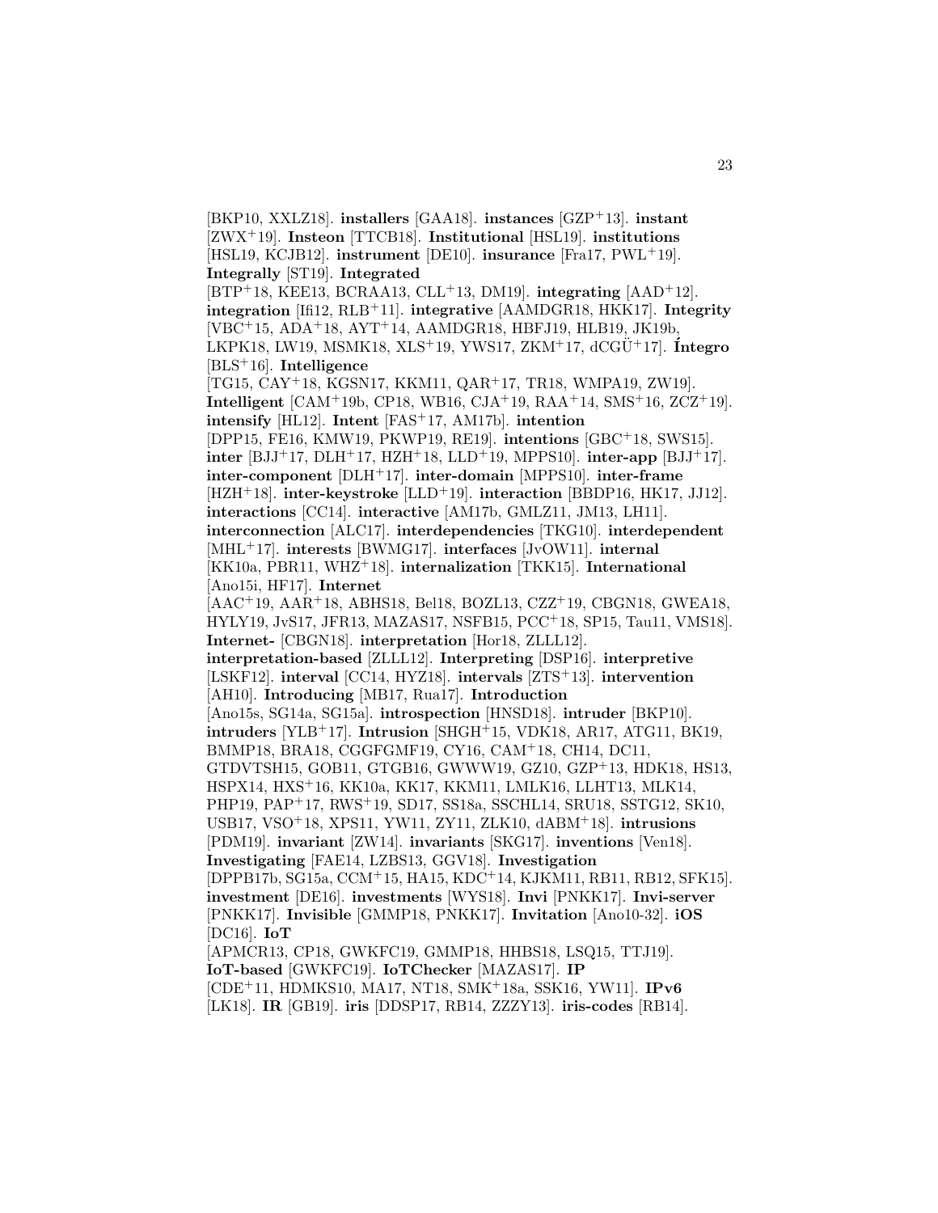[BKP10, XXLZ18]. **installers** [GAA18]. **instances** [GZP+13]. **instant** [ZWX+19]. **Insteon** [TTCB18]. **Institutional** [HSL19]. **institutions** [HSL19, KCJB12]. **instrument** [DE10]. **insurance** [Fra17, PWL+19]. **Integrally** [ST19]. **Integrated** [BTP+18, KEE13, BCRAA13, CLL+13, DM19]. **integrating** [AAD+12]. **integration** [Ifi12, RLB+11]. **integrative** [AAMDGR18, HKK17]. **Integrity** [VBC+15, ADA+18, AYT+14, AAMDGR18, HBFJ19, HLB19, JK19b, LKPK18, LW19, MSMK18, XLS+19, YWS17, ZKM+17, dCGÜ+17]. **Íntegro** [BLS+16]. **Intelligence** [TG15, CAY+18, KGSN17, KKM11, QAR+17, TR18, WMPA19, ZW19]. **Intelligent** [CAM+19b, CP18, WB16, CJA+19, RAA+14, SMS+16, ZCZ+19]. **intensify** [HL12]. **Intent** [FAS+17, AM17b]. **intention** [DPP15, FE16, KMW19, PKWP19, RE19]. **intentions** [GBC+18, SWS15]. **inter** [BJJ+17, DLH+17, HZH+18, LLD+19, MPPS10]. **inter-app** [BJJ+17]. **inter-component** [DLH+17]. **inter-domain** [MPPS10]. **inter-frame** [HZH+18]. **inter-keystroke** [LLD+19]. **interaction** [BBDP16, HK17, JJ12]. **interactions** [CC14]. **interactive** [AM17b, GMLZ11, JM13, LH11]. **interconnection** [ALC17]. **interdependencies** [TKG10]. **interdependent** [MHL+17]. **interests** [BWMG17]. **interfaces** [JvOW11]. **internal** [KK10a, PBR11, WHZ+18]. **internalization** [TKK15]. **International** [Ano15i, HF17]. **Internet** [AAC+19, AAR+18, ABHS18, Bel18, BOZL13, CZZ+19, CBGN18, GWEA18, HYLY19, JvS17, JFR13, MAZAS17, NSFB15, PCC+18, SP15, Tau11, VMS18]. **Internet-** [CBGN18]. **interpretation** [Hor18, ZLLL12]. **interpretation-based** [ZLLL12]. **Interpreting** [DSP16]. **interpretive** [LSKF12]. **interval** [CC14, HYZ18]. **intervals** [ZTS+13]. **intervention** [AH10]. **Introducing** [MB17, Rua17]. **Introduction** [Ano15s, SG14a, SG15a]. **introspection** [HNSD18]. **intruder** [BKP10]. **intruders** [YLB+17]. **Intrusion** [SHGH+15, VDK18, AR17, ATG11, BK19, BMMP18, BRA18, CGGFGMF19, CY16, CAM+18, CH14, DC11, GTDVTSH15, GOB11, GTGB16, GWWW19, GZ10, GZP+13, HDK18, HS13, HSPX14, HXS+16, KK10a, KK17, KKM11, LMLK16, LLHT13, MLK14, PHP19, PAP+17, RWS+19, SD17, SS18a, SSCHL14, SRU18, SSTG12, SK10, USB17, VSO+18, XPS11, YW11, ZY11, ZLK10, dABM+18]. **intrusions** [PDM19]. **invariant** [ZW14]. **invariants** [SKG17]. **inventions** [Ven18]. **Investigating** [FAE14, LZBS13, GGV18]. **Investigation** [DPPB17b, SG15a, CCM+15, HA15, KDC+14, KJKM11, RB11, RB12, SFK15]. **investment** [DE16]. **investments** [WYS18]. **Invi** [PNKK17]. **Invi-server** [PNKK17]. **Invisible** [GMMP18, PNKK17]. **Invitation** [Ano10-32]. **iOS** [DC16]. **IoT** [APMCR13, CP18, GWKFC19, GMMP18, HHBS18, LSQ15, TTJ19]. **IoT-based** [GWKFC19]. **IoTChecker** [MAZAS17]. **IP** [CDE+11, HDMKS10, MA17, NT18, SMK+18a, SSK16, YW11]. **IPv6** [LK18]. **IR** [GB19]. **iris** [DDSP17, RB14, ZZZY13]. **iris-codes** [RB14].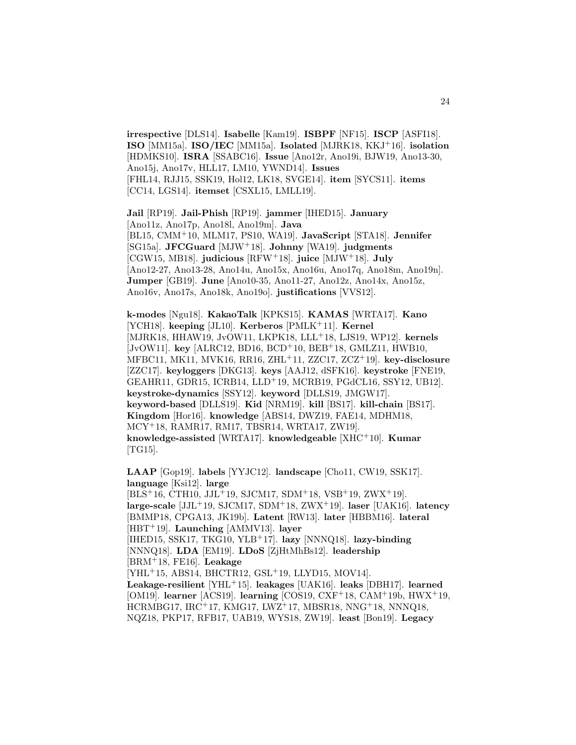**irrespective** [DLS14]. **Isabelle** [Kam19]. **ISBPF** [NF15]. **ISCP** [ASFI18]. **ISO** [MM15a]. **ISO/IEC** [MM15a]. **Isolated** [MJRK18, KKJ+16]. **isolation** [HDMKS10]. **ISRA** [SSABC16]. **Issue** [Ano12r, Ano19i, BJW19, Ano13-30, Ano15j, Ano17v, HLL17, LM10, YWND14]. **Issues** [FHL14, RJJ15, SSK19, Hol12, LK18, SVGE14]. **item** [SYCS11]. **items** [CC14, LGS14]. **itemset** [CSXL15, LMLL19].

**Jail** [RP19]. **Jail-Phish** [RP19]. **jammer** [IHED15]. **January** [Ano11z, Ano17p, Ano18l, Ano19m]. **Java** [BL15, CMM+10, MLM17, PS10, WA19]. **JavaScript** [STA18]. **Jennifer** [SG15a]. **JFCGuard** [MJW+18]. **Johnny** [WA19]. **judgments** [CGW15, MB18]. **judicious** [RFW+18]. **juice** [MJW+18]. **July** [Ano12-27, Ano13-28, Ano14u, Ano15x, Ano16u, Ano17q, Ano18m, Ano19n]. **Jumper** [GB19]. **June** [Ano10-35, Ano11-27, Ano12z, Ano14x, Ano15z, Ano16v, Ano17s, Ano18k, Ano19o]. **justifications** [VVS12].

**k-modes** [Ngu18]. **KakaoTalk** [KPKS15]. **KAMAS** [WRTA17]. **Kano** [YCH18]. **keeping** [JL10]. **Kerberos** [PMLK+11]. **Kernel** [MJRK18, HHAW19, JvOW11, LKPK18, LLL+18, LJS19, WP12]. **kernels** [JvOW11]. **key** [ALRC12, BD16, BCD+10, BEB+18, GMLZ11, HWB10, MFBC11, MK11, MVK16, RR16, ZHL+11, ZZC17, ZCZ+19]. **key-disclosure** [ZZC17]. **keyloggers** [DKG13]. **keys** [AAJ12, dSFK16]. **keystroke** [FNE19, GEAHR11, GDR15, ICRB14, LLD+19, MCRB19, PGdCL16, SSY12, UB12]. **keystroke-dynamics** [SSY12]. **keyword** [DLLS19, JMGW17]. **keyword-based** [DLLS19]. **Kid** [NRM19]. **kill** [BS17]. **kill-chain** [BS17]. **Kingdom** [Hor16]. **knowledge** [ABS14, DWZ19, FAE14, MDHM18, MCY+18, RAMR17, RM17, TBSR14, WRTA17, ZW19]. **knowledge-assisted** [WRTA17]. **knowledgeable** [XHC+10]. **Kumar** [TG15].

**LAAP** [Gop19]. **labels** [YYJC12]. **landscape** [Cho11, CW19, SSK17]. **language** [Ksi12]. **large** [BLS+16, CTH10, JJL+19, SJCM17, SDM+18, VSB+19, ZWX+19]. **large-scale** [JJL+19, SJCM17, SDM+18, ZWX+19]. **laser** [UAK16]. **latency** [BMMP18, CPGA13, JK19b]. **Latent** [RW13]. **later** [HBBM16]. **lateral** [HBT+19]. **Launching** [AMMV13]. **layer** [IHED15, SSK17, TKG10, YLB+17]. **lazy** [NNNQ18]. **lazy-binding** [NNNQ18]. **LDA** [EM19]. **LDoS** [ZjHtMhBs12]. **leadership** [BRM+18, FE16]. **Leakage** [YHL+15, ABS14, BHCTR12, GSL+19, LLYD15, MOV14]. **Leakage-resilient** [YHL+15]. **leakages** [UAK16]. **leaks** [DBH17]. **learned** [OM19]. **learner** [ACS19]. **learning** [COS19, CXF+18, CAM+19b, HWX+19, HCRMBG17, IRC+17, KMG17, LWZ+17, MBSR18, NNG+18, NNNQ18, NQZ18, PKP17, RFB17, UAB19, WYS18, ZW19]. **least** [Bon19]. **Legacy**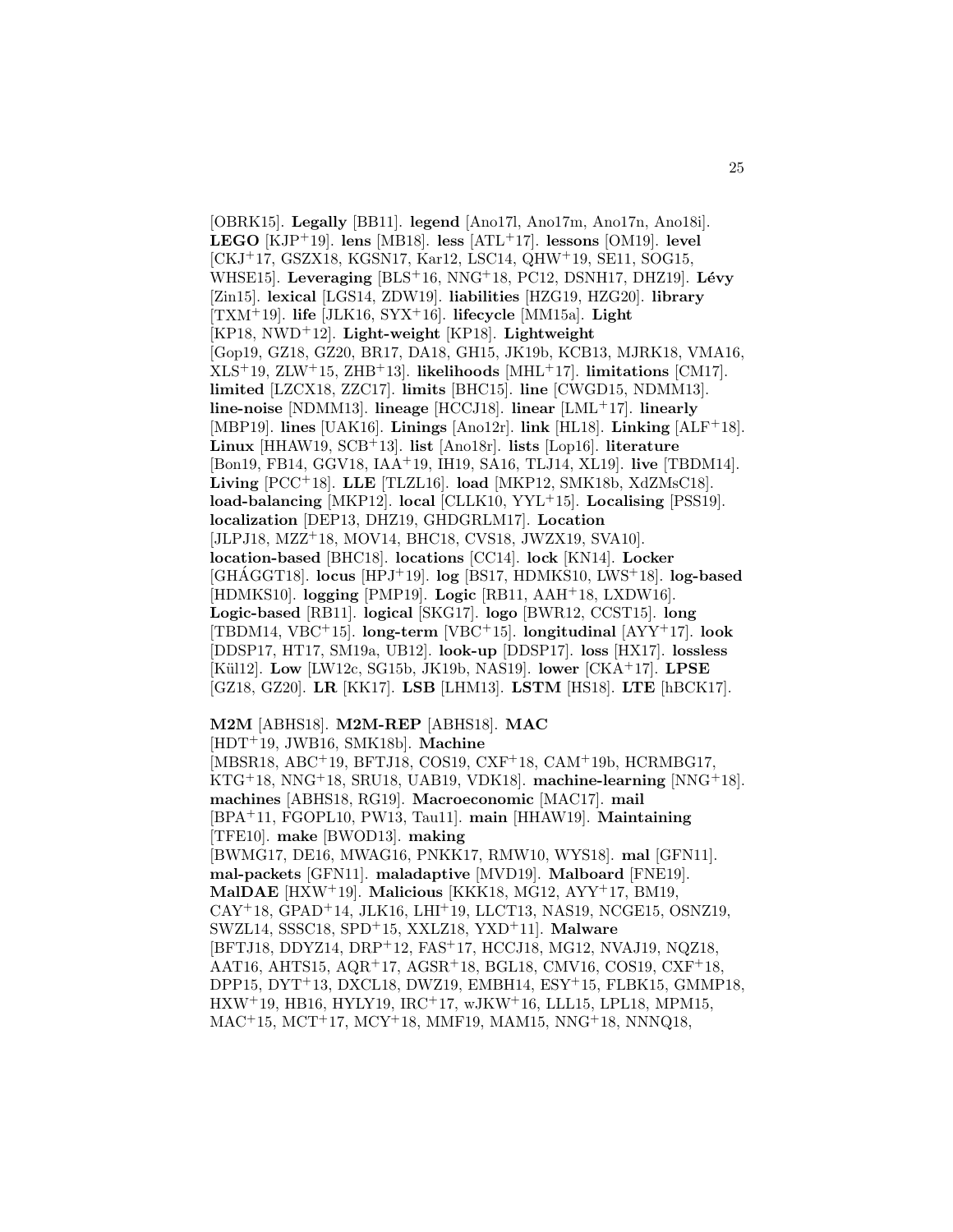[OBRK15]. **Legally** [BB11]. **legend** [Ano17l, Ano17m, Ano17n, Ano18i]. **LEGO** [KJP+19]. **lens** [MB18]. **less** [ATL+17]. **lessons** [OM19]. **level** [CKJ+17, GSZX18, KGSN17, Kar12, LSC14, QHW+19, SE11, SOG15, WHSE15]. **Leveraging** [BLS+16, NNG+18, PC12, DSNH17, DHZ19]. **Lévy** [Zin15]. **lexical** [LGS14, ZDW19]. **liabilities** [HZG19, HZG20]. **library** [TXM+19]. **life** [JLK16, SYX+16]. **lifecycle** [MM15a]. **Light** [KP18, NWD+12]. **Light-weight** [KP18]. **Lightweight** [Gop19, GZ18, GZ20, BR17, DA18, GH15, JK19b, KCB13, MJRK18, VMA16, XLS+19, ZLW+15, ZHB+13]. **likelihoods** [MHL+17]. **limitations** [CM17]. **limited** [LZCX18, ZZC17]. **limits** [BHC15]. **line** [CWGD15, NDMM13]. **line-noise** [NDMM13]. **lineage** [HCCJ18]. **linear** [LML+17]. **linearly** [MBP19]. **lines** [UAK16]. **Linings** [Ano12r]. **link** [HL18]. **Linking** [ALF+18]. **Linux** [HHAW19, SCB+13]. **list** [Ano18r]. **lists** [Lop16]. **literature** [Bon19, FB14, GGV18, IAA+19, IH19, SA16, TLJ14, XL19]. **live** [TBDM14]. **Living** [PCC+18]. **LLE** [TLZL16]. **load** [MKP12, SMK18b, XdZMsC18]. **load-balancing** [MKP12]. **local** [CLLK10, YYL+15]. **Localising** [PSS19]. **localization** [DEP13, DHZ19, GHDGRLM17]. **Location** [JLPJ18, MZZ+18, MOV14, BHC18, CVS18, JWZX19, SVA10]. **location-based** [BHC18]. **locations** [CC14]. **lock** [KN14]. **Locker** [GHÁGGT18]. **locus** [HPJ+19]. **log** [BS17, HDMKS10, LWS+18]. **log-based** [HDMKS10]. **logging** [PMP19]. **Logic** [RB11, AAH+18, LXDW16]. **Logic-based** [RB11]. **logical** [SKG17]. **logo** [BWR12, CCST15]. **long** [TBDM14, VBC+15]. **long-term** [VBC+15]. **longitudinal** [AYY+17]. **look** [DDSP17, HT17, SM19a, UB12]. **look-up** [DDSP17]. **loss** [HX17]. **lossless** [Kül12]. **Low** [LW12c, SG15b, JK19b, NAS19]. **lower** [CKA+17]. **LPSE** [GZ18, GZ20]. **LR** [KK17]. **LSB** [LHM13]. **LSTM** [HS18]. **LTE** [hBCK17].

**M2M** [ABHS18]. **M2M-REP** [ABHS18]. **MAC** [HDT+19, JWB16, SMK18b]. **Machine** [MBSR18, ABC+19, BFTJ18, COS19, CXF+18, CAM+19b, HCRMBG17, KTG+18, NNG+18, SRU18, UAB19, VDK18]. **machine-learning** [NNG+18]. **machines** [ABHS18, RG19]. **Macroeconomic** [MAC17]. **mail** [BPA+11, FGOPL10, PW13, Tau11]. **main** [HHAW19]. **Maintaining** [TFE10]. **make** [BWOD13]. **making** [BWMG17, DE16, MWAG16, PNKK17, RMW10, WYS18]. **mal** [GFN11]. **mal-packets** [GFN11]. **maladaptive** [MVD19]. **Malboard** [FNE19]. **MalDAE** [HXW+19]. **Malicious** [KKK18, MG12, AYY+17, BM19, CAY+18, GPAD+14, JLK16, LHI+19, LLCT13, NAS19, NCGE15, OSNZ19, SWZL14, SSSC18, SPD+15, XXLZ18, YXD+11]. **Malware** [BFTJ18, DDYZ14, DRP+12, FAS+17, HCCJ18, MG12, NVAJ19, NQZ18, AAT16, AHTS15, AQR+17, AGSR+18, BGL18, CMV16, COS19, CXF+18, DPP15, DYT+13, DXCL18, DWZ19, EMBH14, ESY+15, FLBK15, GMMP18, HXW+19, HB16, HYLY19, IRC+17, wJKW+16, LLL15, LPL18, MPM15, MAC+15, MCT+17, MCY+18, MMF19, MAM15, NNG+18, NNNQ18,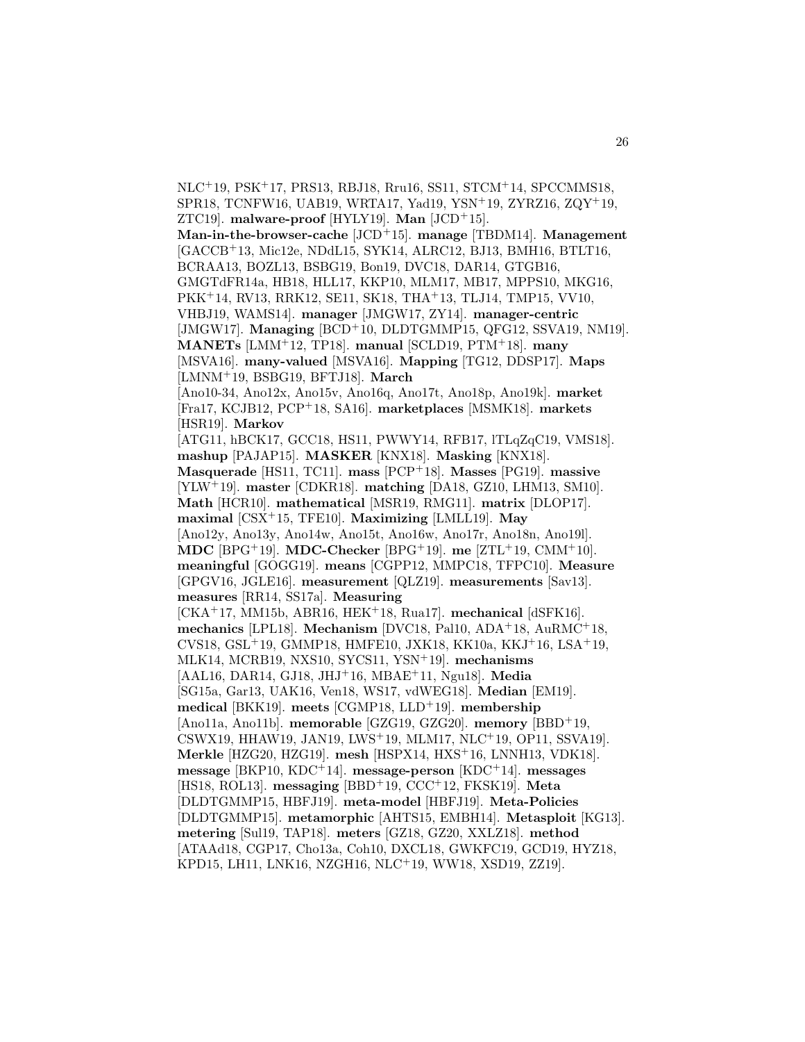NLC[+]19, PSK[+]17, PRS13, RBJ18, Rru16, SS11, STCM[+]14, SPCCMMS18, SPR18, TCNFW16, UAB19, WRTA17, Yad19, YSN[+]19, ZYRZ16, ZQY[+]19, ZTC19]. **malware-proof** [HYLY19]. **Man** [JCD[+]15]. **Man-in-the-browser-cache** [JCD[+]15]. **manage** [TBDM14]. **Management** [GACCB[+]13, Mic12e, NDdL15, SYK14, ALRC12, BJ13, BMH16, BTLT16, BCRAA13, BOZL13, BSBG19, Bon19, DVC18, DAR14, GTGB16, GMGTdFR14a, HB18, HLL17, KKP10, MLM17, MB17, MPPS10, MKG16, PKK[+]14, RV13, RRK12, SE11, SK18, THA[+]13, TLJ14, TMP15, VV10, VHBJ19, WAMS14]. **manager** [JMGW17, ZY14]. **manager-centric** [JMGW17]. **Managing** [BCD[+]10, DLDTGMMP15, QFG12, SSVA19, NM19]. **MANETs** [LMM[+]12, TP18]. **manual** [SCLD19, PTM[+]18]. **many** [MSVA16]. **many-valued** [MSVA16]. **Mapping** [TG12, DDSP17]. **Maps** [LMNM[+]19, BSBG19, BFTJ18]. **March** [Ano10-34, Ano12x, Ano15v, Ano16q, Ano17t, Ano18p, Ano19k]. **market** [Fra17, KCJB12, PCP[+]18, SA16]. **marketplaces** [MSMK18]. **markets** [HSR19]. **Markov** [ATG11, hBCK17, GCC18, HS11, PWWY14, RFB17, lTLqZqC19, VMS18]. **mashup** [PAJAP15]. **MASKER** [KNX18]. **Masking** [KNX18]. **Masquerade** [HS11, TC11]. **mass** [PCP[+]18]. **Masses** [PG19]. **massive** [YLW[+]19]. **master** [CDKR18]. **matching** [DA18, GZ10, LHM13, SM10]. **Math** [HCR10]. **mathematical** [MSR19, RMG11]. **matrix** [DLOP17]. **maximal** [CSX[+]15, TFE10]. **Maximizing** [LMLL19]. **May** [Ano12y, Ano13y, Ano14w, Ano15t, Ano16w, Ano17r, Ano18n, Ano19l]. **MDC** [BPG[+]19]. **MDC-Checker** [BPG[+]19]. **me** [ZTL[+]19, CMM[+]10]. **meaningful** [GOGG19]. **means** [CGPP12, MMPC18, TFPC10]. **Measure** [GPGV16, JGLE16]. **measurement** [QLZ19]. **measurements** [Sav13]. **measures** [RR14, SS17a]. **Measuring** [CKA[+]17, MM15b, ABR16, HEK[+]18, Rua17]. **mechanical** [dSFK16]. **mechanics** [LPL18]. **Mechanism** [DVC18, Pal10, ADA[+]18, AuRMC[+]18, CVS18, GSL[+]19, GMMP18, HMFE10, JXK18, KK10a, KKJ[+]16, LSA[+]19, MLK14, MCRB19, NXS10, SYCS11, YSN[+]19]. **mechanisms** [AAL16, DAR14, GJ18, JHJ[+]16, MBAE[+]11, Ngu18]. **Media** [SG15a, Gar13, UAK16, Ven18, WS17, vdWEG18]. **Median** [EM19]. **medical** [BKK19]. **meets** [CGMP18, LLD[+]19]. **membership** [Ano11a, Ano11b]. **memorable** [GZG19, GZG20]. **memory** [BBD[+]19, CSWX19, HHAW19, JAN19, LWS[+]19, MLM17, NLC[+]19, OP11, SSVA19]. **Merkle** [HZG20, HZG19]. **mesh** [HSPX14, HXS[+]16, LNNH13, VDK18]. **message** [BKP10, KDC[+]14]. **message-person** [KDC[+]14]. **messages** [HS18, ROL13]. **messaging** [BBD[+]19, CCC[+]12, FKSK19]. **Meta** [DLDTGMMP15, HBFJ19]. **meta-model** [HBFJ19]. **Meta-Policies** [DLDTGMMP15]. **metamorphic** [AHTS15, EMBH14]. **Metasploit** [KG13]. **metering** [Sul19, TAP18]. **meters** [GZ18, GZ20, XXLZ18]. **method** [ATAAd18, CGP17, Cho13a, Coh10, DXCL18, GWKFC19, GCD19, HYZ18, KPD15, LH11, LNK16, NZGH16, NLC[+]19, WW18, XSD19, ZZ19].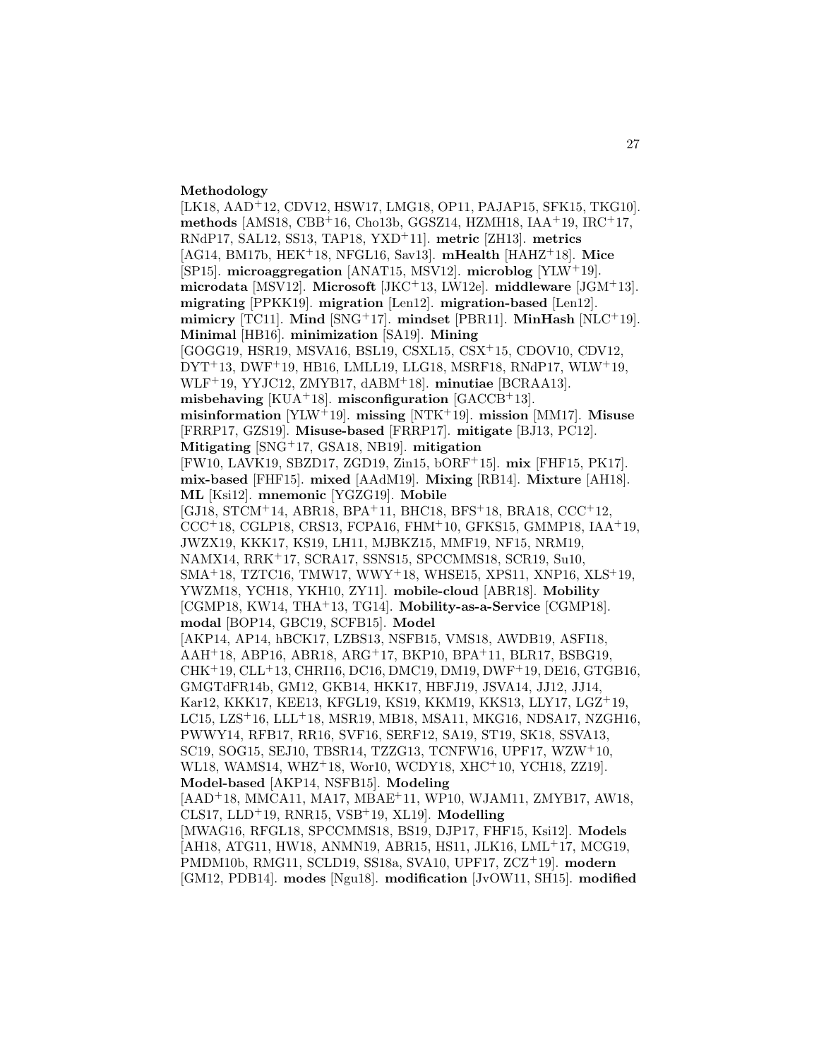**Methodology** [LK18, AAD[+]12, CDV12, HSW17, LMG18, OP11, PAJAP15, SFK15, TKG10]. **methods** [AMS18, CBB[+]16, Cho13b, GGSZ14, HZMH18, IAA[+]19, IRC[+]17, RNdP17, SAL12, SS13, TAP18, YXD[+]11]. **metric** [ZH13]. **metrics** [AG14, BM17b, HEK[+]18, NFGL16, Sav13]. **mHealth** [HAHZ[+]18]. **Mice** [SP15]. **microaggregation** [ANAT15, MSV12]. **microblog** [YLW[+]19]. **microdata** [MSV12]. **Microsoft** [JKC[+]13, LW12e]. **middleware** [JGM[+]13]. **migrating** [PPKK19]. **migration** [Len12]. **migration-based** [Len12]. **mimicry** [TC11]. **Mind** [SNG[+]17]. **mindset** [PBR11]. **MinHash** [NLC[+]19]. **Minimal** [HB16]. **minimization** [SA19]. **Mining** [GOGG19, HSR19, MSVA16, BSL19, CSXL15, CSX[+]15, CDOV10, CDV12, DYT[+]13, DWF[+]19, HB16, LMLL19, LLG18, MSRF18, RNdP17, WLW[+]19, WLF[+]19, YYJC12, ZMYB17, dABM[+]18]. **minutiae** [BCRAA13]. **misbehaving** [KUA[+]18]. **misconfiguration** [GACCB[+]13]. **misinformation** [YLW[+]19]. **missing** [NTK[+]19]. **mission** [MM17]. **Misuse** [FRRP17, GZS19]. **Misuse-based** [FRRP17]. **mitigate** [BJ13, PC12]. **Mitigating** [SNG[+]17, GSA18, NB19]. **mitigation** [FW10, LAVK19, SBZD17, ZGD19, Zin15, bORF[+]15]. **mix** [FHF15, PK17]. **mix-based** [FHF15]. **mixed** [AAdM19]. **Mixing** [RB14]. **Mixture** [AH18]. **ML** [Ksi12]. **mnemonic** [YGZG19]. **Mobile** [GJ18, STCM[+]14, ABR18, BPA[+]11, BHC18, BFS[+]18, BRA18, CCC[+]12, CCC[+]18, CGLP18, CRS13, FCPA16, FHM[+]10, GFKS15, GMMP18, IAA[+]19, JWZX19, KKK17, KS19, LH11, MJBKZ15, MMF19, NF15, NRM19, NAMX14, RRK[+]17, SCRA17, SSNS15, SPCCMMS18, SCR19, Su10, SMA[+]18, TZTC16, TMW17, WWY[+]18, WHSE15, XPS11, XNP16, XLS[+]19, YWZM18, YCH18, YKH10, ZY11]. **mobile-cloud** [ABR18]. **Mobility** [CGMP18, KW14, THA[+]13, TG14]. **Mobility-as-a-Service** [CGMP18]. **modal** [BOP14, GBC19, SCFB15]. **Model** [AKP14, AP14, hBCK17, LZBS13, NSFB15, VMS18, AWDB19, ASFI18, AAH[+]18, ABP16, ABR18, ARG[+]17, BKP10, BPA[+]11, BLR17, BSBG19, CHK[+]19, CLL[+]13, CHRI16, DC16, DMC19, DM19, DWF[+]19, DE16, GTGB16, GMGTdFR14b, GM12, GKB14, HKK17, HBFJ19, JSVA14, JJ12, JJ14, Kar12, KKK17, KEE13, KFGL19, KS19, KKM19, KKS13, LLY17, LGZ[+]19, LC15, LZS[+]16, LLL[+]18, MSR19, MB18, MSA11, MKG16, NDSA17, NZGH16, PWWY14, RFB17, RR16, SVF16, SERF12, SA19, ST19, SK18, SSVA13, SC19, SOG15, SEJ10, TBSR14, TZZG13, TCNFW16, UPF17, WZW[+]10, WL18, WAMS14, WHZ[+]18, Wor10, WCDY18, XHC[+]10, YCH18, ZZ19]. **Model-based** [AKP14, NSFB15]. **Modeling** [AAD[+]18, MMCA11, MA17, MBAE[+]11, WP10, WJAM11, ZMYB17, AW18, CLS17, LLD[+]19, RNR15, VSB[+]19, XL19]. **Modelling** [MWAG16, RFGL18, SPCCMMS18, BS19, DJP17, FHF15, Ksi12]. **Models** [AH18, ATG11, HW18, ANMN19, ABR15, HS11, JLK16, LML[+]17, MCG19, PMDM10b, RMG11, SCLD19, SS18a, SVA10, UPF17, ZCZ[+]19]. **modern** [GM12, PDB14]. **modes** [Ngu18]. **modification** [JvOW11, SH15]. **modified**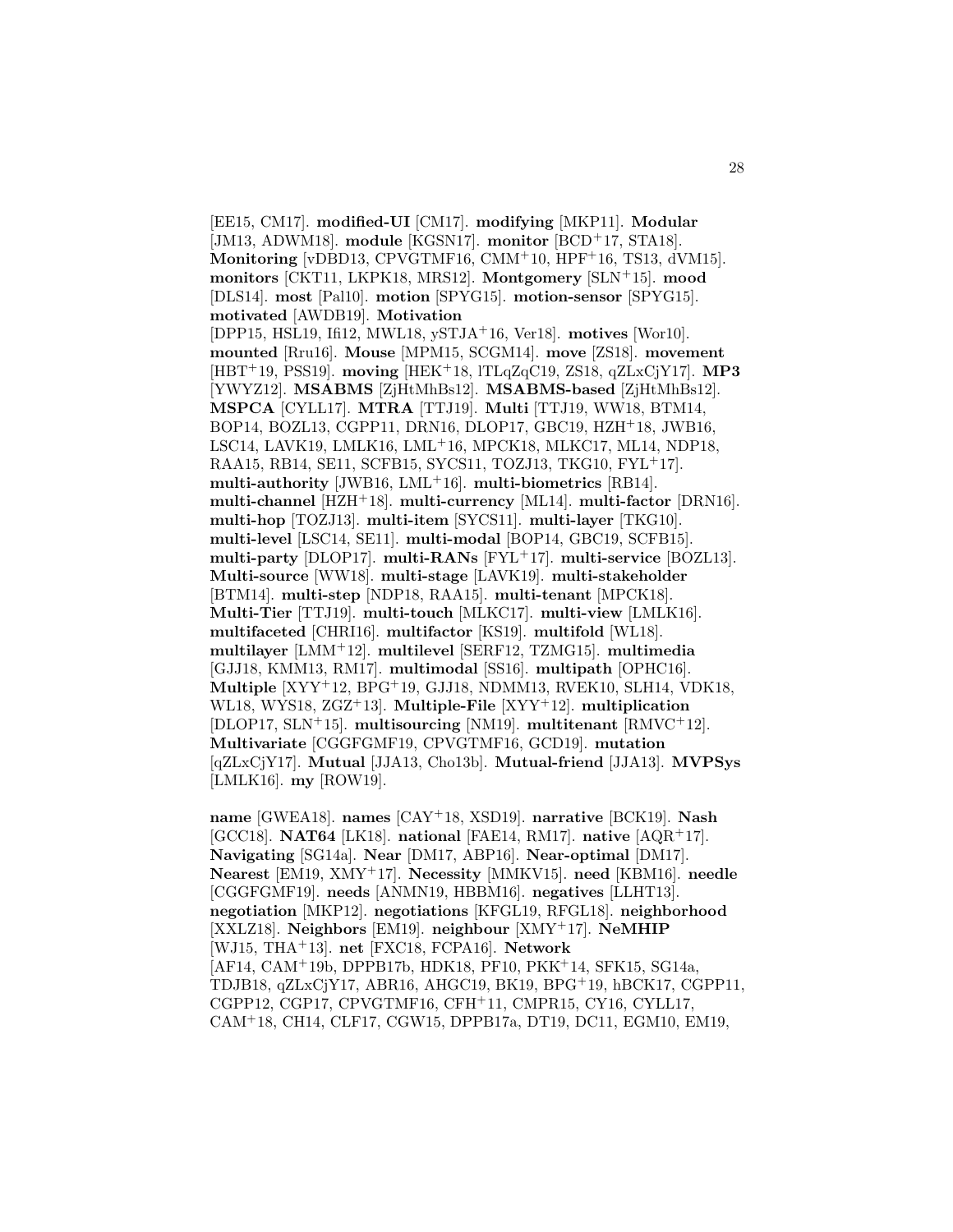[EE15, CM17]. **modified-UI** [CM17]. **modifying** [MKP11]. **Modular** [JM13, ADWM18]. **module** [KGSN17]. **monitor** [BCD+17, STA18]. **Monitoring** [vDBD13, CPVGTMF16, CMM+10, HPF+16, TS13, dVM15]. **monitors** [CKT11, LKPK18, MRS12]. **Montgomery** [SLN+15]. **mood** [DLS14]. **most** [Pal10]. **motion** [SPYG15]. **motion-sensor** [SPYG15]. **motivated** [AWDB19]. **Motivation** [DPP15, HSL19, Ifi12, MWL18, ySTJA+16, Ver18]. **motives** [Wor10]. **mounted** [Rru16]. **Mouse** [MPM15, SCGM14]. **move** [ZS18]. **movement** [HBT+19, PSS19]. **moving** [HEK+18, lTLqZqC19, ZS18, qZLxCjY17]. **MP3** [YWYZ12]. **MSABMS** [ZjHtMhBs12]. **MSABMS-based** [ZjHtMhBs12]. **MSPCA** [CYLL17]. **MTRA** [TTJ19]. **Multi** [TTJ19, WW18, BTM14, BOP14, BOZL13, CGPP11, DRN16, DLOP17, GBC19, HZH+18, JWB16, LSC14, LAVK19, LMLK16, LML+16, MPCK18, MLKC17, ML14, NDP18, RAA15, RB14, SE11, SCFB15, SYCS11, TOZJ13, TKG10, FYL+17]. **multi-authority** [JWB16, LML+16]. **multi-biometrics** [RB14]. **multi-channel** [HZH+18]. **multi-currency** [ML14]. **multi-factor** [DRN16]. **multi-hop** [TOZJ13]. **multi-item** [SYCS11]. **multi-layer** [TKG10]. **multi-level** [LSC14, SE11]. **multi-modal** [BOP14, GBC19, SCFB15]. **multi-party** [DLOP17]. **multi-RANs** [FYL+17]. **multi-service** [BOZL13]. **Multi-source** [WW18]. **multi-stage** [LAVK19]. **multi-stakeholder** [BTM14]. **multi-step** [NDP18, RAA15]. **multi-tenant** [MPCK18]. **Multi-Tier** [TTJ19]. **multi-touch** [MLKC17]. **multi-view** [LMLK16]. **multifaceted** [CHRI16]. **multifactor** [KS19]. **multifold** [WL18]. **multilayer** [LMM+12]. **multilevel** [SERF12, TZMG15]. **multimedia** [GJJ18, KMM13, RM17]. **multimodal** [SS16]. **multipath** [OPHC16]. **Multiple** [XYY+12, BPG+19, GJJ18, NDMM13, RVEK10, SLH14, VDK18, WL18, WYS18, ZGZ+13]. **Multiple-File** [XYY+12]. **multiplication** [DLOP17, SLN+15]. **multisourcing** [NM19]. **multitenant** [RMVC+12]. **Multivariate** [CGGFGMF19, CPVGTMF16, GCD19]. **mutation** [qZLxCjY17]. **Mutual** [JJA13, Cho13b]. **Mutual-friend** [JJA13]. **MVPSys** [LMLK16]. **my** [ROW19].

**name** [GWEA18]. **names** [CAY+18, XSD19]. **narrative** [BCK19]. **Nash** [GCC18]. **NAT64** [LK18]. **national** [FAE14, RM17]. **native** [AQR+17]. **Navigating** [SG14a]. **Near** [DM17, ABP16]. **Near-optimal** [DM17]. **Nearest** [EM19, XMY+17]. **Necessity** [MMKV15]. **need** [KBM16]. **needle** [CGGFGMF19]. **needs** [ANMN19, HBBM16]. **negatives** [LLHT13]. **negotiation** [MKP12]. **negotiations** [KFGL19, RFGL18]. **neighborhood** [XXLZ18]. **Neighbors** [EM19]. **neighbour** [XMY+17]. **NeMHIP** [WJ15, THA+13]. **net** [FXC18, FCPA16]. **Network** [AF14, CAM+19b, DPPB17b, HDK18, PF10, PKK+14, SFK15, SG14a, TDJB18, qZLxCjY17, ABR16, AHGC19, BK19, BPG+19, hBCK17, CGPP11, CGPP12, CGP17, CPVGTMF16, CFH+11, CMPR15, CY16, CYLL17, CAM+18, CH14, CLF17, CGW15, DPPB17a, DT19, DC11, EGM10, EM19,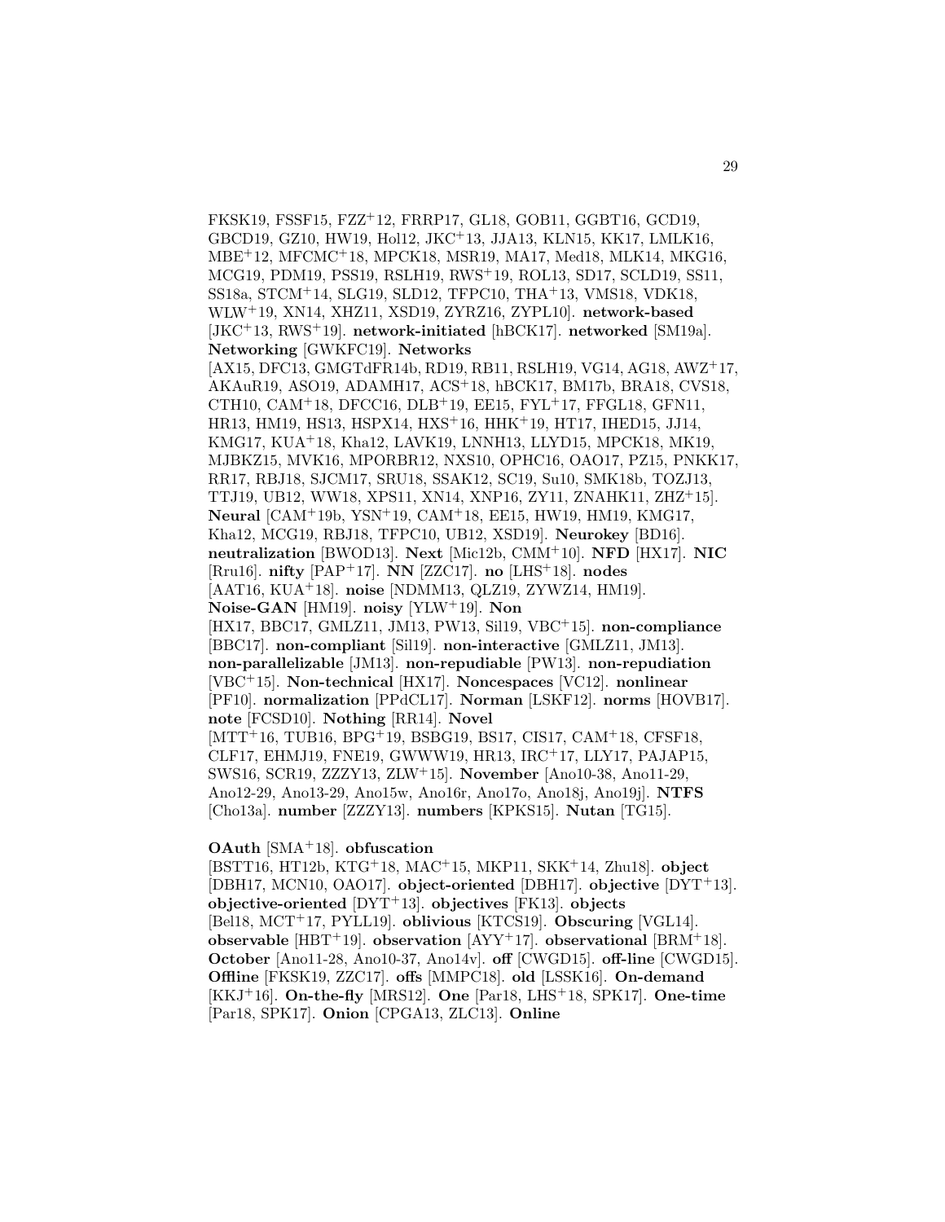FKSK19, FSSF15, FZZ+12, FRRP17, GL18, GOB11, GGBT16, GCD19, GBCD19, GZ10, HW19, Hol12, JKC+13, JJA13, KLN15, KK17, LMLK16, MBE+12, MFCMC+18, MPCK18, MSR19, MA17, Med18, MLK14, MKG16, MCG19, PDM19, PSS19, RSLH19, RWS+19, ROL13, SD17, SCLD19, SS11, SS18a, STCM+14, SLG19, SLD12, TFPC10, THA+13, VMS18, VDK18, WLW+19, XN14, XHZ11, XSD19, ZYRZ16, ZYPL10]. **network-based** [JKC+13, RWS+19]. **network-initiated** [hBCK17]. **networked** [SM19a]. **Networking** [GWKFC19]. **Networks** [AX15, DFC13, GMGTdFR14b, RD19, RB11, RSLH19, VG14, AG18, AWZ+17, AKAuR19, ASO19, ADAMH17, ACS+18, hBCK17, BM17b, BRA18, CVS18, CTH10, CAM+18, DFCC16, DLB+19, EE15, FYL+17, FFGL18, GFN11, HR13, HM19, HS13, HSPX14, HXS+16, HHK+19, HT17, IHED15, JJ14, KMG17, KUA+18, Kha12, LAVK19, LNNH13, LLYD15, MPCK18, MK19, MJBKZ15, MVK16, MPORBR12, NXS10, OPHC16, OAO17, PZ15, PNKK17, RR17, RBJ18, SJCM17, SRU18, SSAK12, SC19, Su10, SMK18b, TOZJ13, TTJ19, UB12, WW18, XPS11, XN14, XNP16, ZY11, ZNAHK11, ZHZ+15]. **Neural** [CAM+19b, YSN+19, CAM+18, EE15, HW19, HM19, KMG17, Kha12, MCG19, RBJ18, TFPC10, UB12, XSD19]. **Neurokey** [BD16]. **neutralization** [BWOD13]. **Next** [Mic12b, CMM+10]. **NFD** [HX17]. **NIC** [Rru16]. **nifty** [PAP+17]. **NN** [ZZC17]. **no** [LHS+18]. **nodes** [AAT16, KUA+18]. **noise** [NDMM13, QLZ19, ZYWZ14, HM19]. **Noise-GAN** [HM19]. **noisy** [YLW+19]. **Non** [HX17, BBC17, GMLZ11, JM13, PW13, Sil19, VBC+15]. **non-compliance** [BBC17]. **non-compliant** [Sil19]. **non-interactive** [GMLZ11, JM13]. **non-parallelizable** [JM13]. **non-repudiable** [PW13]. **non-repudiation** [VBC+15]. **Non-technical** [HX17]. **Noncespaces** [VC12]. **nonlinear** [PF10]. **normalization** [PPdCL17]. **Norman** [LSKF12]. **norms** [HOVB17]. **note** [FCSD10]. **Nothing** [RR14]. **Novel** [MTT+16, TUB16, BPG+19, BSBG19, BS17, CIS17, CAM+18, CFSF18, CLF17, EHMJ19, FNE19, GWWW19, HR13, IRC+17, LLY17, PAJAP15, SWS16, SCR19, ZZZY13, ZLW+15]. **November** [Ano10-38, Ano11-29, Ano12-29, Ano13-29, Ano15w, Ano16r, Ano17o, Ano18j, Ano19j]. **NTFS** [Cho13a]. **number** [ZZZY13]. **numbers** [KPKS15]. **Nutan** [TG15].

**OAuth** [SMA+18]. **obfuscation** [BSTT16, HT12b, KTG+18, MAC+15, MKP11, SKK+14, Zhu18]. **object** [DBH17, MCN10, OAO17]. **object-oriented** [DBH17]. **objective** [DYT+13]. **objective-oriented** [DYT+13]. **objectives** [FK13]. **objects** [Bel18, MCT+17, PYLL19]. **oblivious** [KTCS19]. **Obscuring** [VGL14]. **observable** [HBT+19]. **observation** [AYY+17]. **observational** [BRM+18]. **October** [Ano11-28, Ano10-37, Ano14v]. **off** [CWGD15]. **off-line** [CWGD15]. **Offline** [FKSK19, ZZC17]. **offs** [MMPC18]. **old** [LSSK16]. **On-demand** [KKJ+16]. **On-the-fly** [MRS12]. **One** [Par18, LHS+18, SPK17]. **One-time** [Par18, SPK17]. **Onion** [CPGA13, ZLC13]. **Online**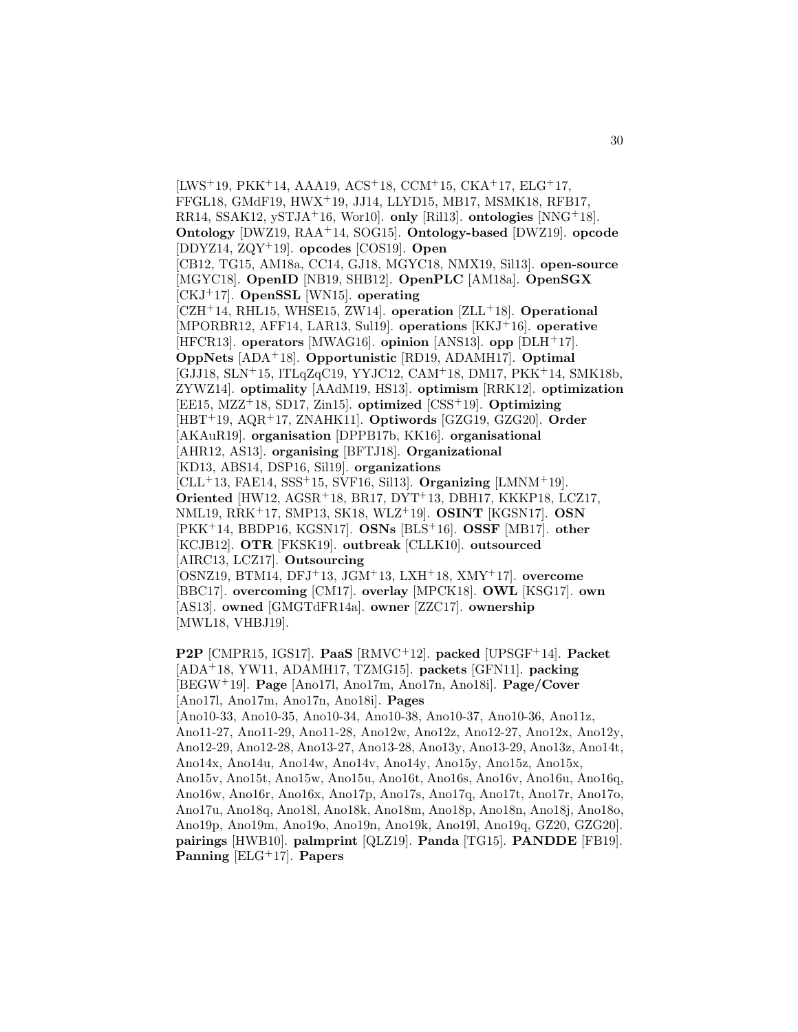[LWS+19, PKK+14, AAA19, ACS+18, CCM+15, CKA+17, ELG+17, FFGL18, GMdF19, HWX+19, JJ14, LLYD15, MB17, MSMK18, RFB17, RR14, SSAK12, ySTJA+16, Wor10]. **only** [Ril13]. **ontologies** [NNG+18]. **Ontology** [DWZ19, RAA+14, SOG15]. **Ontology-based** [DWZ19]. **opcode** [DDYZ14, ZQY+19]. **opcodes** [COS19]. **Open** [CB12, TG15, AM18a, CC14, GJ18, MGYC18, NMX19, Sil13]. **open-source** [MGYC18]. **OpenID** [NB19, SHB12]. **OpenPLC** [AM18a]. **OpenSGX** [CKJ+17]. **OpenSSL** [WN15]. **operating** [CZH+14, RHL15, WHSE15, ZW14]. **operation** [ZLL+18]. **Operational** [MPORBR12, AFF14, LAR13, Sul19]. **operations** [KKJ+16]. **operative** [HFCR13]. **operators** [MWAG16]. **opinion** [ANS13]. **opp** [DLH+17]. **OppNets** [ADA+18]. **Opportunistic** [RD19, ADAMH17]. **Optimal** [GJJ18, SLN+15, lTLqZqC19, YYJC12, CAM+18, DM17, PKK+14, SMK18b, ZYWZ14]. **optimality** [AAdM19, HS13]. **optimism** [RRK12]. **optimization** [EE15, MZZ+18, SD17, Zin15]. **optimized** [CSS+19]. **Optimizing** [HBT+19, AQR+17, ZNAHK11]. **Optiwords** [GZG19, GZG20]. **Order** [AKAuR19]. **organisation** [DPPB17b, KK16]. **organisational** [AHR12, AS13]. **organising** [BFTJ18]. **Organizational** [KD13, ABS14, DSP16, Sil19]. **organizations** [CLL+13, FAE14, SSS+15, SVF16, Sil13]. **Organizing** [LMNM+19]. **Oriented** [HW12, AGSR+18, BR17, DYT+13, DBH17, KKKP18, LCZ17, NML19, RRK+17, SMP13, SK18, WLZ+19]. **OSINT** [KGSN17]. **OSN** [PKK+14, BBDP16, KGSN17]. **OSNs** [BLS+16]. **OSSF** [MB17]. **other** [KCJB12]. **OTR** [FKSK19]. **outbreak** [CLLK10]. **outsourced** [AIRC13, LCZ17]. **Outsourcing** [OSNZ19, BTM14, DFJ+13, JGM+13, LXH+18, XMY+17]. **overcome** [BBC17]. **overcoming** [CM17]. **overlay** [MPCK18]. **OWL** [KSG17]. **own** [AS13]. **owned** [GMGTdFR14a]. **owner** [ZZC17]. **ownership** [MWL18, VHBJ19].

**P2P** [CMPR15, IGS17]. **PaaS** [RMVC+12]. **packed** [UPSGF+14]. **Packet** [ADA+18, YW11, ADAMH17, TZMG15]. **packets** [GFN11]. **packing** [BEGW+19]. **Page** [Ano17l, Ano17m, Ano17n, Ano18i]. **Page/Cover** [Ano17l, Ano17m, Ano17n, Ano18i]. **Pages** [Ano10-33, Ano10-35, Ano10-34, Ano10-38, Ano10-37, Ano10-36, Ano11z, Ano11-27, Ano11-29, Ano11-28, Ano12w, Ano12z, Ano12-27, Ano12x, Ano12y, Ano12-29, Ano12-28, Ano13-27, Ano13-28, Ano13y, Ano13-29, Ano13z, Ano14t, Ano14x, Ano14u, Ano14w, Ano14v, Ano14y, Ano15y, Ano15z, Ano15x, Ano15v, Ano15t, Ano15w, Ano15u, Ano16t, Ano16s, Ano16v, Ano16u, Ano16q, Ano16w, Ano16r, Ano16x, Ano17p, Ano17s, Ano17q, Ano17t, Ano17r, Ano17o, Ano17u, Ano18q, Ano18l, Ano18k, Ano18m, Ano18p, Ano18n, Ano18j, Ano18o, Ano19p, Ano19m, Ano19o, Ano19n, Ano19k, Ano19l, Ano19q, GZ20, GZG20]. **pairings** [HWB10]. **palmprint** [QLZ19]. **Panda** [TG15]. **PANDDE** [FB19]. **Panning** [ELG+17]. **Papers**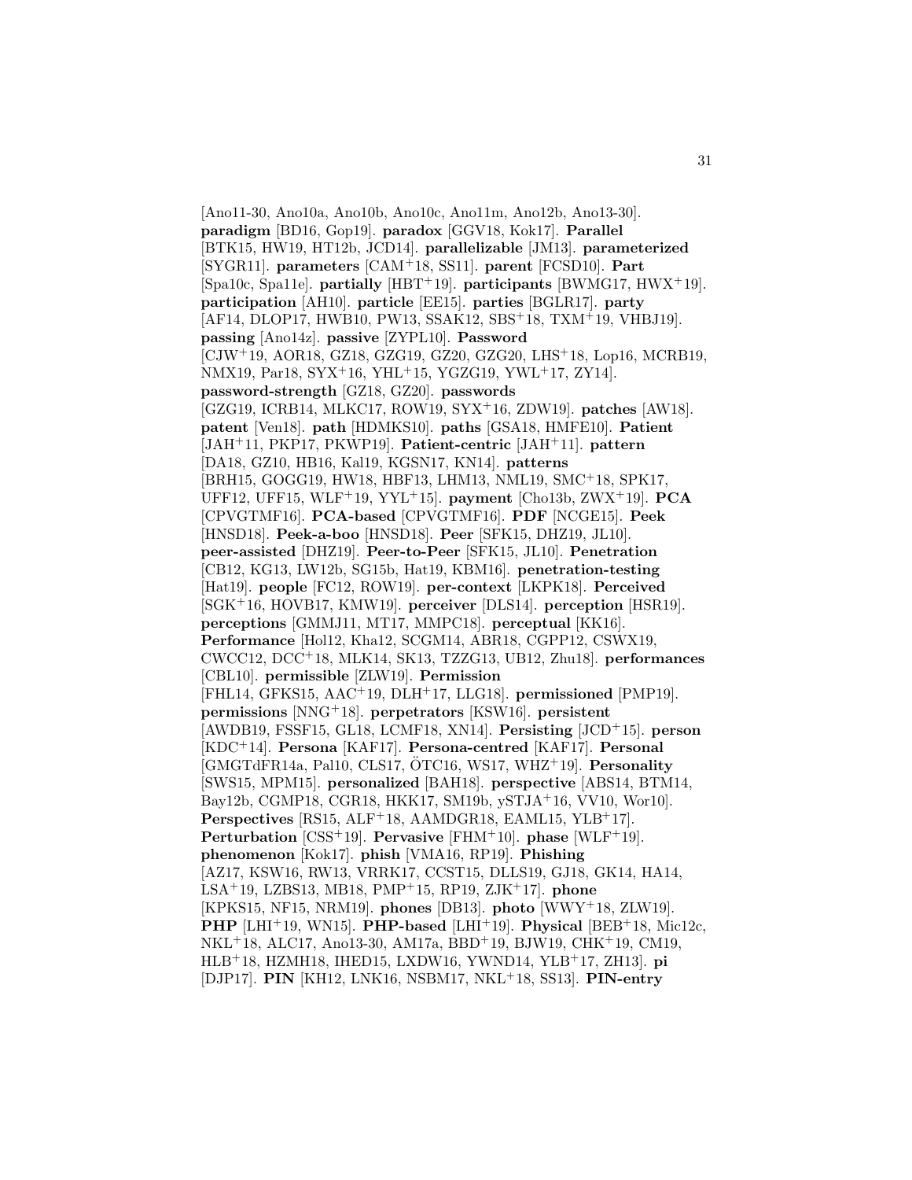[Ano11-30, Ano10a, Ano10b, Ano10c, Ano11m, Ano12b, Ano13-30]. **paradigm** [BD16, Gop19]. **paradox** [GGV18, Kok17]. **Parallel** [BTK15, HW19, HT12b, JCD14]. **parallelizable** [JM13]. **parameterized** [SYGR11]. **parameters** [CAM+18, SS11]. **parent** [FCSD10]. **Part** [Spa10c, Spa11e]. **partially** [HBT+19]. **participants** [BWMG17, HWX+19]. **participation** [AH10]. **particle** [EE15]. **parties** [BGLR17]. **party** [AF14, DLOP17, HWB10, PW13, SSAK12, SBS+18, TXM+19, VHBJ19]. **passing** [Ano14z]. **passive** [ZYPL10]. **Password** [CJW+19, AOR18, GZ18, GZG19, GZ20, GZG20, LHS+18, Lop16, MCRB19, NMX19, Par18, SYX+16, YHL+15, YGZG19, YWL+17, ZY14]. **password-strength** [GZ18, GZ20]. **passwords** [GZG19, ICRB14, MLKC17, ROW19, SYX+16, ZDW19]. **patches** [AW18]. **patent** [Ven18]. **path** [HDMKS10]. **paths** [GSA18, HMFE10]. **Patient** [JAH+11, PKP17, PKWP19]. **Patient-centric** [JAH+11]. **pattern** [DA18, GZ10, HB16, Kal19, KGSN17, KN14]. **patterns** [BRH15, GOGG19, HW18, HBF13, LHM13, NML19, SMC+18, SPK17, UFF12, UFF15, WLF+19, YYL+15]. **payment** [Cho13b, ZWX+19]. **PCA** [CPVGTMF16]. **PCA-based** [CPVGTMF16]. **PDF** [NCGE15]. **Peek** [HNSD18]. **Peek-a-boo** [HNSD18]. **Peer** [SFK15, DHZ19, JL10]. **peer-assisted** [DHZ19]. **Peer-to-Peer** [SFK15, JL10]. **Penetration** [CB12, KG13, LW12b, SG15b, Hat19, KBM16]. **penetration-testing** [Hat19]. **people** [FC12, ROW19]. **per-context** [LKPK18]. **Perceived** [SGK+16, HOVB17, KMW19]. **perceiver** [DLS14]. **perception** [HSR19]. **perceptions** [GMMJ11, MT17, MMPC18]. **perceptual** [KK16]. **Performance** [Hol12, Kha12, SCGM14, ABR18, CGPP12, CSWX19, CWCC12, DCC+18, MLK14, SK13, TZZG13, UB12, Zhu18]. **performances** [CBL10]. **permissible** [ZLW19]. **Permission** [FHL14, GFKS15, AAC+19, DLH+17, LLG18]. **permissioned** [PMP19]. **permissions** [NNG+18]. **perpetrators** [KSW16]. **persistent** [AWDB19, FSSF15, GL18, LCMF18, XN14]. **Persisting** [JCD+15]. **person** [KDC+14]. **Persona** [KAF17]. **Persona-centred** [KAF17]. **Personal** [GMGTdFR14a, Pal10, CLS17, ÖTC16, WS17, WHZ+19]. **Personality** [SWS15, MPM15]. **personalized** [BAH18]. **perspective** [ABS14, BTM14, Bay12b, CGMP18, CGR18, HKK17, SM19b, ySTJA+16, VV10, Wor10]. **Perspectives** [RS15, ALF+18, AAMDGR18, EAML15, YLB+17]. **Perturbation** [CSS+19]. **Pervasive** [FHM+10]. **phase** [WLF+19]. **phenomenon** [Kok17]. **phish** [VMA16, RP19]. **Phishing** [AZ17, KSW16, RW13, VRRK17, CCST15, DLLS19, GJ18, GK14, HA14, LSA+19, LZBS13, MB18, PMP+15, RP19, ZJK+17]. **phone** [KPKS15, NF15, NRM19]. **phones** [DB13]. **photo** [WWY+18, ZLW19]. **PHP** [LHI+19, WN15]. **PHP-based** [LHI+19]. **Physical** [BEB+18, Mic12c, NKL+18, ALC17, Ano13-30, AM17a, BBD+19, BJW19, CHK+19, CM19, HLB+18, HZMH18, IHED15, LXDW16, YWND14, YLB+17, ZH13]. **pi** [DJP17]. **PIN** [KH12, LNK16, NSBM17, NKL+18, SS13]. **PIN-entry**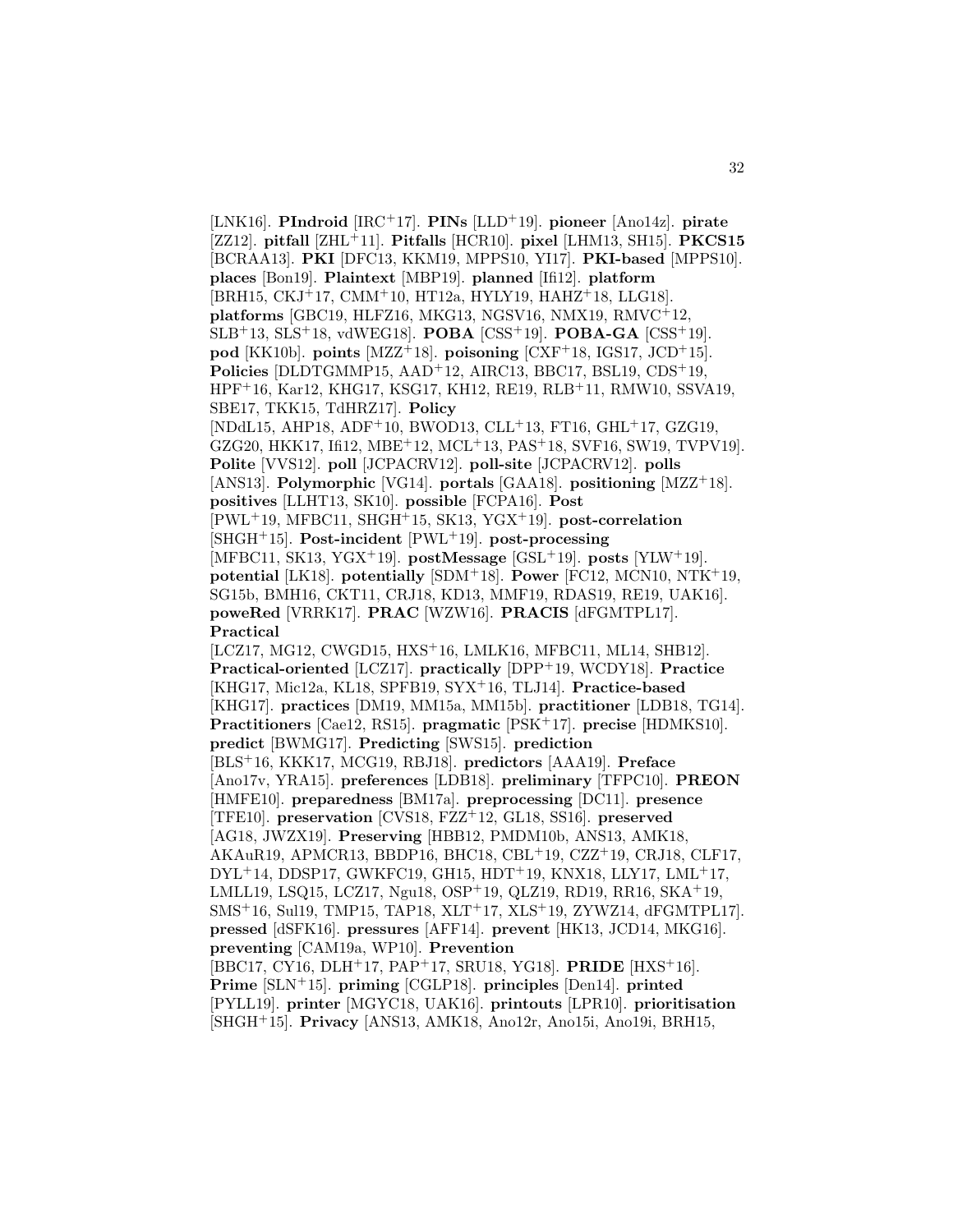[LNK16]. **PIndroid** [IRC[+]17]. **PINs** [LLD[+]19]. **pioneer** [Ano14z]. **pirate** [ZZ12]. **pitfall** [ZHL[+]11]. **Pitfalls** [HCR10]. **pixel** [LHM13, SH15]. **PKCS15** [BCRAA13]. **PKI** [DFC13, KKM19, MPPS10, YI17]. **PKI-based** [MPPS10]. **places** [Bon19]. **Plaintext** [MBP19]. **planned** [Ifi12]. **platform** [BRH15, CKJ[+]17, CMM[+]10, HT12a, HYLY19, HAHZ[+]18, LLG18]. **platforms** [GBC19, HLFZ16, MKG13, NGSV16, NMX19, RMVC[+]12, SLB[+]13, SLS[+]18, vdWEG18]. **POBA** [CSS[+]19]. **POBA-GA** [CSS[+]19]. **pod** [KK10b]. **points** [MZZ[+]18]. **poisoning** [CXF[+]18, IGS17, JCD[+]15]. **Policies** [DLDTGMMP15, AAD[+]12, AIRC13, BBC17, BSL19, CDS[+]19, HPF[+]16, Kar12, KHG17, KSG17, KH12, RE19, RLB[+]11, RMW10, SSVA19, SBE17, TKK15, TdHRZ17]. **Policy** [NDdL15, AHP18, ADF[+]10, BWOD13, CLL[+]13, FT16, GHL[+]17, GZG19, GZG20, HKK17, Ifi12, MBE[+]12, MCL[+]13, PAS[+]18, SVF16, SW19, TVPV19]. **Polite** [VVS12]. **poll** [JCPACRV12]. **poll-site** [JCPACRV12]. **polls** [ANS13]. **Polymorphic** [VG14]. **portals** [GAA18]. **positioning** [MZZ[+]18]. **positives** [LLHT13, SK10]. **possible** [FCPA16]. **Post** [PWL[+]19, MFBC11, SHGH[+]15, SK13, YGX[+]19]. **post-correlation** [SHGH[+]15]. **Post-incident** [PWL[+]19]. **post-processing** [MFBC11, SK13, YGX[+]19]. **postMessage** [GSL[+]19]. **posts** [YLW[+]19]. **potential** [LK18]. **potentially** [SDM[+]18]. **Power** [FC12, MCN10, NTK[+]19, SG15b, BMH16, CKT11, CRJ18, KD13, MMF19, RDAS19, RE19, UAK16]. **poweRed** [VRRK17]. **PRAC** [WZW16]. **PRACIS** [dFGMTPL17]. **Practical** [LCZ17, MG12, CWGD15, HXS[+]16, LMLK16, MFBC11, ML14, SHB12]. **Practical-oriented** [LCZ17]. **practically** [DPP[+]19, WCDY18]. **Practice** [KHG17, Mic12a, KL18, SPFB19, SYX[+]16, TLJ14]. **Practice-based** [KHG17]. **practices** [DM19, MM15a, MM15b]. **practitioner** [LDB18, TG14]. **Practitioners** [Cae12, RS15]. **pragmatic** [PSK[+]17]. **precise** [HDMKS10]. **predict** [BWMG17]. **Predicting** [SWS15]. **prediction** [BLS[+]16, KKK17, MCG19, RBJ18]. **predictors** [AAA19]. **Preface** [Ano17v, YRA15]. **preferences** [LDB18]. **preliminary** [TFPC10]. **PREON** [HMFE10]. **preparedness** [BM17a]. **preprocessing** [DC11]. **presence** [TFE10]. **preservation** [CVS18, FZZ[+]12, GL18, SS16]. **preserved** [AG18, JWZX19]. **Preserving** [HBB12, PMDM10b, ANS13, AMK18, AKAuR19, APMCR13, BBDP16, BHC18, CBL[+]19, CZZ[+]19, CRJ18, CLF17, DYL[+]14, DDSP17, GWKFC19, GH15, HDT[+]19, KNX18, LLY17, LML[+]17, LMLL19, LSQ15, LCZ17, Ngu18, OSP[+]19, QLZ19, RD19, RR16, SKA[+]19, SMS[+]16, Sul19, TMP15, TAP18, XLT[+]17, XLS[+]19, ZYWZ14, dFGMTPL17]. **pressed** [dSFK16]. **pressures** [AFF14]. **prevent** [HK13, JCD14, MKG16]. **preventing** [CAM19a, WP10]. **Prevention** [BBC17, CY16, DLH[+]17, PAP[+]17, SRU18, YG18]. **PRIDE** [HXS[+]16]. **Prime** [SLN[+]15]. **priming** [CGLP18]. **principles** [Den14]. **printed** [PYLL19]. **printer** [MGYC18, UAK16]. **printouts** [LPR10]. **prioritisation** [SHGH[+]15]. **Privacy** [ANS13, AMK18, Ano12r, Ano15i, Ano19i, BRH15,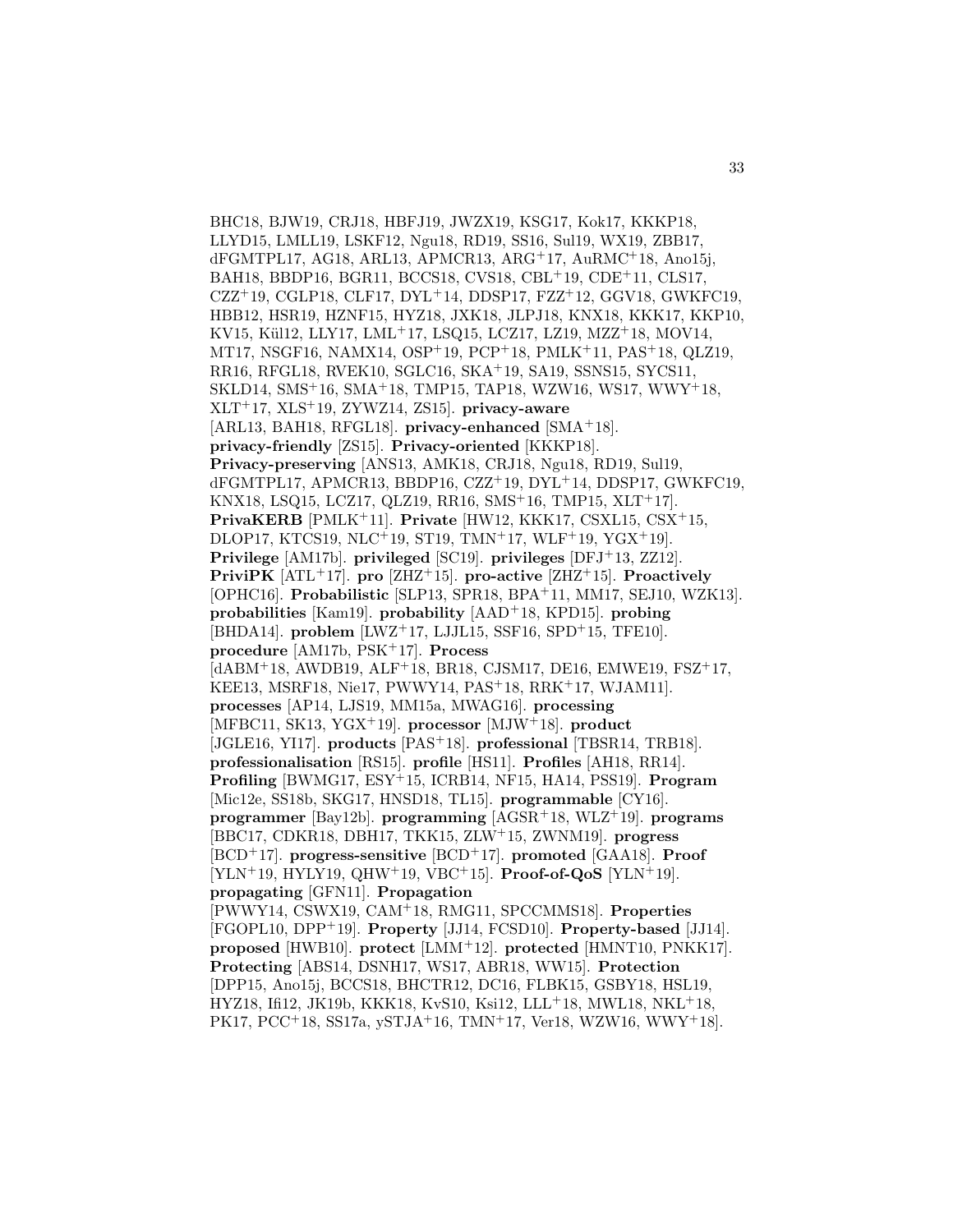BHC18, BJW19, CRJ18, HBFJ19, JWZX19, KSG17, Kok17, KKKP18, LLYD15, LMLL19, LSKF12, Ngu18, RD19, SS16, Sul19, WX19, ZBB17, dFGMTPL17, AG18, ARL13, APMCR13, ARG+17, AuRMC+18, Ano15j, BAH18, BBDP16, BGR11, BCCS18, CVS18, CBL+19, CDE+11, CLS17, CZZ+19, CGLP18, CLF17, DYL+14, DDSP17, FZZ+12, GGV18, GWKFC19, HBB12, HSR19, HZNF15, HYZ18, JXK18, JLPJ18, KNX18, KKK17, KKP10, KV15, Kül12, LLY17, LML+17, LSQ15, LCZ17, LZ19, MZZ+18, MOV14, MT17, NSGF16, NAMX14, OSP+19, PCP+18, PMLK+11, PAS+18, QLZ19, RR16, RFGL18, RVEK10, SGLC16, SKA+19, SA19, SSNS15, SYCS11, SKLD14, SMS+16, SMA+18, TMP15, TAP18, WZW16, WS17, WWY+18, XLT+17, XLS+19, ZYWZ14, ZS15]. **privacy-aware** [ARL13, BAH18, RFGL18]. **privacy-enhanced** [SMA+18]. **privacy-friendly** [ZS15]. **Privacy-oriented** [KKKP18]. **Privacy-preserving** [ANS13, AMK18, CRJ18, Ngu18, RD19, Sul19, dFGMTPL17, APMCR13, BBDP16, CZZ+19, DYL+14, DDSP17, GWKFC19, KNX18, LSQ15, LCZ17, QLZ19, RR16, SMS+16, TMP15, XLT+17]. **PrivaKERB** [PMLK+11]. **Private** [HW12, KKK17, CSXL15, CSX+15, DLOP17, KTCS19, NLC+19, ST19, TMN+17, WLF+19, YGX+19]. **Privilege** [AM17b]. **privileged** [SC19]. **privileges** [DFJ+13, ZZ12]. **PriviPK** [ATL+17]. **pro** [ZHZ+15]. **pro-active** [ZHZ+15]. **Proactively** [OPHC16]. **Probabilistic** [SLP13, SPR18, BPA+11, MM17, SEJ10, WZK13]. **probabilities** [Kam19]. **probability** [AAD+18, KPD15]. **probing** [BHDA14]. **problem** [LWZ+17, LJJL15, SSF16, SPD+15, TFE10]. **procedure** [AM17b, PSK+17]. **Process** [dABM+18, AWDB19, ALF+18, BR18, CJSM17, DE16, EMWE19, FSZ+17, KEE13, MSRF18, Nie17, PWWY14, PAS+18, RRK+17, WJAM11]. **processes** [AP14, LJS19, MM15a, MWAG16]. **processing** [MFBC11, SK13, YGX+19]. **processor** [MJW+18]. **product** [JGLE16, YI17]. **products** [PAS+18]. **professional** [TBSR14, TRB18]. **professionalisation** [RS15]. **profile** [HS11]. **Profiles** [AH18, RR14]. **Profiling** [BWMG17, ESY+15, ICRB14, NF15, HA14, PSS19]. **Program** [Mic12e, SS18b, SKG17, HNSD18, TL15]. **programmable** [CY16]. **programmer** [Bay12b]. **programming** [AGSR+18, WLZ+19]. **programs** [BBC17, CDKR18, DBH17, TKK15, ZLW+15, ZWNM19]. **progress** [BCD+17]. **progress-sensitive** [BCD+17]. **promoted** [GAA18]. **Proof** [YLN+19, HYLY19, QHW+19, VBC+15]. **Proof-of-QoS** [YLN+19]. **propagating** [GFN11]. **Propagation** [PWWY14, CSWX19, CAM+18, RMG11, SPCCMMS18]. **Properties** [FGOPL10, DPP+19]. **Property** [JJ14, FCSD10]. **Property-based** [JJ14]. **proposed** [HWB10]. **protect** [LMM+12]. **protected** [HMNT10, PNKK17]. **Protecting** [ABS14, DSNH17, WS17, ABR18, WW15]. **Protection** [DPP15, Ano15j, BCCS18, BHCTR12, DC16, FLBK15, GSBY18, HSL19, HYZ18, Ifi12, JK19b, KKK18, KvS10, Ksi12, LLL+18, MWL18, NKL+18, PK17, PCC+18, SS17a, ySTJA+16, TMN+17, Ver18, WZW16, WWY+18].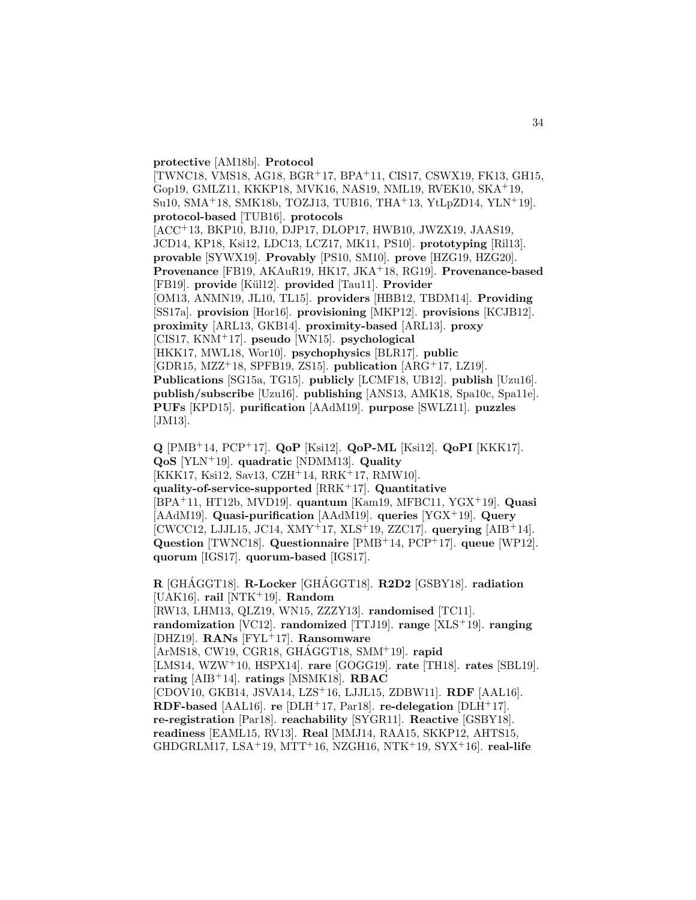**protective** [AM18b]. **Protocol** [TWNC18, VMS18, AG18, BGR+17, BPA+11, CIS17, CSWX19, FK13, GH15, Gop19, GMLZ11, KKKP18, MVK16, NAS19, NML19, RVEK10, SKA+19, Su10, SMA+18, SMK18b, TOZJ13, TUB16, THA+13, YtLpZD14, YLN+19]. **protocol-based** [TUB16]. **protocols** [ACC+13, BKP10, BJ10, DJP17, DLOP17, HWB10, JWZX19, JAAS19, JCD14, KP18, Ksi12, LDC13, LCZ17, MK11, PS10]. **prototyping** [Ril13]. **provable** [SYWX19]. **Provably** [PS10, SM10]. **prove** [HZG19, HZG20]. **Provenance** [FB19, AKAuR19, HK17, JKA+18, RG19]. **Provenance-based** [FB19]. **provide** [Kül12]. **provided** [Tau11]. **Provider** [OM13, ANMN19, JL10, TL15]. **providers** [HBB12, TBDM14]. **Providing** [SS17a]. **provision** [Hor16]. **provisioning** [MKP12]. **provisions** [KCJB12]. **proximity** [ARL13, GKB14]. **proximity-based** [ARL13]. **proxy** [CIS17, KNM+17]. **pseudo** [WN15]. **psychological** [HKK17, MWL18, Wor10]. **psychophysics** [BLR17]. **public** [GDR15, MZZ+18, SPFB19, ZS15]. **publication** [ARG+17, LZ19]. **Publications** [SG15a, TG15]. **publicly** [LCMF18, UB12]. **publish** [Uzu16]. **publish/subscribe** [Uzu16]. **publishing** [ANS13, AMK18, Spa10c, Spa11e]. **PUFs** [KPD15]. **purification** [AAdM19]. **purpose** [SWLZ11]. **puzzles** [JM13].

**Q** [PMB+14, PCP+17]. **QoP** [Ksi12]. **QoP-ML** [Ksi12]. **QoPI** [KKK17]. **QoS** [YLN+19]. **quadratic** [NDMM13]. **Quality** [KKK17, Ksi12, Sav13, CZH+14, RRK+17, RMW10]. **quality-of-service-supported** [RRK+17]. **Quantitative** [BPA+11, HT12b, MVD19]. **quantum** [Kam19, MFBC11, YGX+19]. **Quasi** [AAdM19]. **Quasi-purification** [AAdM19]. **queries** [YGX+19]. **Query** [CWCC12, LJJL15, JC14, XMY+17, XLS+19, ZZC17]. **querying** [AIB+14]. **Question** [TWNC18]. **Questionnaire** [PMB+14, PCP+17]. **queue** [WP12]. **quorum** [IGS17]. **quorum-based** [IGS17].

**R** [GHÁGGT18]. **R-Locker** [GHÁGGT18]. **R2D2** [GSBY18]. **radiation** [UAK16]. **rail** [NTK+19]. **Random** [RW13, LHM13, QLZ19, WN15, ZZZY13]. **randomised** [TC11]. **randomization** [VC12]. **randomized** [TTJ19]. **range** [XLS+19]. **ranging** [DHZ19]. **RANs** [FYL+17]. **Ransomware** [ArMS18, CW19, CGR18, GHÁGGT18, SMM+19]. **rapid** [LMS14, WZW+10, HSPX14]. **rare** [GOGG19]. **rate** [TH18]. **rates** [SBL19]. **rating** [AIB+14]. **ratings** [MSMK18]. **RBAC** [CDOV10, GKB14, JSVA14, LZS+16, LJJL15, ZDBW11]. **RDF** [AAL16]. **RDF-based** [AAL16]. **re** [DLH+17, Par18]. **re-delegation** [DLH+17]. **re-registration** [Par18]. **reachability** [SYGR11]. **Reactive** [GSBY18]. **readiness** [EAML15, RV13]. **Real** [MMJ14, RAA15, SKKP12, AHTS15, GHDGRLM17, LSA+19, MTT+16, NZGH16, NTK+19, SYX+16]. **real-life**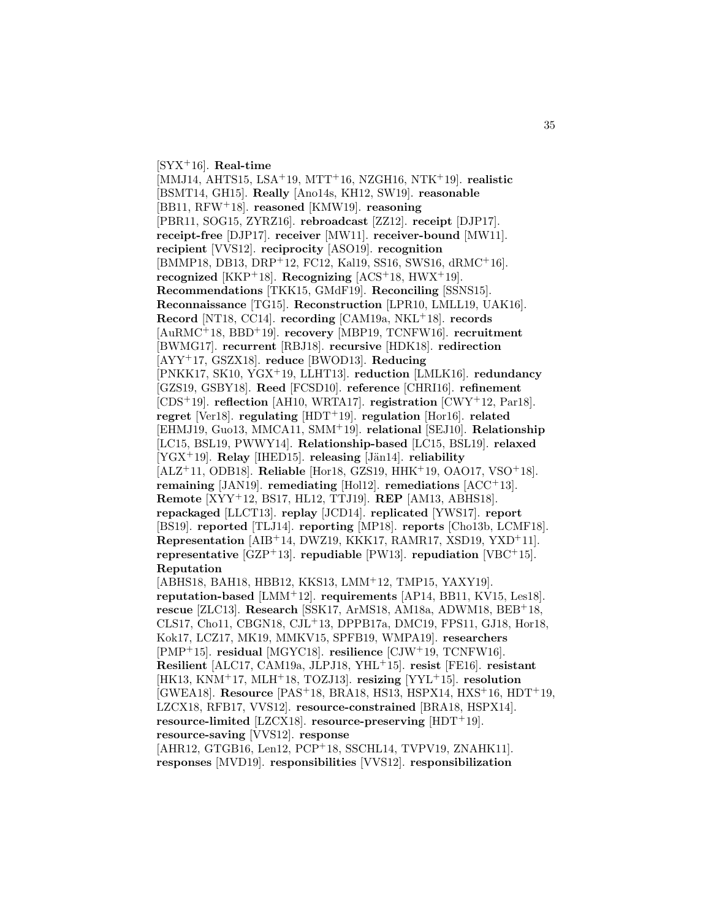[SYX[+]16]. **Real-time** [MMJ14, AHTS15, LSA[+]19, MTT[+]16, NZGH16, NTK[+]19]. **realistic** [BSMT14, GH15]. **Really** [Ano14s, KH12, SW19]. **reasonable** [BB11, RFW[+]18]. **reasoned** [KMW19]. **reasoning** [PBR11, SOG15, ZYRZ16]. **rebroadcast** [ZZ12]. **receipt** [DJP17]. **receipt-free** [DJP17]. **receiver** [MW11]. **receiver-bound** [MW11]. **recipient** [VVS12]. **reciprocity** [ASO19]. **recognition** [BMMP18, DB13, DRP[+]12, FC12, Kal19, SS16, SWS16, dRMC[+]16]. **recognized** [KKP[+]18]. **Recognizing** [ACS[+]18, HWX[+]19]. **Recommendations** [TKK15, GMdF19]. **Reconciling** [SSNS15]. **Reconnaissance** [TG15]. **Reconstruction** [LPR10, LMLL19, UAK16]. **Record** [NT18, CC14]. **recording** [CAM19a, NKL[+]18]. **records** [AuRMC[+]18, BBD[+]19]. **recovery** [MBP19, TCNFW16]. **recruitment** [BWMG17]. **recurrent** [RBJ18]. **recursive** [HDK18]. **redirection** [AYY[+]17, GSZX18]. **reduce** [BWOD13]. **Reducing** [PNKK17, SK10, YGX[+]19, LLHT13]. **reduction** [LMLK16]. **redundancy** [GZS19, GSBY18]. **Reed** [FCSD10]. **reference** [CHRI16]. **refinement** [CDS[+]19]. **reflection** [AH10, WRTA17]. **registration** [CWY[+]12, Par18]. **regret** [Ver18]. **regulating** [HDT[+]19]. **regulation** [Hor16]. **related** [EHMJ19, Guo13, MMCA11, SMM[+]19]. **relational** [SEJ10]. **Relationship** [LC15, BSL19, PWWY14]. **Relationship-based** [LC15, BSL19]. **relaxed** [YGX[+]19]. **Relay** [IHED15]. **releasing** [Jän14]. **reliability** [ALZ[+]11, ODB18]. **Reliable** [Hor18, GZS19, HHK[+]19, OAO17, VSO[+]18]. **remaining** [JAN19]. **remediating** [Hol12]. **remediations** [ACC[+]13]. **Remote** [XYY[+]12, BS17, HL12, TTJ19]. **REP** [AM13, ABHS18]. **repackaged** [LLCT13]. **replay** [JCD14]. **replicated** [YWS17]. **report** [BS19]. **reported** [TLJ14]. **reporting** [MP18]. **reports** [Cho13b, LCMF18]. **Representation** [AIB[+]14, DWZ19, KKK17, RAMR17, XSD19, YXD[+]11]. **representative** [GZP[+]13]. **repudiable** [PW13]. **repudiation** [VBC[+]15]. **Reputation** [ABHS18, BAH18, HBB12, KKS13, LMM[+]12, TMP15, YAXY19]. **reputation-based** [LMM[+]12]. **requirements** [AP14, BB11, KV15, Les18]. **rescue** [ZLC13]. **Research** [SSK17, ArMS18, AM18a, ADWM18, BEB[+]18, CLS17, Cho11, CBGN18, CJL[+]13, DPPB17a, DMC19, FPS11, GJ18, Hor18, Kok17, LCZ17, MK19, MMKV15, SPFB19, WMPA19]. **researchers** [PMP[+]15]. **residual** [MGYC18]. **resilience** [CJW[+]19, TCNFW16]. **Resilient** [ALC17, CAM19a, JLPJ18, YHL[+]15]. **resist** [FE16]. **resistant** [HK13, KNM[+]17, MLH[+]18, TOZJ13]. **resizing** [YYL[+]15]. **resolution** [GWEA18]. **Resource** [PAS[+]18, BRA18, HS13, HSPX14, HXS[+]16, HDT[+]19, LZCX18, RFB17, VVS12]. **resource-constrained** [BRA18, HSPX14]. **resource-limited** [LZCX18]. **resource-preserving** [HDT[+]19]. **resource-saving** [VVS12]. **response** [AHR12, GTGB16, Len12, PCP[+]18, SSCHL14, TVPV19, ZNAHK11]. **responses** [MVD19]. **responsibilities** [VVS12]. **responsibilization**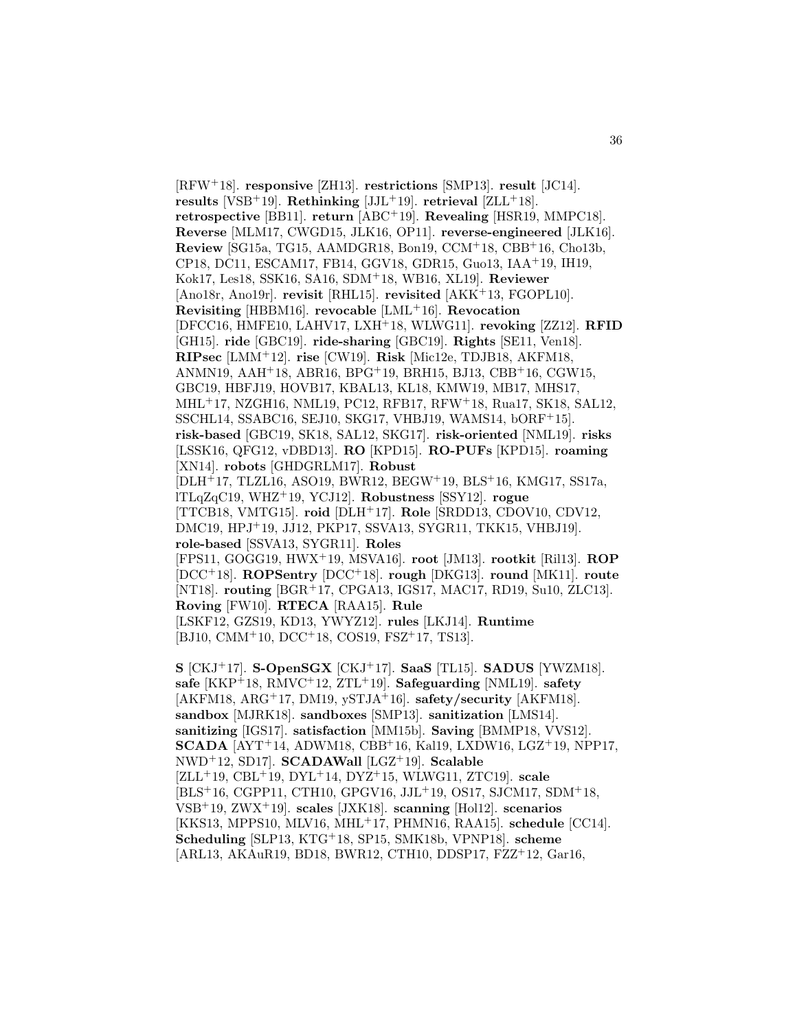[RFW[+]18]. **responsive** [ZH13]. **restrictions** [SMP13]. **result** [JC14]. **results** [VSB[+]19]. **Rethinking** [JJL[+]19]. **retrieval** [ZLL[+]18]. **retrospective** [BB11]. **return** [ABC[+]19]. **Revealing** [HSR19, MMPC18]. **Reverse** [MLM17, CWGD15, JLK16, OP11]. **reverese-engineered** [JLK16]. **Review** [SG15a, TG15, AAMDGR18, Bon19, CCM[+]18, CBB[+]16, Cho13b, CP18, DC11, ESCAM17, FB14, GGV18, GDR15, Guo13, IAA[+]19, IH19, Kok17, Les18, SSK16, SA16, SDM[+]18, WB16, XL19]. **Reviewer** [Ano18r, Ano19r]. **revisit** [RHL15]. **revisited** [AKK[+]13, FGOPL10]. **Revisiting** [HBBM16]. **revocable** [LML[+]16]. **Revocation** [DFCC16, HMFE10, LAHV17, LXH[+]18, WLWG11]. **revoking** [ZZ12]. **RFID** [GH15]. **ride** [GBC19]. **ride-sharing** [GBC19]. **Rights** [SE11, Ven18]. **RIPsec** [LMM[+]12]. **rise** [CW19]. **Risk** [Mic12e, TDJB18, AKFM18, ANMN19, AAH[+]18, ABR16, BPG[+]19, BRH15, BJ13, CBB[+]16, CGW15, GBC19, HBFJ19, HOVB17, KBAL13, KL18, KMW19, MB17, MHS17, MHL[+]17, NZGH16, NML19, PC12, RFB17, RFW[+]18, Rua17, SK18, SAL12, SSCHL14, SSABC16, SEJ10, SKG17, VHBJ19, WAMS14, bORF[+]15]. **risk-based** [GBC19, SK18, SAL12, SKG17]. **risk-oriented** [NML19]. **risks** [LSSK16, QFG12, vDBD13]. **RO** [KPD15]. **RO-PUFs** [KPD15]. **roaming** [XN14]. **robots** [GHDGRLM17]. **Robust** [DLH[+]17, TLZL16, ASO19, BWR12, BEGW[+]19, BLS[+]16, KMG17, SS17a, lTLqZqC19, WHZ[+]19, YCJ12]. **Robustness** [SSY12]. **rogue** [TTCB18, VMTG15]. **roid** [DLH[+]17]. **Role** [SRDD13, CDOV10, CDV12, DMC19, HPJ[+]19, JJ12, PKP17, SSVA13, SYGR11, TKK15, VHBJ19]. **role-based** [SSVA13, SYGR11]. **Roles** [FPS11, GOGG19, HWX[+]19, MSVA16]. **root** [JM13]. **rootkit** [Ril13]. **ROP** [DCC[+]18]. **ROPSentry** [DCC[+]18]. **rough** [DKG13]. **round** [MK11]. **route** [NT18]. **routing** [BGR[+]17, CPGA13, IGS17, MAC17, RD19, Su10, ZLC13]. **Roving** [FW10]. **RTECA** [RAA15]. **Rule** [LSKF12, GZS19, KD13, YWYZ12]. **rules** [LKJ14]. **Runtime** [BJ10, CMM[+]10, DCC[+]18, COS19, FSZ[+]17, TS13].

**S** [CKJ[+]17]. **S-OpenSGX** [CKJ[+]17]. **SaaS** [TL15]. **SADUS** [YWZM18]. **safe** [KKP[+]18, RMVC[+]12, ZTL[+]19]. **Safeguarding** [NML19]. **safety** [AKFM18, ARG[+]17, DM19, ySTJA[+]16]. **safety/security** [AKFM18]. **sandbox** [MJRK18]. **sandboxes** [SMP13]. **sanitization** [LMS14]. **sanitizing** [IGS17]. **satisfaction** [MM15b]. **Saving** [BMMP18, VVS12]. **SCADA** [AYT[+]14, ADWM18, CBB[+]16, Kal19, LXDW16, LGZ[+]19, NPP17, NWD[+]12, SD17]. **SCADAWall** [LGZ[+]19]. **Scalable** [ZLL[+]19, CBL[+]19, DYL[+]14, DYZ[+]15, WLWG11, ZTC19]. **scale** [BLS[+]16, CGPP11, CTH10, GPGV16, JJL[+]19, OS17, SJCM17, SDM[+]18, VSB[+]19, ZWX[+]19]. **scales** [JXK18]. **scanning** [Hol12]. **scenarios** [KKS13, MPPS10, MLV16, MHL[+]17, PHMN16, RAA15]. **schedule** [CC14]. **Scheduling** [SLP13, KTG[+]18, SP15, SMK18b, VPNP18]. **scheme** [ARL13, AKAuR19, BD18, BWR12, CTH10, DDSP17, FZZ[+]12, Gar16,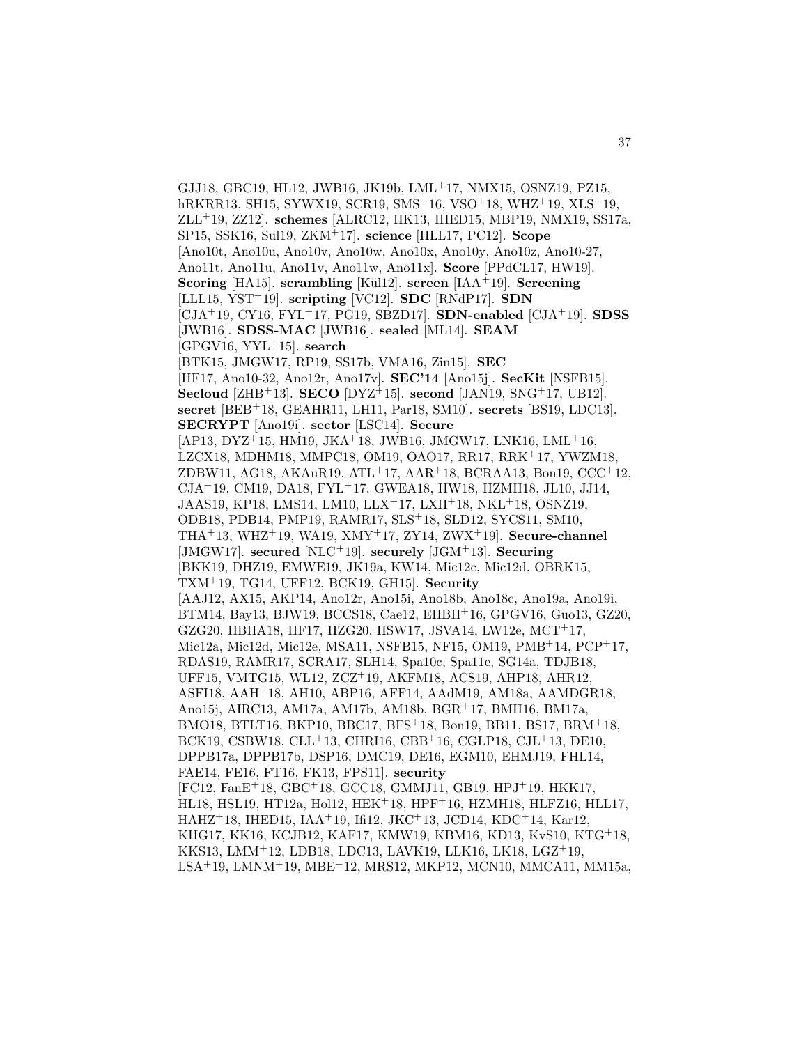GJJ18, GBC19, HL12, JWB16, JK19b, LML+17, NMX15, OSNZ19, PZ15, hRKRR13, SH15, SYWX19, SCR19, SMS+16, VSO+18, WHZ+19, XLS+19, ZLL+19, ZZ12]. **schemes** [ALRC12, HK13, IHED15, MBP19, NMX19, SS17a, SP15, SSK16, Sul19, ZKM+17]. **science** [HLL17, PC12]. **Scope** [Ano10t, Ano10u, Ano10v, Ano10w, Ano10x, Ano10y, Ano10z, Ano10-27, Ano11t, Ano11u, Ano11v, Ano11w, Ano11x]. **Score** [PPdCL17, HW19]. **Scoring** [HA15]. **scrambling** [Kül12]. **screen** [IAA+19]. **Screening** [LLL15, YST+19]. **scripting** [VC12]. **SDC** [RNdP17]. **SDN** [CJA+19, CY16, FYL+17, PG19, SBZD17]. **SDN-enabled** [CJA+19]. **SDSS** [JWB16]. **SDSS-MAC** [JWB16]. **sealed** [ML14]. **SEAM** [GPGV16, YYL+15]. **search** [BTK15, JMGW17, RP19, SS17b, VMA16, Zin15]. **SEC** [HF17, Ano10-32, Ano12r, Ano17v]. **SEC'14** [Ano15j]. **SecKit** [NSFB15]. **Secloud** [ZHB+13]. **SECO** [DYZ+15]. **second** [JAN19, SNG+17, UB12]. **secret** [BEB+18, GEAHR11, LH11, Par18, SM10]. **secrets** [BS19, LDC13]. **SECRYPT** [Ano19i]. **sector** [LSC14]. **Secure** [AP13, DYZ+15, HM19, JKA+18, JWB16, JMGW17, LNK16, LML+16, LZCX18, MDHM18, MMPC18, OM19, OAO17, RR17, RRK+17, YWZM18, ZDBW11, AG18, AKAuR19, ATL+17, AAR+18, BCRAA13, Bon19, CCC+12, CJA+19, CM19, DA18, FYL+17, GWEA18, HW18, HZMH18, JL10, JJ14, JAAS19, KP18, LMS14, LM10, LLX+17, LXH+18, NKL+18, OSNZ19, ODB18, PDB14, PMP19, RAMR17, SLS+18, SLD12, SYCS11, SM10, THA+13, WHZ+19, WA19, XMY+17, ZY14, ZWX+19]. **Secure-channel** [JMGW17]. **secured** [NLC+19]. **securely** [JGM+13]. **Securing** [BKK19, DHZ19, EMWE19, JK19a, KW14, Mic12c, Mic12d, OBRK15, TXM+19, TG14, UFF12, BCK19, GH15]. **Security** [AAJ12, AX15, AKP14, Ano12r, Ano15i, Ano18b, Ano18c, Ano19a, Ano19i, BTM14, Bay13, BJW19, BCCS18, Cae12, EHBH+16, GPGV16, Guo13, GZ20, GZG20, HBHA18, HF17, HZG20, HSW17, JSVA14, LW12e, MCT+17, Mic12a, Mic12d, Mic12e, MSA11, NSFB15, NF15, OM19, PMB+14, PCP+17, RDAS19, RAMR17, SCRA17, SLH14, Spa10c, Spa11e, SG14a, TDJB18, UFF15, VMTG15, WL12, ZCZ+19, AKFM18, ACS19, AHP18, AHR12, ASFI18, AAH+18, AH10, ABP16, AFF14, AAdM19, AM18a, AAMDGR18, Ano15j, AIRC13, AM17a, AM17b, AM18b, BGR+17, BMH16, BM17a, BMO18, BTLT16, BKP10, BBC17, BFS+18, Bon19, BB11, BS17, BRM+18, BCK19, CSBW18, CLL+13, CHRI16, CBB+16, CGLP18, CJL+13, DE10, DPPB17a, DPPB17b, DSP16, DMC19, DE16, EGM10, EHMJ19, FHL14, FAE14, FE16, FT16, FK13, FPS11]. **security** [FC12, FanE+18, GBC+18, GCC18, GMMJ11, GB19, HPJ+19, HKK17, HL18, HSL19, HT12a, Hol12, HEK+18, HPF+16, HZMH18, HLFZ16, HLL17, HAHZ+18, IHED15, IAA+19, Ifi12, JKC+13, JCD14, KDC+14, Kar12, KHG17, KK16, KCJB12, KAF17, KMW19, KBM16, KD13, KvS10, KTG+18, KKS13, LMM+12, LDB18, LDC13, LAVK19, LLK16, LK18, LGZ+19, LSA+19, LMNM+19, MBE+12, MRS12, MKP12, MCN10, MMCA11, MM15a,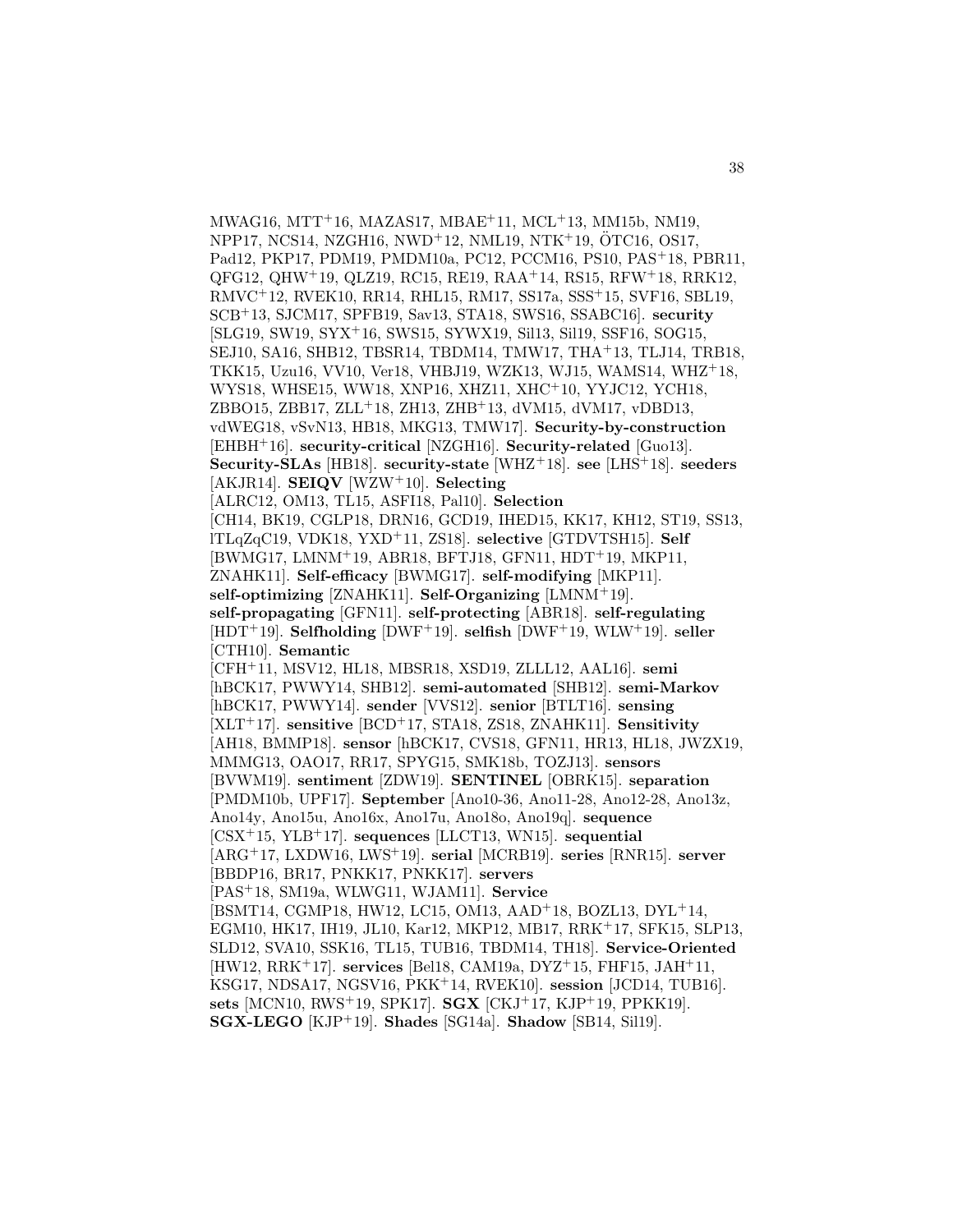MWAG16, MTT[+]16, MAZAS17, MBAE[+]11, MCL[+]13, MM15b, NM19, NPP17, NCS14, NZGH16, NWD[+]12, NML19, NTK[+]19, ÖTC16, OS17, Pad12, PKP17, PDM19, PMDM10a, PC12, PCCM16, PS10, PAS[+]18, PBR11, QFG12, QHW[+]19, QLZ19, RC15, RE19, RAA[+]14, RS15, RFW[+]18, RRK12, RMVC[+]12, RVEK10, RR14, RHL15, RM17, SS17a, SSS[+]15, SVF16, SBL19, SCB[+]13, SJCM17, SPFB19, Sav13, STA18, SWS16, SSABC16]. **security** [SLG19, SW19, SYX[+]16, SWS15, SYWX19, Sil13, Sil19, SSF16, SOG15, SEJ10, SA16, SHB12, TBSR14, TBDM14, TMW17, THA[+]13, TLJ14, TRB18, TKK15, Uzu16, VV10, Ver18, VHBJ19, WZK13, WJ15, WAMS14, WHZ[+]18, WYS18, WHSE15, WW18, XNP16, XHZ11, XHC[+]10, YYJC12, YCH18, ZBBO15, ZBB17, ZLL[+]18, ZH13, ZHB[+]13, dVM15, dVM17, vDBD13, vdWEG18, vSvN13, HB18, MKG13, TMW17]. **Security-by-construction** [EHBH[+]16]. **security-critical** [NZGH16]. **Security-related** [Guo13]. **Security-SLAs** [HB18]. **security-state** [WHZ[+]18]. **see** [LHS[+]18]. **seeders** [AKJR14]. **SEIQV** [WZW[+]10]. **Selecting** [ALRC12, OM13, TL15, ASFI18, Pal10]. **Selection** [CH14, BK19, CGLP18, DRN16, GCD19, IHED15, KK17, KH12, ST19, SS13, lTLqZqC19, VDK18, YXD[+]11, ZS18]. **selective** [GTDVTSH15]. **Self** [BWMG17, LMNM[+]19, ABR18, BFTJ18, GFN11, HDT[+]19, MKP11, ZNAHK11]. **Self-efficacy** [BWMG17]. **self-modifying** [MKP11]. **self-optimizing** [ZNAHK11]. **Self-Organizing** [LMNM[+]19]. **self-propagating** [GFN11]. **self-protecting** [ABR18]. **self-regulating** [HDT[+]19]. **Selfholding** [DWF[+]19]. **selfish** [DWF[+]19, WLW[+]19]. **seller** [CTH10]. **Semantic** [CFH[+]11, MSV12, HL18, MBSR18, XSD19, ZLLL12, AAL16]. **semi** [hBCK17, PWWY14, SHB12]. **semi-automated** [SHB12]. **semi-Markov** [hBCK17, PWWY14]. **sender** [VVS12]. **senior** [BTLT16]. **sensing** [XLT[+]17]. **sensitive** [BCD[+]17, STA18, ZS18, ZNAHK11]. **Sensitivity** [AH18, BMMP18]. **sensor** [hBCK17, CVS18, GFN11, HR13, HL18, JWZX19, MMMG13, OAO17, RR17, SPYG15, SMK18b, TOZJ13]. **sensors** [BVWM19]. **sentiment** [ZDW19]. **SENTINEL** [OBRK15]. **separation** [PMDM10b, UPF17]. **September** [Ano10-36, Ano11-28, Ano12-28, Ano13z, Ano14y, Ano15u, Ano16x, Ano17u, Ano18o, Ano19q]. **sequence** [CSX[+]15, YLB[+]17]. **sequences** [LLCT13, WN15]. **sequential** [ARG[+]17, LXDW16, LWS[+]19]. **serial** [MCRB19]. **series** [RNR15]. **server** [BBDP16, BR17, PNKK17, PNKK17]. **servers** [PAS[+]18, SM19a, WLWG11, WJAM11]. **Service** [BSMT14, CGMP18, HW12, LC15, OM13, AAD[+]18, BOZL13, DYL[+]14, EGM10, HK17, IH19, JL10, Kar12, MKP12, MB17, RRK[+]17, SFK15, SLP13, SLD12, SVA10, SSK16, TL15, TUB16, TBDM14, TH18]. **Service-Oriented** [HW12, RRK[+]17]. **services** [Bel18, CAM19a, DYZ[+]15, FHF15, JAH[+]11, KSG17, NDSA17, NGSV16, PKK[+]14, RVEK10]. **session** [JCD14, TUB16]. **sets** [MCN10, RWS[+]19, SPK17]. **SGX** [CKJ[+]17, KJP[+]19, PPKK19]. **SGX-LEGO** [KJP[+]19]. **Shades** [SG14a]. **Shadow** [SB14, Sil19].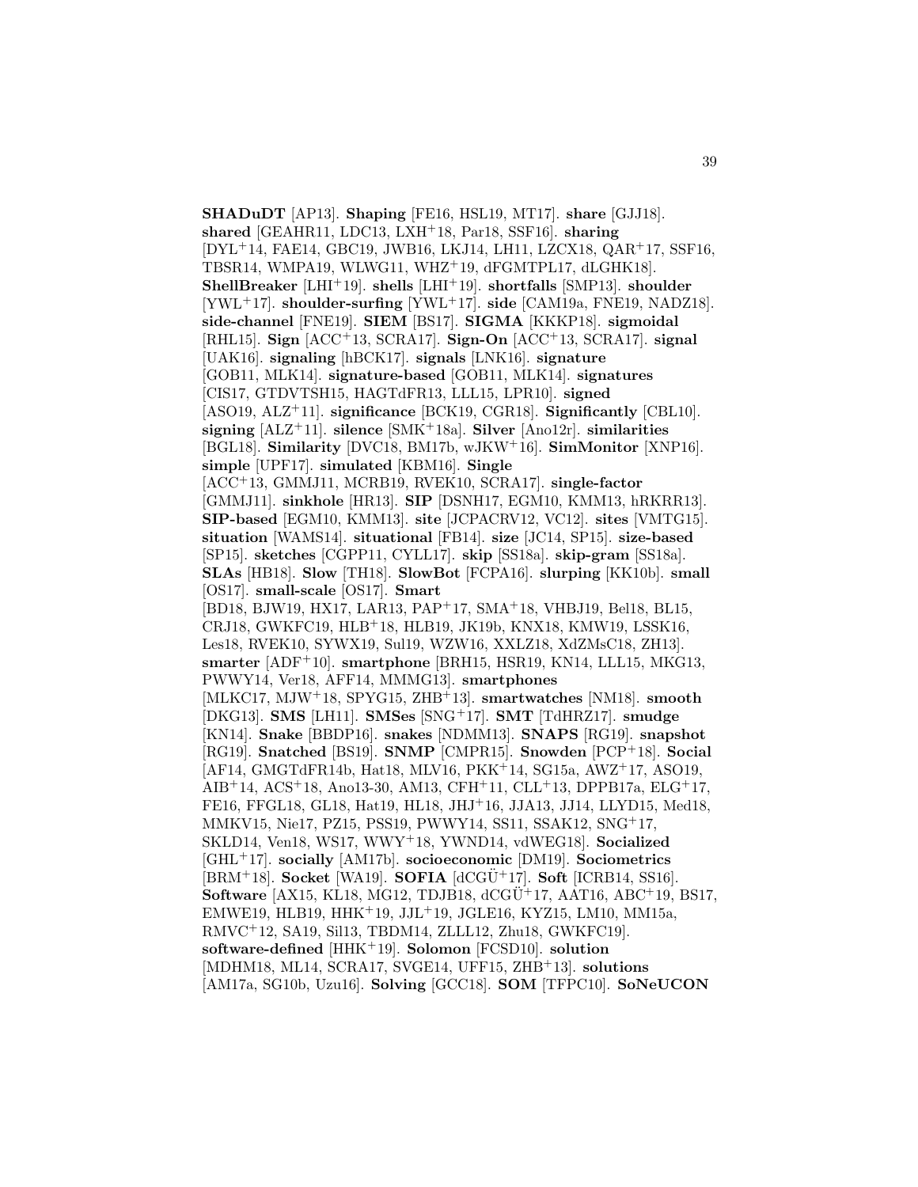**SHADuDT** [AP13]. **Shaping** [FE16, HSL19, MT17]. **share** [GJJ18]. **shared** [GEAHR11, LDC13, LXH+18, Par18, SSF16]. **sharing** [DYL+14, FAE14, GBC19, JWB16, LKJ14, LH11, LZCX18, QAR+17, SSF16, TBSR14, WMPA19, WLWG11, WHZ+19, dFGMTPL17, dLGHK18]. **ShellBreaker** [LHI+19]. **shells** [LHI+19]. **shortfalls** [SMP13]. **shoulder** [YWL+17]. **shoulder-surfing** [YWL+17]. **side** [CAM19a, FNE19, NADZ18]. **side-channel** [FNE19]. **SIEM** [BS17]. **SIGMA** [KKKP18]. **sigmoidal** [RHL15]. **Sign** [ACC+13, SCRA17]. **Sign-On** [ACC+13, SCRA17]. **signal** [UAK16]. **signaling** [hBCK17]. **signals** [LNK16]. **signature** [GOB11, MLK14]. **signature-based** [GOB11, MLK14]. **signatures** [CIS17, GTDVTSH15, HAGTdFR13, LLL15, LPR10]. **signed** [ASO19, ALZ+11]. **significance** [BCK19, CGR18]. **Significantly** [CBL10]. **signing** [ALZ+11]. **silence** [SMK+18a]. **Silver** [Ano12r]. **similarities** [BGL18]. **Similarity** [DVC18, BM17b, wJKW+16]. **SimMonitor** [XNP16]. **simple** [UPF17]. **simulated** [KBM16]. **Single** [ACC+13, GMMJ11, MCRB19, RVEK10, SCRA17]. **single-factor** [GMMJ11]. **sinkhole** [HR13]. **SIP** [DSNH17, EGM10, KMM13, hRKRR13]. **SIP-based** [EGM10, KMM13]. **site** [JCPACRV12, VC12]. **sites** [VMTG15]. **situation** [WAMS14]. **situational** [FB14]. **size** [JC14, SP15]. **size-based** [SP15]. **sketches** [CGPP11, CYLL17]. **skip** [SS18a]. **skip-gram** [SS18a]. **SLAs** [HB18]. **Slow** [TH18]. **SlowBot** [FCPA16]. **slurping** [KK10b]. **small** [OS17]. **small-scale** [OS17]. **Smart** [BD18, BJW19, HX17, LAR13, PAP+17, SMA+18, VHBJ19, Bel18, BL15, CRJ18, GWKFC19, HLB+18, HLB19, JK19b, KNX18, KMW19, LSSK16, Les18, RVEK10, SYWX19, Sul19, WZW16, XXLZ18, XdZMsC18, ZH13]. **smarter** [ADF+10]. **smartphone** [BRH15, HSR19, KN14, LLL15, MKG13, PWWY14, Ver18, AFF14, MMMG13]. **smartphones** [MLKC17, MJW+18, SPYG15, ZHB+13]. **smartwatches** [NM18]. **smooth** [DKG13]. **SMS** [LH11]. **SMSes** [SNG+17]. **SMT** [TdHRZ17]. **smudge** [KN14]. **Snake** [BBDP16]. **snakes** [NDMM13]. **SNAPS** [RG19]. **snapshot** [RG19]. **Snatched** [BS19]. **SNMP** [CMPR15]. **Snowden** [PCP+18]. **Social** [AF14, GMGTdFR14b, Hat18, MLV16, PKK+14, SG15a, AWZ+17, ASO19, AIB+14, ACS+18, Ano13-30, AM13, CFH+11, CLL+13, DPPB17a, ELG+17, FE16, FFGL18, GL18, Hat19, HL18, JHJ+16, JJA13, JJ14, LLYD15, Med18, MMKV15, Nie17, PZ15, PSS19, PWWY14, SS11, SSAK12, SNG+17, SKLD14, Ven18, WS17, WWY+18, YWND14, vdWEG18]. **Socialized** [GHL+17]. **socially** [AM17b]. **socioeconomic** [DM19]. **Sociometrics** [BRM+18]. **Socket** [WA19]. **SOFIA** [dCGÜ+17]. **Soft** [ICRB14, SS16]. **Software** [AX15, KL18, MG12, TDJB18, dCGÜ+17, AAT16, ABC+19, BS17, EMWE19, HLB19, HHK+19, JJL+19, JGLE16, KYZ15, LM10, MM15a, RMVC+12, SA19, Sil13, TBDM14, ZLLL12, Zhu18, GWKFC19]. **software-defined** [HHK+19]. **Solomon** [FCSD10]. **solution** [MDHM18, ML14, SCRA17, SVGE14, UFF15, ZHB+13]. **solutions** [AM17a, SG10b, Uzu16]. **Solving** [GCC18]. **SOM** [TFPC10]. **SoNeUCON**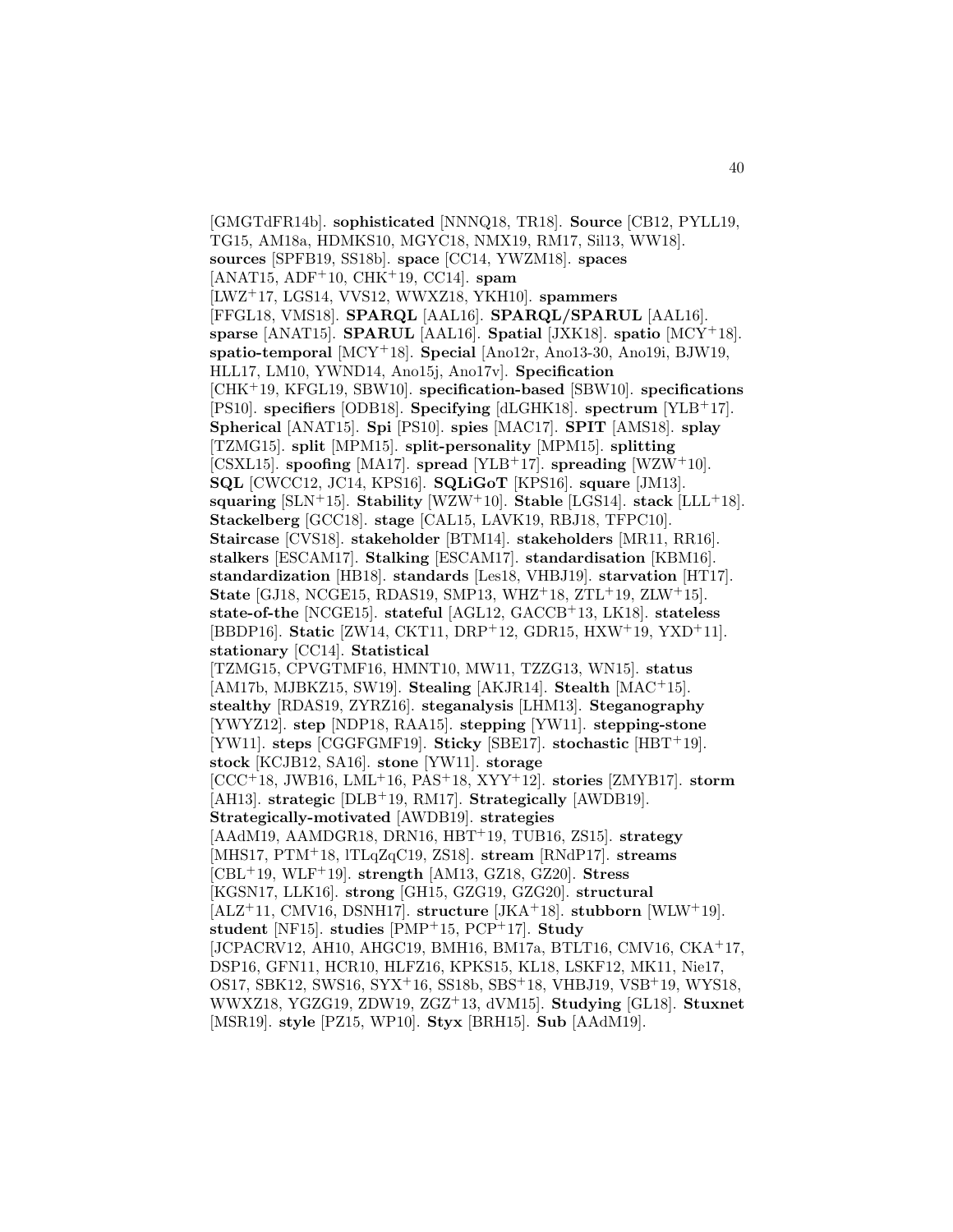[GMGTdFR14b]. **sophisticated** [NNNQ18, TR18]. **Source** [CB12, PYLL19, TG15, AM18a, HDMKS10, MGYC18, NMX19, RM17, Sil13, WW18]. **sources** [SPFB19, SS18b]. **space** [CC14, YWZM18]. **spaces** [ANAT15, ADF+10, CHK+19, CC14]. **spam** [LWZ+17, LGS14, VVS12, WWXZ18, YKH10]. **spammers** [FFGL18, VMS18]. **SPARQL** [AAL16]. **SPARQL/SPARUL** [AAL16]. **sparse** [ANAT15]. **SPARUL** [AAL16]. **Spatial** [JXK18]. **spatio** [MCY+18]. **spatio-temporal** [MCY+18]. **Special** [Ano12r, Ano13-30, Ano19i, BJW19, HLL17, LM10, YWND14, Ano15j, Ano17v]. **Specification** [CHK+19, KFGL19, SBW10]. **specification-based** [SBW10]. **specifications** [PS10]. **specifiers** [ODB18]. **Specifying** [dLGHK18]. **spectrum** [YLB+17]. **Spherical** [ANAT15]. **Spi** [PS10]. **spies** [MAC17]. **SPIT** [AMS18]. **splay** [TZMG15]. **split** [MPM15]. **split-personality** [MPM15]. **splitting** [CSXL15]. **spoofing** [MA17]. **spread** [YLB+17]. **spreading** [WZW+10]. **SQL** [CWCC12, JC14, KPS16]. **SQLiGoT** [KPS16]. **square** [JM13]. **squaring** [SLN+15]. **Stability** [WZW+10]. **Stable** [LGS14]. **stack** [LLL+18]. **Stackelberg** [GCC18]. **stage** [CAL15, LAVK19, RBJ18, TFPC10]. **Staircase** [CVS18]. **stakeholder** [BTM14]. **stakeholders** [MR11, RR16]. **stalkers** [ESCAM17]. **Stalking** [ESCAM17]. **standardisation** [KBM16]. **standardization** [HB18]. **standards** [Les18, VHBJ19]. **starvation** [HT17]. **State** [GJ18, NCGE15, RDAS19, SMP13, WHZ+18, ZTL+19, ZLW+15]. **state-of-the** [NCGE15]. **stateful** [AGL12, GACCB+13, LK18]. **stateless** [BBDP16]. **Static** [ZW14, CKT11, DRP+12, GDR15, HXW+19, YXD+11]. **stationary** [CC14]. **Statistical** [TZMG15, CPVGTMF16, HMNT10, MW11, TZZG13, WN15]. **status** [AM17b, MJBKZ15, SW19]. **Stealing** [AKJR14]. **Stealth** [MAC+15]. **stealthy** [RDAS19, ZYRZ16]. **steganalysis** [LHM13]. **Steganography** [YWYZ12]. **step** [NDP18, RAA15]. **stepping** [YW11]. **stepping-stone** [YW11]. **steps** [CGGFGMF19]. **Sticky** [SBE17]. **stochastic** [HBT+19]. **stock** [KCJB12, SA16]. **stone** [YW11]. **storage** [CCC+18, JWB16, LML+16, PAS+18, XYY+12]. **stories** [ZMYB17]. **storm** [AH13]. **strategic** [DLB+19, RM17]. **Strategically** [AWDB19]. **Strategically-motivated** [AWDB19]. **strategies** [AAdM19, AAMDGR18, DRN16, HBT+19, TUB16, ZS15]. **strategy** [MHS17, PTM+18, lTLqZqC19, ZS18]. **stream** [RNdP17]. **streams** [CBL+19, WLF+19]. **strength** [AM13, GZ18, GZ20]. **Stress** [KGSN17, LLK16]. **strong** [GH15, GZG19, GZG20]. **structural** [ALZ+11, CMV16, DSNH17]. **structure** [JKA+18]. **stubborn** [WLW+19]. **student** [NF15]. **studies** [PMP+15, PCP+17]. **Study** [JCPACRV12, AH10, AHGC19, BMH16, BM17a, BTLT16, CMV16, CKA+17, DSP16, GFN11, HCR10, HLFZ16, KPKS15, KL18, LSKF12, MK11, Nie17, OS17, SBK12, SWS16, SYX+16, SS18b, SBS+18, VHBJ19, VSB+19, WYS18, WWXZ18, YGZG19, ZDW19, ZGZ+13, dVM15]. **Studying** [GL18]. **Stuxnet** [MSR19]. **style** [PZ15, WP10]. **Styx** [BRH15]. **Sub** [AAdM19].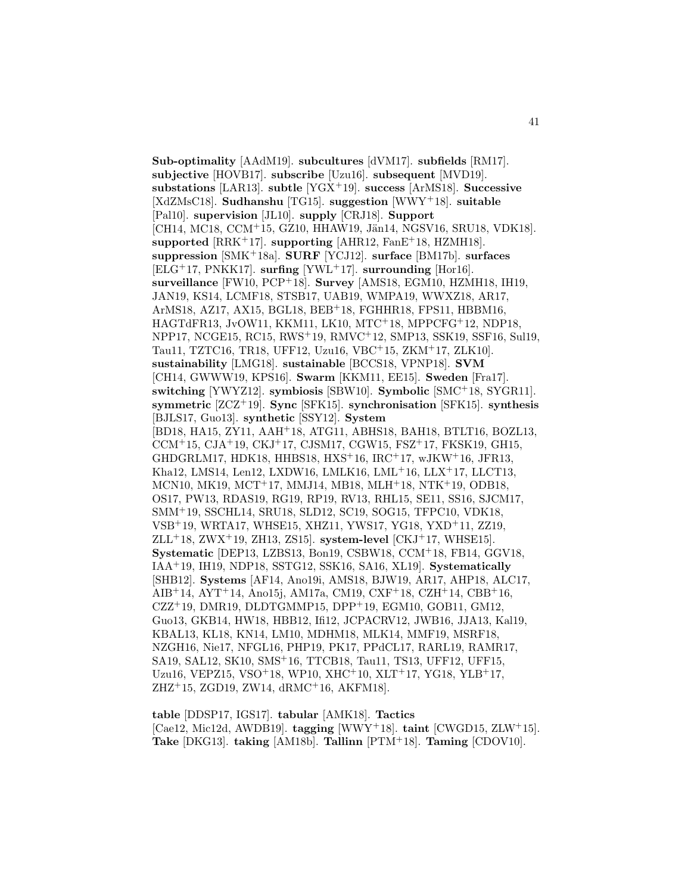**Sub-optimality** [AAdM19]. **subcultures** [dVM17]. **subfields** [RM17]. **subjective** [HOVB17]. **subscribe** [Uzu16]. **subsequent** [MVD19]. **substations** [LAR13]. **subtle** [YGX+19]. **success** [ArMS18]. **Successive** [XdZMsC18]. **Sudhanshu** [TG15]. **suggestion** [WWY+18]. **suitable** [Pal10]. **supervision** [JL10]. **supply** [CRJ18]. **Support** [CH14, MC18, CCM+15, GZ10, HHAW19, Jăn14, NGSV16, SRU18, VDK18]. **supported** [RRK+17]. **supporting** [AHR12, FanE+18, HZMH18]. **suppression** [SMK+18a]. **SURF** [YCJ12]. **surface** [BM17b]. **surfaces** [ELG+17, PNKK17]. **surfing** [YWL+17]. **surrounding** [Hor16]. **surveillance** [FW10, PCP+18]. **Survey** [AMS18, EGM10, HZMH18, IH19, JAN19, KS14, LCMF18, STSB17, UAB19, WMPA19, WWXZ18, AR17, ArMS18, AZ17, AX15, BGL18, BEB+18, FGHHR18, FPS11, HBBM16, HAGTdFR13, JvOW11, KKM11, LK10, MTC+18, MPPCFG+12, NDP18, NPP17, NCGE15, RC15, RWS+19, RMVC+12, SMP13, SSK19, SSF16, Sul19, Tau11, TZTC16, TR18, UFF12, Uzu16, VBC+15, ZKM+17, ZLK10]. **sustainability** [LMG18]. **sustainable** [BCCS18, VPNP18]. **SVM** [CH14, GWWW19, KPS16]. **Swarm** [KKM11, EE15]. **Sweden** [Fra17]. **switching** [YWYZ12]. **symbiosis** [SBW10]. **Symbolic** [SMC+18, SYGR11]. **symmetric** [ZCZ+19]. **Sync** [SFK15]. **synchronisation** [SFK15]. **synthesis** [BJLS17, Guo13]. **synthetic** [SSY12]. **System** [BD18, HA15, ZY11, AAH+18, ATG11, ABHS18, BAH18, BTLT16, BOZL13, CCM+15, CJA+19, CKJ+17, CJSM17, CGW15, FSZ+17, FKSK19, GH15, GHDGRLM17, HDK18, HHBS18, HXS+16, IRC+17, wJKW+16, JFR13, Kha12, LMS14, Len12, LXDW16, LMLK16, LML+16, LLX+17, LLCT13, MCN10, MK19, MCT+17, MMJ14, MB18, MLH+18, NTK+19, ODB18, OS17, PW13, RDAS19, RG19, RP19, RV13, RHL15, SE11, SS16, SJCM17, SMM+19, SSCHL14, SRU18, SLD12, SC19, SOG15, TFPC10, VDK18, VSB+19, WRTA17, WHSE15, XHZ11, YWS17, YG18, YXD+11, ZZ19, ZLL+18, ZWX+19, ZH13, ZS15]. **system-level** [CKJ+17, WHSE15]. **Systematic** [DEP13, LZBS13, Bon19, CSBW18, CCM+18, FB14, GGV18, IAA+19, IH19, NDP18, SSTG12, SSK16, SA16, XL19]. **Systematically** [SHB12]. **Systems** [AF14, Ano19i, AMS18, BJW19, AR17, AHP18, ALC17, AIB+14, AYT+14, Ano15j, AM17a, CM19, CXF+18, CZH+14, CBB+16, CZZ+19, DMR19, DLDTGMMP15, DPP+19, EGM10, GOB11, GM12, Guo13, GKB14, HW18, HBB12, Ifi12, JCPACRV12, JWB16, JJA13, Kal19, KBAL13, KL18, KN14, LM10, MDHM18, MLK14, MMF19, MSRF18, NZGH16, Nie17, NFGL16, PHP19, PK17, PPdCL17, RARL19, RAMR17, SA19, SAL12, SK10, SMS+16, TTCB18, Tau11, TS13, UFF12, UFF15, Uzu16, VEPZ15, VSO+18, WP10, XHC+10, XLT+17, YG18, YLB+17, ZHZ+15, ZGD19, ZW14, dRMC+16, AKFM18].

**table** [DDSP17, IGS17]. **tabular** [AMK18]. **Tactics** [Cae12, Mic12d, AWDB19]. **tagging** [WWY+18]. **taint** [CWGD15, ZLW+15]. **Take** [DKG13]. **taking** [AM18b]. **Tallinn** [PTM+18]. **Taming** [CDOV10].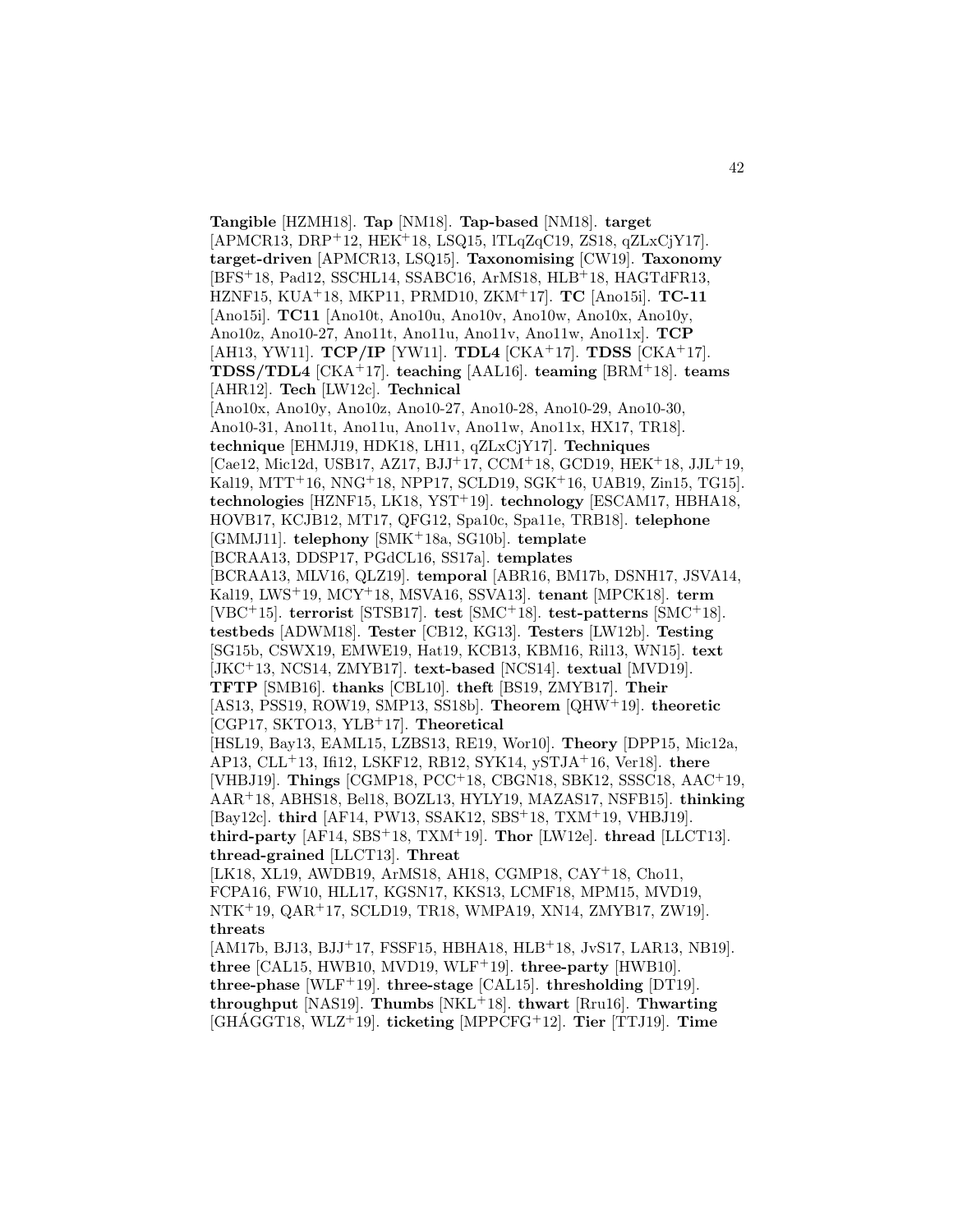**Tangible** [HZMH18]. **Tap** [NM18]. **Tap-based** [NM18]. **target** [APMCR13, DRP+12, HEK+18, LSQ15, lTLqZqC19, ZS18, qZLxCjY17]. **target-driven** [APMCR13, LSQ15]. **Taxonomising** [CW19]. **Taxonomy** [BFS+18, Pad12, SSCHL14, SSABC16, ArMS18, HLB+18, HAGTdFR13, HZNF15, KUA+18, MKP11, PRMD10, ZKM+17]. **TC** [Ano15i]. **TC-11** [Ano15i]. **TC11** [Ano10t, Ano10u, Ano10v, Ano10w, Ano10x, Ano10y, Ano10z, Ano10-27, Ano11t, Ano11u, Ano11v, Ano11w, Ano11x]. **TCP** [AH13, YW11]. **TCP/IP** [YW11]. **TDL4** [CKA+17]. **TDSS** [CKA+17]. **TDSS/TDL4** [CKA+17]. **teaching** [AAL16]. **teaming** [BRM+18]. **teams** [AHR12]. **Tech** [LW12c]. **Technical** [Ano10x, Ano10y, Ano10z, Ano10-27, Ano10-28, Ano10-29, Ano10-30, Ano10-31, Ano11t, Ano11u, Ano11v, Ano11w, Ano11x, HX17, TR18]. **technique** [EHMJ19, HDK18, LH11, qZLxCjY17]. **Techniques** [Cae12, Mic12d, USB17, AZ17, BJJ+17, CCM+18, GCD19, HEK+18, JJL+19, Kal19, MTT+16, NNG+18, NPP17, SCLD19, SGK+16, UAB19, Zin15, TG15]. **technologies** [HZNF15, LK18, YST+19]. **technology** [ESCAM17, HBHA18, HOVB17, KCJB12, MT17, QFG12, Spa10c, Spa11e, TRB18]. **telephone** [GMMJ11]. **telephony** [SMK+18a, SG10b]. **template** [BCRAA13, DDSP17, PGdCL16, SS17a]. **templates** [BCRAA13, MLV16, QLZ19]. **temporal** [ABR16, BM17b, DSNH17, JSVA14, Kal19, LWS+19, MCY+18, MSVA16, SSVA13]. **tenant** [MPCK18]. **term** [VBC+15]. **terrorist** [STSB17]. **test** [SMC+18]. **test-patterns** [SMC+18]. **testbeds** [ADWM18]. **Tester** [CB12, KG13]. **Testers** [LW12b]. **Testing** [SG15b, CSWX19, EMWE19, Hat19, KCB13, KBM16, Ril13, WN15]. **text** [JKC+13, NCS14, ZMYB17]. **text-based** [NCS14]. **textual** [MVD19]. **TFTP** [SMB16]. **thanks** [CBL10]. **theft** [BS19, ZMYB17]. **Their** [AS13, PSS19, ROW19, SMP13, SS18b]. **Theorem** [QHW+19]. **theoretic** [CGP17, SKTO13, YLB+17]. **Theoretical** [HSL19, Bay13, EAML15, LZBS13, RE19, Wor10]. **Theory** [DPP15, Mic12a, AP13, CLL+13, Ifi12, LSKF12, RB12, SYK14, ySTJA+16, Ver18]. **there** [VHBJ19]. **Things** [CGMP18, PCC+18, CBGN18, SBK12, SSSC18, AAC+19, AAR+18, ABHS18, Bel18, BOZL13, HYLY19, MAZAS17, NSFB15]. **thinking** [Bay12c]. **third** [AF14, PW13, SSAK12, SBS+18, TXM+19, VHBJ19]. **third-party** [AF14, SBS+18, TXM+19]. **Thor** [LW12e]. **thread** [LLCT13]. **thread-grained** [LLCT13]. **Threat** [LK18, XL19, AWDB19, ArMS18, AH18, CGMP18, CAY+18, Cho11, FCPA16, FW10, HLL17, KGSN17, KKS13, LCMF18, MPM15, MVD19, NTK+19, QAR+17, SCLD19, TR18, WMPA19, XN14, ZMYB17, ZW19]. **threats** [AM17b, BJ13, BJJ+17, FSSF15, HBHA18, HLB+18, JvS17, LAR13, NB19]. **three** [CAL15, HWB10, MVD19, WLF+19]. **three-party** [HWB10]. **three-phase** [WLF+19]. **three-stage** [CAL15]. **thresholding** [DT19]. **throughput** [NAS19]. **Thumbs** [NKL+18]. **thwart** [Rru16]. **Thwarting** [GHÁGGT18, WLZ+19]. **ticketing** [MPPCFG+12]. **Tier** [TTJ19]. **Time**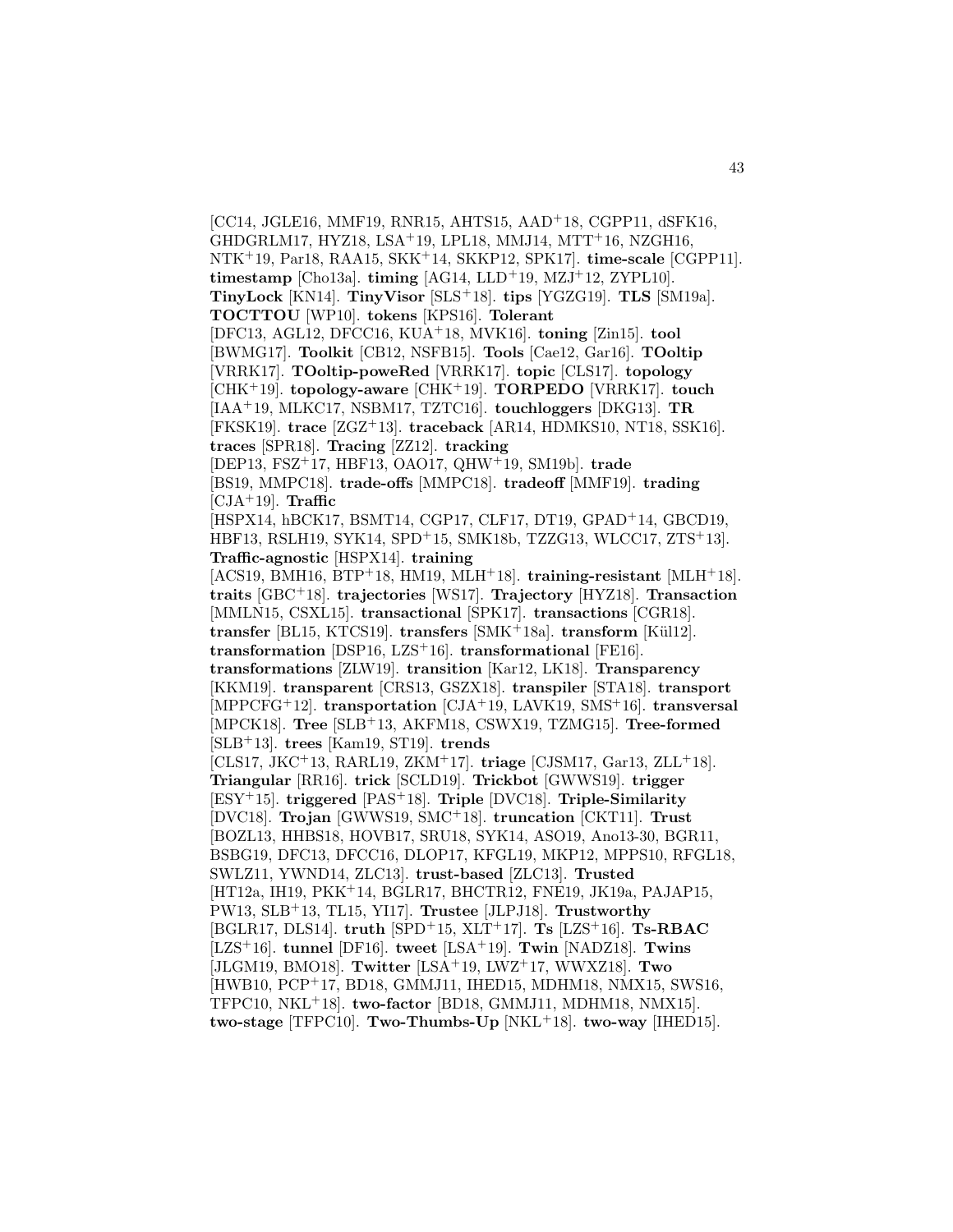[CC14, JGLE16, MMF19, RNR15, AHTS15, AAD[+]18, CGPP11, dSFK16, GHDGRLM17, HYZ18, LSA[+]19, LPL18, MMJ14, MTT[+]16, NZGH16, NTK[+]19, Par18, RAA15, SKK[+]14, SKKP12, SPK17]. **time-scale** [CGPP11]. **timestamp** [Cho13a]. **timing** [AG14, LLD[+]19, MZJ[+]12, ZYPL10]. **TinyLock** [KN14]. **TinyVisor** [SLS[+]18]. **tips** [YGZG19]. **TLS** [SM19a]. **TOCTTOU** [WP10]. **tokens** [KPS16]. **Tolerant** [DFC13, AGL12, DFCC16, KUA[+]18, MVK16]. **toning** [Zin15]. **tool** [BWMG17]. **Toolkit** [CB12, NSFB15]. **Tools** [Cae12, Gar16]. **TOoltip** [VRRK17]. **TOoltip-poweRed** [VRRK17]. **topic** [CLS17]. **topology** [CHK[+]19]. **topology-aware** [CHK[+]19]. **TORPEDO** [VRRK17]. **touch** [IAA[+]19, MLKC17, NSBM17, TZTC16]. **touchloggers** [DKG13]. **TR** [FKSK19]. **trace** [ZGZ[+]13]. **traceback** [AR14, HDMKS10, NT18, SSK16]. **traces** [SPR18]. **Tracing** [ZZ12]. **tracking** [DEP13, FSZ[+]17, HBF13, OAO17, QHW[+]19, SM19b]. **trade** [BS19, MMPC18]. **trade-offs** [MMPC18]. **tradeoff** [MMF19]. **trading** [CJA[+]19]. **Traffic** [HSPX14, hBCK17, BSMT14, CGP17, CLF17, DT19, GPAD[+]14, GBCD19, HBF13, RSLH19, SYK14, SPD[+]15, SMK18b, TZZG13, WLCC17, ZTS[+]13]. **Traffic-agnostic** [HSPX14]. **training** [ACS19, BMH16, BTP[+]18, HM19, MLH[+]18]. **training-resistant** [MLH[+]18]. **traits** [GBC[+]18]. **trajectories** [WS17]. **Trajectory** [HYZ18]. **Transaction** [MMLN15, CSXL15]. **transactional** [SPK17]. **transactions** [CGR18]. **transfer** [BL15, KTCS19]. **transfers** [SMK[+]18a]. **transform** [Kül12]. **transformation** [DSP16, LZS[+]16]. **transformational** [FE16]. **transformations** [ZLW19]. **transition** [Kar12, LK18]. **Transparency** [KKM19]. **transparent** [CRS13, GSZX18]. **transpiler** [STA18]. **transport** [MPPCFG[+]12]. **transportation** [CJA[+]19, LAVK19, SMS[+]16]. **transversal** [MPCK18]. **Tree** [SLB[+]13, AKFM18, CSWX19, TZMG15]. **Tree-formed** [SLB[+]13]. **trees** [Kam19, ST19]. **trends** [CLS17, JKC[+]13, RARL19, ZKM[+]17]. **triage** [CJSM17, Gar13, ZLL[+]18]. **Triangular** [RR16]. **trick** [SCLD19]. **Trickbot** [GWWS19]. **trigger** [ESY[+]15]. **triggered** [PAS[+]18]. **Triple** [DVC18]. **Triple-Similarity** [DVC18]. **Trojan** [GWWS19, SMC[+]18]. **truncation** [CKT11]. **Trust** [BOZL13, HHBS18, HOVB17, SRU18, SYK14, ASO19, Ano13-30, BGR11, BSBG19, DFC13, DFCC16, DLOP17, KFGL19, MKP12, MPPS10, RFGL18, SWLZ11, YWND14, ZLC13]. **trust-based** [ZLC13]. **Trusted** [HT12a, IH19, PKK[+]14, BGLR17, BHCTR12, FNE19, JK19a, PAJAP15, PW13, SLB[+]13, TL15, YI17]. **Trustee** [JLPJ18]. **Trustworthy** [BGLR17, DLS14]. **truth** [SPD[+]15, XLT[+]17]. **Ts** [LZS[+]16]. **Ts-RBAC** [LZS[+]16]. **tunnel** [DF16]. **tweet** [LSA[+]19]. **Twin** [NADZ18]. **Twins** [JLGM19, BMO18]. **Twitter** [LSA[+]19, LWZ[+]17, WWXZ18]. **Two** [HWB10, PCP[+]17, BD18, GMMJ11, IHED15, MDHM18, NMX15, SWS16, TFPC10, NKL[+]18]. **two-factor** [BD18, GMMJ11, MDHM18, NMX15]. **two-stage** [TFPC10]. **Two-Thumbs-Up** [NKL[+]18]. **two-way** [IHED15].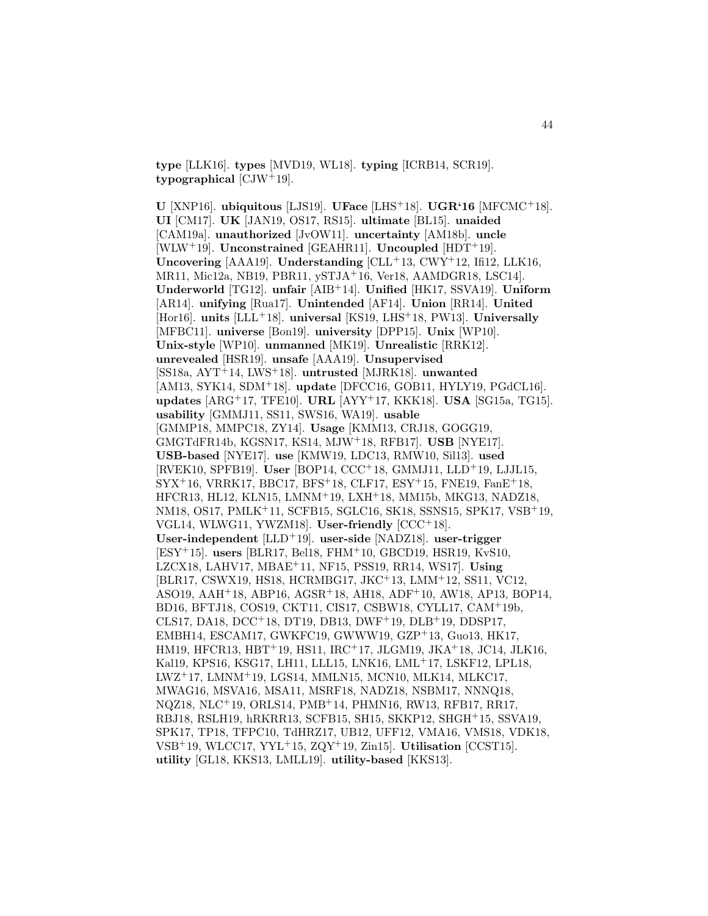**type** [LLK16]. **types** [MVD19, WL18]. **typing** [ICRB14, SCR19]. **typographical** [CJW+19].

**U** [XNP16]. **ubiquitous** [LJS19]. **UFace** [LHS+18]. **UGR'16** [MFCMC+18]. **UI** [CM17]. **UK** [JAN19, OS17, RS15]. **ultimate** [BL15]. **unaided** [CAM19a]. **unauthorized** [JvOW11]. **uncertainty** [AM18b]. **uncle** [WLW+19]. **Unconstrained** [GEAHR11]. **Uncoupled** [HDT+19]. **Uncovering** [AAA19]. **Understanding** [CLL+13, CWY+12, Ifi12, LLK16, MR11, Mic12a, NB19, PBR11, ySTJA+16, Ver18, AAMDGR18, LSC14]. **Underworld** [TG12]. **unfair** [AIB+14]. **Unified** [HK17, SSVA19]. **Uniform** [AR14]. **unifying** [Rua17]. **Unintended** [AF14]. **Union** [RR14]. **United** [Hor16]. **units** [LLL+18]. **universal** [KS19, LHS+18, PW13]. **Universally** [MFBC11]. **universe** [Bon19]. **university** [DPP15]. **Unix** [WP10]. **Unix-style** [WP10]. **unmanned** [MK19]. **Unrealistic** [RRK12]. **unrevealed** [HSR19]. **unsafe** [AAA19]. **Unsupervised** [SS18a, AYT+14, LWS+18]. **untrusted** [MJRK18]. **unwanted** [AM13, SYK14, SDM+18]. **update** [DFCC16, GOB11, HYLY19, PGdCL16]. **updates** [ARG+17, TFE10]. **URL** [AYY+17, KKK18]. **USA** [SG15a, TG15]. **usability** [GMMJ11, SS11, SWS16, WA19]. **usable** [GMMP18, MMPC18, ZY14]. **Usage** [KMM13, CRJ18, GOGG19, GMGTdFR14b, KGSN17, KS14, MJW+18, RFB17]. **USB** [NYE17]. **USB-based** [NYE17]. **use** [KMW19, LDC13, RMW10, Sil13]. **used** [RVEK10, SPFB19]. **User** [BOP14, CCC+18, GMMJ11, LLD+19, LJJL15, SYX+16, VRRK17, BBC17, BFS+18, CLF17, ESY+15, FNE19, FanE+18, HFCR13, HL12, KLN15, LMNM+19, LXH+18, MM15b, MKG13, NADZ18, NM18, OS17, PMLK+11, SCFB15, SGLC16, SK18, SSNS15, SPK17, VSB+19, VGL14, WLWG11, YWZM18]. **User-friendly** [CCC+18]. **User-independent** [LLD+19]. **user-side** [NADZ18]. **user-trigger** [ESY+15]. **users** [BLR17, Bel18, FHM+10, GBCD19, HSR19, KvS10, LZCX18, LAHV17, MBAE+11, NF15, PSS19, RR14, WS17]. **Using** [BLR17, CSWX19, HS18, HCRMBG17, JKC+13, LMM+12, SS11, VC12, ASO19, AAH+18, ABP16, AGSR+18, AH18, ADF+10, AW18, AP13, BOP14, BD16, BFTJ18, COS19, CKT11, CIS17, CSBW18, CYLL17, CAM+19b, CLS17, DA18, DCC+18, DT19, DB13, DWF+19, DLB+19, DDSP17, EMBH14, ESCAM17, GWKFC19, GWWW19, GZP+13, Guo13, HK17, HM19, HFCR13, HBT+19, HS11, IRC+17, JLGM19, JKA+18, JC14, JLK16, Kal19, KPS16, KSG17, LH11, LLL15, LNK16, LML+17, LSKF12, LPL18, LWZ+17, LMNM+19, LGS14, MMLN15, MCN10, MLK14, MLKC17, MWAG16, MSVA16, MSA11, MSRF18, NADZ18, NSBM17, NNNQ18, NQZ18, NLC+19, ORLS14, PMB+14, PHMN16, RW13, RFB17, RR17, RBJ18, RSLH19, hRKRR13, SCFB15, SH15, SKKP12, SHGH+15, SSVA19, SPK17, TP18, TFPC10, TdHRZ17, UB12, UFF12, VMA16, VMS18, VDK18, VSB+19, WLCC17, YYL+15, ZQY+19, Zin15]. **Utilisation** [CCST15]. **utility** [GL18, KKS13, LMLL19]. **utility-based** [KKS13].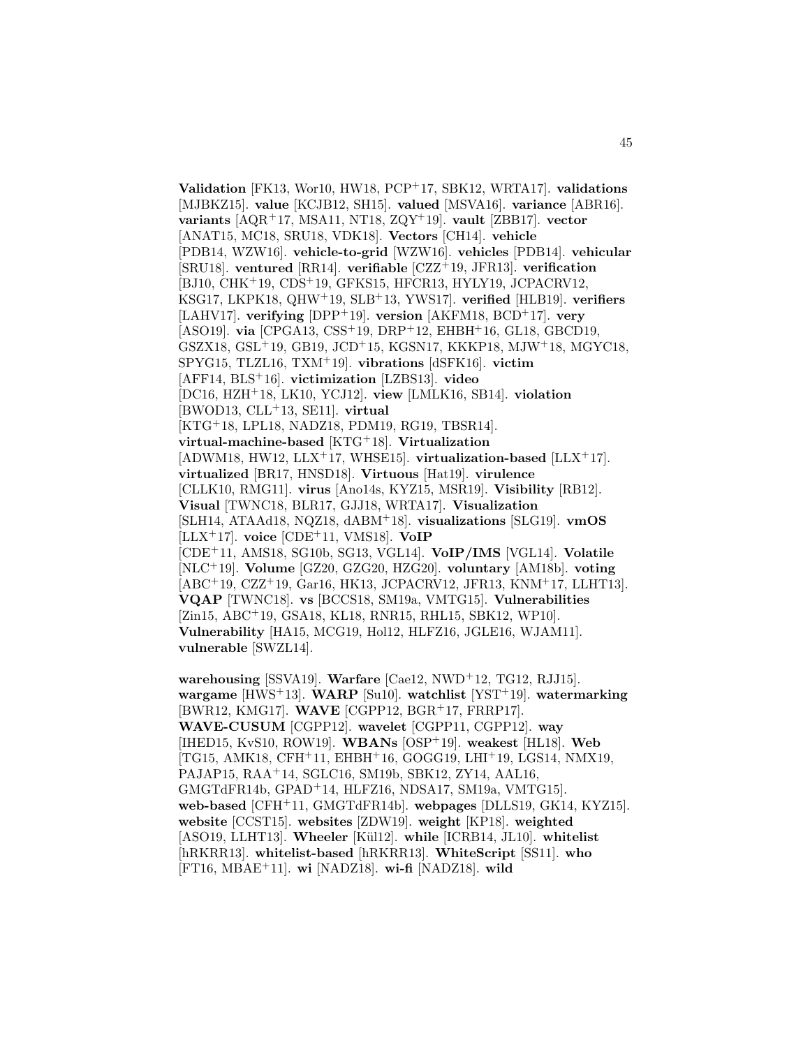**Validation** [FK13, Wor10, HW18, PCP+17, SBK12, WRTA17]. **validations** [MJBKZ15]. **value** [KCJB12, SH15]. **valued** [MSVA16]. **variance** [ABR16]. **variants** [AQR+17, MSA11, NT18, ZQY+19]. **vault** [ZBB17]. **vector** [ANAT15, MC18, SRU18, VDK18]. **Vectors** [CH14]. **vehicle** [PDB14, WZW16]. **vehicle-to-grid** [WZW16]. **vehicles** [PDB14]. **vehicular** [SRU18]. **ventured** [RR14]. **verifiable** [CZZ+19, JFR13]. **verification** [BJ10, CHK+19, CDS+19, GFKS15, HFCR13, HYLY19, JCPACRV12, KSG17, LKPK18, QHW+19, SLB+13, YWS17]. **verified** [HLB19]. **verifiers** [LAHV17]. **verifying** [DPP+19]. **version** [AKFM18, BCD+17]. **very** [ASO19]. **via** [CPGA13, CSS+19, DRP+12, EHBH+16, GL18, GBCD19, GSZX18, GSL+19, GB19, JCD+15, KGSN17, KKKP18, MJW+18, MGYC18, SPYG15, TLZL16, TXM+19]. **vibrations** [dSFK16]. **victim** [AFF14, BLS+16]. **victimization** [LZBS13]. **video** [DC16, HZH+18, LK10, YCJ12]. **view** [LMLK16, SB14]. **violation** [BWOD13, CLL+13, SE11]. **virtual** [KTG+18, LPL18, NADZ18, PDM19, RG19, TBSR14]. **virtual-machine-based** [KTG+18]. **Virtualization** [ADWM18, HW12, LLX+17, WHSE15]. **virtualization-based** [LLX+17]. **virtualized** [BR17, HNSD18]. **Virtuous** [Hat19]. **virulence** [CLLK10, RMG11]. **virus** [Ano14s, KYZ15, MSR19]. **Visibility** [RB12]. **Visual** [TWNC18, BLR17, GJJ18, WRTA17]. **Visualization** [SLH14, ATAAd18, NQZ18, dABM+18]. **visualizations** [SLG19]. **vmOS** [LLX+17]. **voice** [CDE+11, VMS18]. **VoIP** [CDE+11, AMS18, SG10b, SG13, VGL14]. **VoIP/IMS** [VGL14]. **Volatile** [NLC+19]. **Volume** [GZ20, GZG20, HZG20]. **voluntary** [AM18b]. **voting** [ABC+19, CZZ+19, Gar16, HK13, JCPACRV12, JFR13, KNM+17, LLHT13]. **VQAP** [TWNC18]. **vs** [BCCS18, SM19a, VMTG15]. **Vulnerabilities** [Zin15, ABC+19, GSA18, KL18, RNR15, RHL15, SBK12, WP10]. **Vulnerability** [HA15, MCG19, Hol12, HLFZ16, JGLE16, WJAM11]. **vulnerable** [SWZL14].

**warehousing** [SSVA19]. **Warfare** [Cae12, NWD+12, TG12, RJJ15]. **wargame** [HWS+13]. **WARP** [Su10]. **watchlist** [YST+19]. **watermarking** [BWR12, KMG17]. **WAVE** [CGPP12, BGR+17, FRRP17]. **WAVE-CUSUM** [CGPP12]. **wavelet** [CGPP11, CGPP12]. **way** [IHED15, KvS10, ROW19]. **WBANs** [OSP+19]. **weakest** [HL18]. **Web** [TG15, AMK18, CFH+11, EHBH+16, GOGG19, LHI+19, LGS14, NMX19, PAJAP15, RAA+14, SGLC16, SM19b, SBK12, ZY14, AAL16, GMGTdFR14b, GPAD+14, HLFZ16, NDSA17, SM19a, VMTG15]. **web-based** [CFH+11, GMGTdFR14b]. **webpages** [DLLS19, GK14, KYZ15]. **website** [CCST15]. **websites** [ZDW19]. **weight** [KP18]. **weighted** [ASO19, LLHT13]. **Wheeler** [Kül12]. **while** [ICRB14, JL10]. **whitelist** [hRKRR13]. **whitelist-based** [hRKRR13]. **WhiteScript** [SS11]. **who** [FT16, MBAE+11]. **wi** [NADZ18]. **wi-fi** [NADZ18]. **wild**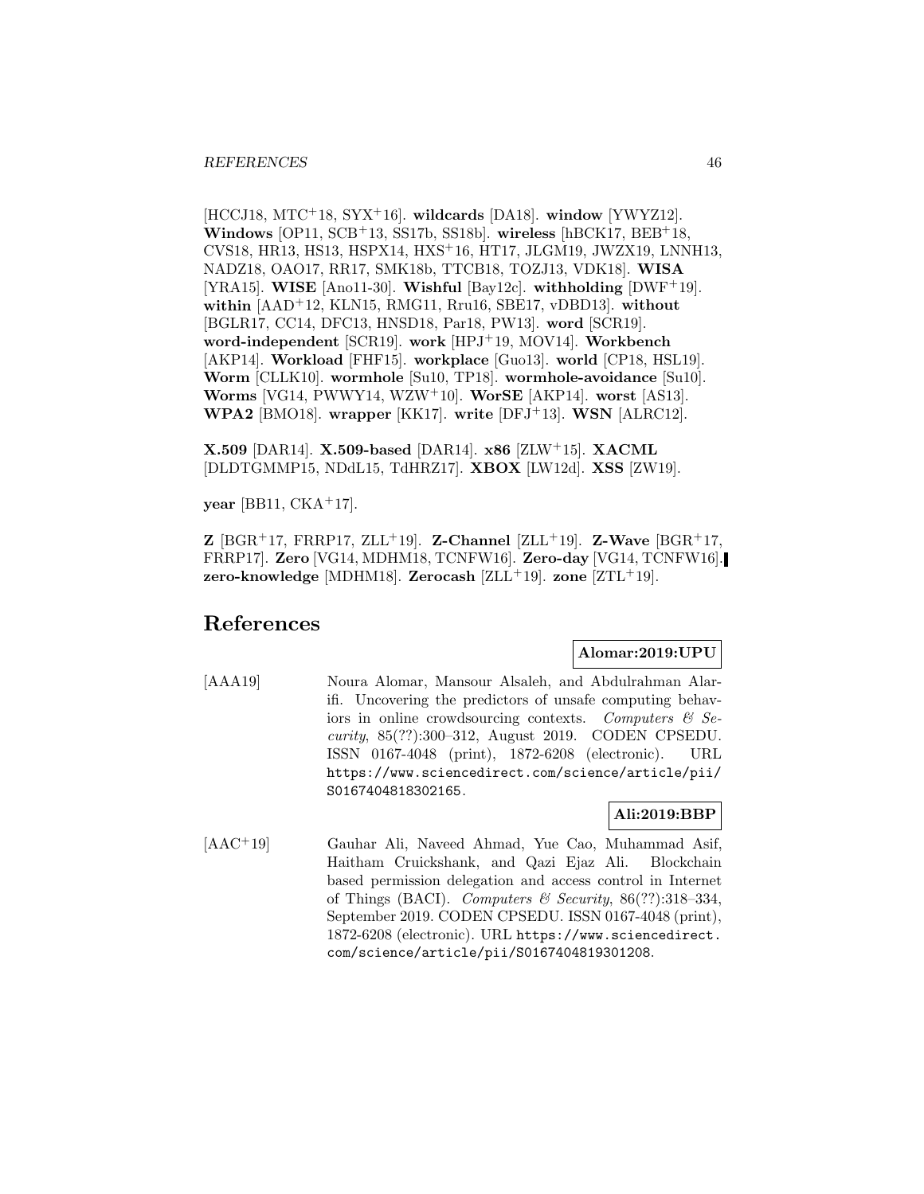[HCCJ18, MTC[+]18, SYX[+]16]. **wildcards** [DA18]. **window** [YWYZ12]. **Windows** [OP11, SCB[+]13, SS17b, SS18b]. **wireless** [hBCK17, BEB[+]18, CVS18, HR13, HS13, HSPX14, HXS[+]16, HT17, JLGM19, JWZX19, LNNH13, NADZ18, OAO17, RR17, SMK18b, TTCB18, TOZJ13, VDK18]. **WISA** [YRA15]. **WISE** [Ano11-30]. **Wishful** [Bay12c]. **withholding** [DWF[+]19]. **within** [AAD[+]12, KLN15, RMG11, Rru16, SBE17, vDBD13]. **without** [BGLR17, CC14, DFC13, HNSD18, Par18, PW13]. **word** [SCR19]. **word-independent** [SCR19]. **work** [HPJ[+]19, MOV14]. **Workbench** [AKP14]. **Workload** [FHF15]. **workplace** [Guo13]. **world** [CP18, HSL19]. **Worm** [CLLK10]. **wormhole** [Su10, TP18]. **wormhole-avoidance** [Su10]. **Worms** [VG14, PWWY14, WZW[+]10]. **WorSE** [AKP14]. **worst** [AS13]. **WPA2** [BMO18]. **wrapper** [KK17]. **write** [DFJ[+]13]. **WSN** [ALRC12].

**X.509** [DAR14]. **X.509-based** [DAR14]. **x86** [ZLW[+]15]. **XACML** [DLDTGMMP15, NDdL15, TdHRZ17]. **XBOX** [LW12d]. **XSS** [ZW19].

**year** [BB11, CKA[+]17].

**Z** [BGR[+]17, FRRP17, ZLL[+]19]. **Z-Channel** [ZLL[+]19]. **Z-Wave** [BGR[+]17, FRRP17]. **Zero** [VG14, MDHM18, TCNFW16]. **Zero-day** [VG14, TCNFW16]. **zero-knowledge** [MDHM18]. **Zerocash** [ZLL[+]19]. **zone** [ZTL[+]19].

# References

**Alomar:2019:UPU**

[AAA19] Noura Alomar, Mansour Alsaleh, and Abdulrahman Alarifi. Uncovering the predictors of unsafe computing behaviors in online crowdsourcing contexts. *Computers & Security*, 85(??):300–312, August 2019. CODEN CPSEDU. ISSN 0167-4048 (print), 1872-6208 (electronic). URL https://www.sciencedirect.com/science/article/pii/S0167404818302165.

**Ali:2019:BBP**

[AAC[+]19] Gauhar Ali, Naveed Ahmad, Yue Cao, Muhammad Asif, Haitham Cruickshank, and Qazi Ejaz Ali. Blockchain based permission delegation and access control in Internet of Things (BACI). *Computers & Security*, 86(??):318–334, September 2019. CODEN CPSEDU. ISSN 0167-4048 (print), 1872-6208 (electronic). URL https://www.sciencedirect.com/science/article/pii/S0167404819301208.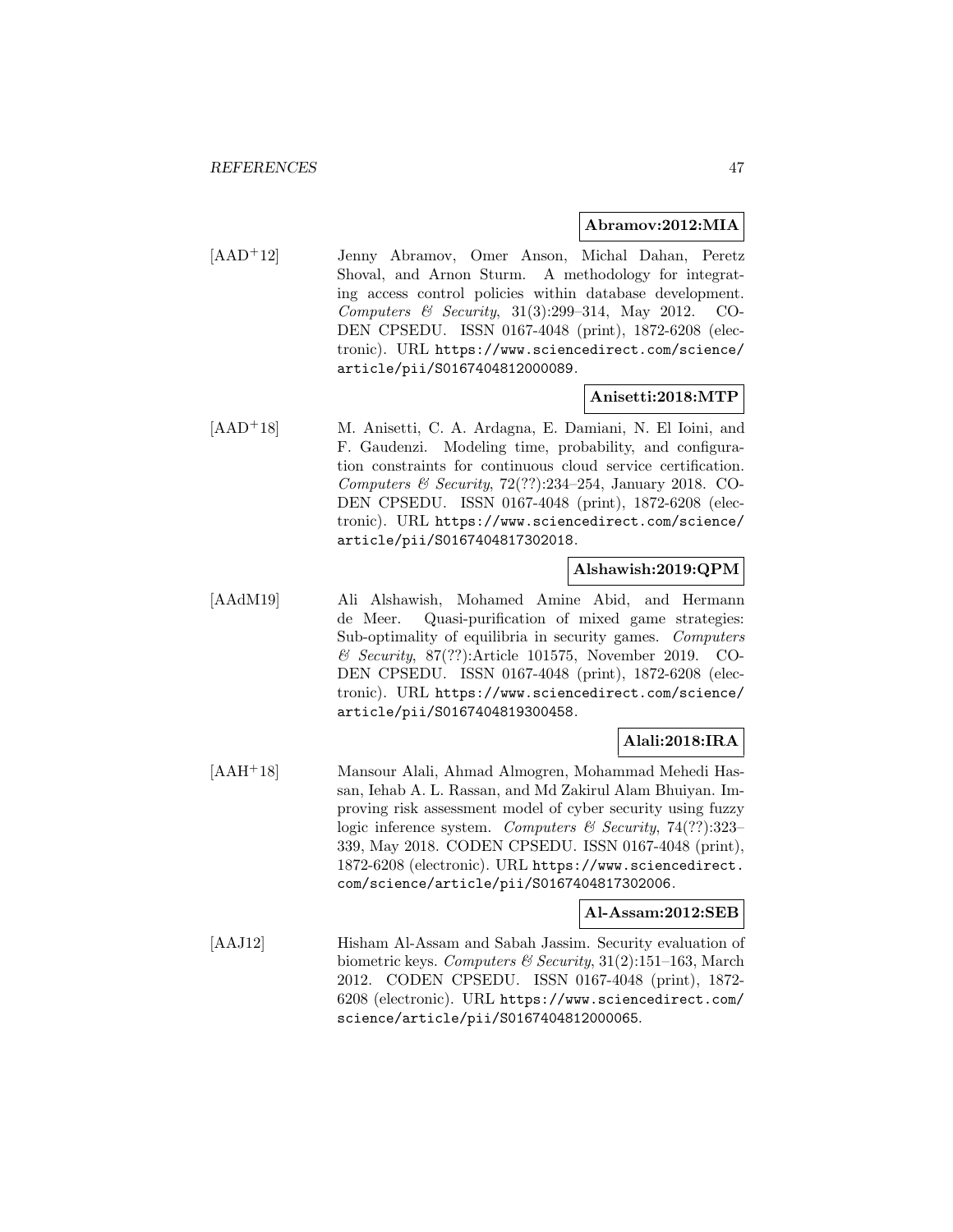**Abramov:2012:MIA**

[AAD+12] Jenny Abramov, Omer Anson, Michal Dahan, Peretz Shoval, and Arnon Sturm. A methodology for integrating access control policies within database development. *Computers & Security*, 31(3):299–314, May 2012. CODEN CPSEDU. ISSN 0167-4048 (print), 1872-6208 (electronic). URL `https://www.sciencedirect.com/science/article/pii/S0167404812000089`.

**Anisetti:2018:MTP**

[AAD+18] M. Anisetti, C. A. Ardagna, E. Damiani, N. El Ioini, and F. Gaudenzi. Modeling time, probability, and configuration constraints for continuous cloud service certification. *Computers & Security*, 72(??):234–254, January 2018. CODEN CPSEDU. ISSN 0167-4048 (print), 1872-6208 (electronic). URL `https://www.sciencedirect.com/science/article/pii/S0167404817302018`.

**Alshawish:2019:QPM**

[AAdM19] Ali Alshawish, Mohamed Amine Abid, and Hermann de Meer. Quasi-purification of mixed game strategies: Sub-optimality of equilibria in security games. *Computers & Security*, 87(??):Article 101575, November 2019. CODEN CPSEDU. ISSN 0167-4048 (print), 1872-6208 (electronic). URL `https://www.sciencedirect.com/science/article/pii/S0167404819300458`.

**Alali:2018:IRA**

[AAH+18] Mansour Alali, Ahmad Almogren, Mohammad Mehedi Hassan, Iehab A. L. Rassan, and Md Zakirul Alam Bhuiyan. Improving risk assessment model of cyber security using fuzzy logic inference system. *Computers & Security*, 74(??):323–339, May 2018. CODEN CPSEDU. ISSN 0167-4048 (print), 1872-6208 (electronic). URL `https://www.sciencedirect.com/science/article/pii/S0167404817302006`.

**Al-Assam:2012:SEB**

[AAJ12] Hisham Al-Assam and Sabah Jassim. Security evaluation of biometric keys. *Computers & Security*, 31(2):151–163, March 2012. CODEN CPSEDU. ISSN 0167-4048 (print), 1872-6208 (electronic). URL `https://www.sciencedirect.com/science/article/pii/S0167404812000065`.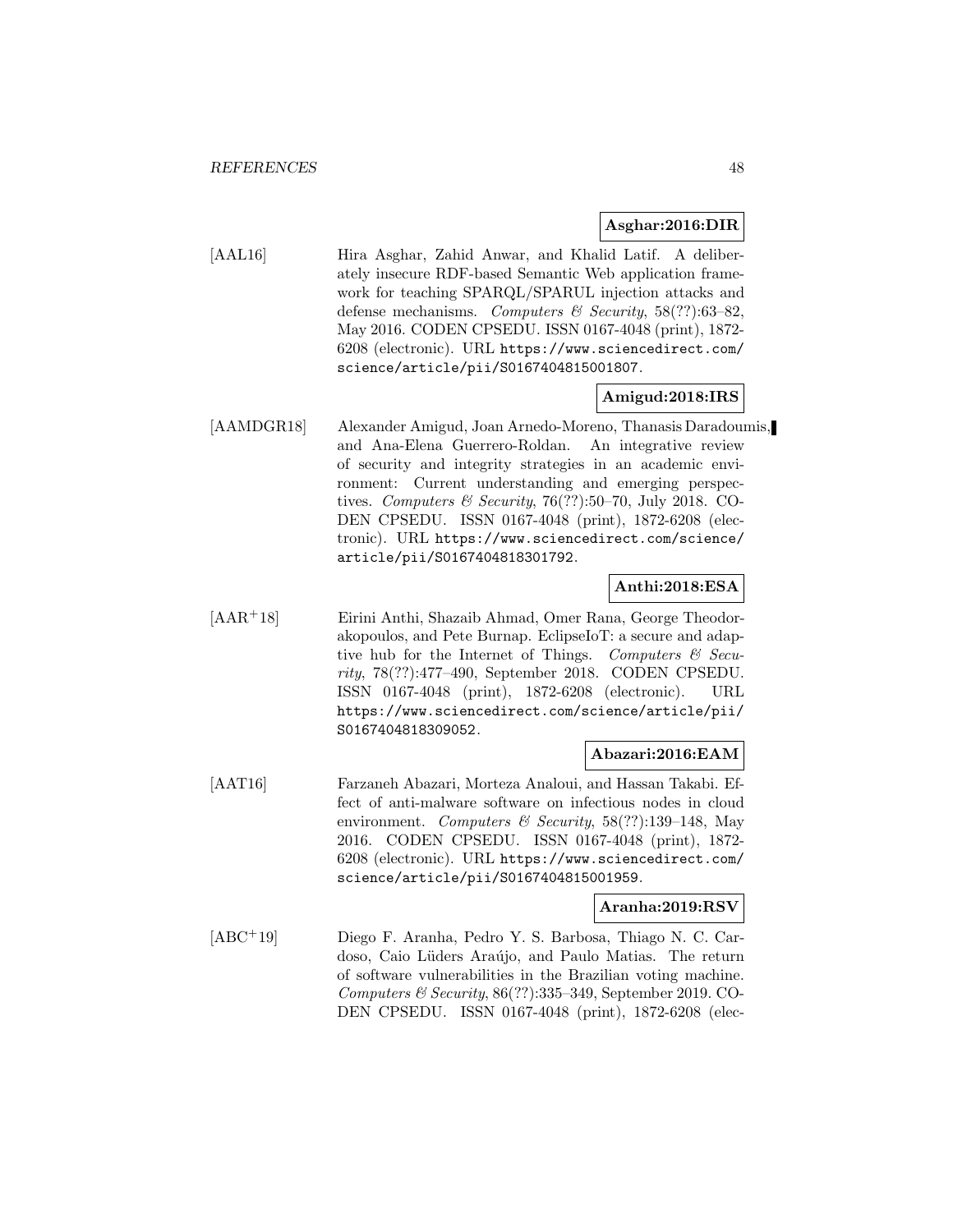**Asghar:2016:DIR**

[AAL16] Hira Asghar, Zahid Anwar, and Khalid Latif. A deliberately insecure RDF-based Semantic Web application framework for teaching SPARQL/SPARUL injection attacks and defense mechanisms. *Computers & Security*, 58(??):63–82, May 2016. CODEN CPSEDU. ISSN 0167-4048 (print), 1872-6208 (electronic). URL `https://www.sciencedirect.com/science/article/pii/S0167404815001807`.

**Amigud:2018:IRS**

[AAMDGR18] Alexander Amigud, Joan Arnedo-Moreno, Thanasis Daradoumis, and Ana-Elena Guerrero-Roldan. An integrative review of security and integrity strategies in an academic environment: Current understanding and emerging perspectives. *Computers & Security*, 76(??):50–70, July 2018. CODEN CPSEDU. ISSN 0167-4048 (print), 1872-6208 (electronic). URL `https://www.sciencedirect.com/science/article/pii/S0167404818301792`.

**Anthi:2018:ESA**

[AAR+18] Eirini Anthi, Shazaib Ahmad, Omer Rana, George Theodorakopoulos, and Pete Burnap. EclipseIoT: a secure and adaptive hub for the Internet of Things. *Computers & Security*, 78(??):477–490, September 2018. CODEN CPSEDU. ISSN 0167-4048 (print), 1872-6208 (electronic). URL `https://www.sciencedirect.com/science/article/pii/S0167404818309052`.

**Abazari:2016:EAM**

[AAT16] Farzaneh Abazari, Morteza Analoui, and Hassan Takabi. Effect of anti-malware software on infectious nodes in cloud environment. *Computers & Security*, 58(??):139–148, May 2016. CODEN CPSEDU. ISSN 0167-4048 (print), 1872-6208 (electronic). URL `https://www.sciencedirect.com/science/article/pii/S0167404815001959`.

**Aranha:2019:RSV**

[ABC+19] Diego F. Aranha, Pedro Y. S. Barbosa, Thiago N. C. Cardoso, Caio Lüders Araújo, and Paulo Matias. The return of software vulnerabilities in the Brazilian voting machine. *Computers & Security*, 86(??):335–349, September 2019. CODEN CPSEDU. ISSN 0167-4048 (print), 1872-6208 (elec-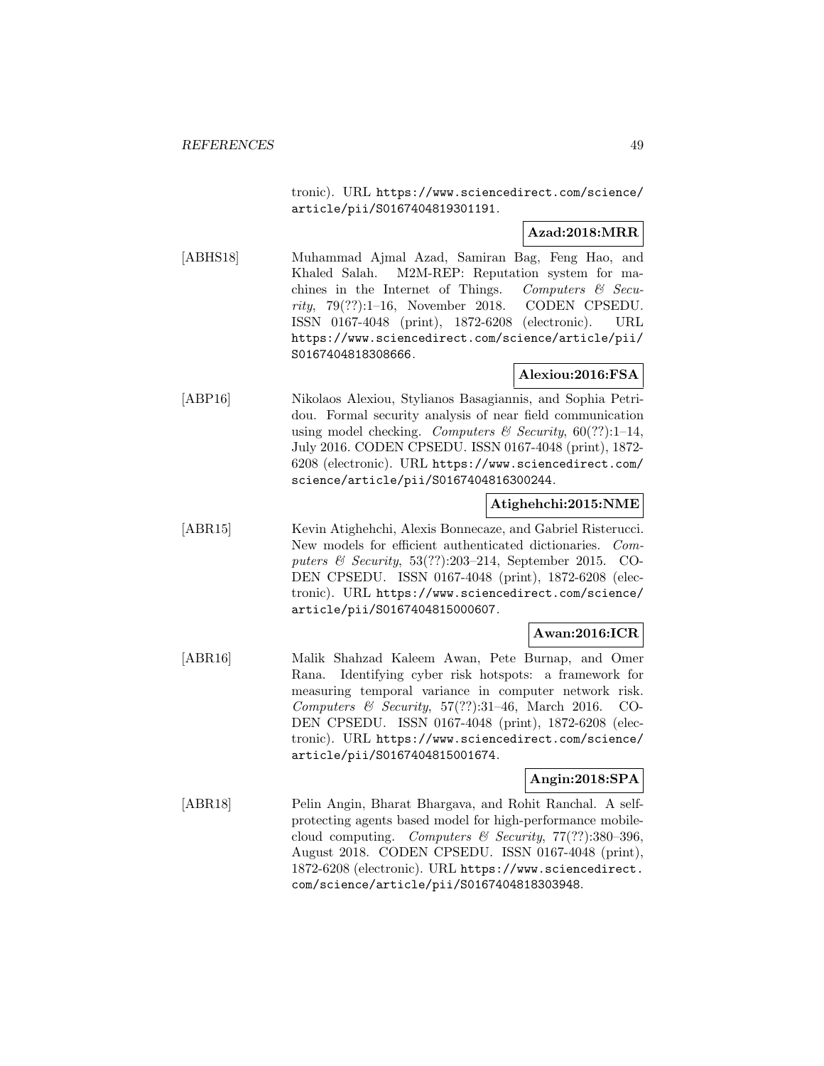tronic). URL https://www.sciencedirect.com/science/article/pii/S0167404819301191.

**Azad:2018:MRR**

[ABHS18] Muhammad Ajmal Azad, Samiran Bag, Feng Hao, and Khaled Salah. M2M-REP: Reputation system for machines in the Internet of Things. *Computers & Security*, 79(??):1–16, November 2018. CODEN CPSEDU. ISSN 0167-4048 (print), 1872-6208 (electronic). URL https://www.sciencedirect.com/science/article/pii/S0167404818308666.

**Alexiou:2016:FSA**

[ABP16] Nikolaos Alexiou, Stylianos Basagiannis, and Sophia Petridou. Formal security analysis of near field communication using model checking. *Computers & Security*, 60(??):1–14, July 2016. CODEN CPSEDU. ISSN 0167-4048 (print), 1872-6208 (electronic). URL https://www.sciencedirect.com/science/article/pii/S0167404816300244.

**Atighehchi:2015:NME**

[ABR15] Kevin Atighehchi, Alexis Bonnecaze, and Gabriel Risterucci. New models for efficient authenticated dictionaries. *Computers & Security*, 53(??):203–214, September 2015. CODEN CPSEDU. ISSN 0167-4048 (print), 1872-6208 (electronic). URL https://www.sciencedirect.com/science/article/pii/S0167404815000607.

**Awan:2016:ICR**

[ABR16] Malik Shahzad Kaleem Awan, Pete Burnap, and Omer Rana. Identifying cyber risk hotspots: a framework for measuring temporal variance in computer network risk. *Computers & Security*, 57(??):31–46, March 2016. CODEN CPSEDU. ISSN 0167-4048 (print), 1872-6208 (electronic). URL https://www.sciencedirect.com/science/article/pii/S0167404815001674.

**Angin:2018:SPA**

[ABR18] Pelin Angin, Bharat Bhargava, and Rohit Ranchal. A self-protecting agents based model for high-performance mobile-cloud computing. *Computers & Security*, 77(??):380–396, August 2018. CODEN CPSEDU. ISSN 0167-4048 (print), 1872-6208 (electronic). URL https://www.sciencedirect.com/science/article/pii/S0167404818303948.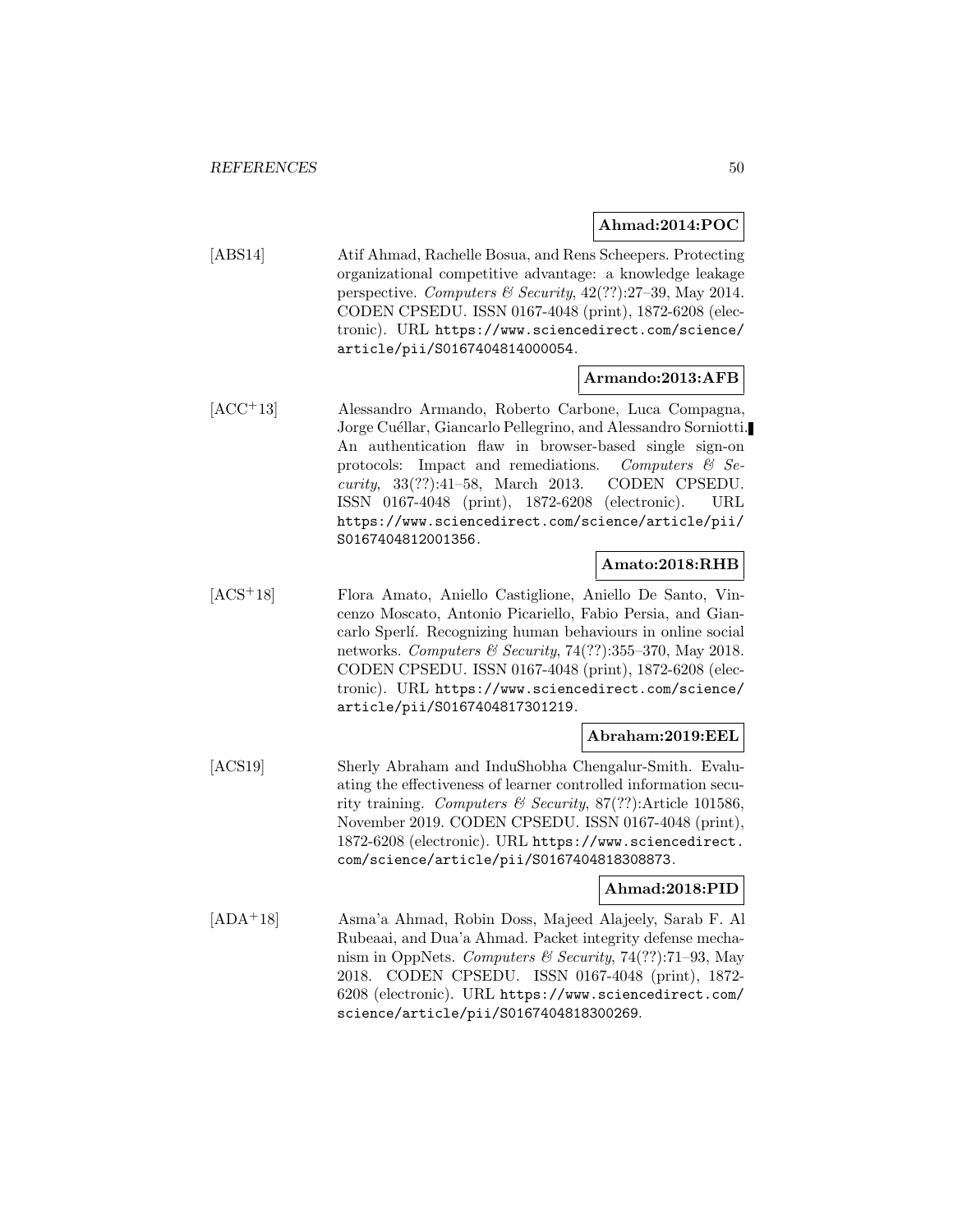**Ahmad:2014:POC**

[ABS14] Atif Ahmad, Rachelle Bosua, and Rens Scheepers. Protecting organizational competitive advantage: a knowledge leakage perspective. *Computers & Security*, 42(??):27–39, May 2014. CODEN CPSEDU. ISSN 0167-4048 (print), 1872-6208 (electronic). URL https://www.sciencedirect.com/science/article/pii/S0167404814000054.

**Armando:2013:AFB**

[ACC+13] Alessandro Armando, Roberto Carbone, Luca Compagna, Jorge Cuéllar, Giancarlo Pellegrino, and Alessandro Sorniotti. An authentication flaw in browser-based single sign-on protocols: Impact and remediations. *Computers & Security*, 33(??):41–58, March 2013. CODEN CPSEDU. ISSN 0167-4048 (print), 1872-6208 (electronic). URL https://www.sciencedirect.com/science/article/pii/S0167404812001356.

**Amato:2018:RHB**

[ACS+18] Flora Amato, Aniello Castiglione, Aniello De Santo, Vincenzo Moscato, Antonio Picariello, Fabio Persia, and Giancarlo Sperlí. Recognizing human behaviours in online social networks. *Computers & Security*, 74(??):355–370, May 2018. CODEN CPSEDU. ISSN 0167-4048 (print), 1872-6208 (electronic). URL https://www.sciencedirect.com/science/article/pii/S0167404817301219.

**Abraham:2019:EEL**

[ACS19] Sherly Abraham and InduShobha Chengalur-Smith. Evaluating the effectiveness of learner controlled information security training. *Computers & Security*, 87(??):Article 101586, November 2019. CODEN CPSEDU. ISSN 0167-4048 (print), 1872-6208 (electronic). URL https://www.sciencedirect.com/science/article/pii/S0167404818308873.

**Ahmad:2018:PID**

[ADA+18] Asma'a Ahmad, Robin Doss, Majeed Alajeely, Sarab F. Al Rubeaai, and Dua'a Ahmad. Packet integrity defense mechanism in OppNets. *Computers & Security*, 74(??):71–93, May 2018. CODEN CPSEDU. ISSN 0167-4048 (print), 1872-6208 (electronic). URL https://www.sciencedirect.com/science/article/pii/S0167404818300269.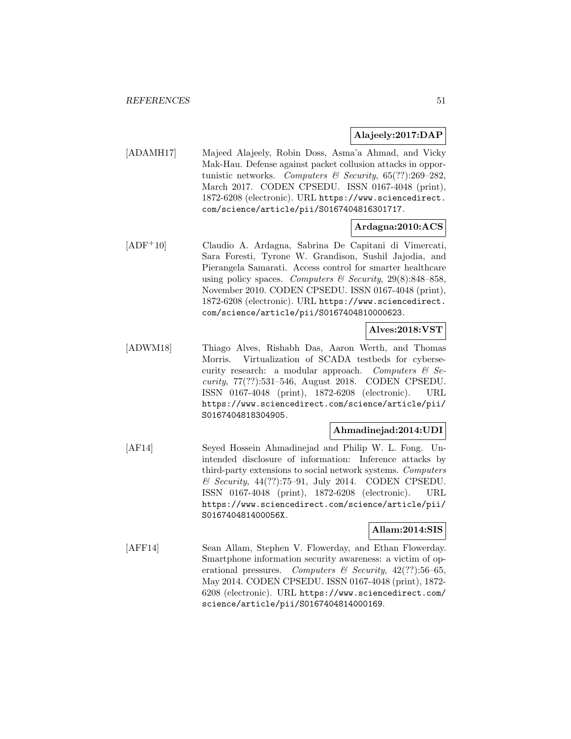**Alajeely:2017:DAP**

[ADAMH17] Majeed Alajeely, Robin Doss, Asma'a Ahmad, and Vicky Mak-Hau. Defense against packet collusion attacks in opportunistic networks. *Computers & Security*, 65(??):269–282, March 2017. CODEN CPSEDU. ISSN 0167-4048 (print), 1872-6208 (electronic). URL https://www.sciencedirect.com/science/article/pii/S0167404816301717.

**Ardagna:2010:ACS**

[ADF+10] Claudio A. Ardagna, Sabrina De Capitani di Vimercati, Sara Foresti, Tyrone W. Grandison, Sushil Jajodia, and Pierangela Samarati. Access control for smarter healthcare using policy spaces. *Computers & Security*, 29(8):848–858, November 2010. CODEN CPSEDU. ISSN 0167-4048 (print), 1872-6208 (electronic). URL https://www.sciencedirect.com/science/article/pii/S0167404810000623.

**Alves:2018:VST**

[ADWM18] Thiago Alves, Rishabh Das, Aaron Werth, and Thomas Morris. Virtualization of SCADA testbeds for cybersecurity research: a modular approach. *Computers & Security*, 77(??):531–546, August 2018. CODEN CPSEDU. ISSN 0167-4048 (print), 1872-6208 (electronic). URL https://www.sciencedirect.com/science/article/pii/S0167404818304905.

**Ahmadinejad:2014:UDI**

[AF14] Seyed Hossein Ahmadinejad and Philip W. L. Fong. Unintended disclosure of information: Inference attacks by third-party extensions to social network systems. *Computers & Security*, 44(??):75–91, July 2014. CODEN CPSEDU. ISSN 0167-4048 (print), 1872-6208 (electronic). URL https://www.sciencedirect.com/science/article/pii/S016740481400056X.

**Allam:2014:SIS**

[AFF14] Sean Allam, Stephen V. Flowerday, and Ethan Flowerday. Smartphone information security awareness: a victim of operational pressures. *Computers & Security*, 42(??):56–65, May 2014. CODEN CPSEDU. ISSN 0167-4048 (print), 1872-6208 (electronic). URL https://www.sciencedirect.com/science/article/pii/S0167404814000169.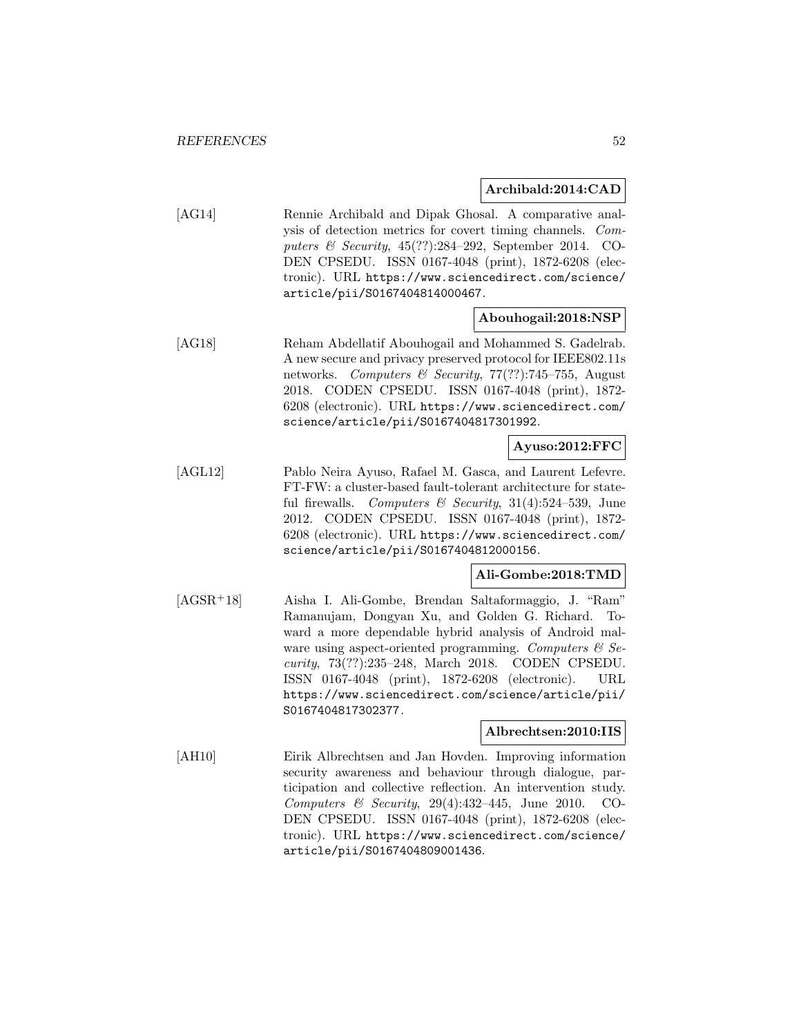**Archibald:2014:CAD**

[AG14] Rennie Archibald and Dipak Ghosal. A comparative analysis of detection metrics for covert timing channels. *Computers & Security*, 45(??):284–292, September 2014. CODEN CPSEDU. ISSN 0167-4048 (print), 1872-6208 (electronic). URL https://www.sciencedirect.com/science/article/pii/S0167404814000467.

**Abouhogail:2018:NSP**

[AG18] Reham Abdellatif Abouhogail and Mohammed S. Gadelrab. A new secure and privacy preserved protocol for IEEE802.11s networks. *Computers & Security*, 77(??):745–755, August 2018. CODEN CPSEDU. ISSN 0167-4048 (print), 1872-6208 (electronic). URL https://www.sciencedirect.com/science/article/pii/S0167404817301992.

**Ayuso:2012:FFC**

[AGL12] Pablo Neira Ayuso, Rafael M. Gasca, and Laurent Lefevre. FT-FW: a cluster-based fault-tolerant architecture for stateful firewalls. *Computers & Security*, 31(4):524–539, June 2012. CODEN CPSEDU. ISSN 0167-4048 (print), 1872-6208 (electronic). URL https://www.sciencedirect.com/science/article/pii/S0167404812000156.

**Ali-Gombe:2018:TMD**

[AGSR+18] Aisha I. Ali-Gombe, Brendan Saltaformaggio, J. "Ram" Ramanujam, Dongyan Xu, and Golden G. Richard. Toward a more dependable hybrid analysis of Android malware using aspect-oriented programming. *Computers & Security*, 73(??):235–248, March 2018. CODEN CPSEDU. ISSN 0167-4048 (print), 1872-6208 (electronic). URL https://www.sciencedirect.com/science/article/pii/S0167404817302377.

**Albrechtsen:2010:IIS**

[AH10] Eirik Albrechtsen and Jan Hovden. Improving information security awareness and behaviour through dialogue, participation and collective reflection. An intervention study. *Computers & Security*, 29(4):432–445, June 2010. CODEN CPSEDU. ISSN 0167-4048 (print), 1872-6208 (electronic). URL https://www.sciencedirect.com/science/article/pii/S0167404809001436.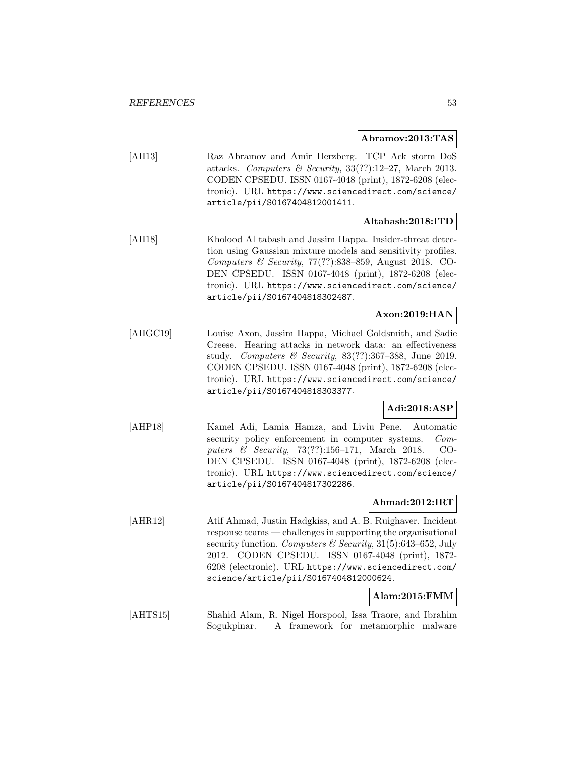**Abramov:2013:TAS**

[AH13] Raz Abramov and Amir Herzberg. TCP Ack storm DoS attacks. *Computers & Security*, 33(??):12–27, March 2013. CODEN CPSEDU. ISSN 0167-4048 (print), 1872-6208 (electronic). URL https://www.sciencedirect.com/science/article/pii/S0167404812001411.

**Altabash:2018:ITD**

[AH18] Kholood Al tabash and Jassim Happa. Insider-threat detection using Gaussian mixture models and sensitivity profiles. *Computers & Security*, 77(??):838–859, August 2018. CODEN CPSEDU. ISSN 0167-4048 (print), 1872-6208 (electronic). URL https://www.sciencedirect.com/science/article/pii/S0167404818302487.

**Axon:2019:HAN**

[AHGC19] Louise Axon, Jassim Happa, Michael Goldsmith, and Sadie Creese. Hearing attacks in network data: an effectiveness study. *Computers & Security*, 83(??):367–388, June 2019. CODEN CPSEDU. ISSN 0167-4048 (print), 1872-6208 (electronic). URL https://www.sciencedirect.com/science/article/pii/S0167404818303377.

**Adi:2018:ASP**

[AHP18] Kamel Adi, Lamia Hamza, and Liviu Pene. Automatic security policy enforcement in computer systems. *Computers & Security*, 73(??):156–171, March 2018. CODEN CPSEDU. ISSN 0167-4048 (print), 1872-6208 (electronic). URL https://www.sciencedirect.com/science/article/pii/S0167404817302286.

**Ahmad:2012:IRT**

[AHR12] Atif Ahmad, Justin Hadgkiss, and A. B. Ruighaver. Incident response teams — challenges in supporting the organisational security function. *Computers & Security*, 31(5):643–652, July 2012. CODEN CPSEDU. ISSN 0167-4048 (print), 1872-6208 (electronic). URL https://www.sciencedirect.com/science/article/pii/S0167404812000624.

**Alam:2015:FMM**

[AHTS15] Shahid Alam, R. Nigel Horspool, Issa Traore, and Ibrahim Sogukpinar. A framework for metamorphic malware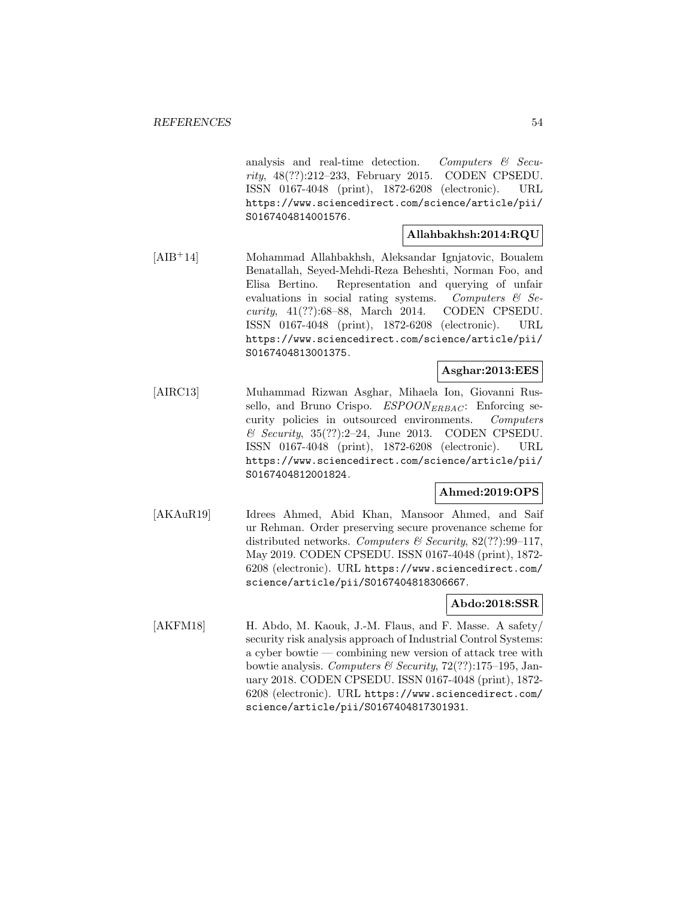analysis and real-time detection. *Computers & Security*, 48(??):212–233, February 2015. CODEN CPSEDU. ISSN 0167-4048 (print), 1872-6208 (electronic). URL https://www.sciencedirect.com/science/article/pii/S0167404814001576.

**Allahbakhsh:2014:RQU**

[AIB+14] Mohammad Allahbakhsh, Aleksandar Ignjatovic, Boualem Benatallah, Seyed-Mehdi-Reza Beheshti, Norman Foo, and Elisa Bertino. Representation and querying of unfair evaluations in social rating systems. *Computers & Security*, 41(??):68–88, March 2014. CODEN CPSEDU. ISSN 0167-4048 (print), 1872-6208 (electronic). URL https://www.sciencedirect.com/science/article/pii/S0167404813001375.

**Asghar:2013:EES**

[AIRC13] Muhammad Rizwan Asghar, Mihaela Ion, Giovanni Russello, and Bruno Crispo. $ESPOON_{ERBAC}$: Enforcing security policies in outsourced environments. *Computers & Security*, 35(??):2–24, June 2013. CODEN CPSEDU. ISSN 0167-4048 (print), 1872-6208 (electronic). URL https://www.sciencedirect.com/science/article/pii/S0167404812001824.

**Ahmed:2019:OPS**

[AKAuR19] Idrees Ahmed, Abid Khan, Mansoor Ahmed, and Saif ur Rehman. Order preserving secure provenance scheme for distributed networks. *Computers & Security*, 82(??):99–117, May 2019. CODEN CPSEDU. ISSN 0167-4048 (print), 1872-6208 (electronic). URL https://www.sciencedirect.com/science/article/pii/S0167404818306667.

**Abdo:2018:SSR**

[AKFM18] H. Abdo, M. Kaouk, J.-M. Flaus, and F. Masse. A safety/security risk analysis approach of Industrial Control Systems: a cyber bowtie — combining new version of attack tree with bowtie analysis. *Computers & Security*, 72(??):175–195, January 2018. CODEN CPSEDU. ISSN 0167-4048 (print), 1872-6208 (electronic). URL https://www.sciencedirect.com/science/article/pii/S0167404817301931.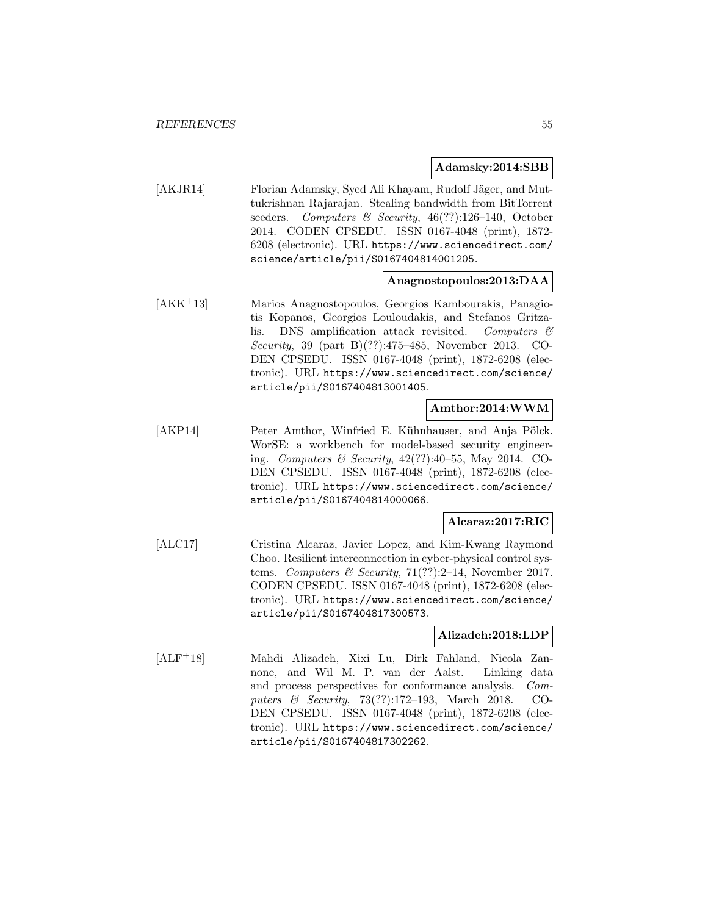**Adamsky:2014:SBB**

[AKJR14] Florian Adamsky, Syed Ali Khayam, Rudolf Jäger, and Muttukrishnan Rajarajan. Stealing bandwidth from BitTorrent seeders. *Computers & Security*, 46(??):126–140, October 2014. CODEN CPSEDU. ISSN 0167-4048 (print), 1872-6208 (electronic). URL `https://www.sciencedirect.com/science/article/pii/S0167404814001205`.

**Anagnostopoulos:2013:DAA**

[AKK+13] Marios Anagnostopoulos, Georgios Kambourakis, Panagiotis Kopanos, Georgios Louloudakis, and Stefanos Gritzalis. DNS amplification attack revisited. *Computers & Security*, 39 (part B)(??):475–485, November 2013. CODEN CPSEDU. ISSN 0167-4048 (print), 1872-6208 (electronic). URL `https://www.sciencedirect.com/science/article/pii/S0167404813001405`.

**Amthor:2014:WWM**

[AKP14] Peter Amthor, Winfried E. Kühnhauser, and Anja Pölck. WorSE: a workbench for model-based security engineering. *Computers & Security*, 42(??):40–55, May 2014. CODEN CPSEDU. ISSN 0167-4048 (print), 1872-6208 (electronic). URL `https://www.sciencedirect.com/science/article/pii/S0167404814000066`.

**Alcaraz:2017:RIC**

[ALC17] Cristina Alcaraz, Javier Lopez, and Kim-Kwang Raymond Choo. Resilient interconnection in cyber-physical control systems. *Computers & Security*, 71(??):2–14, November 2017. CODEN CPSEDU. ISSN 0167-4048 (print), 1872-6208 (electronic). URL `https://www.sciencedirect.com/science/article/pii/S0167404817300573`.

**Alizadeh:2018:LDP**

[ALF+18] Mahdi Alizadeh, Xixi Lu, Dirk Fahland, Nicola Zannone, and Wil M. P. van der Aalst. Linking data and process perspectives for conformance analysis. *Computers & Security*, 73(??):172–193, March 2018. CODEN CPSEDU. ISSN 0167-4048 (print), 1872-6208 (electronic). URL `https://www.sciencedirect.com/science/article/pii/S0167404817302262`.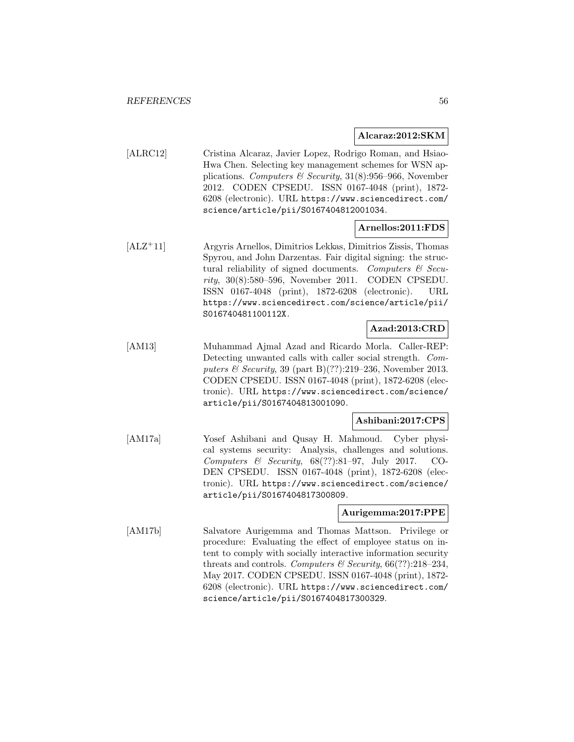**Alcaraz:2012:SKM**

[ALRC12] Cristina Alcaraz, Javier Lopez, Rodrigo Roman, and Hsiao-Hwa Chen. Selecting key management schemes for WSN applications. *Computers & Security*, 31(8):956–966, November 2012. CODEN CPSEDU. ISSN 0167-4048 (print), 1872-6208 (electronic). URL https://www.sciencedirect.com/science/article/pii/S0167404812001034.

**Arnellos:2011:FDS**

[ALZ+11] Argyris Arnellos, Dimitrios Lekkas, Dimitrios Zissis, Thomas Spyrou, and John Darzentas. Fair digital signing: the structural reliability of signed documents. *Computers & Security*, 30(8):580–596, November 2011. CODEN CPSEDU. ISSN 0167-4048 (print), 1872-6208 (electronic). URL https://www.sciencedirect.com/science/article/pii/S016740481100112X.

**Azad:2013:CRD**

[AM13] Muhammad Ajmal Azad and Ricardo Morla. Caller-REP: Detecting unwanted calls with caller social strength. *Computers & Security*, 39 (part B)(??):219–236, November 2013. CODEN CPSEDU. ISSN 0167-4048 (print), 1872-6208 (electronic). URL https://www.sciencedirect.com/science/article/pii/S0167404813001090.

**Ashibani:2017:CPS**

[AM17a] Yosef Ashibani and Qusay H. Mahmoud. Cyber physical systems security: Analysis, challenges and solutions. *Computers & Security*, 68(??):81–97, July 2017. CODEN CPSEDU. ISSN 0167-4048 (print), 1872-6208 (electronic). URL https://www.sciencedirect.com/science/article/pii/S0167404817300809.

**Aurigemma:2017:PPE**

[AM17b] Salvatore Aurigemma and Thomas Mattson. Privilege or procedure: Evaluating the effect of employee status on intent to comply with socially interactive information security threats and controls. *Computers & Security*, 66(??):218–234, May 2017. CODEN CPSEDU. ISSN 0167-4048 (print), 1872-6208 (electronic). URL https://www.sciencedirect.com/science/article/pii/S0167404817300329.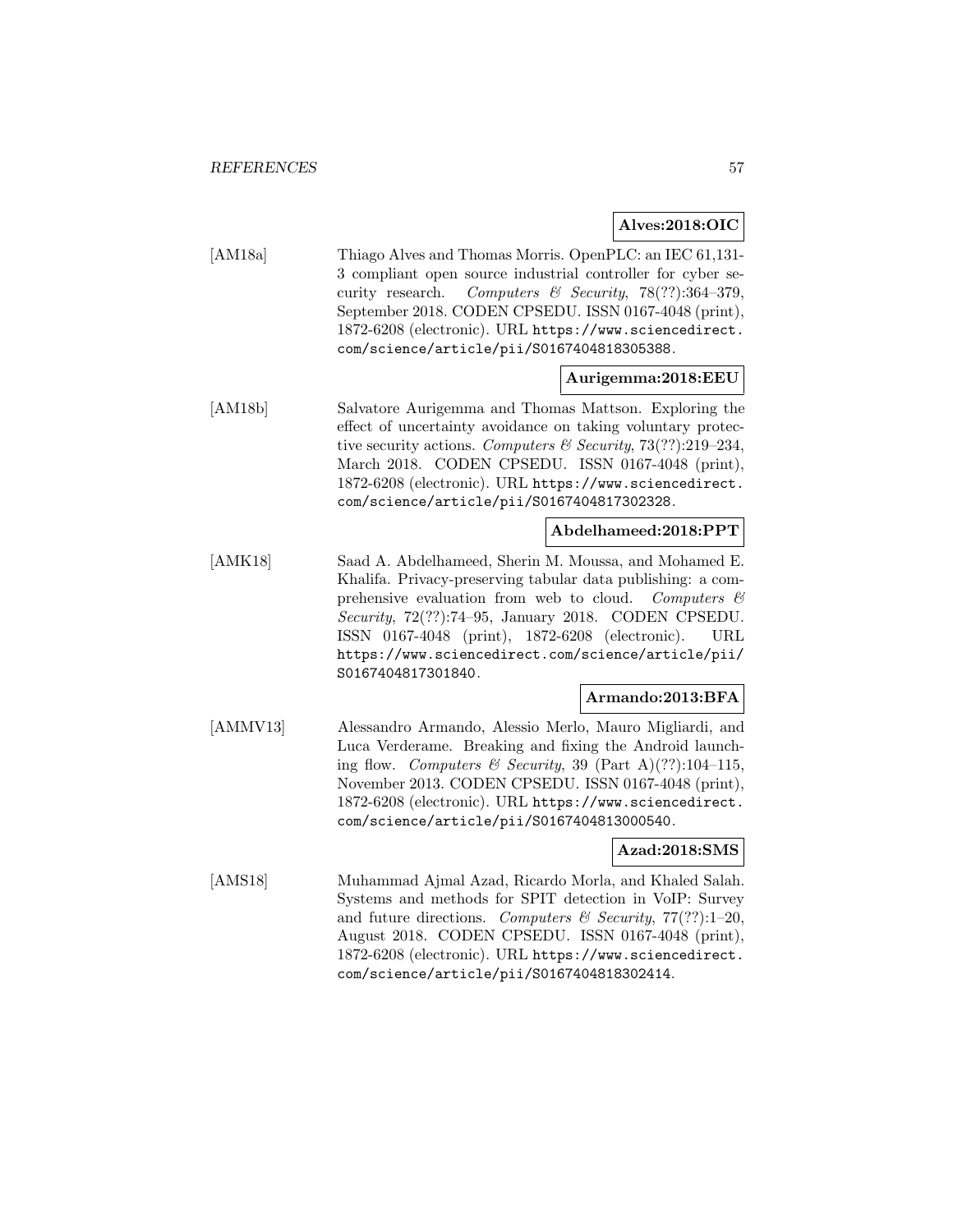**Alves:2018:OIC**

[AM18a] Thiago Alves and Thomas Morris. OpenPLC: an IEC 61,131-3 compliant open source industrial controller for cyber security research. *Computers & Security*, 78(??):364–379, September 2018. CODEN CPSEDU. ISSN 0167-4048 (print), 1872-6208 (electronic). URL https://www.sciencedirect.com/science/article/pii/S0167404818305388.

**Aurigemma:2018:EEU**

[AM18b] Salvatore Aurigemma and Thomas Mattson. Exploring the effect of uncertainty avoidance on taking voluntary protective security actions. *Computers & Security*, 73(??):219–234, March 2018. CODEN CPSEDU. ISSN 0167-4048 (print), 1872-6208 (electronic). URL https://www.sciencedirect.com/science/article/pii/S0167404817302328.

**Abdelhameed:2018:PPT**

[AMK18] Saad A. Abdelhameed, Sherin M. Moussa, and Mohamed E. Khalifa. Privacy-preserving tabular data publishing: a comprehensive evaluation from web to cloud. *Computers & Security*, 72(??):74–95, January 2018. CODEN CPSEDU. ISSN 0167-4048 (print), 1872-6208 (electronic). URL https://www.sciencedirect.com/science/article/pii/S0167404817301840.

**Armando:2013:BFA**

[AMMV13] Alessandro Armando, Alessio Merlo, Mauro Migliardi, and Luca Verderame. Breaking and fixing the Android launching flow. *Computers & Security*, 39 (Part A)(??):104–115, November 2013. CODEN CPSEDU. ISSN 0167-4048 (print), 1872-6208 (electronic). URL https://www.sciencedirect.com/science/article/pii/S0167404813000540.

**Azad:2018:SMS**

[AMS18] Muhammad Ajmal Azad, Ricardo Morla, and Khaled Salah. Systems and methods for SPIT detection in VoIP: Survey and future directions. *Computers & Security*, 77(??):1–20, August 2018. CODEN CPSEDU. ISSN 0167-4048 (print), 1872-6208 (electronic). URL https://www.sciencedirect.com/science/article/pii/S0167404818302414.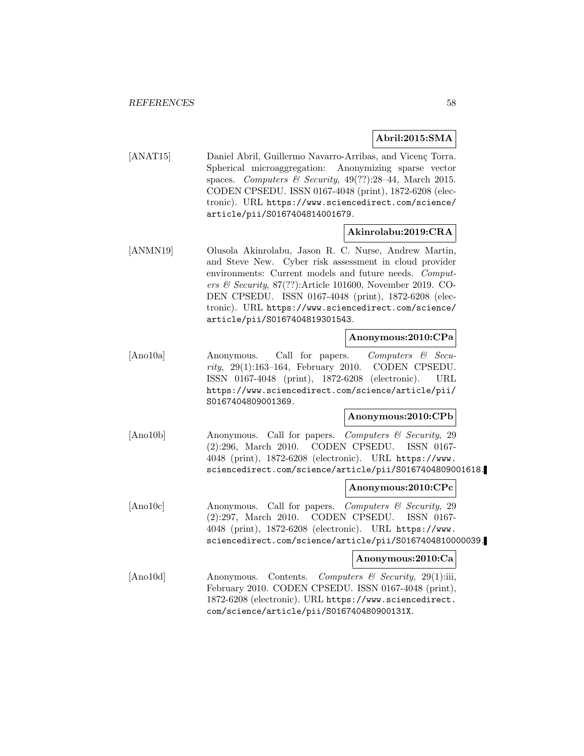**Abril:2015:SMA**

[ANAT15] Daniel Abril, Guillermo Navarro-Arribas, and Vicenç Torra. Spherical microaggregation: Anonymizing sparse vector spaces. *Computers & Security*, 49(??):28–44, March 2015. CODEN CPSEDU. ISSN 0167-4048 (print), 1872-6208 (electronic). URL `https://www.sciencedirect.com/science/article/pii/S0167404814001679`.

**Akinrolabu:2019:CRA**

[ANMN19] Olusola Akinrolabu, Jason R. C. Nurse, Andrew Martin, and Steve New. Cyber risk assessment in cloud provider environments: Current models and future needs. *Computers & Security*, 87(??):Article 101600, November 2019. CODEN CPSEDU. ISSN 0167-4048 (print), 1872-6208 (electronic). URL `https://www.sciencedirect.com/science/article/pii/S0167404819301543`.

**Anonymous:2010:CPa**

[Ano10a] Anonymous. Call for papers. *Computers & Security*, 29(1):163–164, February 2010. CODEN CPSEDU. ISSN 0167-4048 (print), 1872-6208 (electronic). URL `https://www.sciencedirect.com/science/article/pii/S0167404809001369`.

**Anonymous:2010:CPb**

[Ano10b] Anonymous. Call for papers. *Computers & Security*, 29 (2):296, March 2010. CODEN CPSEDU. ISSN 0167-4048 (print), 1872-6208 (electronic). URL `https://www.sciencedirect.com/science/article/pii/S0167404809001618`.

**Anonymous:2010:CPc**

[Ano10c] Anonymous. Call for papers. *Computers & Security*, 29 (2):297, March 2010. CODEN CPSEDU. ISSN 0167-4048 (print), 1872-6208 (electronic). URL `https://www.sciencedirect.com/science/article/pii/S0167404810000039`.

**Anonymous:2010:Ca**

[Ano10d] Anonymous. Contents. *Computers & Security*, 29(1):iii, February 2010. CODEN CPSEDU. ISSN 0167-4048 (print), 1872-6208 (electronic). URL `https://www.sciencedirect.com/science/article/pii/S016740480900131X`.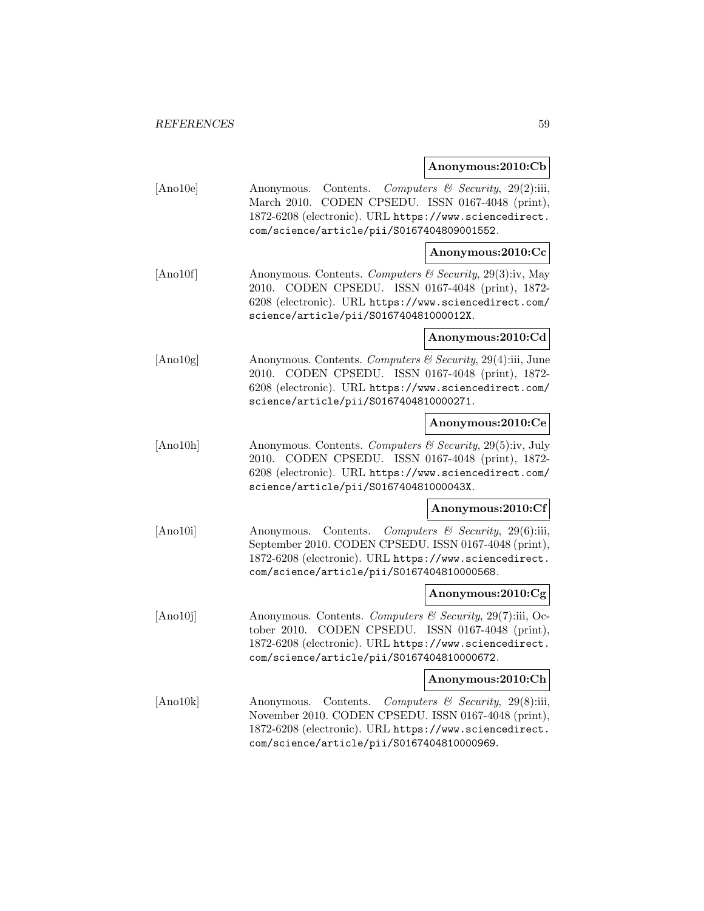**Anonymous:2010:Cb**

[Ano10e] Anonymous. Contents. *Computers & Security*, 29(2):iii, March 2010. CODEN CPSEDU. ISSN 0167-4048 (print), 1872-6208 (electronic). URL https://www.sciencedirect.com/science/article/pii/S0167404809001552.

**Anonymous:2010:Cc**

[Ano10f] Anonymous. Contents. *Computers & Security*, 29(3):iv, May 2010. CODEN CPSEDU. ISSN 0167-4048 (print), 1872-6208 (electronic). URL https://www.sciencedirect.com/science/article/pii/S016740481000012X.

**Anonymous:2010:Cd**

[Ano10g] Anonymous. Contents. *Computers & Security*, 29(4):iii, June 2010. CODEN CPSEDU. ISSN 0167-4048 (print), 1872-6208 (electronic). URL https://www.sciencedirect.com/science/article/pii/S0167404810000271.

**Anonymous:2010:Ce**

[Ano10h] Anonymous. Contents. *Computers & Security*, 29(5):iv, July 2010. CODEN CPSEDU. ISSN 0167-4048 (print), 1872-6208 (electronic). URL https://www.sciencedirect.com/science/article/pii/S016740481000043X.

**Anonymous:2010:Cf**

[Ano10i] Anonymous. Contents. *Computers & Security*, 29(6):iii, September 2010. CODEN CPSEDU. ISSN 0167-4048 (print), 1872-6208 (electronic). URL https://www.sciencedirect.com/science/article/pii/S0167404810000568.

**Anonymous:2010:Cg**

[Ano10j] Anonymous. Contents. *Computers & Security*, 29(7):iii, October 2010. CODEN CPSEDU. ISSN 0167-4048 (print), 1872-6208 (electronic). URL https://www.sciencedirect.com/science/article/pii/S0167404810000672.

**Anonymous:2010:Ch**

[Ano10k] Anonymous. Contents. *Computers & Security*, 29(8):iii, November 2010. CODEN CPSEDU. ISSN 0167-4048 (print), 1872-6208 (electronic). URL https://www.sciencedirect.com/science/article/pii/S0167404810000969.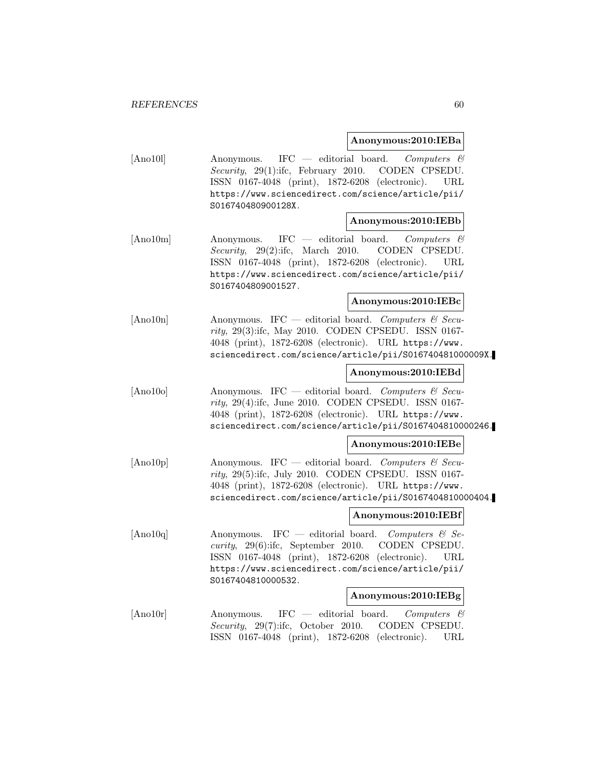**Anonymous:2010:IEBa**

[Ano10l] Anonymous. IFC — editorial board. *Computers & Security*, 29(1):ifc, February 2010. CODEN CPSEDU. ISSN 0167-4048 (print), 1872-6208 (electronic). URL `https://www.sciencedirect.com/science/article/pii/S016740480900128X`.

**Anonymous:2010:IEBb**

[Ano10m] Anonymous. IFC — editorial board. *Computers & Security*, 29(2):ifc, March 2010. CODEN CPSEDU. ISSN 0167-4048 (print), 1872-6208 (electronic). URL `https://www.sciencedirect.com/science/article/pii/S0167404809001527`.

**Anonymous:2010:IEBc**

[Ano10n] Anonymous. IFC — editorial board. *Computers & Security*, 29(3):ifc, May 2010. CODEN CPSEDU. ISSN 0167-4048 (print), 1872-6208 (electronic). URL `https://www.sciencedirect.com/science/article/pii/S016740481000009X`.

**Anonymous:2010:IEBd**

[Ano10o] Anonymous. IFC — editorial board. *Computers & Security*, 29(4):ifc, June 2010. CODEN CPSEDU. ISSN 0167-4048 (print), 1872-6208 (electronic). URL `https://www.sciencedirect.com/science/article/pii/S0167404810000246`.

**Anonymous:2010:IEBe**

[Ano10p] Anonymous. IFC — editorial board. *Computers & Security*, 29(5):ifc, July 2010. CODEN CPSEDU. ISSN 0167-4048 (print), 1872-6208 (electronic). URL `https://www.sciencedirect.com/science/article/pii/S0167404810000404`.

**Anonymous:2010:IEBf**

[Ano10q] Anonymous. IFC — editorial board. *Computers & Security*, 29(6):ifc, September 2010. CODEN CPSEDU. ISSN 0167-4048 (print), 1872-6208 (electronic). URL `https://www.sciencedirect.com/science/article/pii/S0167404810000532`.

**Anonymous:2010:IEBg**

[Ano10r] Anonymous. IFC — editorial board. *Computers & Security*, 29(7):ifc, October 2010. CODEN CPSEDU. ISSN 0167-4048 (print), 1872-6208 (electronic). URL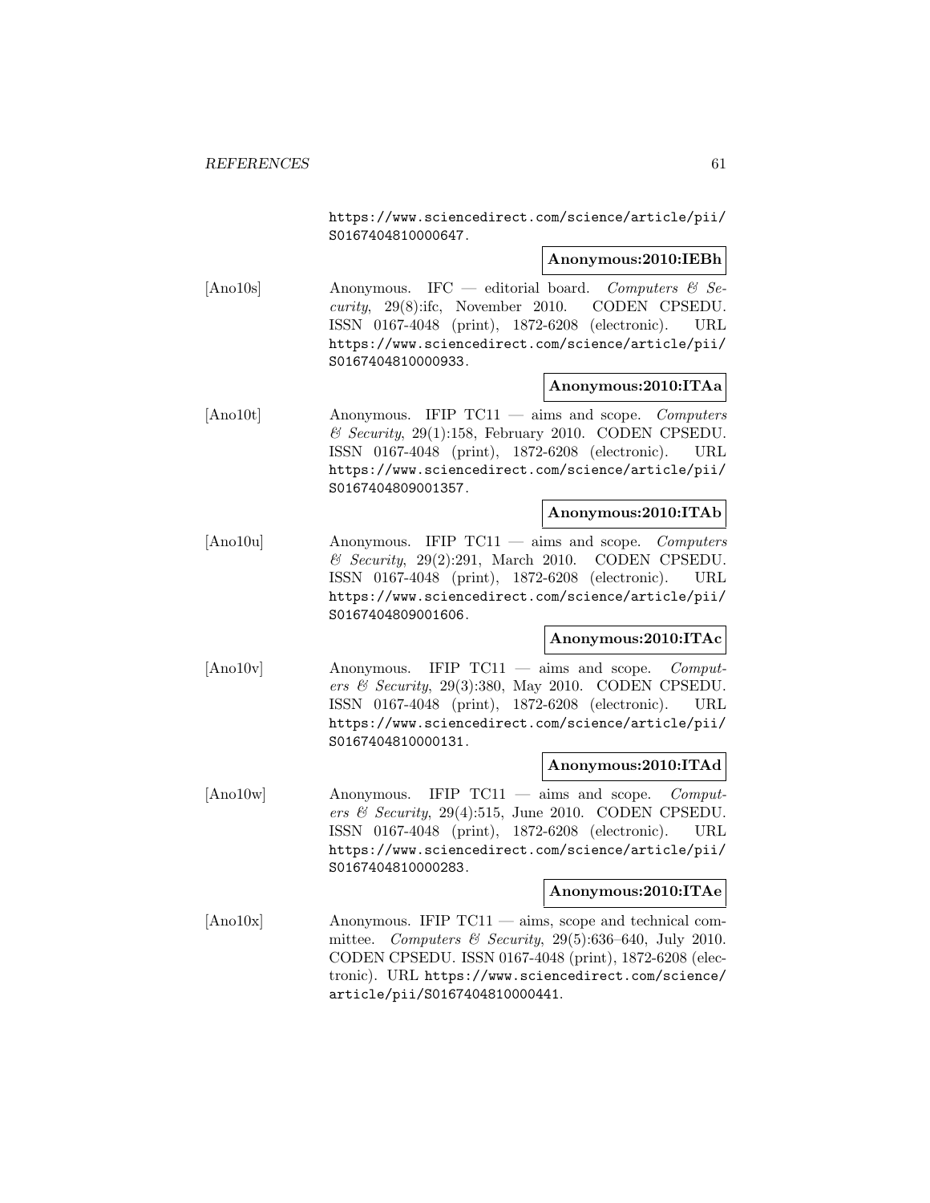https://www.sciencedirect.com/science/article/pii/S0167404810000647.

**Anonymous:2010:IEBh**

[Ano10s] Anonymous. IFC — editorial board. *Computers & Security*, 29(8):ifc, November 2010. CODEN CPSEDU. ISSN 0167-4048 (print), 1872-6208 (electronic). URL https://www.sciencedirect.com/science/article/pii/S0167404810000933.

**Anonymous:2010:ITAa**

[Ano10t] Anonymous. IFIP TC11 — aims and scope. *Computers & Security*, 29(1):158, February 2010. CODEN CPSEDU. ISSN 0167-4048 (print), 1872-6208 (electronic). URL https://www.sciencedirect.com/science/article/pii/S0167404809001357.

**Anonymous:2010:ITAb**

[Ano10u] Anonymous. IFIP TC11 — aims and scope. *Computers & Security*, 29(2):291, March 2010. CODEN CPSEDU. ISSN 0167-4048 (print), 1872-6208 (electronic). URL https://www.sciencedirect.com/science/article/pii/S0167404809001606.

**Anonymous:2010:ITAc**

[Ano10v] Anonymous. IFIP TC11 — aims and scope. *Computers & Security*, 29(3):380, May 2010. CODEN CPSEDU. ISSN 0167-4048 (print), 1872-6208 (electronic). URL https://www.sciencedirect.com/science/article/pii/S0167404810000131.

**Anonymous:2010:ITAd**

[Ano10w] Anonymous. IFIP TC11 — aims and scope. *Computers & Security*, 29(4):515, June 2010. CODEN CPSEDU. ISSN 0167-4048 (print), 1872-6208 (electronic). URL https://www.sciencedirect.com/science/article/pii/S0167404810000283.

**Anonymous:2010:ITAe**

[Ano10x] Anonymous. IFIP TC11 — aims, scope and technical committee. *Computers & Security*, 29(5):636–640, July 2010. CODEN CPSEDU. ISSN 0167-4048 (print), 1872-6208 (electronic). URL https://www.sciencedirect.com/science/article/pii/S0167404810000441.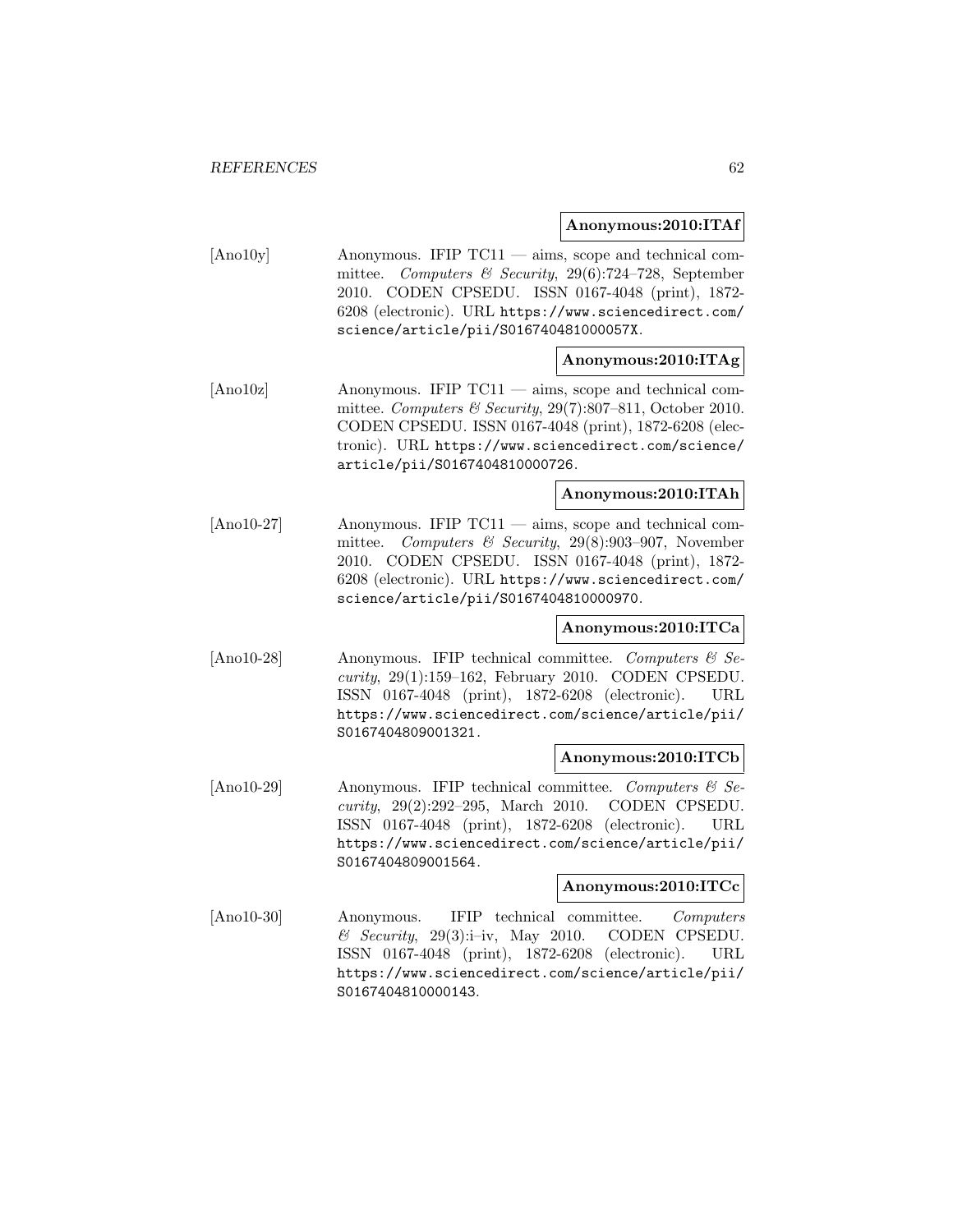**Anonymous:2010:ITAf**

[Ano10y] Anonymous. IFIP TC11 — aims, scope and technical committee. *Computers & Security*, 29(6):724–728, September 2010. CODEN CPSEDU. ISSN 0167-4048 (print), 1872-6208 (electronic). URL https://www.sciencedirect.com/science/article/pii/S016740481000057X.

**Anonymous:2010:ITAg**

[Ano10z] Anonymous. IFIP TC11 — aims, scope and technical committee. *Computers & Security*, 29(7):807–811, October 2010. CODEN CPSEDU. ISSN 0167-4048 (print), 1872-6208 (electronic). URL https://www.sciencedirect.com/science/article/pii/S0167404810000726.

**Anonymous:2010:ITAh**

[Ano10-27] Anonymous. IFIP TC11 — aims, scope and technical committee. *Computers & Security*, 29(8):903–907, November 2010. CODEN CPSEDU. ISSN 0167-4048 (print), 1872-6208 (electronic). URL https://www.sciencedirect.com/science/article/pii/S0167404810000970.

**Anonymous:2010:ITCa**

[Ano10-28] Anonymous. IFIP technical committee. *Computers & Security*, 29(1):159–162, February 2010. CODEN CPSEDU. ISSN 0167-4048 (print), 1872-6208 (electronic). URL https://www.sciencedirect.com/science/article/pii/S0167404809001321.

**Anonymous:2010:ITCb**

[Ano10-29] Anonymous. IFIP technical committee. *Computers & Security*, 29(2):292–295, March 2010. CODEN CPSEDU. ISSN 0167-4048 (print), 1872-6208 (electronic). URL https://www.sciencedirect.com/science/article/pii/S0167404809001564.

**Anonymous:2010:ITCc**

[Ano10-30] Anonymous. IFIP technical committee. *Computers & Security*, 29(3):i–iv, May 2010. CODEN CPSEDU. ISSN 0167-4048 (print), 1872-6208 (electronic). URL https://www.sciencedirect.com/science/article/pii/S0167404810000143.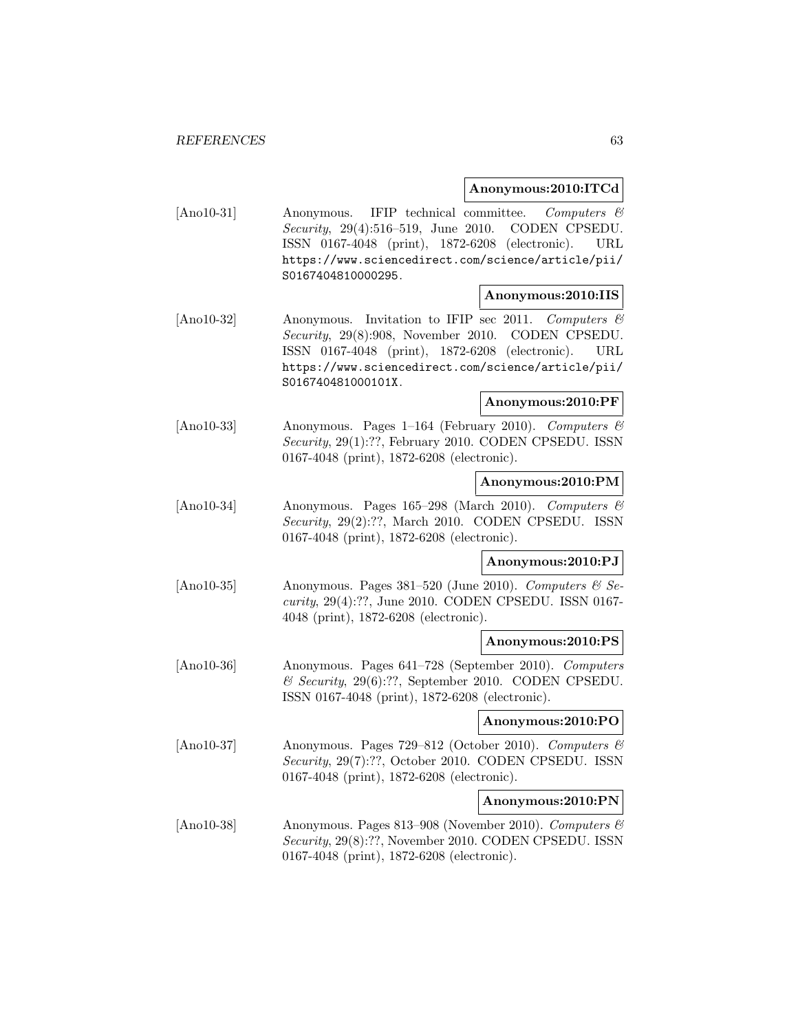**Anonymous:2010:ITCd**

[Ano10-31] Anonymous. IFIP technical committee. *Computers & Security*, 29(4):516–519, June 2010. CODEN CPSEDU. ISSN 0167-4048 (print), 1872-6208 (electronic). URL https://www.sciencedirect.com/science/article/pii/S0167404810000295.

**Anonymous:2010:IIS**

[Ano10-32] Anonymous. Invitation to IFIP sec 2011. *Computers & Security*, 29(8):908, November 2010. CODEN CPSEDU. ISSN 0167-4048 (print), 1872-6208 (electronic). URL https://www.sciencedirect.com/science/article/pii/S016740481000101X.

**Anonymous:2010:PF**

[Ano10-33] Anonymous. Pages 1–164 (February 2010). *Computers & Security*, 29(1):??, February 2010. CODEN CPSEDU. ISSN 0167-4048 (print), 1872-6208 (electronic).

**Anonymous:2010:PM**

[Ano10-34] Anonymous. Pages 165–298 (March 2010). *Computers & Security*, 29(2):??, March 2010. CODEN CPSEDU. ISSN 0167-4048 (print), 1872-6208 (electronic).

**Anonymous:2010:PJ**

[Ano10-35] Anonymous. Pages 381–520 (June 2010). *Computers & Security*, 29(4):??, June 2010. CODEN CPSEDU. ISSN 0167-4048 (print), 1872-6208 (electronic).

**Anonymous:2010:PS**

[Ano10-36] Anonymous. Pages 641–728 (September 2010). *Computers & Security*, 29(6):??, September 2010. CODEN CPSEDU. ISSN 0167-4048 (print), 1872-6208 (electronic).

**Anonymous:2010:PO**

[Ano10-37] Anonymous. Pages 729–812 (October 2010). *Computers & Security*, 29(7):??, October 2010. CODEN CPSEDU. ISSN 0167-4048 (print), 1872-6208 (electronic).

**Anonymous:2010:PN**

[Ano10-38] Anonymous. Pages 813–908 (November 2010). *Computers & Security*, 29(8):??, November 2010. CODEN CPSEDU. ISSN 0167-4048 (print), 1872-6208 (electronic).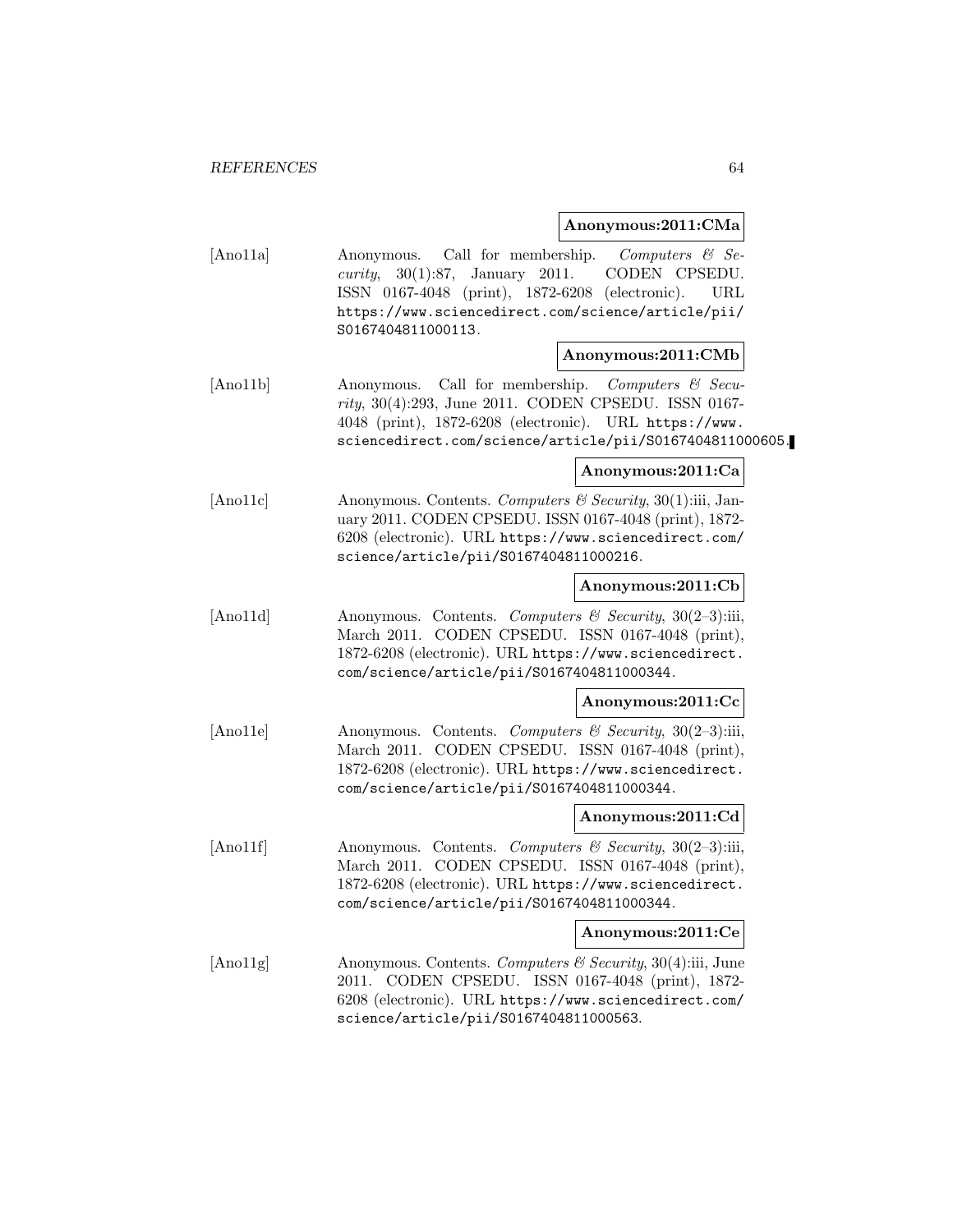**Anonymous:2011:CMa**

[Ano11a] Anonymous. Call for membership. *Computers & Security*, 30(1):87, January 2011. CODEN CPSEDU. ISSN 0167-4048 (print), 1872-6208 (electronic). URL https://www.sciencedirect.com/science/article/pii/S0167404811000113.

**Anonymous:2011:CMb**

[Ano11b] Anonymous. Call for membership. *Computers & Security*, 30(4):293, June 2011. CODEN CPSEDU. ISSN 0167-4048 (print), 1872-6208 (electronic). URL https://www.sciencedirect.com/science/article/pii/S0167404811000605.

**Anonymous:2011:Ca**

[Ano11c] Anonymous. Contents. *Computers & Security*, 30(1):iii, January 2011. CODEN CPSEDU. ISSN 0167-4048 (print), 1872-6208 (electronic). URL https://www.sciencedirect.com/science/article/pii/S0167404811000216.

**Anonymous:2011:Cb**

[Ano11d] Anonymous. Contents. *Computers & Security*, 30(2–3):iii, March 2011. CODEN CPSEDU. ISSN 0167-4048 (print), 1872-6208 (electronic). URL https://www.sciencedirect.com/science/article/pii/S0167404811000344.

**Anonymous:2011:Cc**

[Ano11e] Anonymous. Contents. *Computers & Security*, 30(2–3):iii, March 2011. CODEN CPSEDU. ISSN 0167-4048 (print), 1872-6208 (electronic). URL https://www.sciencedirect.com/science/article/pii/S0167404811000344.

**Anonymous:2011:Cd**

[Ano11f] Anonymous. Contents. *Computers & Security*, 30(2–3):iii, March 2011. CODEN CPSEDU. ISSN 0167-4048 (print), 1872-6208 (electronic). URL https://www.sciencedirect.com/science/article/pii/S0167404811000344.

**Anonymous:2011:Ce**

[Ano11g] Anonymous. Contents. *Computers & Security*, 30(4):iii, June 2011. CODEN CPSEDU. ISSN 0167-4048 (print), 1872-6208 (electronic). URL https://www.sciencedirect.com/science/article/pii/S0167404811000563.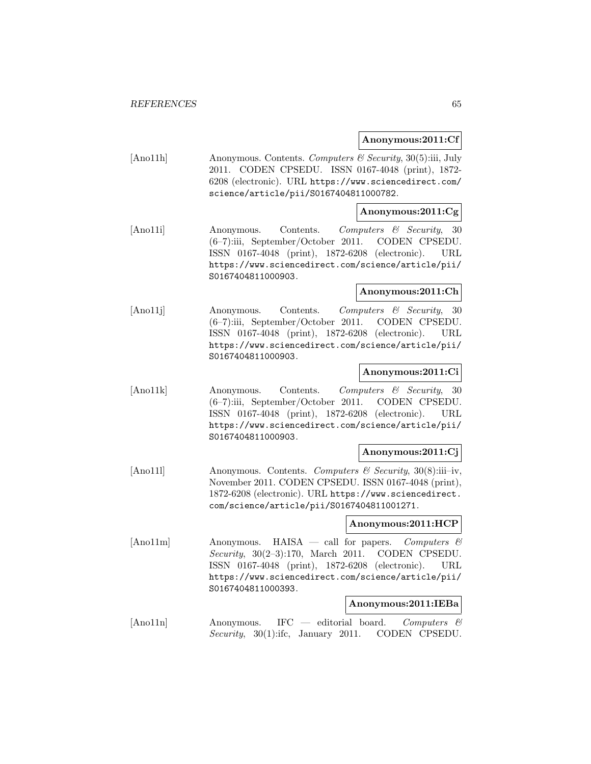**Anonymous:2011:Cf**

[Ano11h] Anonymous. Contents. *Computers & Security*, 30(5):iii, July 2011. CODEN CPSEDU. ISSN 0167-4048 (print), 1872-6208 (electronic). URL https://www.sciencedirect.com/science/article/pii/S0167404811000782.

**Anonymous:2011:Cg**

[Ano11i] Anonymous. Contents. *Computers & Security*, 30 (6–7):iii, September/October 2011. CODEN CPSEDU. ISSN 0167-4048 (print), 1872-6208 (electronic). URL https://www.sciencedirect.com/science/article/pii/S0167404811000903.

**Anonymous:2011:Ch**

[Ano11j] Anonymous. Contents. *Computers & Security*, 30 (6–7):iii, September/October 2011. CODEN CPSEDU. ISSN 0167-4048 (print), 1872-6208 (electronic). URL https://www.sciencedirect.com/science/article/pii/S0167404811000903.

**Anonymous:2011:Ci**

[Ano11k] Anonymous. Contents. *Computers & Security*, 30 (6–7):iii, September/October 2011. CODEN CPSEDU. ISSN 0167-4048 (print), 1872-6208 (electronic). URL https://www.sciencedirect.com/science/article/pii/S0167404811000903.

**Anonymous:2011:Cj**

[Ano11l] Anonymous. Contents. *Computers & Security*, 30(8):iii–iv, November 2011. CODEN CPSEDU. ISSN 0167-4048 (print), 1872-6208 (electronic). URL https://www.sciencedirect.com/science/article/pii/S0167404811001271.

**Anonymous:2011:HCP**

[Ano11m] Anonymous. HAISA — call for papers. *Computers & Security*, 30(2–3):170, March 2011. CODEN CPSEDU. ISSN 0167-4048 (print), 1872-6208 (electronic). URL https://www.sciencedirect.com/science/article/pii/S0167404811000393.

**Anonymous:2011:IEBa**

[Ano11n] Anonymous. IFC — editorial board. *Computers & Security*, 30(1):ifc, January 2011. CODEN CPSEDU.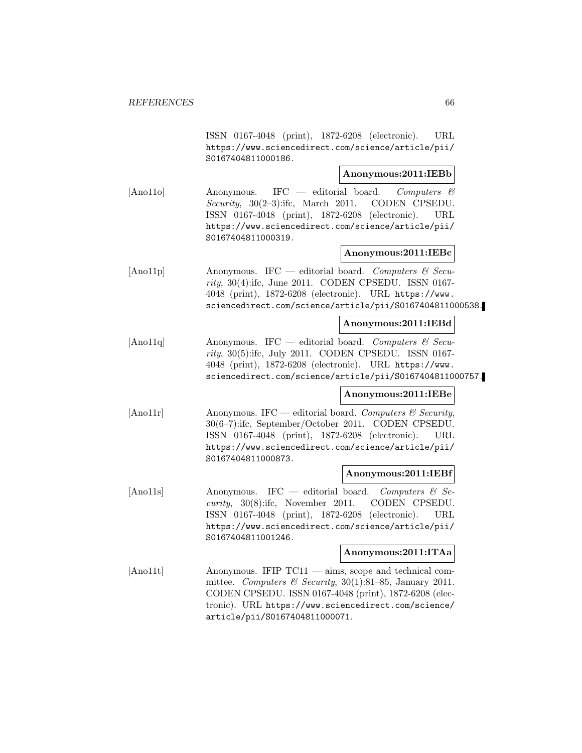ISSN 0167-4048 (print), 1872-6208 (electronic). URL https://www.sciencedirect.com/science/article/pii/S0167404811000186.

**Anonymous:2011:IEBb**

[Ano11o] Anonymous. IFC — editorial board. *Computers & Security*, 30(2–3):ifc, March 2011. CODEN CPSEDU. ISSN 0167-4048 (print), 1872-6208 (electronic). URL https://www.sciencedirect.com/science/article/pii/S0167404811000319.

**Anonymous:2011:IEBc**

[Ano11p] Anonymous. IFC — editorial board. *Computers & Security*, 30(4):ifc, June 2011. CODEN CPSEDU. ISSN 0167-4048 (print), 1872-6208 (electronic). URL https://www.sciencedirect.com/science/article/pii/S0167404811000538.

**Anonymous:2011:IEBd**

[Ano11q] Anonymous. IFC — editorial board. *Computers & Security*, 30(5):ifc, July 2011. CODEN CPSEDU. ISSN 0167-4048 (print), 1872-6208 (electronic). URL https://www.sciencedirect.com/science/article/pii/S0167404811000757.

**Anonymous:2011:IEBe**

[Ano11r] Anonymous. IFC — editorial board. *Computers & Security*, 30(6–7):ifc, September/October 2011. CODEN CPSEDU. ISSN 0167-4048 (print), 1872-6208 (electronic). URL https://www.sciencedirect.com/science/article/pii/S0167404811000873.

**Anonymous:2011:IEBf**

[Ano11s] Anonymous. IFC — editorial board. *Computers & Security*, 30(8):ifc, November 2011. CODEN CPSEDU. ISSN 0167-4048 (print), 1872-6208 (electronic). URL https://www.sciencedirect.com/science/article/pii/S0167404811001246.

**Anonymous:2011:ITAa**

[Ano11t] Anonymous. IFIP TC11 — aims, scope and technical committee. *Computers & Security*, 30(1):81–85, January 2011. CODEN CPSEDU. ISSN 0167-4048 (print), 1872-6208 (electronic). URL https://www.sciencedirect.com/science/article/pii/S0167404811000071.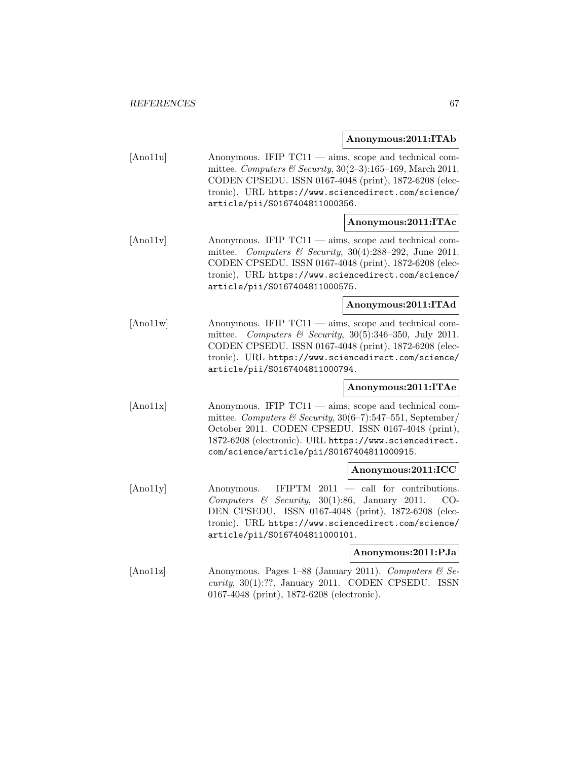**Anonymous:2011:ITAb**

[Ano11u] Anonymous. IFIP TC11 — aims, scope and technical committee. *Computers & Security*, 30(2–3):165–169, March 2011. CODEN CPSEDU. ISSN 0167-4048 (print), 1872-6208 (electronic). URL https://www.sciencedirect.com/science/article/pii/S0167404811000356.

**Anonymous:2011:ITAc**

[Ano11v] Anonymous. IFIP TC11 — aims, scope and technical committee. *Computers & Security*, 30(4):288–292, June 2011. CODEN CPSEDU. ISSN 0167-4048 (print), 1872-6208 (electronic). URL https://www.sciencedirect.com/science/article/pii/S0167404811000575.

**Anonymous:2011:ITAd**

[Ano11w] Anonymous. IFIP TC11 — aims, scope and technical committee. *Computers & Security*, 30(5):346–350, July 2011. CODEN CPSEDU. ISSN 0167-4048 (print), 1872-6208 (electronic). URL https://www.sciencedirect.com/science/article/pii/S0167404811000794.

**Anonymous:2011:ITAe**

[Ano11x] Anonymous. IFIP TC11 — aims, scope and technical committee. *Computers & Security*, 30(6–7):547–551, September/October 2011. CODEN CPSEDU. ISSN 0167-4048 (print), 1872-6208 (electronic). URL https://www.sciencedirect.com/science/article/pii/S0167404811000915.

**Anonymous:2011:ICC**

[Ano11y] Anonymous. IFIPTM 2011 — call for contributions. *Computers & Security*, 30(1):86, January 2011. CODEN CPSEDU. ISSN 0167-4048 (print), 1872-6208 (electronic). URL https://www.sciencedirect.com/science/article/pii/S0167404811000101.

**Anonymous:2011:PJa**

[Ano11z] Anonymous. Pages 1–88 (January 2011). *Computers & Security*, 30(1):??, January 2011. CODEN CPSEDU. ISSN 0167-4048 (print), 1872-6208 (electronic).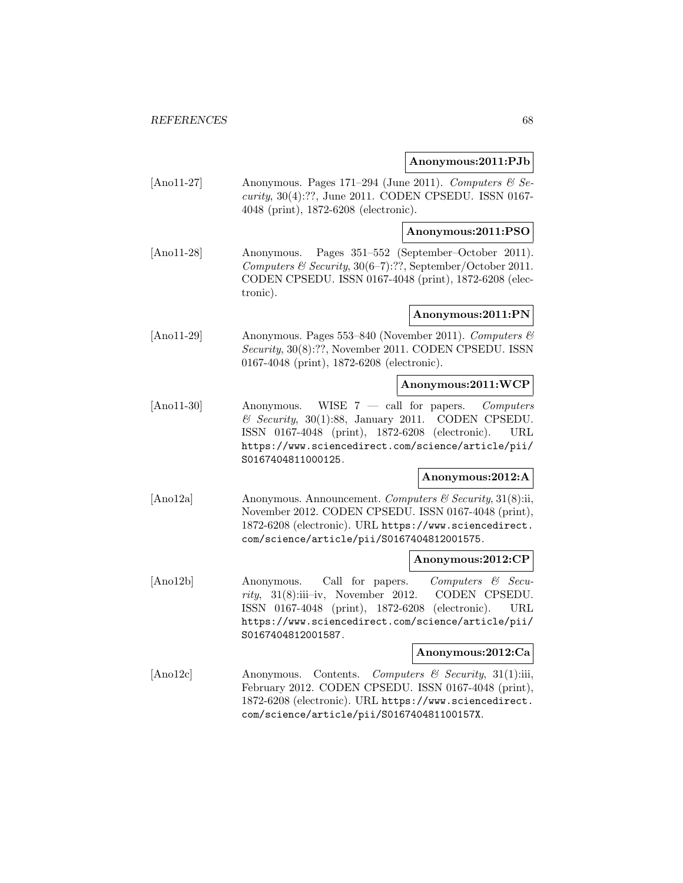**Anonymous:2011:PJb**

[Ano11-27] Anonymous. Pages 171–294 (June 2011). *Computers & Security*, 30(4):??, June 2011. CODEN CPSEDU. ISSN 0167-4048 (print), 1872-6208 (electronic).

**Anonymous:2011:PSO**

[Ano11-28] Anonymous. Pages 351–552 (September–October 2011). *Computers & Security*, 30(6–7):??, September/October 2011. CODEN CPSEDU. ISSN 0167-4048 (print), 1872-6208 (electronic).

**Anonymous:2011:PN**

[Ano11-29] Anonymous. Pages 553–840 (November 2011). *Computers & Security*, 30(8):??, November 2011. CODEN CPSEDU. ISSN 0167-4048 (print), 1872-6208 (electronic).

**Anonymous:2011:WCP**

[Ano11-30] Anonymous. WISE 7 — call for papers. *Computers & Security*, 30(1):88, January 2011. CODEN CPSEDU. ISSN 0167-4048 (print), 1872-6208 (electronic). URL https://www.sciencedirect.com/science/article/pii/S0167404811000125.

**Anonymous:2012:A**

[Ano12a] Anonymous. Announcement. *Computers & Security*, 31(8):ii, November 2012. CODEN CPSEDU. ISSN 0167-4048 (print), 1872-6208 (electronic). URL https://www.sciencedirect.com/science/article/pii/S0167404812001575.

**Anonymous:2012:CP**

[Ano12b] Anonymous. Call for papers. *Computers & Security*, 31(8):iii–iv, November 2012. CODEN CPSEDU. ISSN 0167-4048 (print), 1872-6208 (electronic). URL https://www.sciencedirect.com/science/article/pii/S0167404812001587.

**Anonymous:2012:Ca**

[Ano12c] Anonymous. Contents. *Computers & Security*, 31(1):iii, February 2012. CODEN CPSEDU. ISSN 0167-4048 (print), 1872-6208 (electronic). URL https://www.sciencedirect.com/science/article/pii/S016740481100157X.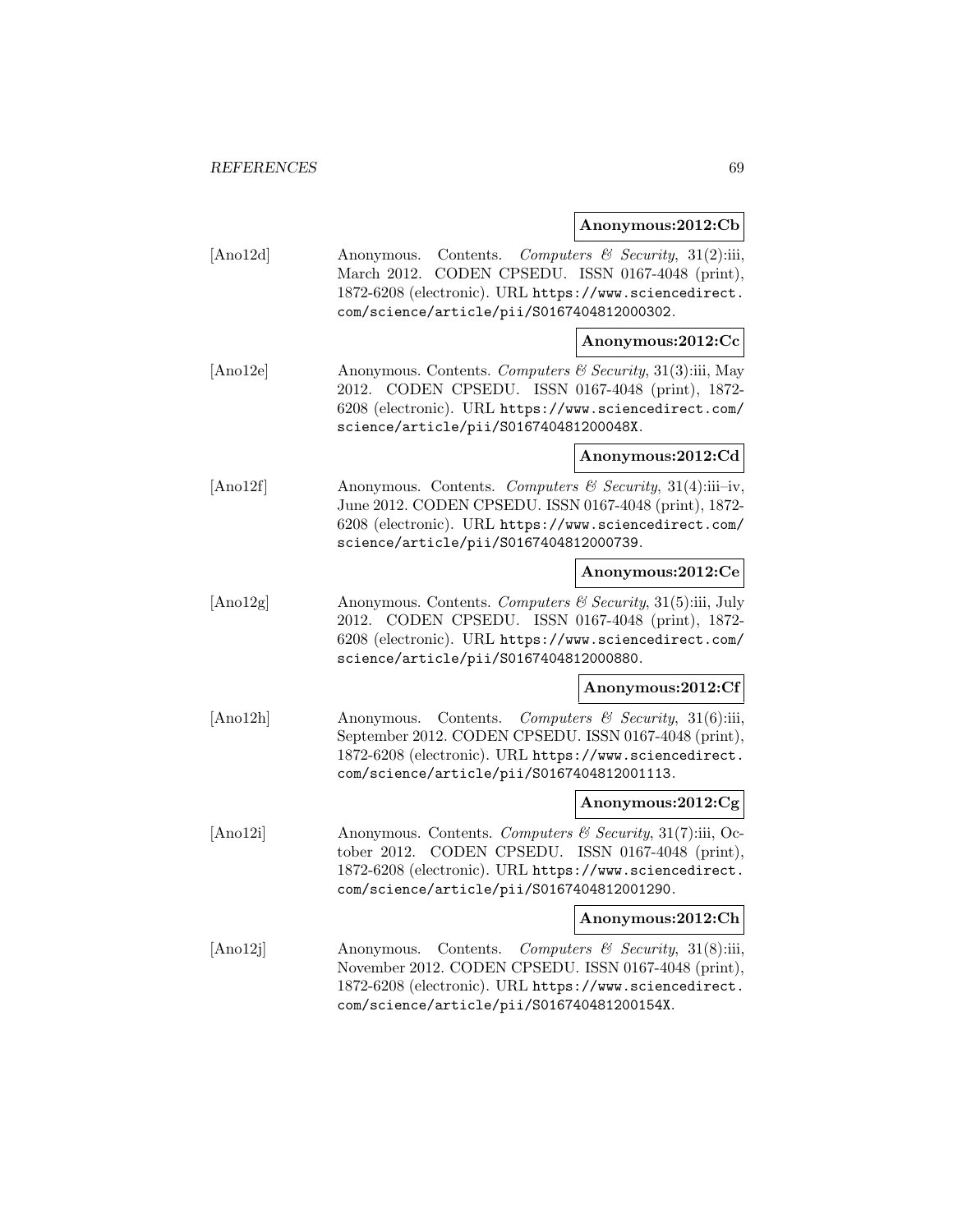**Anonymous:2012:Cb**

[Ano12d] Anonymous. Contents. *Computers & Security*, 31(2):iii, March 2012. CODEN CPSEDU. ISSN 0167-4048 (print), 1872-6208 (electronic). URL https://www.sciencedirect.com/science/article/pii/S0167404812000302.

**Anonymous:2012:Cc**

[Ano12e] Anonymous. Contents. *Computers & Security*, 31(3):iii, May 2012. CODEN CPSEDU. ISSN 0167-4048 (print), 1872-6208 (electronic). URL https://www.sciencedirect.com/science/article/pii/S016740481200048X.

**Anonymous:2012:Cd**

[Ano12f] Anonymous. Contents. *Computers & Security*, 31(4):iii–iv, June 2012. CODEN CPSEDU. ISSN 0167-4048 (print), 1872-6208 (electronic). URL https://www.sciencedirect.com/science/article/pii/S0167404812000739.

**Anonymous:2012:Ce**

[Ano12g] Anonymous. Contents. *Computers & Security*, 31(5):iii, July 2012. CODEN CPSEDU. ISSN 0167-4048 (print), 1872-6208 (electronic). URL https://www.sciencedirect.com/science/article/pii/S0167404812000880.

**Anonymous:2012:Cf**

[Ano12h] Anonymous. Contents. *Computers & Security*, 31(6):iii, September 2012. CODEN CPSEDU. ISSN 0167-4048 (print), 1872-6208 (electronic). URL https://www.sciencedirect.com/science/article/pii/S0167404812001113.

**Anonymous:2012:Cg**

[Ano12i] Anonymous. Contents. *Computers & Security*, 31(7):iii, October 2012. CODEN CPSEDU. ISSN 0167-4048 (print), 1872-6208 (electronic). URL https://www.sciencedirect.com/science/article/pii/S0167404812001290.

**Anonymous:2012:Ch**

[Ano12j] Anonymous. Contents. *Computers & Security*, 31(8):iii, November 2012. CODEN CPSEDU. ISSN 0167-4048 (print), 1872-6208 (electronic). URL https://www.sciencedirect.com/science/article/pii/S016740481200154X.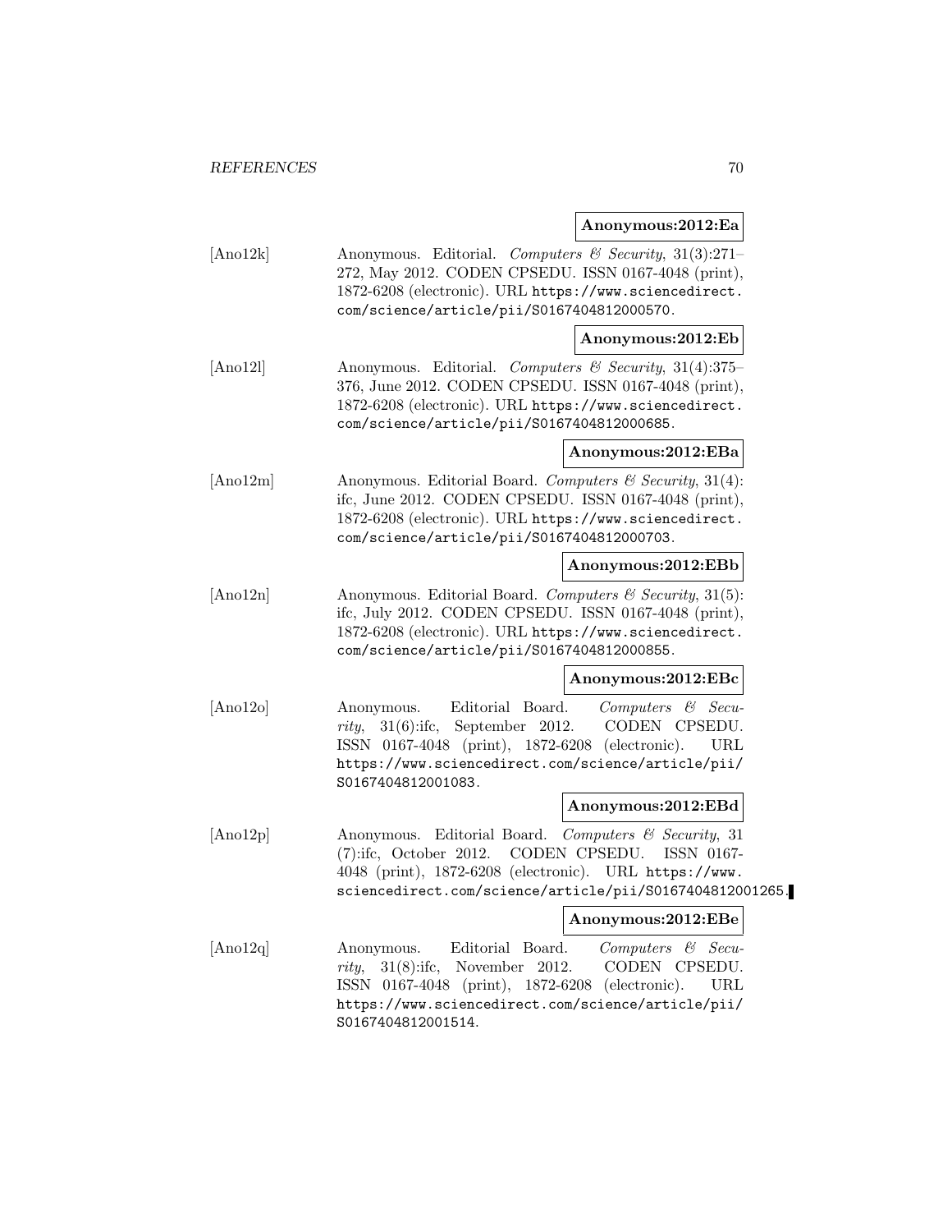**Anonymous:2012:Ea**

[Ano12k] Anonymous. Editorial. *Computers & Security*, 31(3):271–272, May 2012. CODEN CPSEDU. ISSN 0167-4048 (print), 1872-6208 (electronic). URL https://www.sciencedirect.com/science/article/pii/S0167404812000570.

**Anonymous:2012:Eb**

[Ano12l] Anonymous. Editorial. *Computers & Security*, 31(4):375–376, June 2012. CODEN CPSEDU. ISSN 0167-4048 (print), 1872-6208 (electronic). URL https://www.sciencedirect.com/science/article/pii/S0167404812000685.

**Anonymous:2012:EBa**

[Ano12m] Anonymous. Editorial Board. *Computers & Security*, 31(4): ifc, June 2012. CODEN CPSEDU. ISSN 0167-4048 (print), 1872-6208 (electronic). URL https://www.sciencedirect.com/science/article/pii/S0167404812000703.

**Anonymous:2012:EBb**

[Ano12n] Anonymous. Editorial Board. *Computers & Security*, 31(5): ifc, July 2012. CODEN CPSEDU. ISSN 0167-4048 (print), 1872-6208 (electronic). URL https://www.sciencedirect.com/science/article/pii/S0167404812000855.

**Anonymous:2012:EBc**

[Ano12o] Anonymous. Editorial Board. *Computers & Security*, 31(6):ifc, September 2012. CODEN CPSEDU. ISSN 0167-4048 (print), 1872-6208 (electronic). URL https://www.sciencedirect.com/science/article/pii/S0167404812001083.

**Anonymous:2012:EBd**

[Ano12p] Anonymous. Editorial Board. *Computers & Security*, 31 (7):ifc, October 2012. CODEN CPSEDU. ISSN 0167-4048 (print), 1872-6208 (electronic). URL https://www.sciencedirect.com/science/article/pii/S0167404812001265.

**Anonymous:2012:EBe**

[Ano12q] Anonymous. Editorial Board. *Computers & Security*, 31(8):ifc, November 2012. CODEN CPSEDU. ISSN 0167-4048 (print), 1872-6208 (electronic). URL https://www.sciencedirect.com/science/article/pii/S0167404812001514.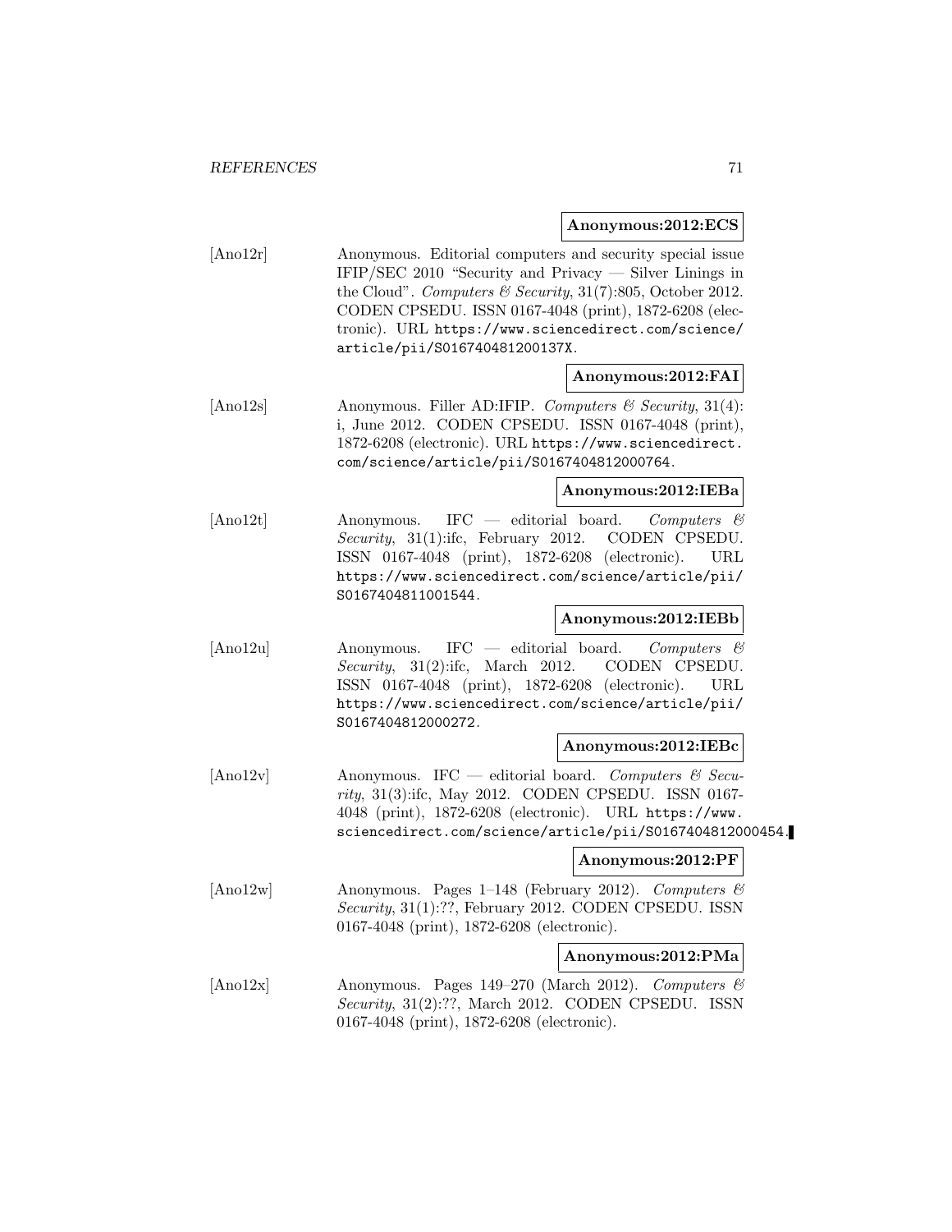**Anonymous:2012:ECS**

[Ano12r] Anonymous. Editorial computers and security special issue IFIP/SEC 2010 "Security and Privacy — Silver Linings in the Cloud". *Computers & Security*, 31(7):805, October 2012. CODEN CPSEDU. ISSN 0167-4048 (print), 1872-6208 (electronic). URL https://www.sciencedirect.com/science/article/pii/S016740481200137X.

**Anonymous:2012:FAI**

[Ano12s] Anonymous. Filler AD:IFIP. *Computers & Security*, 31(4): i, June 2012. CODEN CPSEDU. ISSN 0167-4048 (print), 1872-6208 (electronic). URL https://www.sciencedirect.com/science/article/pii/S0167404812000764.

**Anonymous:2012:IEBa**

[Ano12t] Anonymous. IFC — editorial board. *Computers & Security*, 31(1):ifc, February 2012. CODEN CPSEDU. ISSN 0167-4048 (print), 1872-6208 (electronic). URL https://www.sciencedirect.com/science/article/pii/S0167404811001544.

**Anonymous:2012:IEBb**

[Ano12u] Anonymous. IFC — editorial board. *Computers & Security*, 31(2):ifc, March 2012. CODEN CPSEDU. ISSN 0167-4048 (print), 1872-6208 (electronic). URL https://www.sciencedirect.com/science/article/pii/S0167404812000272.

**Anonymous:2012:IEBc**

[Ano12v] Anonymous. IFC — editorial board. *Computers & Security*, 31(3):ifc, May 2012. CODEN CPSEDU. ISSN 0167-4048 (print), 1872-6208 (electronic). URL https://www.sciencedirect.com/science/article/pii/S0167404812000454.

**Anonymous:2012:PF**

[Ano12w] Anonymous. Pages 1–148 (February 2012). *Computers & Security*, 31(1):??, February 2012. CODEN CPSEDU. ISSN 0167-4048 (print), 1872-6208 (electronic).

**Anonymous:2012:PMa**

[Ano12x] Anonymous. Pages 149–270 (March 2012). *Computers & Security*, 31(2):??, March 2012. CODEN CPSEDU. ISSN 0167-4048 (print), 1872-6208 (electronic).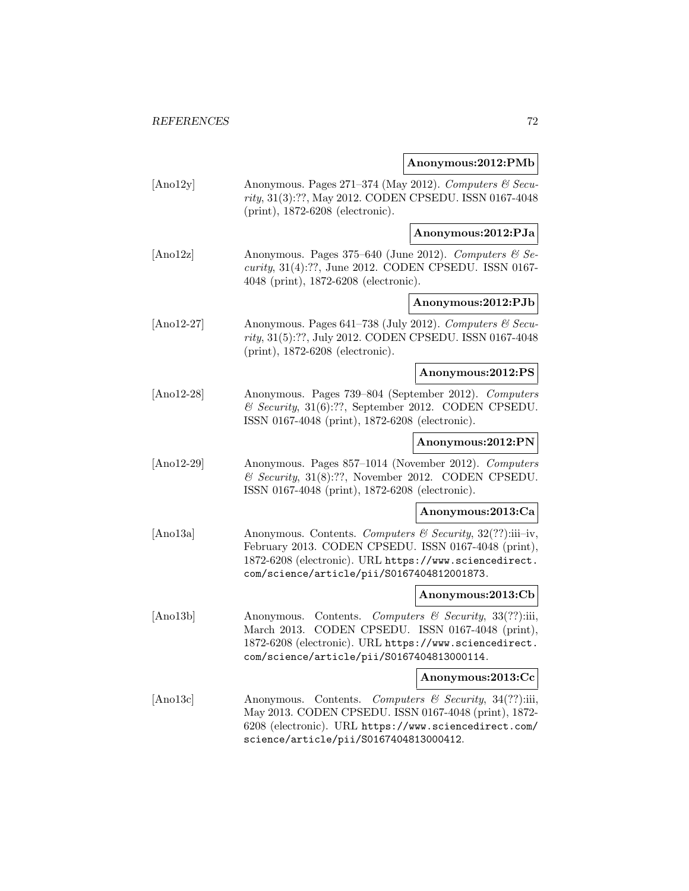**Anonymous:2012:PMb**

[Ano12y] Anonymous. Pages 271–374 (May 2012). *Computers & Security*, 31(3):??, May 2012. CODEN CPSEDU. ISSN 0167-4048 (print), 1872-6208 (electronic).

**Anonymous:2012:PJa**

[Ano12z] Anonymous. Pages 375–640 (June 2012). *Computers & Security*, 31(4):??, June 2012. CODEN CPSEDU. ISSN 0167-4048 (print), 1872-6208 (electronic).

**Anonymous:2012:PJb**

[Ano12-27] Anonymous. Pages 641–738 (July 2012). *Computers & Security*, 31(5):??, July 2012. CODEN CPSEDU. ISSN 0167-4048 (print), 1872-6208 (electronic).

**Anonymous:2012:PS**

[Ano12-28] Anonymous. Pages 739–804 (September 2012). *Computers & Security*, 31(6):??, September 2012. CODEN CPSEDU. ISSN 0167-4048 (print), 1872-6208 (electronic).

**Anonymous:2012:PN**

[Ano12-29] Anonymous. Pages 857–1014 (November 2012). *Computers & Security*, 31(8):??, November 2012. CODEN CPSEDU. ISSN 0167-4048 (print), 1872-6208 (electronic).

**Anonymous:2013:Ca**

[Ano13a] Anonymous. Contents. *Computers & Security*, 32(??):iii–iv, February 2013. CODEN CPSEDU. ISSN 0167-4048 (print), 1872-6208 (electronic). URL `https://www.sciencedirect.com/science/article/pii/S0167404812001873`.

**Anonymous:2013:Cb**

[Ano13b] Anonymous. Contents. *Computers & Security*, 33(??):iii, March 2013. CODEN CPSEDU. ISSN 0167-4048 (print), 1872-6208 (electronic). URL `https://www.sciencedirect.com/science/article/pii/S0167404813000114`.

**Anonymous:2013:Cc**

[Ano13c] Anonymous. Contents. *Computers & Security*, 34(??):iii, May 2013. CODEN CPSEDU. ISSN 0167-4048 (print), 1872-6208 (electronic). URL `https://www.sciencedirect.com/science/article/pii/S0167404813000412`.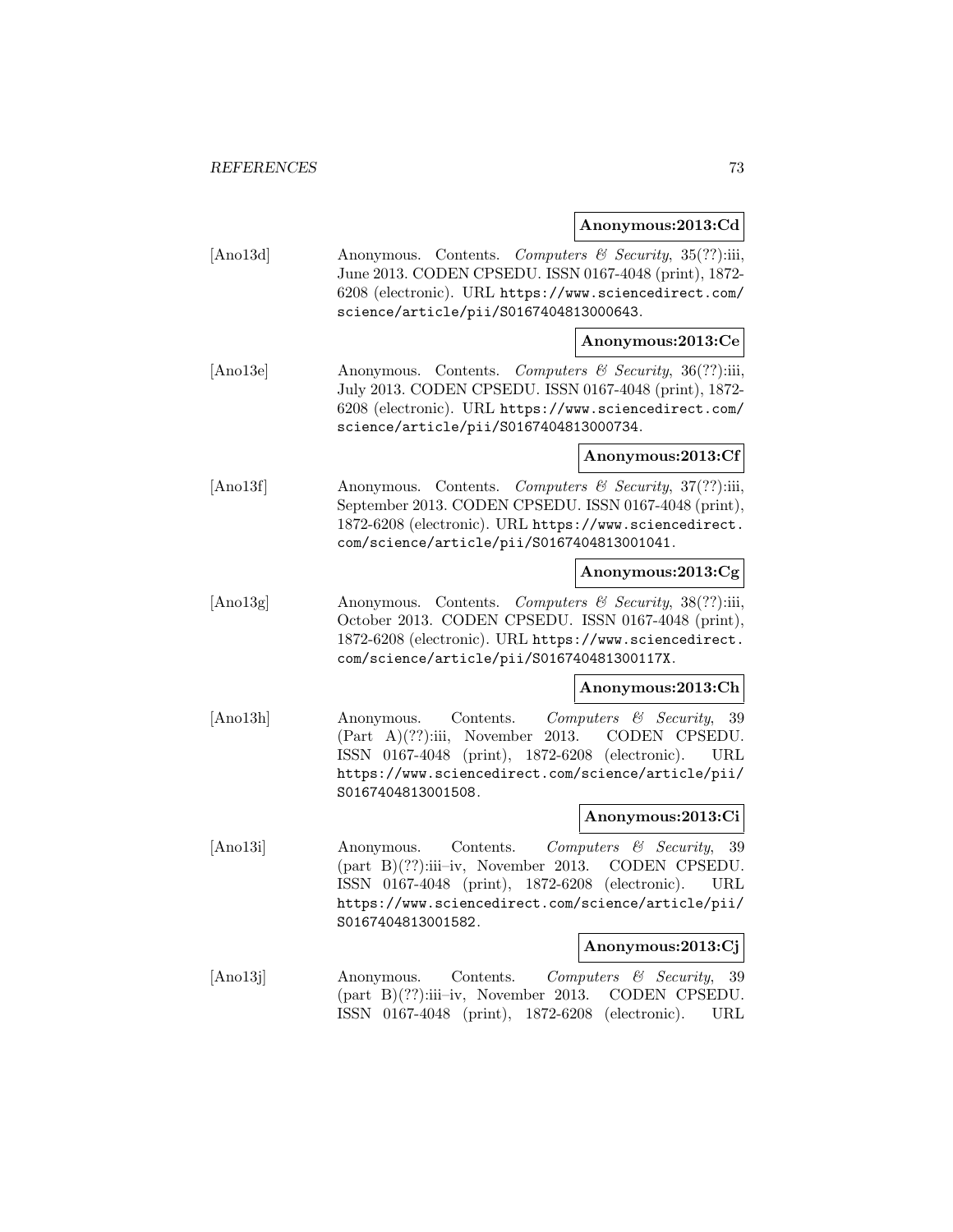**Anonymous:2013:Cd**

[Ano13d] Anonymous. Contents. *Computers & Security*, 35(??):iii, June 2013. CODEN CPSEDU. ISSN 0167-4048 (print), 1872-6208 (electronic). URL https://www.sciencedirect.com/science/article/pii/S0167404813000643.

**Anonymous:2013:Ce**

[Ano13e] Anonymous. Contents. *Computers & Security*, 36(??):iii, July 2013. CODEN CPSEDU. ISSN 0167-4048 (print), 1872-6208 (electronic). URL https://www.sciencedirect.com/science/article/pii/S0167404813000734.

**Anonymous:2013:Cf**

[Ano13f] Anonymous. Contents. *Computers & Security*, 37(??):iii, September 2013. CODEN CPSEDU. ISSN 0167-4048 (print), 1872-6208 (electronic). URL https://www.sciencedirect.com/science/article/pii/S0167404813001041.

**Anonymous:2013:Cg**

[Ano13g] Anonymous. Contents. *Computers & Security*, 38(??):iii, October 2013. CODEN CPSEDU. ISSN 0167-4048 (print), 1872-6208 (electronic). URL https://www.sciencedirect.com/science/article/pii/S016740481300117X.

**Anonymous:2013:Ch**

[Ano13h] Anonymous. Contents. *Computers & Security*, 39 (Part A)(??):iii, November 2013. CODEN CPSEDU. ISSN 0167-4048 (print), 1872-6208 (electronic). URL https://www.sciencedirect.com/science/article/pii/S0167404813001508.

**Anonymous:2013:Ci**

[Ano13i] Anonymous. Contents. *Computers & Security*, 39 (part B)(??):iii–iv, November 2013. CODEN CPSEDU. ISSN 0167-4048 (print), 1872-6208 (electronic). URL https://www.sciencedirect.com/science/article/pii/S0167404813001582.

**Anonymous:2013:Cj**

[Ano13j] Anonymous. Contents. *Computers & Security*, 39 (part B)(??):iii–iv, November 2013. CODEN CPSEDU. ISSN 0167-4048 (print), 1872-6208 (electronic). URL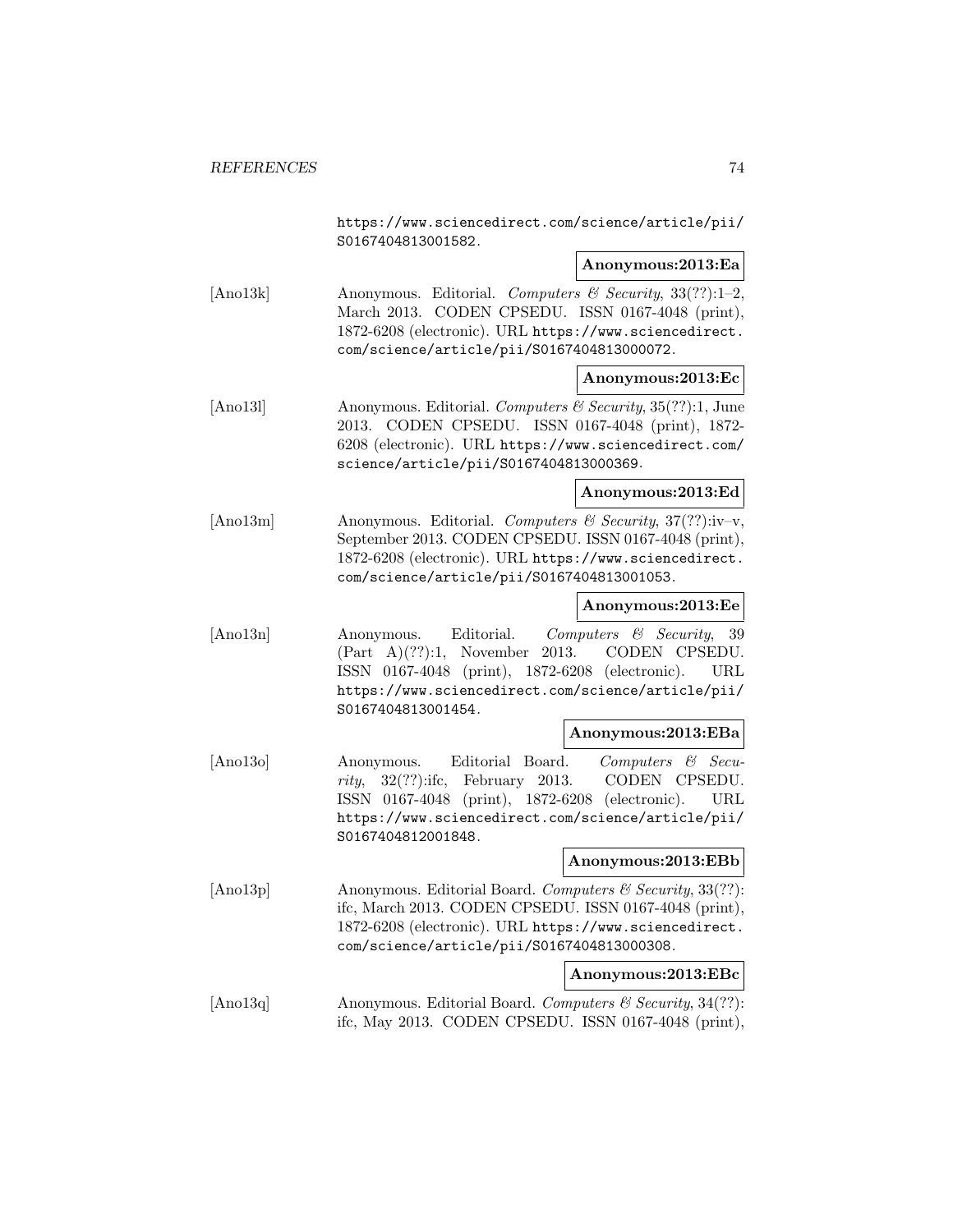https://www.sciencedirect.com/science/article/pii/S0167404813001582.

**Anonymous:2013:Ea**

[Ano13k] Anonymous. Editorial. *Computers & Security*, 33(??):1–2, March 2013. CODEN CPSEDU. ISSN 0167-4048 (print), 1872-6208 (electronic). URL https://www.sciencedirect.com/science/article/pii/S0167404813000072.

**Anonymous:2013:Ec**

[Ano13l] Anonymous. Editorial. *Computers & Security*, 35(??):1, June 2013. CODEN CPSEDU. ISSN 0167-4048 (print), 1872-6208 (electronic). URL https://www.sciencedirect.com/science/article/pii/S0167404813000369.

**Anonymous:2013:Ed**

[Ano13m] Anonymous. Editorial. *Computers & Security*, 37(??):iv–v, September 2013. CODEN CPSEDU. ISSN 0167-4048 (print), 1872-6208 (electronic). URL https://www.sciencedirect.com/science/article/pii/S0167404813001053.

**Anonymous:2013:Ee**

[Ano13n] Anonymous. Editorial. *Computers & Security*, 39 (Part A)(??):1, November 2013. CODEN CPSEDU. ISSN 0167-4048 (print), 1872-6208 (electronic). URL https://www.sciencedirect.com/science/article/pii/S0167404813001454.

**Anonymous:2013:EBa**

[Ano13o] Anonymous. Editorial Board. *Computers & Security*, 32(??):ifc, February 2013. CODEN CPSEDU. ISSN 0167-4048 (print), 1872-6208 (electronic). URL https://www.sciencedirect.com/science/article/pii/S0167404812001848.

**Anonymous:2013:EBb**

[Ano13p] Anonymous. Editorial Board. *Computers & Security*, 33(??):ifc, March 2013. CODEN CPSEDU. ISSN 0167-4048 (print), 1872-6208 (electronic). URL https://www.sciencedirect.com/science/article/pii/S0167404813000308.

**Anonymous:2013:EBc**

[Ano13q] Anonymous. Editorial Board. *Computers & Security*, 34(??):ifc, May 2013. CODEN CPSEDU. ISSN 0167-4048 (print),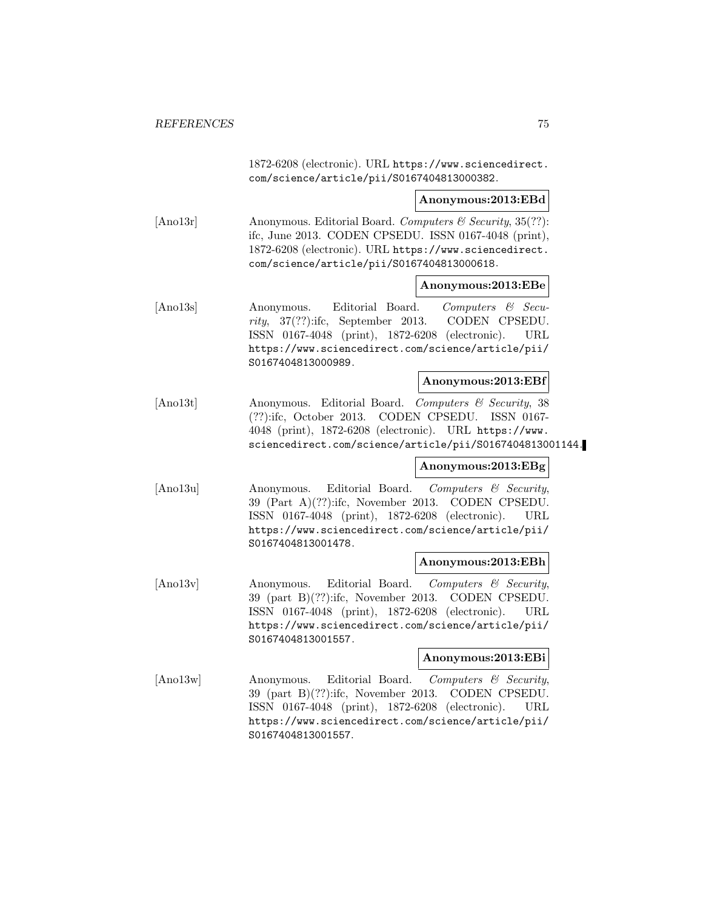1872-6208 (electronic). URL https://www.sciencedirect.com/science/article/pii/S0167404813000382.

**Anonymous:2013:EBd**

[Ano13r] Anonymous. Editorial Board. *Computers & Security*, 35(??): ifc, June 2013. CODEN CPSEDU. ISSN 0167-4048 (print), 1872-6208 (electronic). URL https://www.sciencedirect.com/science/article/pii/S0167404813000618.

**Anonymous:2013:EBe**

[Ano13s] Anonymous. Editorial Board. *Computers & Security*, 37(??):ifc, September 2013. CODEN CPSEDU. ISSN 0167-4048 (print), 1872-6208 (electronic). URL https://www.sciencedirect.com/science/article/pii/S0167404813000989.

**Anonymous:2013:EBf**

[Ano13t] Anonymous. Editorial Board. *Computers & Security*, 38 (??):ifc, October 2013. CODEN CPSEDU. ISSN 0167-4048 (print), 1872-6208 (electronic). URL https://www.sciencedirect.com/science/article/pii/S0167404813001144.

**Anonymous:2013:EBg**

[Ano13u] Anonymous. Editorial Board. *Computers & Security*, 39 (Part A)(??):ifc, November 2013. CODEN CPSEDU. ISSN 0167-4048 (print), 1872-6208 (electronic). URL https://www.sciencedirect.com/science/article/pii/S0167404813001478.

**Anonymous:2013:EBh**

[Ano13v] Anonymous. Editorial Board. *Computers & Security*, 39 (part B)(??):ifc, November 2013. CODEN CPSEDU. ISSN 0167-4048 (print), 1872-6208 (electronic). URL https://www.sciencedirect.com/science/article/pii/S0167404813001557.

**Anonymous:2013:EBi**

[Ano13w] Anonymous. Editorial Board. *Computers & Security*, 39 (part B)(??):ifc, November 2013. CODEN CPSEDU. ISSN 0167-4048 (print), 1872-6208 (electronic). URL https://www.sciencedirect.com/science/article/pii/S0167404813001557.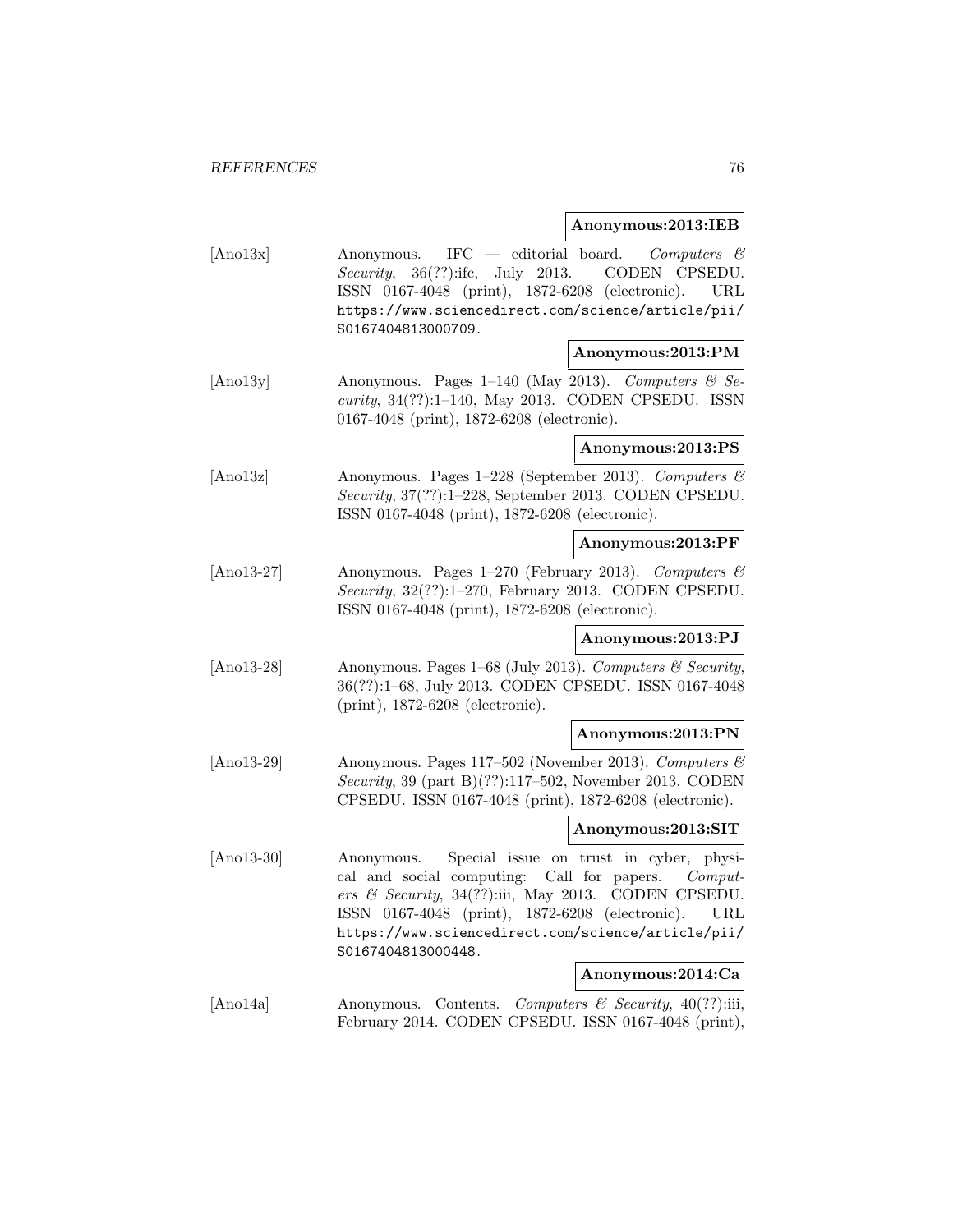**Anonymous:2013:IEB**

[Ano13x] Anonymous. IFC — editorial board. *Computers & Security*, 36(??):ifc, July 2013. CODEN CPSEDU. ISSN 0167-4048 (print), 1872-6208 (electronic). URL https://www.sciencedirect.com/science/article/pii/S0167404813000709.

**Anonymous:2013:PM**

[Ano13y] Anonymous. Pages 1–140 (May 2013). *Computers & Security*, 34(??):1–140, May 2013. CODEN CPSEDU. ISSN 0167-4048 (print), 1872-6208 (electronic).

**Anonymous:2013:PS**

[Ano13z] Anonymous. Pages 1–228 (September 2013). *Computers & Security*, 37(??):1–228, September 2013. CODEN CPSEDU. ISSN 0167-4048 (print), 1872-6208 (electronic).

**Anonymous:2013:PF**

[Ano13-27] Anonymous. Pages 1–270 (February 2013). *Computers & Security*, 32(??):1–270, February 2013. CODEN CPSEDU. ISSN 0167-4048 (print), 1872-6208 (electronic).

**Anonymous:2013:PJ**

[Ano13-28] Anonymous. Pages 1–68 (July 2013). *Computers & Security*, 36(??):1–68, July 2013. CODEN CPSEDU. ISSN 0167-4048 (print), 1872-6208 (electronic).

**Anonymous:2013:PN**

[Ano13-29] Anonymous. Pages 117–502 (November 2013). *Computers & Security*, 39 (part B)(??):117–502, November 2013. CODEN CPSEDU. ISSN 0167-4048 (print), 1872-6208 (electronic).

**Anonymous:2013:SIT**

[Ano13-30] Anonymous. Special issue on trust in cyber, physical and social computing: Call for papers. *Computers & Security*, 34(??):iii, May 2013. CODEN CPSEDU. ISSN 0167-4048 (print), 1872-6208 (electronic). URL https://www.sciencedirect.com/science/article/pii/S0167404813000448.

**Anonymous:2014:Ca**

[Ano14a] Anonymous. Contents. *Computers & Security*, 40(??):iii, February 2014. CODEN CPSEDU. ISSN 0167-4048 (print),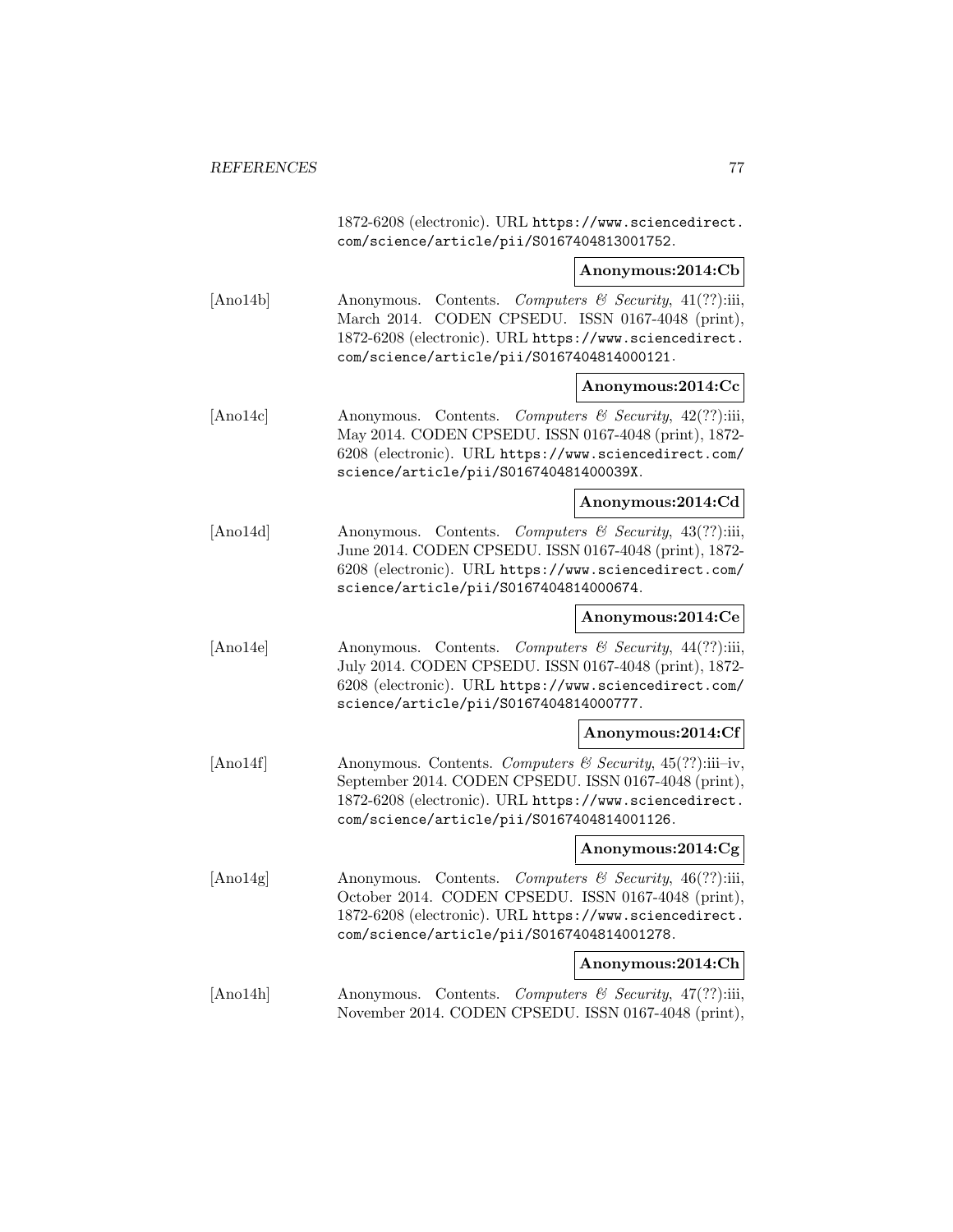1872-6208 (electronic). URL https://www.sciencedirect.com/science/article/pii/S0167404813001752.

**Anonymous:2014:Cb**

[Ano14b] Anonymous. Contents. *Computers & Security*, 41(??):iii, March 2014. CODEN CPSEDU. ISSN 0167-4048 (print), 1872-6208 (electronic). URL https://www.sciencedirect.com/science/article/pii/S0167404814000121.

**Anonymous:2014:Cc**

[Ano14c] Anonymous. Contents. *Computers & Security*, 42(??):iii, May 2014. CODEN CPSEDU. ISSN 0167-4048 (print), 1872-6208 (electronic). URL https://www.sciencedirect.com/science/article/pii/S016740481400039X.

**Anonymous:2014:Cd**

[Ano14d] Anonymous. Contents. *Computers & Security*, 43(??):iii, June 2014. CODEN CPSEDU. ISSN 0167-4048 (print), 1872-6208 (electronic). URL https://www.sciencedirect.com/science/article/pii/S0167404814000674.

**Anonymous:2014:Ce**

[Ano14e] Anonymous. Contents. *Computers & Security*, 44(??):iii, July 2014. CODEN CPSEDU. ISSN 0167-4048 (print), 1872-6208 (electronic). URL https://www.sciencedirect.com/science/article/pii/S0167404814000777.

**Anonymous:2014:Cf**

[Ano14f] Anonymous. Contents. *Computers & Security*, 45(??):iii–iv, September 2014. CODEN CPSEDU. ISSN 0167-4048 (print), 1872-6208 (electronic). URL https://www.sciencedirect.com/science/article/pii/S0167404814001126.

**Anonymous:2014:Cg**

[Ano14g] Anonymous. Contents. *Computers & Security*, 46(??):iii, October 2014. CODEN CPSEDU. ISSN 0167-4048 (print), 1872-6208 (electronic). URL https://www.sciencedirect.com/science/article/pii/S0167404814001278.

**Anonymous:2014:Ch**

[Ano14h] Anonymous. Contents. *Computers & Security*, 47(??):iii, November 2014. CODEN CPSEDU. ISSN 0167-4048 (print),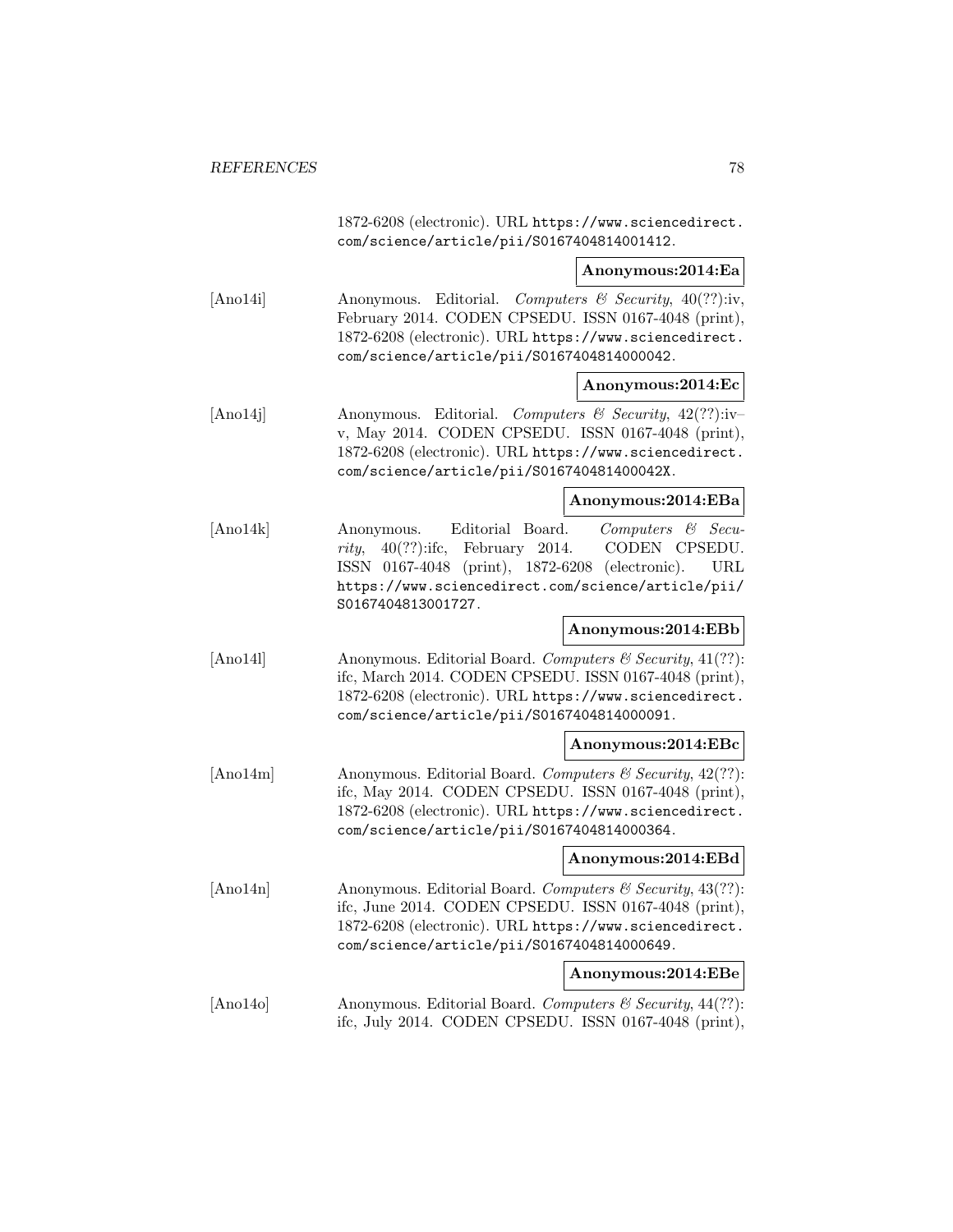1872-6208 (electronic). URL https://www.sciencedirect.com/science/article/pii/S0167404814001412.

**Anonymous:2014:Ea**

[Ano14i] Anonymous. Editorial. *Computers & Security*, 40(??):iv, February 2014. CODEN CPSEDU. ISSN 0167-4048 (print), 1872-6208 (electronic). URL https://www.sciencedirect.com/science/article/pii/S0167404814000042.

**Anonymous:2014:Ec**

[Ano14j] Anonymous. Editorial. *Computers & Security*, 42(??):iv–v, May 2014. CODEN CPSEDU. ISSN 0167-4048 (print), 1872-6208 (electronic). URL https://www.sciencedirect.com/science/article/pii/S016740481400042X.

**Anonymous:2014:EBa**

[Ano14k] Anonymous. Editorial Board. *Computers & Security*, 40(??):ifc, February 2014. CODEN CPSEDU. ISSN 0167-4048 (print), 1872-6208 (electronic). URL https://www.sciencedirect.com/science/article/pii/S0167404813001727.

**Anonymous:2014:EBb**

[Ano14l] Anonymous. Editorial Board. *Computers & Security*, 41(??):ifc, March 2014. CODEN CPSEDU. ISSN 0167-4048 (print), 1872-6208 (electronic). URL https://www.sciencedirect.com/science/article/pii/S0167404814000091.

**Anonymous:2014:EBc**

[Ano14m] Anonymous. Editorial Board. *Computers & Security*, 42(??):ifc, May 2014. CODEN CPSEDU. ISSN 0167-4048 (print), 1872-6208 (electronic). URL https://www.sciencedirect.com/science/article/pii/S0167404814000364.

**Anonymous:2014:EBd**

[Ano14n] Anonymous. Editorial Board. *Computers & Security*, 43(??):ifc, June 2014. CODEN CPSEDU. ISSN 0167-4048 (print), 1872-6208 (electronic). URL https://www.sciencedirect.com/science/article/pii/S0167404814000649.

**Anonymous:2014:EBe**

[Ano14o] Anonymous. Editorial Board. *Computers & Security*, 44(??):ifc, July 2014. CODEN CPSEDU. ISSN 0167-4048 (print),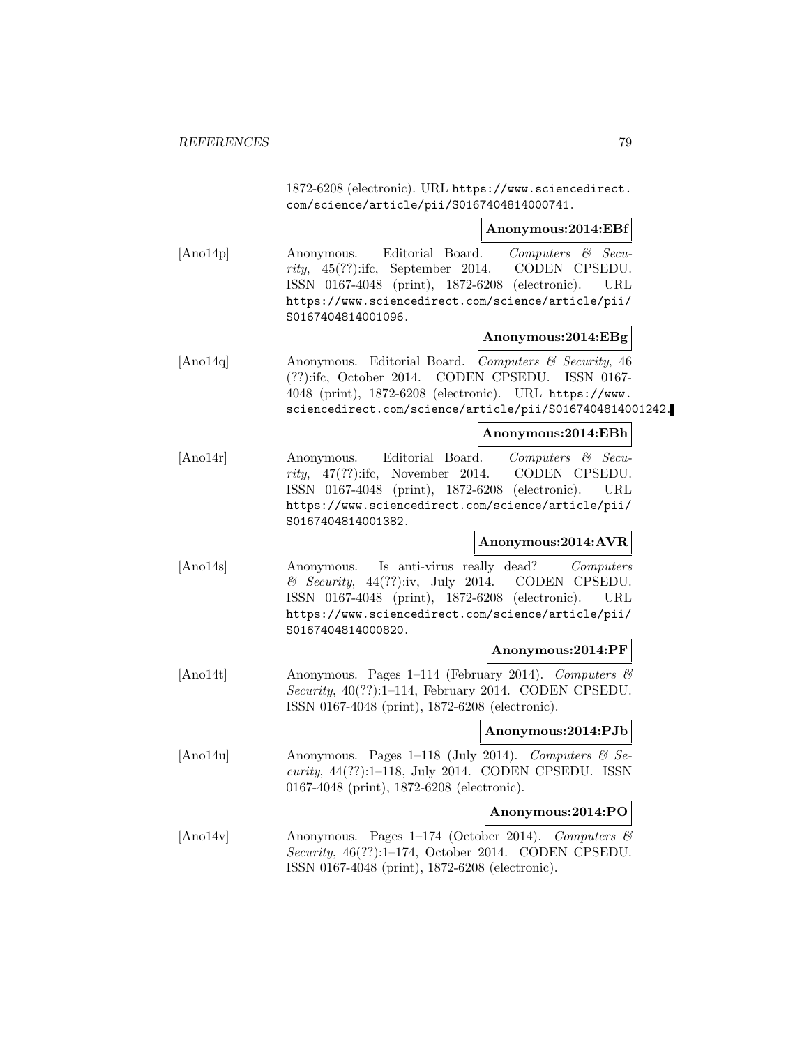1872-6208 (electronic). URL https://www.sciencedirect.com/science/article/pii/S0167404814000741.

**Anonymous:2014:EBf**

[Ano14p] Anonymous. Editorial Board. *Computers & Security*, 45(??):ifc, September 2014. CODEN CPSEDU. ISSN 0167-4048 (print), 1872-6208 (electronic). URL https://www.sciencedirect.com/science/article/pii/S0167404814001096.

**Anonymous:2014:EBg**

[Ano14q] Anonymous. Editorial Board. *Computers & Security*, 46 (??):ifc, October 2014. CODEN CPSEDU. ISSN 0167-4048 (print), 1872-6208 (electronic). URL https://www.sciencedirect.com/science/article/pii/S0167404814001242.

**Anonymous:2014:EBh**

[Ano14r] Anonymous. Editorial Board. *Computers & Security*, 47(??):ifc, November 2014. CODEN CPSEDU. ISSN 0167-4048 (print), 1872-6208 (electronic). URL https://www.sciencedirect.com/science/article/pii/S0167404814001382.

**Anonymous:2014:AVR**

[Ano14s] Anonymous. Is anti-virus really dead? *Computers & Security*, 44(??):iv, July 2014. CODEN CPSEDU. ISSN 0167-4048 (print), 1872-6208 (electronic). URL https://www.sciencedirect.com/science/article/pii/S0167404814000820.

**Anonymous:2014:PF**

[Ano14t] Anonymous. Pages 1–114 (February 2014). *Computers & Security*, 40(??):1–114, February 2014. CODEN CPSEDU. ISSN 0167-4048 (print), 1872-6208 (electronic).

**Anonymous:2014:PJb**

[Ano14u] Anonymous. Pages 1–118 (July 2014). *Computers & Security*, 44(??):1–118, July 2014. CODEN CPSEDU. ISSN 0167-4048 (print), 1872-6208 (electronic).

**Anonymous:2014:PO**

[Ano14v] Anonymous. Pages 1–174 (October 2014). *Computers & Security*, 46(??):1–174, October 2014. CODEN CPSEDU. ISSN 0167-4048 (print), 1872-6208 (electronic).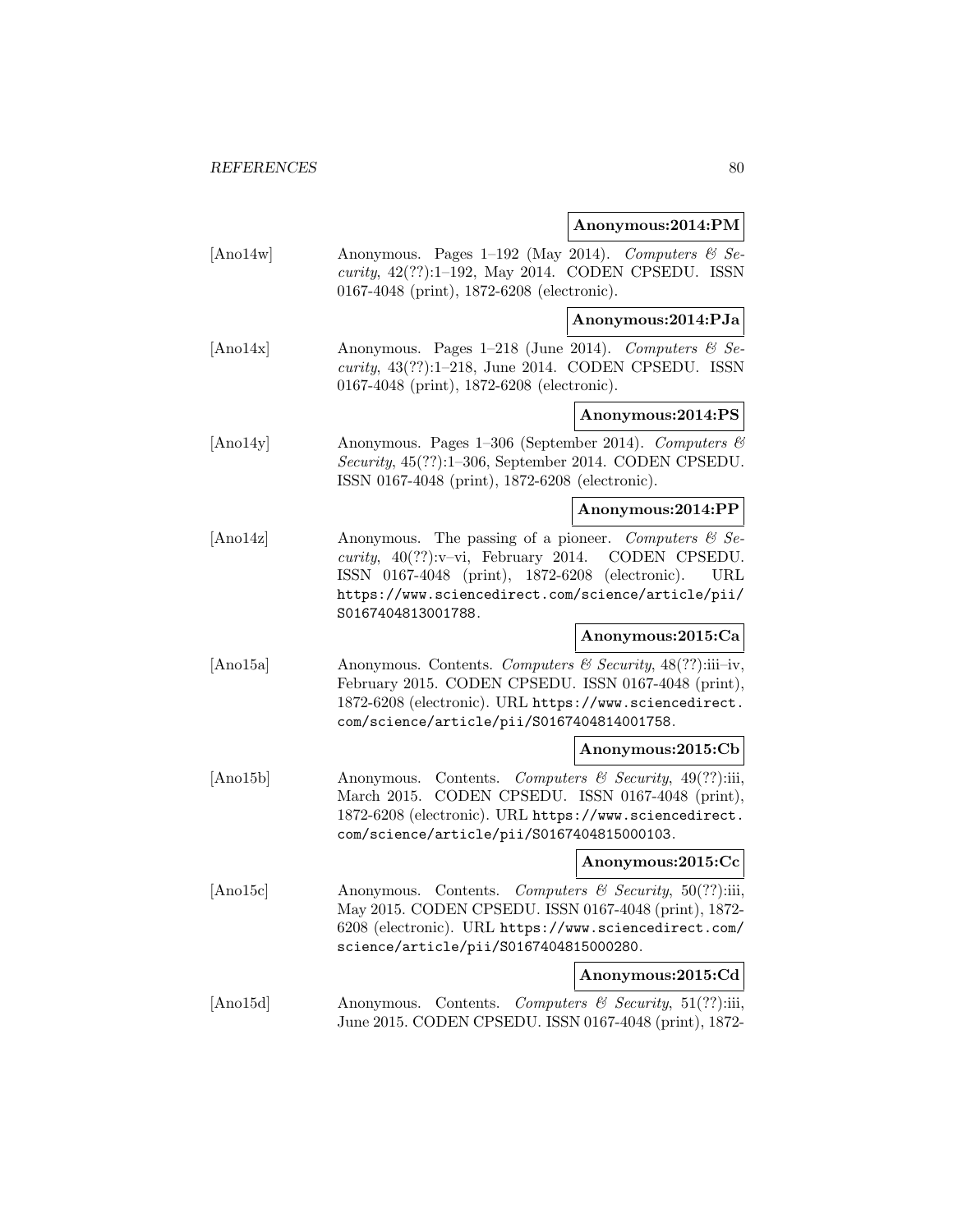**Anonymous:2014:PM**

[Ano14w] Anonymous. Pages 1–192 (May 2014). *Computers & Security*, 42(??):1–192, May 2014. CODEN CPSEDU. ISSN 0167-4048 (print), 1872-6208 (electronic).

**Anonymous:2014:PJa**

[Ano14x] Anonymous. Pages 1–218 (June 2014). *Computers & Security*, 43(??):1–218, June 2014. CODEN CPSEDU. ISSN 0167-4048 (print), 1872-6208 (electronic).

**Anonymous:2014:PS**

[Ano14y] Anonymous. Pages 1–306 (September 2014). *Computers & Security*, 45(??):1–306, September 2014. CODEN CPSEDU. ISSN 0167-4048 (print), 1872-6208 (electronic).

**Anonymous:2014:PP**

[Ano14z] Anonymous. The passing of a pioneer. *Computers & Security*, 40(??):v–vi, February 2014. CODEN CPSEDU. ISSN 0167-4048 (print), 1872-6208 (electronic). URL https://www.sciencedirect.com/science/article/pii/S0167404813001788.

**Anonymous:2015:Ca**

[Ano15a] Anonymous. Contents. *Computers & Security*, 48(??):iii–iv, February 2015. CODEN CPSEDU. ISSN 0167-4048 (print), 1872-6208 (electronic). URL https://www.sciencedirect.com/science/article/pii/S0167404814001758.

**Anonymous:2015:Cb**

[Ano15b] Anonymous. Contents. *Computers & Security*, 49(??):iii, March 2015. CODEN CPSEDU. ISSN 0167-4048 (print), 1872-6208 (electronic). URL https://www.sciencedirect.com/science/article/pii/S0167404815000103.

**Anonymous:2015:Cc**

[Ano15c] Anonymous. Contents. *Computers & Security*, 50(??):iii, May 2015. CODEN CPSEDU. ISSN 0167-4048 (print), 1872-6208 (electronic). URL https://www.sciencedirect.com/science/article/pii/S0167404815000280.

**Anonymous:2015:Cd**

[Ano15d] Anonymous. Contents. *Computers & Security*, 51(??):iii, June 2015. CODEN CPSEDU. ISSN 0167-4048 (print), 1872-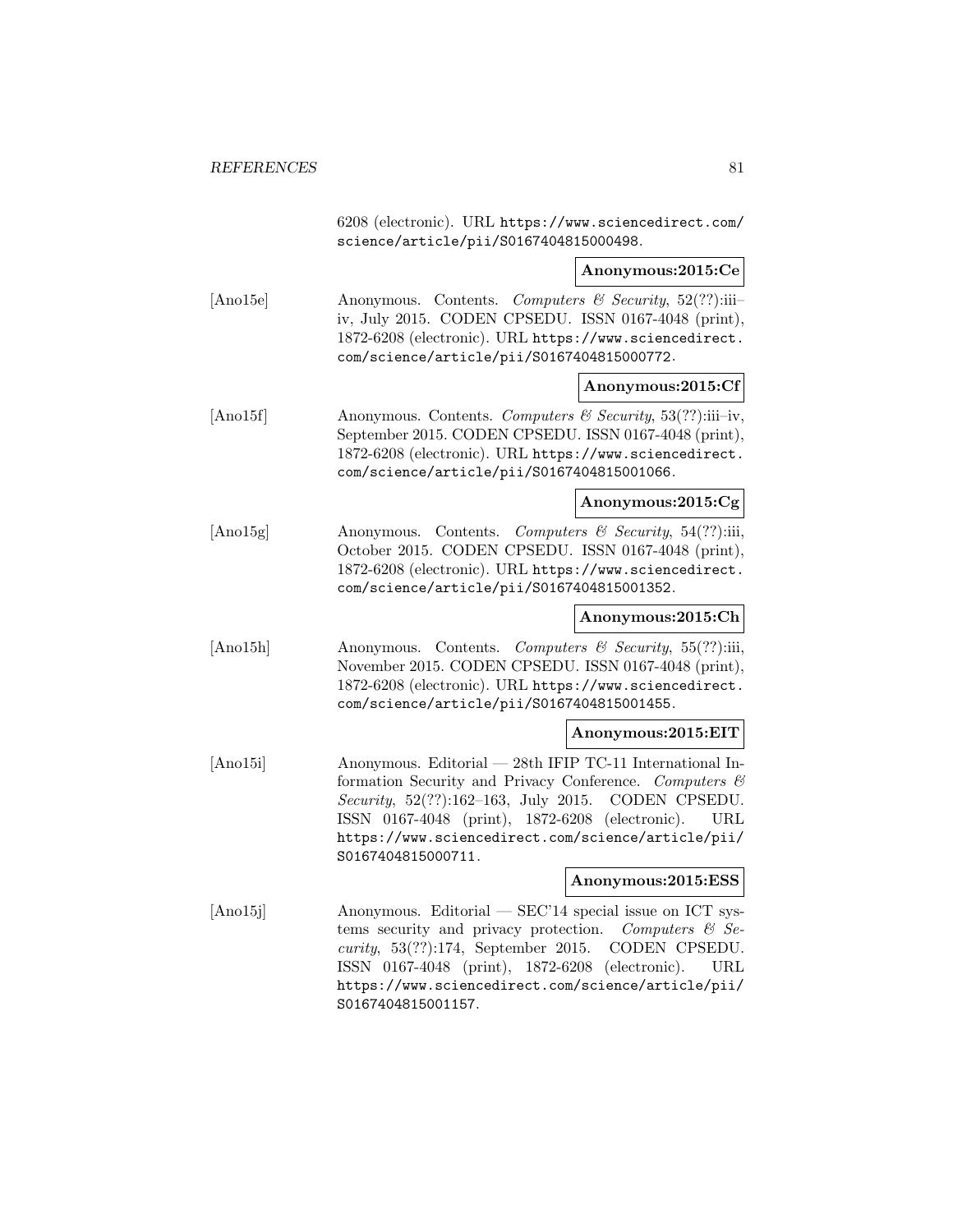6208 (electronic). URL https://www.sciencedirect.com/science/article/pii/S0167404815000498.

**Anonymous:2015:Ce**

[Ano15e] Anonymous. Contents. *Computers & Security*, 52(??):iii–iv, July 2015. CODEN CPSEDU. ISSN 0167-4048 (print), 1872-6208 (electronic). URL https://www.sciencedirect.com/science/article/pii/S0167404815000772.

**Anonymous:2015:Cf**

[Ano15f] Anonymous. Contents. *Computers & Security*, 53(??):iii–iv, September 2015. CODEN CPSEDU. ISSN 0167-4048 (print), 1872-6208 (electronic). URL https://www.sciencedirect.com/science/article/pii/S0167404815001066.

**Anonymous:2015:Cg**

[Ano15g] Anonymous. Contents. *Computers & Security*, 54(??):iii, October 2015. CODEN CPSEDU. ISSN 0167-4048 (print), 1872-6208 (electronic). URL https://www.sciencedirect.com/science/article/pii/S0167404815001352.

**Anonymous:2015:Ch**

[Ano15h] Anonymous. Contents. *Computers & Security*, 55(??):iii, November 2015. CODEN CPSEDU. ISSN 0167-4048 (print), 1872-6208 (electronic). URL https://www.sciencedirect.com/science/article/pii/S0167404815001455.

**Anonymous:2015:EIT**

[Ano15i] Anonymous. Editorial — 28th IFIP TC-11 International Information Security and Privacy Conference. *Computers & Security*, 52(??):162–163, July 2015. CODEN CPSEDU. ISSN 0167-4048 (print), 1872-6208 (electronic). URL https://www.sciencedirect.com/science/article/pii/S0167404815000711.

**Anonymous:2015:ESS**

[Ano15j] Anonymous. Editorial — SEC'14 special issue on ICT systems security and privacy protection. *Computers & Security*, 53(??):174, September 2015. CODEN CPSEDU. ISSN 0167-4048 (print), 1872-6208 (electronic). URL https://www.sciencedirect.com/science/article/pii/S0167404815001157.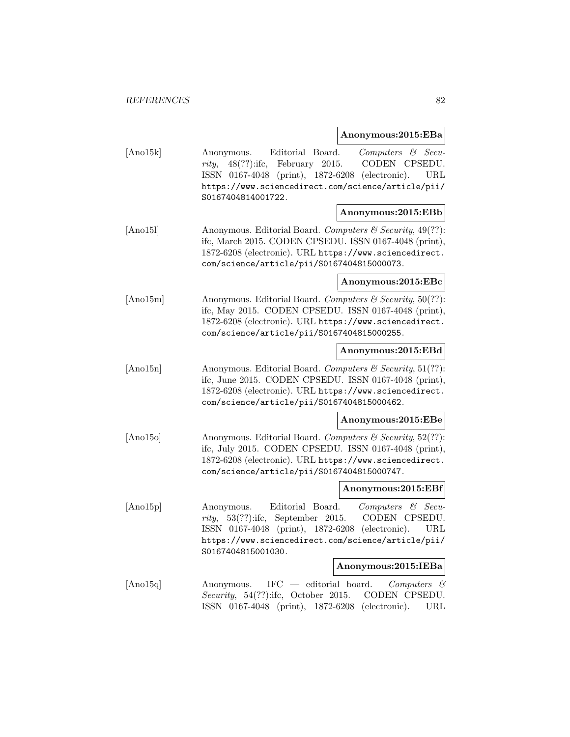**Anonymous:2015:EBa**

[Ano15k] Anonymous. Editorial Board. *Computers & Security*, 48(??):ifc, February 2015. CODEN CPSEDU. ISSN 0167-4048 (print), 1872-6208 (electronic). URL https://www.sciencedirect.com/science/article/pii/S0167404814001722.

**Anonymous:2015:EBb**

[Ano15l] Anonymous. Editorial Board. *Computers & Security*, 49(??): ifc, March 2015. CODEN CPSEDU. ISSN 0167-4048 (print), 1872-6208 (electronic). URL https://www.sciencedirect.com/science/article/pii/S0167404815000073.

**Anonymous:2015:EBc**

[Ano15m] Anonymous. Editorial Board. *Computers & Security*, 50(??): ifc, May 2015. CODEN CPSEDU. ISSN 0167-4048 (print), 1872-6208 (electronic). URL https://www.sciencedirect.com/science/article/pii/S0167404815000255.

**Anonymous:2015:EBd**

[Ano15n] Anonymous. Editorial Board. *Computers & Security*, 51(??): ifc, June 2015. CODEN CPSEDU. ISSN 0167-4048 (print), 1872-6208 (electronic). URL https://www.sciencedirect.com/science/article/pii/S0167404815000462.

**Anonymous:2015:EBe**

[Ano15o] Anonymous. Editorial Board. *Computers & Security*, 52(??): ifc, July 2015. CODEN CPSEDU. ISSN 0167-4048 (print), 1872-6208 (electronic). URL https://www.sciencedirect.com/science/article/pii/S0167404815000747.

**Anonymous:2015:EBf**

[Ano15p] Anonymous. Editorial Board. *Computers & Security*, 53(??):ifc, September 2015. CODEN CPSEDU. ISSN 0167-4048 (print), 1872-6208 (electronic). URL https://www.sciencedirect.com/science/article/pii/S0167404815001030.

**Anonymous:2015:IEBa**

[Ano15q] Anonymous. IFC — editorial board. *Computers & Security*, 54(??):ifc, October 2015. CODEN CPSEDU. ISSN 0167-4048 (print), 1872-6208 (electronic). URL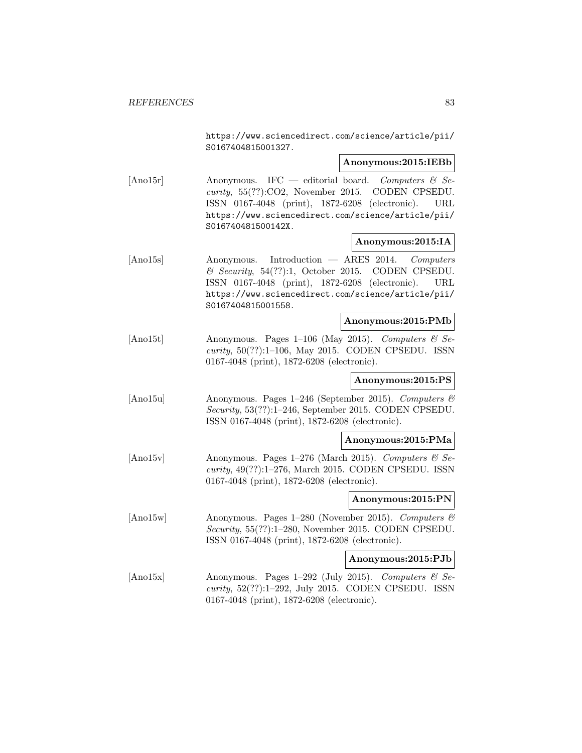https://www.sciencedirect.com/science/article/pii/S0167404815001327.

**Anonymous:2015:IEBb**

[Ano15r] Anonymous. IFC — editorial board. *Computers & Security*, 55(??):CO2, November 2015. CODEN CPSEDU. ISSN 0167-4048 (print), 1872-6208 (electronic). URL https://www.sciencedirect.com/science/article/pii/S016740481500142X.

**Anonymous:2015:IA**

[Ano15s] Anonymous. Introduction — ARES 2014. *Computers & Security*, 54(??):1, October 2015. CODEN CPSEDU. ISSN 0167-4048 (print), 1872-6208 (electronic). URL https://www.sciencedirect.com/science/article/pii/S0167404815001558.

**Anonymous:2015:PMb**

[Ano15t] Anonymous. Pages 1–106 (May 2015). *Computers & Security*, 50(??):1–106, May 2015. CODEN CPSEDU. ISSN 0167-4048 (print), 1872-6208 (electronic).

**Anonymous:2015:PS**

[Ano15u] Anonymous. Pages 1–246 (September 2015). *Computers & Security*, 53(??):1–246, September 2015. CODEN CPSEDU. ISSN 0167-4048 (print), 1872-6208 (electronic).

**Anonymous:2015:PMa**

[Ano15v] Anonymous. Pages 1–276 (March 2015). *Computers & Security*, 49(??):1–276, March 2015. CODEN CPSEDU. ISSN 0167-4048 (print), 1872-6208 (electronic).

**Anonymous:2015:PN**

[Ano15w] Anonymous. Pages 1–280 (November 2015). *Computers & Security*, 55(??):1–280, November 2015. CODEN CPSEDU. ISSN 0167-4048 (print), 1872-6208 (electronic).

**Anonymous:2015:PJb**

[Ano15x] Anonymous. Pages 1–292 (July 2015). *Computers & Security*, 52(??):1–292, July 2015. CODEN CPSEDU. ISSN 0167-4048 (print), 1872-6208 (electronic).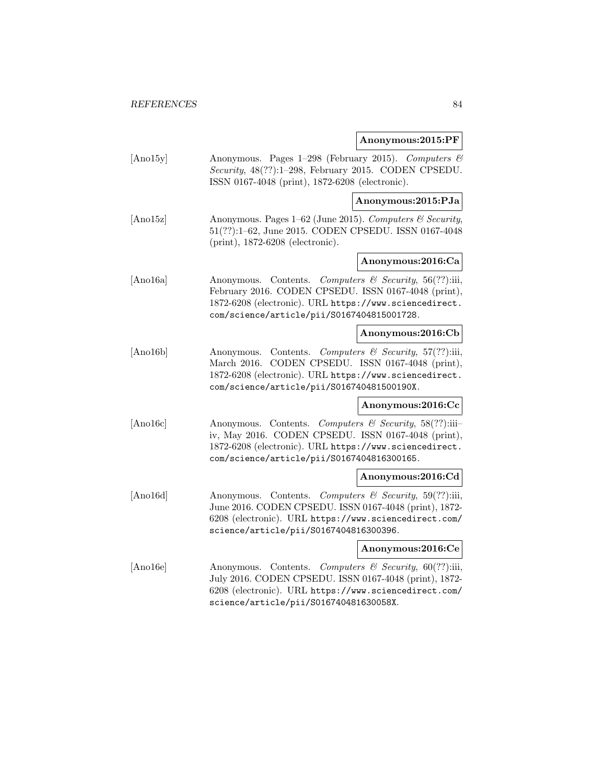**Anonymous:2015:PF**

[Ano15y] Anonymous. Pages 1–298 (February 2015). *Computers & Security*, 48(??):1–298, February 2015. CODEN CPSEDU. ISSN 0167-4048 (print), 1872-6208 (electronic).

**Anonymous:2015:PJa**

[Ano15z] Anonymous. Pages 1–62 (June 2015). *Computers & Security*, 51(??):1–62, June 2015. CODEN CPSEDU. ISSN 0167-4048 (print), 1872-6208 (electronic).

**Anonymous:2016:Ca**

[Ano16a] Anonymous. Contents. *Computers & Security*, 56(??):iii, February 2016. CODEN CPSEDU. ISSN 0167-4048 (print), 1872-6208 (electronic). URL https://www.sciencedirect.com/science/article/pii/S0167404815001728.

**Anonymous:2016:Cb**

[Ano16b] Anonymous. Contents. *Computers & Security*, 57(??):iii, March 2016. CODEN CPSEDU. ISSN 0167-4048 (print), 1872-6208 (electronic). URL https://www.sciencedirect.com/science/article/pii/S016740481500190X.

**Anonymous:2016:Cc**

[Ano16c] Anonymous. Contents. *Computers & Security*, 58(??):iii–iv, May 2016. CODEN CPSEDU. ISSN 0167-4048 (print), 1872-6208 (electronic). URL https://www.sciencedirect.com/science/article/pii/S0167404816300165.

**Anonymous:2016:Cd**

[Ano16d] Anonymous. Contents. *Computers & Security*, 59(??):iii, June 2016. CODEN CPSEDU. ISSN 0167-4048 (print), 1872-6208 (electronic). URL https://www.sciencedirect.com/science/article/pii/S0167404816300396.

**Anonymous:2016:Ce**

[Ano16e] Anonymous. Contents. *Computers & Security*, 60(??):iii, July 2016. CODEN CPSEDU. ISSN 0167-4048 (print), 1872-6208 (electronic). URL https://www.sciencedirect.com/science/article/pii/S016740481630058X.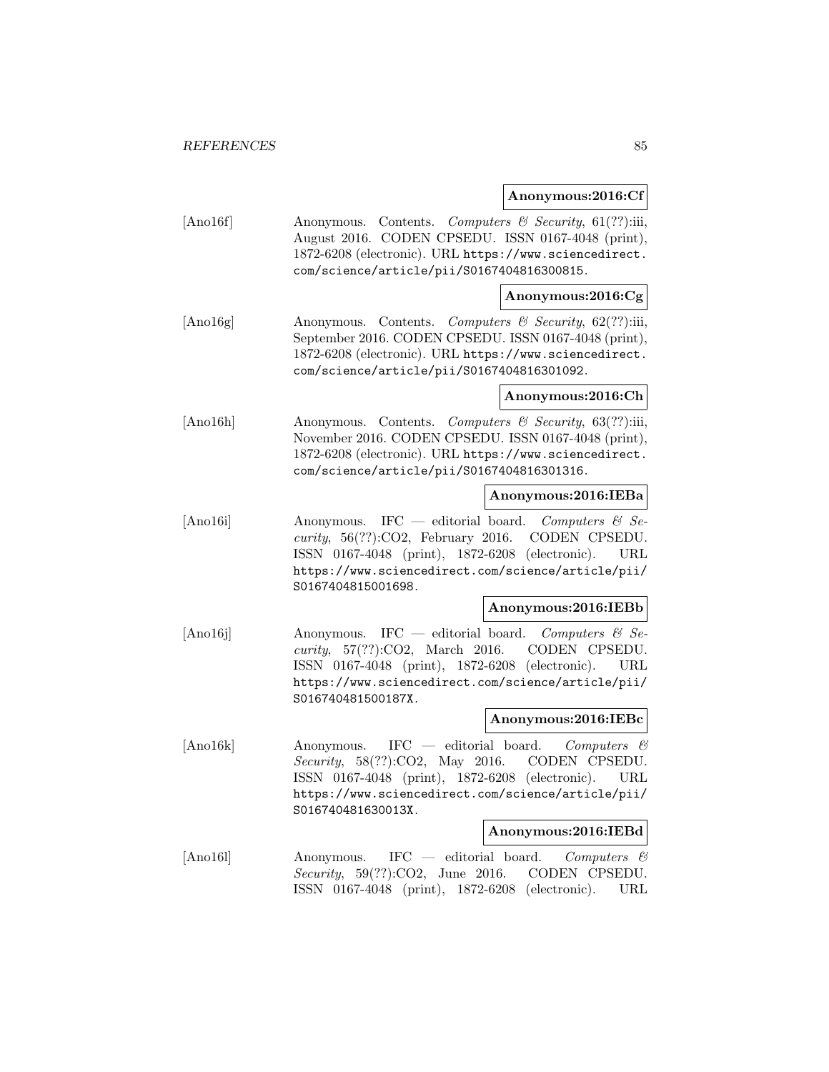**Anonymous:2016:Cf**

[Ano16f] Anonymous. Contents. *Computers & Security*, 61(??):iii, August 2016. CODEN CPSEDU. ISSN 0167-4048 (print), 1872-6208 (electronic). URL https://www.sciencedirect.com/science/article/pii/S0167404816300815.

**Anonymous:2016:Cg**

[Ano16g] Anonymous. Contents. *Computers & Security*, 62(??):iii, September 2016. CODEN CPSEDU. ISSN 0167-4048 (print), 1872-6208 (electronic). URL https://www.sciencedirect.com/science/article/pii/S0167404816301092.

**Anonymous:2016:Ch**

[Ano16h] Anonymous. Contents. *Computers & Security*, 63(??):iii, November 2016. CODEN CPSEDU. ISSN 0167-4048 (print), 1872-6208 (electronic). URL https://www.sciencedirect.com/science/article/pii/S0167404816301316.

**Anonymous:2016:IEBa**

[Ano16i] Anonymous. IFC — editorial board. *Computers & Security*, 56(??):CO2, February 2016. CODEN CPSEDU. ISSN 0167-4048 (print), 1872-6208 (electronic). URL https://www.sciencedirect.com/science/article/pii/S0167404815001698.

**Anonymous:2016:IEBb**

[Ano16j] Anonymous. IFC — editorial board. *Computers & Security*, 57(??):CO2, March 2016. CODEN CPSEDU. ISSN 0167-4048 (print), 1872-6208 (electronic). URL https://www.sciencedirect.com/science/article/pii/S016740481500187X.

**Anonymous:2016:IEBc**

[Ano16k] Anonymous. IFC — editorial board. *Computers & Security*, 58(??):CO2, May 2016. CODEN CPSEDU. ISSN 0167-4048 (print), 1872-6208 (electronic). URL https://www.sciencedirect.com/science/article/pii/S016740481630013X.

**Anonymous:2016:IEBd**

[Ano16l] Anonymous. IFC — editorial board. *Computers & Security*, 59(??):CO2, June 2016. CODEN CPSEDU. ISSN 0167-4048 (print), 1872-6208 (electronic). URL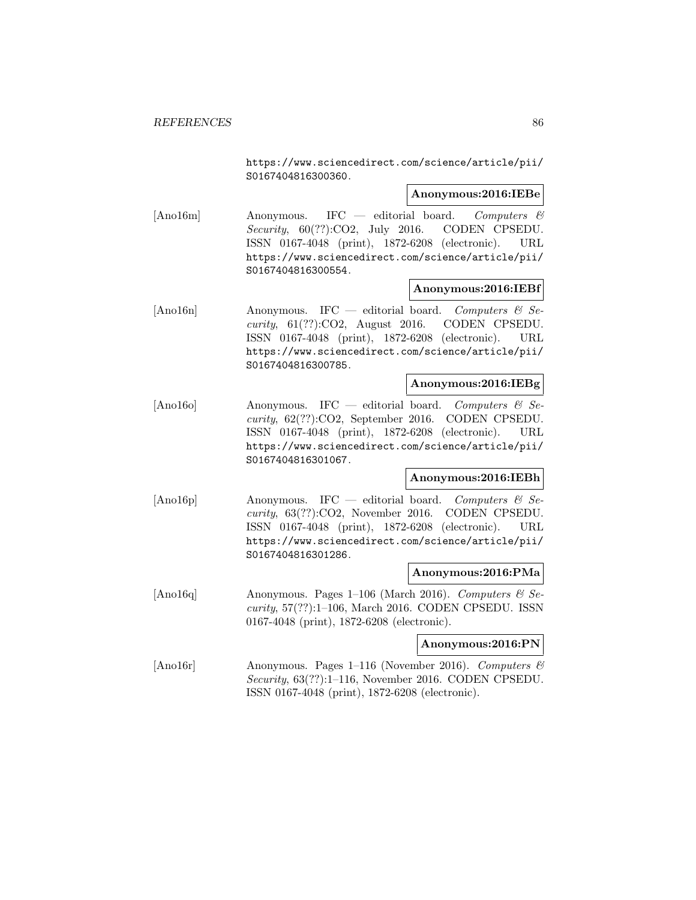https://www.sciencedirect.com/science/article/pii/S0167404816300360.

**Anonymous:2016:IEBe**

[Ano16m] Anonymous. IFC — editorial board. *Computers & Security*, 60(??):CO2, July 2016. CODEN CPSEDU. ISSN 0167-4048 (print), 1872-6208 (electronic). URL https://www.sciencedirect.com/science/article/pii/S0167404816300554.

**Anonymous:2016:IEBf**

[Ano16n] Anonymous. IFC — editorial board. *Computers & Security*, 61(??):CO2, August 2016. CODEN CPSEDU. ISSN 0167-4048 (print), 1872-6208 (electronic). URL https://www.sciencedirect.com/science/article/pii/S0167404816300785.

**Anonymous:2016:IEBg**

[Ano16o] Anonymous. IFC — editorial board. *Computers & Security*, 62(??):CO2, September 2016. CODEN CPSEDU. ISSN 0167-4048 (print), 1872-6208 (electronic). URL https://www.sciencedirect.com/science/article/pii/S0167404816301067.

**Anonymous:2016:IEBh**

[Ano16p] Anonymous. IFC — editorial board. *Computers & Security*, 63(??):CO2, November 2016. CODEN CPSEDU. ISSN 0167-4048 (print), 1872-6208 (electronic). URL https://www.sciencedirect.com/science/article/pii/S0167404816301286.

**Anonymous:2016:PMa**

[Ano16q] Anonymous. Pages 1–106 (March 2016). *Computers & Security*, 57(??):1–106, March 2016. CODEN CPSEDU. ISSN 0167-4048 (print), 1872-6208 (electronic).

**Anonymous:2016:PN**

[Ano16r] Anonymous. Pages 1–116 (November 2016). *Computers & Security*, 63(??):1–116, November 2016. CODEN CPSEDU. ISSN 0167-4048 (print), 1872-6208 (electronic).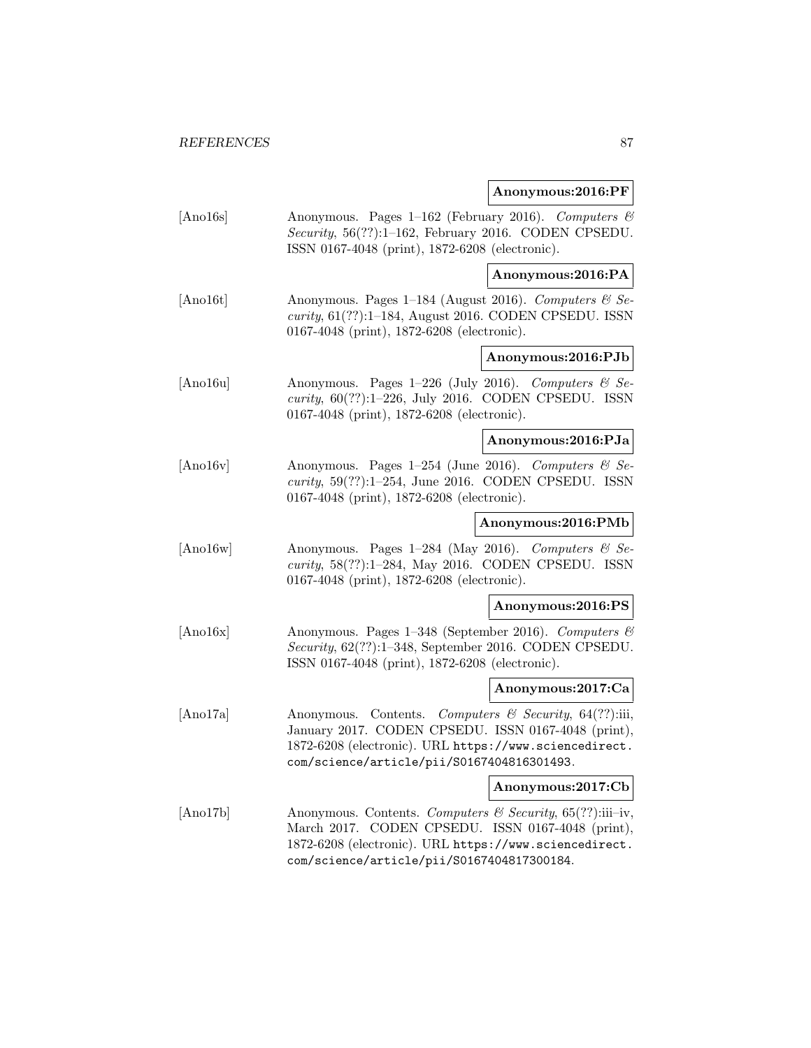**Anonymous:2016:PF**

[Ano16s] Anonymous. Pages 1–162 (February 2016). *Computers & Security*, 56(??):1–162, February 2016. CODEN CPSEDU. ISSN 0167-4048 (print), 1872-6208 (electronic).

**Anonymous:2016:PA**

[Ano16t] Anonymous. Pages 1–184 (August 2016). *Computers & Security*, 61(??):1–184, August 2016. CODEN CPSEDU. ISSN 0167-4048 (print), 1872-6208 (electronic).

**Anonymous:2016:PJb**

[Ano16u] Anonymous. Pages 1–226 (July 2016). *Computers & Security*, 60(??):1–226, July 2016. CODEN CPSEDU. ISSN 0167-4048 (print), 1872-6208 (electronic).

**Anonymous:2016:PJa**

[Ano16v] Anonymous. Pages 1–254 (June 2016). *Computers & Security*, 59(??):1–254, June 2016. CODEN CPSEDU. ISSN 0167-4048 (print), 1872-6208 (electronic).

**Anonymous:2016:PMb**

[Ano16w] Anonymous. Pages 1–284 (May 2016). *Computers & Security*, 58(??):1–284, May 2016. CODEN CPSEDU. ISSN 0167-4048 (print), 1872-6208 (electronic).

**Anonymous:2016:PS**

[Ano16x] Anonymous. Pages 1–348 (September 2016). *Computers & Security*, 62(??):1–348, September 2016. CODEN CPSEDU. ISSN 0167-4048 (print), 1872-6208 (electronic).

**Anonymous:2017:Ca**

[Ano17a] Anonymous. Contents. *Computers & Security*, 64(??):iii, January 2017. CODEN CPSEDU. ISSN 0167-4048 (print), 1872-6208 (electronic). URL https://www.sciencedirect.com/science/article/pii/S0167404816301493.

**Anonymous:2017:Cb**

[Ano17b] Anonymous. Contents. *Computers & Security*, 65(??):iii–iv, March 2017. CODEN CPSEDU. ISSN 0167-4048 (print), 1872-6208 (electronic). URL https://www.sciencedirect.com/science/article/pii/S0167404817300184.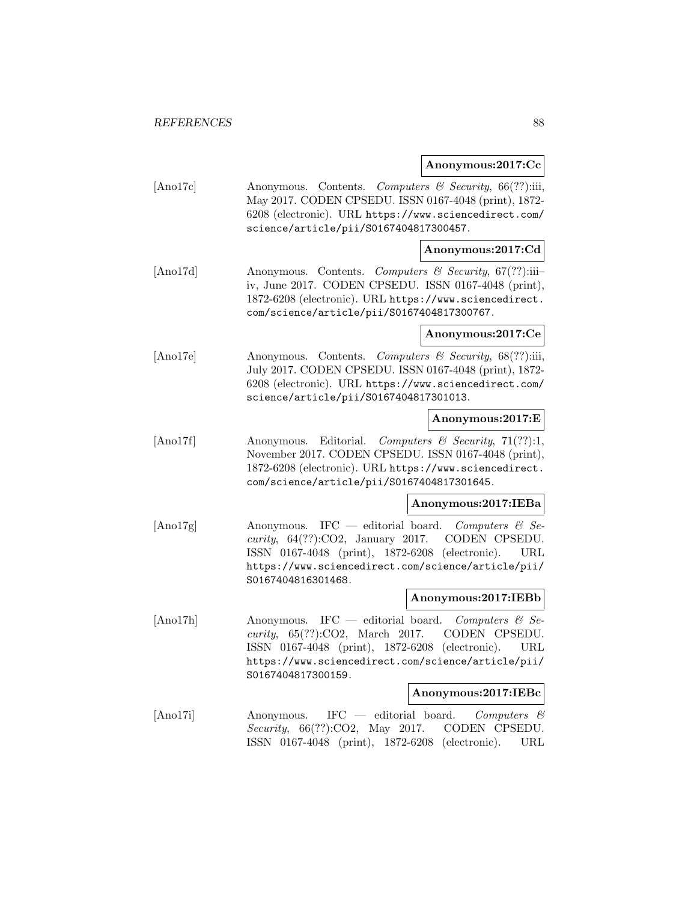**Anonymous:2017:Cc**

[Ano17c] Anonymous. Contents. *Computers & Security*, 66(??):iii, May 2017. CODEN CPSEDU. ISSN 0167-4048 (print), 1872-6208 (electronic). URL https://www.sciencedirect.com/science/article/pii/S0167404817300457.

**Anonymous:2017:Cd**

[Ano17d] Anonymous. Contents. *Computers & Security*, 67(??):iii–iv, June 2017. CODEN CPSEDU. ISSN 0167-4048 (print), 1872-6208 (electronic). URL https://www.sciencedirect.com/science/article/pii/S0167404817300767.

**Anonymous:2017:Ce**

[Ano17e] Anonymous. Contents. *Computers & Security*, 68(??):iii, July 2017. CODEN CPSEDU. ISSN 0167-4048 (print), 1872-6208 (electronic). URL https://www.sciencedirect.com/science/article/pii/S0167404817301013.

**Anonymous:2017:E**

[Ano17f] Anonymous. Editorial. *Computers & Security*, 71(??):1, November 2017. CODEN CPSEDU. ISSN 0167-4048 (print), 1872-6208 (electronic). URL https://www.sciencedirect.com/science/article/pii/S0167404817301645.

**Anonymous:2017:IEBa**

[Ano17g] Anonymous. IFC — editorial board. *Computers & Security*, 64(??):CO2, January 2017. CODEN CPSEDU. ISSN 0167-4048 (print), 1872-6208 (electronic). URL https://www.sciencedirect.com/science/article/pii/S0167404816301468.

**Anonymous:2017:IEBb**

[Ano17h] Anonymous. IFC — editorial board. *Computers & Security*, 65(??):CO2, March 2017. CODEN CPSEDU. ISSN 0167-4048 (print), 1872-6208 (electronic). URL https://www.sciencedirect.com/science/article/pii/S0167404817300159.

**Anonymous:2017:IEBc**

[Ano17i] Anonymous. IFC — editorial board. *Computers & Security*, 66(??):CO2, May 2017. CODEN CPSEDU. ISSN 0167-4048 (print), 1872-6208 (electronic). URL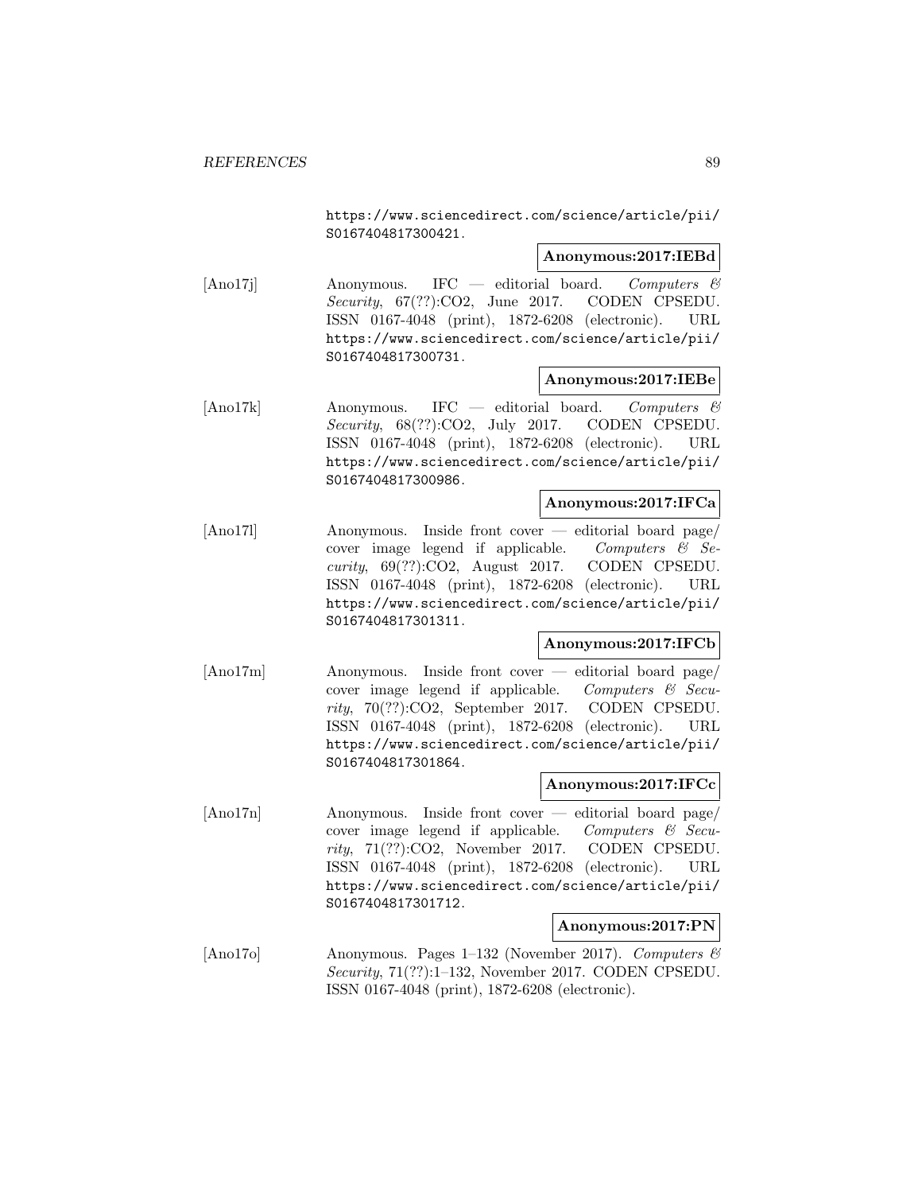https://www.sciencedirect.com/science/article/pii/S0167404817300421.

**Anonymous:2017:IEBd**

[Ano17j] Anonymous. IFC — editorial board. *Computers & Security*, 67(??):CO2, June 2017. CODEN CPSEDU. ISSN 0167-4048 (print), 1872-6208 (electronic). URL https://www.sciencedirect.com/science/article/pii/S0167404817300731.

**Anonymous:2017:IEBe**

[Ano17k] Anonymous. IFC — editorial board. *Computers & Security*, 68(??):CO2, July 2017. CODEN CPSEDU. ISSN 0167-4048 (print), 1872-6208 (electronic). URL https://www.sciencedirect.com/science/article/pii/S0167404817300986.

**Anonymous:2017:IFCa**

[Ano17l] Anonymous. Inside front cover — editorial board page/ cover image legend if applicable. *Computers & Security*, 69(??):CO2, August 2017. CODEN CPSEDU. ISSN 0167-4048 (print), 1872-6208 (electronic). URL https://www.sciencedirect.com/science/article/pii/S0167404817301311.

**Anonymous:2017:IFCb**

[Ano17m] Anonymous. Inside front cover — editorial board page/ cover image legend if applicable. *Computers & Security*, 70(??):CO2, September 2017. CODEN CPSEDU. ISSN 0167-4048 (print), 1872-6208 (electronic). URL https://www.sciencedirect.com/science/article/pii/S0167404817301864.

**Anonymous:2017:IFCc**

[Ano17n] Anonymous. Inside front cover — editorial board page/ cover image legend if applicable. *Computers & Security*, 71(??):CO2, November 2017. CODEN CPSEDU. ISSN 0167-4048 (print), 1872-6208 (electronic). URL https://www.sciencedirect.com/science/article/pii/S0167404817301712.

**Anonymous:2017:PN**

[Ano17o] Anonymous. Pages 1–132 (November 2017). *Computers & Security*, 71(??):1–132, November 2017. CODEN CPSEDU. ISSN 0167-4048 (print), 1872-6208 (electronic).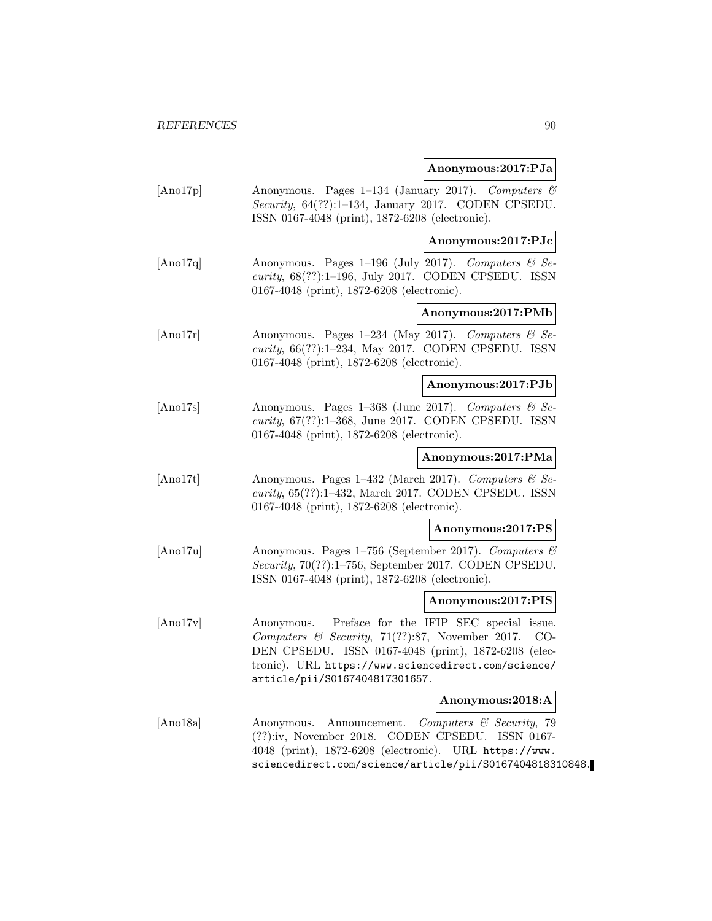**Anonymous:2017:PJa**

[Ano17p] Anonymous. Pages 1–134 (January 2017). *Computers & Security*, 64(??):1–134, January 2017. CODEN CPSEDU. ISSN 0167-4048 (print), 1872-6208 (electronic).

**Anonymous:2017:PJc**

[Ano17q] Anonymous. Pages 1–196 (July 2017). *Computers & Security*, 68(??):1–196, July 2017. CODEN CPSEDU. ISSN 0167-4048 (print), 1872-6208 (electronic).

**Anonymous:2017:PMb**

[Ano17r] Anonymous. Pages 1–234 (May 2017). *Computers & Security*, 66(??):1–234, May 2017. CODEN CPSEDU. ISSN 0167-4048 (print), 1872-6208 (electronic).

**Anonymous:2017:PJb**

[Ano17s] Anonymous. Pages 1–368 (June 2017). *Computers & Security*, 67(??):1–368, June 2017. CODEN CPSEDU. ISSN 0167-4048 (print), 1872-6208 (electronic).

**Anonymous:2017:PMa**

[Ano17t] Anonymous. Pages 1–432 (March 2017). *Computers & Security*, 65(??):1–432, March 2017. CODEN CPSEDU. ISSN 0167-4048 (print), 1872-6208 (electronic).

**Anonymous:2017:PS**

[Ano17u] Anonymous. Pages 1–756 (September 2017). *Computers & Security*, 70(??):1–756, September 2017. CODEN CPSEDU. ISSN 0167-4048 (print), 1872-6208 (electronic).

**Anonymous:2017:PIS**

[Ano17v] Anonymous. Preface for the IFIP SEC special issue. *Computers & Security*, 71(??):87, November 2017. CODEN CPSEDU. ISSN 0167-4048 (print), 1872-6208 (electronic). URL `https://www.sciencedirect.com/science/article/pii/S0167404817301657`.

**Anonymous:2018:A**

[Ano18a] Anonymous. Announcement. *Computers & Security*, 79 (??):iv, November 2018. CODEN CPSEDU. ISSN 0167-4048 (print), 1872-6208 (electronic). URL `https://www.sciencedirect.com/science/article/pii/S0167404818310848`.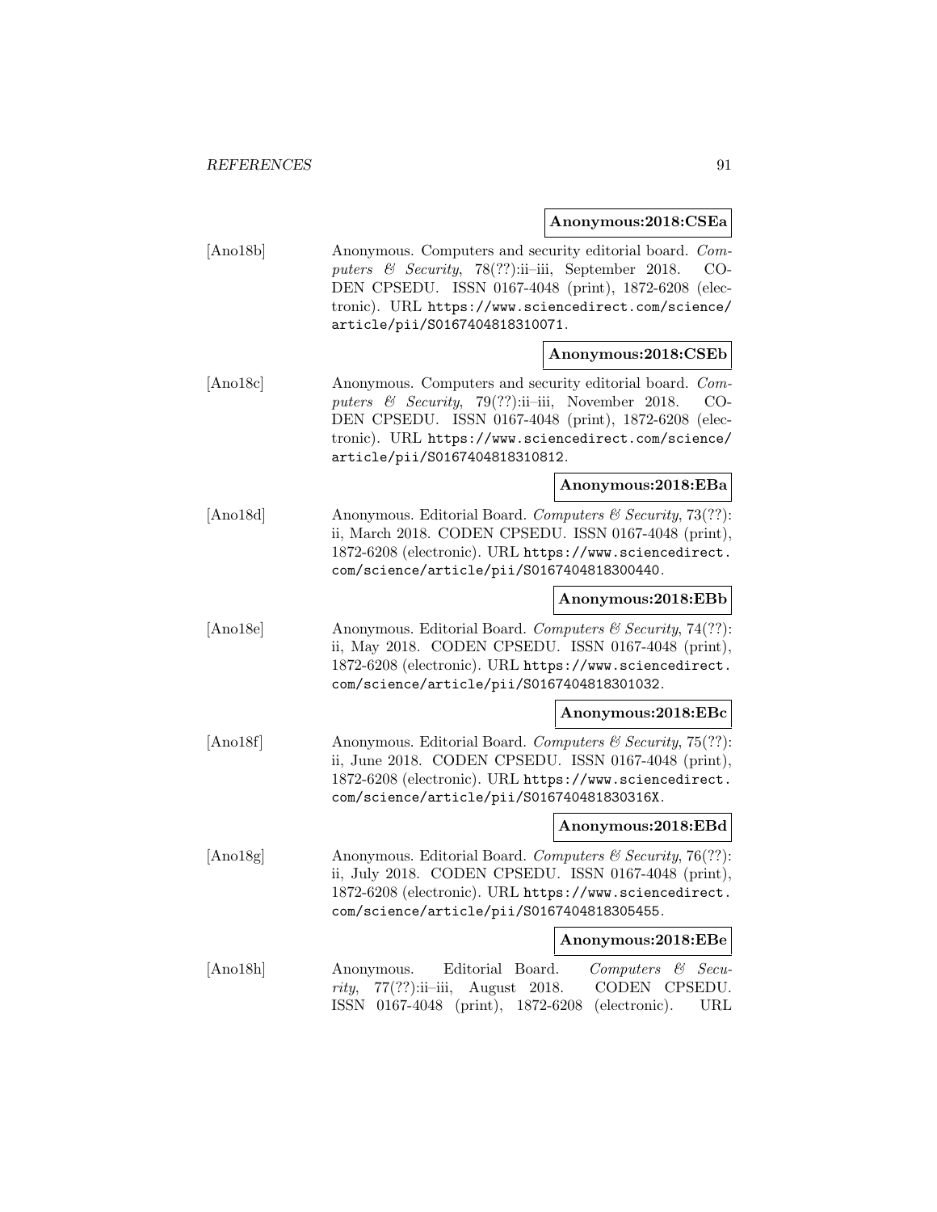**Anonymous:2018:CSEa**

[Ano18b] Anonymous. Computers and security editorial board. *Computers & Security*, 78(??):ii–iii, September 2018. CODEN CPSEDU. ISSN 0167-4048 (print), 1872-6208 (electronic). URL https://www.sciencedirect.com/science/article/pii/S0167404818310071.

**Anonymous:2018:CSEb**

[Ano18c] Anonymous. Computers and security editorial board. *Computers & Security*, 79(??):ii–iii, November 2018. CODEN CPSEDU. ISSN 0167-4048 (print), 1872-6208 (electronic). URL https://www.sciencedirect.com/science/article/pii/S0167404818310812.

**Anonymous:2018:EBa**

[Ano18d] Anonymous. Editorial Board. *Computers & Security*, 73(??): ii, March 2018. CODEN CPSEDU. ISSN 0167-4048 (print), 1872-6208 (electronic). URL https://www.sciencedirect.com/science/article/pii/S0167404818300440.

**Anonymous:2018:EBb**

[Ano18e] Anonymous. Editorial Board. *Computers & Security*, 74(??): ii, May 2018. CODEN CPSEDU. ISSN 0167-4048 (print), 1872-6208 (electronic). URL https://www.sciencedirect.com/science/article/pii/S0167404818301032.

**Anonymous:2018:EBc**

[Ano18f] Anonymous. Editorial Board. *Computers & Security*, 75(??): ii, June 2018. CODEN CPSEDU. ISSN 0167-4048 (print), 1872-6208 (electronic). URL https://www.sciencedirect.com/science/article/pii/S016740481830316X.

**Anonymous:2018:EBd**

[Ano18g] Anonymous. Editorial Board. *Computers & Security*, 76(??): ii, July 2018. CODEN CPSEDU. ISSN 0167-4048 (print), 1872-6208 (electronic). URL https://www.sciencedirect.com/science/article/pii/S0167404818305455.

**Anonymous:2018:EBe**

[Ano18h] Anonymous. Editorial Board. *Computers & Security*, 77(??):ii–iii, August 2018. CODEN CPSEDU. ISSN 0167-4048 (print), 1872-6208 (electronic). URL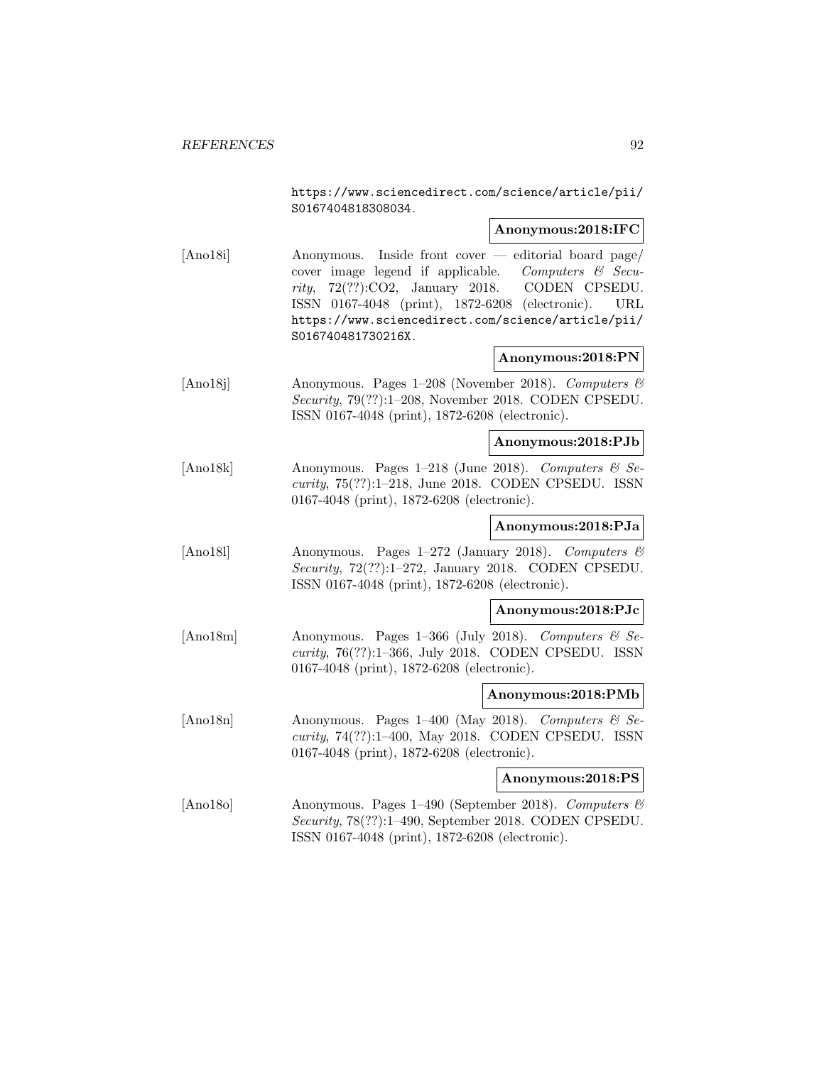https://www.sciencedirect.com/science/article/pii/S0167404818308034.

**Anonymous:2018:IFC**

[Ano18i] Anonymous. Inside front cover — editorial board page/ cover image legend if applicable. *Computers & Security*, 72(??):CO2, January 2018. CODEN CPSEDU. ISSN 0167-4048 (print), 1872-6208 (electronic). URL https://www.sciencedirect.com/science/article/pii/S016740481730216X.

**Anonymous:2018:PN**

[Ano18j] Anonymous. Pages 1–208 (November 2018). *Computers & Security*, 79(??):1–208, November 2018. CODEN CPSEDU. ISSN 0167-4048 (print), 1872-6208 (electronic).

**Anonymous:2018:PJb**

[Ano18k] Anonymous. Pages 1–218 (June 2018). *Computers & Security*, 75(??):1–218, June 2018. CODEN CPSEDU. ISSN 0167-4048 (print), 1872-6208 (electronic).

**Anonymous:2018:PJa**

[Ano18l] Anonymous. Pages 1–272 (January 2018). *Computers & Security*, 72(??):1–272, January 2018. CODEN CPSEDU. ISSN 0167-4048 (print), 1872-6208 (electronic).

**Anonymous:2018:PJc**

[Ano18m] Anonymous. Pages 1–366 (July 2018). *Computers & Security*, 76(??):1–366, July 2018. CODEN CPSEDU. ISSN 0167-4048 (print), 1872-6208 (electronic).

**Anonymous:2018:PMb**

[Ano18n] Anonymous. Pages 1–400 (May 2018). *Computers & Security*, 74(??):1–400, May 2018. CODEN CPSEDU. ISSN 0167-4048 (print), 1872-6208 (electronic).

**Anonymous:2018:PS**

[Ano18o] Anonymous. Pages 1–490 (September 2018). *Computers & Security*, 78(??):1–490, September 2018. CODEN CPSEDU. ISSN 0167-4048 (print), 1872-6208 (electronic).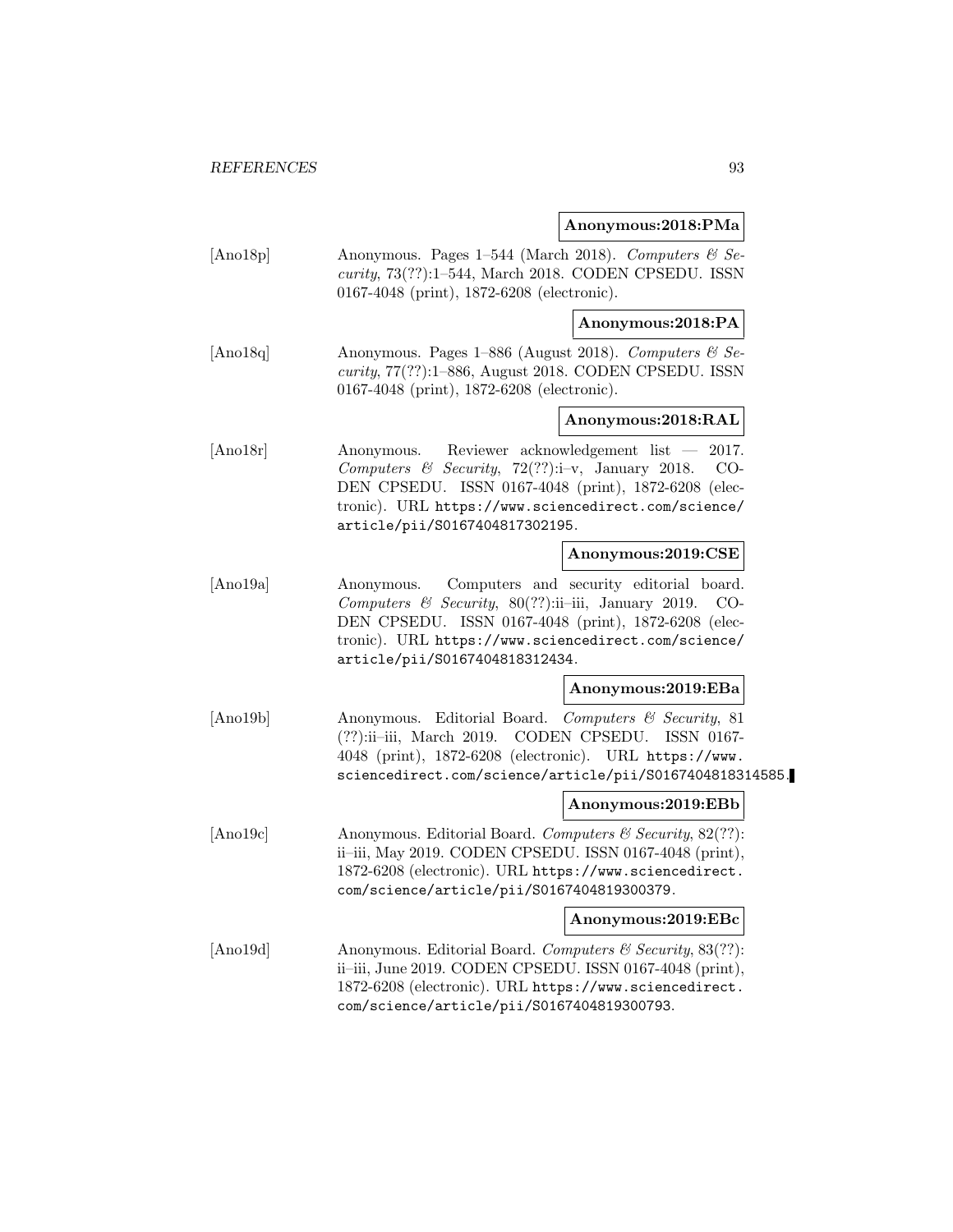**Anonymous:2018:PMa**

[Ano18p] Anonymous. Pages 1–544 (March 2018). *Computers & Security*, 73(??):1–544, March 2018. CODEN CPSEDU. ISSN 0167-4048 (print), 1872-6208 (electronic).

**Anonymous:2018:PA**

[Ano18q] Anonymous. Pages 1–886 (August 2018). *Computers & Security*, 77(??):1–886, August 2018. CODEN CPSEDU. ISSN 0167-4048 (print), 1872-6208 (electronic).

**Anonymous:2018:RAL**

[Ano18r] Anonymous. Reviewer acknowledgement list — 2017. *Computers & Security*, 72(??):i–v, January 2018. CODEN CPSEDU. ISSN 0167-4048 (print), 1872-6208 (electronic). URL https://www.sciencedirect.com/science/article/pii/S0167404817302195.

**Anonymous:2019:CSE**

[Ano19a] Anonymous. Computers and security editorial board. *Computers & Security*, 80(??):ii–iii, January 2019. CODEN CPSEDU. ISSN 0167-4048 (print), 1872-6208 (electronic). URL https://www.sciencedirect.com/science/article/pii/S0167404818312434.

**Anonymous:2019:EBa**

[Ano19b] Anonymous. Editorial Board. *Computers & Security*, 81 (??):ii–iii, March 2019. CODEN CPSEDU. ISSN 0167-4048 (print), 1872-6208 (electronic). URL https://www.sciencedirect.com/science/article/pii/S0167404818314585.

**Anonymous:2019:EBb**

[Ano19c] Anonymous. Editorial Board. *Computers & Security*, 82(??): ii–iii, May 2019. CODEN CPSEDU. ISSN 0167-4048 (print), 1872-6208 (electronic). URL https://www.sciencedirect.com/science/article/pii/S0167404819300379.

**Anonymous:2019:EBc**

[Ano19d] Anonymous. Editorial Board. *Computers & Security*, 83(??): ii–iii, June 2019. CODEN CPSEDU. ISSN 0167-4048 (print), 1872-6208 (electronic). URL https://www.sciencedirect.com/science/article/pii/S0167404819300793.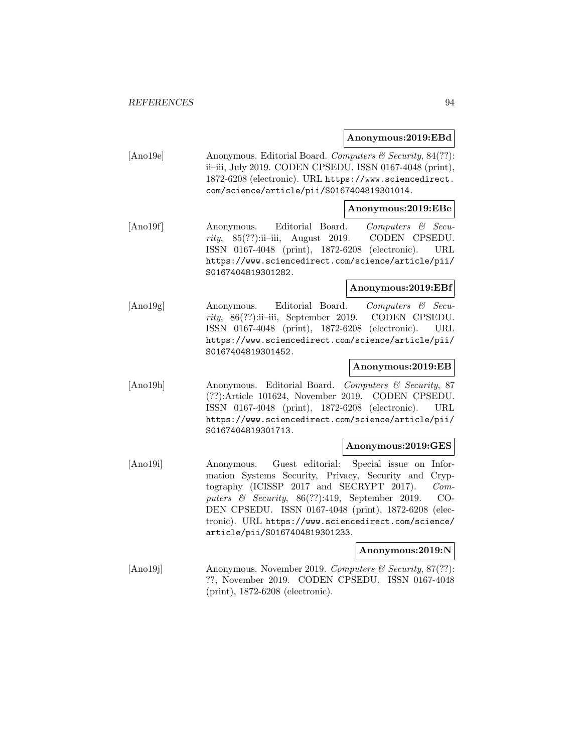**Anonymous:2019:EBd**

[Ano19e] Anonymous. Editorial Board. *Computers & Security*, 84(??): ii–iii, July 2019. CODEN CPSEDU. ISSN 0167-4048 (print), 1872-6208 (electronic). URL https://www.sciencedirect.com/science/article/pii/S0167404819301014.

**Anonymous:2019:EBe**

[Ano19f] Anonymous. Editorial Board. *Computers & Security*, 85(??):ii–iii, August 2019. CODEN CPSEDU. ISSN 0167-4048 (print), 1872-6208 (electronic). URL https://www.sciencedirect.com/science/article/pii/S0167404819301282.

**Anonymous:2019:EBf**

[Ano19g] Anonymous. Editorial Board. *Computers & Security*, 86(??):ii–iii, September 2019. CODEN CPSEDU. ISSN 0167-4048 (print), 1872-6208 (electronic). URL https://www.sciencedirect.com/science/article/pii/S0167404819301452.

**Anonymous:2019:EB**

[Ano19h] Anonymous. Editorial Board. *Computers & Security*, 87 (??):Article 101624, November 2019. CODEN CPSEDU. ISSN 0167-4048 (print), 1872-6208 (electronic). URL https://www.sciencedirect.com/science/article/pii/S0167404819301713.

**Anonymous:2019:GES**

[Ano19i] Anonymous. Guest editorial: Special issue on Information Systems Security, Privacy, Security and Cryptography (ICISSP 2017 and SECRYPT 2017). *Computers & Security*, 86(??):419, September 2019. CODEN CPSEDU. ISSN 0167-4048 (print), 1872-6208 (electronic). URL https://www.sciencedirect.com/science/article/pii/S0167404819301233.

**Anonymous:2019:N**

[Ano19j] Anonymous. November 2019. *Computers & Security*, 87(??): ??, November 2019. CODEN CPSEDU. ISSN 0167-4048 (print), 1872-6208 (electronic).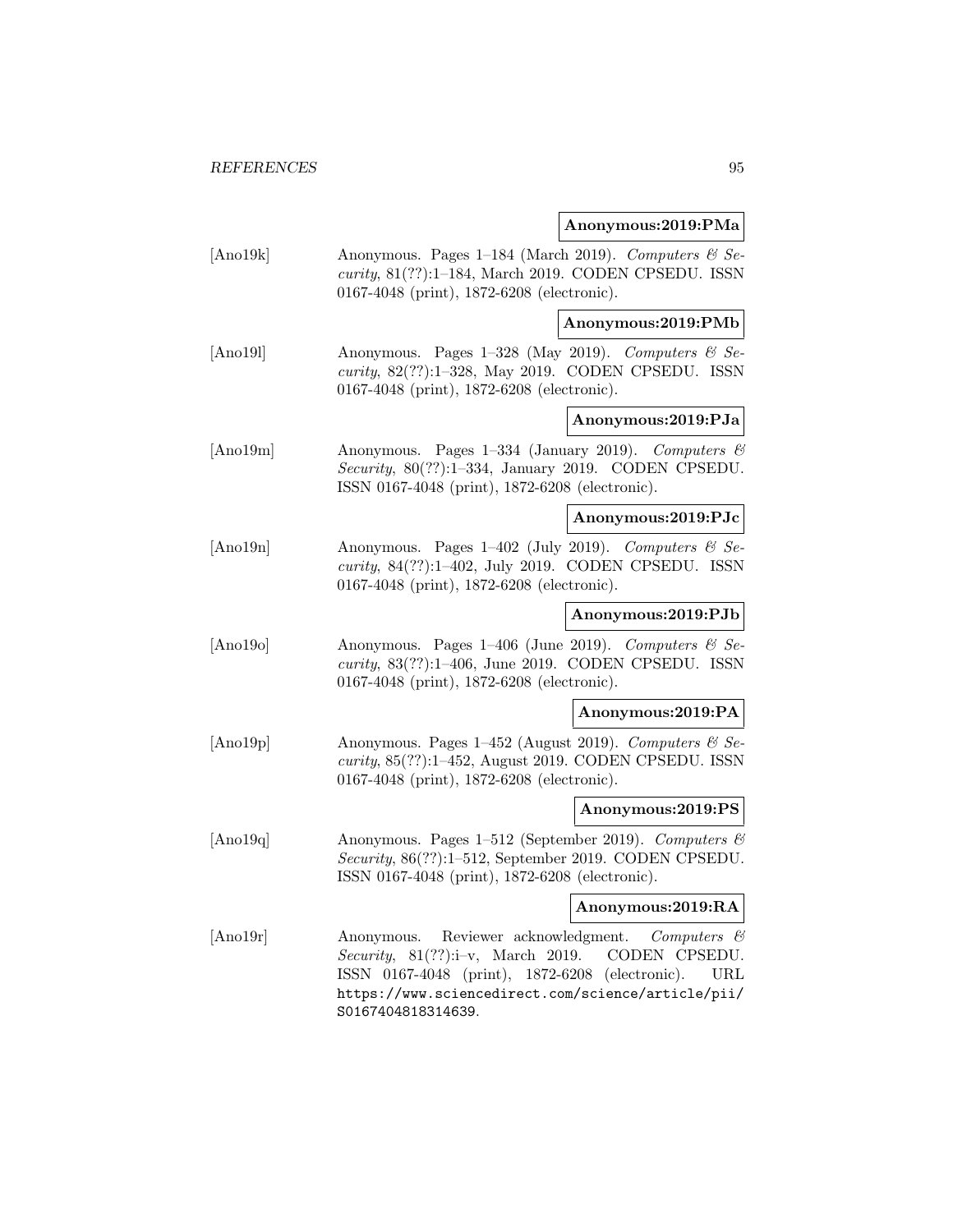**Anonymous:2019:PMa**

[Ano19k] Anonymous. Pages 1–184 (March 2019). *Computers & Security*, 81(??):1–184, March 2019. CODEN CPSEDU. ISSN 0167-4048 (print), 1872-6208 (electronic).

**Anonymous:2019:PMb**

[Ano19l] Anonymous. Pages 1–328 (May 2019). *Computers & Security*, 82(??):1–328, May 2019. CODEN CPSEDU. ISSN 0167-4048 (print), 1872-6208 (electronic).

**Anonymous:2019:PJa**

[Ano19m] Anonymous. Pages 1–334 (January 2019). *Computers & Security*, 80(??):1–334, January 2019. CODEN CPSEDU. ISSN 0167-4048 (print), 1872-6208 (electronic).

**Anonymous:2019:PJc**

[Ano19n] Anonymous. Pages 1–402 (July 2019). *Computers & Security*, 84(??):1–402, July 2019. CODEN CPSEDU. ISSN 0167-4048 (print), 1872-6208 (electronic).

**Anonymous:2019:PJb**

[Ano19o] Anonymous. Pages 1–406 (June 2019). *Computers & Security*, 83(??):1–406, June 2019. CODEN CPSEDU. ISSN 0167-4048 (print), 1872-6208 (electronic).

**Anonymous:2019:PA**

[Ano19p] Anonymous. Pages 1–452 (August 2019). *Computers & Security*, 85(??):1–452, August 2019. CODEN CPSEDU. ISSN 0167-4048 (print), 1872-6208 (electronic).

**Anonymous:2019:PS**

[Ano19q] Anonymous. Pages 1–512 (September 2019). *Computers & Security*, 86(??):1–512, September 2019. CODEN CPSEDU. ISSN 0167-4048 (print), 1872-6208 (electronic).

**Anonymous:2019:RA**

[Ano19r] Anonymous. Reviewer acknowledgment. *Computers & Security*, 81(??):i–v, March 2019. CODEN CPSEDU. ISSN 0167-4048 (print), 1872-6208 (electronic). URL https://www.sciencedirect.com/science/article/pii/S0167404818314639.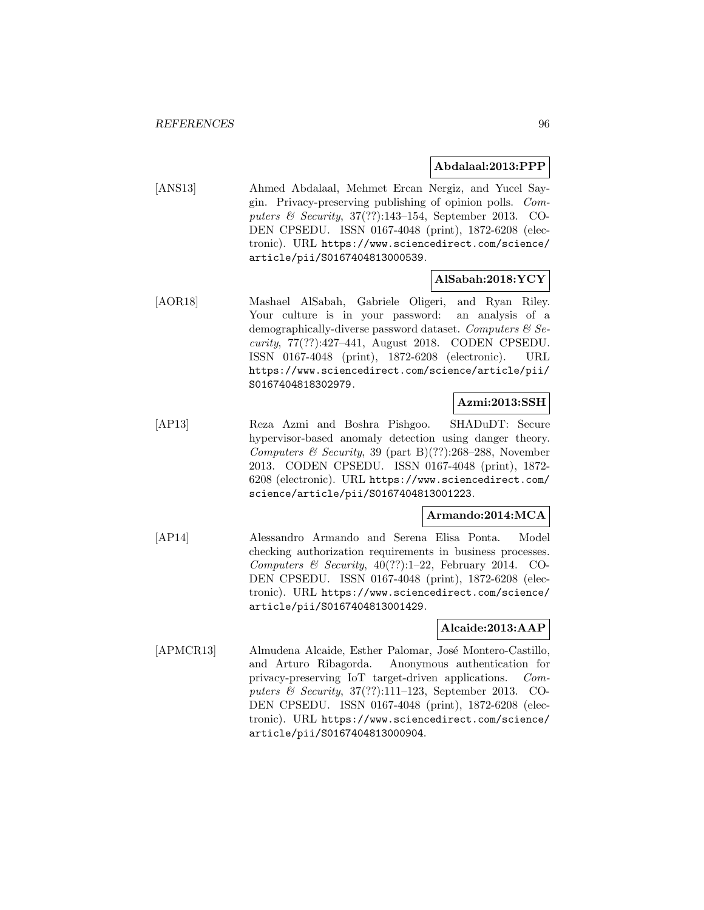**Abdalaal:2013:PPP**

[ANS13] Ahmed Abdalaal, Mehmet Ercan Nergiz, and Yucel Saygin. Privacy-preserving publishing of opinion polls. *Computers & Security*, 37(??):143–154, September 2013. CODEN CPSEDU. ISSN 0167-4048 (print), 1872-6208 (electronic). URL https://www.sciencedirect.com/science/article/pii/S0167404813000539.

**AlSabah:2018:YCY**

[AOR18] Mashael AlSabah, Gabriele Oligeri, and Ryan Riley. Your culture is in your password: an analysis of a demographically-diverse password dataset. *Computers & Security*, 77(??):427–441, August 2018. CODEN CPSEDU. ISSN 0167-4048 (print), 1872-6208 (electronic). URL https://www.sciencedirect.com/science/article/pii/S0167404818302979.

**Azmi:2013:SSH**

[AP13] Reza Azmi and Boshra Pishgoo. SHADuDT: Secure hypervisor-based anomaly detection using danger theory. *Computers & Security*, 39 (part B)(??):268–288, November 2013. CODEN CPSEDU. ISSN 0167-4048 (print), 1872-6208 (electronic). URL https://www.sciencedirect.com/science/article/pii/S0167404813001223.

**Armando:2014:MCA**

[AP14] Alessandro Armando and Serena Elisa Ponta. Model checking authorization requirements in business processes. *Computers & Security*, 40(??):1–22, February 2014. CODEN CPSEDU. ISSN 0167-4048 (print), 1872-6208 (electronic). URL https://www.sciencedirect.com/science/article/pii/S0167404813001429.

**Alcaide:2013:AAP**

[APMCR13] Almudena Alcaide, Esther Palomar, José Montero-Castillo, and Arturo Ribagorda. Anonymous authentication for privacy-preserving IoT target-driven applications. *Computers & Security*, 37(??):111–123, September 2013. CODEN CPSEDU. ISSN 0167-4048 (print), 1872-6208 (electronic). URL https://www.sciencedirect.com/science/article/pii/S0167404813000904.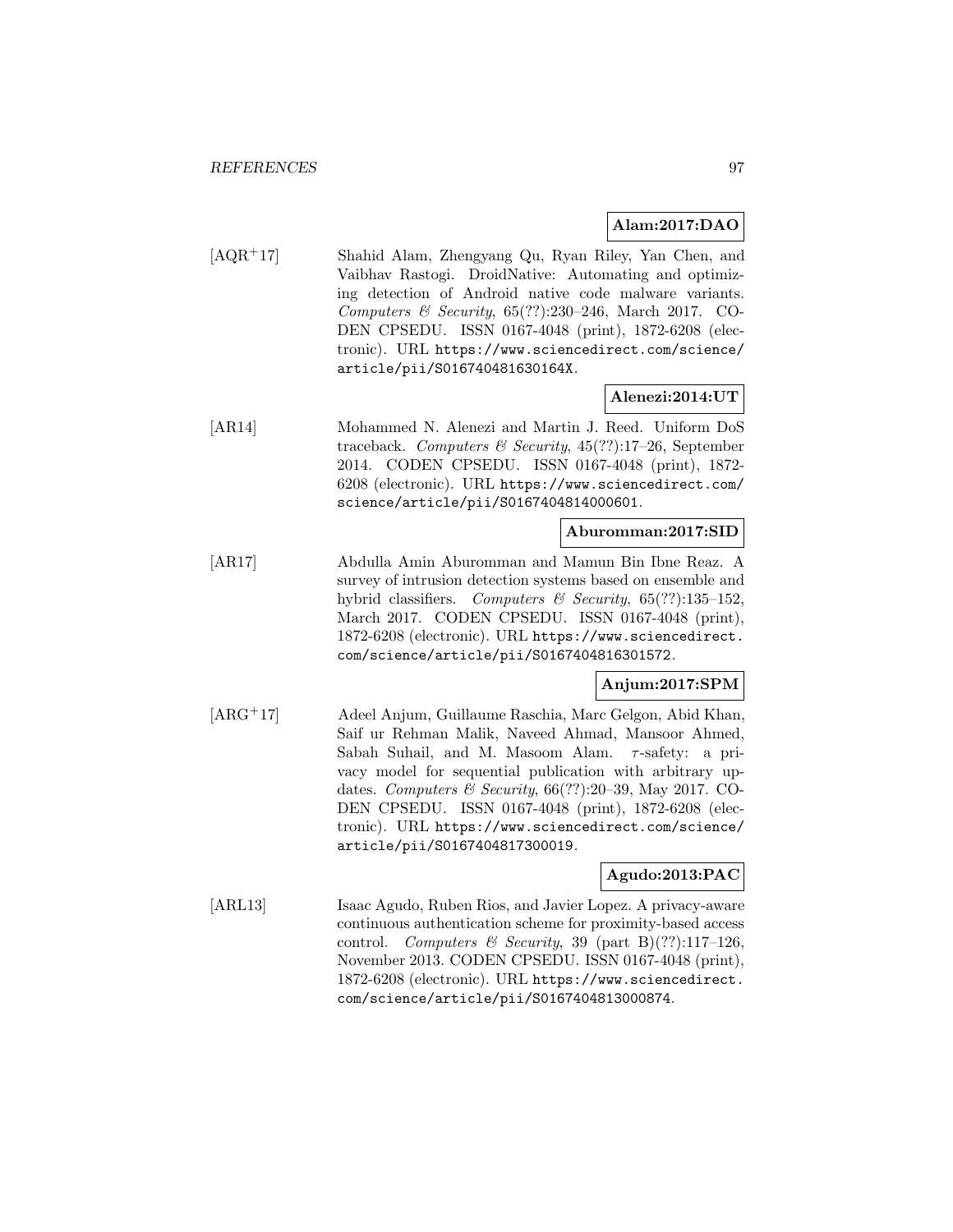**Alam:2017:DAO**

[AQR+17] Shahid Alam, Zhengyang Qu, Ryan Riley, Yan Chen, and Vaibhav Rastogi. DroidNative: Automating and optimizing detection of Android native code malware variants. *Computers & Security*, 65(??):230–246, March 2017. CODEN CPSEDU. ISSN 0167-4048 (print), 1872-6208 (electronic). URL https://www.sciencedirect.com/science/article/pii/S016740481630164X.

**Alenezi:2014:UT**

[AR14] Mohammed N. Alenezi and Martin J. Reed. Uniform DoS traceback. *Computers & Security*, 45(??):17–26, September 2014. CODEN CPSEDU. ISSN 0167-4048 (print), 1872-6208 (electronic). URL https://www.sciencedirect.com/science/article/pii/S0167404814000601.

**Aburomman:2017:SID**

[AR17] Abdulla Amin Aburomman and Mamun Bin Ibne Reaz. A survey of intrusion detection systems based on ensemble and hybrid classifiers. *Computers & Security*, 65(??):135–152, March 2017. CODEN CPSEDU. ISSN 0167-4048 (print), 1872-6208 (electronic). URL https://www.sciencedirect.com/science/article/pii/S0167404816301572.

**Anjum:2017:SPM**

[ARG+17] Adeel Anjum, Guillaume Raschia, Marc Gelgon, Abid Khan, Saif ur Rehman Malik, Naveed Ahmad, Mansoor Ahmed, Sabah Suhail, and M. Masoom Alam. $\tau$-safety: a privacy model for sequential publication with arbitrary updates. *Computers & Security*, 66(??):20–39, May 2017. CODEN CPSEDU. ISSN 0167-4048 (print), 1872-6208 (electronic). URL https://www.sciencedirect.com/science/article/pii/S0167404817300019.

**Agudo:2013:PAC**

[ARL13] Isaac Agudo, Ruben Rios, and Javier Lopez. A privacy-aware continuous authentication scheme for proximity-based access control. *Computers & Security*, 39 (part B)(??):117–126, November 2013. CODEN CPSEDU. ISSN 0167-4048 (print), 1872-6208 (electronic). URL https://www.sciencedirect.com/science/article/pii/S0167404813000874.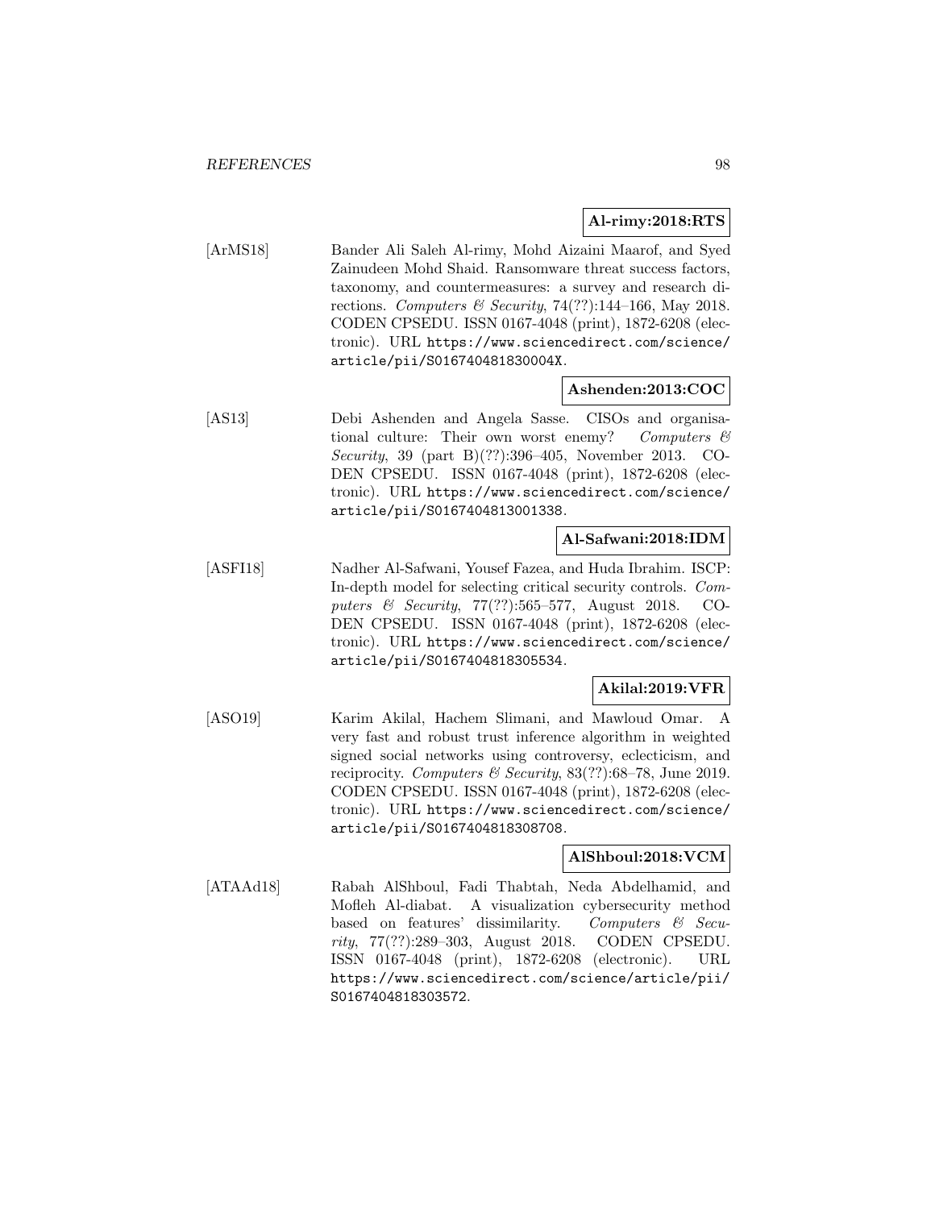**Al-rimy:2018:RTS**

[ArMS18] Bander Ali Saleh Al-rimy, Mohd Aizaini Maarof, and Syed Zainudeen Mohd Shaid. Ransomware threat success factors, taxonomy, and countermeasures: a survey and research directions. *Computers & Security*, 74(??):144–166, May 2018. CODEN CPSEDU. ISSN 0167-4048 (print), 1872-6208 (electronic). URL `https://www.sciencedirect.com/science/article/pii/S016740481830004X`.

**Ashenden:2013:COC**

[AS13] Debi Ashenden and Angela Sasse. CISOs and organisational culture: Their own worst enemy? *Computers & Security*, 39 (part B)(??):396–405, November 2013. CODEN CPSEDU. ISSN 0167-4048 (print), 1872-6208 (electronic). URL `https://www.sciencedirect.com/science/article/pii/S0167404813001338`.

**Al-Safwani:2018:IDM**

[ASFI18] Nadher Al-Safwani, Yousef Fazea, and Huda Ibrahim. ISCP: In-depth model for selecting critical security controls. *Computers & Security*, 77(??):565–577, August 2018. CODEN CPSEDU. ISSN 0167-4048 (print), 1872-6208 (electronic). URL `https://www.sciencedirect.com/science/article/pii/S0167404818305534`.

**Akilal:2019:VFR**

[ASO19] Karim Akilal, Hachem Slimani, and Mawloud Omar. A very fast and robust trust inference algorithm in weighted signed social networks using controversy, eclecticism, and reciprocity. *Computers & Security*, 83(??):68–78, June 2019. CODEN CPSEDU. ISSN 0167-4048 (print), 1872-6208 (electronic). URL `https://www.sciencedirect.com/science/article/pii/S0167404818308708`.

**AlShboul:2018:VCM**

[ATAAd18] Rabah AlShboul, Fadi Thabtah, Neda Abdelhamid, and Mofleh Al-diabat. A visualization cybersecurity method based on features' dissimilarity. *Computers & Security*, 77(??):289–303, August 2018. CODEN CPSEDU. ISSN 0167-4048 (print), 1872-6208 (electronic). URL `https://www.sciencedirect.com/science/article/pii/S0167404818303572`.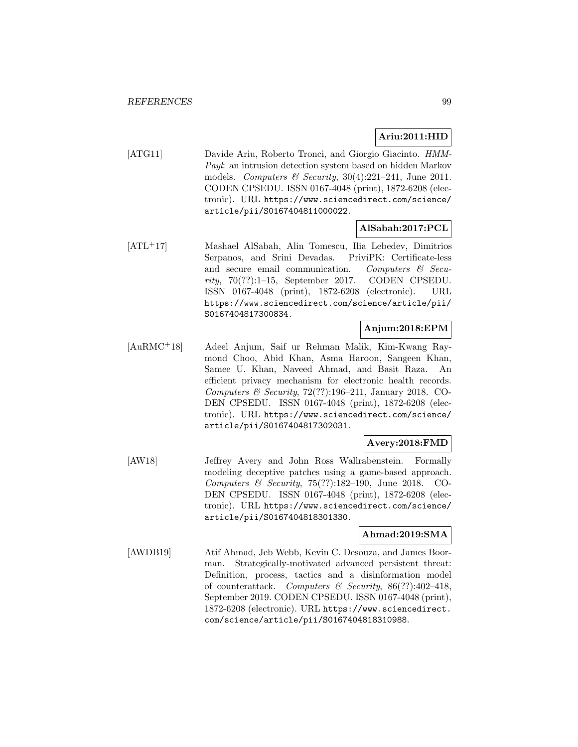**Ariu:2011:HID**

[ATG11] Davide Ariu, Roberto Tronci, and Giorgio Giacinto. *HMM-Payl*: an intrusion detection system based on hidden Markov models. *Computers & Security*, 30(4):221–241, June 2011. CODEN CPSEDU. ISSN 0167-4048 (print), 1872-6208 (electronic). URL https://www.sciencedirect.com/science/article/pii/S0167404811000022.

**AlSabah:2017:PCL**

[ATL+17] Mashael AlSabah, Alin Tomescu, Ilia Lebedev, Dimitrios Serpanos, and Srini Devadas. PriviPK: Certificate-less and secure email communication. *Computers & Security*, 70(??):1–15, September 2017. CODEN CPSEDU. ISSN 0167-4048 (print), 1872-6208 (electronic). URL https://www.sciencedirect.com/science/article/pii/S0167404817300834.

**Anjum:2018:EPM**

[AuRMC+18] Adeel Anjum, Saif ur Rehman Malik, Kim-Kwang Raymond Choo, Abid Khan, Asma Haroon, Sangeen Khan, Samee U. Khan, Naveed Ahmad, and Basit Raza. An efficient privacy mechanism for electronic health records. *Computers & Security*, 72(??):196–211, January 2018. CODEN CPSEDU. ISSN 0167-4048 (print), 1872-6208 (electronic). URL https://www.sciencedirect.com/science/article/pii/S0167404817302031.

**Avery:2018:FMD**

[AW18] Jeffrey Avery and John Ross Wallrabenstein. Formally modeling deceptive patches using a game-based approach. *Computers & Security*, 75(??):182–190, June 2018. CODEN CPSEDU. ISSN 0167-4048 (print), 1872-6208 (electronic). URL https://www.sciencedirect.com/science/article/pii/S0167404818301330.

**Ahmad:2019:SMA**

[AWDB19] Atif Ahmad, Jeb Webb, Kevin C. Desouza, and James Boorman. Strategically-motivated advanced persistent threat: Definition, process, tactics and a disinformation model of counterattack. *Computers & Security*, 86(??):402–418, September 2019. CODEN CPSEDU. ISSN 0167-4048 (print), 1872-6208 (electronic). URL https://www.sciencedirect.com/science/article/pii/S0167404818310988.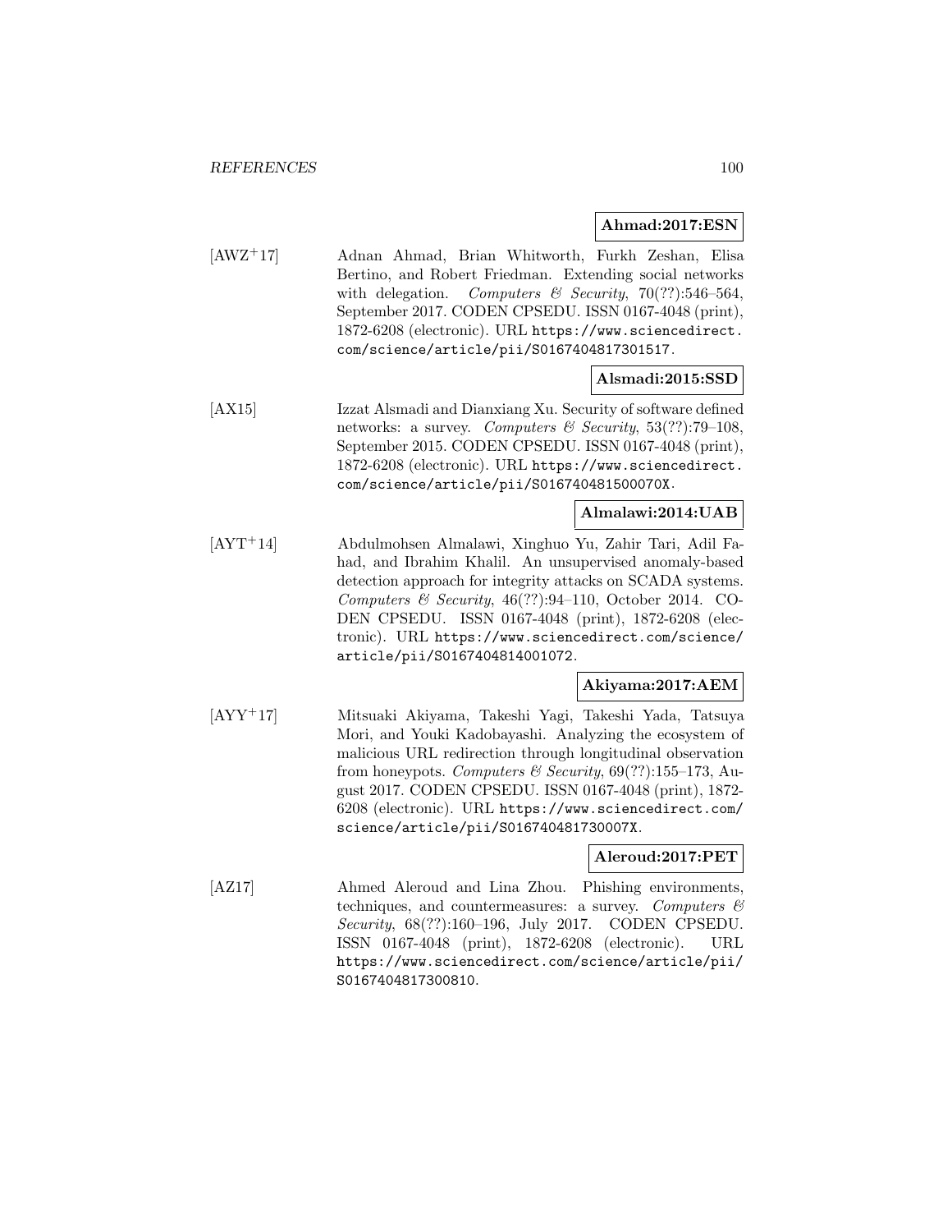**Ahmad:2017:ESN**

[AWZ+17] Adnan Ahmad, Brian Whitworth, Furkh Zeshan, Elisa Bertino, and Robert Friedman. Extending social networks with delegation. *Computers & Security*, 70(??):546–564, September 2017. CODEN CPSEDU. ISSN 0167-4048 (print), 1872-6208 (electronic). URL `https://www.sciencedirect.com/science/article/pii/S0167404817301517`.

**Alsmadi:2015:SSD**

[AX15] Izzat Alsmadi and Dianxiang Xu. Security of software defined networks: a survey. *Computers & Security*, 53(??):79–108, September 2015. CODEN CPSEDU. ISSN 0167-4048 (print), 1872-6208 (electronic). URL `https://www.sciencedirect.com/science/article/pii/S016740481500070X`.

**Almalawi:2014:UAB**

[AYT+14] Abdulmohsen Almalawi, Xinghuo Yu, Zahir Tari, Adil Fahad, and Ibrahim Khalil. An unsupervised anomaly-based detection approach for integrity attacks on SCADA systems. *Computers & Security*, 46(??):94–110, October 2014. CODEN CPSEDU. ISSN 0167-4048 (print), 1872-6208 (electronic). URL `https://www.sciencedirect.com/science/article/pii/S0167404814001072`.

**Akiyama:2017:AEM**

[AYY+17] Mitsuaki Akiyama, Takeshi Yagi, Takeshi Yada, Tatsuya Mori, and Youki Kadobayashi. Analyzing the ecosystem of malicious URL redirection through longitudinal observation from honeypots. *Computers & Security*, 69(??):155–173, August 2017. CODEN CPSEDU. ISSN 0167-4048 (print), 1872-6208 (electronic). URL `https://www.sciencedirect.com/science/article/pii/S016740481730007X`.

**Aleroud:2017:PET**

[AZ17] Ahmed Aleroud and Lina Zhou. Phishing environments, techniques, and countermeasures: a survey. *Computers & Security*, 68(??):160–196, July 2017. CODEN CPSEDU. ISSN 0167-4048 (print), 1872-6208 (electronic). URL `https://www.sciencedirect.com/science/article/pii/S0167404817300810`.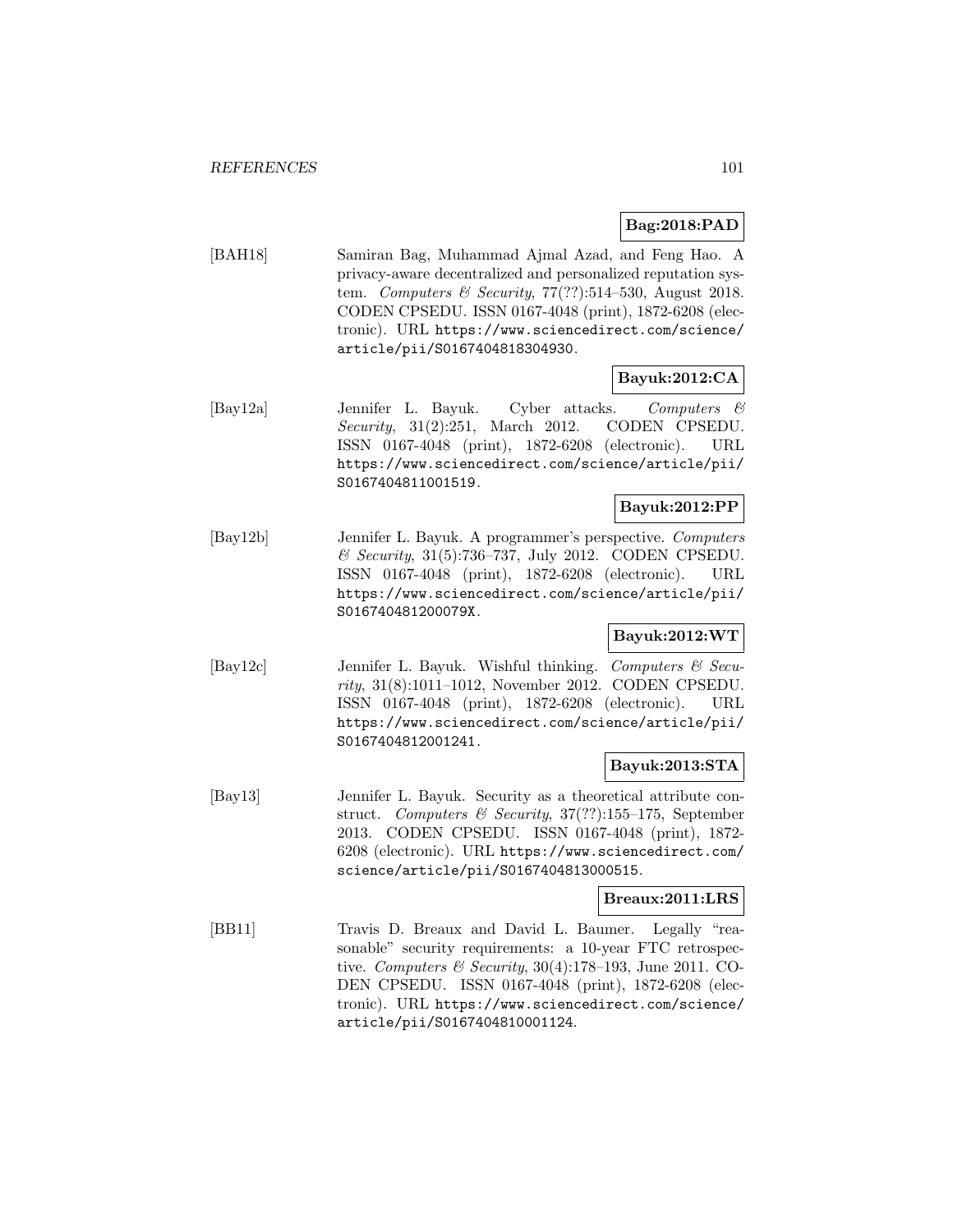**Bag:2018:PAD**

[BAH18] Samiran Bag, Muhammad Ajmal Azad, and Feng Hao. A privacy-aware decentralized and personalized reputation system. *Computers & Security*, 77(??):514–530, August 2018. CODEN CPSEDU. ISSN 0167-4048 (print), 1872-6208 (electronic). URL `https://www.sciencedirect.com/science/article/pii/S0167404818304930`.

**Bayuk:2012:CA**

[Bay12a] Jennifer L. Bayuk. Cyber attacks. *Computers & Security*, 31(2):251, March 2012. CODEN CPSEDU. ISSN 0167-4048 (print), 1872-6208 (electronic). URL `https://www.sciencedirect.com/science/article/pii/S0167404811001519`.

**Bayuk:2012:PP**

[Bay12b] Jennifer L. Bayuk. A programmer's perspective. *Computers & Security*, 31(5):736–737, July 2012. CODEN CPSEDU. ISSN 0167-4048 (print), 1872-6208 (electronic). URL `https://www.sciencedirect.com/science/article/pii/S016740481200079X`.

**Bayuk:2012:WT**

[Bay12c] Jennifer L. Bayuk. Wishful thinking. *Computers & Security*, 31(8):1011–1012, November 2012. CODEN CPSEDU. ISSN 0167-4048 (print), 1872-6208 (electronic). URL `https://www.sciencedirect.com/science/article/pii/S0167404812001241`.

**Bayuk:2013:STA**

[Bay13] Jennifer L. Bayuk. Security as a theoretical attribute construct. *Computers & Security*, 37(??):155–175, September 2013. CODEN CPSEDU. ISSN 0167-4048 (print), 1872-6208 (electronic). URL `https://www.sciencedirect.com/science/article/pii/S0167404813000515`.

**Breaux:2011:LRS**

[BB11] Travis D. Breaux and David L. Baumer. Legally "reasonable" security requirements: a 10-year FTC retrospective. *Computers & Security*, 30(4):178–193, June 2011. CODEN CPSEDU. ISSN 0167-4048 (print), 1872-6208 (electronic). URL `https://www.sciencedirect.com/science/article/pii/S0167404810001124`.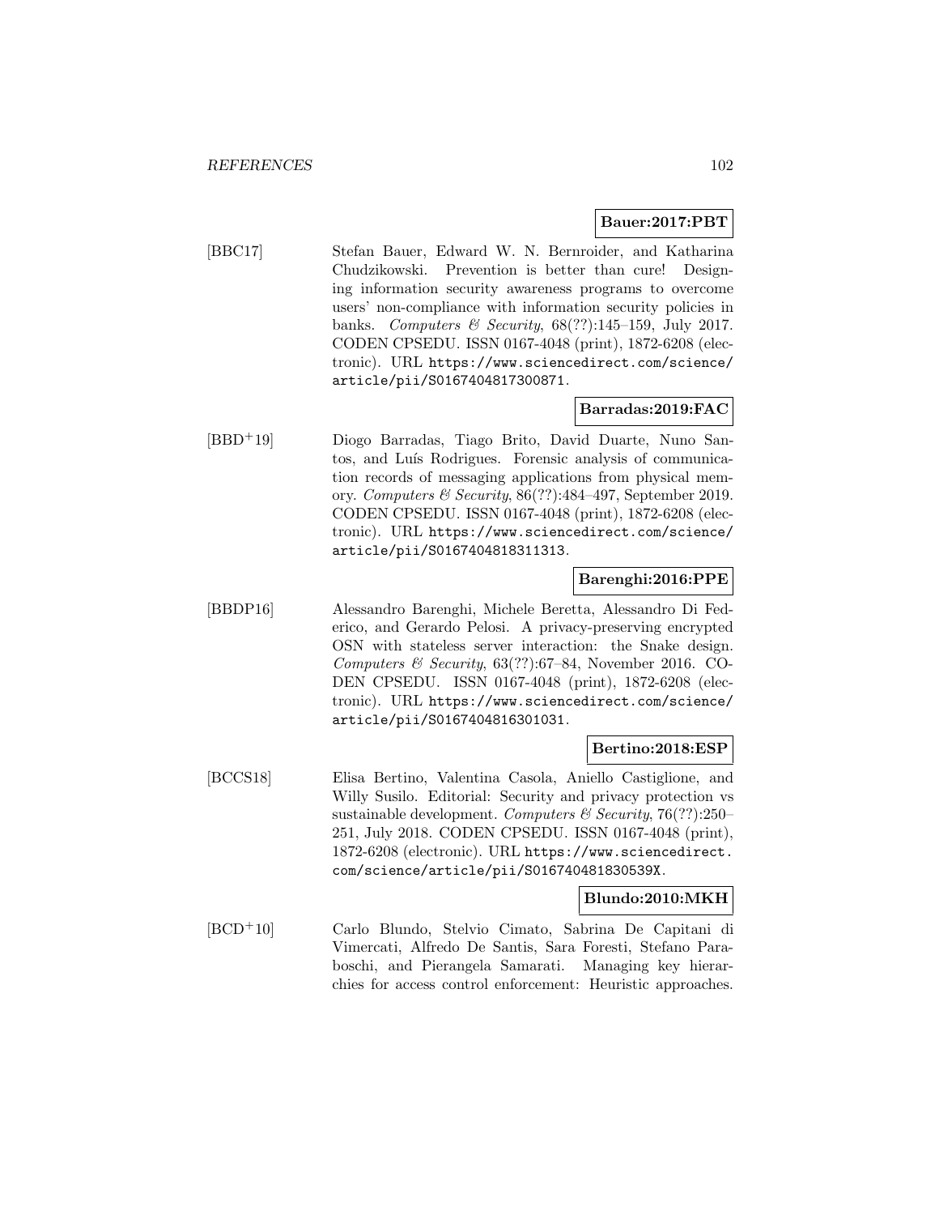**Bauer:2017:PBT**

[BBC17] Stefan Bauer, Edward W. N. Bernroider, and Katharina Chudzikowski. Prevention is better than cure! Designing information security awareness programs to overcome users' non-compliance with information security policies in banks. *Computers & Security*, 68(??):145–159, July 2017. CODEN CPSEDU. ISSN 0167-4048 (print), 1872-6208 (electronic). URL https://www.sciencedirect.com/science/article/pii/S0167404817300871.

**Barradas:2019:FAC**

[BBD$^+$19] Diogo Barradas, Tiago Brito, David Duarte, Nuno Santos, and Luís Rodrigues. Forensic analysis of communication records of messaging applications from physical memory. *Computers & Security*, 86(??):484–497, September 2019. CODEN CPSEDU. ISSN 0167-4048 (print), 1872-6208 (electronic). URL https://www.sciencedirect.com/science/article/pii/S0167404818311313.

**Barenghi:2016:PPE**

[BBDP16] Alessandro Barenghi, Michele Beretta, Alessandro Di Federico, and Gerardo Pelosi. A privacy-preserving encrypted OSN with stateless server interaction: the Snake design. *Computers & Security*, 63(??):67–84, November 2016. CODEN CPSEDU. ISSN 0167-4048 (print), 1872-6208 (electronic). URL https://www.sciencedirect.com/science/article/pii/S0167404816301031.

**Bertino:2018:ESP**

[BCCS18] Elisa Bertino, Valentina Casola, Aniello Castiglione, and Willy Susilo. Editorial: Security and privacy protection vs sustainable development. *Computers & Security*, 76(??):250–251, July 2018. CODEN CPSEDU. ISSN 0167-4048 (print), 1872-6208 (electronic). URL https://www.sciencedirect.com/science/article/pii/S016740481830539X.

**Blundo:2010:MKH**

[BCD$^+$10] Carlo Blundo, Stelvio Cimato, Sabrina De Capitani di Vimercati, Alfredo De Santis, Sara Foresti, Stefano Paraboschi, and Pierangela Samarati. Managing key hierarchies for access control enforcement: Heuristic approaches.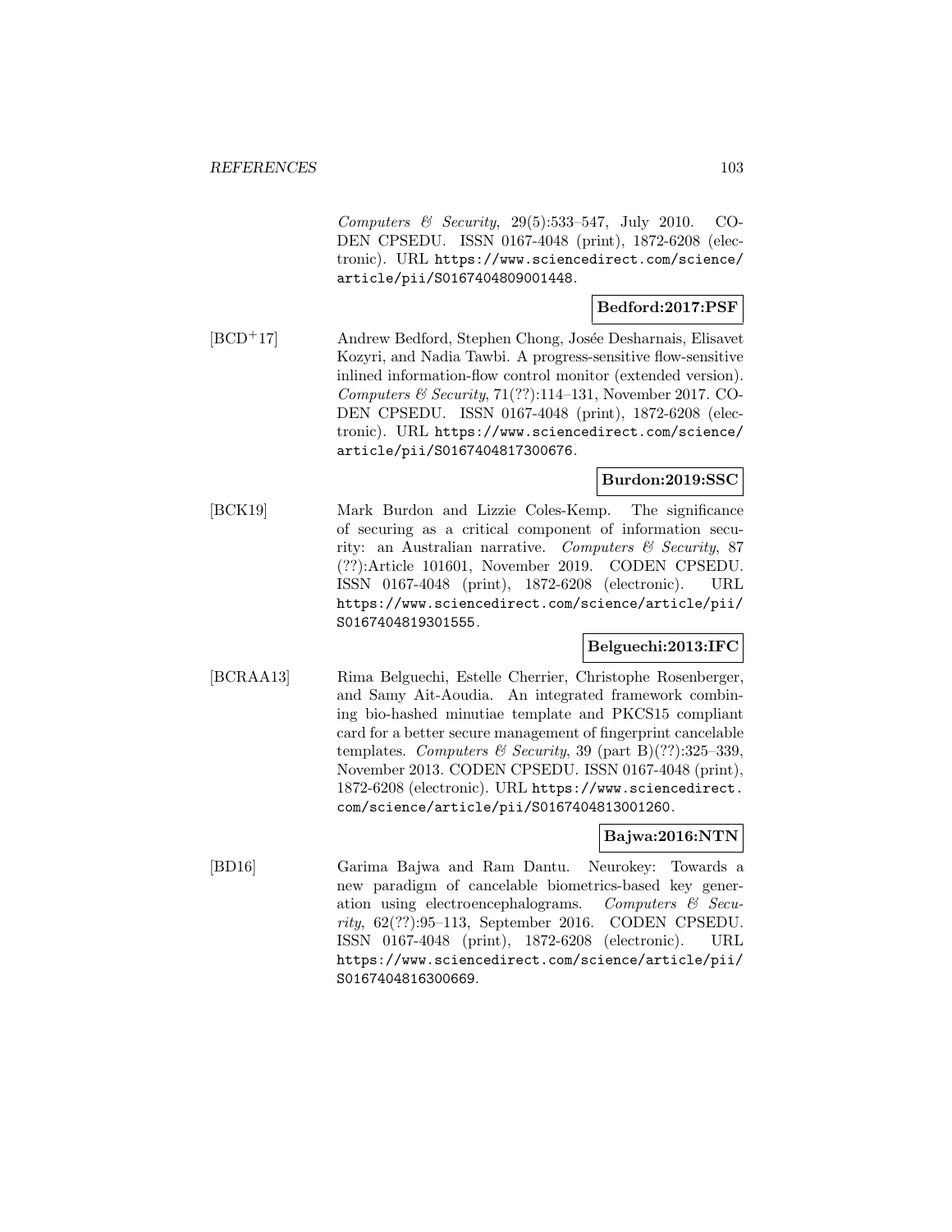*Computers & Security*, 29(5):533–547, July 2010. CODEN CPSEDU. ISSN 0167-4048 (print), 1872-6208 (electronic). URL https://www.sciencedirect.com/science/article/pii/S0167404809001448.

**Bedford:2017:PSF**

[BCD+17] Andrew Bedford, Stephen Chong, Josée Desharnais, Elisavet Kozyri, and Nadia Tawbi. A progress-sensitive flow-sensitive inlined information-flow control monitor (extended version). *Computers & Security*, 71(??):114–131, November 2017. CODEN CPSEDU. ISSN 0167-4048 (print), 1872-6208 (electronic). URL https://www.sciencedirect.com/science/article/pii/S0167404817300676.

**Burdon:2019:SSC**

[BCK19] Mark Burdon and Lizzie Coles-Kemp. The significance of securing as a critical component of information security: an Australian narrative. *Computers & Security*, 87 (??):Article 101601, November 2019. CODEN CPSEDU. ISSN 0167-4048 (print), 1872-6208 (electronic). URL https://www.sciencedirect.com/science/article/pii/S0167404819301555.

**Belguechi:2013:IFC**

[BCRAA13] Rima Belguechi, Estelle Cherrier, Christophe Rosenberger, and Samy Ait-Aoudia. An integrated framework combining bio-hashed minutiae template and PKCS15 compliant card for a better secure management of fingerprint cancelable templates. *Computers & Security*, 39 (part B)(??):325–339, November 2013. CODEN CPSEDU. ISSN 0167-4048 (print), 1872-6208 (electronic). URL https://www.sciencedirect.com/science/article/pii/S0167404813001260.

**Bajwa:2016:NTN**

[BD16] Garima Bajwa and Ram Dantu. Neurokey: Towards a new paradigm of cancelable biometrics-based key generation using electroencephalograms. *Computers & Security*, 62(??):95–113, September 2016. CODEN CPSEDU. ISSN 0167-4048 (print), 1872-6208 (electronic). URL https://www.sciencedirect.com/science/article/pii/S0167404816300669.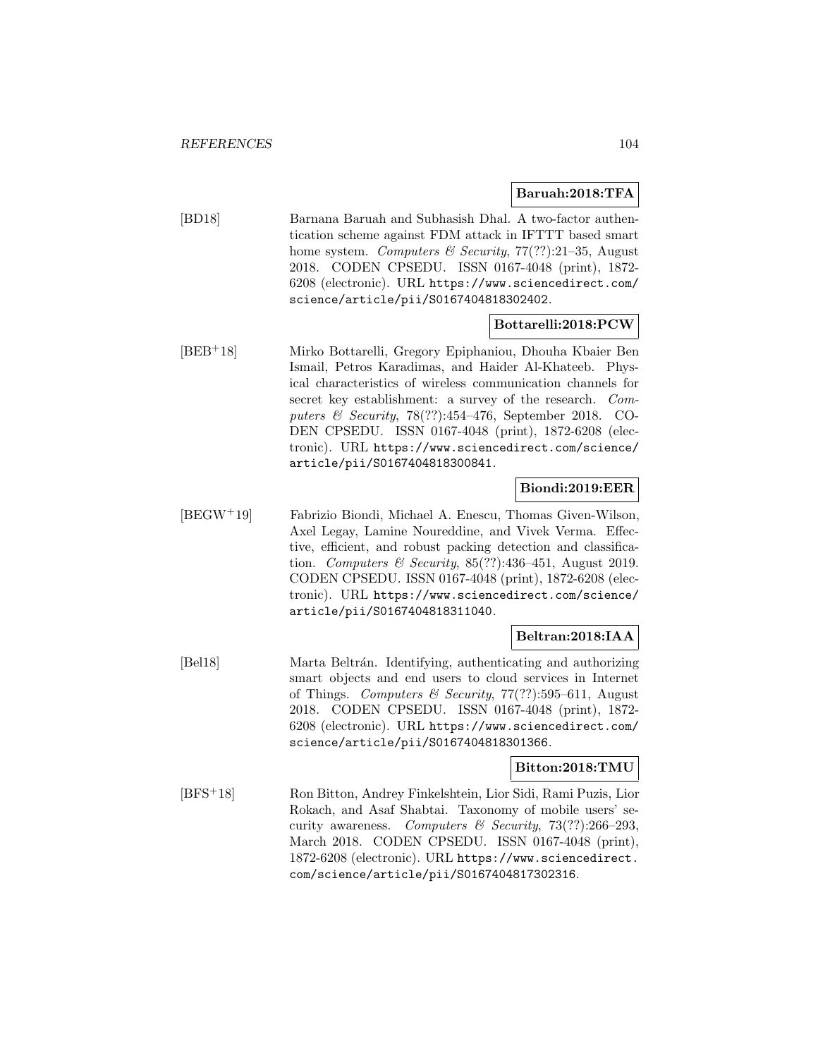**Baruah:2018:TFA**

[BD18] Barnana Baruah and Subhasish Dhal. A two-factor authentication scheme against FDM attack in IFTTT based smart home system. *Computers & Security*, 77(??):21–35, August 2018. CODEN CPSEDU. ISSN 0167-4048 (print), 1872-6208 (electronic). URL https://www.sciencedirect.com/science/article/pii/S0167404818302402.

**Bottarelli:2018:PCW**

[BEB+18] Mirko Bottarelli, Gregory Epiphaniou, Dhouha Kbaier Ben Ismail, Petros Karadimas, and Haider Al-Khateeb. Physical characteristics of wireless communication channels for secret key establishment: a survey of the research. *Computers & Security*, 78(??):454–476, September 2018. CODEN CPSEDU. ISSN 0167-4048 (print), 1872-6208 (electronic). URL https://www.sciencedirect.com/science/article/pii/S0167404818300841.

**Biondi:2019:EER**

[BEGW+19] Fabrizio Biondi, Michael A. Enescu, Thomas Given-Wilson, Axel Legay, Lamine Noureddine, and Vivek Verma. Effective, efficient, and robust packing detection and classification. *Computers & Security*, 85(??):436–451, August 2019. CODEN CPSEDU. ISSN 0167-4048 (print), 1872-6208 (electronic). URL https://www.sciencedirect.com/science/article/pii/S0167404818311040.

**Beltran:2018:IAA**

[Bel18] Marta Beltrán. Identifying, authenticating and authorizing smart objects and end users to cloud services in Internet of Things. *Computers & Security*, 77(??):595–611, August 2018. CODEN CPSEDU. ISSN 0167-4048 (print), 1872-6208 (electronic). URL https://www.sciencedirect.com/science/article/pii/S0167404818301366.

**Bitton:2018:TMU**

[BFS+18] Ron Bitton, Andrey Finkelshtein, Lior Sidi, Rami Puzis, Lior Rokach, and Asaf Shabtai. Taxonomy of mobile users' security awareness. *Computers & Security*, 73(??):266–293, March 2018. CODEN CPSEDU. ISSN 0167-4048 (print), 1872-6208 (electronic). URL https://www.sciencedirect.com/science/article/pii/S0167404817302316.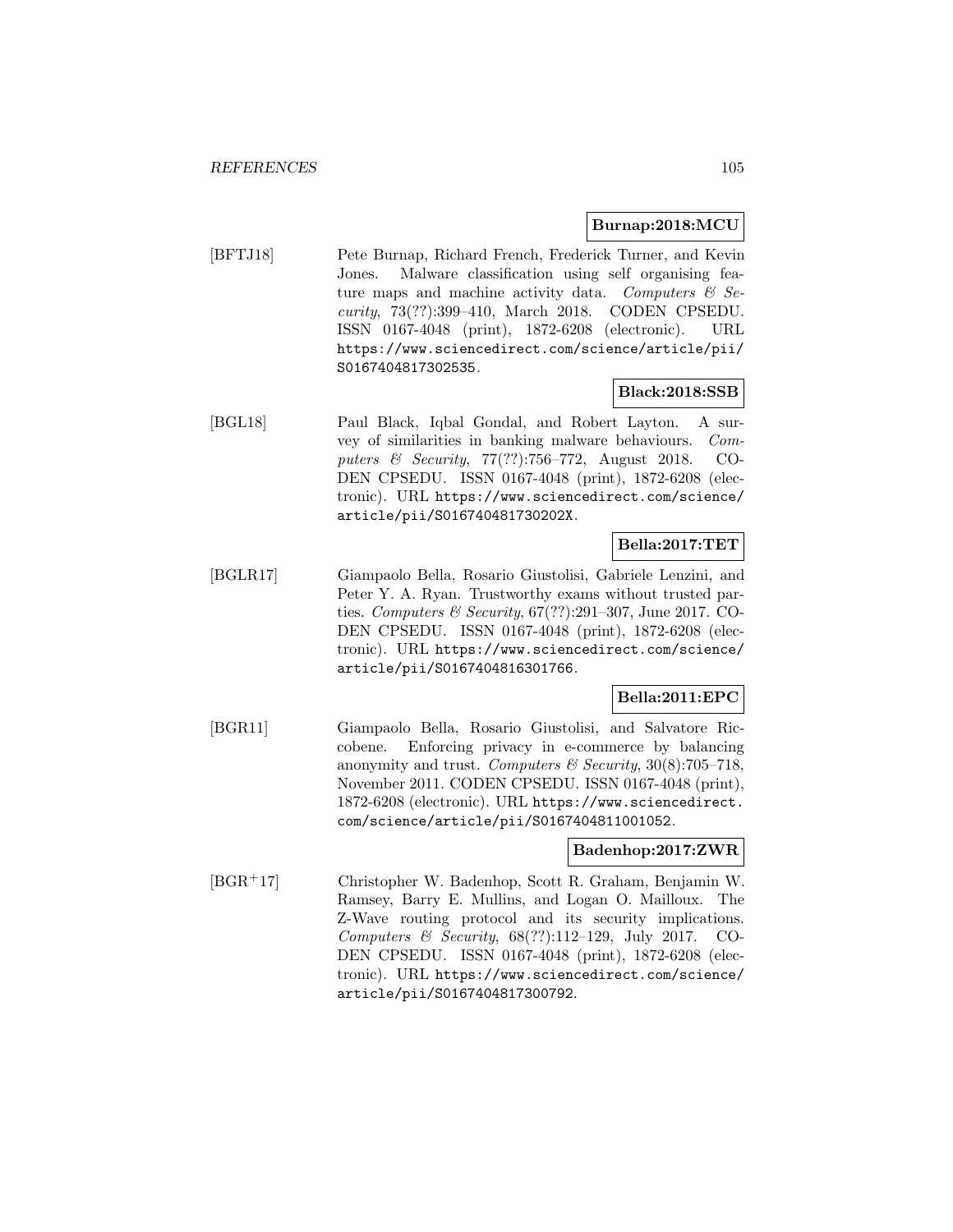**Burnap:2018:MCU**

[BFTJ18] Pete Burnap, Richard French, Frederick Turner, and Kevin Jones. Malware classification using self organising feature maps and machine activity data. *Computers & Security*, 73(??):399–410, March 2018. CODEN CPSEDU. ISSN 0167-4048 (print), 1872-6208 (electronic). URL https://www.sciencedirect.com/science/article/pii/S0167404817302535.

**Black:2018:SSB**

[BGL18] Paul Black, Iqbal Gondal, and Robert Layton. A survey of similarities in banking malware behaviours. *Computers & Security*, 77(??):756–772, August 2018. CODEN CPSEDU. ISSN 0167-4048 (print), 1872-6208 (electronic). URL https://www.sciencedirect.com/science/article/pii/S016740481730202X.

**Bella:2017:TET**

[BGLR17] Giampaolo Bella, Rosario Giustolisi, Gabriele Lenzini, and Peter Y. A. Ryan. Trustworthy exams without trusted parties. *Computers & Security*, 67(??):291–307, June 2017. CODEN CPSEDU. ISSN 0167-4048 (print), 1872-6208 (electronic). URL https://www.sciencedirect.com/science/article/pii/S0167404816301766.

**Bella:2011:EPC**

[BGR11] Giampaolo Bella, Rosario Giustolisi, and Salvatore Riccobene. Enforcing privacy in e-commerce by balancing anonymity and trust. *Computers & Security*, 30(8):705–718, November 2011. CODEN CPSEDU. ISSN 0167-4048 (print), 1872-6208 (electronic). URL https://www.sciencedirect.com/science/article/pii/S0167404811001052.

**Badenhop:2017:ZWR**

[BGR+17] Christopher W. Badenhop, Scott R. Graham, Benjamin W. Ramsey, Barry E. Mullins, and Logan O. Mailloux. The Z-Wave routing protocol and its security implications. *Computers & Security*, 68(??):112–129, July 2017. CODEN CPSEDU. ISSN 0167-4048 (print), 1872-6208 (electronic). URL https://www.sciencedirect.com/science/article/pii/S0167404817300792.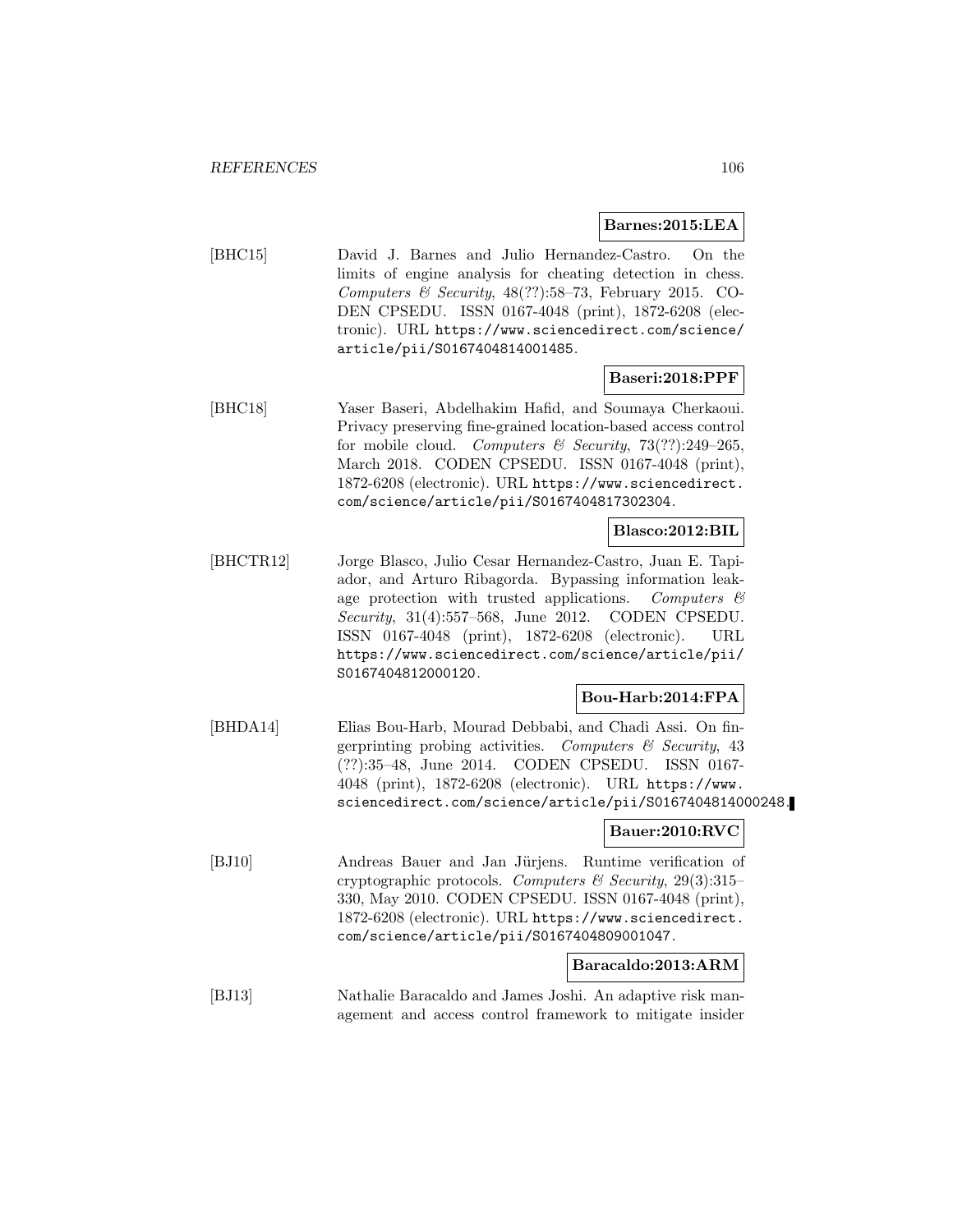**Barnes:2015:LEA**

[BHC15] David J. Barnes and Julio Hernandez-Castro. On the limits of engine analysis for cheating detection in chess. *Computers & Security*, 48(??):58–73, February 2015. CODEN CPSEDU. ISSN 0167-4048 (print), 1872-6208 (electronic). URL https://www.sciencedirect.com/science/article/pii/S0167404814001485.

**Baseri:2018:PPF**

[BHC18] Yaser Baseri, Abdelhakim Hafid, and Soumaya Cherkaoui. Privacy preserving fine-grained location-based access control for mobile cloud. *Computers & Security*, 73(??):249–265, March 2018. CODEN CPSEDU. ISSN 0167-4048 (print), 1872-6208 (electronic). URL https://www.sciencedirect.com/science/article/pii/S0167404817302304.

**Blasco:2012:BIL**

[BHCTR12] Jorge Blasco, Julio Cesar Hernandez-Castro, Juan E. Tapiador, and Arturo Ribagorda. Bypassing information leakage protection with trusted applications. *Computers & Security*, 31(4):557–568, June 2012. CODEN CPSEDU. ISSN 0167-4048 (print), 1872-6208 (electronic). URL https://www.sciencedirect.com/science/article/pii/S0167404812000120.

**Bou-Harb:2014:FPA**

[BHDA14] Elias Bou-Harb, Mourad Debbabi, and Chadi Assi. On fingerprinting probing activities. *Computers & Security*, 43 (??):35–48, June 2014. CODEN CPSEDU. ISSN 0167-4048 (print), 1872-6208 (electronic). URL https://www.sciencedirect.com/science/article/pii/S0167404814000248.

**Bauer:2010:RVC**

[BJ10] Andreas Bauer and Jan Jürjens. Runtime verification of cryptographic protocols. *Computers & Security*, 29(3):315–330, May 2010. CODEN CPSEDU. ISSN 0167-4048 (print), 1872-6208 (electronic). URL https://www.sciencedirect.com/science/article/pii/S0167404809001047.

**Baracaldo:2013:ARM**

[BJ13] Nathalie Baracaldo and James Joshi. An adaptive risk management and access control framework to mitigate insider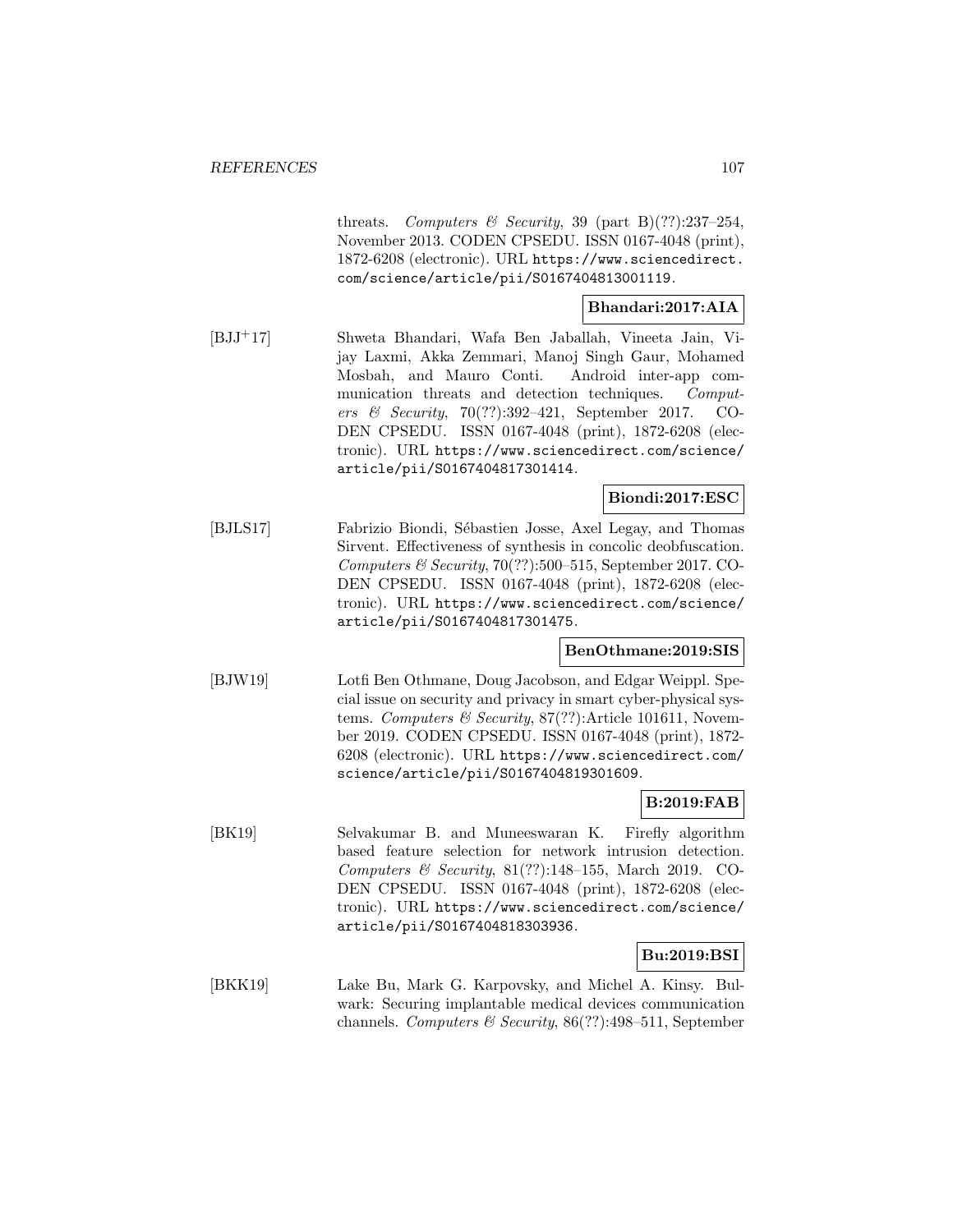threats. *Computers & Security*, 39 (part B)(??):237–254, November 2013. CODEN CPSEDU. ISSN 0167-4048 (print), 1872-6208 (electronic). URL https://www.sciencedirect.com/science/article/pii/S0167404813001119.

**Bhandari:2017:AIA**

[BJJ+17] Shweta Bhandari, Wafa Ben Jaballah, Vineeta Jain, Vijay Laxmi, Akka Zemmari, Manoj Singh Gaur, Mohamed Mosbah, and Mauro Conti. Android inter-app communication threats and detection techniques. *Computers & Security*, 70(??):392–421, September 2017. CODEN CPSEDU. ISSN 0167-4048 (print), 1872-6208 (electronic). URL https://www.sciencedirect.com/science/article/pii/S0167404817301414.

**Biondi:2017:ESC**

[BJLS17] Fabrizio Biondi, Sébastien Josse, Axel Legay, and Thomas Sirvent. Effectiveness of synthesis in concolic deobfuscation. *Computers & Security*, 70(??):500–515, September 2017. CODEN CPSEDU. ISSN 0167-4048 (print), 1872-6208 (electronic). URL https://www.sciencedirect.com/science/article/pii/S0167404817301475.

**BenOthmane:2019:SIS**

[BJW19] Lotfi Ben Othmane, Doug Jacobson, and Edgar Weippl. Special issue on security and privacy in smart cyber-physical systems. *Computers & Security*, 87(??):Article 101611, November 2019. CODEN CPSEDU. ISSN 0167-4048 (print), 1872-6208 (electronic). URL https://www.sciencedirect.com/science/article/pii/S0167404819301609.

**B:2019:FAB**

[BK19] Selvakumar B. and Muneeswaran K. Firefly algorithm based feature selection for network intrusion detection. *Computers & Security*, 81(??):148–155, March 2019. CODEN CPSEDU. ISSN 0167-4048 (print), 1872-6208 (electronic). URL https://www.sciencedirect.com/science/article/pii/S0167404818303936.

**Bu:2019:BSI**

[BKK19] Lake Bu, Mark G. Karpovsky, and Michel A. Kinsy. Bulwark: Securing implantable medical devices communication channels. *Computers & Security*, 86(??):498–511, September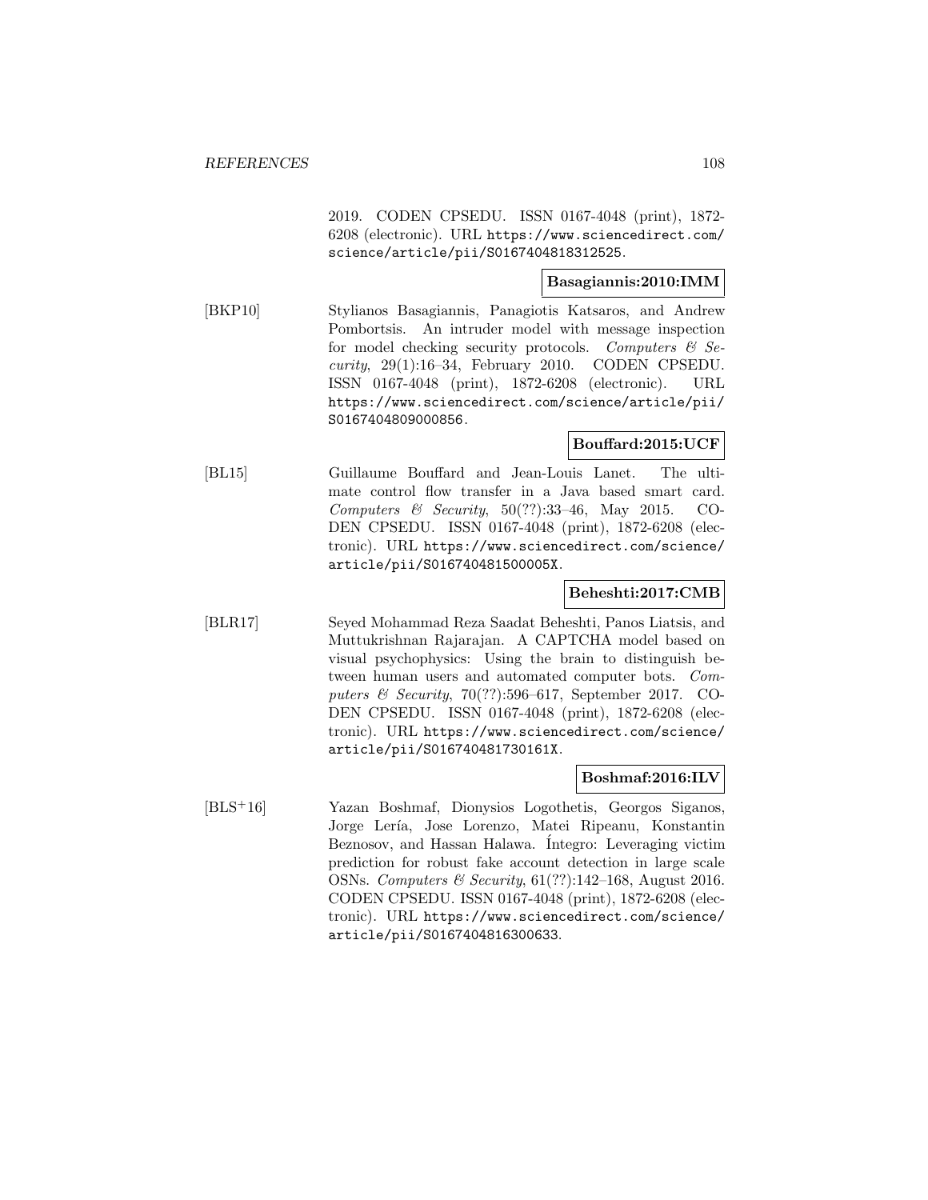2019. CODEN CPSEDU. ISSN 0167-4048 (print), 1872-6208 (electronic). URL https://www.sciencedirect.com/science/article/pii/S0167404818312525.

**Basagiannis:2010:IMM**

[BKP10] Stylianos Basagiannis, Panagiotis Katsaros, and Andrew Pombortsis. An intruder model with message inspection for model checking security protocols. *Computers & Security*, 29(1):16–34, February 2010. CODEN CPSEDU. ISSN 0167-4048 (print), 1872-6208 (electronic). URL https://www.sciencedirect.com/science/article/pii/S0167404809000856.

**Bouffard:2015:UCF**

[BL15] Guillaume Bouffard and Jean-Louis Lanet. The ultimate control flow transfer in a Java based smart card. *Computers & Security*, 50(??):33–46, May 2015. CODEN CPSEDU. ISSN 0167-4048 (print), 1872-6208 (electronic). URL https://www.sciencedirect.com/science/article/pii/S016740481500005X.

**Beheshti:2017:CMB**

[BLR17] Seyed Mohammad Reza Saadat Beheshti, Panos Liatsis, and Muttukrishnan Rajarajan. A CAPTCHA model based on visual psychophysics: Using the brain to distinguish between human users and automated computer bots. *Computers & Security*, 70(??):596–617, September 2017. CODEN CPSEDU. ISSN 0167-4048 (print), 1872-6208 (electronic). URL https://www.sciencedirect.com/science/article/pii/S016740481730161X.

**Boshmaf:2016:ILV**

[BLS+16] Yazan Boshmaf, Dionysios Logothetis, Georgos Siganos, Jorge Lería, Jose Lorenzo, Matei Ripeanu, Konstantin Beznosov, and Hassan Halawa. Íntegro: Leveraging victim prediction for robust fake account detection in large scale OSNs. *Computers & Security*, 61(??):142–168, August 2016. CODEN CPSEDU. ISSN 0167-4048 (print), 1872-6208 (electronic). URL https://www.sciencedirect.com/science/article/pii/S0167404816300633.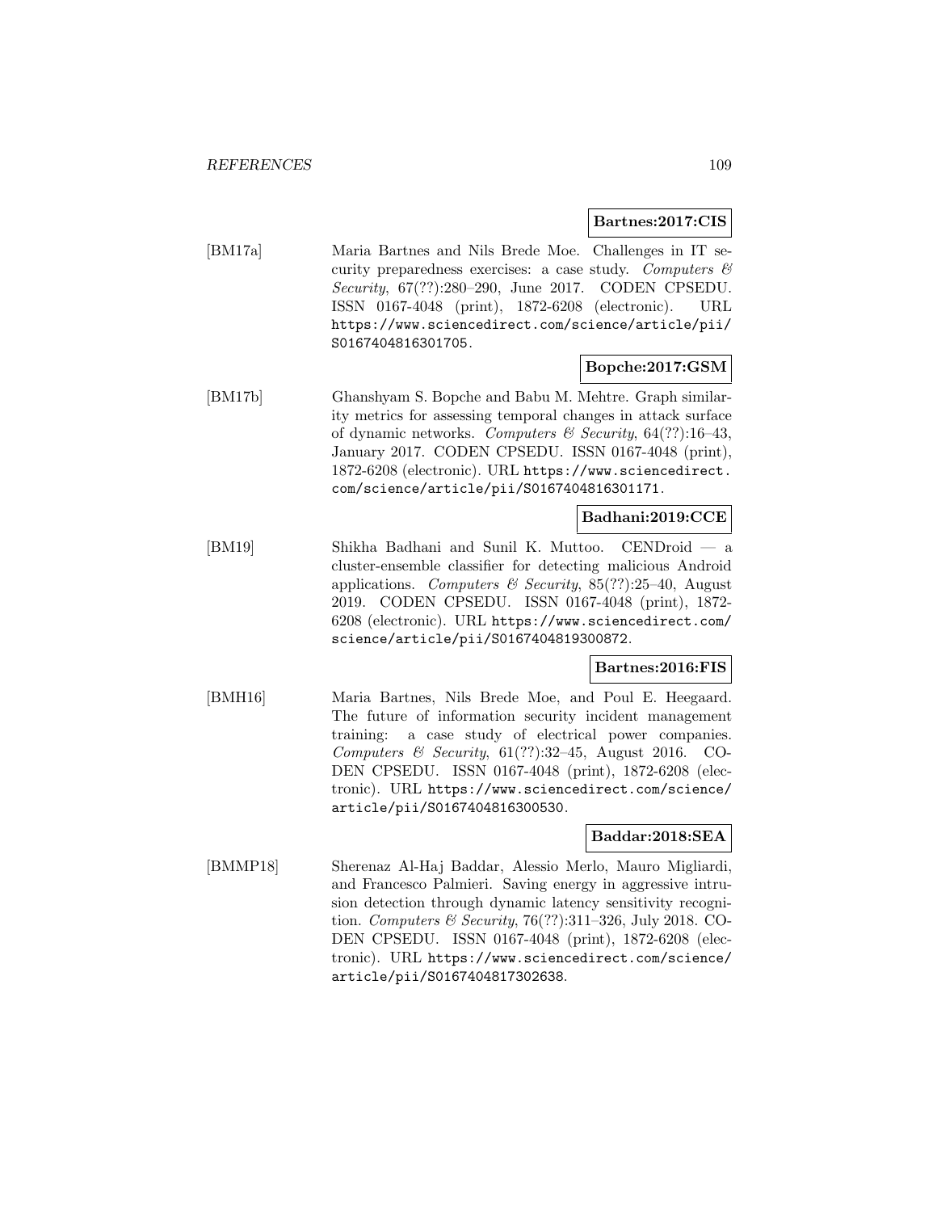**Bartnes:2017:CIS**

[BM17a] Maria Bartnes and Nils Brede Moe. Challenges in IT security preparedness exercises: a case study. *Computers & Security*, 67(??):280–290, June 2017. CODEN CPSEDU. ISSN 0167-4048 (print), 1872-6208 (electronic). URL https://www.sciencedirect.com/science/article/pii/S0167404816301705.

**Bopche:2017:GSM**

[BM17b] Ghanshyam S. Bopche and Babu M. Mehtre. Graph similarity metrics for assessing temporal changes in attack surface of dynamic networks. *Computers & Security*, 64(??):16–43, January 2017. CODEN CPSEDU. ISSN 0167-4048 (print), 1872-6208 (electronic). URL https://www.sciencedirect.com/science/article/pii/S0167404816301171.

**Badhani:2019:CCE**

[BM19] Shikha Badhani and Sunil K. Muttoo. CENDroid — a cluster-ensemble classifier for detecting malicious Android applications. *Computers & Security*, 85(??):25–40, August 2019. CODEN CPSEDU. ISSN 0167-4048 (print), 1872-6208 (electronic). URL https://www.sciencedirect.com/science/article/pii/S0167404819300872.

**Bartnes:2016:FIS**

[BMH16] Maria Bartnes, Nils Brede Moe, and Poul E. Heegaard. The future of information security incident management training: a case study of electrical power companies. *Computers & Security*, 61(??):32–45, August 2016. CODEN CPSEDU. ISSN 0167-4048 (print), 1872-6208 (electronic). URL https://www.sciencedirect.com/science/article/pii/S0167404816300530.

**Baddar:2018:SEA**

[BMMP18] Sherenaz Al-Haj Baddar, Alessio Merlo, Mauro Migliardi, and Francesco Palmieri. Saving energy in aggressive intrusion detection through dynamic latency sensitivity recognition. *Computers & Security*, 76(??):311–326, July 2018. CODEN CPSEDU. ISSN 0167-4048 (print), 1872-6208 (electronic). URL https://www.sciencedirect.com/science/article/pii/S0167404817302638.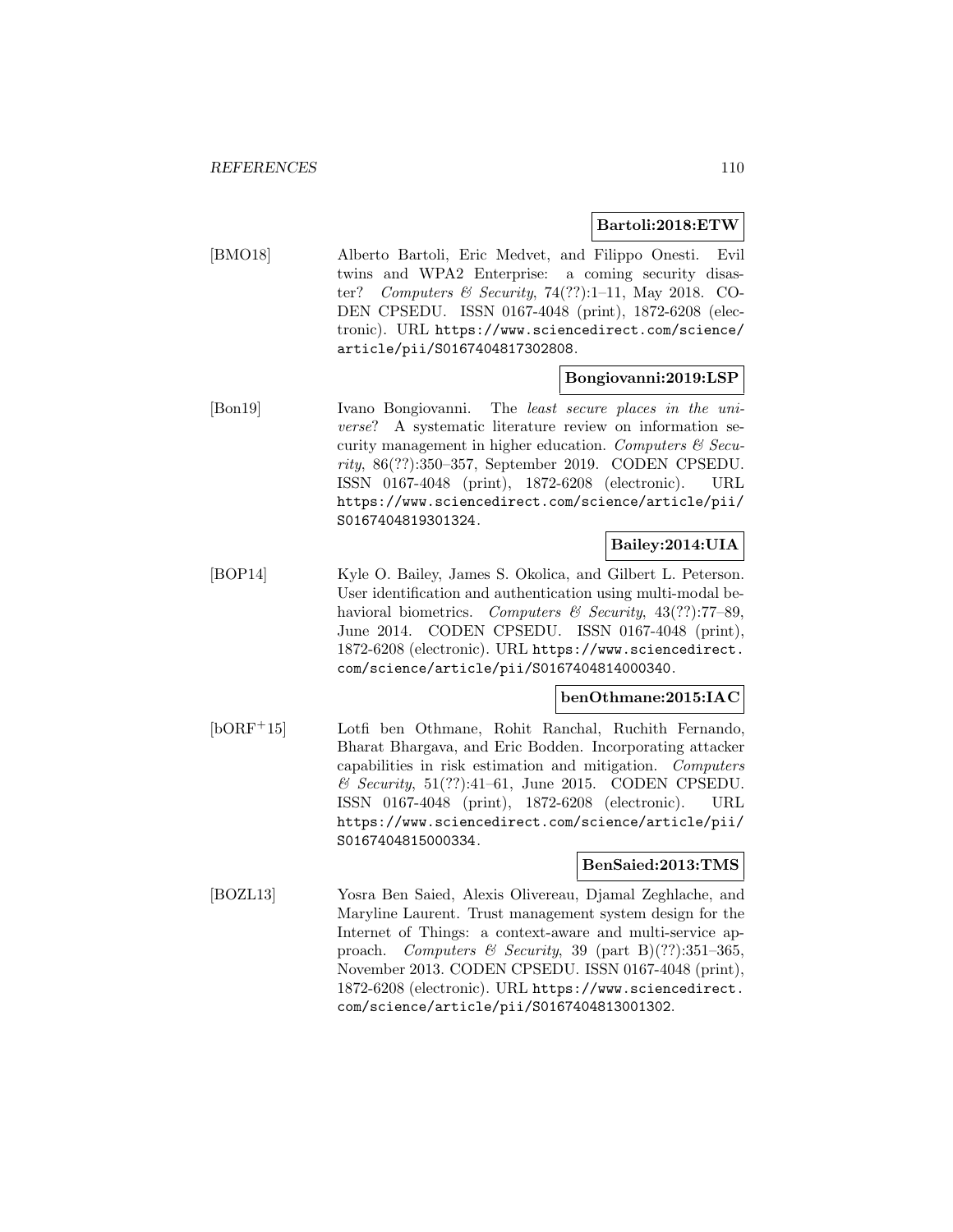**Bartoli:2018:ETW**

[BMO18] Alberto Bartoli, Eric Medvet, and Filippo Onesti. Evil twins and WPA2 Enterprise: a coming security disaster? *Computers & Security*, 74(??):1–11, May 2018. CODEN CPSEDU. ISSN 0167-4048 (print), 1872-6208 (electronic). URL https://www.sciencedirect.com/science/article/pii/S0167404817302808.

**Bongiovanni:2019:LSP**

[Bon19] Ivano Bongiovanni. The *least secure places in the universe*? A systematic literature review on information security management in higher education. *Computers & Security*, 86(??):350–357, September 2019. CODEN CPSEDU. ISSN 0167-4048 (print), 1872-6208 (electronic). URL https://www.sciencedirect.com/science/article/pii/S0167404819301324.

**Bailey:2014:UIA**

[BOP14] Kyle O. Bailey, James S. Okolica, and Gilbert L. Peterson. User identification and authentication using multi-modal behavioral biometrics. *Computers & Security*, 43(??):77–89, June 2014. CODEN CPSEDU. ISSN 0167-4048 (print), 1872-6208 (electronic). URL https://www.sciencedirect.com/science/article/pii/S0167404814000340.

**benOthmane:2015:IAC**

[bORF+15] Lotfi ben Othmane, Rohit Ranchal, Ruchith Fernando, Bharat Bhargava, and Eric Bodden. Incorporating attacker capabilities in risk estimation and mitigation. *Computers & Security*, 51(??):41–61, June 2015. CODEN CPSEDU. ISSN 0167-4048 (print), 1872-6208 (electronic). URL https://www.sciencedirect.com/science/article/pii/S0167404815000334.

**BenSaied:2013:TMS**

[BOZL13] Yosra Ben Saied, Alexis Olivereau, Djamal Zeghlache, and Maryline Laurent. Trust management system design for the Internet of Things: a context-aware and multi-service approach. *Computers & Security*, 39 (part B)(??):351–365, November 2013. CODEN CPSEDU. ISSN 0167-4048 (print), 1872-6208 (electronic). URL https://www.sciencedirect.com/science/article/pii/S0167404813001302.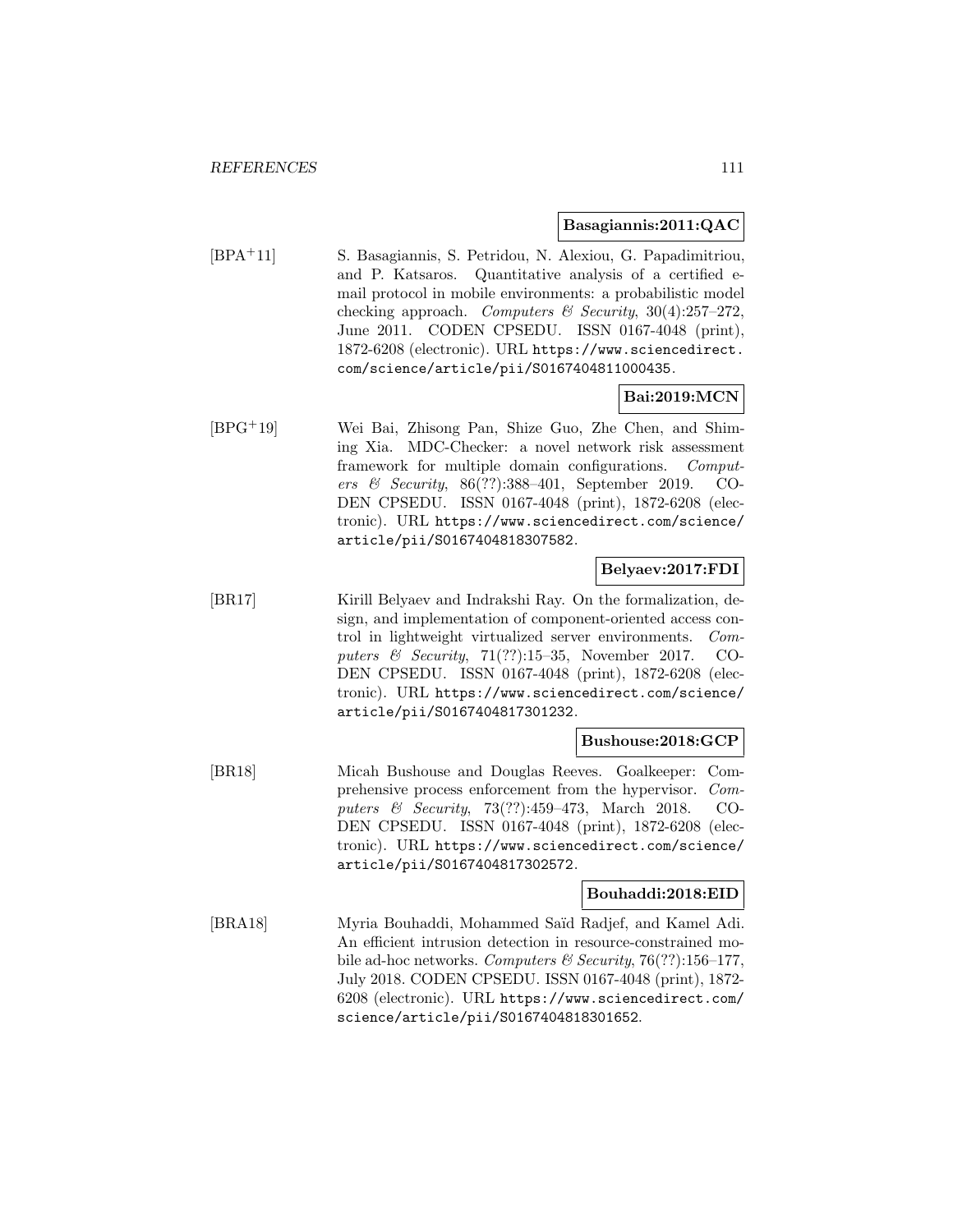**Basagiannis:2011:QAC**

[BPA+11] S. Basagiannis, S. Petridou, N. Alexiou, G. Papadimitriou, and P. Katsaros. Quantitative analysis of a certified e-mail protocol in mobile environments: a probabilistic model checking approach. *Computers & Security*, 30(4):257–272, June 2011. CODEN CPSEDU. ISSN 0167-4048 (print), 1872-6208 (electronic). URL https://www.sciencedirect.com/science/article/pii/S0167404811000435.

**Bai:2019:MCN**

[BPG+19] Wei Bai, Zhisong Pan, Shize Guo, Zhe Chen, and Shiming Xia. MDC-Checker: a novel network risk assessment framework for multiple domain configurations. *Computers & Security*, 86(??):388–401, September 2019. CODEN CPSEDU. ISSN 0167-4048 (print), 1872-6208 (electronic). URL https://www.sciencedirect.com/science/article/pii/S0167404818307582.

**Belyaev:2017:FDI**

[BR17] Kirill Belyaev and Indrakshi Ray. On the formalization, design, and implementation of component-oriented access control in lightweight virtualized server environments. *Computers & Security*, 71(??):15–35, November 2017. CODEN CPSEDU. ISSN 0167-4048 (print), 1872-6208 (electronic). URL https://www.sciencedirect.com/science/article/pii/S0167404817301232.

**Bushouse:2018:GCP**

[BR18] Micah Bushouse and Douglas Reeves. Goalkeeper: Comprehensive process enforcement from the hypervisor. *Computers & Security*, 73(??):459–473, March 2018. CODEN CPSEDU. ISSN 0167-4048 (print), 1872-6208 (electronic). URL https://www.sciencedirect.com/science/article/pii/S0167404817302572.

**Bouhaddi:2018:EID**

[BRA18] Myria Bouhaddi, Mohammed Saïd Radjef, and Kamel Adi. An efficient intrusion detection in resource-constrained mobile ad-hoc networks. *Computers & Security*, 76(??):156–177, July 2018. CODEN CPSEDU. ISSN 0167-4048 (print), 1872-6208 (electronic). URL https://www.sciencedirect.com/science/article/pii/S0167404818301652.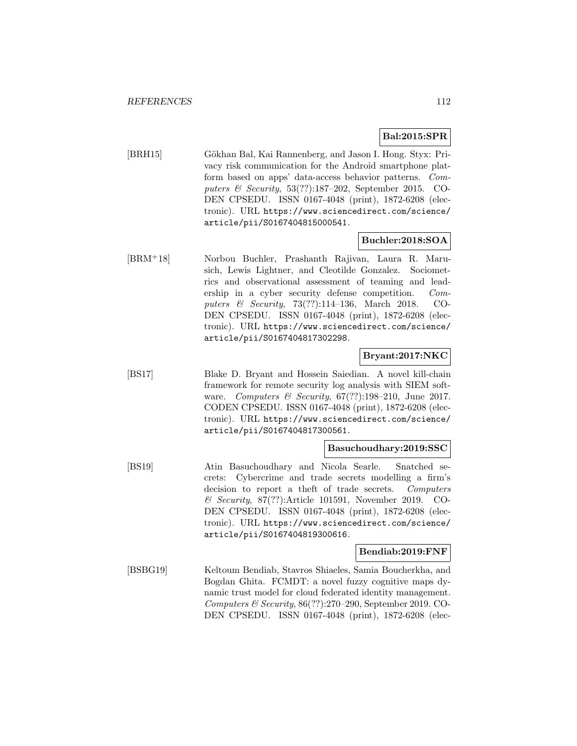**Bal:2015:SPR**

[BRH15] Gökhan Bal, Kai Rannenberg, and Jason I. Hong. Styx: Privacy risk communication for the Android smartphone platform based on apps' data-access behavior patterns. *Computers & Security*, 53(??):187–202, September 2015. CODEN CPSEDU. ISSN 0167-4048 (print), 1872-6208 (electronic). URL https://www.sciencedirect.com/science/article/pii/S0167404815000541.

**Buchler:2018:SOA**

[BRM+18] Norbou Buchler, Prashanth Rajivan, Laura R. Marusich, Lewis Lightner, and Cleotilde Gonzalez. Sociometrics and observational assessment of teaming and leadership in a cyber security defense competition. *Computers & Security*, 73(??):114–136, March 2018. CODEN CPSEDU. ISSN 0167-4048 (print), 1872-6208 (electronic). URL https://www.sciencedirect.com/science/article/pii/S0167404817302298.

**Bryant:2017:NKC**

[BS17] Blake D. Bryant and Hossein Saiedian. A novel kill-chain framework for remote security log analysis with SIEM software. *Computers & Security*, 67(??):198–210, June 2017. CODEN CPSEDU. ISSN 0167-4048 (print), 1872-6208 (electronic). URL https://www.sciencedirect.com/science/article/pii/S0167404817300561.

**Basuchoudhary:2019:SSC**

[BS19] Atin Basuchoudhary and Nicola Searle. Snatched secrets: Cybercrime and trade secrets modelling a firm's decision to report a theft of trade secrets. *Computers & Security*, 87(??):Article 101591, November 2019. CODEN CPSEDU. ISSN 0167-4048 (print), 1872-6208 (electronic). URL https://www.sciencedirect.com/science/article/pii/S0167404819300616.

**Bendiab:2019:FNF**

[BSBG19] Keltoum Bendiab, Stavros Shiaeles, Samia Boucherkha, and Bogdan Ghita. FCMDT: a novel fuzzy cognitive maps dynamic trust model for cloud federated identity management. *Computers & Security*, 86(??):270–290, September 2019. CODEN CPSEDU. ISSN 0167-4048 (print), 1872-6208 (elec-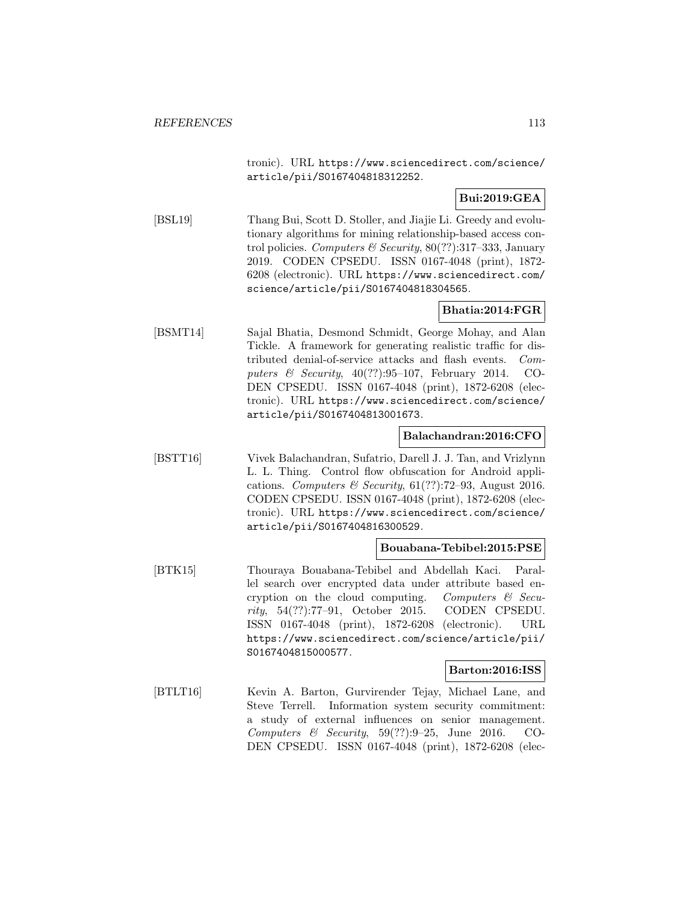tronic). URL https://www.sciencedirect.com/science/article/pii/S0167404818312252.

**Bui:2019:GEA**

[BSL19] Thang Bui, Scott D. Stoller, and Jiajie Li. Greedy and evolutionary algorithms for mining relationship-based access control policies. *Computers & Security*, 80(??):317–333, January 2019. CODEN CPSEDU. ISSN 0167-4048 (print), 1872-6208 (electronic). URL https://www.sciencedirect.com/science/article/pii/S0167404818304565.

**Bhatia:2014:FGR**

[BSMT14] Sajal Bhatia, Desmond Schmidt, George Mohay, and Alan Tickle. A framework for generating realistic traffic for distributed denial-of-service attacks and flash events. *Computers & Security*, 40(??):95–107, February 2014. CODEN CPSEDU. ISSN 0167-4048 (print), 1872-6208 (electronic). URL https://www.sciencedirect.com/science/article/pii/S0167404813001673.

**Balachandran:2016:CFO**

[BSTT16] Vivek Balachandran, Sufatrio, Darell J. J. Tan, and Vrizlynn L. L. Thing. Control flow obfuscation for Android applications. *Computers & Security*, 61(??):72–93, August 2016. CODEN CPSEDU. ISSN 0167-4048 (print), 1872-6208 (electronic). URL https://www.sciencedirect.com/science/article/pii/S0167404816300529.

**Bouabana-Tebibel:2015:PSE**

[BTK15] Thouraya Bouabana-Tebibel and Abdellah Kaci. Parallel search over encrypted data under attribute based encryption on the cloud computing. *Computers & Security*, 54(??):77–91, October 2015. CODEN CPSEDU. ISSN 0167-4048 (print), 1872-6208 (electronic). URL https://www.sciencedirect.com/science/article/pii/S0167404815000577.

**Barton:2016:ISS**

[BTLT16] Kevin A. Barton, Gurvirender Tejay, Michael Lane, and Steve Terrell. Information system security commitment: a study of external influences on senior management. *Computers & Security*, 59(??):9–25, June 2016. CODEN CPSEDU. ISSN 0167-4048 (print), 1872-6208 (elec-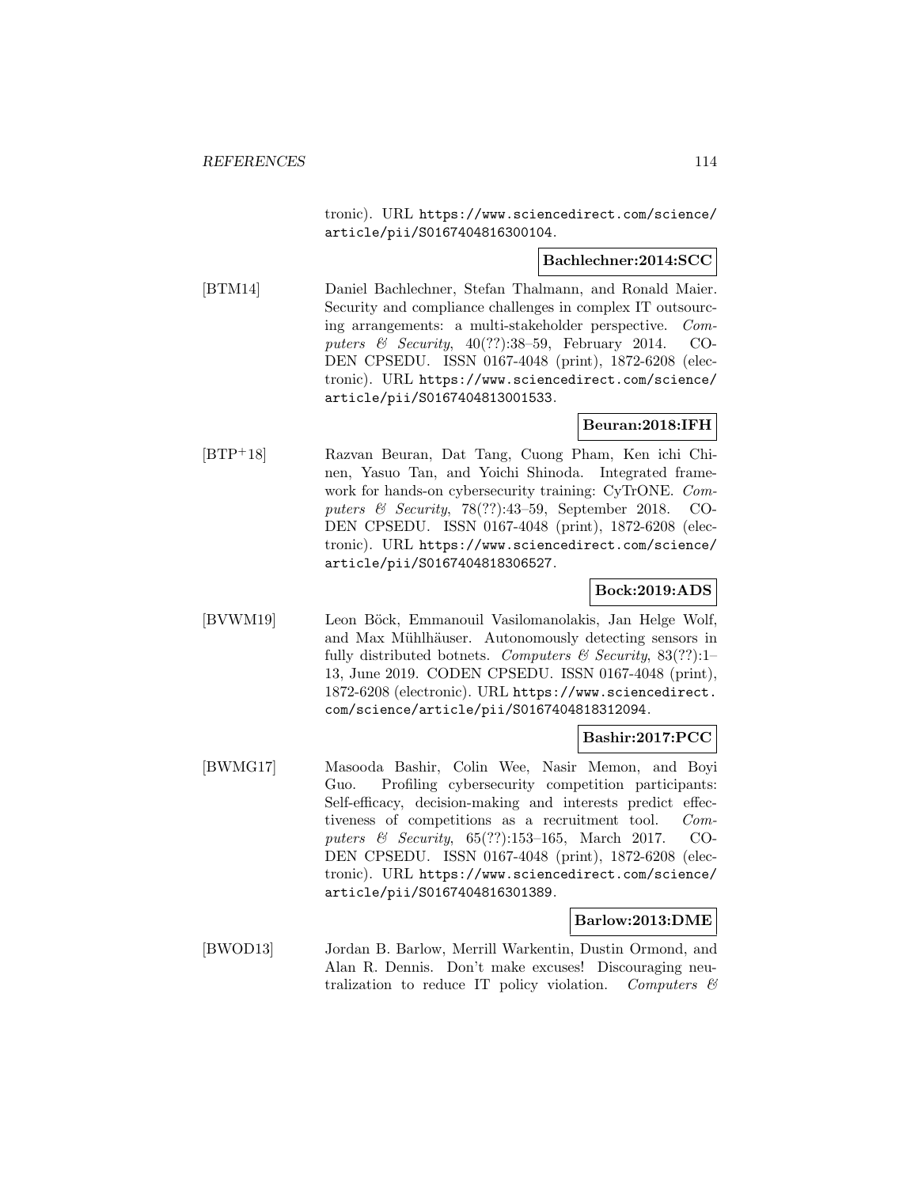tronic). URL https://www.sciencedirect.com/science/article/pii/S0167404816300104.

**Bachlechner:2014:SCC**

[BTM14] Daniel Bachlechner, Stefan Thalmann, and Ronald Maier. Security and compliance challenges in complex IT outsourcing arrangements: a multi-stakeholder perspective. *Computers & Security*, 40(??):38–59, February 2014. CODEN CPSEDU. ISSN 0167-4048 (print), 1872-6208 (electronic). URL https://www.sciencedirect.com/science/article/pii/S0167404813001533.

**Beuran:2018:IFH**

[BTP+18] Razvan Beuran, Dat Tang, Cuong Pham, Ken ichi Chinen, Yasuo Tan, and Yoichi Shinoda. Integrated framework for hands-on cybersecurity training: CyTrONE. *Computers & Security*, 78(??):43–59, September 2018. CODEN CPSEDU. ISSN 0167-4048 (print), 1872-6208 (electronic). URL https://www.sciencedirect.com/science/article/pii/S0167404818306527.

**Bock:2019:ADS**

[BVWM19] Leon Böck, Emmanouil Vasilomanolakis, Jan Helge Wolf, and Max Mühlhäuser. Autonomously detecting sensors in fully distributed botnets. *Computers & Security*, 83(??):1–13, June 2019. CODEN CPSEDU. ISSN 0167-4048 (print), 1872-6208 (electronic). URL https://www.sciencedirect.com/science/article/pii/S0167404818312094.

**Bashir:2017:PCC**

[BWMG17] Masooda Bashir, Colin Wee, Nasir Memon, and Boyi Guo. Profiling cybersecurity competition participants: Self-efficacy, decision-making and interests predict effectiveness of competitions as a recruitment tool. *Computers & Security*, 65(??):153–165, March 2017. CODEN CPSEDU. ISSN 0167-4048 (print), 1872-6208 (electronic). URL https://www.sciencedirect.com/science/article/pii/S0167404816301389.

**Barlow:2013:DME**

[BWOD13] Jordan B. Barlow, Merrill Warkentin, Dustin Ormond, and Alan R. Dennis. Don't make excuses! Discouraging neutralization to reduce IT policy violation. *Computers &*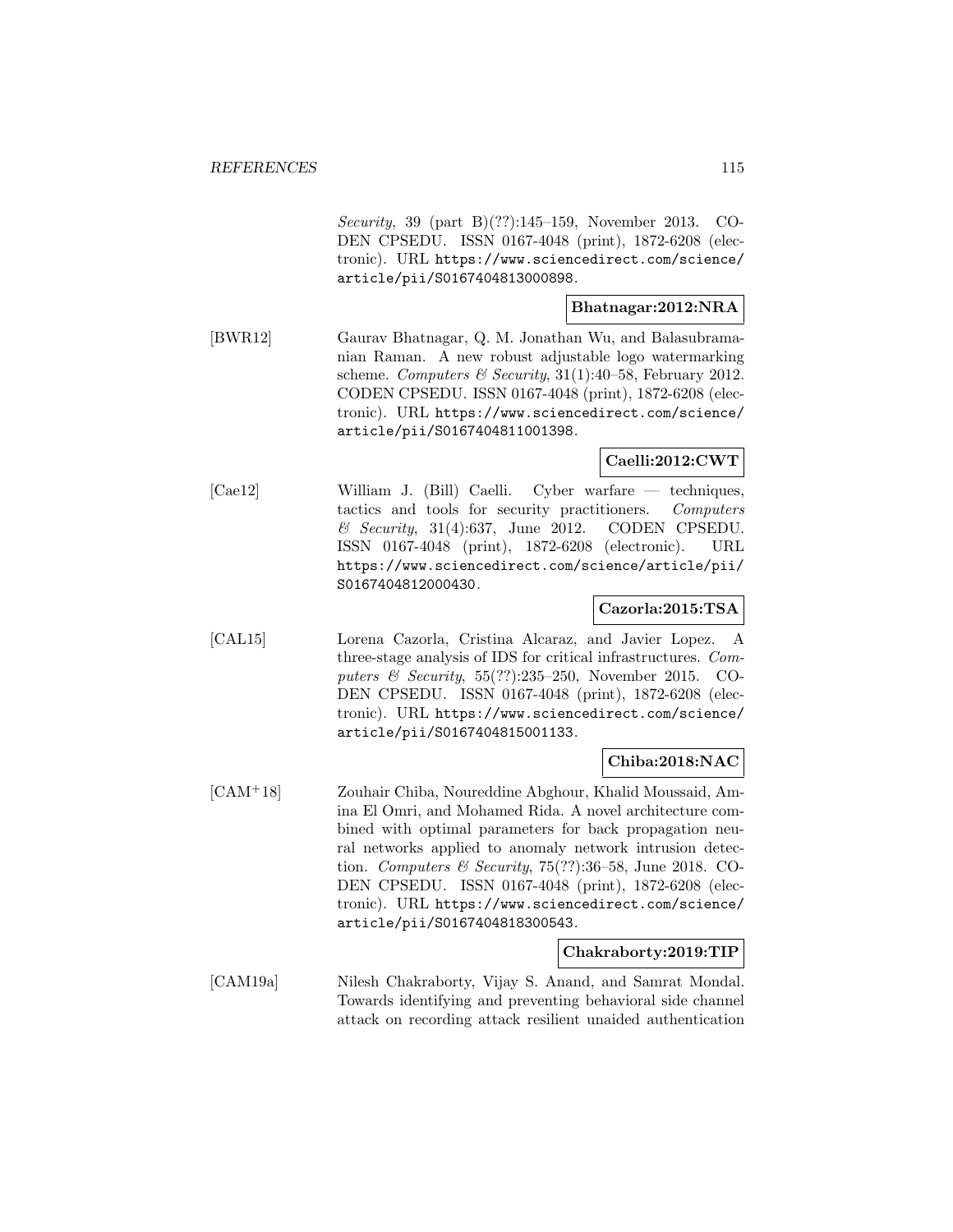*Security*, 39 (part B)(??):145–159, November 2013. CODEN CPSEDU. ISSN 0167-4048 (print), 1872-6208 (electronic). URL https://www.sciencedirect.com/science/article/pii/S0167404813000898.

**Bhatnagar:2012:NRA**

[BWR12] Gaurav Bhatnagar, Q. M. Jonathan Wu, and Balasubramanian Raman. A new robust adjustable logo watermarking scheme. *Computers & Security*, 31(1):40–58, February 2012. CODEN CPSEDU. ISSN 0167-4048 (print), 1872-6208 (electronic). URL https://www.sciencedirect.com/science/article/pii/S0167404811001398.

**Caelli:2012:CWT**

[Cae12] William J. (Bill) Caelli. Cyber warfare — techniques, tactics and tools for security practitioners. *Computers & Security*, 31(4):637, June 2012. CODEN CPSEDU. ISSN 0167-4048 (print), 1872-6208 (electronic). URL https://www.sciencedirect.com/science/article/pii/S0167404812000430.

**Cazorla:2015:TSA**

[CAL15] Lorena Cazorla, Cristina Alcaraz, and Javier Lopez. A three-stage analysis of IDS for critical infrastructures. *Computers & Security*, 55(??):235–250, November 2015. CODEN CPSEDU. ISSN 0167-4048 (print), 1872-6208 (electronic). URL https://www.sciencedirect.com/science/article/pii/S0167404815001133.

**Chiba:2018:NAC**

[CAM+18] Zouhair Chiba, Noureddine Abghour, Khalid Moussaid, Amina El Omri, and Mohamed Rida. A novel architecture combined with optimal parameters for back propagation neural networks applied to anomaly network intrusion detection. *Computers & Security*, 75(??):36–58, June 2018. CODEN CPSEDU. ISSN 0167-4048 (print), 1872-6208 (electronic). URL https://www.sciencedirect.com/science/article/pii/S0167404818300543.

**Chakraborty:2019:TIP**

[CAM19a] Nilesh Chakraborty, Vijay S. Anand, and Samrat Mondal. Towards identifying and preventing behavioral side channel attack on recording attack resilient unaided authentication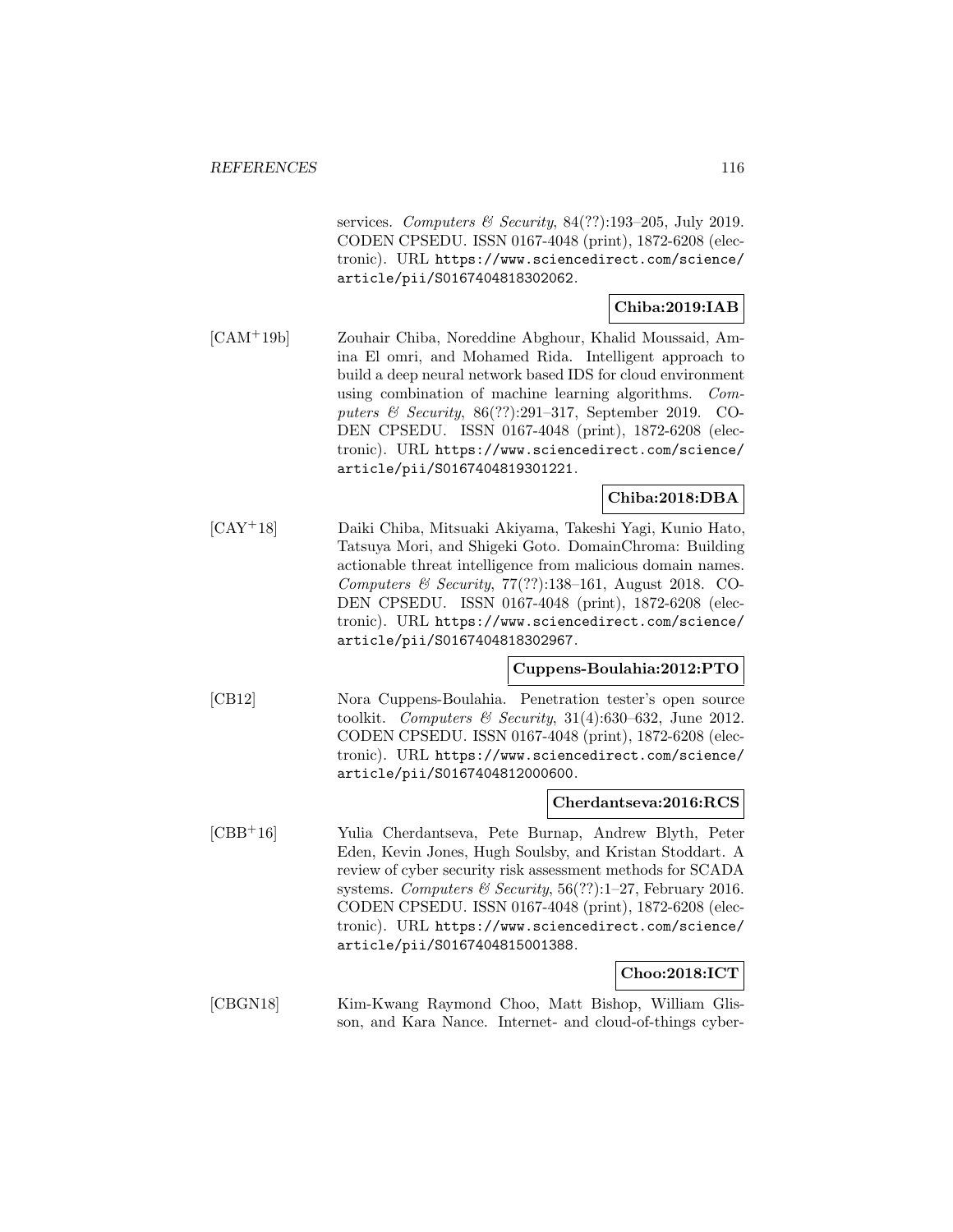services. *Computers & Security*, 84(??):193–205, July 2019. CODEN CPSEDU. ISSN 0167-4048 (print), 1872-6208 (electronic). URL https://www.sciencedirect.com/science/article/pii/S0167404818302062.

**Chiba:2019:IAB**

[CAM+19b] Zouhair Chiba, Noreddine Abghour, Khalid Moussaid, Amina El omri, and Mohamed Rida. Intelligent approach to build a deep neural network based IDS for cloud environment using combination of machine learning algorithms. *Computers & Security*, 86(??):291–317, September 2019. CODEN CPSEDU. ISSN 0167-4048 (print), 1872-6208 (electronic). URL https://www.sciencedirect.com/science/article/pii/S0167404819301221.

**Chiba:2018:DBA**

[CAY+18] Daiki Chiba, Mitsuaki Akiyama, Takeshi Yagi, Kunio Hato, Tatsuya Mori, and Shigeki Goto. DomainChroma: Building actionable threat intelligence from malicious domain names. *Computers & Security*, 77(??):138–161, August 2018. CODEN CPSEDU. ISSN 0167-4048 (print), 1872-6208 (electronic). URL https://www.sciencedirect.com/science/article/pii/S0167404818302967.

**Cuppens-Boulahia:2012:PTO**

[CB12] Nora Cuppens-Boulahia. Penetration tester's open source toolkit. *Computers & Security*, 31(4):630–632, June 2012. CODEN CPSEDU. ISSN 0167-4048 (print), 1872-6208 (electronic). URL https://www.sciencedirect.com/science/article/pii/S0167404812000600.

**Cherdantseva:2016:RCS**

[CBB+16] Yulia Cherdantseva, Pete Burnap, Andrew Blyth, Peter Eden, Kevin Jones, Hugh Soulsby, and Kristan Stoddart. A review of cyber security risk assessment methods for SCADA systems. *Computers & Security*, 56(??):1–27, February 2016. CODEN CPSEDU. ISSN 0167-4048 (print), 1872-6208 (electronic). URL https://www.sciencedirect.com/science/article/pii/S0167404815001388.

**Choo:2018:ICT**

[CBGN18] Kim-Kwang Raymond Choo, Matt Bishop, William Glisson, and Kara Nance. Internet- and cloud-of-things cyber-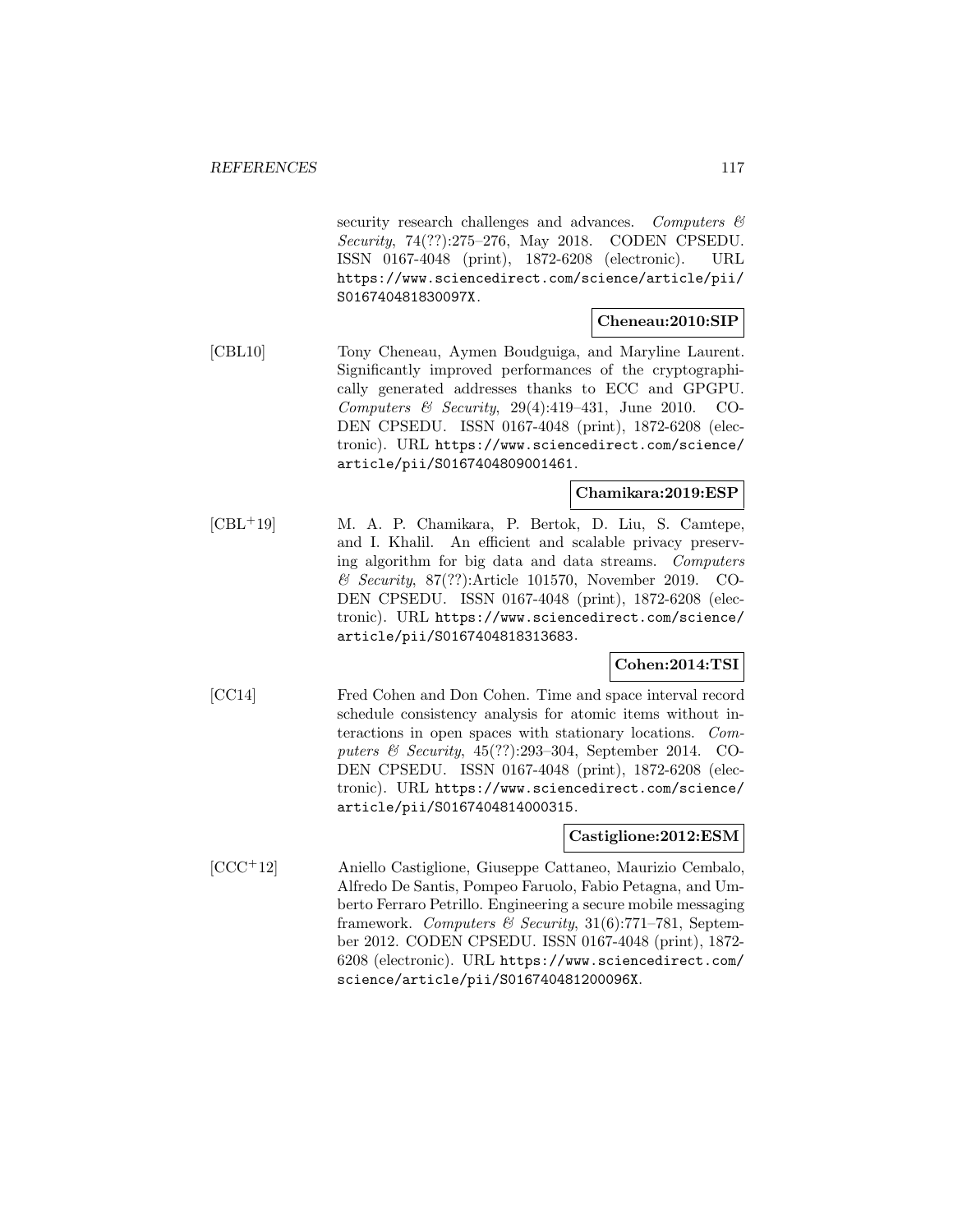security research challenges and advances. *Computers & Security*, 74(??):275–276, May 2018. CODEN CPSEDU. ISSN 0167-4048 (print), 1872-6208 (electronic). URL https://www.sciencedirect.com/science/article/pii/S016740481830097X.

**Cheneau:2010:SIP**

[CBL10] Tony Cheneau, Aymen Boudguiga, and Maryline Laurent. Significantly improved performances of the cryptographically generated addresses thanks to ECC and GPGPU. *Computers & Security*, 29(4):419–431, June 2010. CODEN CPSEDU. ISSN 0167-4048 (print), 1872-6208 (electronic). URL https://www.sciencedirect.com/science/article/pii/S0167404809001461.

**Chamikara:2019:ESP**

[CBL+19] M. A. P. Chamikara, P. Bertok, D. Liu, S. Camtepe, and I. Khalil. An efficient and scalable privacy preserving algorithm for big data and data streams. *Computers & Security*, 87(??):Article 101570, November 2019. CODEN CPSEDU. ISSN 0167-4048 (print), 1872-6208 (electronic). URL https://www.sciencedirect.com/science/article/pii/S0167404818313683.

**Cohen:2014:TSI**

[CC14] Fred Cohen and Don Cohen. Time and space interval record schedule consistency analysis for atomic items without interactions in open spaces with stationary locations. *Computers & Security*, 45(??):293–304, September 2014. CODEN CPSEDU. ISSN 0167-4048 (print), 1872-6208 (electronic). URL https://www.sciencedirect.com/science/article/pii/S0167404814000315.

**Castiglione:2012:ESM**

[CCC+12] Aniello Castiglione, Giuseppe Cattaneo, Maurizio Cembalo, Alfredo De Santis, Pompeo Faruolo, Fabio Petagna, and Umberto Ferraro Petrillo. Engineering a secure mobile messaging framework. *Computers & Security*, 31(6):771–781, September 2012. CODEN CPSEDU. ISSN 0167-4048 (print), 1872-6208 (electronic). URL https://www.sciencedirect.com/science/article/pii/S016740481200096X.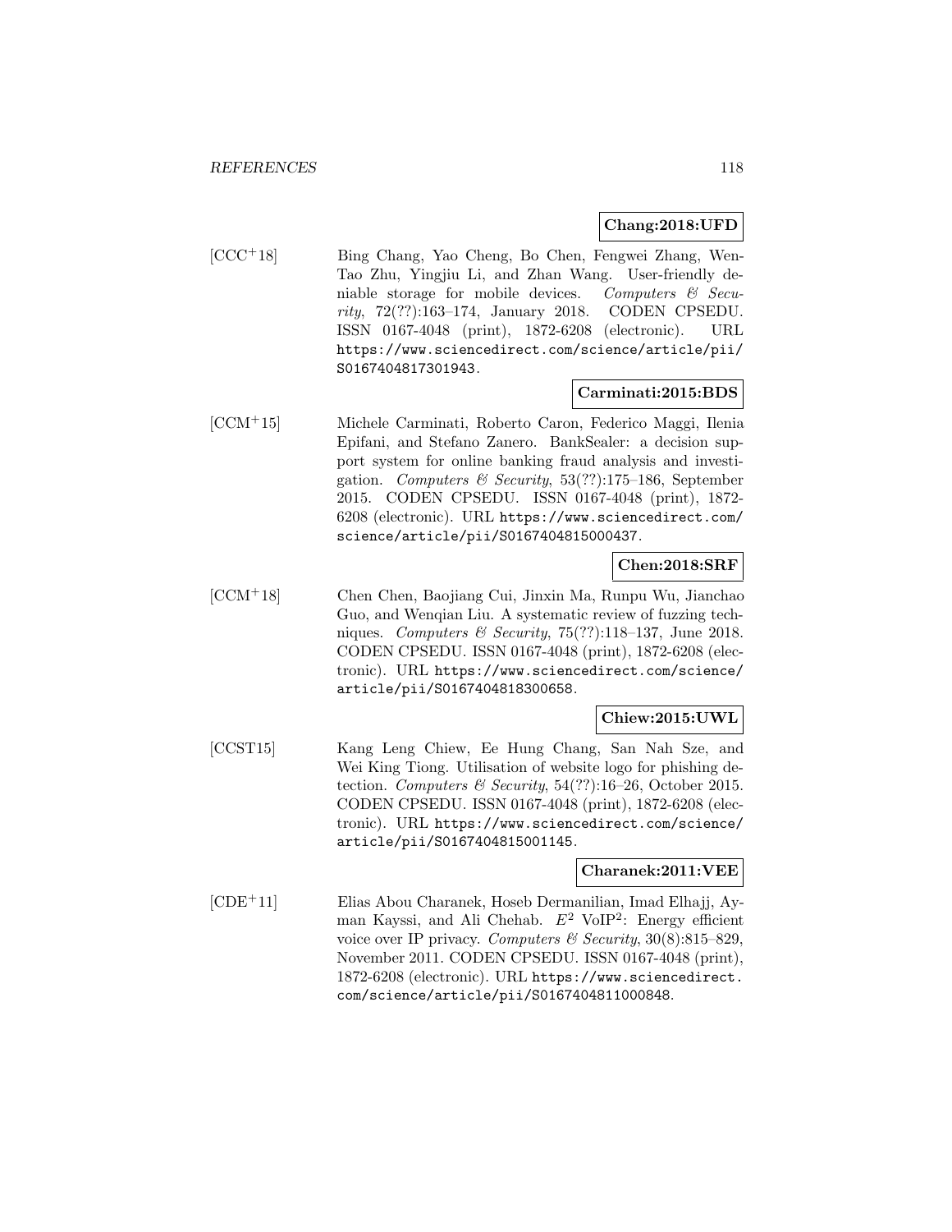**Chang:2018:UFD**

[CCC+18] Bing Chang, Yao Cheng, Bo Chen, Fengwei Zhang, Wen-Tao Zhu, Yingjiu Li, and Zhan Wang. User-friendly deniable storage for mobile devices. *Computers & Security*, 72(??):163–174, January 2018. CODEN CPSEDU. ISSN 0167-4048 (print), 1872-6208 (electronic). URL https://www.sciencedirect.com/science/article/pii/S0167404817301943.

**Carminati:2015:BDS**

[CCM+15] Michele Carminati, Roberto Caron, Federico Maggi, Ilenia Epifani, and Stefano Zanero. BankSealer: a decision support system for online banking fraud analysis and investigation. *Computers & Security*, 53(??):175–186, September 2015. CODEN CPSEDU. ISSN 0167-4048 (print), 1872-6208 (electronic). URL https://www.sciencedirect.com/science/article/pii/S0167404815000437.

**Chen:2018:SRF**

[CCM+18] Chen Chen, Baojiang Cui, Jinxin Ma, Runpu Wu, Jianchao Guo, and Wenqian Liu. A systematic review of fuzzing techniques. *Computers & Security*, 75(??):118–137, June 2018. CODEN CPSEDU. ISSN 0167-4048 (print), 1872-6208 (electronic). URL https://www.sciencedirect.com/science/article/pii/S0167404818300658.

**Chiew:2015:UWL**

[CCST15] Kang Leng Chiew, Ee Hung Chang, San Nah Sze, and Wei King Tiong. Utilisation of website logo for phishing detection. *Computers & Security*, 54(??):16–26, October 2015. CODEN CPSEDU. ISSN 0167-4048 (print), 1872-6208 (electronic). URL https://www.sciencedirect.com/science/article/pii/S0167404815001145.

**Charanek:2011:VEE**

[CDE+11] Elias Abou Charanek, Hoseb Dermanilian, Imad Elhajj, Ayman Kayssi, and Ali Chehab. $E^2$ VoIP$^2$: Energy efficient voice over IP privacy. *Computers & Security*, 30(8):815–829, November 2011. CODEN CPSEDU. ISSN 0167-4048 (print), 1872-6208 (electronic). URL https://www.sciencedirect.com/science/article/pii/S0167404811000848.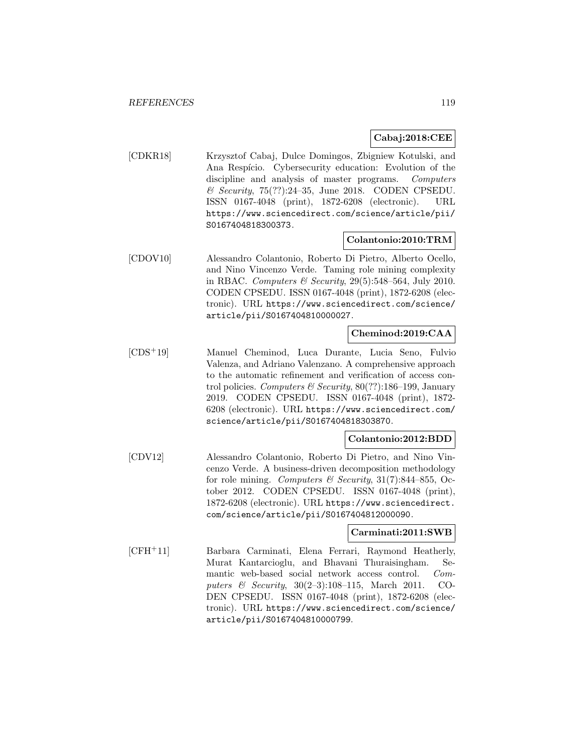**Cabaj:2018:CEE**

[CDKR18] Krzysztof Cabaj, Dulce Domingos, Zbigniew Kotulski, and Ana Respício. Cybersecurity education: Evolution of the discipline and analysis of master programs. *Computers & Security*, 75(??):24–35, June 2018. CODEN CPSEDU. ISSN 0167-4048 (print), 1872-6208 (electronic). URL https://www.sciencedirect.com/science/article/pii/S0167404818300373.

**Colantonio:2010:TRM**

[CDOV10] Alessandro Colantonio, Roberto Di Pietro, Alberto Ocello, and Nino Vincenzo Verde. Taming role mining complexity in RBAC. *Computers & Security*, 29(5):548–564, July 2010. CODEN CPSEDU. ISSN 0167-4048 (print), 1872-6208 (electronic). URL https://www.sciencedirect.com/science/article/pii/S0167404810000027.

**Cheminod:2019:CAA**

[CDS+19] Manuel Cheminod, Luca Durante, Lucia Seno, Fulvio Valenza, and Adriano Valenzano. A comprehensive approach to the automatic refinement and verification of access control policies. *Computers & Security*, 80(??):186–199, January 2019. CODEN CPSEDU. ISSN 0167-4048 (print), 1872-6208 (electronic). URL https://www.sciencedirect.com/science/article/pii/S0167404818303870.

**Colantonio:2012:BDD**

[CDV12] Alessandro Colantonio, Roberto Di Pietro, and Nino Vincenzo Verde. A business-driven decomposition methodology for role mining. *Computers & Security*, 31(7):844–855, October 2012. CODEN CPSEDU. ISSN 0167-4048 (print), 1872-6208 (electronic). URL https://www.sciencedirect.com/science/article/pii/S0167404812000090.

**Carminati:2011:SWB**

[CFH+11] Barbara Carminati, Elena Ferrari, Raymond Heatherly, Murat Kantarcioglu, and Bhavani Thuraisingham. Semantic web-based social network access control. *Computers & Security*, 30(2–3):108–115, March 2011. CODEN CPSEDU. ISSN 0167-4048 (print), 1872-6208 (electronic). URL https://www.sciencedirect.com/science/article/pii/S0167404810000799.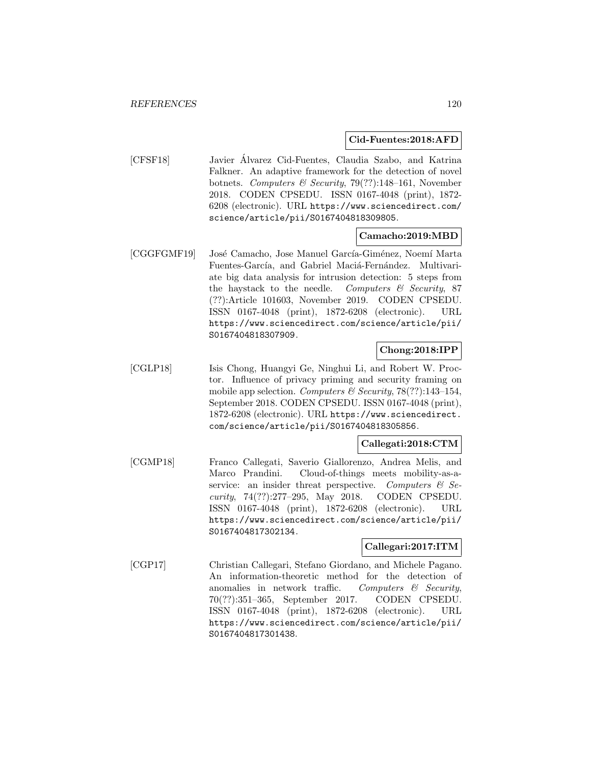**Cid-Fuentes:2018:AFD**

[CFSF18] Javier Álvarez Cid-Fuentes, Claudia Szabo, and Katrina Falkner. An adaptive framework for the detection of novel botnets. *Computers & Security*, 79(??):148–161, November 2018. CODEN CPSEDU. ISSN 0167-4048 (print), 1872-6208 (electronic). URL https://www.sciencedirect.com/science/article/pii/S0167404818309805.

**Camacho:2019:MBD**

[CGGFGMF19] José Camacho, Jose Manuel García-Giménez, Noemí Marta Fuentes-García, and Gabriel Maciá-Fernández. Multivariate big data analysis for intrusion detection: 5 steps from the haystack to the needle. *Computers & Security*, 87 (??):Article 101603, November 2019. CODEN CPSEDU. ISSN 0167-4048 (print), 1872-6208 (electronic). URL https://www.sciencedirect.com/science/article/pii/S0167404818307909.

**Chong:2018:IPP**

[CGLP18] Isis Chong, Huangyi Ge, Ninghui Li, and Robert W. Proctor. Influence of privacy priming and security framing on mobile app selection. *Computers & Security*, 78(??):143–154, September 2018. CODEN CPSEDU. ISSN 0167-4048 (print), 1872-6208 (electronic). URL https://www.sciencedirect.com/science/article/pii/S0167404818305856.

**Callegati:2018:CTM**

[CGMP18] Franco Callegati, Saverio Giallorenzo, Andrea Melis, and Marco Prandini. Cloud-of-things meets mobility-as-a-service: an insider threat perspective. *Computers & Security*, 74(??):277–295, May 2018. CODEN CPSEDU. ISSN 0167-4048 (print), 1872-6208 (electronic). URL https://www.sciencedirect.com/science/article/pii/S0167404817302134.

**Callegari:2017:ITM**

[CGP17] Christian Callegari, Stefano Giordano, and Michele Pagano. An information-theoretic method for the detection of anomalies in network traffic. *Computers & Security*, 70(??):351–365, September 2017. CODEN CPSEDU. ISSN 0167-4048 (print), 1872-6208 (electronic). URL https://www.sciencedirect.com/science/article/pii/S0167404817301438.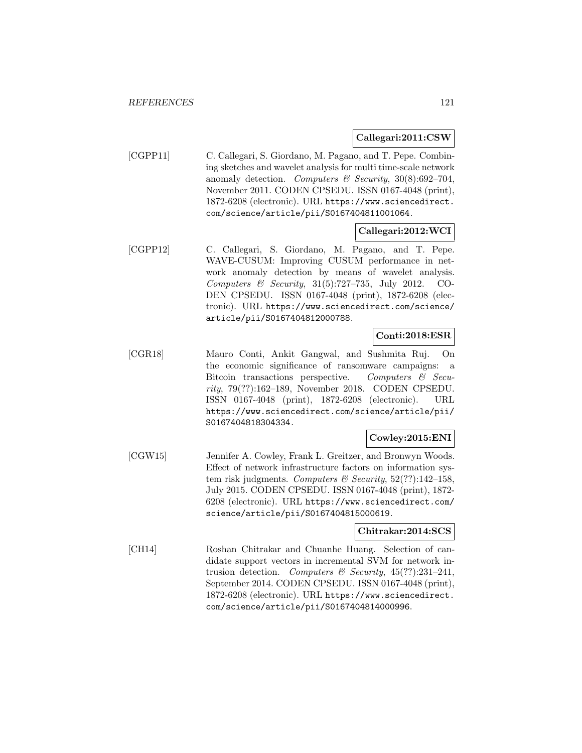**Callegari:2011:CSW**

[CGPP11] C. Callegari, S. Giordano, M. Pagano, and T. Pepe. Combining sketches and wavelet analysis for multi time-scale network anomaly detection. *Computers & Security*, 30(8):692–704, November 2011. CODEN CPSEDU. ISSN 0167-4048 (print), 1872-6208 (electronic). URL https://www.sciencedirect.com/science/article/pii/S0167404811001064.

**Callegari:2012:WCI**

[CGPP12] C. Callegari, S. Giordano, M. Pagano, and T. Pepe. WAVE-CUSUM: Improving CUSUM performance in network anomaly detection by means of wavelet analysis. *Computers & Security*, 31(5):727–735, July 2012. CODEN CPSEDU. ISSN 0167-4048 (print), 1872-6208 (electronic). URL https://www.sciencedirect.com/science/article/pii/S0167404812000788.

**Conti:2018:ESR**

[CGR18] Mauro Conti, Ankit Gangwal, and Sushmita Ruj. On the economic significance of ransomware campaigns: a Bitcoin transactions perspective. *Computers & Security*, 79(??):162–189, November 2018. CODEN CPSEDU. ISSN 0167-4048 (print), 1872-6208 (electronic). URL https://www.sciencedirect.com/science/article/pii/S0167404818304334.

**Cowley:2015:ENI**

[CGW15] Jennifer A. Cowley, Frank L. Greitzer, and Bronwyn Woods. Effect of network infrastructure factors on information system risk judgments. *Computers & Security*, 52(??):142–158, July 2015. CODEN CPSEDU. ISSN 0167-4048 (print), 1872-6208 (electronic). URL https://www.sciencedirect.com/science/article/pii/S0167404815000619.

**Chitrakar:2014:SCS**

[CH14] Roshan Chitrakar and Chuanhe Huang. Selection of candidate support vectors in incremental SVM for network intrusion detection. *Computers & Security*, 45(??):231–241, September 2014. CODEN CPSEDU. ISSN 0167-4048 (print), 1872-6208 (electronic). URL https://www.sciencedirect.com/science/article/pii/S0167404814000996.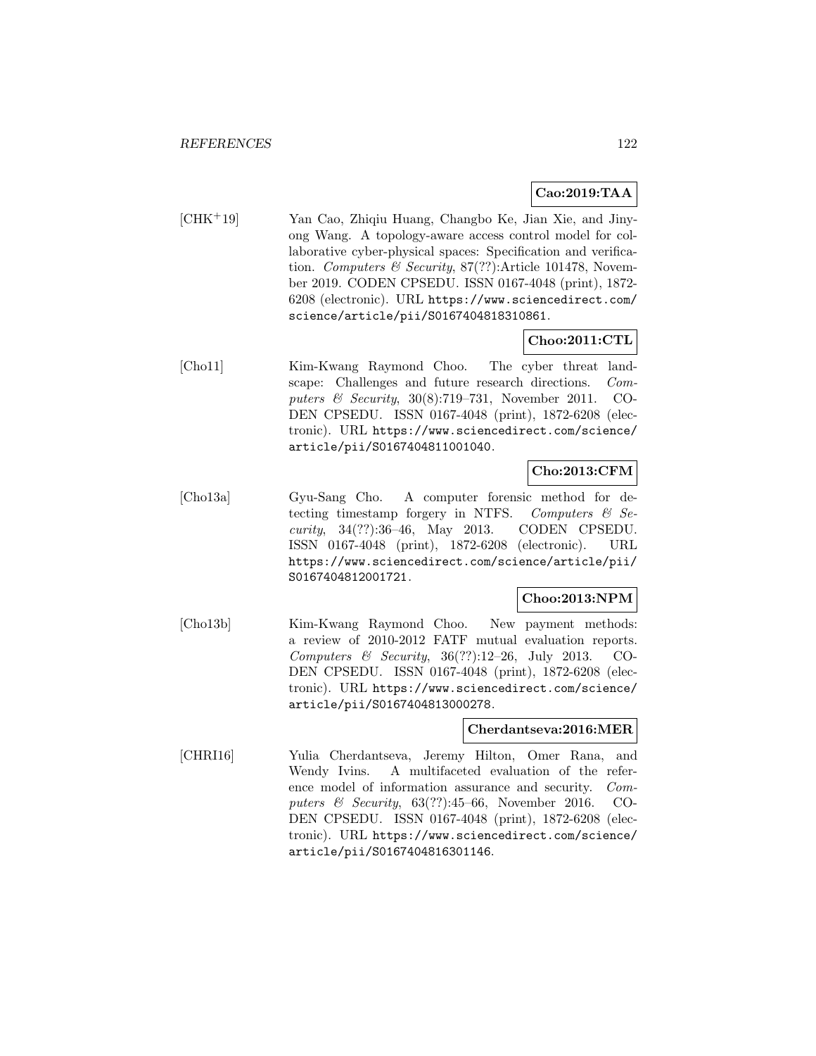**Cao:2019:TAA**

[CHK+19] Yan Cao, Zhiqiu Huang, Changbo Ke, Jian Xie, and Jinyong Wang. A topology-aware access control model for collaborative cyber-physical spaces: Specification and verification. *Computers & Security*, 87(??):Article 101478, November 2019. CODEN CPSEDU. ISSN 0167-4048 (print), 1872-6208 (electronic). URL `https://www.sciencedirect.com/science/article/pii/S0167404818310861`.

**Choo:2011:CTL**

[Cho11] Kim-Kwang Raymond Choo. The cyber threat landscape: Challenges and future research directions. *Computers & Security*, 30(8):719–731, November 2011. CODEN CPSEDU. ISSN 0167-4048 (print), 1872-6208 (electronic). URL `https://www.sciencedirect.com/science/article/pii/S0167404811001040`.

**Cho:2013:CFM**

[Cho13a] Gyu-Sang Cho. A computer forensic method for detecting timestamp forgery in NTFS. *Computers & Security*, 34(??):36–46, May 2013. CODEN CPSEDU. ISSN 0167-4048 (print), 1872-6208 (electronic). URL `https://www.sciencedirect.com/science/article/pii/S0167404812001721`.

**Choo:2013:NPM**

[Cho13b] Kim-Kwang Raymond Choo. New payment methods: a review of 2010-2012 FATF mutual evaluation reports. *Computers & Security*, 36(??):12–26, July 2013. CODEN CPSEDU. ISSN 0167-4048 (print), 1872-6208 (electronic). URL `https://www.sciencedirect.com/science/article/pii/S0167404813000278`.

**Cherdantseva:2016:MER**

[CHRI16] Yulia Cherdantseva, Jeremy Hilton, Omer Rana, and Wendy Ivins. A multifaceted evaluation of the reference model of information assurance and security. *Computers & Security*, 63(??):45–66, November 2016. CODEN CPSEDU. ISSN 0167-4048 (print), 1872-6208 (electronic). URL `https://www.sciencedirect.com/science/article/pii/S0167404816301146`.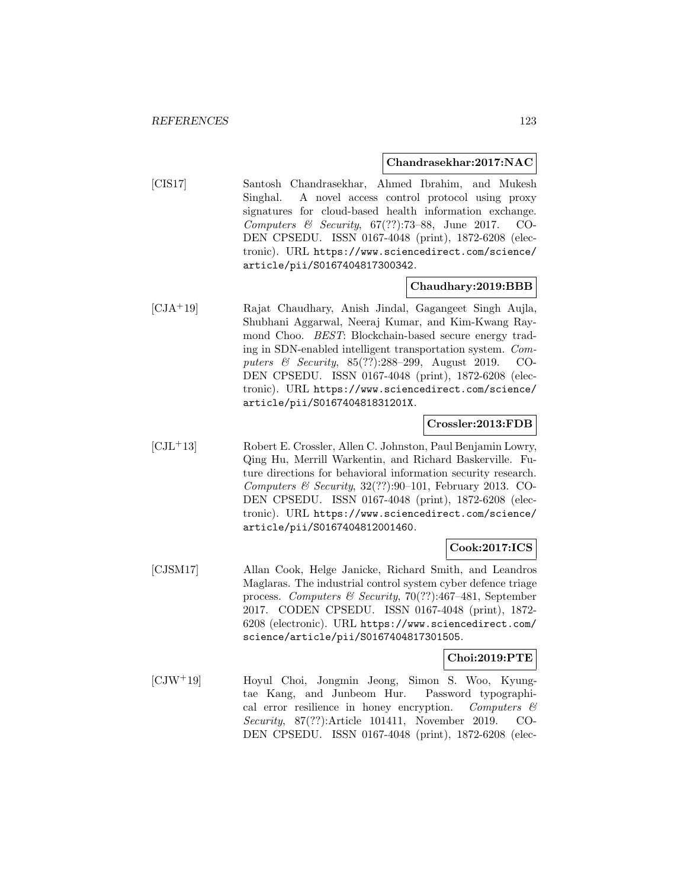**Chandrasekhar:2017:NAC**

[CIS17] Santosh Chandrasekhar, Ahmed Ibrahim, and Mukesh Singhal. A novel access control protocol using proxy signatures for cloud-based health information exchange. *Computers & Security*, 67(??):73–88, June 2017. CODEN CPSEDU. ISSN 0167-4048 (print), 1872-6208 (electronic). URL `https://www.sciencedirect.com/science/article/pii/S0167404817300342`.

**Chaudhary:2019:BBB**

[CJA+19] Rajat Chaudhary, Anish Jindal, Gagangeet Singh Aujla, Shubhani Aggarwal, Neeraj Kumar, and Kim-Kwang Raymond Choo. *BEST*: Blockchain-based secure energy trading in SDN-enabled intelligent transportation system. *Computers & Security*, 85(??):288–299, August 2019. CODEN CPSEDU. ISSN 0167-4048 (print), 1872-6208 (electronic). URL `https://www.sciencedirect.com/science/article/pii/S016740481831201X`.

**Crossler:2013:FDB**

[CJL+13] Robert E. Crossler, Allen C. Johnston, Paul Benjamin Lowry, Qing Hu, Merrill Warkentin, and Richard Baskerville. Future directions for behavioral information security research. *Computers & Security*, 32(??):90–101, February 2013. CODEN CPSEDU. ISSN 0167-4048 (print), 1872-6208 (electronic). URL `https://www.sciencedirect.com/science/article/pii/S0167404812001460`.

**Cook:2017:ICS**

[CJSM17] Allan Cook, Helge Janicke, Richard Smith, and Leandros Maglaras. The industrial control system cyber defence triage process. *Computers & Security*, 70(??):467–481, September 2017. CODEN CPSEDU. ISSN 0167-4048 (print), 1872-6208 (electronic). URL `https://www.sciencedirect.com/science/article/pii/S0167404817301505`.

**Choi:2019:PTE**

[CJW+19] Hoyul Choi, Jongmin Jeong, Simon S. Woo, Kyungtae Kang, and Junbeom Hur. Password typographical error resilience in honey encryption. *Computers & Security*, 87(??):Article 101411, November 2019. CODEN CPSEDU. ISSN 0167-4048 (print), 1872-6208 (elec-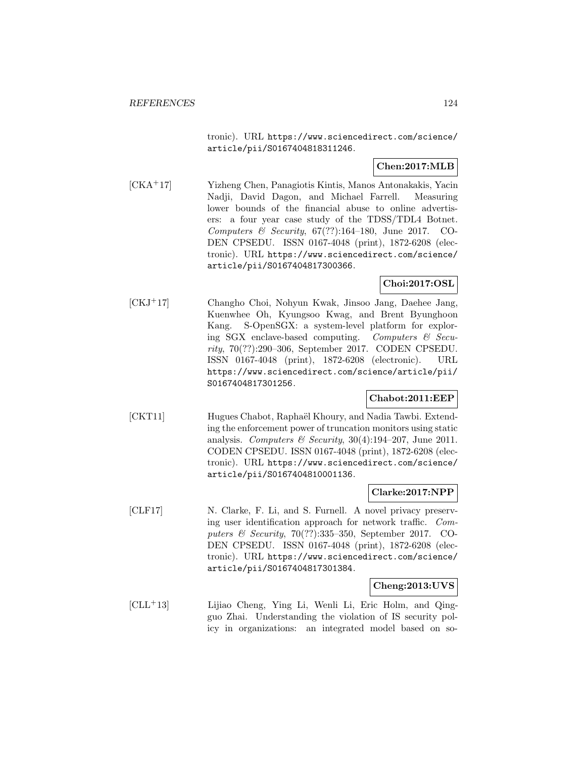tronic). URL https://www.sciencedirect.com/science/article/pii/S0167404818311246.

**Chen:2017:MLB**

[CKA+17] Yizheng Chen, Panagiotis Kintis, Manos Antonakakis, Yacin Nadji, David Dagon, and Michael Farrell. Measuring lower bounds of the financial abuse to online advertisers: a four year case study of the TDSS/TDL4 Botnet. *Computers & Security*, 67(??):164–180, June 2017. CODEN CPSEDU. ISSN 0167-4048 (print), 1872-6208 (electronic). URL https://www.sciencedirect.com/science/article/pii/S0167404817300366.

**Choi:2017:OSL**

[CKJ+17] Changho Choi, Nohyun Kwak, Jinsoo Jang, Daehee Jang, Kuenwhee Oh, Kyungsoo Kwag, and Brent Byunghoon Kang. S-OpenSGX: a system-level platform for exploring SGX enclave-based computing. *Computers & Security*, 70(??):290–306, September 2017. CODEN CPSEDU. ISSN 0167-4048 (print), 1872-6208 (electronic). URL https://www.sciencedirect.com/science/article/pii/S0167404817301256.

**Chabot:2011:EEP**

[CKT11] Hugues Chabot, Raphaël Khoury, and Nadia Tawbi. Extending the enforcement power of truncation monitors using static analysis. *Computers & Security*, 30(4):194–207, June 2011. CODEN CPSEDU. ISSN 0167-4048 (print), 1872-6208 (electronic). URL https://www.sciencedirect.com/science/article/pii/S0167404810001136.

**Clarke:2017:NPP**

[CLF17] N. Clarke, F. Li, and S. Furnell. A novel privacy preserving user identification approach for network traffic. *Computers & Security*, 70(??):335–350, September 2017. CODEN CPSEDU. ISSN 0167-4048 (print), 1872-6208 (electronic). URL https://www.sciencedirect.com/science/article/pii/S0167404817301384.

**Cheng:2013:UVS**

[CLL+13] Lijiao Cheng, Ying Li, Wenli Li, Eric Holm, and Qingguo Zhai. Understanding the violation of IS security policy in organizations: an integrated model based on so-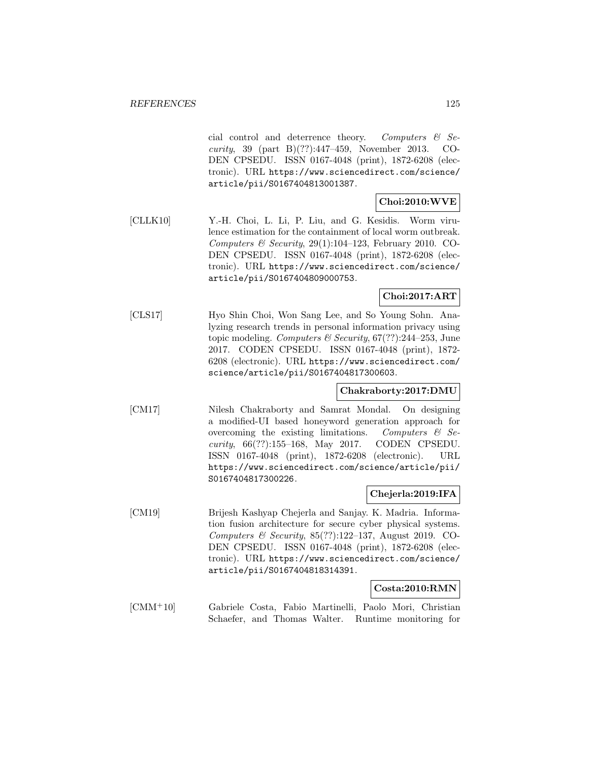cial control and deterrence theory. *Computers & Security*, 39 (part B)(??):447–459, November 2013. CODEN CPSEDU. ISSN 0167-4048 (print), 1872-6208 (electronic). URL https://www.sciencedirect.com/science/article/pii/S0167404813001387.

**Choi:2010:WVE**

[CLLK10] Y.-H. Choi, L. Li, P. Liu, and G. Kesidis. Worm virulence estimation for the containment of local worm outbreak. *Computers & Security*, 29(1):104–123, February 2010. CODEN CPSEDU. ISSN 0167-4048 (print), 1872-6208 (electronic). URL https://www.sciencedirect.com/science/article/pii/S0167404809000753.

**Choi:2017:ART**

[CLS17] Hyo Shin Choi, Won Sang Lee, and So Young Sohn. Analyzing research trends in personal information privacy using topic modeling. *Computers & Security*, 67(??):244–253, June 2017. CODEN CPSEDU. ISSN 0167-4048 (print), 1872-6208 (electronic). URL https://www.sciencedirect.com/science/article/pii/S0167404817300603.

**Chakraborty:2017:DMU**

[CM17] Nilesh Chakraborty and Samrat Mondal. On designing a modified-UI based honeyword generation approach for overcoming the existing limitations. *Computers & Security*, 66(??):155–168, May 2017. CODEN CPSEDU. ISSN 0167-4048 (print), 1872-6208 (electronic). URL https://www.sciencedirect.com/science/article/pii/S0167404817300226.

**Chejerla:2019:IFA**

[CM19] Brijesh Kashyap Chejerla and Sanjay. K. Madria. Information fusion architecture for secure cyber physical systems. *Computers & Security*, 85(??):122–137, August 2019. CODEN CPSEDU. ISSN 0167-4048 (print), 1872-6208 (electronic). URL https://www.sciencedirect.com/science/article/pii/S0167404818314391.

**Costa:2010:RMN**

[CMM+10] Gabriele Costa, Fabio Martinelli, Paolo Mori, Christian Schaefer, and Thomas Walter. Runtime monitoring for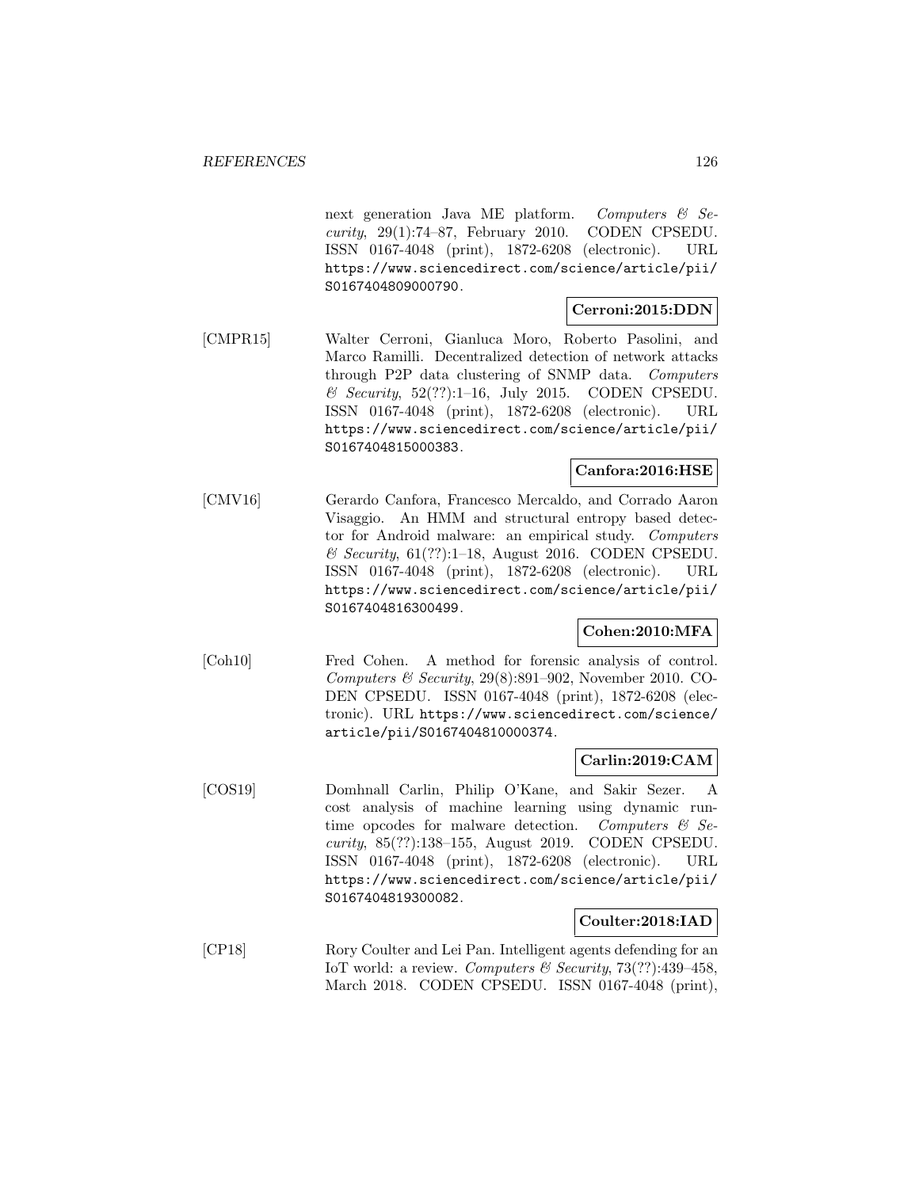next generation Java ME platform. *Computers & Security*, 29(1):74–87, February 2010. CODEN CPSEDU. ISSN 0167-4048 (print), 1872-6208 (electronic). URL https://www.sciencedirect.com/science/article/pii/S0167404809000790.

**Cerroni:2015:DDN**

[CMPR15] Walter Cerroni, Gianluca Moro, Roberto Pasolini, and Marco Ramilli. Decentralized detection of network attacks through P2P data clustering of SNMP data. *Computers & Security*, 52(??):1–16, July 2015. CODEN CPSEDU. ISSN 0167-4048 (print), 1872-6208 (electronic). URL https://www.sciencedirect.com/science/article/pii/S0167404815000383.

**Canfora:2016:HSE**

[CMV16] Gerardo Canfora, Francesco Mercaldo, and Corrado Aaron Visaggio. An HMM and structural entropy based detector for Android malware: an empirical study. *Computers & Security*, 61(??):1–18, August 2016. CODEN CPSEDU. ISSN 0167-4048 (print), 1872-6208 (electronic). URL https://www.sciencedirect.com/science/article/pii/S0167404816300499.

**Cohen:2010:MFA**

[Coh10] Fred Cohen. A method for forensic analysis of control. *Computers & Security*, 29(8):891–902, November 2010. CODEN CPSEDU. ISSN 0167-4048 (print), 1872-6208 (electronic). URL https://www.sciencedirect.com/science/article/pii/S0167404810000374.

**Carlin:2019:CAM**

[COS19] Domhnall Carlin, Philip O'Kane, and Sakir Sezer. A cost analysis of machine learning using dynamic runtime opcodes for malware detection. *Computers & Security*, 85(??):138–155, August 2019. CODEN CPSEDU. ISSN 0167-4048 (print), 1872-6208 (electronic). URL https://www.sciencedirect.com/science/article/pii/S0167404819300082.

**Coulter:2018:IAD**

[CP18] Rory Coulter and Lei Pan. Intelligent agents defending for an IoT world: a review. *Computers & Security*, 73(??):439–458, March 2018. CODEN CPSEDU. ISSN 0167-4048 (print),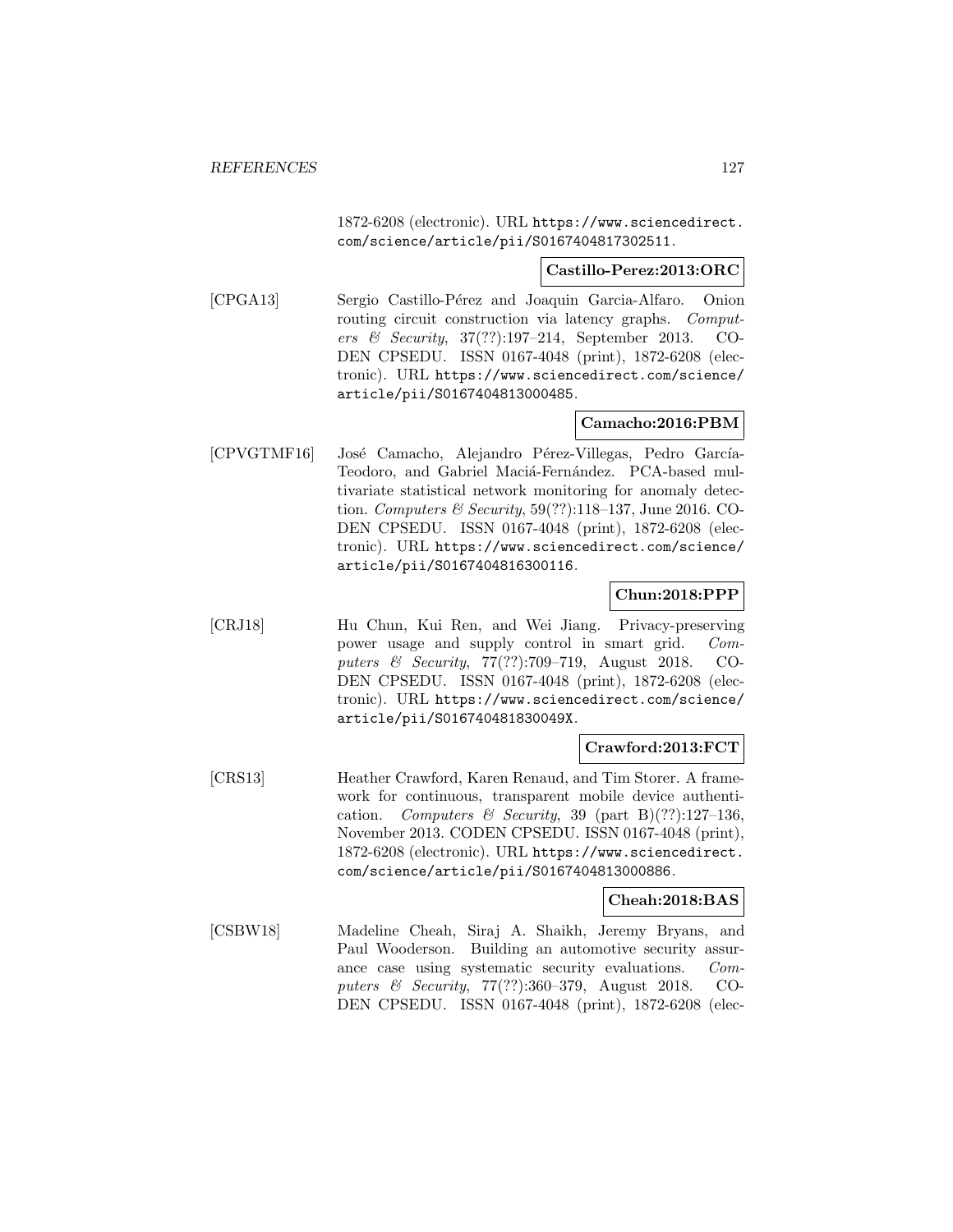1872-6208 (electronic). URL https://www.sciencedirect.com/science/article/pii/S0167404817302511.

**Castillo-Perez:2013:ORC**

[CPGA13] Sergio Castillo-Pérez and Joaquin Garcia-Alfaro. Onion routing circuit construction via latency graphs. *Computers & Security*, 37(??):197–214, September 2013. CODEN CPSEDU. ISSN 0167-4048 (print), 1872-6208 (electronic). URL https://www.sciencedirect.com/science/article/pii/S0167404813000485.

**Camacho:2016:PBM**

[CPVGTMF16] José Camacho, Alejandro Pérez-Villegas, Pedro García-Teodoro, and Gabriel Maciá-Fernández. PCA-based multivariate statistical network monitoring for anomaly detection. *Computers & Security*, 59(??):118–137, June 2016. CODEN CPSEDU. ISSN 0167-4048 (print), 1872-6208 (electronic). URL https://www.sciencedirect.com/science/article/pii/S0167404816300116.

**Chun:2018:PPP**

[CRJ18] Hu Chun, Kui Ren, and Wei Jiang. Privacy-preserving power usage and supply control in smart grid. *Computers & Security*, 77(??):709–719, August 2018. CODEN CPSEDU. ISSN 0167-4048 (print), 1872-6208 (electronic). URL https://www.sciencedirect.com/science/article/pii/S016740481830049X.

**Crawford:2013:FCT**

[CRS13] Heather Crawford, Karen Renaud, and Tim Storer. A framework for continuous, transparent mobile device authentication. *Computers & Security*, 39 (part B)(??):127–136, November 2013. CODEN CPSEDU. ISSN 0167-4048 (print), 1872-6208 (electronic). URL https://www.sciencedirect.com/science/article/pii/S0167404813000886.

**Cheah:2018:BAS**

[CSBW18] Madeline Cheah, Siraj A. Shaikh, Jeremy Bryans, and Paul Wooderson. Building an automotive security assurance case using systematic security evaluations. *Computers & Security*, 77(??):360–379, August 2018. CODEN CPSEDU. ISSN 0167-4048 (print), 1872-6208 (elec-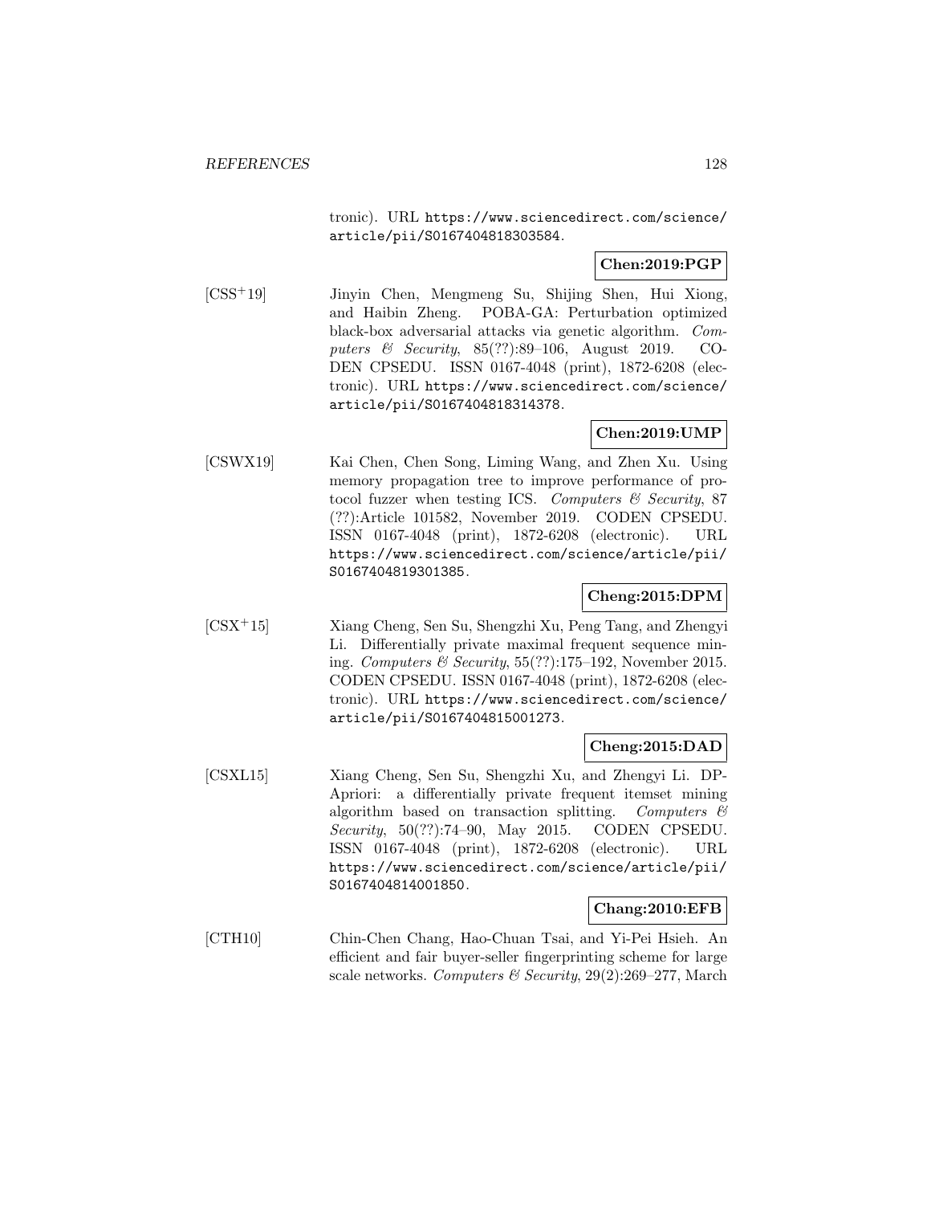tronic). URL https://www.sciencedirect.com/science/article/pii/S0167404818303584.

**Chen:2019:PGP**

[CSS+19] Jinyin Chen, Mengmeng Su, Shijing Shen, Hui Xiong, and Haibin Zheng. POBA-GA: Perturbation optimized black-box adversarial attacks via genetic algorithm. *Computers & Security*, 85(??):89–106, August 2019. CODEN CPSEDU. ISSN 0167-4048 (print), 1872-6208 (electronic). URL https://www.sciencedirect.com/science/article/pii/S0167404818314378.

**Chen:2019:UMP**

[CSWX19] Kai Chen, Chen Song, Liming Wang, and Zhen Xu. Using memory propagation tree to improve performance of protocol fuzzer when testing ICS. *Computers & Security*, 87 (??):Article 101582, November 2019. CODEN CPSEDU. ISSN 0167-4048 (print), 1872-6208 (electronic). URL https://www.sciencedirect.com/science/article/pii/S0167404819301385.

**Cheng:2015:DPM**

[CSX+15] Xiang Cheng, Sen Su, Shengzhi Xu, Peng Tang, and Zhengyi Li. Differentially private maximal frequent sequence mining. *Computers & Security*, 55(??):175–192, November 2015. CODEN CPSEDU. ISSN 0167-4048 (print), 1872-6208 (electronic). URL https://www.sciencedirect.com/science/article/pii/S0167404815001273.

**Cheng:2015:DAD**

[CSXL15] Xiang Cheng, Sen Su, Shengzhi Xu, and Zhengyi Li. DP-Apriori: a differentially private frequent itemset mining algorithm based on transaction splitting. *Computers & Security*, 50(??):74–90, May 2015. CODEN CPSEDU. ISSN 0167-4048 (print), 1872-6208 (electronic). URL https://www.sciencedirect.com/science/article/pii/S0167404814001850.

**Chang:2010:EFB**

[CTH10] Chin-Chen Chang, Hao-Chuan Tsai, and Yi-Pei Hsieh. An efficient and fair buyer-seller fingerprinting scheme for large scale networks. *Computers & Security*, 29(2):269–277, March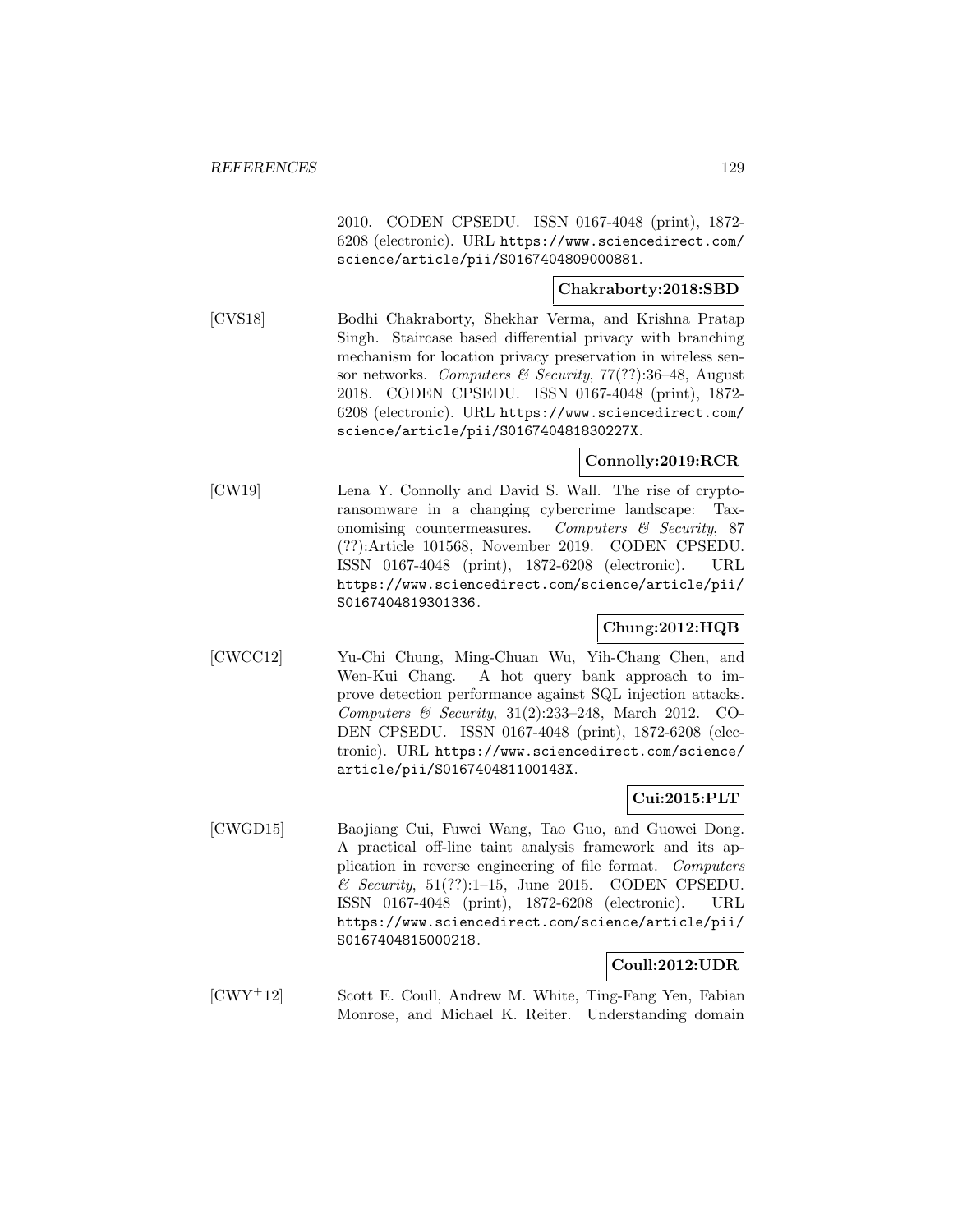2010. CODEN CPSEDU. ISSN 0167-4048 (print), 1872-6208 (electronic). URL https://www.sciencedirect.com/science/article/pii/S0167404809000881.

**Chakraborty:2018:SBD**

[CVS18] Bodhi Chakraborty, Shekhar Verma, and Krishna Pratap Singh. Staircase based differential privacy with branching mechanism for location privacy preservation in wireless sensor networks. *Computers & Security*, 77(??):36–48, August 2018. CODEN CPSEDU. ISSN 0167-4048 (print), 1872-6208 (electronic). URL https://www.sciencedirect.com/science/article/pii/S016740481830227X.

**Connolly:2019:RCR**

[CW19] Lena Y. Connolly and David S. Wall. The rise of crypto-ransomware in a changing cybercrime landscape: Taxonomising countermeasures. *Computers & Security*, 87 (??):Article 101568, November 2019. CODEN CPSEDU. ISSN 0167-4048 (print), 1872-6208 (electronic). URL https://www.sciencedirect.com/science/article/pii/S0167404819301336.

**Chung:2012:HQB**

[CWCC12] Yu-Chi Chung, Ming-Chuan Wu, Yih-Chang Chen, and Wen-Kui Chang. A hot query bank approach to improve detection performance against SQL injection attacks. *Computers & Security*, 31(2):233–248, March 2012. CODEN CPSEDU. ISSN 0167-4048 (print), 1872-6208 (electronic). URL https://www.sciencedirect.com/science/article/pii/S016740481100143X.

**Cui:2015:PLT**

[CWGD15] Baojiang Cui, Fuwei Wang, Tao Guo, and Guowei Dong. A practical off-line taint analysis framework and its application in reverse engineering of file format. *Computers & Security*, 51(??):1–15, June 2015. CODEN CPSEDU. ISSN 0167-4048 (print), 1872-6208 (electronic). URL https://www.sciencedirect.com/science/article/pii/S0167404815000218.

**Coull:2012:UDR**

[CWY+12] Scott E. Coull, Andrew M. White, Ting-Fang Yen, Fabian Monrose, and Michael K. Reiter. Understanding domain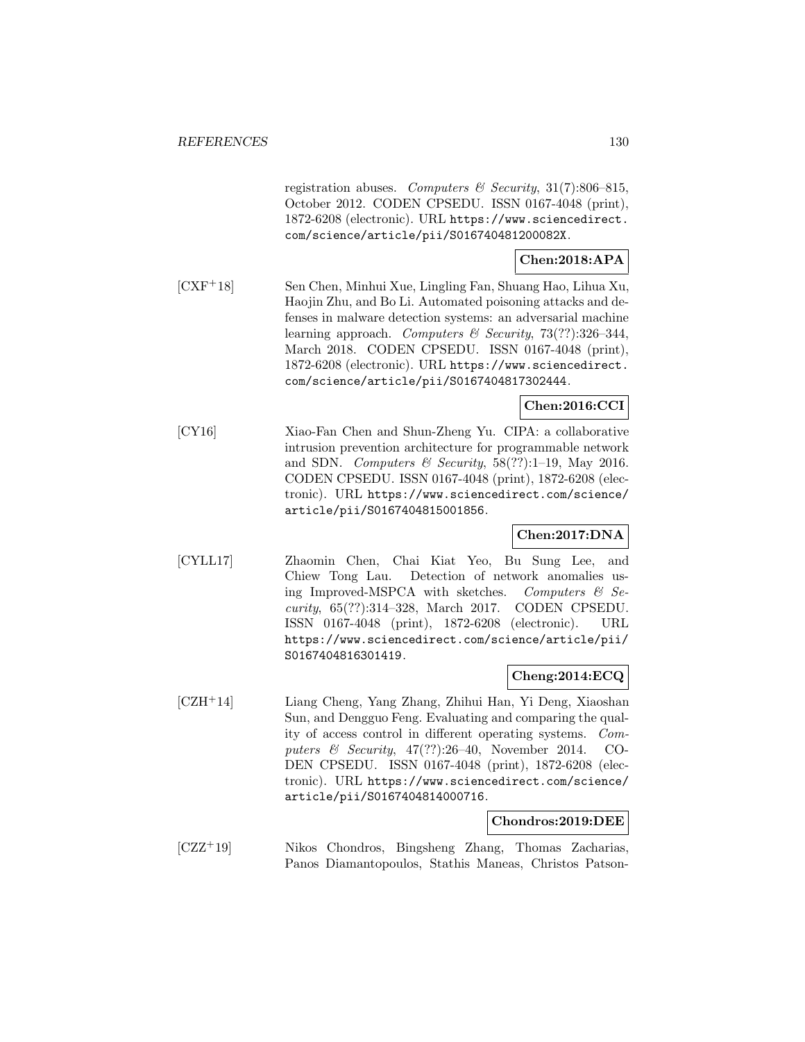registration abuses. *Computers & Security*, 31(7):806–815, October 2012. CODEN CPSEDU. ISSN 0167-4048 (print), 1872-6208 (electronic). URL https://www.sciencedirect.com/science/article/pii/S016740481200082X.

**Chen:2018:APA**

[CXF+18] Sen Chen, Minhui Xue, Lingling Fan, Shuang Hao, Lihua Xu, Haojin Zhu, and Bo Li. Automated poisoning attacks and defenses in malware detection systems: an adversarial machine learning approach. *Computers & Security*, 73(??):326–344, March 2018. CODEN CPSEDU. ISSN 0167-4048 (print), 1872-6208 (electronic). URL https://www.sciencedirect.com/science/article/pii/S0167404817302444.

**Chen:2016:CCI**

[CY16] Xiao-Fan Chen and Shun-Zheng Yu. CIPA: a collaborative intrusion prevention architecture for programmable network and SDN. *Computers & Security*, 58(??):1–19, May 2016. CODEN CPSEDU. ISSN 0167-4048 (print), 1872-6208 (electronic). URL https://www.sciencedirect.com/science/article/pii/S0167404815001856.

**Chen:2017:DNA**

[CYLL17] Zhaomin Chen, Chai Kiat Yeo, Bu Sung Lee, and Chiew Tong Lau. Detection of network anomalies using Improved-MSPCA with sketches. *Computers & Security*, 65(??):314–328, March 2017. CODEN CPSEDU. ISSN 0167-4048 (print), 1872-6208 (electronic). URL https://www.sciencedirect.com/science/article/pii/S0167404816301419.

**Cheng:2014:ECQ**

[CZH+14] Liang Cheng, Yang Zhang, Zhihui Han, Yi Deng, Xiaoshan Sun, and Dengguo Feng. Evaluating and comparing the quality of access control in different operating systems. *Computers & Security*, 47(??):26–40, November 2014. CODEN CPSEDU. ISSN 0167-4048 (print), 1872-6208 (electronic). URL https://www.sciencedirect.com/science/article/pii/S0167404814000716.

**Chondros:2019:DEE**

[CZZ+19] Nikos Chondros, Bingsheng Zhang, Thomas Zacharias, Panos Diamantopoulos, Stathis Maneas, Christos Patson-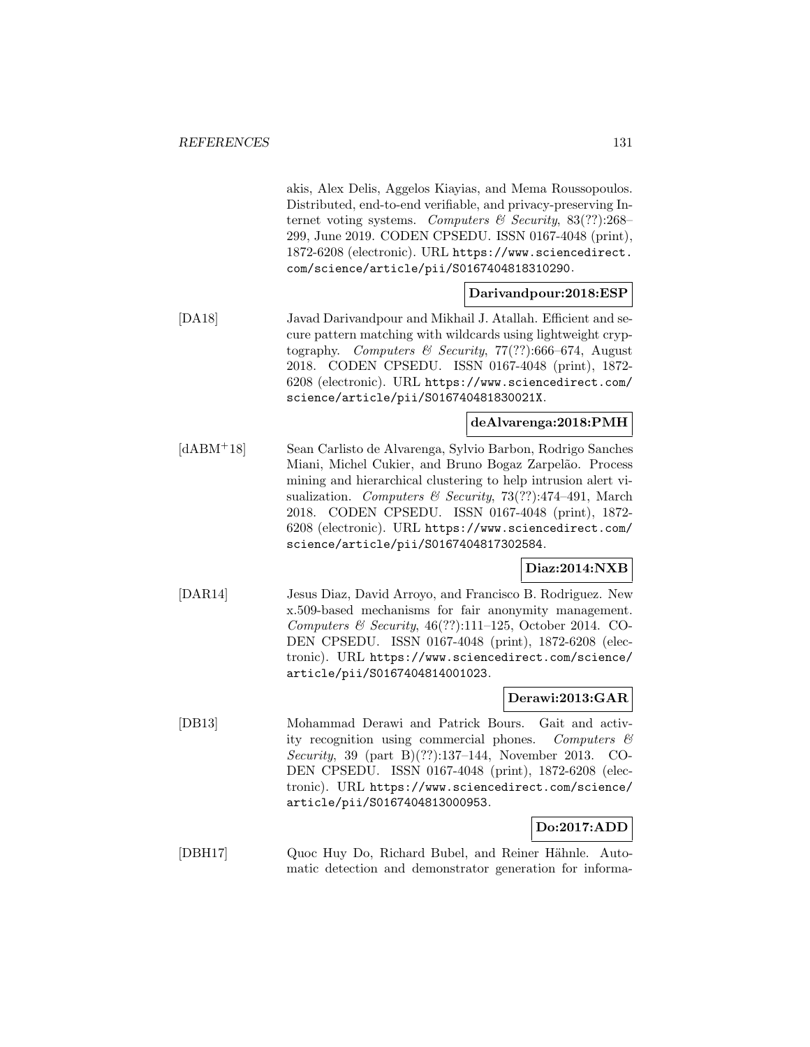akis, Alex Delis, Aggelos Kiayias, and Mema Roussopoulos. Distributed, end-to-end verifiable, and privacy-preserving Internet voting systems. *Computers & Security*, 83(??):268–299, June 2019. CODEN CPSEDU. ISSN 0167-4048 (print), 1872-6208 (electronic). URL https://www.sciencedirect.com/science/article/pii/S0167404818310290.

**Darivandpour:2018:ESP**

[DA18] Javad Darivandpour and Mikhail J. Atallah. Efficient and secure pattern matching with wildcards using lightweight cryptography. *Computers & Security*, 77(??):666–674, August 2018. CODEN CPSEDU. ISSN 0167-4048 (print), 1872-6208 (electronic). URL https://www.sciencedirect.com/science/article/pii/S016740481830021X.

**deAlvarenga:2018:PMH**

[dABM+18] Sean Carlisto de Alvarenga, Sylvio Barbon, Rodrigo Sanches Miani, Michel Cukier, and Bruno Bogaz Zarpelão. Process mining and hierarchical clustering to help intrusion alert visualization. *Computers & Security*, 73(??):474–491, March 2018. CODEN CPSEDU. ISSN 0167-4048 (print), 1872-6208 (electronic). URL https://www.sciencedirect.com/science/article/pii/S0167404817302584.

**Diaz:2014:NXB**

[DAR14] Jesus Diaz, David Arroyo, and Francisco B. Rodriguez. New x.509-based mechanisms for fair anonymity management. *Computers & Security*, 46(??):111–125, October 2014. CODEN CPSEDU. ISSN 0167-4048 (print), 1872-6208 (electronic). URL https://www.sciencedirect.com/science/article/pii/S0167404814001023.

**Derawi:2013:GAR**

[DB13] Mohammad Derawi and Patrick Bours. Gait and activity recognition using commercial phones. *Computers & Security*, 39 (part B)(??):137–144, November 2013. CODEN CPSEDU. ISSN 0167-4048 (print), 1872-6208 (electronic). URL https://www.sciencedirect.com/science/article/pii/S0167404813000953.

**Do:2017:ADD**

[DBH17] Quoc Huy Do, Richard Bubel, and Reiner Hähnle. Automatic detection and demonstrator generation for informa-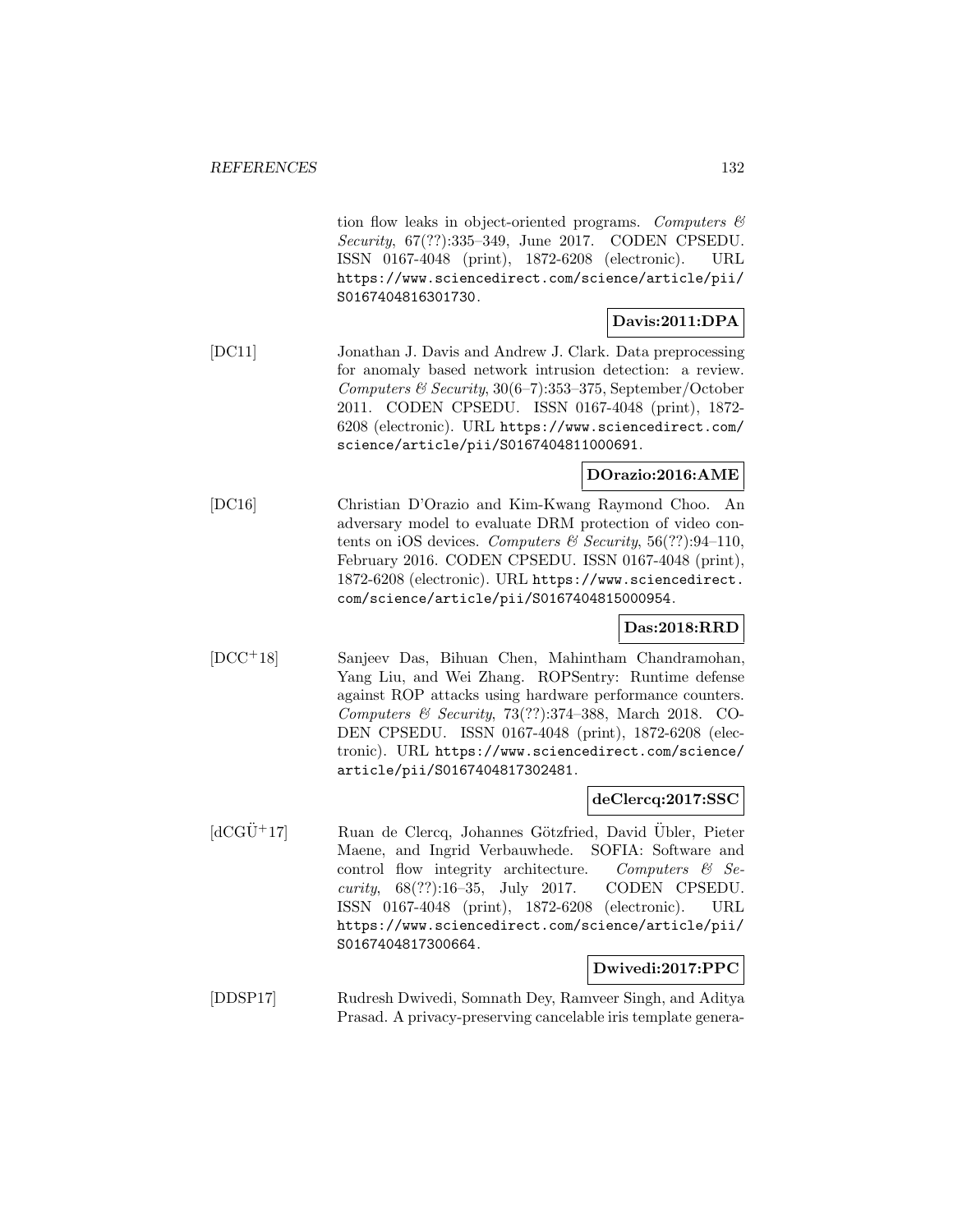tion flow leaks in object-oriented programs. *Computers & Security*, 67(??):335–349, June 2017. CODEN CPSEDU. ISSN 0167-4048 (print), 1872-6208 (electronic). URL https://www.sciencedirect.com/science/article/pii/S0167404816301730.

**Davis:2011:DPA**

[DC11] Jonathan J. Davis and Andrew J. Clark. Data preprocessing for anomaly based network intrusion detection: a review. *Computers & Security*, 30(6–7):353–375, September/October 2011. CODEN CPSEDU. ISSN 0167-4048 (print), 1872-6208 (electronic). URL https://www.sciencedirect.com/science/article/pii/S0167404811000691.

**DOrazio:2016:AME**

[DC16] Christian D'Orazio and Kim-Kwang Raymond Choo. An adversary model to evaluate DRM protection of video contents on iOS devices. *Computers & Security*, 56(??):94–110, February 2016. CODEN CPSEDU. ISSN 0167-4048 (print), 1872-6208 (electronic). URL https://www.sciencedirect.com/science/article/pii/S0167404815000954.

**Das:2018:RRD**

[DCC+18] Sanjeev Das, Bihuan Chen, Mahintham Chandramohan, Yang Liu, and Wei Zhang. ROPSentry: Runtime defense against ROP attacks using hardware performance counters. *Computers & Security*, 73(??):374–388, March 2018. CODEN CPSEDU. ISSN 0167-4048 (print), 1872-6208 (electronic). URL https://www.sciencedirect.com/science/article/pii/S0167404817302481.

**deClercq:2017:SSC**

[dCGÜ+17] Ruan de Clercq, Johannes Götzfried, David Übler, Pieter Maene, and Ingrid Verbauwhede. SOFIA: Software and control flow integrity architecture. *Computers & Security*, 68(??):16–35, July 2017. CODEN CPSEDU. ISSN 0167-4048 (print), 1872-6208 (electronic). URL https://www.sciencedirect.com/science/article/pii/S0167404817300664.

**Dwivedi:2017:PPC**

[DDSP17] Rudresh Dwivedi, Somnath Dey, Ramveer Singh, and Aditya Prasad. A privacy-preserving cancelable iris template genera-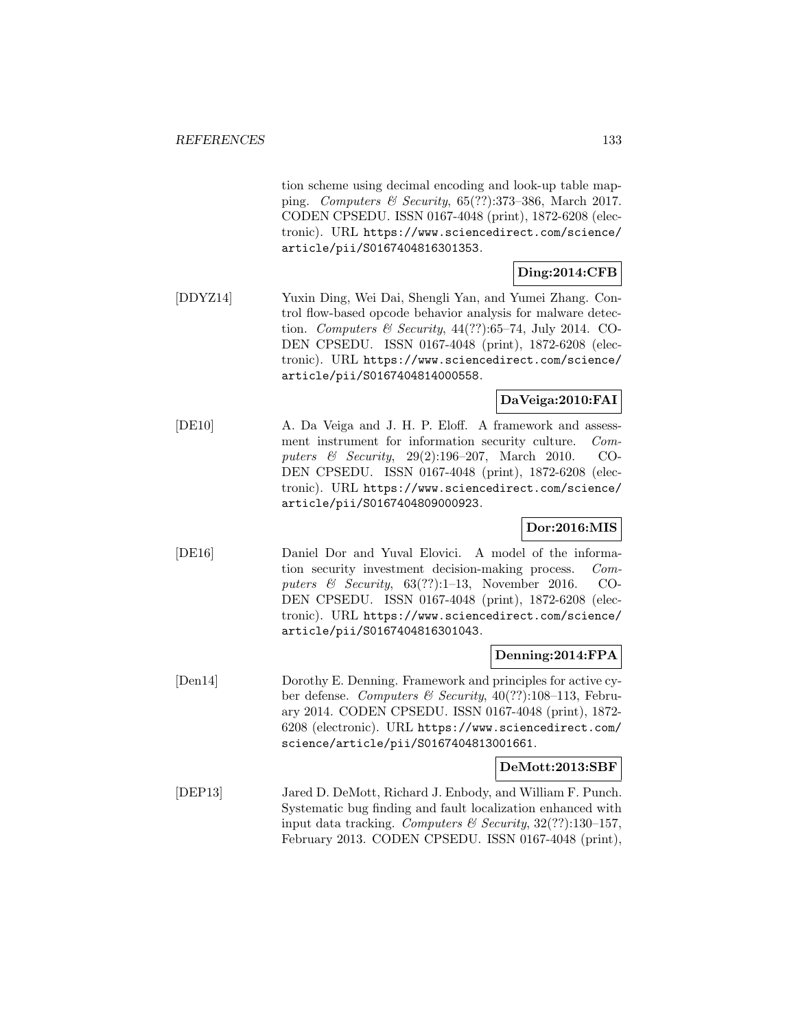tion scheme using decimal encoding and look-up table mapping. *Computers & Security*, 65(??):373–386, March 2017. CODEN CPSEDU. ISSN 0167-4048 (print), 1872-6208 (electronic). URL https://www.sciencedirect.com/science/article/pii/S0167404816301353.

**Ding:2014:CFB**

[DDYZ14] Yuxin Ding, Wei Dai, Shengli Yan, and Yumei Zhang. Control flow-based opcode behavior analysis for malware detection. *Computers & Security*, 44(??):65–74, July 2014. CODEN CPSEDU. ISSN 0167-4048 (print), 1872-6208 (electronic). URL https://www.sciencedirect.com/science/article/pii/S0167404814000558.

**DaVeiga:2010:FAI**

[DE10] A. Da Veiga and J. H. P. Eloff. A framework and assessment instrument for information security culture. *Computers & Security*, 29(2):196–207, March 2010. CODEN CPSEDU. ISSN 0167-4048 (print), 1872-6208 (electronic). URL https://www.sciencedirect.com/science/article/pii/S0167404809000923.

**Dor:2016:MIS**

[DE16] Daniel Dor and Yuval Elovici. A model of the information security investment decision-making process. *Computers & Security*, 63(??):1–13, November 2016. CODEN CPSEDU. ISSN 0167-4048 (print), 1872-6208 (electronic). URL https://www.sciencedirect.com/science/article/pii/S0167404816301043.

**Denning:2014:FPA**

[Den14] Dorothy E. Denning. Framework and principles for active cyber defense. *Computers & Security*, 40(??):108–113, February 2014. CODEN CPSEDU. ISSN 0167-4048 (print), 1872-6208 (electronic). URL https://www.sciencedirect.com/science/article/pii/S0167404813001661.

**DeMott:2013:SBF**

[DEP13] Jared D. DeMott, Richard J. Enbody, and William F. Punch. Systematic bug finding and fault localization enhanced with input data tracking. *Computers & Security*, 32(??):130–157, February 2013. CODEN CPSEDU. ISSN 0167-4048 (print),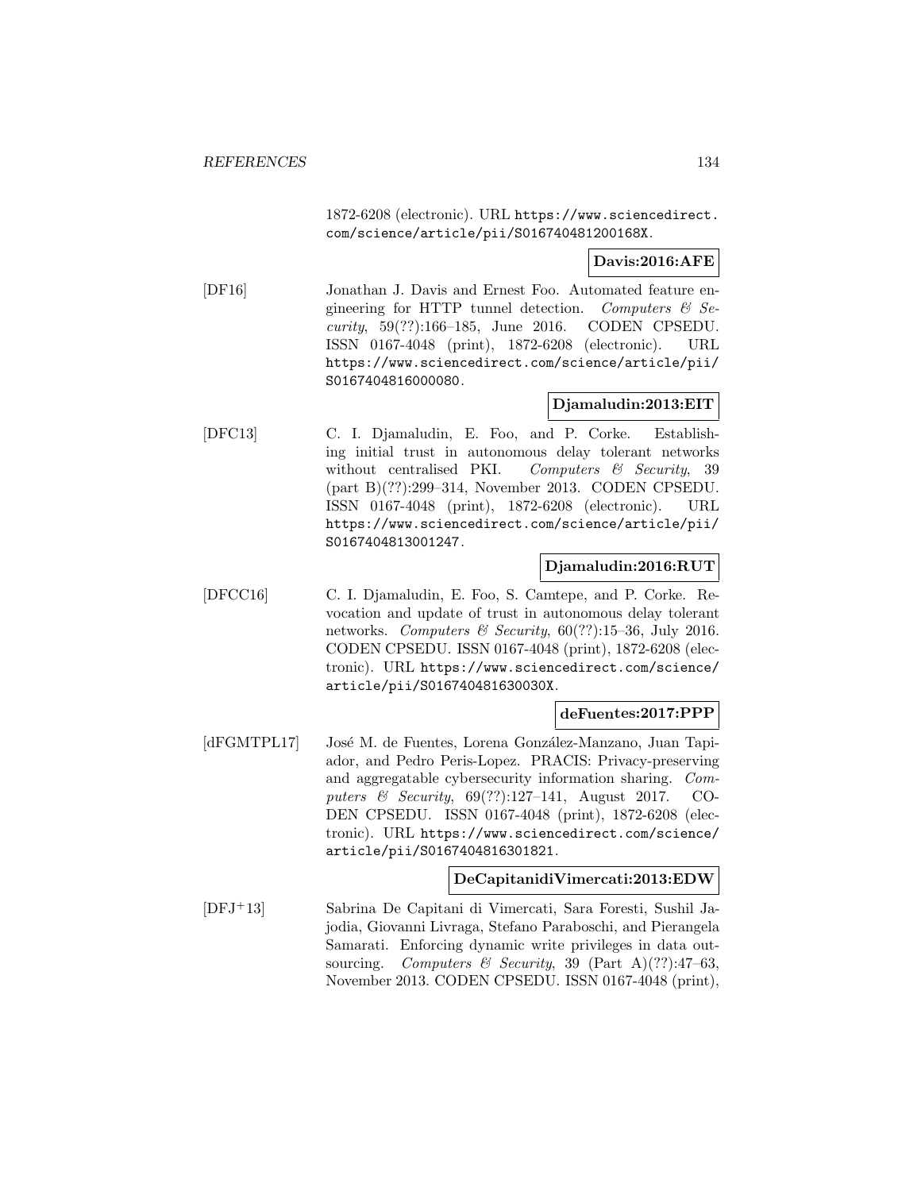1872-6208 (electronic). URL https://www.sciencedirect.com/science/article/pii/S016740481200168X.

**Davis:2016:AFE**

[DF16] Jonathan J. Davis and Ernest Foo. Automated feature engineering for HTTP tunnel detection. *Computers & Security*, 59(??):166–185, June 2016. CODEN CPSEDU. ISSN 0167-4048 (print), 1872-6208 (electronic). URL https://www.sciencedirect.com/science/article/pii/S0167404816000080.

**Djamaludin:2013:EIT**

[DFC13] C. I. Djamaludin, E. Foo, and P. Corke. Establishing initial trust in autonomous delay tolerant networks without centralised PKI. *Computers & Security*, 39 (part B)(??):299–314, November 2013. CODEN CPSEDU. ISSN 0167-4048 (print), 1872-6208 (electronic). URL https://www.sciencedirect.com/science/article/pii/S0167404813001247.

**Djamaludin:2016:RUT**

[DFCC16] C. I. Djamaludin, E. Foo, S. Camtepe, and P. Corke. Revocation and update of trust in autonomous delay tolerant networks. *Computers & Security*, 60(??):15–36, July 2016. CODEN CPSEDU. ISSN 0167-4048 (print), 1872-6208 (electronic). URL https://www.sciencedirect.com/science/article/pii/S016740481630030X.

**deFuentes:2017:PPP**

[dFGMTPL17] José M. de Fuentes, Lorena González-Manzano, Juan Tapiador, and Pedro Peris-Lopez. PRACIS: Privacy-preserving and aggregatable cybersecurity information sharing. *Computers & Security*, 69(??):127–141, August 2017. CODEN CPSEDU. ISSN 0167-4048 (print), 1872-6208 (electronic). URL https://www.sciencedirect.com/science/article/pii/S0167404816301821.

**DeCapitanidiVimercati:2013:EDW**

[DFJ+13] Sabrina De Capitani di Vimercati, Sara Foresti, Sushil Jajodia, Giovanni Livraga, Stefano Paraboschi, and Pierangela Samarati. Enforcing dynamic write privileges in data outsourcing. *Computers & Security*, 39 (Part A)(??):47–63, November 2013. CODEN CPSEDU. ISSN 0167-4048 (print),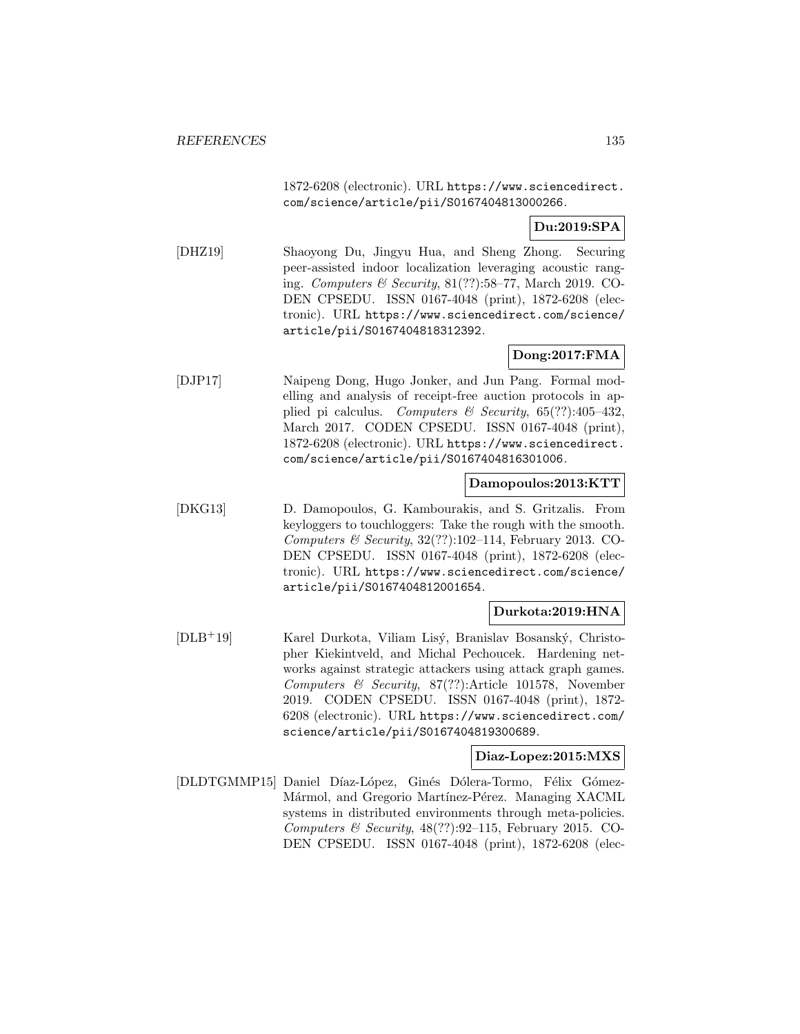1872-6208 (electronic). URL https://www.sciencedirect.com/science/article/pii/S0167404813000266.

**Du:2019:SPA**

[DHZ19] Shaoyong Du, Jingyu Hua, and Sheng Zhong. Securing peer-assisted indoor localization leveraging acoustic ranging. *Computers & Security*, 81(??):58–77, March 2019. CODEN CPSEDU. ISSN 0167-4048 (print), 1872-6208 (electronic). URL https://www.sciencedirect.com/science/article/pii/S0167404818312392.

**Dong:2017:FMA**

[DJP17] Naipeng Dong, Hugo Jonker, and Jun Pang. Formal modelling and analysis of receipt-free auction protocols in applied pi calculus. *Computers & Security*, 65(??):405–432, March 2017. CODEN CPSEDU. ISSN 0167-4048 (print), 1872-6208 (electronic). URL https://www.sciencedirect.com/science/article/pii/S0167404816301006.

**Damopoulos:2013:KTT**

[DKG13] D. Damopoulos, G. Kambourakis, and S. Gritzalis. From keyloggers to touchloggers: Take the rough with the smooth. *Computers & Security*, 32(??):102–114, February 2013. CODEN CPSEDU. ISSN 0167-4048 (print), 1872-6208 (electronic). URL https://www.sciencedirect.com/science/article/pii/S0167404812001654.

**Durkota:2019:HNA**

[DLB+19] Karel Durkota, Viliam Lisý, Branislav Bosanský, Christopher Kiekintveld, and Michal Pechoucek. Hardening networks against strategic attackers using attack graph games. *Computers & Security*, 87(??):Article 101578, November 2019. CODEN CPSEDU. ISSN 0167-4048 (print), 1872-6208 (electronic). URL https://www.sciencedirect.com/science/article/pii/S0167404819300689.

**Diaz-Lopez:2015:MXS**

[DLDTGMMP15] Daniel Díaz-López, Ginés Dólera-Tormo, Félix Gómez-Mármol, and Gregorio Martínez-Pérez. Managing XACML systems in distributed environments through meta-policies. *Computers & Security*, 48(??):92–115, February 2015. CODEN CPSEDU. ISSN 0167-4048 (print), 1872-6208 (elec-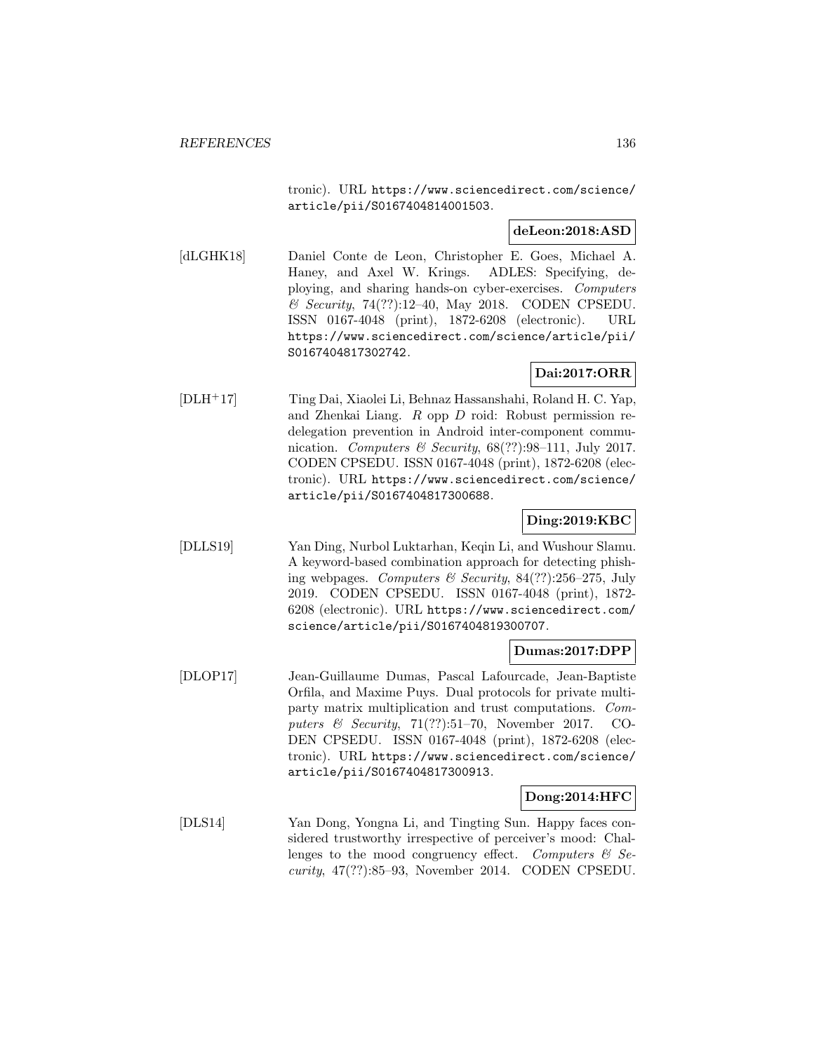tronic). URL https://www.sciencedirect.com/science/article/pii/S0167404814001503.

**deLeon:2018:ASD**

[dLGHK18] Daniel Conte de Leon, Christopher E. Goes, Michael A. Haney, and Axel W. Krings. ADLES: Specifying, deploying, and sharing hands-on cyber-exercises. *Computers & Security*, 74(??):12–40, May 2018. CODEN CPSEDU. ISSN 0167-4048 (print), 1872-6208 (electronic). URL https://www.sciencedirect.com/science/article/pii/S0167404817302742.

**Dai:2017:ORR**

[DLH$^+$17] Ting Dai, Xiaolei Li, Behnaz Hassanshahi, Roland H. C. Yap, and Zhenkai Liang. *R* opp *D* roid: Robust permission re-delegation prevention in Android inter-component communication. *Computers & Security*, 68(??):98–111, July 2017. CODEN CPSEDU. ISSN 0167-4048 (print), 1872-6208 (electronic). URL https://www.sciencedirect.com/science/article/pii/S0167404817300688.

**Ding:2019:KBC**

[DLLS19] Yan Ding, Nurbol Luktarhan, Keqin Li, and Wushour Slamu. A keyword-based combination approach for detecting phishing webpages. *Computers & Security*, 84(??):256–275, July 2019. CODEN CPSEDU. ISSN 0167-4048 (print), 1872-6208 (electronic). URL https://www.sciencedirect.com/science/article/pii/S0167404819300707.

**Dumas:2017:DPP**

[DLOP17] Jean-Guillaume Dumas, Pascal Lafourcade, Jean-Baptiste Orfila, and Maxime Puys. Dual protocols for private multi-party matrix multiplication and trust computations. *Computers & Security*, 71(??):51–70, November 2017. CODEN CPSEDU. ISSN 0167-4048 (print), 1872-6208 (electronic). URL https://www.sciencedirect.com/science/article/pii/S0167404817300913.

**Dong:2014:HFC**

[DLS14] Yan Dong, Yongna Li, and Tingting Sun. Happy faces considered trustworthy irrespective of perceiver's mood: Challenges to the mood congruency effect. *Computers & Security*, 47(??):85–93, November 2014. CODEN CPSEDU.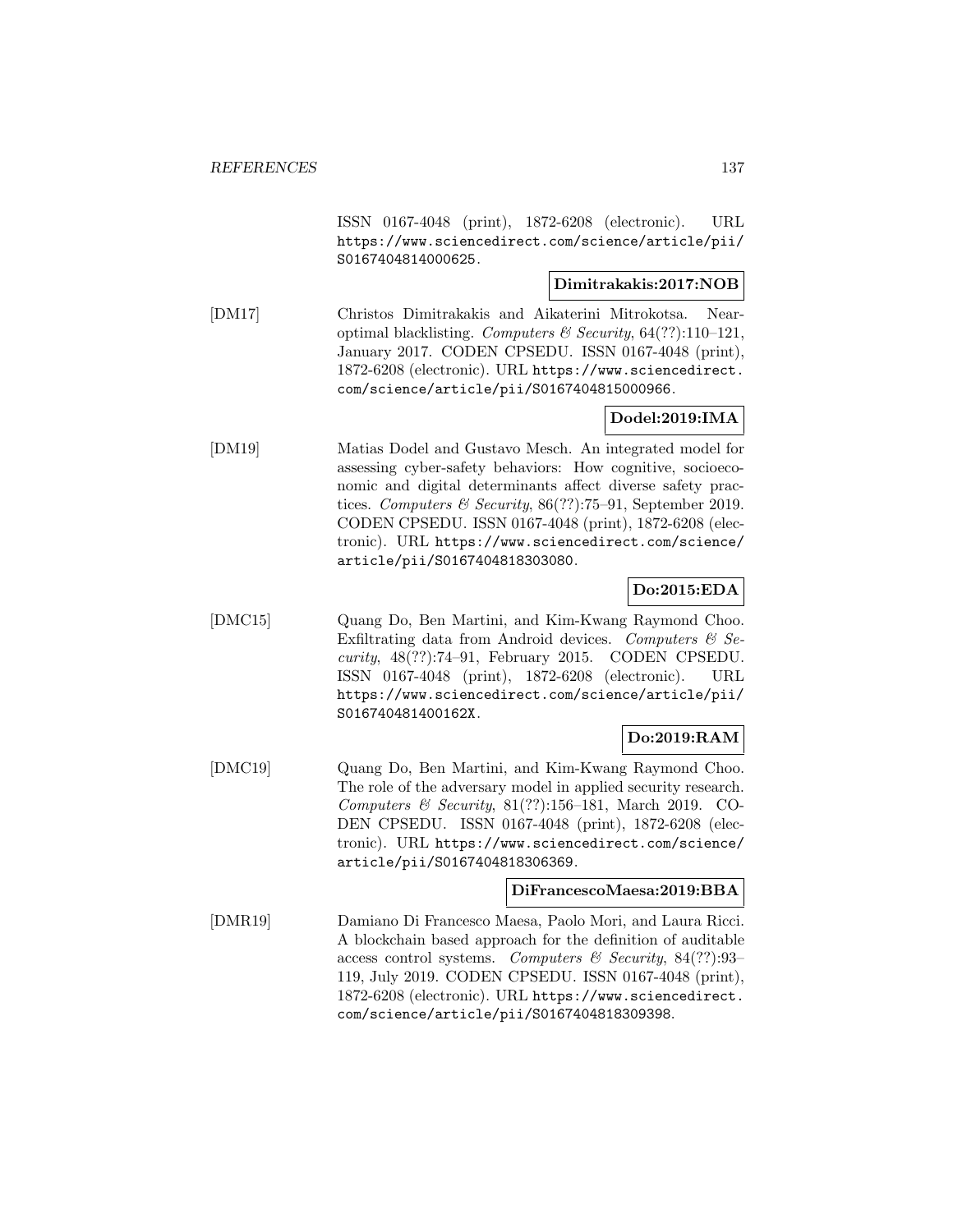ISSN 0167-4048 (print), 1872-6208 (electronic). URL https://www.sciencedirect.com/science/article/pii/S0167404814000625.

**Dimitrakakis:2017:NOB**

[DM17] Christos Dimitrakakis and Aikaterini Mitrokotsa. Near-optimal blacklisting. *Computers & Security*, 64(??):110–121, January 2017. CODEN CPSEDU. ISSN 0167-4048 (print), 1872-6208 (electronic). URL https://www.sciencedirect.com/science/article/pii/S0167404815000966.

**Dodel:2019:IMA**

[DM19] Matias Dodel and Gustavo Mesch. An integrated model for assessing cyber-safety behaviors: How cognitive, socioeconomic and digital determinants affect diverse safety practices. *Computers & Security*, 86(??):75–91, September 2019. CODEN CPSEDU. ISSN 0167-4048 (print), 1872-6208 (electronic). URL https://www.sciencedirect.com/science/article/pii/S0167404818303080.

**Do:2015:EDA**

[DMC15] Quang Do, Ben Martini, and Kim-Kwang Raymond Choo. Exfiltrating data from Android devices. *Computers & Security*, 48(??):74–91, February 2015. CODEN CPSEDU. ISSN 0167-4048 (print), 1872-6208 (electronic). URL https://www.sciencedirect.com/science/article/pii/S016740481400162X.

**Do:2019:RAM**

[DMC19] Quang Do, Ben Martini, and Kim-Kwang Raymond Choo. The role of the adversary model in applied security research. *Computers & Security*, 81(??):156–181, March 2019. CODEN CPSEDU. ISSN 0167-4048 (print), 1872-6208 (electronic). URL https://www.sciencedirect.com/science/article/pii/S0167404818306369.

**DiFrancescoMaesa:2019:BBA**

[DMR19] Damiano Di Francesco Maesa, Paolo Mori, and Laura Ricci. A blockchain based approach for the definition of auditable access control systems. *Computers & Security*, 84(??):93–119, July 2019. CODEN CPSEDU. ISSN 0167-4048 (print), 1872-6208 (electronic). URL https://www.sciencedirect.com/science/article/pii/S0167404818309398.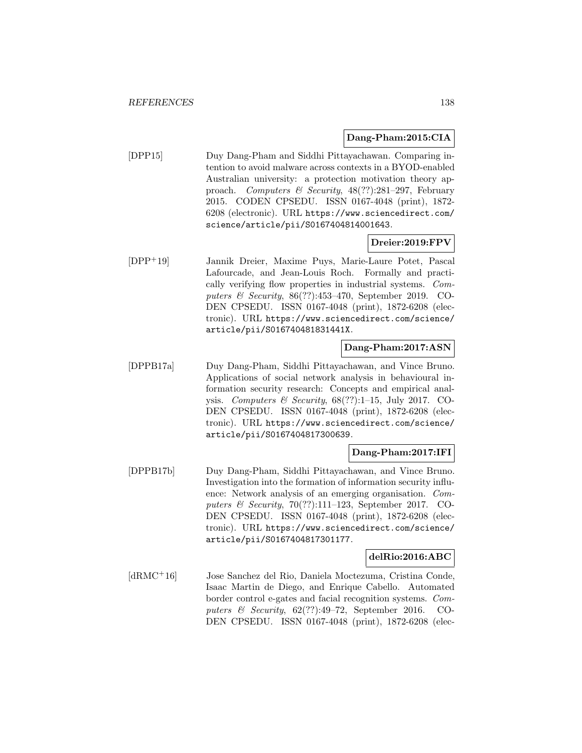**Dang-Pham:2015:CIA**

[DPP15] Duy Dang-Pham and Siddhi Pittayachawan. Comparing intention to avoid malware across contexts in a BYOD-enabled Australian university: a protection motivation theory approach. *Computers & Security*, 48(??):281–297, February 2015. CODEN CPSEDU. ISSN 0167-4048 (print), 1872-6208 (electronic). URL https://www.sciencedirect.com/science/article/pii/S0167404814001643.

**Dreier:2019:FPV**

[DPP+19] Jannik Dreier, Maxime Puys, Marie-Laure Potet, Pascal Lafourcade, and Jean-Louis Roch. Formally and practically verifying flow properties in industrial systems. *Computers & Security*, 86(??):453–470, September 2019. CODEN CPSEDU. ISSN 0167-4048 (print), 1872-6208 (electronic). URL https://www.sciencedirect.com/science/article/pii/S016740481831441X.

**Dang-Pham:2017:ASN**

[DPPB17a] Duy Dang-Pham, Siddhi Pittayachawan, and Vince Bruno. Applications of social network analysis in behavioural information security research: Concepts and empirical analysis. *Computers & Security*, 68(??):1–15, July 2017. CODEN CPSEDU. ISSN 0167-4048 (print), 1872-6208 (electronic). URL https://www.sciencedirect.com/science/article/pii/S0167404817300639.

**Dang-Pham:2017:IFI**

[DPPB17b] Duy Dang-Pham, Siddhi Pittayachawan, and Vince Bruno. Investigation into the formation of information security influence: Network analysis of an emerging organisation. *Computers & Security*, 70(??):111–123, September 2017. CODEN CPSEDU. ISSN 0167-4048 (print), 1872-6208 (electronic). URL https://www.sciencedirect.com/science/article/pii/S0167404817301177.

**delRio:2016:ABC**

[dRMC+16] Jose Sanchez del Rio, Daniela Moctezuma, Cristina Conde, Isaac Martin de Diego, and Enrique Cabello. Automated border control e-gates and facial recognition systems. *Computers & Security*, 62(??):49–72, September 2016. CODEN CPSEDU. ISSN 0167-4048 (print), 1872-6208 (elec-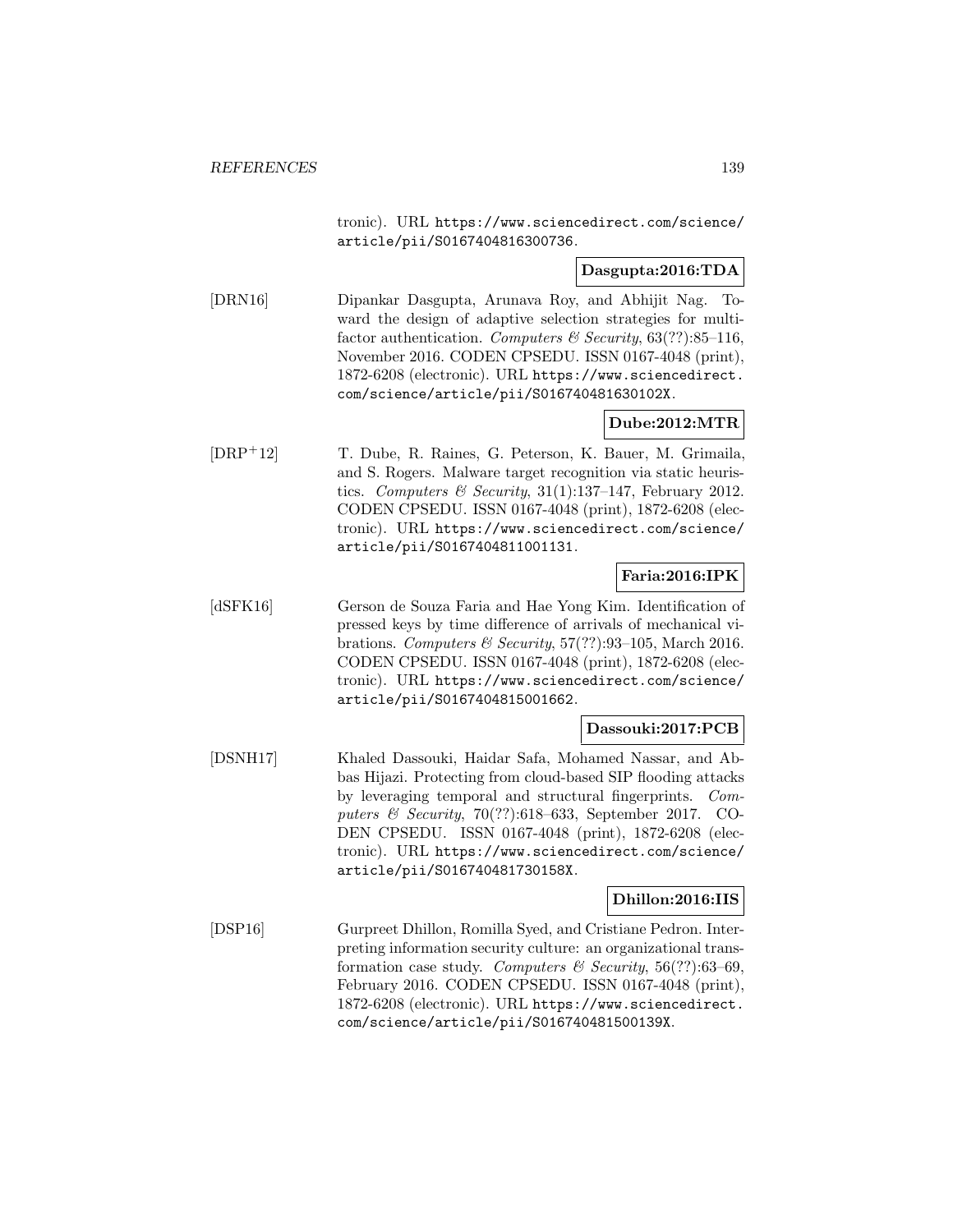tronic). URL https://www.sciencedirect.com/science/article/pii/S0167404816300736.

**Dasgupta:2016:TDA**

[DRN16] Dipankar Dasgupta, Arunava Roy, and Abhijit Nag. Toward the design of adaptive selection strategies for multi-factor authentication. *Computers & Security*, 63(??):85–116, November 2016. CODEN CPSEDU. ISSN 0167-4048 (print), 1872-6208 (electronic). URL https://www.sciencedirect.com/science/article/pii/S016740481630102X.

**Dube:2012:MTR**

[DRP+12] T. Dube, R. Raines, G. Peterson, K. Bauer, M. Grimaila, and S. Rogers. Malware target recognition via static heuristics. *Computers & Security*, 31(1):137–147, February 2012. CODEN CPSEDU. ISSN 0167-4048 (print), 1872-6208 (electronic). URL https://www.sciencedirect.com/science/article/pii/S0167404811001131.

**Faria:2016:IPK**

[dSFK16] Gerson de Souza Faria and Hae Yong Kim. Identification of pressed keys by time difference of arrivals of mechanical vibrations. *Computers & Security*, 57(??):93–105, March 2016. CODEN CPSEDU. ISSN 0167-4048 (print), 1872-6208 (electronic). URL https://www.sciencedirect.com/science/article/pii/S0167404815001662.

**Dassouki:2017:PCB**

[DSNH17] Khaled Dassouki, Haidar Safa, Mohamed Nassar, and Abbas Hijazi. Protecting from cloud-based SIP flooding attacks by leveraging temporal and structural fingerprints. *Computers & Security*, 70(??):618–633, September 2017. CODEN CPSEDU. ISSN 0167-4048 (print), 1872-6208 (electronic). URL https://www.sciencedirect.com/science/article/pii/S016740481730158X.

**Dhillon:2016:IIS**

[DSP16] Gurpreet Dhillon, Romilla Syed, and Cristiane Pedron. Interpreting information security culture: an organizational transformation case study. *Computers & Security*, 56(??):63–69, February 2016. CODEN CPSEDU. ISSN 0167-4048 (print), 1872-6208 (electronic). URL https://www.sciencedirect.com/science/article/pii/S016740481500139X.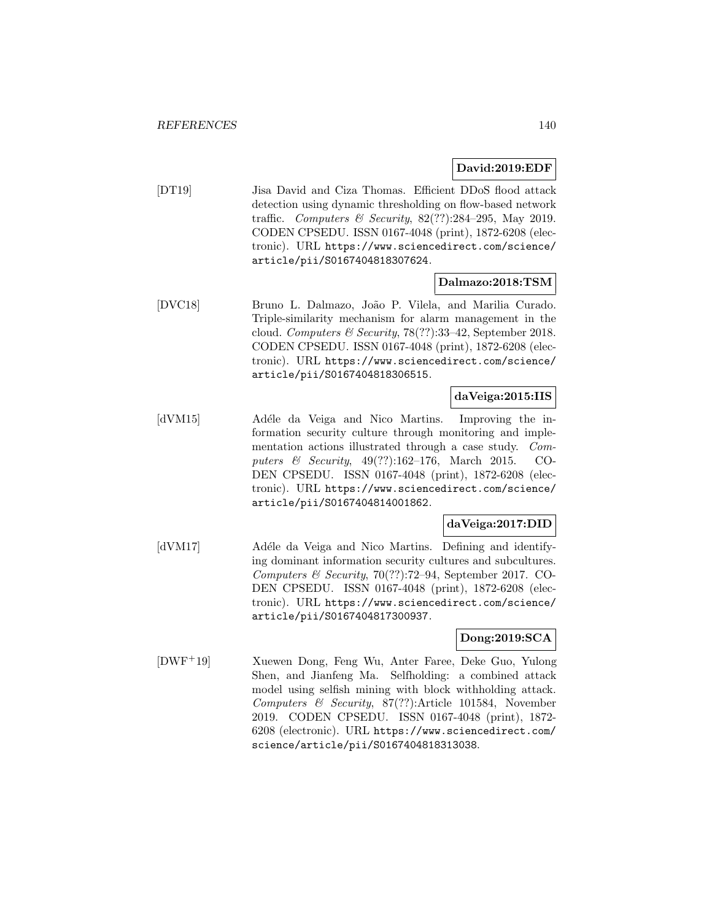**David:2019:EDF**

[DT19] Jisa David and Ciza Thomas. Efficient DDoS flood attack detection using dynamic thresholding on flow-based network traffic. *Computers & Security*, 82(??):284–295, May 2019. CODEN CPSEDU. ISSN 0167-4048 (print), 1872-6208 (electronic). URL https://www.sciencedirect.com/science/article/pii/S0167404818307624.

**Dalmazo:2018:TSM**

[DVC18] Bruno L. Dalmazo, João P. Vilela, and Marilia Curado. Triple-similarity mechanism for alarm management in the cloud. *Computers & Security*, 78(??):33–42, September 2018. CODEN CPSEDU. ISSN 0167-4048 (print), 1872-6208 (electronic). URL https://www.sciencedirect.com/science/article/pii/S0167404818306515.

**daVeiga:2015:IIS**

[dVM15] Adéle da Veiga and Nico Martins. Improving the information security culture through monitoring and implementation actions illustrated through a case study. *Computers & Security*, 49(??):162–176, March 2015. CODEN CPSEDU. ISSN 0167-4048 (print), 1872-6208 (electronic). URL https://www.sciencedirect.com/science/article/pii/S0167404814001862.

**daVeiga:2017:DID**

[dVM17] Adéle da Veiga and Nico Martins. Defining and identifying dominant information security cultures and subcultures. *Computers & Security*, 70(??):72–94, September 2017. CODEN CPSEDU. ISSN 0167-4048 (print), 1872-6208 (electronic). URL https://www.sciencedirect.com/science/article/pii/S0167404817300937.

**Dong:2019:SCA**

[DWF+19] Xuewen Dong, Feng Wu, Anter Faree, Deke Guo, Yulong Shen, and Jianfeng Ma. Selfholding: a combined attack model using selfish mining with block withholding attack. *Computers & Security*, 87(??):Article 101584, November 2019. CODEN CPSEDU. ISSN 0167-4048 (print), 1872-6208 (electronic). URL https://www.sciencedirect.com/science/article/pii/S0167404818313038.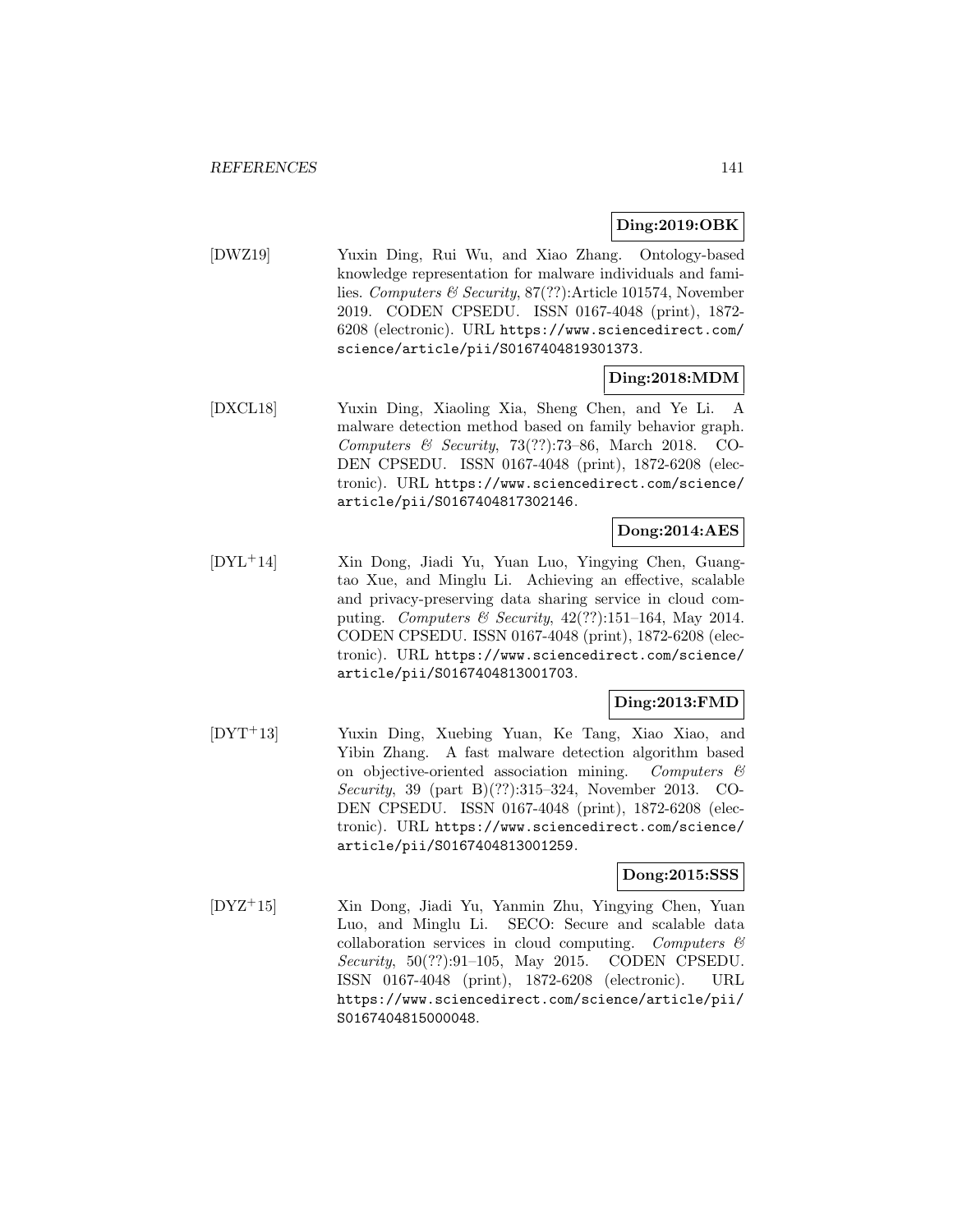**Ding:2019:OBK**

[DWZ19] Yuxin Ding, Rui Wu, and Xiao Zhang. Ontology-based knowledge representation for malware individuals and families. *Computers & Security*, 87(??):Article 101574, November 2019. CODEN CPSEDU. ISSN 0167-4048 (print), 1872-6208 (electronic). URL `https://www.sciencedirect.com/science/article/pii/S0167404819301373`.

**Ding:2018:MDM**

[DXCL18] Yuxin Ding, Xiaoling Xia, Sheng Chen, and Ye Li. A malware detection method based on family behavior graph. *Computers & Security*, 73(??):73–86, March 2018. CODEN CPSEDU. ISSN 0167-4048 (print), 1872-6208 (electronic). URL `https://www.sciencedirect.com/science/article/pii/S0167404817302146`.

**Dong:2014:AES**

[DYL+14] Xin Dong, Jiadi Yu, Yuan Luo, Yingying Chen, Guangtao Xue, and Minglu Li. Achieving an effective, scalable and privacy-preserving data sharing service in cloud computing. *Computers & Security*, 42(??):151–164, May 2014. CODEN CPSEDU. ISSN 0167-4048 (print), 1872-6208 (electronic). URL `https://www.sciencedirect.com/science/article/pii/S0167404813001703`.

**Ding:2013:FMD**

[DYT+13] Yuxin Ding, Xuebing Yuan, Ke Tang, Xiao Xiao, and Yibin Zhang. A fast malware detection algorithm based on objective-oriented association mining. *Computers & Security*, 39 (part B)(??):315–324, November 2013. CODEN CPSEDU. ISSN 0167-4048 (print), 1872-6208 (electronic). URL `https://www.sciencedirect.com/science/article/pii/S0167404813001259`.

**Dong:2015:SSS**

[DYZ+15] Xin Dong, Jiadi Yu, Yanmin Zhu, Yingying Chen, Yuan Luo, and Minglu Li. SECO: Secure and scalable data collaboration services in cloud computing. *Computers & Security*, 50(??):91–105, May 2015. CODEN CPSEDU. ISSN 0167-4048 (print), 1872-6208 (electronic). URL `https://www.sciencedirect.com/science/article/pii/S0167404815000048`.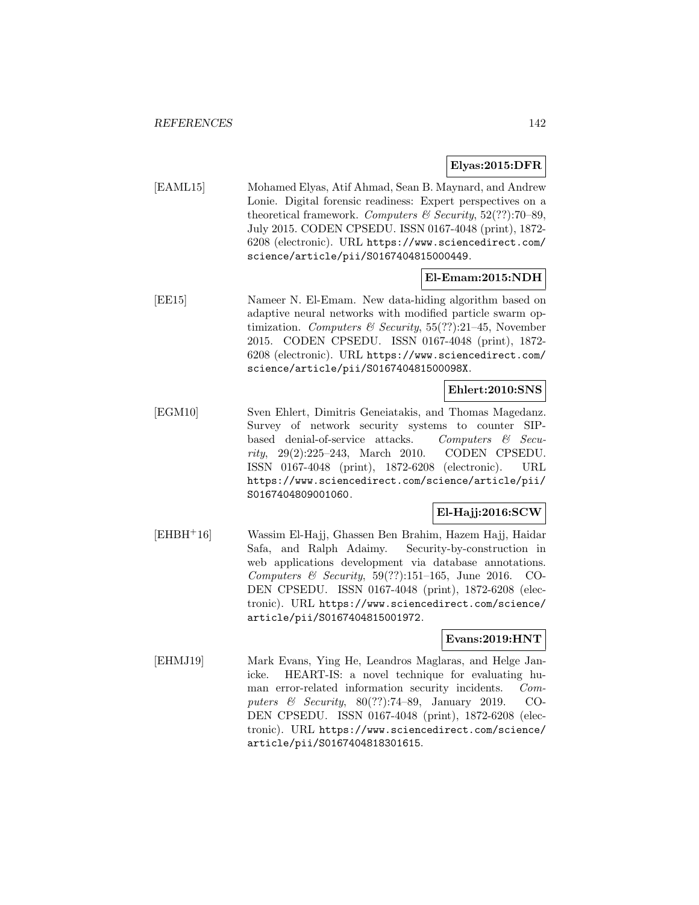**Elyas:2015:DFR**

[EAML15] Mohamed Elyas, Atif Ahmad, Sean B. Maynard, and Andrew Lonie. Digital forensic readiness: Expert perspectives on a theoretical framework. *Computers & Security*, 52(??):70–89, July 2015. CODEN CPSEDU. ISSN 0167-4048 (print), 1872-6208 (electronic). URL `https://www.sciencedirect.com/science/article/pii/S0167404815000449`.

**El-Emam:2015:NDH**

[EE15] Nameer N. El-Emam. New data-hiding algorithm based on adaptive neural networks with modified particle swarm optimization. *Computers & Security*, 55(??):21–45, November 2015. CODEN CPSEDU. ISSN 0167-4048 (print), 1872-6208 (electronic). URL `https://www.sciencedirect.com/science/article/pii/S016740481500098X`.

**Ehlert:2010:SNS**

[EGM10] Sven Ehlert, Dimitris Geneiatakis, and Thomas Magedanz. Survey of network security systems to counter SIP-based denial-of-service attacks. *Computers & Security*, 29(2):225–243, March 2010. CODEN CPSEDU. ISSN 0167-4048 (print), 1872-6208 (electronic). URL `https://www.sciencedirect.com/science/article/pii/S0167404809001060`.

**El-Hajj:2016:SCW**

[EHBH+16] Wassim El-Hajj, Ghassen Ben Brahim, Hazem Hajj, Haidar Safa, and Ralph Adaimy. Security-by-construction in web applications development via database annotations. *Computers & Security*, 59(??):151–165, June 2016. CODEN CPSEDU. ISSN 0167-4048 (print), 1872-6208 (electronic). URL `https://www.sciencedirect.com/science/article/pii/S0167404815001972`.

**Evans:2019:HNT**

[EHMJ19] Mark Evans, Ying He, Leandros Maglaras, and Helge Janicke. HEART-IS: a novel technique for evaluating human error-related information security incidents. *Computers & Security*, 80(??):74–89, January 2019. CODEN CPSEDU. ISSN 0167-4048 (print), 1872-6208 (electronic). URL `https://www.sciencedirect.com/science/article/pii/S0167404818301615`.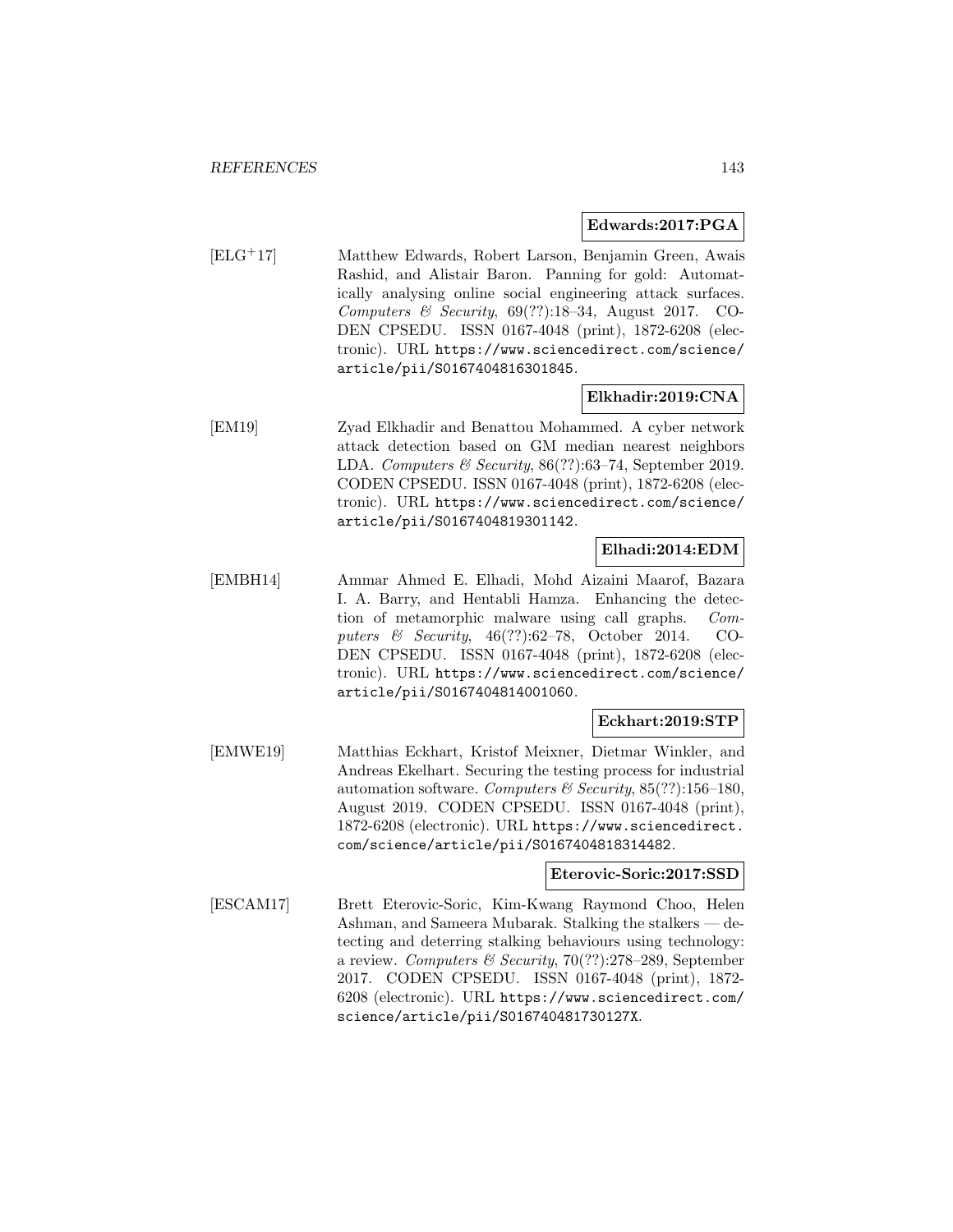**Edwards:2017:PGA**

[ELG+17] Matthew Edwards, Robert Larson, Benjamin Green, Awais Rashid, and Alistair Baron. Panning for gold: Automatically analysing online social engineering attack surfaces. *Computers & Security*, 69(??):18–34, August 2017. CODEN CPSEDU. ISSN 0167-4048 (print), 1872-6208 (electronic). URL https://www.sciencedirect.com/science/article/pii/S0167404816301845.

**Elkhadir:2019:CNA**

[EM19] Zyad Elkhadir and Benattou Mohammed. A cyber network attack detection based on GM median nearest neighbors LDA. *Computers & Security*, 86(??):63–74, September 2019. CODEN CPSEDU. ISSN 0167-4048 (print), 1872-6208 (electronic). URL https://www.sciencedirect.com/science/article/pii/S0167404819301142.

**Elhadi:2014:EDM**

[EMBH14] Ammar Ahmed E. Elhadi, Mohd Aizaini Maarof, Bazara I. A. Barry, and Hentabli Hamza. Enhancing the detection of metamorphic malware using call graphs. *Computers & Security*, 46(??):62–78, October 2014. CODEN CPSEDU. ISSN 0167-4048 (print), 1872-6208 (electronic). URL https://www.sciencedirect.com/science/article/pii/S0167404814001060.

**Eckhart:2019:STP**

[EMWE19] Matthias Eckhart, Kristof Meixner, Dietmar Winkler, and Andreas Ekelhart. Securing the testing process for industrial automation software. *Computers & Security*, 85(??):156–180, August 2019. CODEN CPSEDU. ISSN 0167-4048 (print), 1872-6208 (electronic). URL https://www.sciencedirect.com/science/article/pii/S0167404818314482.

**Eterovic-Soric:2017:SSD**

[ESCAM17] Brett Eterovic-Soric, Kim-Kwang Raymond Choo, Helen Ashman, and Sameera Mubarak. Stalking the stalkers — detecting and deterring stalking behaviours using technology: a review. *Computers & Security*, 70(??):278–289, September 2017. CODEN CPSEDU. ISSN 0167-4048 (print), 1872-6208 (electronic). URL https://www.sciencedirect.com/science/article/pii/S016740481730127X.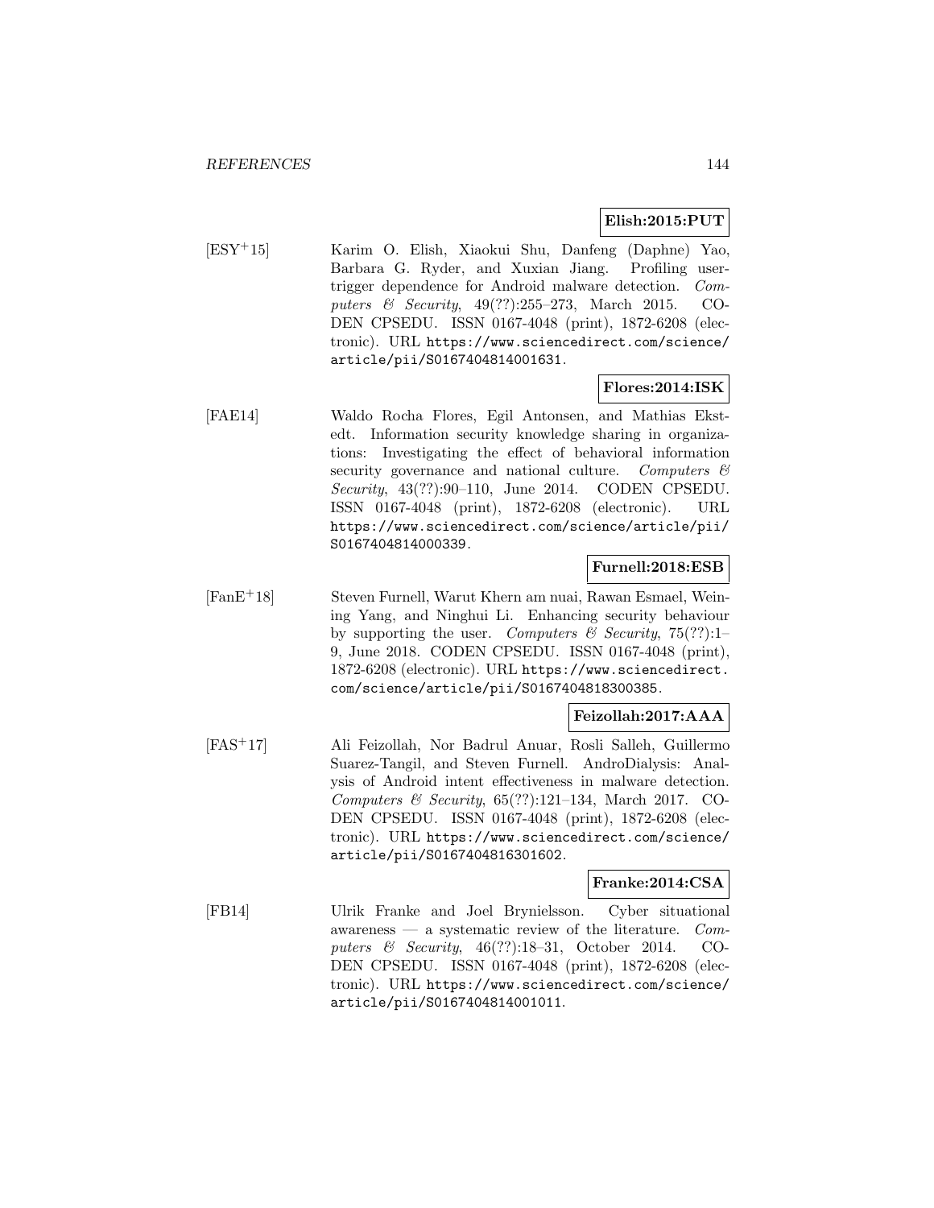**Elish:2015:PUT**

[ESY+15] Karim O. Elish, Xiaokui Shu, Danfeng (Daphne) Yao, Barbara G. Ryder, and Xuxian Jiang. Profiling user-trigger dependence for Android malware detection. *Computers & Security*, 49(??):255–273, March 2015. CODEN CPSEDU. ISSN 0167-4048 (print), 1872-6208 (electronic). URL https://www.sciencedirect.com/science/article/pii/S0167404814001631.

**Flores:2014:ISK**

[FAE14] Waldo Rocha Flores, Egil Antonsen, and Mathias Ekstedt. Information security knowledge sharing in organizations: Investigating the effect of behavioral information security governance and national culture. *Computers & Security*, 43(??):90–110, June 2014. CODEN CPSEDU. ISSN 0167-4048 (print), 1872-6208 (electronic). URL https://www.sciencedirect.com/science/article/pii/S0167404814000339.

**Furnell:2018:ESB**

[FanE+18] Steven Furnell, Warut Khern am nuai, Rawan Esmael, Weining Yang, and Ninghui Li. Enhancing security behaviour by supporting the user. *Computers & Security*, 75(??):1–9, June 2018. CODEN CPSEDU. ISSN 0167-4048 (print), 1872-6208 (electronic). URL https://www.sciencedirect.com/science/article/pii/S0167404818300385.

**Feizollah:2017:AAA**

[FAS+17] Ali Feizollah, Nor Badrul Anuar, Rosli Salleh, Guillermo Suarez-Tangil, and Steven Furnell. AndroDialysis: Analysis of Android intent effectiveness in malware detection. *Computers & Security*, 65(??):121–134, March 2017. CODEN CPSEDU. ISSN 0167-4048 (print), 1872-6208 (electronic). URL https://www.sciencedirect.com/science/article/pii/S0167404816301602.

**Franke:2014:CSA**

[FB14] Ulrik Franke and Joel Brynielsson. Cyber situational awareness — a systematic review of the literature. *Computers & Security*, 46(??):18–31, October 2014. CODEN CPSEDU. ISSN 0167-4048 (print), 1872-6208 (electronic). URL https://www.sciencedirect.com/science/article/pii/S0167404814001011.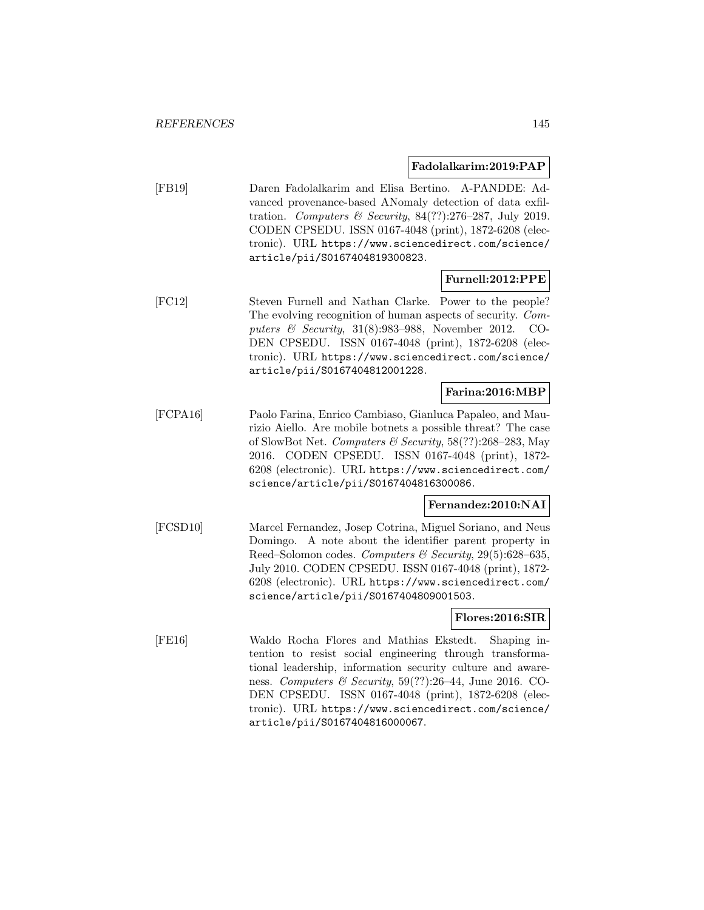**Fadolalkarim:2019:PAP**

[FB19] Daren Fadolalkarim and Elisa Bertino. A-PANDDE: Advanced provenance-based ANomaly detection of data exfiltration. *Computers & Security*, 84(??):276–287, July 2019. CODEN CPSEDU. ISSN 0167-4048 (print), 1872-6208 (electronic). URL https://www.sciencedirect.com/science/article/pii/S0167404819300823.

**Furnell:2012:PPE**

[FC12] Steven Furnell and Nathan Clarke. Power to the people? The evolving recognition of human aspects of security. *Computers & Security*, 31(8):983–988, November 2012. CODEN CPSEDU. ISSN 0167-4048 (print), 1872-6208 (electronic). URL https://www.sciencedirect.com/science/article/pii/S0167404812001228.

**Farina:2016:MBP**

[FCPA16] Paolo Farina, Enrico Cambiaso, Gianluca Papaleo, and Maurizio Aiello. Are mobile botnets a possible threat? The case of SlowBot Net. *Computers & Security*, 58(??):268–283, May 2016. CODEN CPSEDU. ISSN 0167-4048 (print), 1872-6208 (electronic). URL https://www.sciencedirect.com/science/article/pii/S0167404816300086.

**Fernandez:2010:NAI**

[FCSD10] Marcel Fernandez, Josep Cotrina, Miguel Soriano, and Neus Domingo. A note about the identifier parent property in Reed–Solomon codes. *Computers & Security*, 29(5):628–635, July 2010. CODEN CPSEDU. ISSN 0167-4048 (print), 1872-6208 (electronic). URL https://www.sciencedirect.com/science/article/pii/S0167404809001503.

**Flores:2016:SIR**

[FE16] Waldo Rocha Flores and Mathias Ekstedt. Shaping intention to resist social engineering through transformational leadership, information security culture and awareness. *Computers & Security*, 59(??):26–44, June 2016. CODEN CPSEDU. ISSN 0167-4048 (print), 1872-6208 (electronic). URL https://www.sciencedirect.com/science/article/pii/S0167404816000067.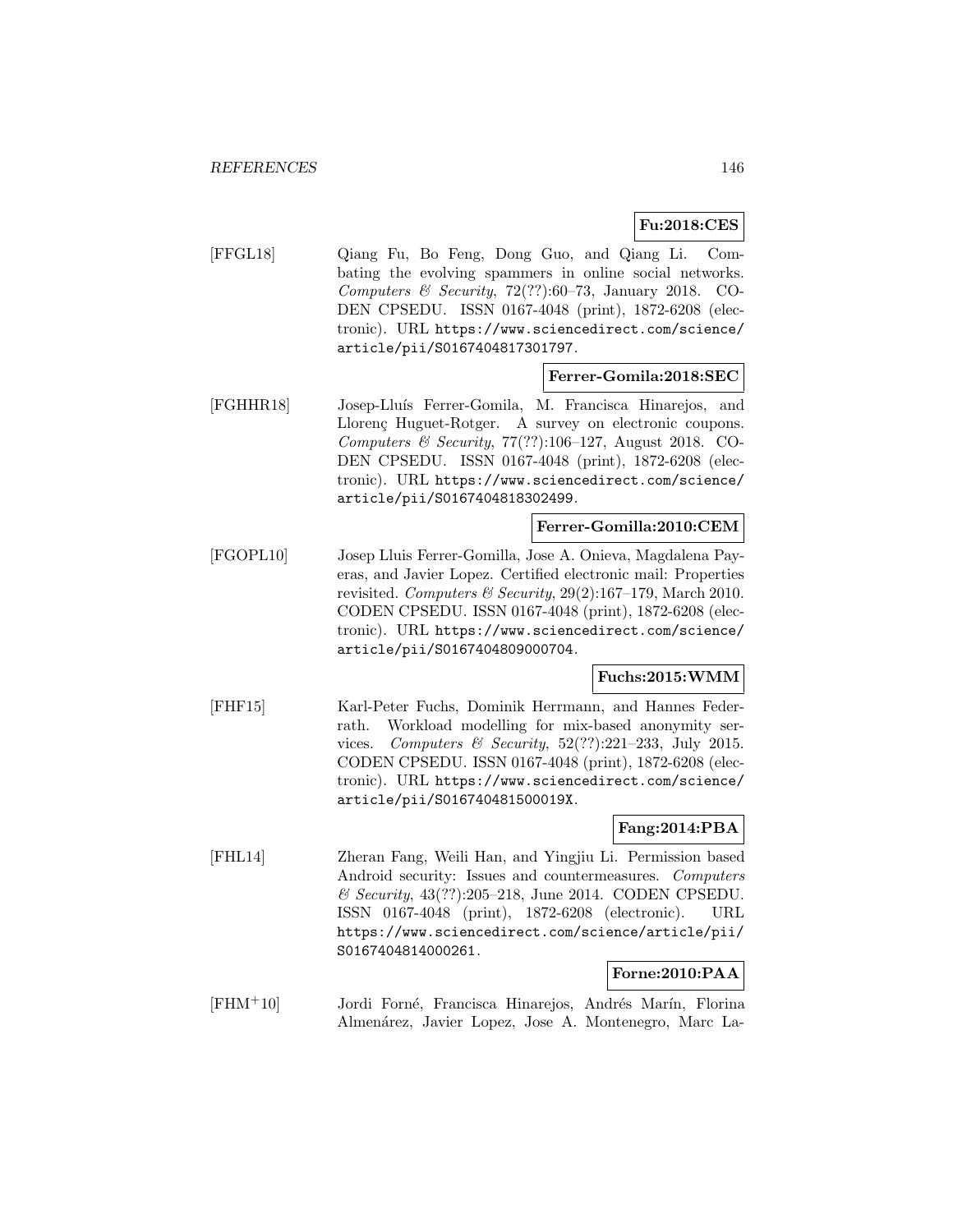**Fu:2018:CES**

[FFGL18] Qiang Fu, Bo Feng, Dong Guo, and Qiang Li. Combating the evolving spammers in online social networks. *Computers & Security*, 72(??):60–73, January 2018. CODEN CPSEDU. ISSN 0167-4048 (print), 1872-6208 (electronic). URL `https://www.sciencedirect.com/science/article/pii/S0167404817301797`.

**Ferrer-Gomila:2018:SEC**

[FGHHR18] Josep-Lluís Ferrer-Gomila, M. Francisca Hinarejos, and Llorenç Huguet-Rotger. A survey on electronic coupons. *Computers & Security*, 77(??):106–127, August 2018. CODEN CPSEDU. ISSN 0167-4048 (print), 1872-6208 (electronic). URL `https://www.sciencedirect.com/science/article/pii/S0167404818302499`.

**Ferrer-Gomilla:2010:CEM**

[FGOPL10] Josep Lluis Ferrer-Gomilla, Jose A. Onieva, Magdalena Payeras, and Javier Lopez. Certified electronic mail: Properties revisited. *Computers & Security*, 29(2):167–179, March 2010. CODEN CPSEDU. ISSN 0167-4048 (print), 1872-6208 (electronic). URL `https://www.sciencedirect.com/science/article/pii/S0167404809000704`.

**Fuchs:2015:WMM**

[FHF15] Karl-Peter Fuchs, Dominik Herrmann, and Hannes Federrath. Workload modelling for mix-based anonymity services. *Computers & Security*, 52(??):221–233, July 2015. CODEN CPSEDU. ISSN 0167-4048 (print), 1872-6208 (electronic). URL `https://www.sciencedirect.com/science/article/pii/S016740481500019X`.

**Fang:2014:PBA**

[FHL14] Zheran Fang, Weili Han, and Yingjiu Li. Permission based Android security: Issues and countermeasures. *Computers & Security*, 43(??):205–218, June 2014. CODEN CPSEDU. ISSN 0167-4048 (print), 1872-6208 (electronic). URL `https://www.sciencedirect.com/science/article/pii/S0167404814000261`.

**Forne:2010:PAA**

[FHM+10] Jordi Forné, Francisca Hinarejos, Andrés Marín, Florina Almenárez, Javier Lopez, Jose A. Montenegro, Marc La-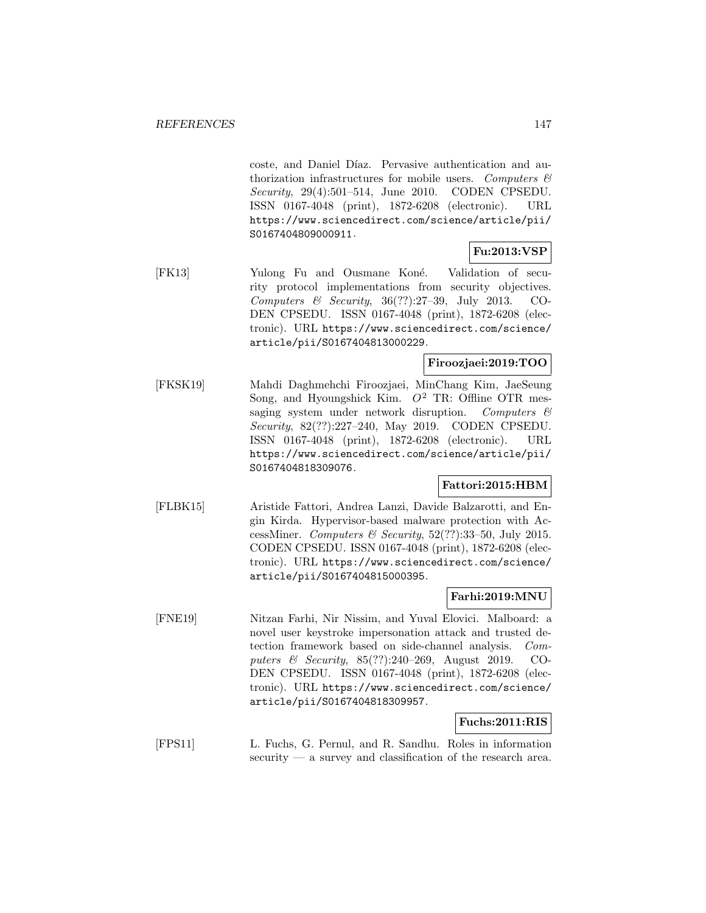coste, and Daniel Díaz. Pervasive authentication and authorization infrastructures for mobile users. *Computers & Security*, 29(4):501–514, June 2010. CODEN CPSEDU. ISSN 0167-4048 (print), 1872-6208 (electronic). URL https://www.sciencedirect.com/science/article/pii/S0167404809000911.

**Fu:2013:VSP**

[FK13] Yulong Fu and Ousmane Koné. Validation of security protocol implementations from security objectives. *Computers & Security*, 36(??):27–39, July 2013. CODEN CPSEDU. ISSN 0167-4048 (print), 1872-6208 (electronic). URL https://www.sciencedirect.com/science/article/pii/S0167404813000229.

**Firoozjaei:2019:TOO**

[FKSK19] Mahdi Daghmehchi Firoozjaei, MinChang Kim, JaeSeung Song, and Hyoungshick Kim. $O^2$ TR: Offline OTR messaging system under network disruption. *Computers & Security*, 82(??):227–240, May 2019. CODEN CPSEDU. ISSN 0167-4048 (print), 1872-6208 (electronic). URL https://www.sciencedirect.com/science/article/pii/S0167404818309076.

**Fattori:2015:HBM**

[FLBK15] Aristide Fattori, Andrea Lanzi, Davide Balzarotti, and Engin Kirda. Hypervisor-based malware protection with AccessMiner. *Computers & Security*, 52(??):33–50, July 2015. CODEN CPSEDU. ISSN 0167-4048 (print), 1872-6208 (electronic). URL https://www.sciencedirect.com/science/article/pii/S0167404815000395.

**Farhi:2019:MNU**

[FNE19] Nitzan Farhi, Nir Nissim, and Yuval Elovici. Malboard: a novel user keystroke impersonation attack and trusted detection framework based on side-channel analysis. *Computers & Security*, 85(??):240–269, August 2019. CODEN CPSEDU. ISSN 0167-4048 (print), 1872-6208 (electronic). URL https://www.sciencedirect.com/science/article/pii/S0167404818309957.

**Fuchs:2011:RIS**

[FPS11] L. Fuchs, G. Pernul, and R. Sandhu. Roles in information security — a survey and classification of the research area.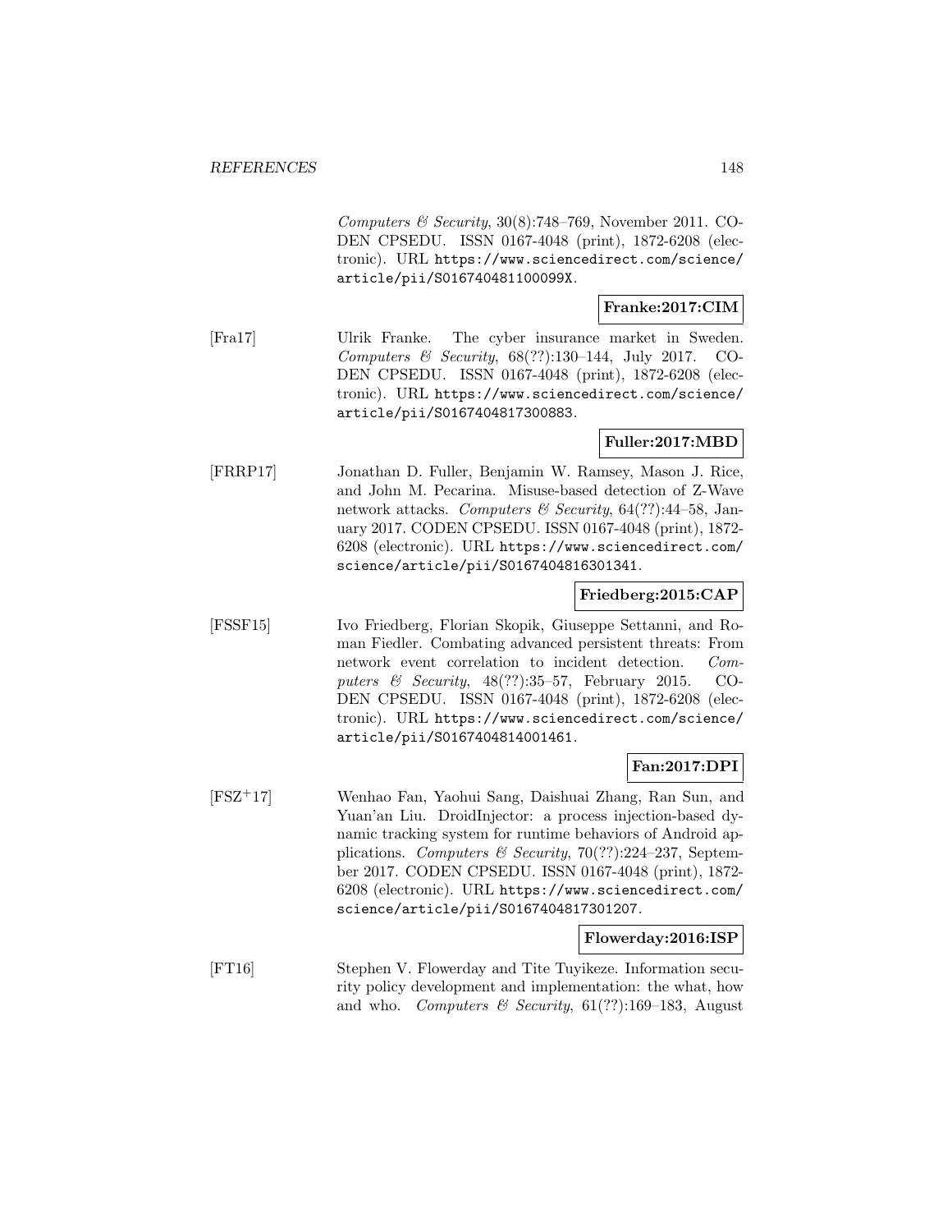*Computers & Security*, 30(8):748–769, November 2011. CODEN CPSEDU. ISSN 0167-4048 (print), 1872-6208 (electronic). URL https://www.sciencedirect.com/science/article/pii/S016740481100099X.

**Franke:2017:CIM**

[Fra17] Ulrik Franke. The cyber insurance market in Sweden. *Computers & Security*, 68(??):130–144, July 2017. CODEN CPSEDU. ISSN 0167-4048 (print), 1872-6208 (electronic). URL https://www.sciencedirect.com/science/article/pii/S0167404817300883.

**Fuller:2017:MBD**

[FRRP17] Jonathan D. Fuller, Benjamin W. Ramsey, Mason J. Rice, and John M. Pecarina. Misuse-based detection of Z-Wave network attacks. *Computers & Security*, 64(??):44–58, January 2017. CODEN CPSEDU. ISSN 0167-4048 (print), 1872-6208 (electronic). URL https://www.sciencedirect.com/science/article/pii/S0167404816301341.

**Friedberg:2015:CAP**

[FSSF15] Ivo Friedberg, Florian Skopik, Giuseppe Settanni, and Roman Fiedler. Combating advanced persistent threats: From network event correlation to incident detection. *Computers & Security*, 48(??):35–57, February 2015. CODEN CPSEDU. ISSN 0167-4048 (print), 1872-6208 (electronic). URL https://www.sciencedirect.com/science/article/pii/S0167404814001461.

**Fan:2017:DPI**

[FSZ+17] Wenhao Fan, Yaohui Sang, Daishuai Zhang, Ran Sun, and Yuan'an Liu. DroidInjector: a process injection-based dynamic tracking system for runtime behaviors of Android applications. *Computers & Security*, 70(??):224–237, September 2017. CODEN CPSEDU. ISSN 0167-4048 (print), 1872-6208 (electronic). URL https://www.sciencedirect.com/science/article/pii/S0167404817301207.

**Flowerday:2016:ISP**

[FT16] Stephen V. Flowerday and Tite Tuyikeze. Information security policy development and implementation: the what, how and who. *Computers & Security*, 61(??):169–183, August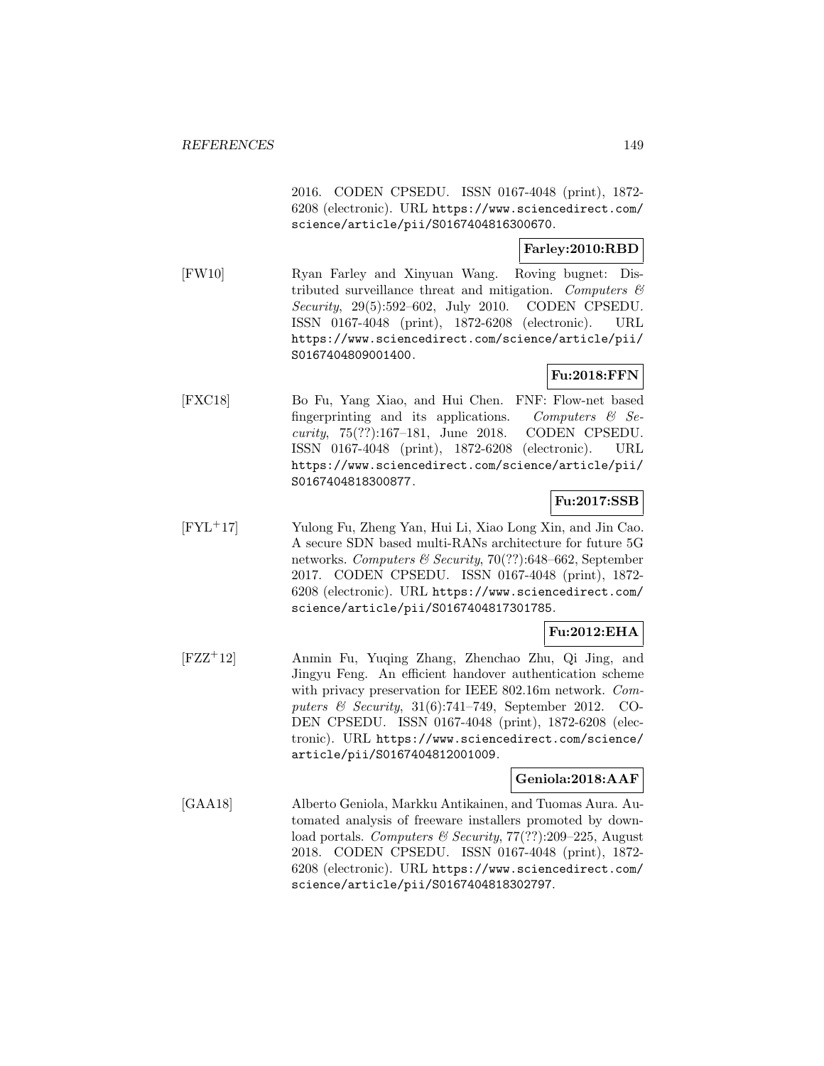2016. CODEN CPSEDU. ISSN 0167-4048 (print), 1872-6208 (electronic). URL https://www.sciencedirect.com/science/article/pii/S0167404816300670.

**Farley:2010:RBD**

[FW10] Ryan Farley and Xinyuan Wang. Roving bugnet: Distributed surveillance threat and mitigation. *Computers & Security*, 29(5):592–602, July 2010. CODEN CPSEDU. ISSN 0167-4048 (print), 1872-6208 (electronic). URL https://www.sciencedirect.com/science/article/pii/S0167404809001400.

**Fu:2018:FFN**

[FXC18] Bo Fu, Yang Xiao, and Hui Chen. FNF: Flow-net based fingerprinting and its applications. *Computers & Security*, 75(??):167–181, June 2018. CODEN CPSEDU. ISSN 0167-4048 (print), 1872-6208 (electronic). URL https://www.sciencedirect.com/science/article/pii/S0167404818300877.

**Fu:2017:SSB**

[FYL+17] Yulong Fu, Zheng Yan, Hui Li, Xiao Long Xin, and Jin Cao. A secure SDN based multi-RANs architecture for future 5G networks. *Computers & Security*, 70(??):648–662, September 2017. CODEN CPSEDU. ISSN 0167-4048 (print), 1872-6208 (electronic). URL https://www.sciencedirect.com/science/article/pii/S0167404817301785.

**Fu:2012:EHA**

[FZZ+12] Anmin Fu, Yuqing Zhang, Zhenchao Zhu, Qi Jing, and Jingyu Feng. An efficient handover authentication scheme with privacy preservation for IEEE 802.16m network. *Computers & Security*, 31(6):741–749, September 2012. CODEN CPSEDU. ISSN 0167-4048 (print), 1872-6208 (electronic). URL https://www.sciencedirect.com/science/article/pii/S0167404812001009.

**Geniola:2018:AAF**

[GAA18] Alberto Geniola, Markku Antikainen, and Tuomas Aura. Automated analysis of freeware installers promoted by download portals. *Computers & Security*, 77(??):209–225, August 2018. CODEN CPSEDU. ISSN 0167-4048 (print), 1872-6208 (electronic). URL https://www.sciencedirect.com/science/article/pii/S0167404818302797.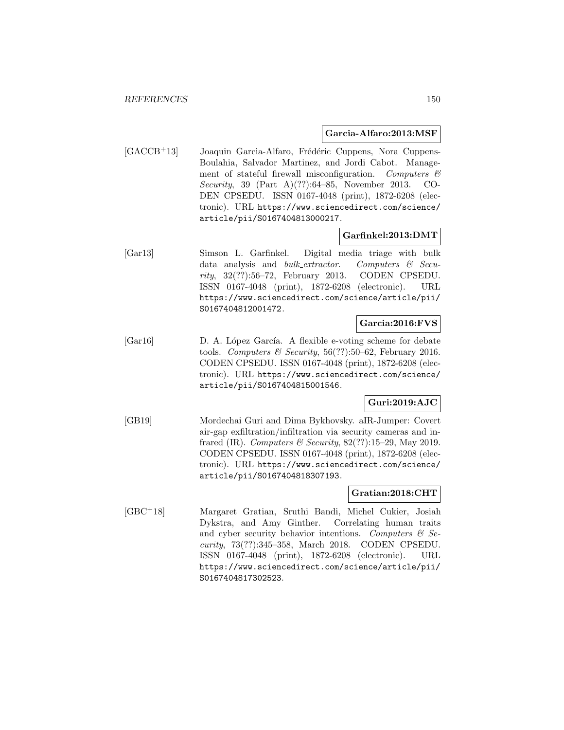**Garcia-Alfaro:2013:MSF**

[GACCB+13] Joaquin Garcia-Alfaro, Frédéric Cuppens, Nora Cuppens-Boulahia, Salvador Martinez, and Jordi Cabot. Management of stateful firewall misconfiguration. *Computers & Security*, 39 (Part A)(??):64–85, November 2013. CODEN CPSEDU. ISSN 0167-4048 (print), 1872-6208 (electronic). URL https://www.sciencedirect.com/science/article/pii/S0167404813000217.

**Garfinkel:2013:DMT**

[Gar13] Simson L. Garfinkel. Digital media triage with bulk data analysis and *bulk_extractor*. *Computers & Security*, 32(??):56–72, February 2013. CODEN CPSEDU. ISSN 0167-4048 (print), 1872-6208 (electronic). URL https://www.sciencedirect.com/science/article/pii/S0167404812001472.

**Garcia:2016:FVS**

[Gar16] D. A. López García. A flexible e-voting scheme for debate tools. *Computers & Security*, 56(??):50–62, February 2016. CODEN CPSEDU. ISSN 0167-4048 (print), 1872-6208 (electronic). URL https://www.sciencedirect.com/science/article/pii/S0167404815001546.

**Guri:2019:AJC**

[GB19] Mordechai Guri and Dima Bykhovsky. aIR-Jumper: Covert air-gap exfiltration/infiltration via security cameras and infrared (IR). *Computers & Security*, 82(??):15–29, May 2019. CODEN CPSEDU. ISSN 0167-4048 (print), 1872-6208 (electronic). URL https://www.sciencedirect.com/science/article/pii/S0167404818307193.

**Gratian:2018:CHT**

[GBC+18] Margaret Gratian, Sruthi Bandi, Michel Cukier, Josiah Dykstra, and Amy Ginther. Correlating human traits and cyber security behavior intentions. *Computers & Security*, 73(??):345–358, March 2018. CODEN CPSEDU. ISSN 0167-4048 (print), 1872-6208 (electronic). URL https://www.sciencedirect.com/science/article/pii/S0167404817302523.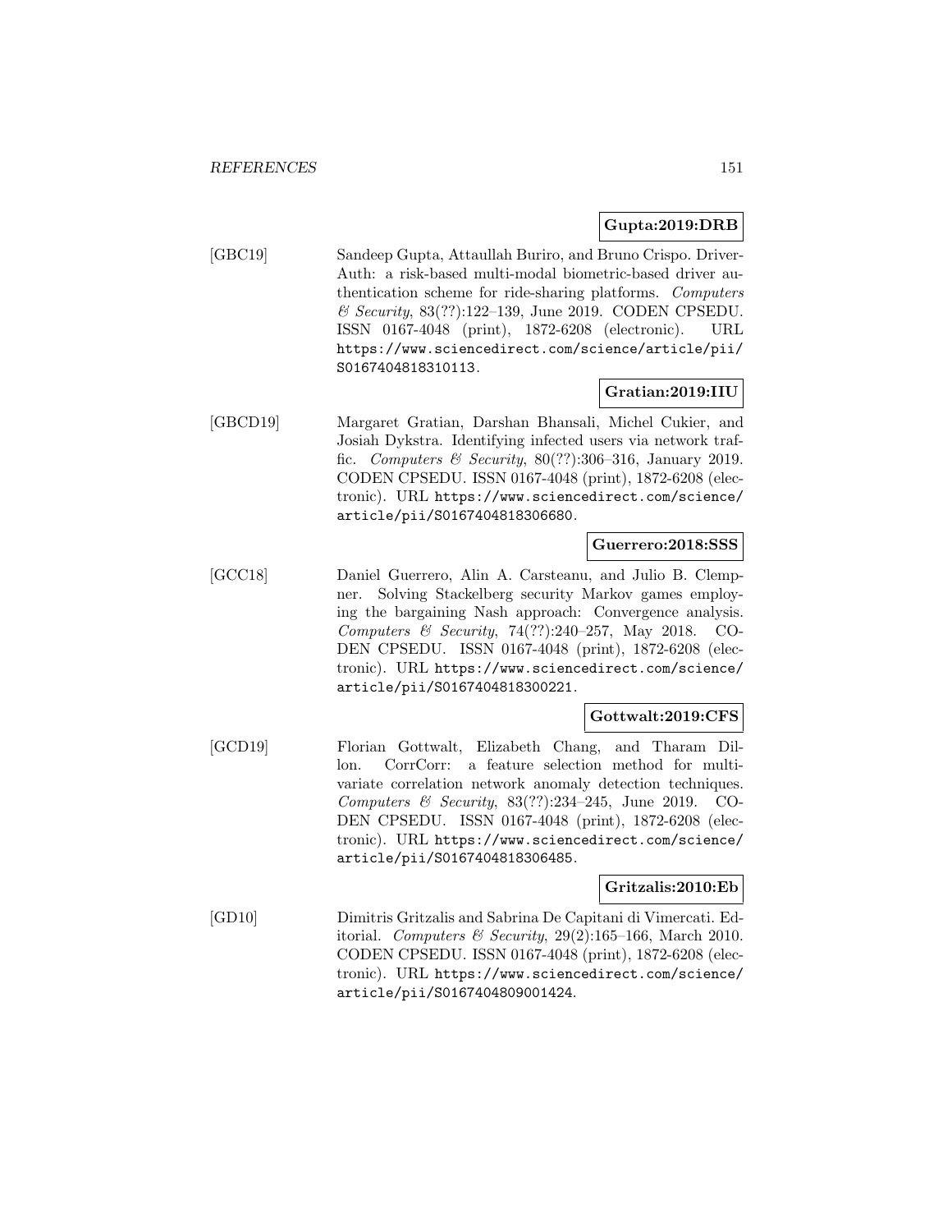**Gupta:2019:DRB**

[GBC19] Sandeep Gupta, Attaullah Buriro, and Bruno Crispo. DriverAuth: a risk-based multi-modal biometric-based driver authentication scheme for ride-sharing platforms. *Computers & Security*, 83(??):122–139, June 2019. CODEN CPSEDU. ISSN 0167-4048 (print), 1872-6208 (electronic). URL https://www.sciencedirect.com/science/article/pii/S0167404818310113.

**Gratian:2019:IIU**

[GBCD19] Margaret Gratian, Darshan Bhansali, Michel Cukier, and Josiah Dykstra. Identifying infected users via network traffic. *Computers & Security*, 80(??):306–316, January 2019. CODEN CPSEDU. ISSN 0167-4048 (print), 1872-6208 (electronic). URL https://www.sciencedirect.com/science/article/pii/S0167404818306680.

**Guerrero:2018:SSS**

[GCC18] Daniel Guerrero, Alin A. Carsteanu, and Julio B. Clempner. Solving Stackelberg security Markov games employing the bargaining Nash approach: Convergence analysis. *Computers & Security*, 74(??):240–257, May 2018. CODEN CPSEDU. ISSN 0167-4048 (print), 1872-6208 (electronic). URL https://www.sciencedirect.com/science/article/pii/S0167404818300221.

**Gottwalt:2019:CFS**

[GCD19] Florian Gottwalt, Elizabeth Chang, and Tharam Dillon. CorrCorr: a feature selection method for multivariate correlation network anomaly detection techniques. *Computers & Security*, 83(??):234–245, June 2019. CODEN CPSEDU. ISSN 0167-4048 (print), 1872-6208 (electronic). URL https://www.sciencedirect.com/science/article/pii/S0167404818306485.

**Gritzalis:2010:Eb**

[GD10] Dimitris Gritzalis and Sabrina De Capitani di Vimercati. Editorial. *Computers & Security*, 29(2):165–166, March 2010. CODEN CPSEDU. ISSN 0167-4048 (print), 1872-6208 (electronic). URL https://www.sciencedirect.com/science/article/pii/S0167404809001424.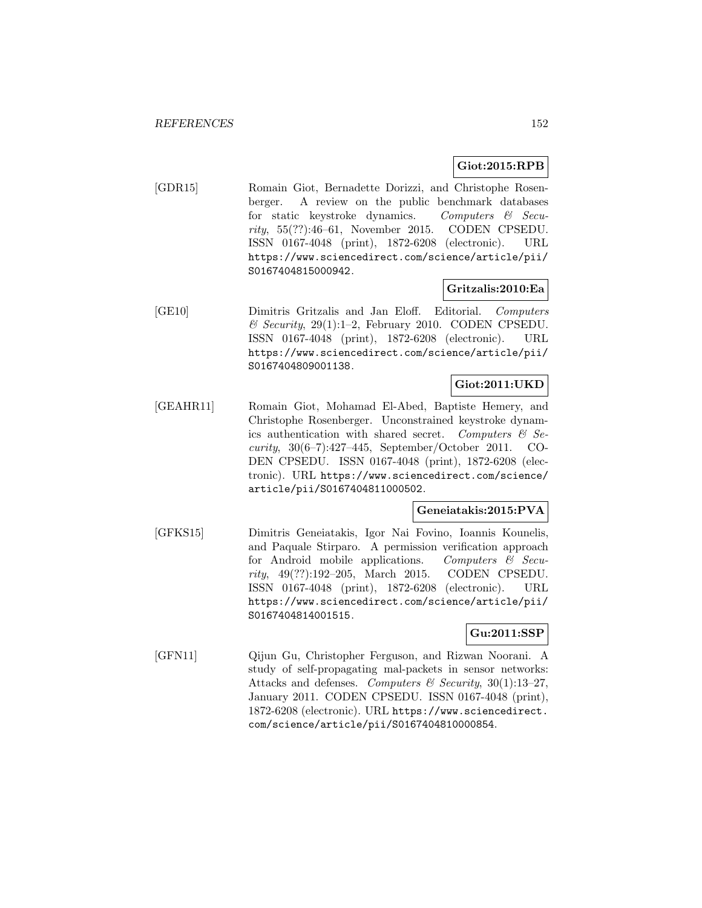**Giot:2015:RPB**

[GDR15] Romain Giot, Bernadette Dorizzi, and Christophe Rosenberger. A review on the public benchmark databases for static keystroke dynamics. *Computers & Security*, 55(??):46–61, November 2015. CODEN CPSEDU. ISSN 0167-4048 (print), 1872-6208 (electronic). URL https://www.sciencedirect.com/science/article/pii/S0167404815000942.

**Gritzalis:2010:Ea**

[GE10] Dimitris Gritzalis and Jan Eloff. Editorial. *Computers & Security*, 29(1):1–2, February 2010. CODEN CPSEDU. ISSN 0167-4048 (print), 1872-6208 (electronic). URL https://www.sciencedirect.com/science/article/pii/S0167404809001138.

**Giot:2011:UKD**

[GEAHR11] Romain Giot, Mohamad El-Abed, Baptiste Hemery, and Christophe Rosenberger. Unconstrained keystroke dynamics authentication with shared secret. *Computers & Security*, 30(6–7):427–445, September/October 2011. CODEN CPSEDU. ISSN 0167-4048 (print), 1872-6208 (electronic). URL https://www.sciencedirect.com/science/article/pii/S0167404811000502.

**Geneiatakis:2015:PVA**

[GFKS15] Dimitris Geneiatakis, Igor Nai Fovino, Ioannis Kounelis, and Paquale Stirparo. A permission verification approach for Android mobile applications. *Computers & Security*, 49(??):192–205, March 2015. CODEN CPSEDU. ISSN 0167-4048 (print), 1872-6208 (electronic). URL https://www.sciencedirect.com/science/article/pii/S0167404814001515.

**Gu:2011:SSP**

[GFN11] Qijun Gu, Christopher Ferguson, and Rizwan Noorani. A study of self-propagating mal-packets in sensor networks: Attacks and defenses. *Computers & Security*, 30(1):13–27, January 2011. CODEN CPSEDU. ISSN 0167-4048 (print), 1872-6208 (electronic). URL https://www.sciencedirect.com/science/article/pii/S0167404810000854.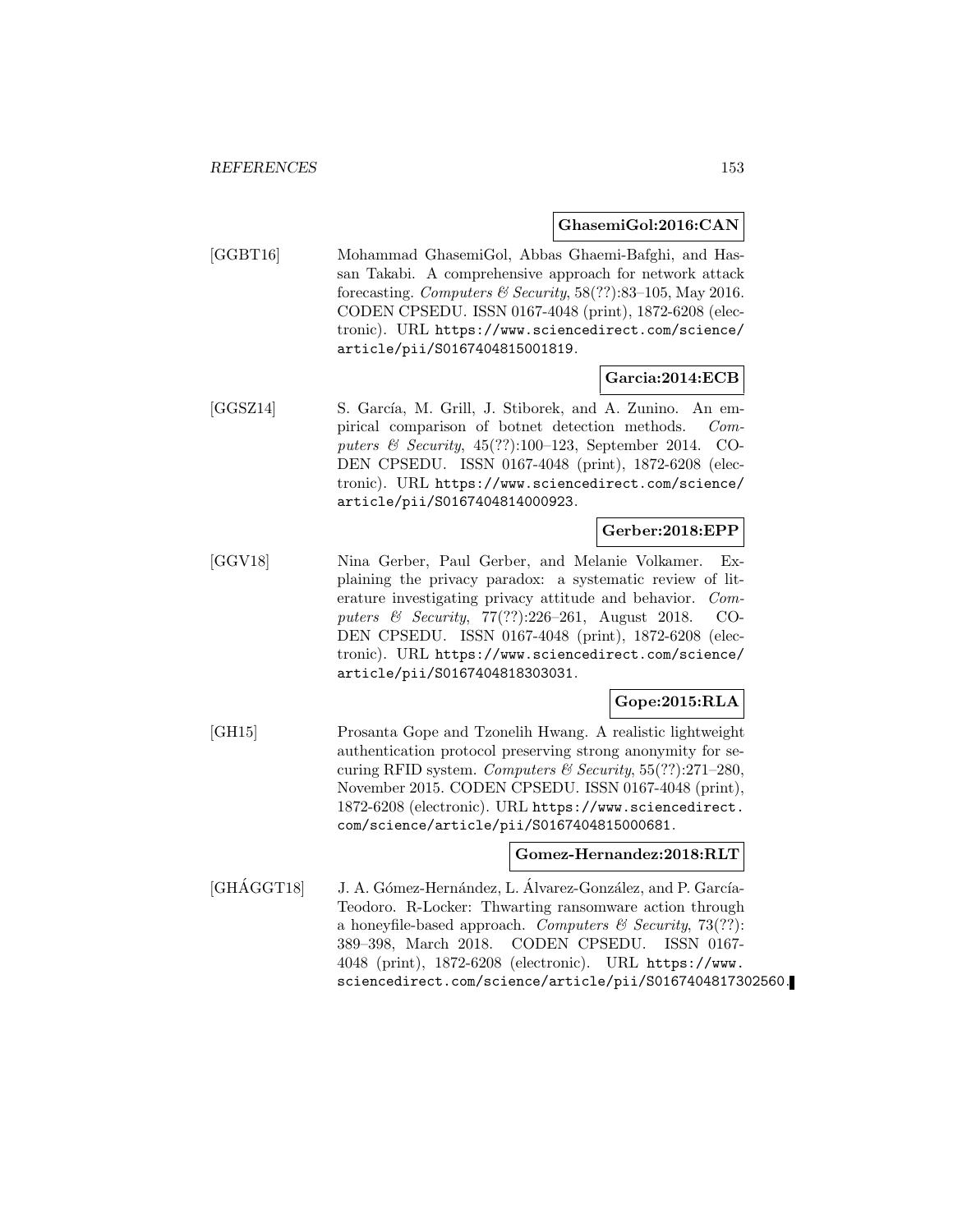**GhasemiGol:2016:CAN**

[GGBT16] Mohammad GhasemiGol, Abbas Ghaemi-Bafghi, and Hassan Takabi. A comprehensive approach for network attack forecasting. *Computers & Security*, 58(??):83–105, May 2016. CODEN CPSEDU. ISSN 0167-4048 (print), 1872-6208 (electronic). URL `https://www.sciencedirect.com/science/article/pii/S0167404815001819`.

**Garcia:2014:ECB**

[GGSZ14] S. García, M. Grill, J. Stiborek, and A. Zunino. An empirical comparison of botnet detection methods. *Computers & Security*, 45(??):100–123, September 2014. CODEN CPSEDU. ISSN 0167-4048 (print), 1872-6208 (electronic). URL `https://www.sciencedirect.com/science/article/pii/S0167404814000923`.

**Gerber:2018:EPP**

[GGV18] Nina Gerber, Paul Gerber, and Melanie Volkamer. Explaining the privacy paradox: a systematic review of literature investigating privacy attitude and behavior. *Computers & Security*, 77(??):226–261, August 2018. CODEN CPSEDU. ISSN 0167-4048 (print), 1872-6208 (electronic). URL `https://www.sciencedirect.com/science/article/pii/S0167404818303031`.

**Gope:2015:RLA**

[GH15] Prosanta Gope and Tzonelih Hwang. A realistic lightweight authentication protocol preserving strong anonymity for securing RFID system. *Computers & Security*, 55(??):271–280, November 2015. CODEN CPSEDU. ISSN 0167-4048 (print), 1872-6208 (electronic). URL `https://www.sciencedirect.com/science/article/pii/S0167404815000681`.

**Gomez-Hernandez:2018:RLT**

[GHÁGGT18] J. A. Gómez-Hernández, L. Álvarez-González, and P. García-Teodoro. R-Locker: Thwarting ransomware action through a honeyfile-based approach. *Computers & Security*, 73(??):389–398, March 2018. CODEN CPSEDU. ISSN 0167-4048 (print), 1872-6208 (electronic). URL `https://www.sciencedirect.com/science/article/pii/S0167404817302560`.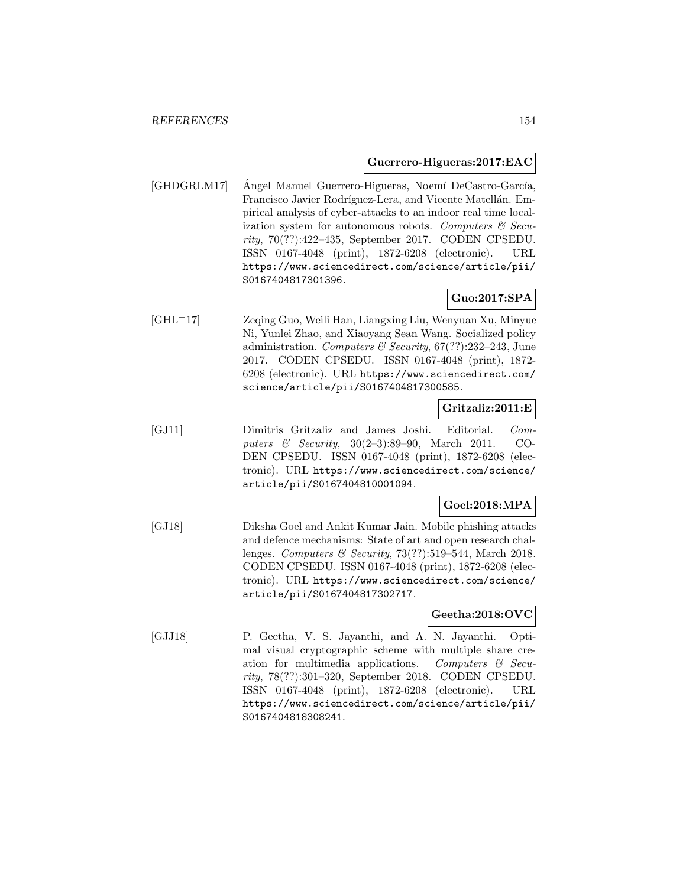**Guerrero-Higueras:2017:EAC**

[GHDGRLM17] Ángel Manuel Guerrero-Higueras, Noemí DeCastro-García, Francisco Javier Rodríguez-Lera, and Vicente Matellán. Empirical analysis of cyber-attacks to an indoor real time localization system for autonomous robots. *Computers & Security*, 70(??):422–435, September 2017. CODEN CPSEDU. ISSN 0167-4048 (print), 1872-6208 (electronic). URL https://www.sciencedirect.com/science/article/pii/S0167404817301396.

**Guo:2017:SPA**

[GHL+17] Zeqing Guo, Weili Han, Liangxing Liu, Wenyuan Xu, Minyue Ni, Yunlei Zhao, and Xiaoyang Sean Wang. Socialized policy administration. *Computers & Security*, 67(??):232–243, June 2017. CODEN CPSEDU. ISSN 0167-4048 (print), 1872-6208 (electronic). URL https://www.sciencedirect.com/science/article/pii/S0167404817300585.

**Gritzaliz:2011:E**

[GJ11] Dimitris Gritzaliz and James Joshi. Editorial. *Computers & Security*, 30(2–3):89–90, March 2011. CODEN CPSEDU. ISSN 0167-4048 (print), 1872-6208 (electronic). URL https://www.sciencedirect.com/science/article/pii/S0167404810001094.

**Goel:2018:MPA**

[GJ18] Diksha Goel and Ankit Kumar Jain. Mobile phishing attacks and defence mechanisms: State of art and open research challenges. *Computers & Security*, 73(??):519–544, March 2018. CODEN CPSEDU. ISSN 0167-4048 (print), 1872-6208 (electronic). URL https://www.sciencedirect.com/science/article/pii/S0167404817302717.

**Geetha:2018:OVC**

[GJJ18] P. Geetha, V. S. Jayanthi, and A. N. Jayanthi. Optimal visual cryptographic scheme with multiple share creation for multimedia applications. *Computers & Security*, 78(??):301–320, September 2018. CODEN CPSEDU. ISSN 0167-4048 (print), 1872-6208 (electronic). URL https://www.sciencedirect.com/science/article/pii/S0167404818308241.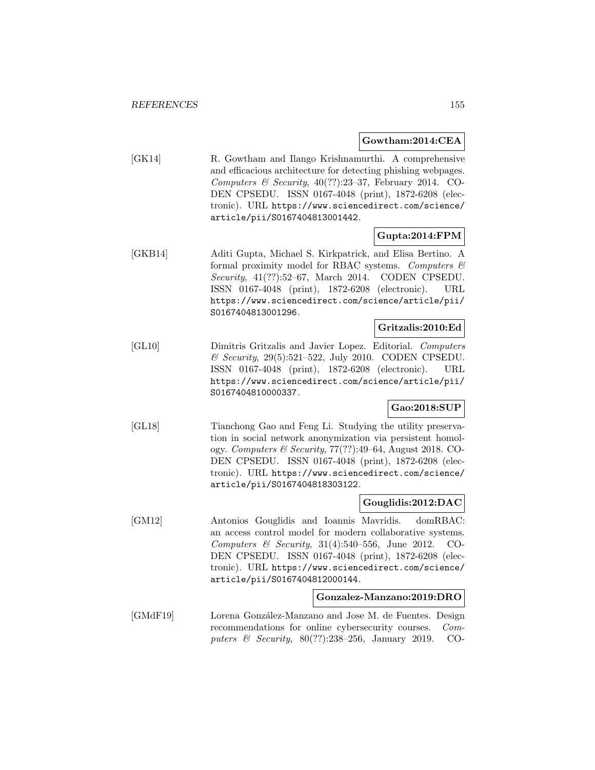**Gowtham:2014:CEA**

[GK14] R. Gowtham and Ilango Krishnamurthi. A comprehensive and efficacious architecture for detecting phishing webpages. *Computers & Security*, 40(??):23–37, February 2014. CODEN CPSEDU. ISSN 0167-4048 (print), 1872-6208 (electronic). URL `https://www.sciencedirect.com/science/article/pii/S0167404813001442`.

**Gupta:2014:FPM**

[GKB14] Aditi Gupta, Michael S. Kirkpatrick, and Elisa Bertino. A formal proximity model for RBAC systems. *Computers & Security*, 41(??):52–67, March 2014. CODEN CPSEDU. ISSN 0167-4048 (print), 1872-6208 (electronic). URL `https://www.sciencedirect.com/science/article/pii/S0167404813001296`.

**Gritzalis:2010:Ed**

[GL10] Dimitris Gritzalis and Javier Lopez. Editorial. *Computers & Security*, 29(5):521–522, July 2010. CODEN CPSEDU. ISSN 0167-4048 (print), 1872-6208 (electronic). URL `https://www.sciencedirect.com/science/article/pii/S0167404810000337`.

**Gao:2018:SUP**

[GL18] Tianchong Gao and Feng Li. Studying the utility preservation in social network anonymization via persistent homology. *Computers & Security*, 77(??):49–64, August 2018. CODEN CPSEDU. ISSN 0167-4048 (print), 1872-6208 (electronic). URL `https://www.sciencedirect.com/science/article/pii/S0167404818303122`.

**Gouglidis:2012:DAC**

[GM12] Antonios Gouglidis and Ioannis Mavridis. domRBAC: an access control model for modern collaborative systems. *Computers & Security*, 31(4):540–556, June 2012. CODEN CPSEDU. ISSN 0167-4048 (print), 1872-6208 (electronic). URL `https://www.sciencedirect.com/science/article/pii/S0167404812000144`.

**Gonzalez-Manzano:2019:DRO**

[GMdF19] Lorena González-Manzano and Jose M. de Fuentes. Design recommendations for online cybersecurity courses. *Computers & Security*, 80(??):238–256, January 2019. CO-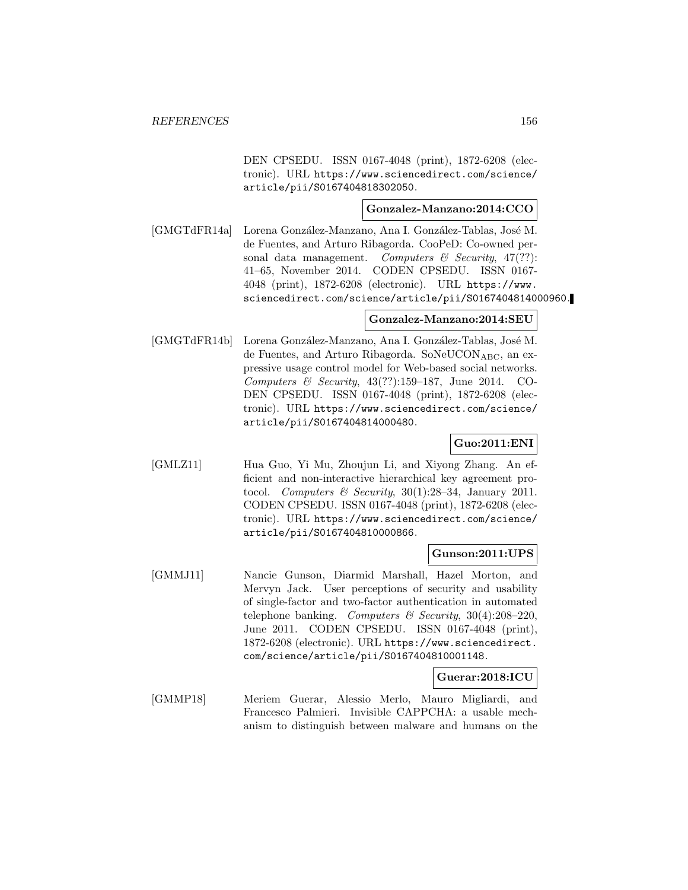DEN CPSEDU. ISSN 0167-4048 (print), 1872-6208 (electronic). URL https://www.sciencedirect.com/science/article/pii/S0167404818302050.

**Gonzalez-Manzano:2014:CCO**

[GMGTdFR14a] Lorena González-Manzano, Ana I. González-Tablas, José M. de Fuentes, and Arturo Ribagorda. CooPeD: Co-owned personal data management. *Computers & Security*, 47(??): 41–65, November 2014. CODEN CPSEDU. ISSN 0167-4048 (print), 1872-6208 (electronic). URL https://www.sciencedirect.com/science/article/pii/S0167404814000960.

**Gonzalez-Manzano:2014:SEU**

[GMGTdFR14b] Lorena González-Manzano, Ana I. González-Tablas, José M. de Fuentes, and Arturo Ribagorda. $\mathrm{SoNeUCON}_{\mathrm{ABC}}$, an expressive usage control model for Web-based social networks. *Computers & Security*, 43(??):159–187, June 2014. CODEN CPSEDU. ISSN 0167-4048 (print), 1872-6208 (electronic). URL https://www.sciencedirect.com/science/article/pii/S0167404814000480.

**Guo:2011:ENI**

[GMLZ11] Hua Guo, Yi Mu, Zhoujun Li, and Xiyong Zhang. An efficient and non-interactive hierarchical key agreement protocol. *Computers & Security*, 30(1):28–34, January 2011. CODEN CPSEDU. ISSN 0167-4048 (print), 1872-6208 (electronic). URL https://www.sciencedirect.com/science/article/pii/S0167404810000866.

**Gunson:2011:UPS**

[GMMJ11] Nancie Gunson, Diarmid Marshall, Hazel Morton, and Mervyn Jack. User perceptions of security and usability of single-factor and two-factor authentication in automated telephone banking. *Computers & Security*, 30(4):208–220, June 2011. CODEN CPSEDU. ISSN 0167-4048 (print), 1872-6208 (electronic). URL https://www.sciencedirect.com/science/article/pii/S0167404810001148.

**Guerar:2018:ICU**

[GMMP18] Meriem Guerar, Alessio Merlo, Mauro Migliardi, and Francesco Palmieri. Invisible CAPPCHA: a usable mechanism to distinguish between malware and humans on the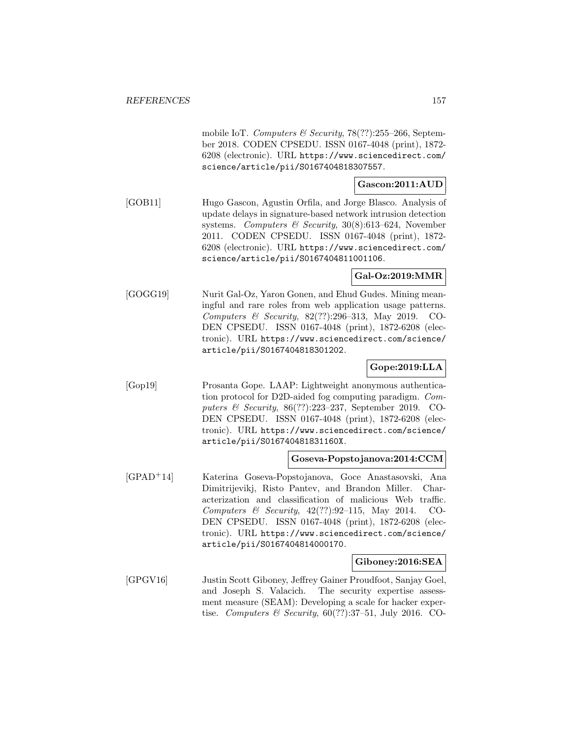mobile IoT. *Computers & Security*, 78(??):255–266, September 2018. CODEN CPSEDU. ISSN 0167-4048 (print), 1872-6208 (electronic). URL https://www.sciencedirect.com/science/article/pii/S0167404818307557.

**Gascon:2011:AUD**

[GOB11] Hugo Gascon, Agustin Orfila, and Jorge Blasco. Analysis of update delays in signature-based network intrusion detection systems. *Computers & Security*, 30(8):613–624, November 2011. CODEN CPSEDU. ISSN 0167-4048 (print), 1872-6208 (electronic). URL https://www.sciencedirect.com/science/article/pii/S0167404811001106.

**Gal-Oz:2019:MMR**

[GOGG19] Nurit Gal-Oz, Yaron Gonen, and Ehud Gudes. Mining meaningful and rare roles from web application usage patterns. *Computers & Security*, 82(??):296–313, May 2019. CODEN CPSEDU. ISSN 0167-4048 (print), 1872-6208 (electronic). URL https://www.sciencedirect.com/science/article/pii/S0167404818301202.

**Gope:2019:LLA**

[Gop19] Prosanta Gope. LAAP: Lightweight anonymous authentication protocol for D2D-aided fog computing paradigm. *Computers & Security*, 86(??):223–237, September 2019. CODEN CPSEDU. ISSN 0167-4048 (print), 1872-6208 (electronic). URL https://www.sciencedirect.com/science/article/pii/S016740481831160X.

**Goseva-Popstojanova:2014:CCM**

[GPAD+14] Katerina Goseva-Popstojanova, Goce Anastasovski, Ana Dimitrijevikj, Risto Pantev, and Brandon Miller. Characterization and classification of malicious Web traffic. *Computers & Security*, 42(??):92–115, May 2014. CODEN CPSEDU. ISSN 0167-4048 (print), 1872-6208 (electronic). URL https://www.sciencedirect.com/science/article/pii/S0167404814000170.

**Giboney:2016:SEA**

[GPGV16] Justin Scott Giboney, Jeffrey Gainer Proudfoot, Sanjay Goel, and Joseph S. Valacich. The security expertise assessment measure (SEAM): Developing a scale for hacker expertise. *Computers & Security*, 60(??):37–51, July 2016. CO-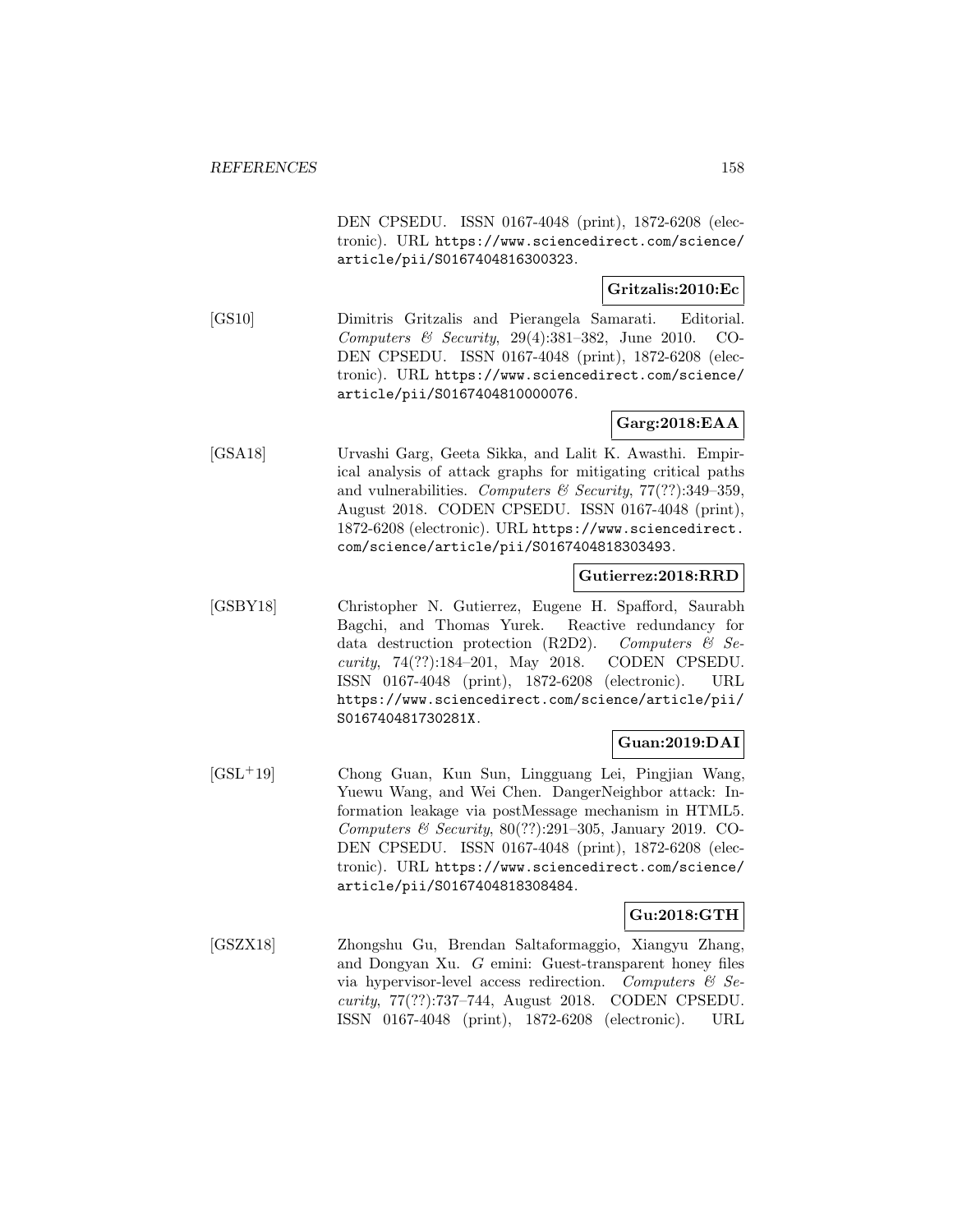DEN CPSEDU. ISSN 0167-4048 (print), 1872-6208 (electronic). URL https://www.sciencedirect.com/science/article/pii/S0167404816300323.

**Gritzalis:2010:Ec**

[GS10] Dimitris Gritzalis and Pierangela Samarati. Editorial. *Computers & Security*, 29(4):381–382, June 2010. CODEN CPSEDU. ISSN 0167-4048 (print), 1872-6208 (electronic). URL https://www.sciencedirect.com/science/article/pii/S0167404810000076.

**Garg:2018:EAA**

[GSA18] Urvashi Garg, Geeta Sikka, and Lalit K. Awasthi. Empirical analysis of attack graphs for mitigating critical paths and vulnerabilities. *Computers & Security*, 77(??):349–359, August 2018. CODEN CPSEDU. ISSN 0167-4048 (print), 1872-6208 (electronic). URL https://www.sciencedirect.com/science/article/pii/S0167404818303493.

**Gutierrez:2018:RRD**

[GSBY18] Christopher N. Gutierrez, Eugene H. Spafford, Saurabh Bagchi, and Thomas Yurek. Reactive redundancy for data destruction protection (R2D2). *Computers & Security*, 74(??):184–201, May 2018. CODEN CPSEDU. ISSN 0167-4048 (print), 1872-6208 (electronic). URL https://www.sciencedirect.com/science/article/pii/S016740481730281X.

**Guan:2019:DAI**

[GSL+19] Chong Guan, Kun Sun, Lingguang Lei, Pingjian Wang, Yuewu Wang, and Wei Chen. DangerNeighbor attack: Information leakage via postMessage mechanism in HTML5. *Computers & Security*, 80(??):291–305, January 2019. CODEN CPSEDU. ISSN 0167-4048 (print), 1872-6208 (electronic). URL https://www.sciencedirect.com/science/article/pii/S0167404818308484.

**Gu:2018:GTH**

[GSZX18] Zhongshu Gu, Brendan Saltaformaggio, Xiangyu Zhang, and Dongyan Xu. *G* emini: Guest-transparent honey files via hypervisor-level access redirection. *Computers & Security*, 77(??):737–744, August 2018. CODEN CPSEDU. ISSN 0167-4048 (print), 1872-6208 (electronic). URL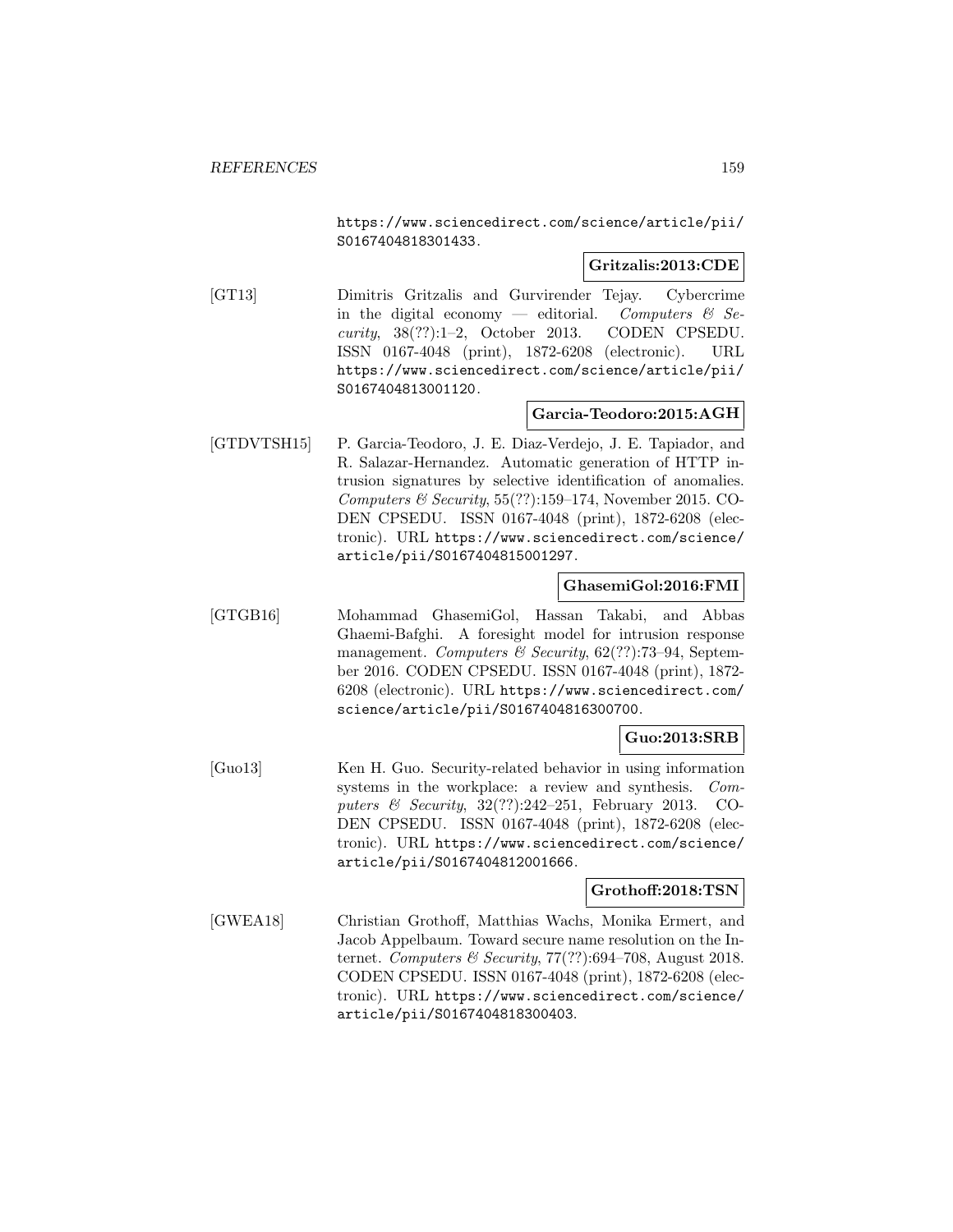https://www.sciencedirect.com/science/article/pii/S0167404818301433.

**Gritzalis:2013:CDE**

[GT13] Dimitris Gritzalis and Gurvirender Tejay. Cybercrime in the digital economy — editorial. *Computers & Security*, 38(??):1–2, October 2013. CODEN CPSEDU. ISSN 0167-4048 (print), 1872-6208 (electronic). URL https://www.sciencedirect.com/science/article/pii/S0167404813001120.

**Garcia-Teodoro:2015:AGH**

[GTDVTSH15] P. Garcia-Teodoro, J. E. Diaz-Verdejo, J. E. Tapiador, and R. Salazar-Hernandez. Automatic generation of HTTP intrusion signatures by selective identification of anomalies. *Computers & Security*, 55(??):159–174, November 2015. CODEN CPSEDU. ISSN 0167-4048 (print), 1872-6208 (electronic). URL https://www.sciencedirect.com/science/article/pii/S0167404815001297.

**GhasemiGol:2016:FMI**

[GTGB16] Mohammad GhasemiGol, Hassan Takabi, and Abbas Ghaemi-Bafghi. A foresight model for intrusion response management. *Computers & Security*, 62(??):73–94, September 2016. CODEN CPSEDU. ISSN 0167-4048 (print), 1872-6208 (electronic). URL https://www.sciencedirect.com/science/article/pii/S0167404816300700.

**Guo:2013:SRB**

[Guo13] Ken H. Guo. Security-related behavior in using information systems in the workplace: a review and synthesis. *Computers & Security*, 32(??):242–251, February 2013. CODEN CPSEDU. ISSN 0167-4048 (print), 1872-6208 (electronic). URL https://www.sciencedirect.com/science/article/pii/S0167404812001666.

**Grothoff:2018:TSN**

[GWEA18] Christian Grothoff, Matthias Wachs, Monika Ermert, and Jacob Appelbaum. Toward secure name resolution on the Internet. *Computers & Security*, 77(??):694–708, August 2018. CODEN CPSEDU. ISSN 0167-4048 (print), 1872-6208 (electronic). URL https://www.sciencedirect.com/science/article/pii/S0167404818300403.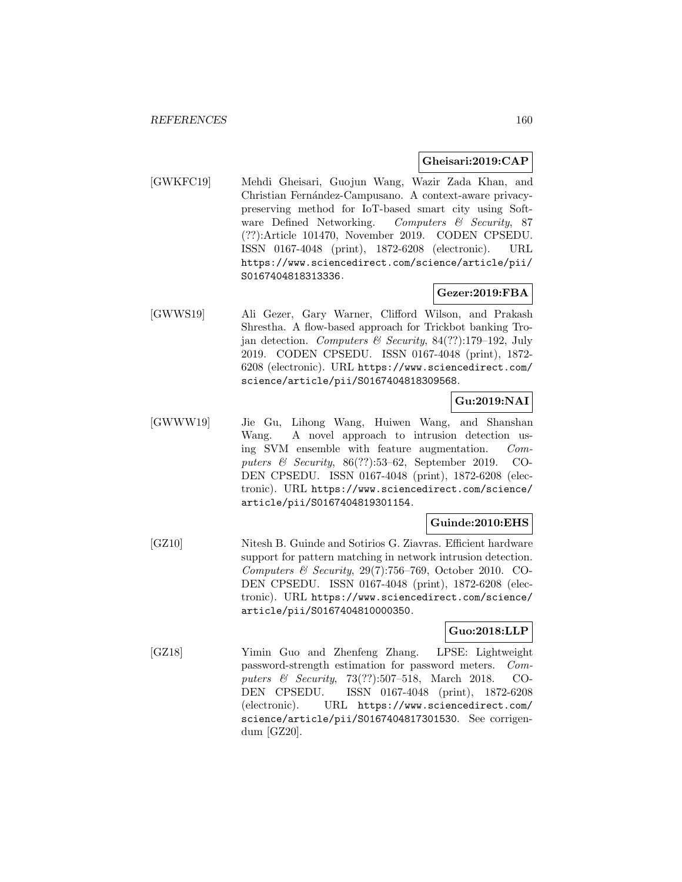**Gheisari:2019:CAP**

[GWKFC19] Mehdi Gheisari, Guojun Wang, Wazir Zada Khan, and Christian Fernández-Campusano. A context-aware privacy-preserving method for IoT-based smart city using Software Defined Networking. *Computers & Security*, 87 (??):Article 101470, November 2019. CODEN CPSEDU. ISSN 0167-4048 (print), 1872-6208 (electronic). URL https://www.sciencedirect.com/science/article/pii/S0167404818313336.

**Gezer:2019:FBA**

[GWWS19] Ali Gezer, Gary Warner, Clifford Wilson, and Prakash Shrestha. A flow-based approach for Trickbot banking Trojan detection. *Computers & Security*, 84(??):179–192, July 2019. CODEN CPSEDU. ISSN 0167-4048 (print), 1872-6208 (electronic). URL https://www.sciencedirect.com/science/article/pii/S0167404818309568.

**Gu:2019:NAI**

[GWWW19] Jie Gu, Lihong Wang, Huiwen Wang, and Shanshan Wang. A novel approach to intrusion detection using SVM ensemble with feature augmentation. *Computers & Security*, 86(??):53–62, September 2019. CODEN CPSEDU. ISSN 0167-4048 (print), 1872-6208 (electronic). URL https://www.sciencedirect.com/science/article/pii/S0167404819301154.

**Guinde:2010:EHS**

[GZ10] Nitesh B. Guinde and Sotirios G. Ziavras. Efficient hardware support for pattern matching in network intrusion detection. *Computers & Security*, 29(7):756–769, October 2010. CODEN CPSEDU. ISSN 0167-4048 (print), 1872-6208 (electronic). URL https://www.sciencedirect.com/science/article/pii/S0167404810000350.

**Guo:2018:LLP**

[GZ18] Yimin Guo and Zhenfeng Zhang. LPSE: Lightweight password-strength estimation for password meters. *Computers & Security*, 73(??):507–518, March 2018. CODEN CPSEDU. ISSN 0167-4048 (print), 1872-6208 (electronic). URL https://www.sciencedirect.com/science/article/pii/S0167404817301530. See corrigendum [GZ20].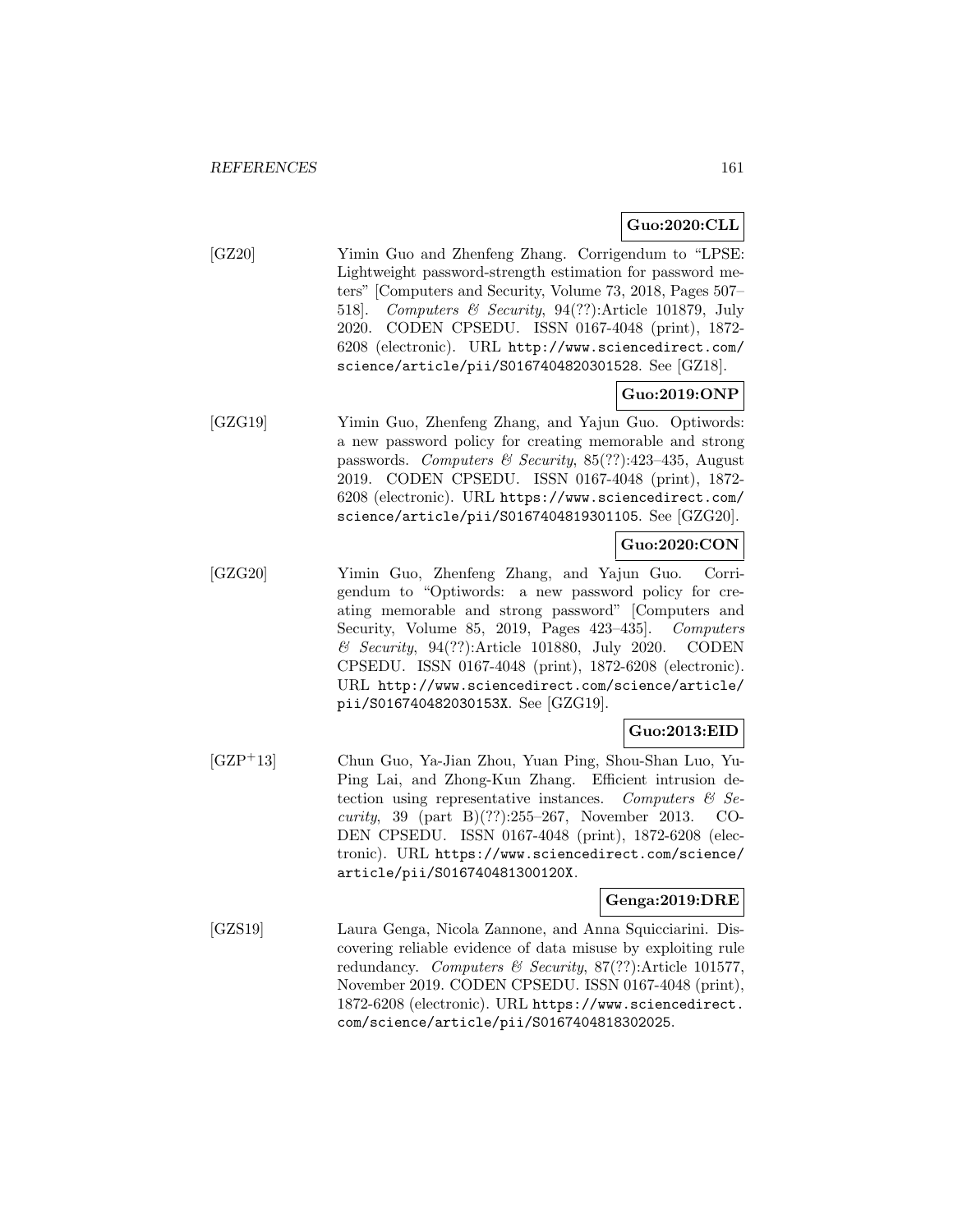**Guo:2020:CLL**

[GZ20] Yimin Guo and Zhenfeng Zhang. Corrigendum to "LPSE: Lightweight password-strength estimation for password meters" [Computers and Security, Volume 73, 2018, Pages 507–518]. *Computers & Security*, 94(??):Article 101879, July 2020. CODEN CPSEDU. ISSN 0167-4048 (print), 1872-6208 (electronic). URL http://www.sciencedirect.com/science/article/pii/S0167404820301528. See [GZ18].

**Guo:2019:ONP**

[GZG19] Yimin Guo, Zhenfeng Zhang, and Yajun Guo. Optiwords: a new password policy for creating memorable and strong passwords. *Computers & Security*, 85(??):423–435, August 2019. CODEN CPSEDU. ISSN 0167-4048 (print), 1872-6208 (electronic). URL https://www.sciencedirect.com/science/article/pii/S0167404819301105. See [GZG20].

**Guo:2020:CON**

[GZG20] Yimin Guo, Zhenfeng Zhang, and Yajun Guo. Corrigendum to "Optiwords: a new password policy for creating memorable and strong password" [Computers and Security, Volume 85, 2019, Pages 423–435]. *Computers & Security*, 94(??):Article 101880, July 2020. CODEN CPSEDU. ISSN 0167-4048 (print), 1872-6208 (electronic). URL http://www.sciencedirect.com/science/article/pii/S016740482030153X. See [GZG19].

**Guo:2013:EID**

[GZP+13] Chun Guo, Ya-Jian Zhou, Yuan Ping, Shou-Shan Luo, Yu-Ping Lai, and Zhong-Kun Zhang. Efficient intrusion detection using representative instances. *Computers & Security*, 39 (part B)(??):255–267, November 2013. CODEN CPSEDU. ISSN 0167-4048 (print), 1872-6208 (electronic). URL https://www.sciencedirect.com/science/article/pii/S016740481300120X.

**Genga:2019:DRE**

[GZS19] Laura Genga, Nicola Zannone, and Anna Squicciarini. Discovering reliable evidence of data misuse by exploiting rule redundancy. *Computers & Security*, 87(??):Article 101577, November 2019. CODEN CPSEDU. ISSN 0167-4048 (print), 1872-6208 (electronic). URL https://www.sciencedirect.com/science/article/pii/S0167404818302025.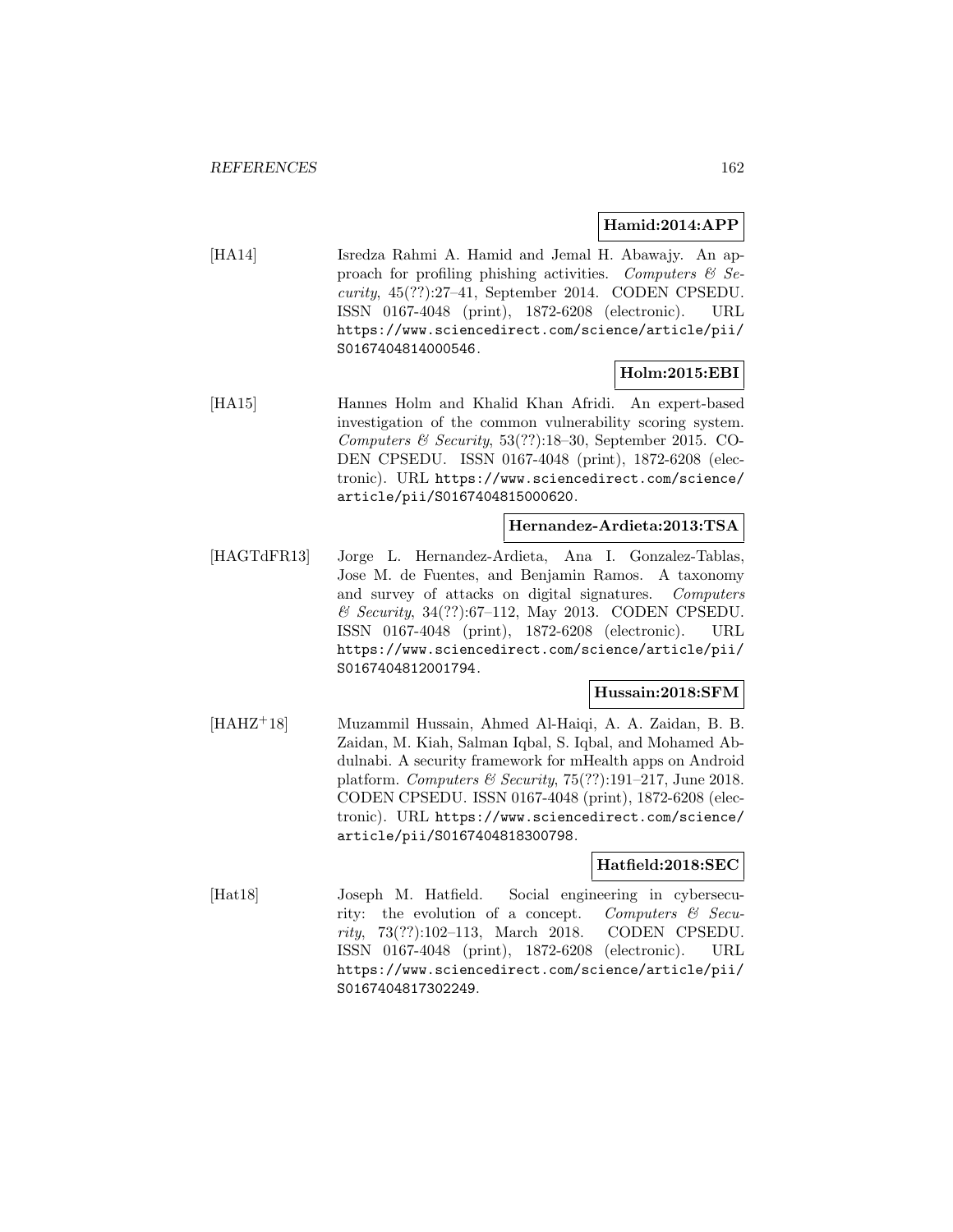**Hamid:2014:APP**

[HA14] Isredza Rahmi A. Hamid and Jemal H. Abawajy. An approach for profiling phishing activities. *Computers & Security*, 45(??):27–41, September 2014. CODEN CPSEDU. ISSN 0167-4048 (print), 1872-6208 (electronic). URL https://www.sciencedirect.com/science/article/pii/S0167404814000546.

**Holm:2015:EBI**

[HA15] Hannes Holm and Khalid Khan Afridi. An expert-based investigation of the common vulnerability scoring system. *Computers & Security*, 53(??):18–30, September 2015. CODEN CPSEDU. ISSN 0167-4048 (print), 1872-6208 (electronic). URL https://www.sciencedirect.com/science/article/pii/S0167404815000620.

**Hernandez-Ardieta:2013:TSA**

[HAGTdFR13] Jorge L. Hernandez-Ardieta, Ana I. Gonzalez-Tablas, Jose M. de Fuentes, and Benjamin Ramos. A taxonomy and survey of attacks on digital signatures. *Computers & Security*, 34(??):67–112, May 2013. CODEN CPSEDU. ISSN 0167-4048 (print), 1872-6208 (electronic). URL https://www.sciencedirect.com/science/article/pii/S0167404812001794.

**Hussain:2018:SFM**

[HAHZ+18] Muzammil Hussain, Ahmed Al-Haiqi, A. A. Zaidan, B. B. Zaidan, M. Kiah, Salman Iqbal, S. Iqbal, and Mohamed Abdulnabi. A security framework for mHealth apps on Android platform. *Computers & Security*, 75(??):191–217, June 2018. CODEN CPSEDU. ISSN 0167-4048 (print), 1872-6208 (electronic). URL https://www.sciencedirect.com/science/article/pii/S0167404818300798.

**Hatfield:2018:SEC**

[Hat18] Joseph M. Hatfield. Social engineering in cybersecurity: the evolution of a concept. *Computers & Security*, 73(??):102–113, March 2018. CODEN CPSEDU. ISSN 0167-4048 (print), 1872-6208 (electronic). URL https://www.sciencedirect.com/science/article/pii/S0167404817302249.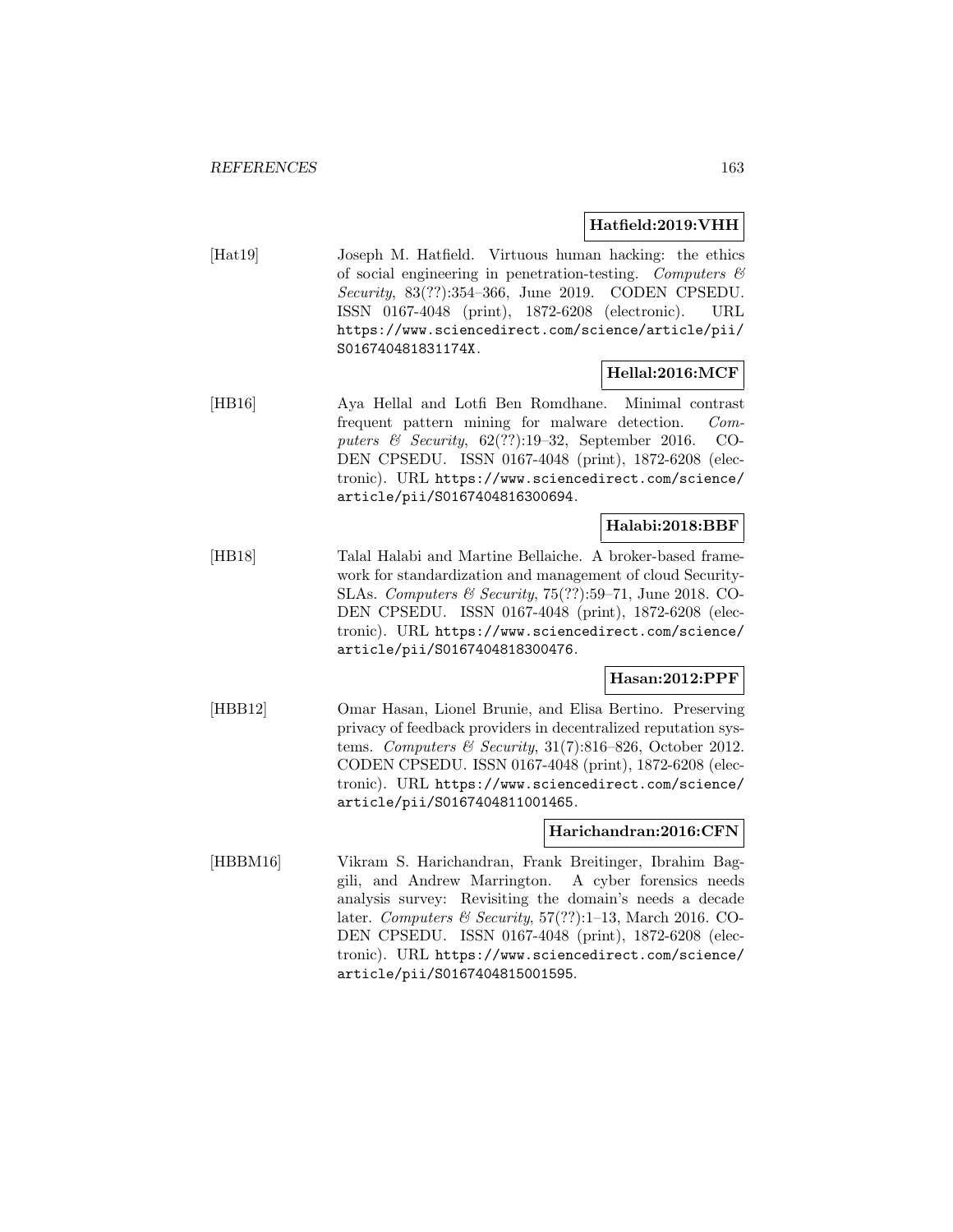**Hatfield:2019:VHH**

[Hat19] Joseph M. Hatfield. Virtuous human hacking: the ethics of social engineering in penetration-testing. *Computers & Security*, 83(??):354–366, June 2019. CODEN CPSEDU. ISSN 0167-4048 (print), 1872-6208 (electronic). URL `https://www.sciencedirect.com/science/article/pii/S016740481831174X`.

**Hellal:2016:MCF**

[HB16] Aya Hellal and Lotfi Ben Romdhane. Minimal contrast frequent pattern mining for malware detection. *Computers & Security*, 62(??):19–32, September 2016. CODEN CPSEDU. ISSN 0167-4048 (print), 1872-6208 (electronic). URL `https://www.sciencedirect.com/science/article/pii/S0167404816300694`.

**Halabi:2018:BBF**

[HB18] Talal Halabi and Martine Bellaiche. A broker-based framework for standardization and management of cloud Security-SLAs. *Computers & Security*, 75(??):59–71, June 2018. CODEN CPSEDU. ISSN 0167-4048 (print), 1872-6208 (electronic). URL `https://www.sciencedirect.com/science/article/pii/S0167404818300476`.

**Hasan:2012:PPF**

[HBB12] Omar Hasan, Lionel Brunie, and Elisa Bertino. Preserving privacy of feedback providers in decentralized reputation systems. *Computers & Security*, 31(7):816–826, October 2012. CODEN CPSEDU. ISSN 0167-4048 (print), 1872-6208 (electronic). URL `https://www.sciencedirect.com/science/article/pii/S0167404811001465`.

**Harichandran:2016:CFN**

[HBBM16] Vikram S. Harichandran, Frank Breitinger, Ibrahim Baggili, and Andrew Marrington. A cyber forensics needs analysis survey: Revisiting the domain's needs a decade later. *Computers & Security*, 57(??):1–13, March 2016. CODEN CPSEDU. ISSN 0167-4048 (print), 1872-6208 (electronic). URL `https://www.sciencedirect.com/science/article/pii/S0167404815001595`.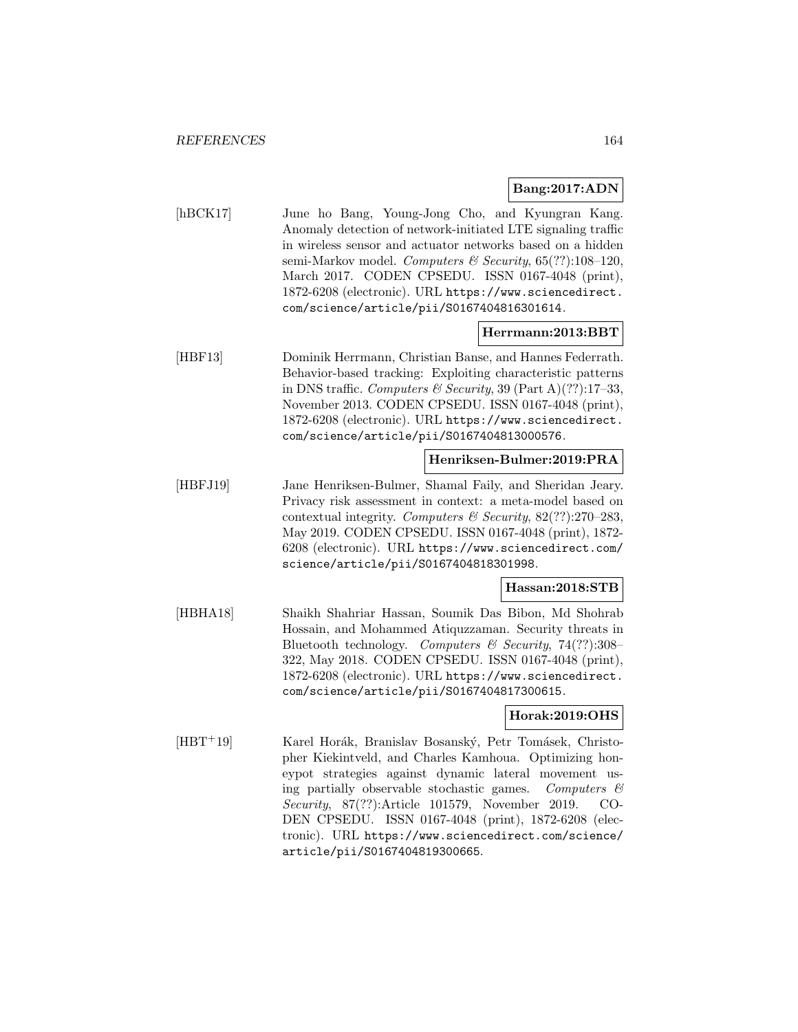**Bang:2017:ADN**

[hBCK17] June ho Bang, Young-Jong Cho, and Kyungran Kang. Anomaly detection of network-initiated LTE signaling traffic in wireless sensor and actuator networks based on a hidden semi-Markov model. *Computers & Security*, 65(??):108–120, March 2017. CODEN CPSEDU. ISSN 0167-4048 (print), 1872-6208 (electronic). URL https://www.sciencedirect.com/science/article/pii/S0167404816301614.

**Herrmann:2013:BBT**

[HBF13] Dominik Herrmann, Christian Banse, and Hannes Federrath. Behavior-based tracking: Exploiting characteristic patterns in DNS traffic. *Computers & Security*, 39 (Part A)(??):17–33, November 2013. CODEN CPSEDU. ISSN 0167-4048 (print), 1872-6208 (electronic). URL https://www.sciencedirect.com/science/article/pii/S0167404813000576.

**Henriksen-Bulmer:2019:PRA**

[HBFJ19] Jane Henriksen-Bulmer, Shamal Faily, and Sheridan Jeary. Privacy risk assessment in context: a meta-model based on contextual integrity. *Computers & Security*, 82(??):270–283, May 2019. CODEN CPSEDU. ISSN 0167-4048 (print), 1872-6208 (electronic). URL https://www.sciencedirect.com/science/article/pii/S0167404818301998.

**Hassan:2018:STB**

[HBHA18] Shaikh Shahriar Hassan, Soumik Das Bibon, Md Shohrab Hossain, and Mohammed Atiquzzaman. Security threats in Bluetooth technology. *Computers & Security*, 74(??):308–322, May 2018. CODEN CPSEDU. ISSN 0167-4048 (print), 1872-6208 (electronic). URL https://www.sciencedirect.com/science/article/pii/S0167404817300615.

**Horak:2019:OHS**

[HBT+19] Karel Horák, Branislav Bosanský, Petr Tomásek, Christopher Kiekintveld, and Charles Kamhoua. Optimizing honeypot strategies against dynamic lateral movement using partially observable stochastic games. *Computers & Security*, 87(??):Article 101579, November 2019. CODEN CPSEDU. ISSN 0167-4048 (print), 1872-6208 (electronic). URL https://www.sciencedirect.com/science/article/pii/S0167404819300665.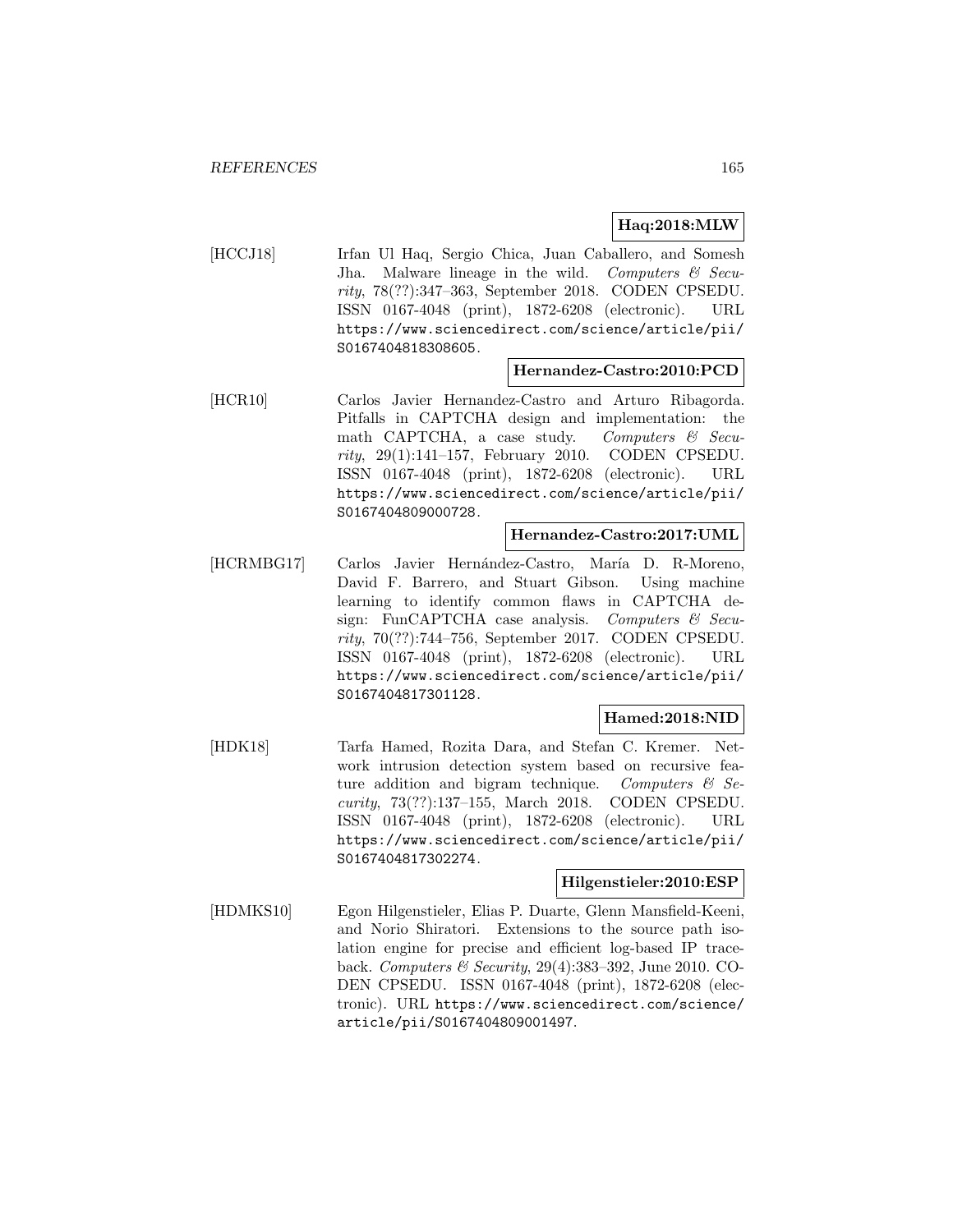**Haq:2018:MLW**

[HCCJ18] Irfan Ul Haq, Sergio Chica, Juan Caballero, and Somesh Jha. Malware lineage in the wild. *Computers & Security*, 78(??):347–363, September 2018. CODEN CPSEDU. ISSN 0167-4048 (print), 1872-6208 (electronic). URL https://www.sciencedirect.com/science/article/pii/S0167404818308605.

**Hernandez-Castro:2010:PCD**

[HCR10] Carlos Javier Hernandez-Castro and Arturo Ribagorda. Pitfalls in CAPTCHA design and implementation: the math CAPTCHA, a case study. *Computers & Security*, 29(1):141–157, February 2010. CODEN CPSEDU. ISSN 0167-4048 (print), 1872-6208 (electronic). URL https://www.sciencedirect.com/science/article/pii/S0167404809000728.

**Hernandez-Castro:2017:UML**

[HCRMBG17] Carlos Javier Hernández-Castro, María D. R-Moreno, David F. Barrero, and Stuart Gibson. Using machine learning to identify common flaws in CAPTCHA design: FunCAPTCHA case analysis. *Computers & Security*, 70(??):744–756, September 2017. CODEN CPSEDU. ISSN 0167-4048 (print), 1872-6208 (electronic). URL https://www.sciencedirect.com/science/article/pii/S0167404817301128.

**Hamed:2018:NID**

[HDK18] Tarfa Hamed, Rozita Dara, and Stefan C. Kremer. Network intrusion detection system based on recursive feature addition and bigram technique. *Computers & Security*, 73(??):137–155, March 2018. CODEN CPSEDU. ISSN 0167-4048 (print), 1872-6208 (electronic). URL https://www.sciencedirect.com/science/article/pii/S0167404817302274.

**Hilgenstieler:2010:ESP**

[HDMKS10] Egon Hilgenstieler, Elias P. Duarte, Glenn Mansfield-Keeni, and Norio Shiratori. Extensions to the source path isolation engine for precise and efficient log-based IP traceback. *Computers & Security*, 29(4):383–392, June 2010. CODEN CPSEDU. ISSN 0167-4048 (print), 1872-6208 (electronic). URL https://www.sciencedirect.com/science/article/pii/S0167404809001497.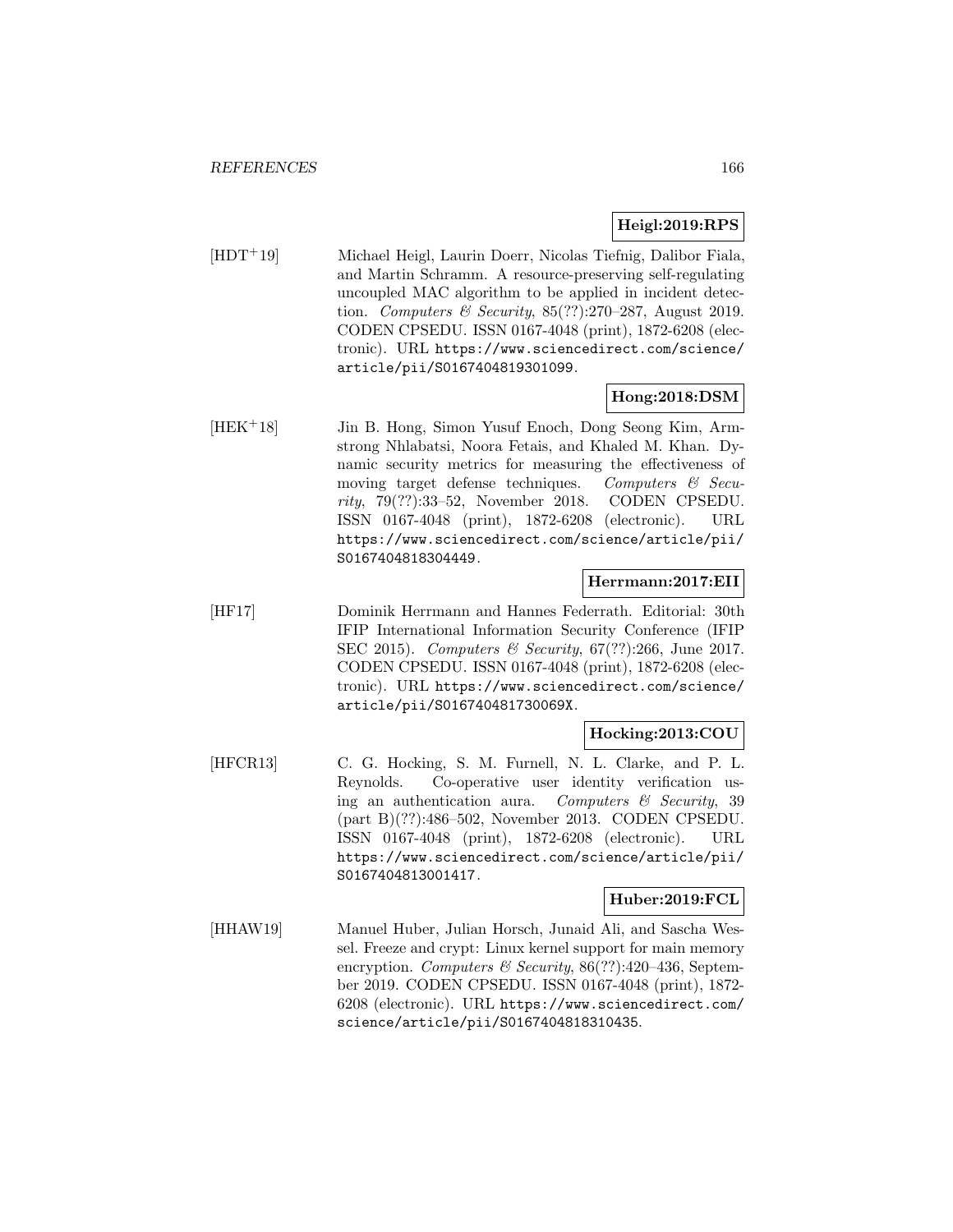**Heigl:2019:RPS**

[HDT+19] Michael Heigl, Laurin Doerr, Nicolas Tiefnig, Dalibor Fiala, and Martin Schramm. A resource-preserving self-regulating uncoupled MAC algorithm to be applied in incident detection. *Computers & Security*, 85(??):270–287, August 2019. CODEN CPSEDU. ISSN 0167-4048 (print), 1872-6208 (electronic). URL https://www.sciencedirect.com/science/article/pii/S0167404819301099.

**Hong:2018:DSM**

[HEK+18] Jin B. Hong, Simon Yusuf Enoch, Dong Seong Kim, Armstrong Nhlabatsi, Noora Fetais, and Khaled M. Khan. Dynamic security metrics for measuring the effectiveness of moving target defense techniques. *Computers & Security*, 79(??):33–52, November 2018. CODEN CPSEDU. ISSN 0167-4048 (print), 1872-6208 (electronic). URL https://www.sciencedirect.com/science/article/pii/S0167404818304449.

**Herrmann:2017:EII**

[HF17] Dominik Herrmann and Hannes Federrath. Editorial: 30th IFIP International Information Security Conference (IFIP SEC 2015). *Computers & Security*, 67(??):266, June 2017. CODEN CPSEDU. ISSN 0167-4048 (print), 1872-6208 (electronic). URL https://www.sciencedirect.com/science/article/pii/S016740481730069X.

**Hocking:2013:COU**

[HFCR13] C. G. Hocking, S. M. Furnell, N. L. Clarke, and P. L. Reynolds. Co-operative user identity verification using an authentication aura. *Computers & Security*, 39 (part B)(??):486–502, November 2013. CODEN CPSEDU. ISSN 0167-4048 (print), 1872-6208 (electronic). URL https://www.sciencedirect.com/science/article/pii/S0167404813001417.

**Huber:2019:FCL**

[HHAW19] Manuel Huber, Julian Horsch, Junaid Ali, and Sascha Wessel. Freeze and crypt: Linux kernel support for main memory encryption. *Computers & Security*, 86(??):420–436, September 2019. CODEN CPSEDU. ISSN 0167-4048 (print), 1872-6208 (electronic). URL https://www.sciencedirect.com/science/article/pii/S0167404818310435.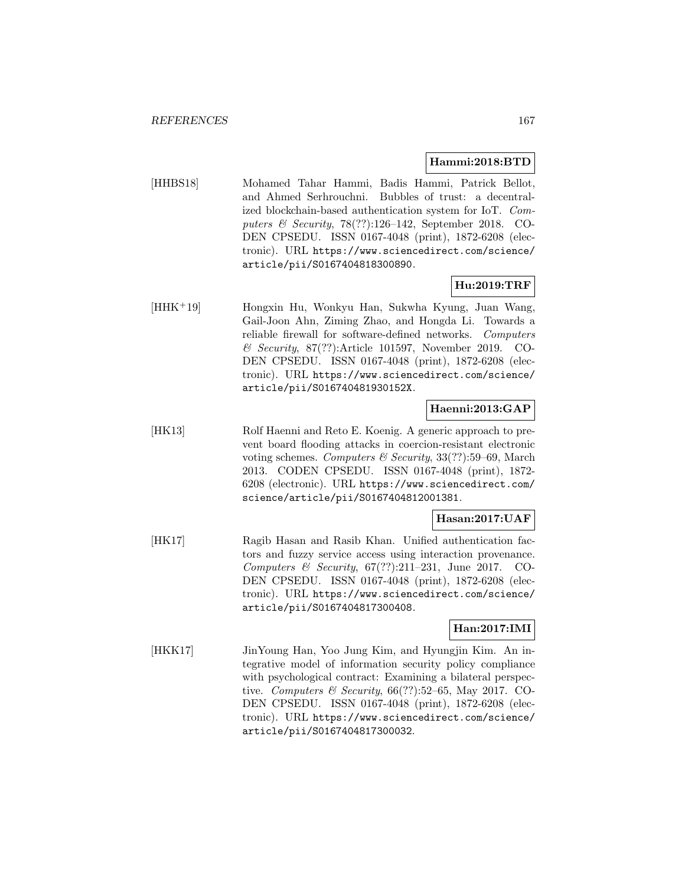**Hammi:2018:BTD**

[HHBS18] Mohamed Tahar Hammi, Badis Hammi, Patrick Bellot, and Ahmed Serhrouchni. Bubbles of trust: a decentralized blockchain-based authentication system for IoT. *Computers & Security*, 78(??):126–142, September 2018. CODEN CPSEDU. ISSN 0167-4048 (print), 1872-6208 (electronic). URL https://www.sciencedirect.com/science/article/pii/S0167404818300890.

**Hu:2019:TRF**

[HHK+19] Hongxin Hu, Wonkyu Han, Sukwha Kyung, Juan Wang, Gail-Joon Ahn, Ziming Zhao, and Hongda Li. Towards a reliable firewall for software-defined networks. *Computers & Security*, 87(??):Article 101597, November 2019. CODEN CPSEDU. ISSN 0167-4048 (print), 1872-6208 (electronic). URL https://www.sciencedirect.com/science/article/pii/S016740481930152X.

**Haenni:2013:GAP**

[HK13] Rolf Haenni and Reto E. Koenig. A generic approach to prevent board flooding attacks in coercion-resistant electronic voting schemes. *Computers & Security*, 33(??):59–69, March 2013. CODEN CPSEDU. ISSN 0167-4048 (print), 1872-6208 (electronic). URL https://www.sciencedirect.com/science/article/pii/S0167404812001381.

**Hasan:2017:UAF**

[HK17] Ragib Hasan and Rasib Khan. Unified authentication factors and fuzzy service access using interaction provenance. *Computers & Security*, 67(??):211–231, June 2017. CODEN CPSEDU. ISSN 0167-4048 (print), 1872-6208 (electronic). URL https://www.sciencedirect.com/science/article/pii/S0167404817300408.

**Han:2017:IMI**

[HKK17] JinYoung Han, Yoo Jung Kim, and Hyungjin Kim. An integrative model of information security policy compliance with psychological contract: Examining a bilateral perspective. *Computers & Security*, 66(??):52–65, May 2017. CODEN CPSEDU. ISSN 0167-4048 (print), 1872-6208 (electronic). URL https://www.sciencedirect.com/science/article/pii/S0167404817300032.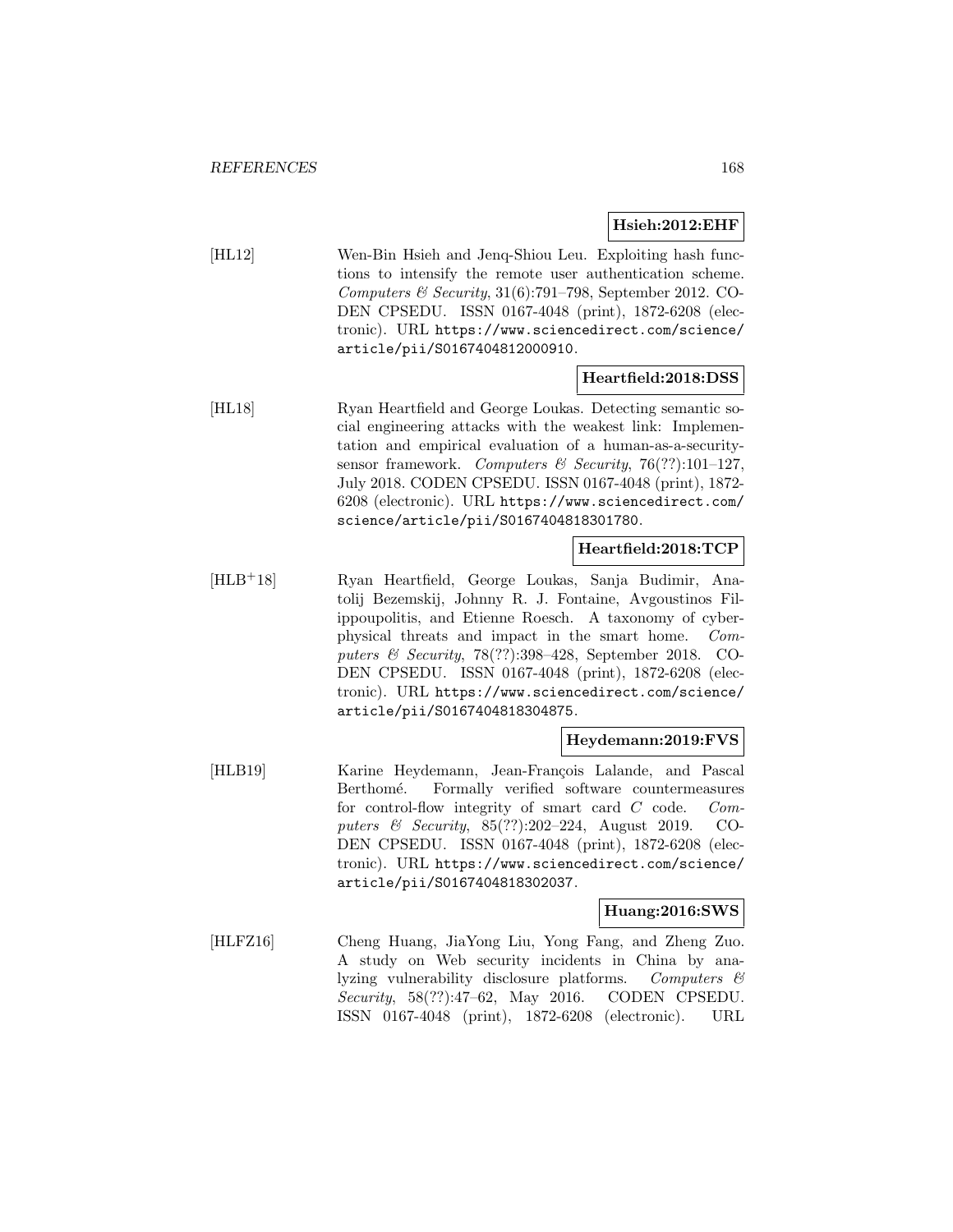**Hsieh:2012:EHF**

[HL12] Wen-Bin Hsieh and Jenq-Shiou Leu. Exploiting hash functions to intensify the remote user authentication scheme. *Computers & Security*, 31(6):791–798, September 2012. CODEN CPSEDU. ISSN 0167-4048 (print), 1872-6208 (electronic). URL `https://www.sciencedirect.com/science/article/pii/S0167404812000910`.

**Heartfield:2018:DSS**

[HL18] Ryan Heartfield and George Loukas. Detecting semantic social engineering attacks with the weakest link: Implementation and empirical evaluation of a human-as-a-security-sensor framework. *Computers & Security*, 76(??):101–127, July 2018. CODEN CPSEDU. ISSN 0167-4048 (print), 1872-6208 (electronic). URL `https://www.sciencedirect.com/science/article/pii/S0167404818301780`.

**Heartfield:2018:TCP**

[HLB+18] Ryan Heartfield, George Loukas, Sanja Budimir, Anatolij Bezemskij, Johnny R. J. Fontaine, Avgoustinos Filippoupolitis, and Etienne Roesch. A taxonomy of cyber-physical threats and impact in the smart home. *Computers & Security*, 78(??):398–428, September 2018. CODEN CPSEDU. ISSN 0167-4048 (print), 1872-6208 (electronic). URL `https://www.sciencedirect.com/science/article/pii/S0167404818304875`.

**Heydemann:2019:FVS**

[HLB19] Karine Heydemann, Jean-François Lalande, and Pascal Berthomé. Formally verified software countermeasures for control-flow integrity of smart card *C* code. *Computers & Security*, 85(??):202–224, August 2019. CODEN CPSEDU. ISSN 0167-4048 (print), 1872-6208 (electronic). URL `https://www.sciencedirect.com/science/article/pii/S0167404818302037`.

**Huang:2016:SWS**

[HLFZ16] Cheng Huang, JiaYong Liu, Yong Fang, and Zheng Zuo. A study on Web security incidents in China by analyzing vulnerability disclosure platforms. *Computers & Security*, 58(??):47–62, May 2016. CODEN CPSEDU. ISSN 0167-4048 (print), 1872-6208 (electronic). URL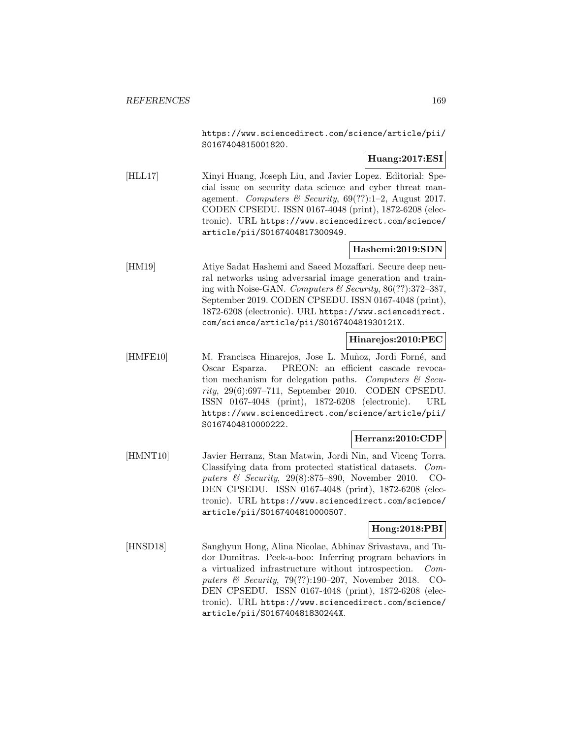https://www.sciencedirect.com/science/article/pii/S0167404815001820.

**Huang:2017:ESI**

[HLL17] Xinyi Huang, Joseph Liu, and Javier Lopez. Editorial: Special issue on security data science and cyber threat management. *Computers & Security*, 69(??):1–2, August 2017. CODEN CPSEDU. ISSN 0167-4048 (print), 1872-6208 (electronic). URL https://www.sciencedirect.com/science/article/pii/S0167404817300949.

**Hashemi:2019:SDN**

[HM19] Atiye Sadat Hashemi and Saeed Mozaffari. Secure deep neural networks using adversarial image generation and training with Noise-GAN. *Computers & Security*, 86(??):372–387, September 2019. CODEN CPSEDU. ISSN 0167-4048 (print), 1872-6208 (electronic). URL https://www.sciencedirect.com/science/article/pii/S016740481930121X.

**Hinarejos:2010:PEC**

[HMFE10] M. Francisca Hinarejos, Jose L. Muñoz, Jordi Forné, and Oscar Esparza. PREON: an efficient cascade revocation mechanism for delegation paths. *Computers & Security*, 29(6):697–711, September 2010. CODEN CPSEDU. ISSN 0167-4048 (print), 1872-6208 (electronic). URL https://www.sciencedirect.com/science/article/pii/S0167404810000222.

**Herranz:2010:CDP**

[HMNT10] Javier Herranz, Stan Matwin, Jordi Nin, and Vicenç Torra. Classifying data from protected statistical datasets. *Computers & Security*, 29(8):875–890, November 2010. CODEN CPSEDU. ISSN 0167-4048 (print), 1872-6208 (electronic). URL https://www.sciencedirect.com/science/article/pii/S0167404810000507.

**Hong:2018:PBI**

[HNSD18] Sanghyun Hong, Alina Nicolae, Abhinav Srivastava, and Tudor Dumitras. Peek-a-boo: Inferring program behaviors in a virtualized infrastructure without introspection. *Computers & Security*, 79(??):190–207, November 2018. CODEN CPSEDU. ISSN 0167-4048 (print), 1872-6208 (electronic). URL https://www.sciencedirect.com/science/article/pii/S016740481830244X.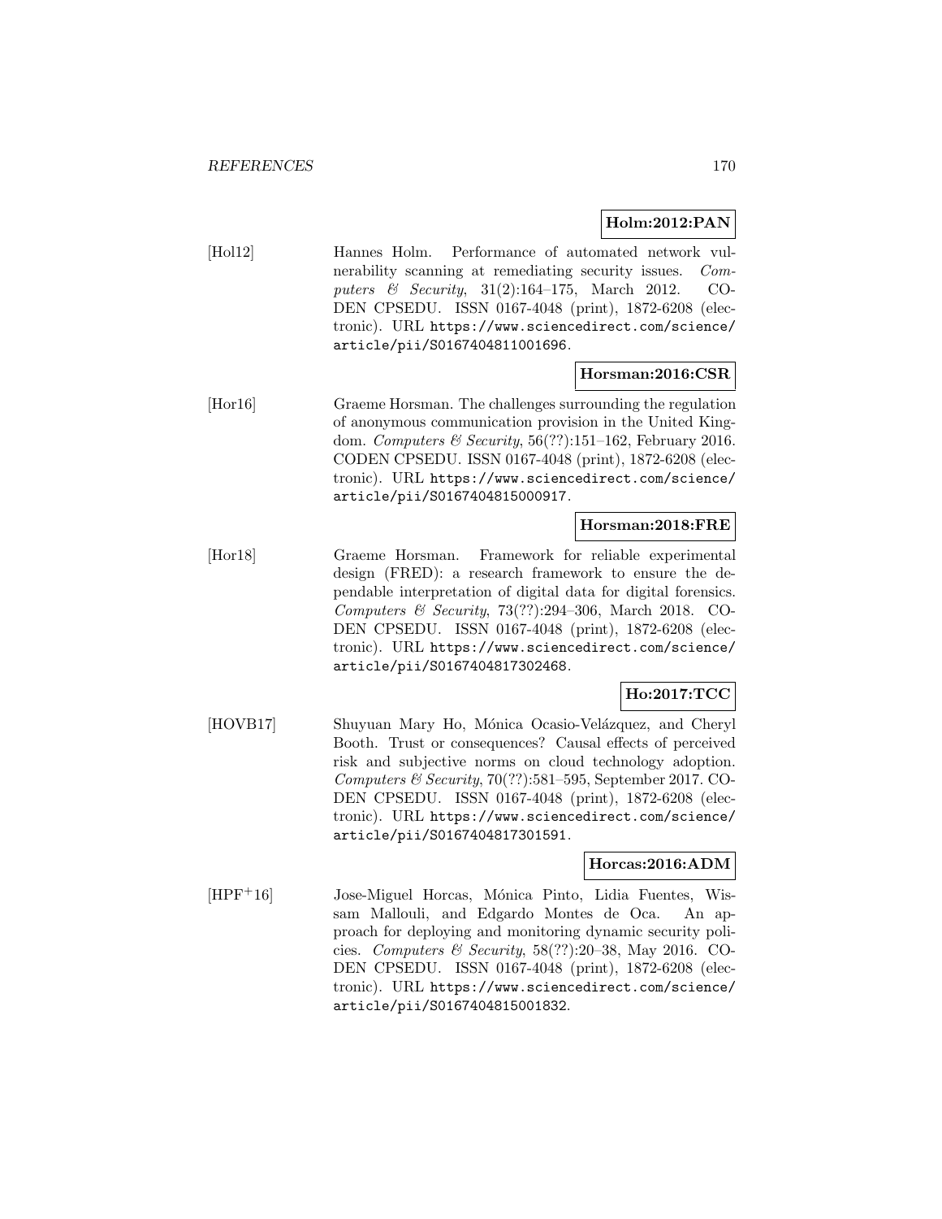**Holm:2012:PAN**

[Hol12] Hannes Holm. Performance of automated network vulnerability scanning at remediating security issues. *Computers & Security*, 31(2):164–175, March 2012. CODEN CPSEDU. ISSN 0167-4048 (print), 1872-6208 (electronic). URL https://www.sciencedirect.com/science/article/pii/S0167404811001696.

**Horsman:2016:CSR**

[Hor16] Graeme Horsman. The challenges surrounding the regulation of anonymous communication provision in the United Kingdom. *Computers & Security*, 56(??):151–162, February 2016. CODEN CPSEDU. ISSN 0167-4048 (print), 1872-6208 (electronic). URL https://www.sciencedirect.com/science/article/pii/S0167404815000917.

**Horsman:2018:FRE**

[Hor18] Graeme Horsman. Framework for reliable experimental design (FRED): a research framework to ensure the dependable interpretation of digital data for digital forensics. *Computers & Security*, 73(??):294–306, March 2018. CODEN CPSEDU. ISSN 0167-4048 (print), 1872-6208 (electronic). URL https://www.sciencedirect.com/science/article/pii/S0167404817302468.

**Ho:2017:TCC**

[HOVB17] Shuyuan Mary Ho, Mónica Ocasio-Velázquez, and Cheryl Booth. Trust or consequences? Causal effects of perceived risk and subjective norms on cloud technology adoption. *Computers & Security*, 70(??):581–595, September 2017. CODEN CPSEDU. ISSN 0167-4048 (print), 1872-6208 (electronic). URL https://www.sciencedirect.com/science/article/pii/S0167404817301591.

**Horcas:2016:ADM**

[HPF+16] Jose-Miguel Horcas, Mónica Pinto, Lidia Fuentes, Wissam Mallouli, and Edgardo Montes de Oca. An approach for deploying and monitoring dynamic security policies. *Computers & Security*, 58(??):20–38, May 2016. CODEN CPSEDU. ISSN 0167-4048 (print), 1872-6208 (electronic). URL https://www.sciencedirect.com/science/article/pii/S0167404815001832.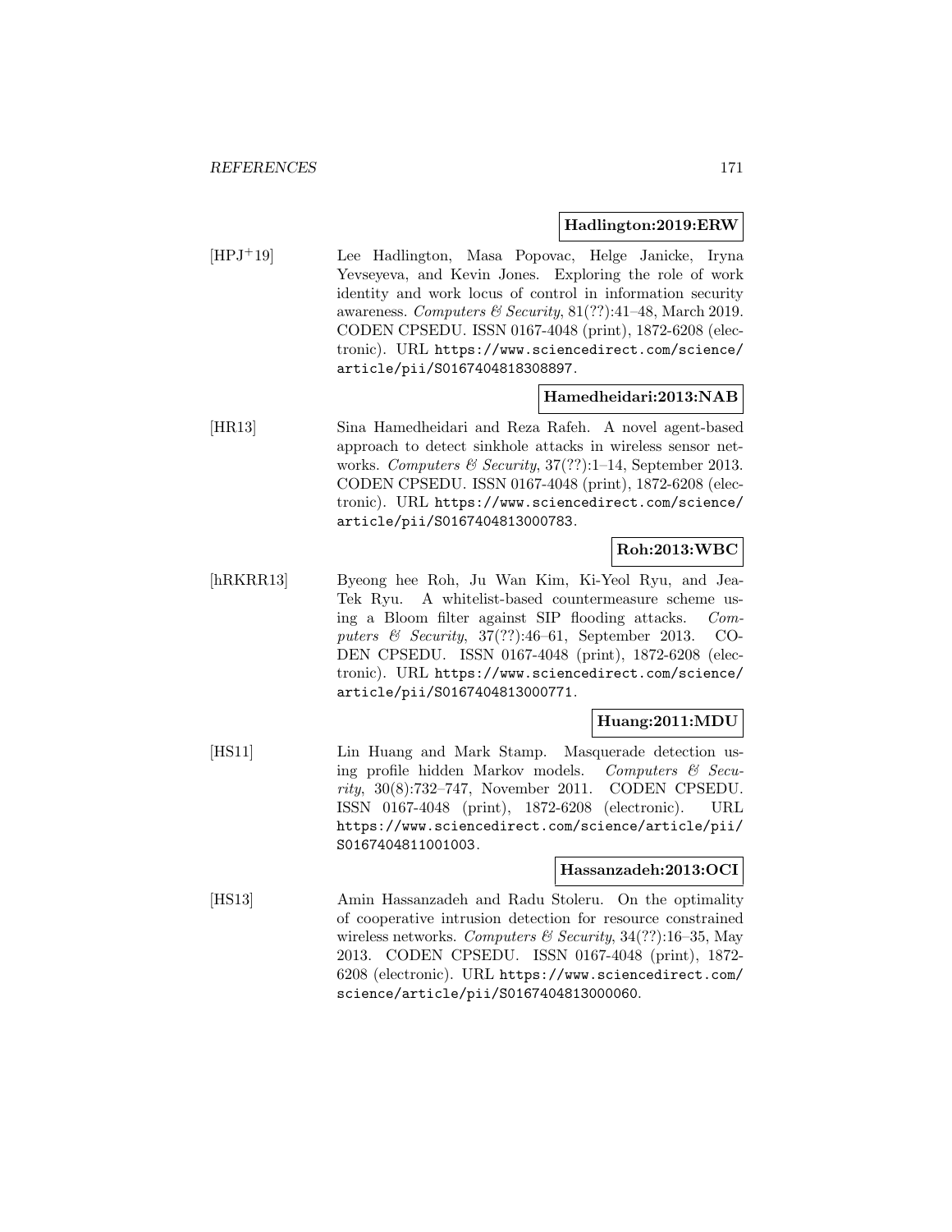**Hadlington:2019:ERW**

[HPJ+19] Lee Hadlington, Masa Popovac, Helge Janicke, Iryna Yevseyeva, and Kevin Jones. Exploring the role of work identity and work locus of control in information security awareness. *Computers & Security*, 81(??):41–48, March 2019. CODEN CPSEDU. ISSN 0167-4048 (print), 1872-6208 (electronic). URL https://www.sciencedirect.com/science/article/pii/S0167404818308897.

**Hamedheidari:2013:NAB**

[HR13] Sina Hamedheidari and Reza Rafeh. A novel agent-based approach to detect sinkhole attacks in wireless sensor networks. *Computers & Security*, 37(??):1–14, September 2013. CODEN CPSEDU. ISSN 0167-4048 (print), 1872-6208 (electronic). URL https://www.sciencedirect.com/science/article/pii/S0167404813000783.

**Roh:2013:WBC**

[hRKRR13] Byeong hee Roh, Ju Wan Kim, Ki-Yeol Ryu, and Jea-Tek Ryu. A whitelist-based countermeasure scheme using a Bloom filter against SIP flooding attacks. *Computers & Security*, 37(??):46–61, September 2013. CODEN CPSEDU. ISSN 0167-4048 (print), 1872-6208 (electronic). URL https://www.sciencedirect.com/science/article/pii/S0167404813000771.

**Huang:2011:MDU**

[HS11] Lin Huang and Mark Stamp. Masquerade detection using profile hidden Markov models. *Computers & Security*, 30(8):732–747, November 2011. CODEN CPSEDU. ISSN 0167-4048 (print), 1872-6208 (electronic). URL https://www.sciencedirect.com/science/article/pii/S0167404811001003.

**Hassanzadeh:2013:OCI**

[HS13] Amin Hassanzadeh and Radu Stoleru. On the optimality of cooperative intrusion detection for resource constrained wireless networks. *Computers & Security*, 34(??):16–35, May 2013. CODEN CPSEDU. ISSN 0167-4048 (print), 1872-6208 (electronic). URL https://www.sciencedirect.com/science/article/pii/S0167404813000060.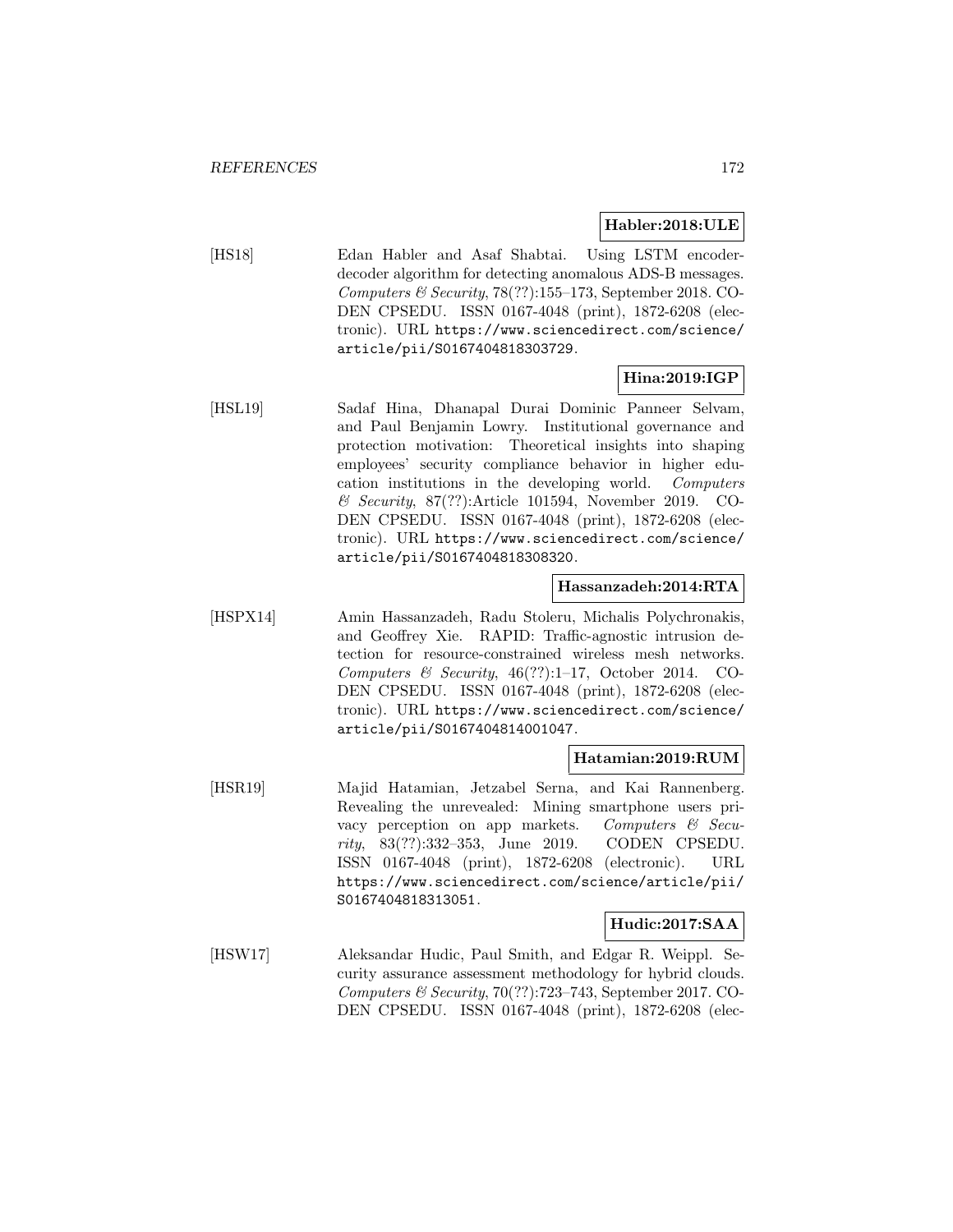**Habler:2018:ULE**

[HS18] Edan Habler and Asaf Shabtai. Using LSTM encoder-decoder algorithm for detecting anomalous ADS-B messages. *Computers & Security*, 78(??):155–173, September 2018. CODEN CPSEDU. ISSN 0167-4048 (print), 1872-6208 (electronic). URL `https://www.sciencedirect.com/science/article/pii/S0167404818303729`.

**Hina:2019:IGP**

[HSL19] Sadaf Hina, Dhanapal Durai Dominic Panneer Selvam, and Paul Benjamin Lowry. Institutional governance and protection motivation: Theoretical insights into shaping employees' security compliance behavior in higher education institutions in the developing world. *Computers & Security*, 87(??):Article 101594, November 2019. CODEN CPSEDU. ISSN 0167-4048 (print), 1872-6208 (electronic). URL `https://www.sciencedirect.com/science/article/pii/S0167404818308320`.

**Hassanzadeh:2014:RTA**

[HSPX14] Amin Hassanzadeh, Radu Stoleru, Michalis Polychronakis, and Geoffrey Xie. RAPID: Traffic-agnostic intrusion detection for resource-constrained wireless mesh networks. *Computers & Security*, 46(??):1–17, October 2014. CODEN CPSEDU. ISSN 0167-4048 (print), 1872-6208 (electronic). URL `https://www.sciencedirect.com/science/article/pii/S0167404814001047`.

**Hatamian:2019:RUM**

[HSR19] Majid Hatamian, Jetzabel Serna, and Kai Rannenberg. Revealing the unrevealed: Mining smartphone users privacy perception on app markets. *Computers & Security*, 83(??):332–353, June 2019. CODEN CPSEDU. ISSN 0167-4048 (print), 1872-6208 (electronic). URL `https://www.sciencedirect.com/science/article/pii/S0167404818313051`.

**Hudic:2017:SAA**

[HSW17] Aleksandar Hudic, Paul Smith, and Edgar R. Weippl. Security assurance assessment methodology for hybrid clouds. *Computers & Security*, 70(??):723–743, September 2017. CODEN CPSEDU. ISSN 0167-4048 (print), 1872-6208 (elec-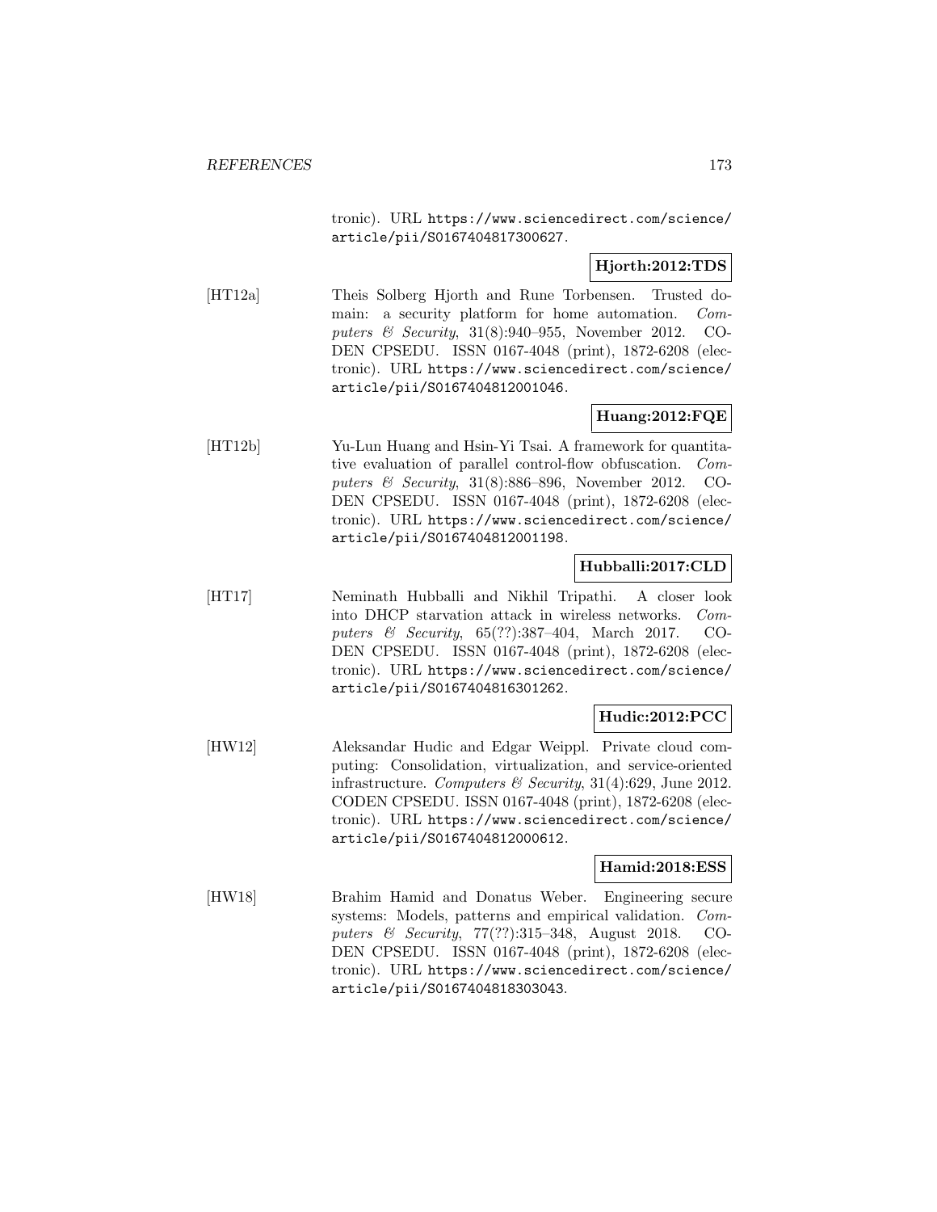tronic). URL https://www.sciencedirect.com/science/article/pii/S0167404817300627.

**Hjorth:2012:TDS**

[HT12a] Theis Solberg Hjorth and Rune Torbensen. Trusted domain: a security platform for home automation. *Computers & Security*, 31(8):940–955, November 2012. CODEN CPSEDU. ISSN 0167-4048 (print), 1872-6208 (electronic). URL https://www.sciencedirect.com/science/article/pii/S0167404812001046.

**Huang:2012:FQE**

[HT12b] Yu-Lun Huang and Hsin-Yi Tsai. A framework for quantitative evaluation of parallel control-flow obfuscation. *Computers & Security*, 31(8):886–896, November 2012. CODEN CPSEDU. ISSN 0167-4048 (print), 1872-6208 (electronic). URL https://www.sciencedirect.com/science/article/pii/S0167404812001198.

**Hubballi:2017:CLD**

[HT17] Neminath Hubballi and Nikhil Tripathi. A closer look into DHCP starvation attack in wireless networks. *Computers & Security*, 65(??):387–404, March 2017. CODEN CPSEDU. ISSN 0167-4048 (print), 1872-6208 (electronic). URL https://www.sciencedirect.com/science/article/pii/S0167404816301262.

**Hudic:2012:PCC**

[HW12] Aleksandar Hudic and Edgar Weippl. Private cloud computing: Consolidation, virtualization, and service-oriented infrastructure. *Computers & Security*, 31(4):629, June 2012. CODEN CPSEDU. ISSN 0167-4048 (print), 1872-6208 (electronic). URL https://www.sciencedirect.com/science/article/pii/S0167404812000612.

**Hamid:2018:ESS**

[HW18] Brahim Hamid and Donatus Weber. Engineering secure systems: Models, patterns and empirical validation. *Computers & Security*, 77(??):315–348, August 2018. CODEN CPSEDU. ISSN 0167-4048 (print), 1872-6208 (electronic). URL https://www.sciencedirect.com/science/article/pii/S0167404818303043.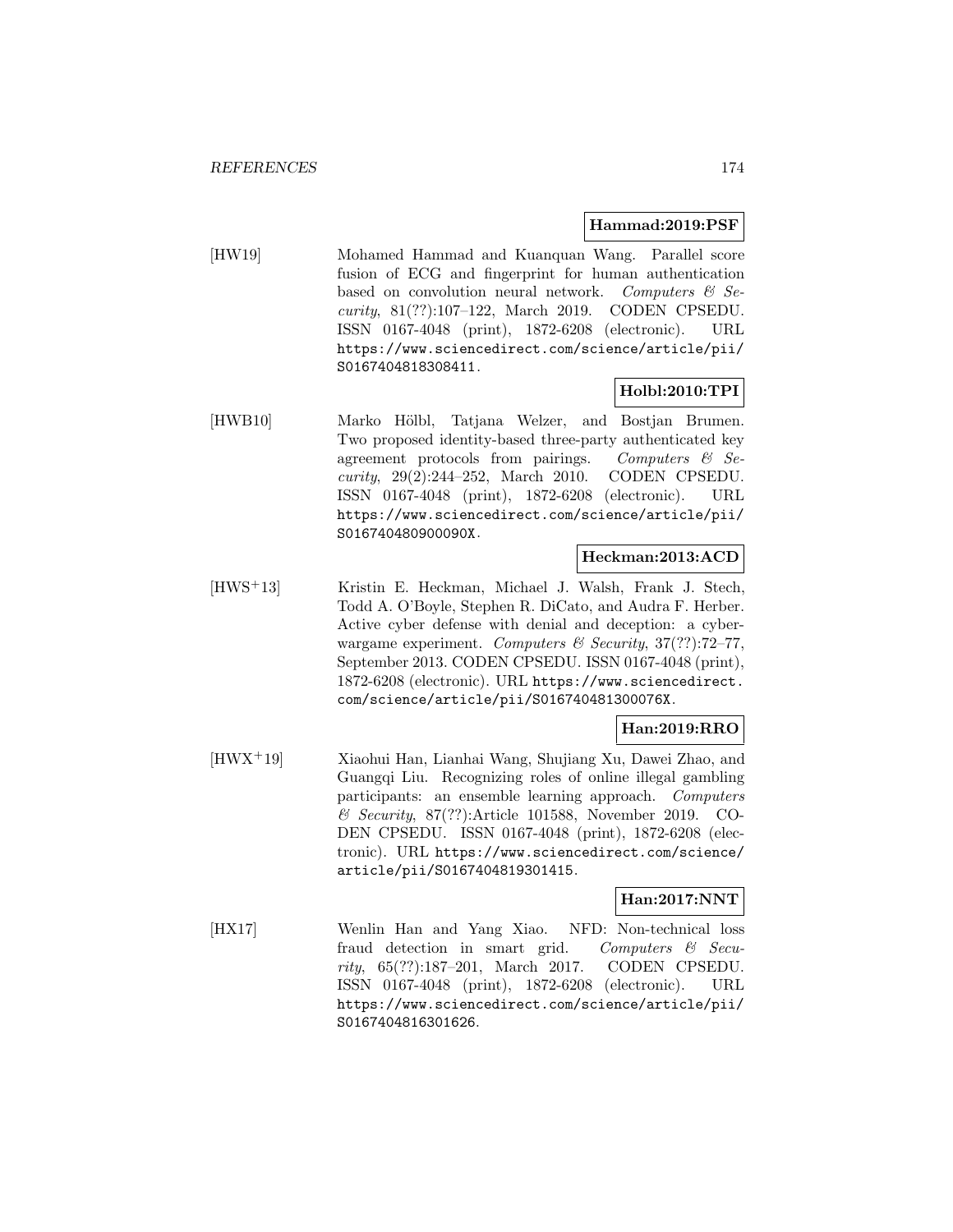**Hammad:2019:PSF**

[HW19] Mohamed Hammad and Kuanquan Wang. Parallel score fusion of ECG and fingerprint for human authentication based on convolution neural network. *Computers & Security*, 81(??):107–122, March 2019. CODEN CPSEDU. ISSN 0167-4048 (print), 1872-6208 (electronic). URL https://www.sciencedirect.com/science/article/pii/S0167404818308411.

**Holbl:2010:TPI**

[HWB10] Marko Hölbl, Tatjana Welzer, and Bostjan Brumen. Two proposed identity-based three-party authenticated key agreement protocols from pairings. *Computers & Security*, 29(2):244–252, March 2010. CODEN CPSEDU. ISSN 0167-4048 (print), 1872-6208 (electronic). URL https://www.sciencedirect.com/science/article/pii/S016740480900090X.

**Heckman:2013:ACD**

[HWS+13] Kristin E. Heckman, Michael J. Walsh, Frank J. Stech, Todd A. O'Boyle, Stephen R. DiCato, and Audra F. Herber. Active cyber defense with denial and deception: a cyber-wargame experiment. *Computers & Security*, 37(??):72–77, September 2013. CODEN CPSEDU. ISSN 0167-4048 (print), 1872-6208 (electronic). URL https://www.sciencedirect.com/science/article/pii/S016740481300076X.

**Han:2019:RRO**

[HWX+19] Xiaohui Han, Lianhai Wang, Shujiang Xu, Dawei Zhao, and Guangqi Liu. Recognizing roles of online illegal gambling participants: an ensemble learning approach. *Computers & Security*, 87(??):Article 101588, November 2019. CODEN CPSEDU. ISSN 0167-4048 (print), 1872-6208 (electronic). URL https://www.sciencedirect.com/science/article/pii/S0167404819301415.

**Han:2017:NNT**

[HX17] Wenlin Han and Yang Xiao. NFD: Non-technical loss fraud detection in smart grid. *Computers & Security*, 65(??):187–201, March 2017. CODEN CPSEDU. ISSN 0167-4048 (print), 1872-6208 (electronic). URL https://www.sciencedirect.com/science/article/pii/S0167404816301626.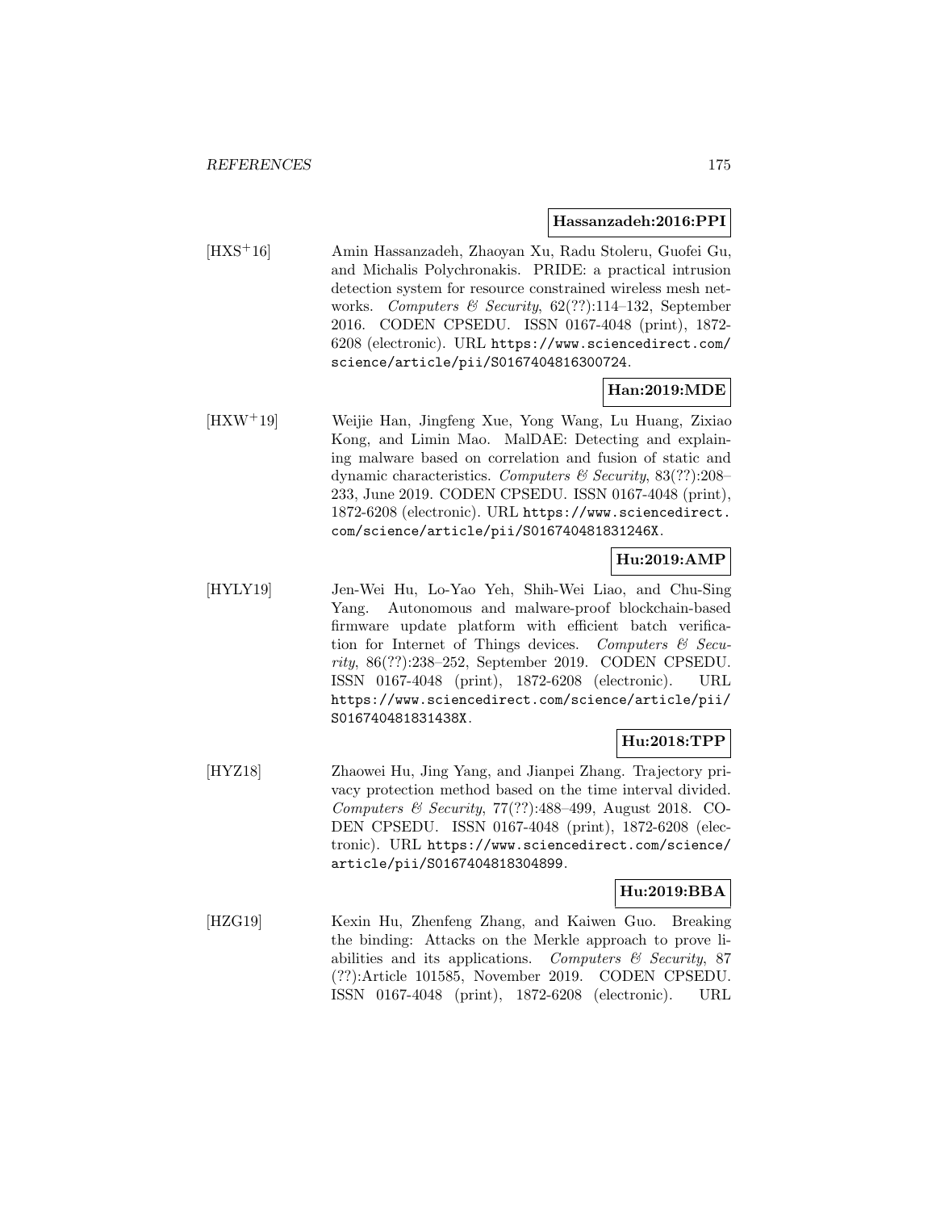**Hassanzadeh:2016:PPI**

[HXS+16] Amin Hassanzadeh, Zhaoyan Xu, Radu Stoleru, Guofei Gu, and Michalis Polychronakis. PRIDE: a practical intrusion detection system for resource constrained wireless mesh networks. *Computers & Security*, 62(??):114–132, September 2016. CODEN CPSEDU. ISSN 0167-4048 (print), 1872-6208 (electronic). URL https://www.sciencedirect.com/science/article/pii/S0167404816300724.

**Han:2019:MDE**

[HXW+19] Weijie Han, Jingfeng Xue, Yong Wang, Lu Huang, Zixiao Kong, and Limin Mao. MalDAE: Detecting and explaining malware based on correlation and fusion of static and dynamic characteristics. *Computers & Security*, 83(??):208–233, June 2019. CODEN CPSEDU. ISSN 0167-4048 (print), 1872-6208 (electronic). URL https://www.sciencedirect.com/science/article/pii/S016740481831246X.

**Hu:2019:AMP**

[HYLY19] Jen-Wei Hu, Lo-Yao Yeh, Shih-Wei Liao, and Chu-Sing Yang. Autonomous and malware-proof blockchain-based firmware update platform with efficient batch verification for Internet of Things devices. *Computers & Security*, 86(??):238–252, September 2019. CODEN CPSEDU. ISSN 0167-4048 (print), 1872-6208 (electronic). URL https://www.sciencedirect.com/science/article/pii/S016740481831438X.

**Hu:2018:TPP**

[HYZ18] Zhaowei Hu, Jing Yang, and Jianpei Zhang. Trajectory privacy protection method based on the time interval divided. *Computers & Security*, 77(??):488–499, August 2018. CODEN CPSEDU. ISSN 0167-4048 (print), 1872-6208 (electronic). URL https://www.sciencedirect.com/science/article/pii/S0167404818304899.

**Hu:2019:BBA**

[HZG19] Kexin Hu, Zhenfeng Zhang, and Kaiwen Guo. Breaking the binding: Attacks on the Merkle approach to prove liabilities and its applications. *Computers & Security*, 87 (??):Article 101585, November 2019. CODEN CPSEDU. ISSN 0167-4048 (print), 1872-6208 (electronic). URL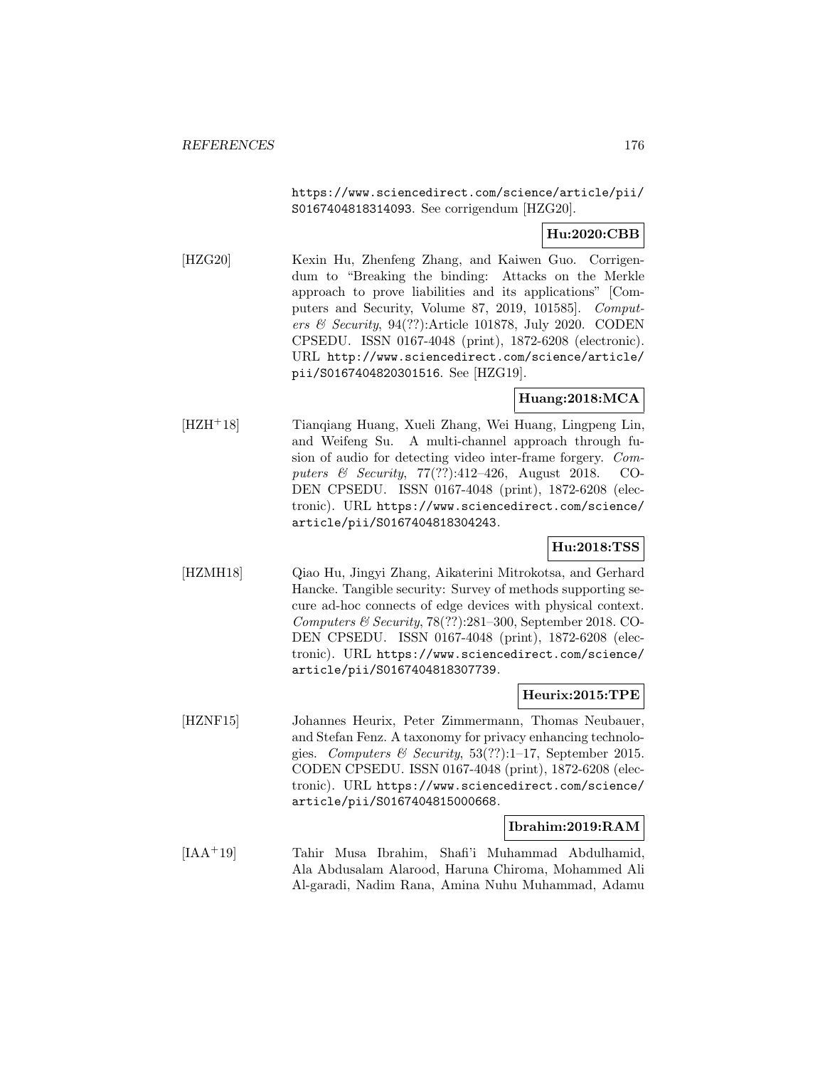https://www.sciencedirect.com/science/article/pii/S0167404818314093. See corrigendum [HZG20].

**Hu:2020:CBB**

[HZG20] Kexin Hu, Zhenfeng Zhang, and Kaiwen Guo. Corrigendum to "Breaking the binding: Attacks on the Merkle approach to prove liabilities and its applications" [Computers and Security, Volume 87, 2019, 101585]. *Computers & Security*, 94(??):Article 101878, July 2020. CODEN CPSEDU. ISSN 0167-4048 (print), 1872-6208 (electronic). URL http://www.sciencedirect.com/science/article/pii/S0167404820301516. See [HZG19].

**Huang:2018:MCA**

[HZH+18] Tianqiang Huang, Xueli Zhang, Wei Huang, Lingpeng Lin, and Weifeng Su. A multi-channel approach through fusion of audio for detecting video inter-frame forgery. *Computers & Security*, 77(??):412–426, August 2018. CODEN CPSEDU. ISSN 0167-4048 (print), 1872-6208 (electronic). URL https://www.sciencedirect.com/science/article/pii/S0167404818304243.

**Hu:2018:TSS**

[HZMH18] Qiao Hu, Jingyi Zhang, Aikaterini Mitrokotsa, and Gerhard Hancke. Tangible security: Survey of methods supporting secure ad-hoc connects of edge devices with physical context. *Computers & Security*, 78(??):281–300, September 2018. CODEN CPSEDU. ISSN 0167-4048 (print), 1872-6208 (electronic). URL https://www.sciencedirect.com/science/article/pii/S0167404818307739.

**Heurix:2015:TPE**

[HZNF15] Johannes Heurix, Peter Zimmermann, Thomas Neubauer, and Stefan Fenz. A taxonomy for privacy enhancing technologies. *Computers & Security*, 53(??):1–17, September 2015. CODEN CPSEDU. ISSN 0167-4048 (print), 1872-6208 (electronic). URL https://www.sciencedirect.com/science/article/pii/S0167404815000668.

**Ibrahim:2019:RAM**

[IAA+19] Tahir Musa Ibrahim, Shafi'i Muhammad Abdulhamid, Ala Abdusalam Alarood, Haruna Chiroma, Mohammed Ali Al-garadi, Nadim Rana, Amina Nuhu Muhammad, Adamu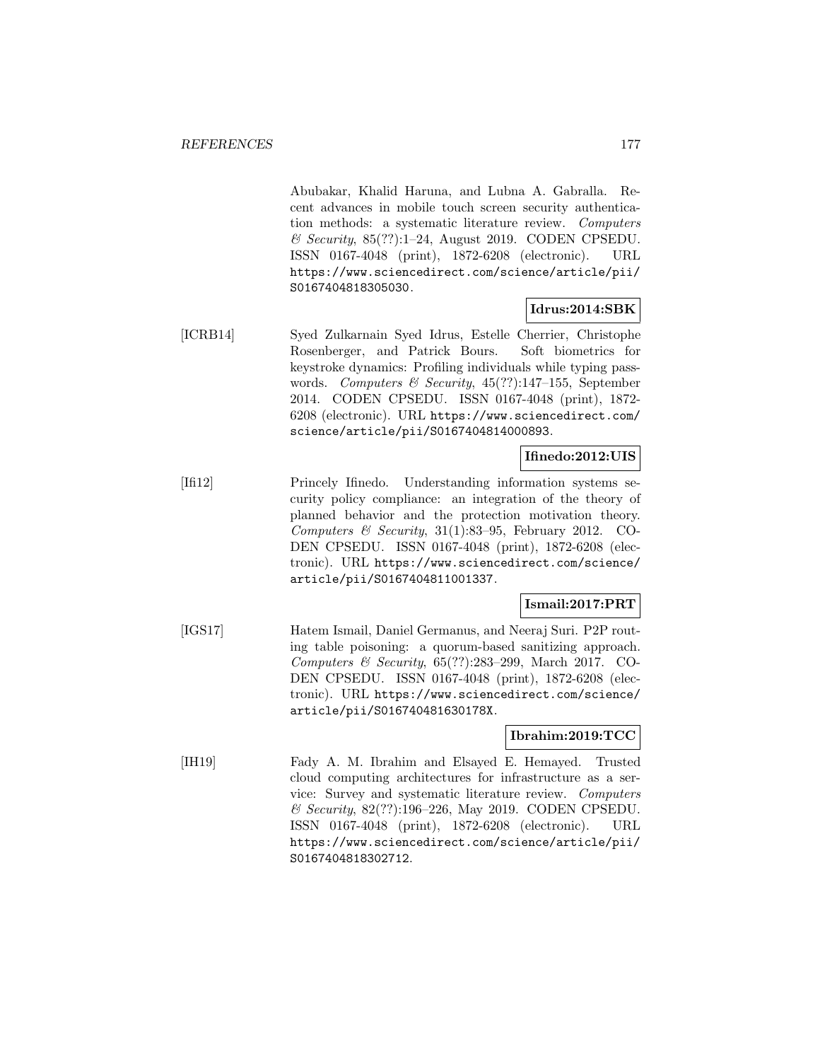Abubakar, Khalid Haruna, and Lubna A. Gabralla. Recent advances in mobile touch screen security authentication methods: a systematic literature review. *Computers & Security*, 85(??):1–24, August 2019. CODEN CPSEDU. ISSN 0167-4048 (print), 1872-6208 (electronic). URL https://www.sciencedirect.com/science/article/pii/S0167404818305030.

**Idrus:2014:SBK**

[ICRB14] Syed Zulkarnain Syed Idrus, Estelle Cherrier, Christophe Rosenberger, and Patrick Bours. Soft biometrics for keystroke dynamics: Profiling individuals while typing passwords. *Computers & Security*, 45(??):147–155, September 2014. CODEN CPSEDU. ISSN 0167-4048 (print), 1872-6208 (electronic). URL https://www.sciencedirect.com/science/article/pii/S0167404814000893.

**Ifinedo:2012:UIS**

[Ifi12] Princely Ifinedo. Understanding information systems security policy compliance: an integration of the theory of planned behavior and the protection motivation theory. *Computers & Security*, 31(1):83–95, February 2012. CODEN CPSEDU. ISSN 0167-4048 (print), 1872-6208 (electronic). URL https://www.sciencedirect.com/science/article/pii/S0167404811001337.

**Ismail:2017:PRT**

[IGS17] Hatem Ismail, Daniel Germanus, and Neeraj Suri. P2P routing table poisoning: a quorum-based sanitizing approach. *Computers & Security*, 65(??):283–299, March 2017. CODEN CPSEDU. ISSN 0167-4048 (print), 1872-6208 (electronic). URL https://www.sciencedirect.com/science/article/pii/S016740481630178X.

**Ibrahim:2019:TCC**

[IH19] Fady A. M. Ibrahim and Elsayed E. Hemayed. Trusted cloud computing architectures for infrastructure as a service: Survey and systematic literature review. *Computers & Security*, 82(??):196–226, May 2019. CODEN CPSEDU. ISSN 0167-4048 (print), 1872-6208 (electronic). URL https://www.sciencedirect.com/science/article/pii/S0167404818302712.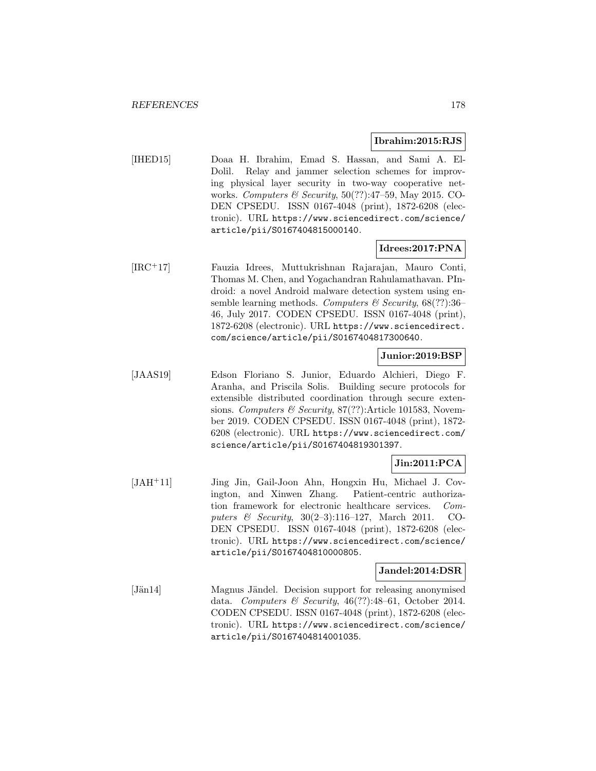**Ibrahim:2015:RJS**

[IHED15] Doaa H. Ibrahim, Emad S. Hassan, and Sami A. El-Dolil. Relay and jammer selection schemes for improving physical layer security in two-way cooperative networks. *Computers & Security*, 50(??):47–59, May 2015. CODEN CPSEDU. ISSN 0167-4048 (print), 1872-6208 (electronic). URL https://www.sciencedirect.com/science/article/pii/S0167404815000140.

**Idrees:2017:PNA**

[IRC+17] Fauzia Idrees, Muttukrishnan Rajarajan, Mauro Conti, Thomas M. Chen, and Yogachandran Rahulamathavan. PIndroid: a novel Android malware detection system using ensemble learning methods. *Computers & Security*, 68(??):36–46, July 2017. CODEN CPSEDU. ISSN 0167-4048 (print), 1872-6208 (electronic). URL https://www.sciencedirect.com/science/article/pii/S0167404817300640.

**Junior:2019:BSP**

[JAAS19] Edson Floriano S. Junior, Eduardo Alchieri, Diego F. Aranha, and Priscila Solis. Building secure protocols for extensible distributed coordination through secure extensions. *Computers & Security*, 87(??):Article 101583, November 2019. CODEN CPSEDU. ISSN 0167-4048 (print), 1872-6208 (electronic). URL https://www.sciencedirect.com/science/article/pii/S0167404819301397.

**Jin:2011:PCA**

[JAH+11] Jing Jin, Gail-Joon Ahn, Hongxin Hu, Michael J. Covington, and Xinwen Zhang. Patient-centric authorization framework for electronic healthcare services. *Computers & Security*, 30(2–3):116–127, March 2011. CODEN CPSEDU. ISSN 0167-4048 (print), 1872-6208 (electronic). URL https://www.sciencedirect.com/science/article/pii/S0167404810000805.

**Jandel:2014:DSR**

[Jän14] Magnus Jändel. Decision support for releasing anonymised data. *Computers & Security*, 46(??):48–61, October 2014. CODEN CPSEDU. ISSN 0167-4048 (print), 1872-6208 (electronic). URL https://www.sciencedirect.com/science/article/pii/S0167404814001035.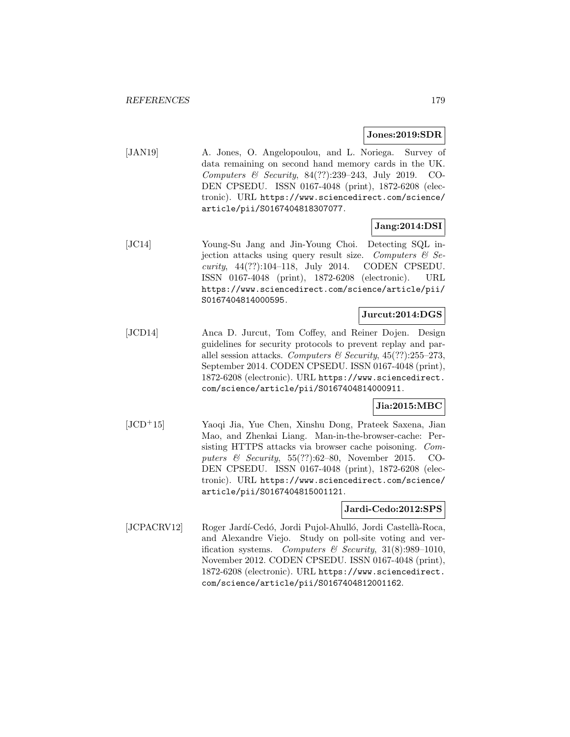**Jones:2019:SDR**

[JAN19] A. Jones, O. Angelopoulou, and L. Noriega. Survey of data remaining on second hand memory cards in the UK. *Computers & Security*, 84(??):239–243, July 2019. CODEN CPSEDU. ISSN 0167-4048 (print), 1872-6208 (electronic). URL https://www.sciencedirect.com/science/article/pii/S0167404818307077.

**Jang:2014:DSI**

[JC14] Young-Su Jang and Jin-Young Choi. Detecting SQL injection attacks using query result size. *Computers & Security*, 44(??):104–118, July 2014. CODEN CPSEDU. ISSN 0167-4048 (print), 1872-6208 (electronic). URL https://www.sciencedirect.com/science/article/pii/S0167404814000595.

**Jurcut:2014:DGS**

[JCD14] Anca D. Jurcut, Tom Coffey, and Reiner Dojen. Design guidelines for security protocols to prevent replay and parallel session attacks. *Computers & Security*, 45(??):255–273, September 2014. CODEN CPSEDU. ISSN 0167-4048 (print), 1872-6208 (electronic). URL https://www.sciencedirect.com/science/article/pii/S0167404814000911.

**Jia:2015:MBC**

[JCD+15] Yaoqi Jia, Yue Chen, Xinshu Dong, Prateek Saxena, Jian Mao, and Zhenkai Liang. Man-in-the-browser-cache: Persisting HTTPS attacks via browser cache poisoning. *Computers & Security*, 55(??):62–80, November 2015. CODEN CPSEDU. ISSN 0167-4048 (print), 1872-6208 (electronic). URL https://www.sciencedirect.com/science/article/pii/S0167404815001121.

**Jardi-Cedo:2012:SPS**

[JCPACRV12] Roger Jardí-Cedó, Jordi Pujol-Ahulló, Jordi Castellà-Roca, and Alexandre Viejo. Study on poll-site voting and verification systems. *Computers & Security*, 31(8):989–1010, November 2012. CODEN CPSEDU. ISSN 0167-4048 (print), 1872-6208 (electronic). URL https://www.sciencedirect.com/science/article/pii/S0167404812001162.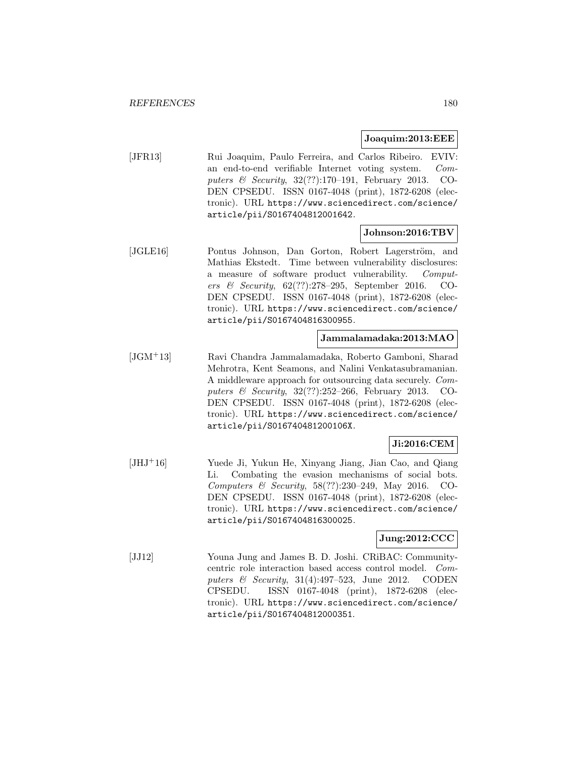**Joaquim:2013:EEE**

[JFR13] Rui Joaquim, Paulo Ferreira, and Carlos Ribeiro. EVIV: an end-to-end verifiable Internet voting system. *Computers & Security*, 32(??):170–191, February 2013. CODEN CPSEDU. ISSN 0167-4048 (print), 1872-6208 (electronic). URL https://www.sciencedirect.com/science/article/pii/S0167404812001642.

**Johnson:2016:TBV**

[JGLE16] Pontus Johnson, Dan Gorton, Robert Lagerström, and Mathias Ekstedt. Time between vulnerability disclosures: a measure of software product vulnerability. *Computers & Security*, 62(??):278–295, September 2016. CODEN CPSEDU. ISSN 0167-4048 (print), 1872-6208 (electronic). URL https://www.sciencedirect.com/science/article/pii/S0167404816300955.

**Jammalamadaka:2013:MAO**

[JGM+13] Ravi Chandra Jammalamadaka, Roberto Gamboni, Sharad Mehrotra, Kent Seamons, and Nalini Venkatasubramanian. A middleware approach for outsourcing data securely. *Computers & Security*, 32(??):252–266, February 2013. CODEN CPSEDU. ISSN 0167-4048 (print), 1872-6208 (electronic). URL https://www.sciencedirect.com/science/article/pii/S016740481200106X.

**Ji:2016:CEM**

[JHJ+16] Yuede Ji, Yukun He, Xinyang Jiang, Jian Cao, and Qiang Li. Combating the evasion mechanisms of social bots. *Computers & Security*, 58(??):230–249, May 2016. CODEN CPSEDU. ISSN 0167-4048 (print), 1872-6208 (electronic). URL https://www.sciencedirect.com/science/article/pii/S0167404816300025.

**Jung:2012:CCC**

[JJ12] Youna Jung and James B. D. Joshi. CRiBAC: Community-centric role interaction based access control model. *Computers & Security*, 31(4):497–523, June 2012. CODEN CPSEDU. ISSN 0167-4048 (print), 1872-6208 (electronic). URL https://www.sciencedirect.com/science/article/pii/S0167404812000351.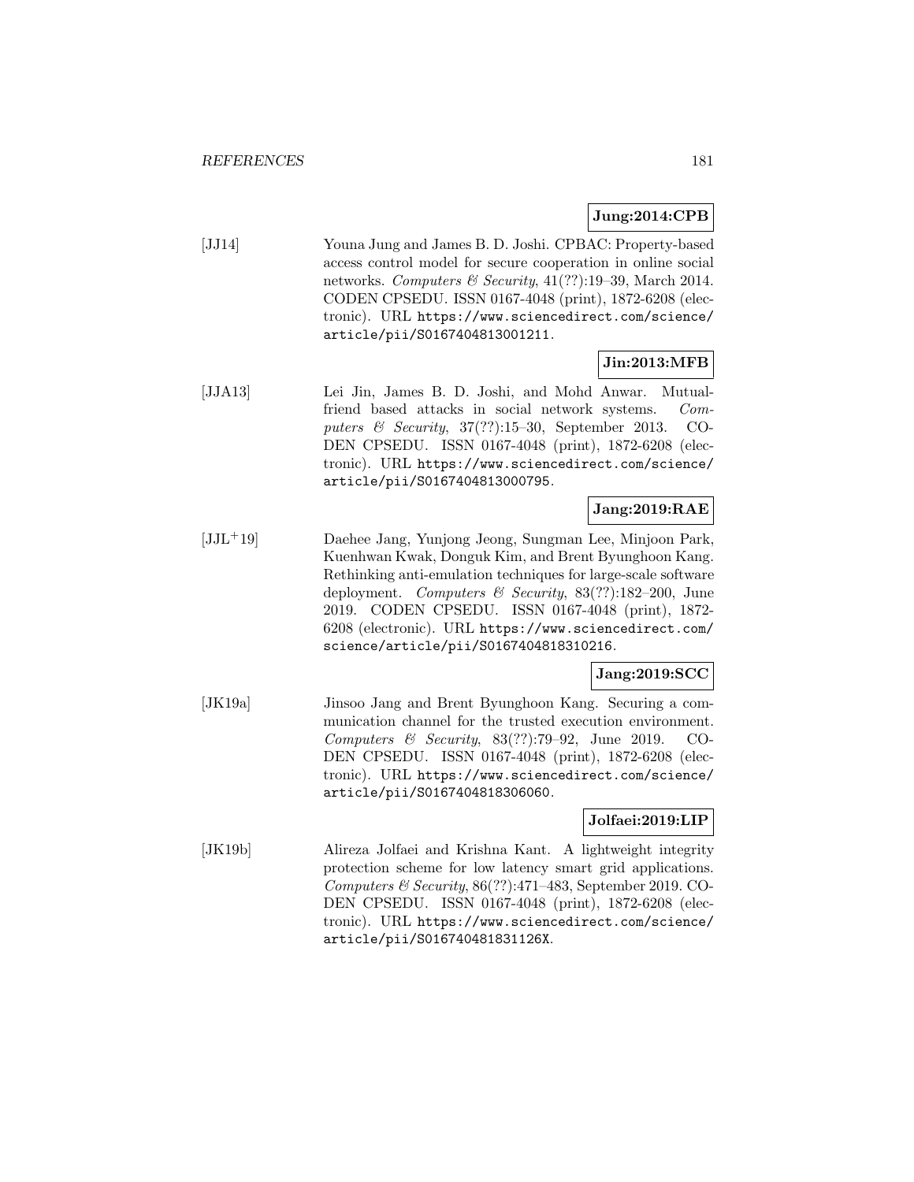**Jung:2014:CPB**

[JJ14] Youna Jung and James B. D. Joshi. CPBAC: Property-based access control model for secure cooperation in online social networks. *Computers & Security*, 41(??):19–39, March 2014. CODEN CPSEDU. ISSN 0167-4048 (print), 1872-6208 (electronic). URL `https://www.sciencedirect.com/science/article/pii/S0167404813001211`.

**Jin:2013:MFB**

[JJA13] Lei Jin, James B. D. Joshi, and Mohd Anwar. Mutual-friend based attacks in social network systems. *Computers & Security*, 37(??):15–30, September 2013. CODEN CPSEDU. ISSN 0167-4048 (print), 1872-6208 (electronic). URL `https://www.sciencedirect.com/science/article/pii/S0167404813000795`.

**Jang:2019:RAE**

[JJL+19] Daehee Jang, Yunjong Jeong, Sungman Lee, Minjoon Park, Kuenhwan Kwak, Donguk Kim, and Brent Byunghoon Kang. Rethinking anti-emulation techniques for large-scale software deployment. *Computers & Security*, 83(??):182–200, June 2019. CODEN CPSEDU. ISSN 0167-4048 (print), 1872-6208 (electronic). URL `https://www.sciencedirect.com/science/article/pii/S0167404818310216`.

**Jang:2019:SCC**

[JK19a] Jinsoo Jang and Brent Byunghoon Kang. Securing a communication channel for the trusted execution environment. *Computers & Security*, 83(??):79–92, June 2019. CODEN CPSEDU. ISSN 0167-4048 (print), 1872-6208 (electronic). URL `https://www.sciencedirect.com/science/article/pii/S0167404818306060`.

**Jolfaei:2019:LIP**

[JK19b] Alireza Jolfaei and Krishna Kant. A lightweight integrity protection scheme for low latency smart grid applications. *Computers & Security*, 86(??):471–483, September 2019. CODEN CPSEDU. ISSN 0167-4048 (print), 1872-6208 (electronic). URL `https://www.sciencedirect.com/science/article/pii/S016740481831126X`.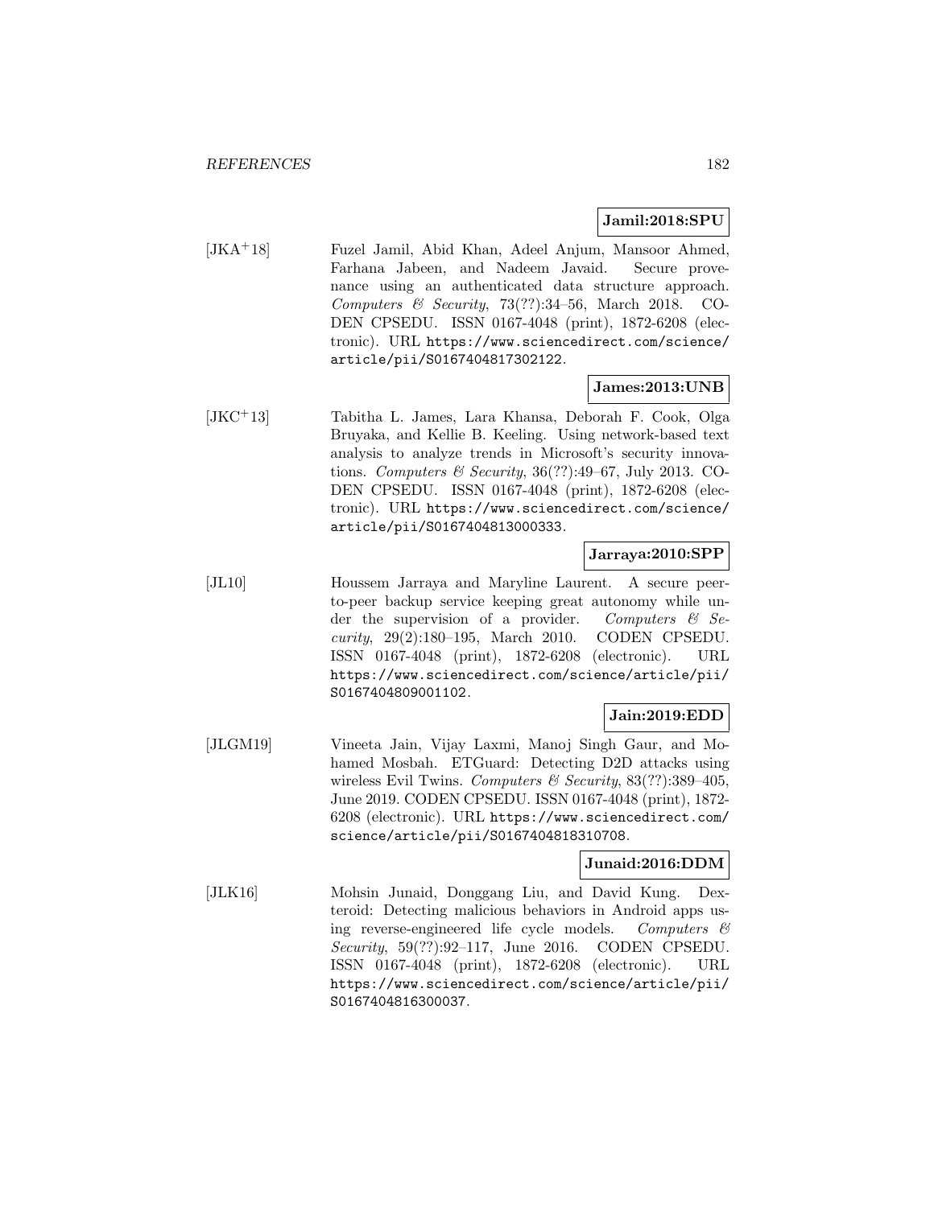**Jamil:2018:SPU**

[JKA+18] Fuzel Jamil, Abid Khan, Adeel Anjum, Mansoor Ahmed, Farhana Jabeen, and Nadeem Javaid. Secure provenance using an authenticated data structure approach. *Computers & Security*, 73(??):34–56, March 2018. CODEN CPSEDU. ISSN 0167-4048 (print), 1872-6208 (electronic). URL https://www.sciencedirect.com/science/article/pii/S0167404817302122.

**James:2013:UNB**

[JKC+13] Tabitha L. James, Lara Khansa, Deborah F. Cook, Olga Bruyaka, and Kellie B. Keeling. Using network-based text analysis to analyze trends in Microsoft's security innovations. *Computers & Security*, 36(??):49–67, July 2013. CODEN CPSEDU. ISSN 0167-4048 (print), 1872-6208 (electronic). URL https://www.sciencedirect.com/science/article/pii/S0167404813000333.

**Jarraya:2010:SPP**

[JL10] Houssem Jarraya and Maryline Laurent. A secure peer-to-peer backup service keeping great autonomy while under the supervision of a provider. *Computers & Security*, 29(2):180–195, March 2010. CODEN CPSEDU. ISSN 0167-4048 (print), 1872-6208 (electronic). URL https://www.sciencedirect.com/science/article/pii/S0167404809001102.

**Jain:2019:EDD**

[JLGM19] Vineeta Jain, Vijay Laxmi, Manoj Singh Gaur, and Mohamed Mosbah. ETGuard: Detecting D2D attacks using wireless Evil Twins. *Computers & Security*, 83(??):389–405, June 2019. CODEN CPSEDU. ISSN 0167-4048 (print), 1872-6208 (electronic). URL https://www.sciencedirect.com/science/article/pii/S0167404818310708.

**Junaid:2016:DDM**

[JLK16] Mohsin Junaid, Donggang Liu, and David Kung. Dexteroid: Detecting malicious behaviors in Android apps using reverse-engineered life cycle models. *Computers & Security*, 59(??):92–117, June 2016. CODEN CPSEDU. ISSN 0167-4048 (print), 1872-6208 (electronic). URL https://www.sciencedirect.com/science/article/pii/S0167404816300037.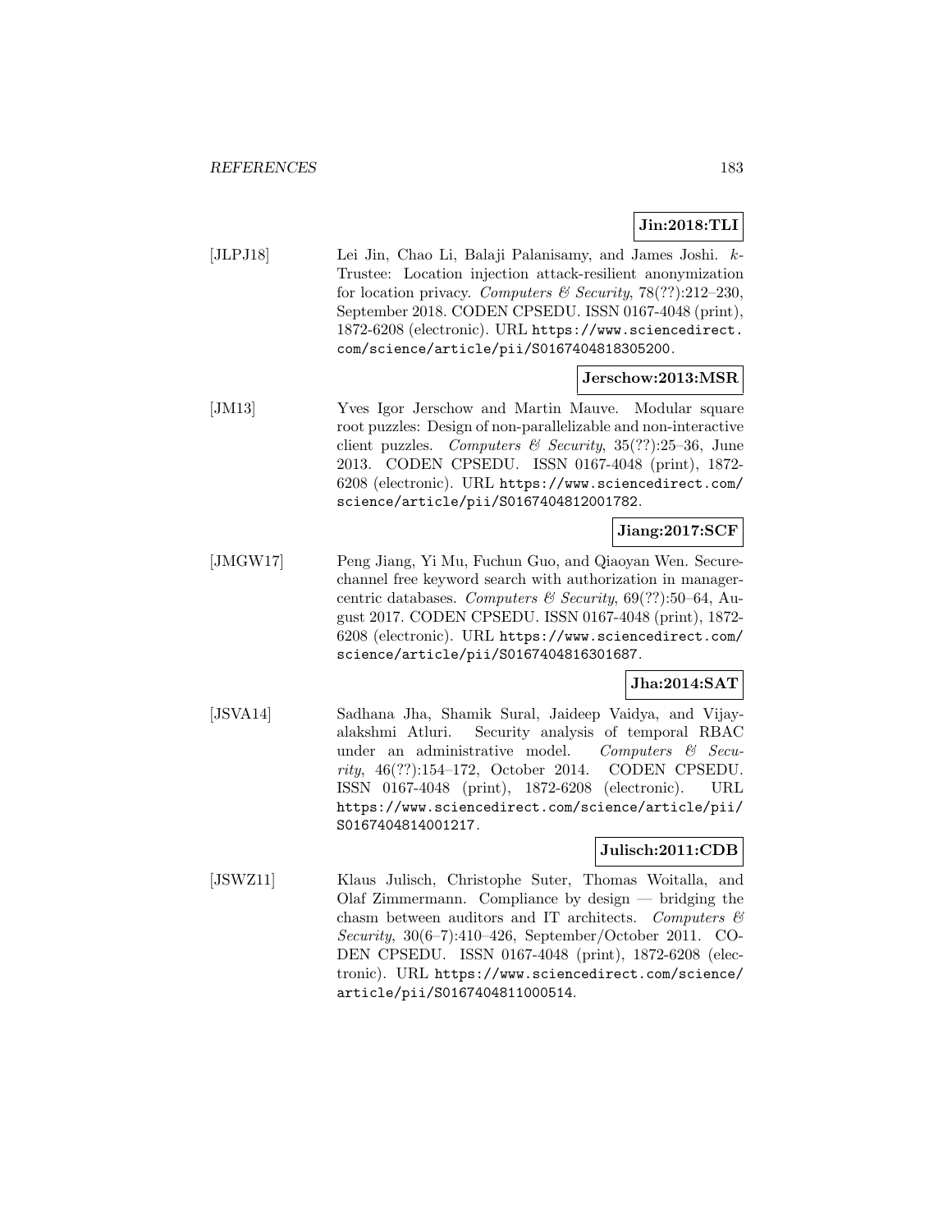**Jin:2018:TLI**

[JLPJ18] Lei Jin, Chao Li, Balaji Palanisamy, and James Joshi. *k*-Trustee: Location injection attack-resilient anonymization for location privacy. *Computers & Security*, 78(??):212–230, September 2018. CODEN CPSEDU. ISSN 0167-4048 (print), 1872-6208 (electronic). URL https://www.sciencedirect.com/science/article/pii/S0167404818305200.

**Jerschow:2013:MSR**

[JM13] Yves Igor Jerschow and Martin Mauve. Modular square root puzzles: Design of non-parallelizable and non-interactive client puzzles. *Computers & Security*, 35(??):25–36, June 2013. CODEN CPSEDU. ISSN 0167-4048 (print), 1872-6208 (electronic). URL https://www.sciencedirect.com/science/article/pii/S0167404812001782.

**Jiang:2017:SCF**

[JMGW17] Peng Jiang, Yi Mu, Fuchun Guo, and Qiaoyan Wen. Secure-channel free keyword search with authorization in manager-centric databases. *Computers & Security*, 69(??):50–64, August 2017. CODEN CPSEDU. ISSN 0167-4048 (print), 1872-6208 (electronic). URL https://www.sciencedirect.com/science/article/pii/S0167404816301687.

**Jha:2014:SAT**

[JSVA14] Sadhana Jha, Shamik Sural, Jaideep Vaidya, and Vijayalakshmi Atluri. Security analysis of temporal RBAC under an administrative model. *Computers & Security*, 46(??):154–172, October 2014. CODEN CPSEDU. ISSN 0167-4048 (print), 1872-6208 (electronic). URL https://www.sciencedirect.com/science/article/pii/S0167404814001217.

**Julisch:2011:CDB**

[JSWZ11] Klaus Julisch, Christophe Suter, Thomas Woitalla, and Olaf Zimmermann. Compliance by design — bridging the chasm between auditors and IT architects. *Computers & Security*, 30(6–7):410–426, September/October 2011. CODEN CPSEDU. ISSN 0167-4048 (print), 1872-6208 (electronic). URL https://www.sciencedirect.com/science/article/pii/S0167404811000514.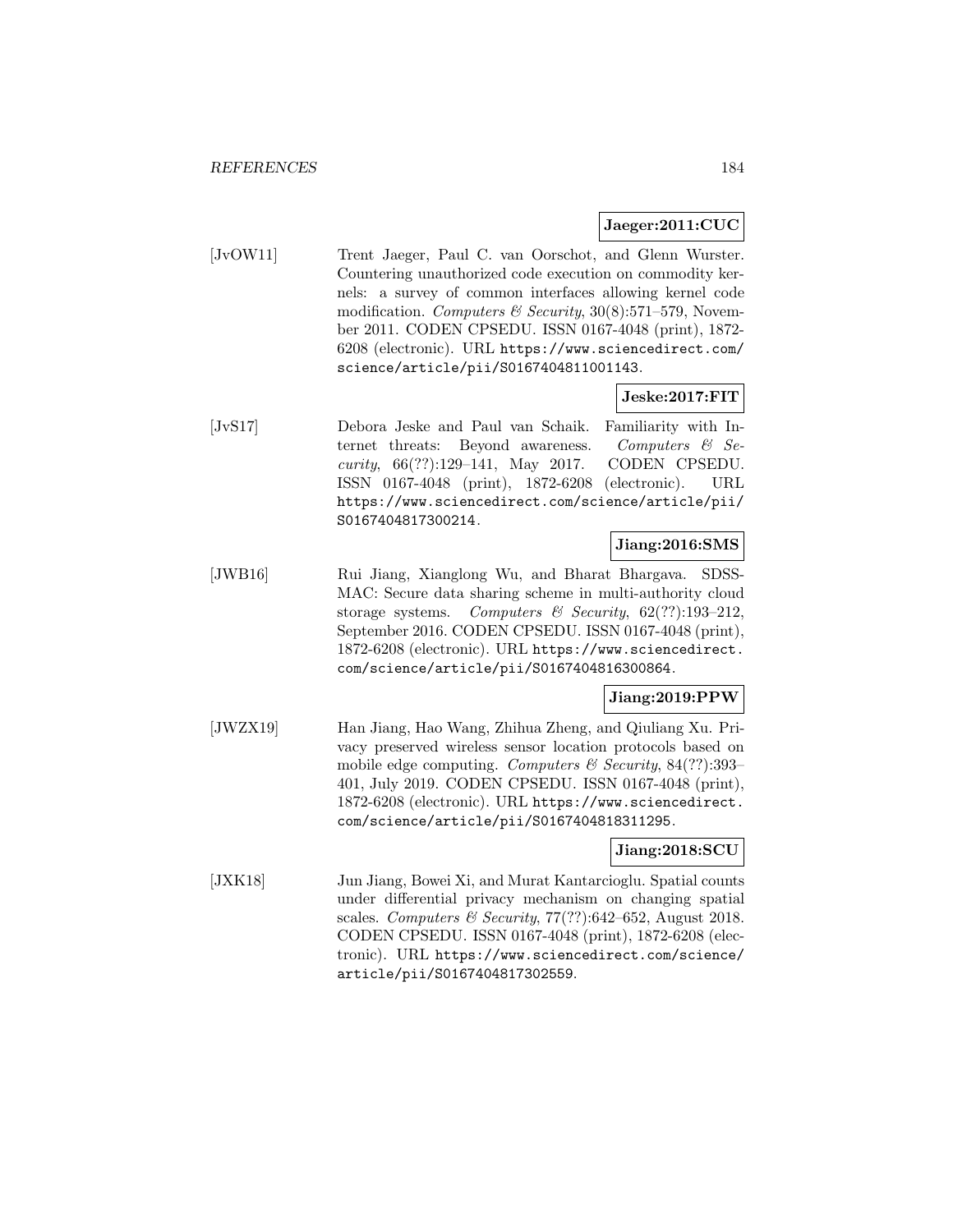**Jaeger:2011:CUC**

[JvOW11] Trent Jaeger, Paul C. van Oorschot, and Glenn Wurster. Countering unauthorized code execution on commodity kernels: a survey of common interfaces allowing kernel code modification. *Computers & Security*, 30(8):571–579, November 2011. CODEN CPSEDU. ISSN 0167-4048 (print), 1872-6208 (electronic). URL `https://www.sciencedirect.com/science/article/pii/S0167404811001143`.

**Jeske:2017:FIT**

[JvS17] Debora Jeske and Paul van Schaik. Familiarity with Internet threats: Beyond awareness. *Computers & Security*, 66(??):129–141, May 2017. CODEN CPSEDU. ISSN 0167-4048 (print), 1872-6208 (electronic). URL `https://www.sciencedirect.com/science/article/pii/S0167404817300214`.

**Jiang:2016:SMS**

[JWB16] Rui Jiang, Xianglong Wu, and Bharat Bhargava. SDSS-MAC: Secure data sharing scheme in multi-authority cloud storage systems. *Computers & Security*, 62(??):193–212, September 2016. CODEN CPSEDU. ISSN 0167-4048 (print), 1872-6208 (electronic). URL `https://www.sciencedirect.com/science/article/pii/S0167404816300864`.

**Jiang:2019:PPW**

[JWZX19] Han Jiang, Hao Wang, Zhihua Zheng, and Qiuliang Xu. Privacy preserved wireless sensor location protocols based on mobile edge computing. *Computers & Security*, 84(??):393–401, July 2019. CODEN CPSEDU. ISSN 0167-4048 (print), 1872-6208 (electronic). URL `https://www.sciencedirect.com/science/article/pii/S0167404818311295`.

**Jiang:2018:SCU**

[JXK18] Jun Jiang, Bowei Xi, and Murat Kantarcioglu. Spatial counts under differential privacy mechanism on changing spatial scales. *Computers & Security*, 77(??):642–652, August 2018. CODEN CPSEDU. ISSN 0167-4048 (print), 1872-6208 (electronic). URL `https://www.sciencedirect.com/science/article/pii/S0167404817302559`.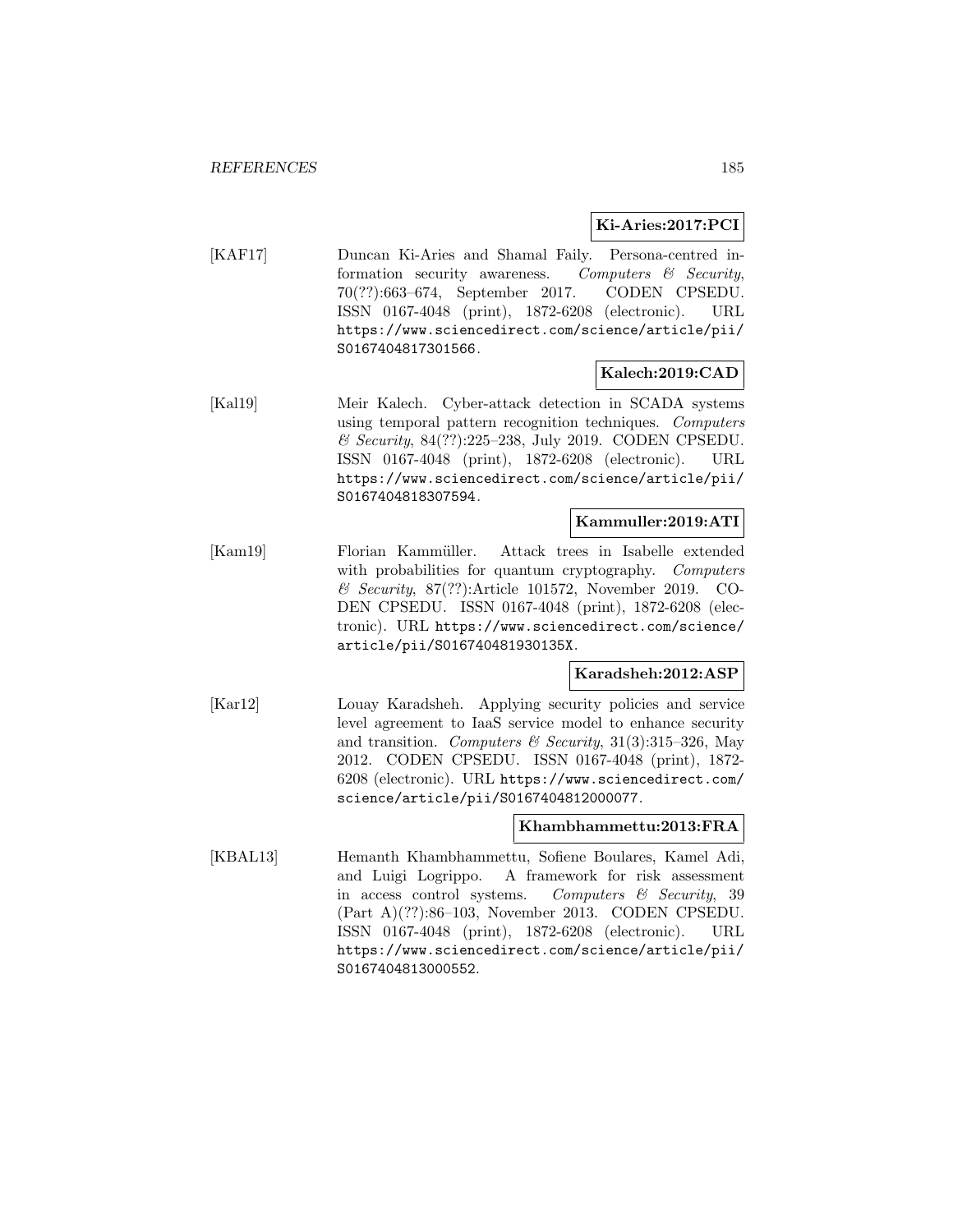**Ki-Aries:2017:PCI**

[KAF17] Duncan Ki-Aries and Shamal Faily. Persona-centred information security awareness. *Computers & Security*, 70(??):663–674, September 2017. CODEN CPSEDU. ISSN 0167-4048 (print), 1872-6208 (electronic). URL `https://www.sciencedirect.com/science/article/pii/S0167404817301566`.

**Kalech:2019:CAD**

[Kal19] Meir Kalech. Cyber-attack detection in SCADA systems using temporal pattern recognition techniques. *Computers & Security*, 84(??):225–238, July 2019. CODEN CPSEDU. ISSN 0167-4048 (print), 1872-6208 (electronic). URL `https://www.sciencedirect.com/science/article/pii/S0167404818307594`.

**Kammuller:2019:ATI**

[Kam19] Florian Kammüller. Attack trees in Isabelle extended with probabilities for quantum cryptography. *Computers & Security*, 87(??):Article 101572, November 2019. CODEN CPSEDU. ISSN 0167-4048 (print), 1872-6208 (electronic). URL `https://www.sciencedirect.com/science/article/pii/S016740481930135X`.

**Karadsheh:2012:ASP**

[Kar12] Louay Karadsheh. Applying security policies and service level agreement to IaaS service model to enhance security and transition. *Computers & Security*, 31(3):315–326, May 2012. CODEN CPSEDU. ISSN 0167-4048 (print), 1872-6208 (electronic). URL `https://www.sciencedirect.com/science/article/pii/S0167404812000077`.

**Khambhammettu:2013:FRA**

[KBAL13] Hemanth Khambhammettu, Sofiene Boulares, Kamel Adi, and Luigi Logrippo. A framework for risk assessment in access control systems. *Computers & Security*, 39 (Part A)(??):86–103, November 2013. CODEN CPSEDU. ISSN 0167-4048 (print), 1872-6208 (electronic). URL `https://www.sciencedirect.com/science/article/pii/S0167404813000552`.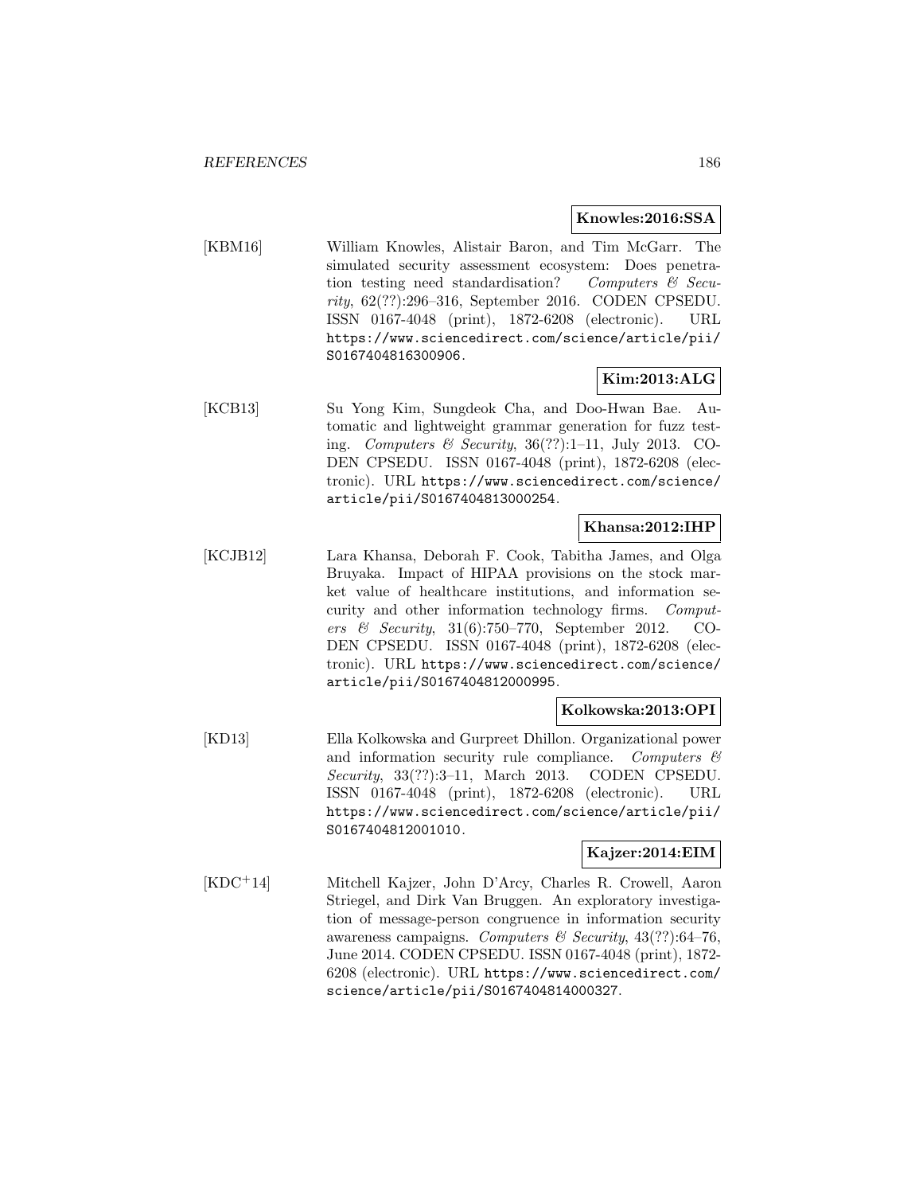**Knowles:2016:SSA**

[KBM16] William Knowles, Alistair Baron, and Tim McGarr. The simulated security assessment ecosystem: Does penetration testing need standardisation? *Computers & Security*, 62(??):296–316, September 2016. CODEN CPSEDU. ISSN 0167-4048 (print), 1872-6208 (electronic). URL https://www.sciencedirect.com/science/article/pii/S0167404816300906.

**Kim:2013:ALG**

[KCB13] Su Yong Kim, Sungdeok Cha, and Doo-Hwan Bae. Automatic and lightweight grammar generation for fuzz testing. *Computers & Security*, 36(??):1–11, July 2013. CODEN CPSEDU. ISSN 0167-4048 (print), 1872-6208 (electronic). URL https://www.sciencedirect.com/science/article/pii/S0167404813000254.

**Khansa:2012:IHP**

[KCJB12] Lara Khansa, Deborah F. Cook, Tabitha James, and Olga Bruyaka. Impact of HIPAA provisions on the stock market value of healthcare institutions, and information security and other information technology firms. *Computers & Security*, 31(6):750–770, September 2012. CODEN CPSEDU. ISSN 0167-4048 (print), 1872-6208 (electronic). URL https://www.sciencedirect.com/science/article/pii/S0167404812000995.

**Kolkowska:2013:OPI**

[KD13] Ella Kolkowska and Gurpreet Dhillon. Organizational power and information security rule compliance. *Computers & Security*, 33(??):3–11, March 2013. CODEN CPSEDU. ISSN 0167-4048 (print), 1872-6208 (electronic). URL https://www.sciencedirect.com/science/article/pii/S0167404812001010.

**Kajzer:2014:EIM**

[KDC+14] Mitchell Kajzer, John D'Arcy, Charles R. Crowell, Aaron Striegel, and Dirk Van Bruggen. An exploratory investigation of message-person congruence in information security awareness campaigns. *Computers & Security*, 43(??):64–76, June 2014. CODEN CPSEDU. ISSN 0167-4048 (print), 1872-6208 (electronic). URL https://www.sciencedirect.com/science/article/pii/S0167404814000327.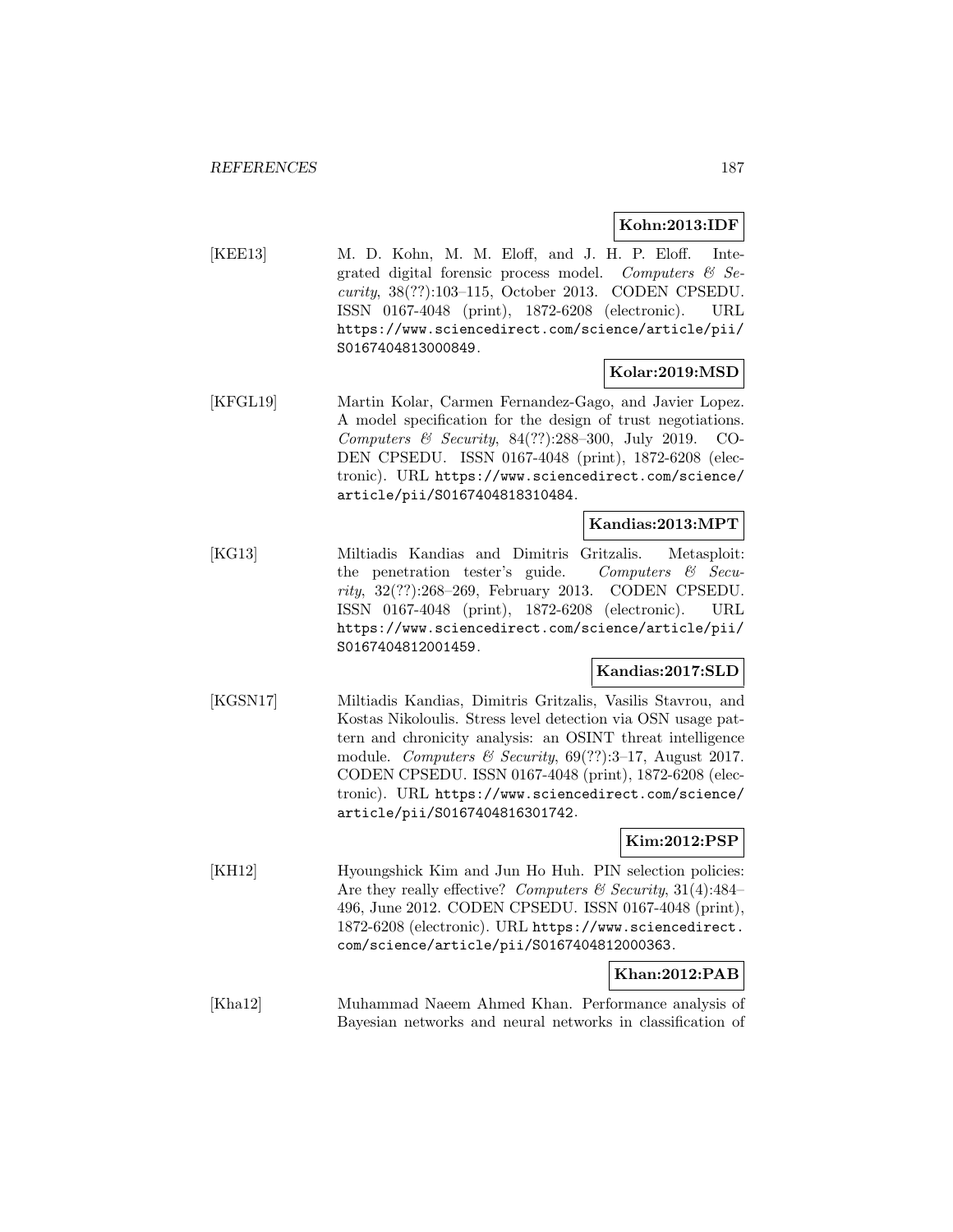**Kohn:2013:IDF**

[KEE13] M. D. Kohn, M. M. Eloff, and J. H. P. Eloff. Integrated digital forensic process model. *Computers & Security*, 38(??):103–115, October 2013. CODEN CPSEDU. ISSN 0167-4048 (print), 1872-6208 (electronic). URL https://www.sciencedirect.com/science/article/pii/S0167404813000849.

**Kolar:2019:MSD**

[KFGL19] Martin Kolar, Carmen Fernandez-Gago, and Javier Lopez. A model specification for the design of trust negotiations. *Computers & Security*, 84(??):288–300, July 2019. CODEN CPSEDU. ISSN 0167-4048 (print), 1872-6208 (electronic). URL https://www.sciencedirect.com/science/article/pii/S0167404818310484.

**Kandias:2013:MPT**

[KG13] Miltiadis Kandias and Dimitris Gritzalis. Metasploit: the penetration tester's guide. *Computers & Security*, 32(??):268–269, February 2013. CODEN CPSEDU. ISSN 0167-4048 (print), 1872-6208 (electronic). URL https://www.sciencedirect.com/science/article/pii/S0167404812001459.

**Kandias:2017:SLD**

[KGSN17] Miltiadis Kandias, Dimitris Gritzalis, Vasilis Stavrou, and Kostas Nikoloulis. Stress level detection via OSN usage pattern and chronicity analysis: an OSINT threat intelligence module. *Computers & Security*, 69(??):3–17, August 2017. CODEN CPSEDU. ISSN 0167-4048 (print), 1872-6208 (electronic). URL https://www.sciencedirect.com/science/article/pii/S0167404816301742.

**Kim:2012:PSP**

[KH12] Hyoungshick Kim and Jun Ho Huh. PIN selection policies: Are they really effective? *Computers & Security*, 31(4):484–496, June 2012. CODEN CPSEDU. ISSN 0167-4048 (print), 1872-6208 (electronic). URL https://www.sciencedirect.com/science/article/pii/S0167404812000363.

**Khan:2012:PAB**

[Kha12] Muhammad Naeem Ahmed Khan. Performance analysis of Bayesian networks and neural networks in classification of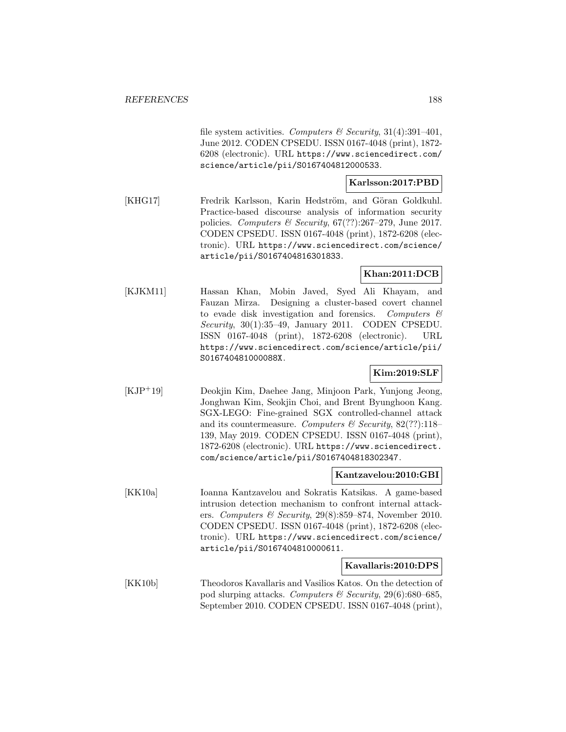file system activities. *Computers & Security*, 31(4):391–401, June 2012. CODEN CPSEDU. ISSN 0167-4048 (print), 1872-6208 (electronic). URL https://www.sciencedirect.com/science/article/pii/S0167404812000533.

**Karlsson:2017:PBD**

[KHG17] Fredrik Karlsson, Karin Hedström, and Göran Goldkuhl. Practice-based discourse analysis of information security policies. *Computers & Security*, 67(??):267–279, June 2017. CODEN CPSEDU. ISSN 0167-4048 (print), 1872-6208 (electronic). URL https://www.sciencedirect.com/science/article/pii/S0167404816301833.

**Khan:2011:DCB**

[KJKM11] Hassan Khan, Mobin Javed, Syed Ali Khayam, and Fauzan Mirza. Designing a cluster-based covert channel to evade disk investigation and forensics. *Computers & Security*, 30(1):35–49, January 2011. CODEN CPSEDU. ISSN 0167-4048 (print), 1872-6208 (electronic). URL https://www.sciencedirect.com/science/article/pii/S016740481000088X.

**Kim:2019:SLF**

[KJP+19] Deokjin Kim, Daehee Jang, Minjoon Park, Yunjong Jeong, Jonghwan Kim, Seokjin Choi, and Brent Byunghoon Kang. SGX-LEGO: Fine-grained SGX controlled-channel attack and its countermeasure. *Computers & Security*, 82(??):118–139, May 2019. CODEN CPSEDU. ISSN 0167-4048 (print), 1872-6208 (electronic). URL https://www.sciencedirect.com/science/article/pii/S0167404818302347.

**Kantzavelou:2010:GBI**

[KK10a] Ioanna Kantzavelou and Sokratis Katsikas. A game-based intrusion detection mechanism to confront internal attackers. *Computers & Security*, 29(8):859–874, November 2010. CODEN CPSEDU. ISSN 0167-4048 (print), 1872-6208 (electronic). URL https://www.sciencedirect.com/science/article/pii/S0167404810000611.

**Kavallaris:2010:DPS**

[KK10b] Theodoros Kavallaris and Vasilios Katos. On the detection of pod slurping attacks. *Computers & Security*, 29(6):680–685, September 2010. CODEN CPSEDU. ISSN 0167-4048 (print),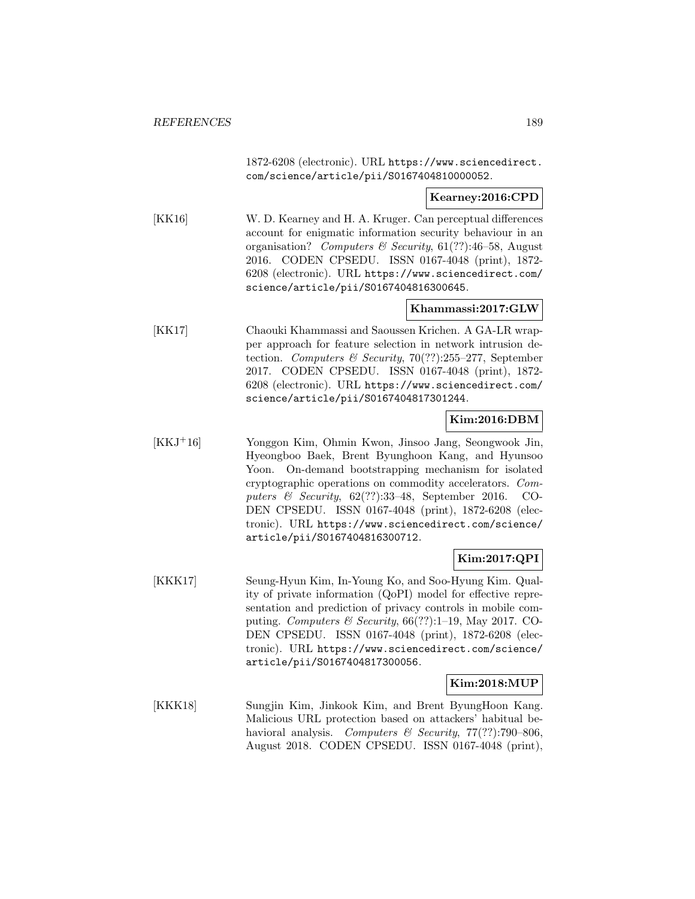1872-6208 (electronic). URL https://www.sciencedirect.com/science/article/pii/S0167404810000052.

**Kearney:2016:CPD**

[KK16] W. D. Kearney and H. A. Kruger. Can perceptual differences account for enigmatic information security behaviour in an organisation? *Computers & Security*, 61(??):46–58, August 2016. CODEN CPSEDU. ISSN 0167-4048 (print), 1872-6208 (electronic). URL https://www.sciencedirect.com/science/article/pii/S0167404816300645.

**Khammassi:2017:GLW**

[KK17] Chaouki Khammassi and Saoussen Krichen. A GA-LR wrapper approach for feature selection in network intrusion detection. *Computers & Security*, 70(??):255–277, September 2017. CODEN CPSEDU. ISSN 0167-4048 (print), 1872-6208 (electronic). URL https://www.sciencedirect.com/science/article/pii/S0167404817301244.

**Kim:2016:DBM**

[KKJ+16] Yonggon Kim, Ohmin Kwon, Jinsoo Jang, Seongwook Jin, Hyeongboo Baek, Brent Byunghoon Kang, and Hyunsoo Yoon. On-demand bootstrapping mechanism for isolated cryptographic operations on commodity accelerators. *Computers & Security*, 62(??):33–48, September 2016. CODEN CPSEDU. ISSN 0167-4048 (print), 1872-6208 (electronic). URL https://www.sciencedirect.com/science/article/pii/S0167404816300712.

**Kim:2017:QPI**

[KKK17] Seung-Hyun Kim, In-Young Ko, and Soo-Hyung Kim. Quality of private information (QoPI) model for effective representation and prediction of privacy controls in mobile computing. *Computers & Security*, 66(??):1–19, May 2017. CODEN CPSEDU. ISSN 0167-4048 (print), 1872-6208 (electronic). URL https://www.sciencedirect.com/science/article/pii/S0167404817300056.

**Kim:2018:MUP**

[KKK18] Sungjin Kim, Jinkook Kim, and Brent ByungHoon Kang. Malicious URL protection based on attackers' habitual behavioral analysis. *Computers & Security*, 77(??):790–806, August 2018. CODEN CPSEDU. ISSN 0167-4048 (print),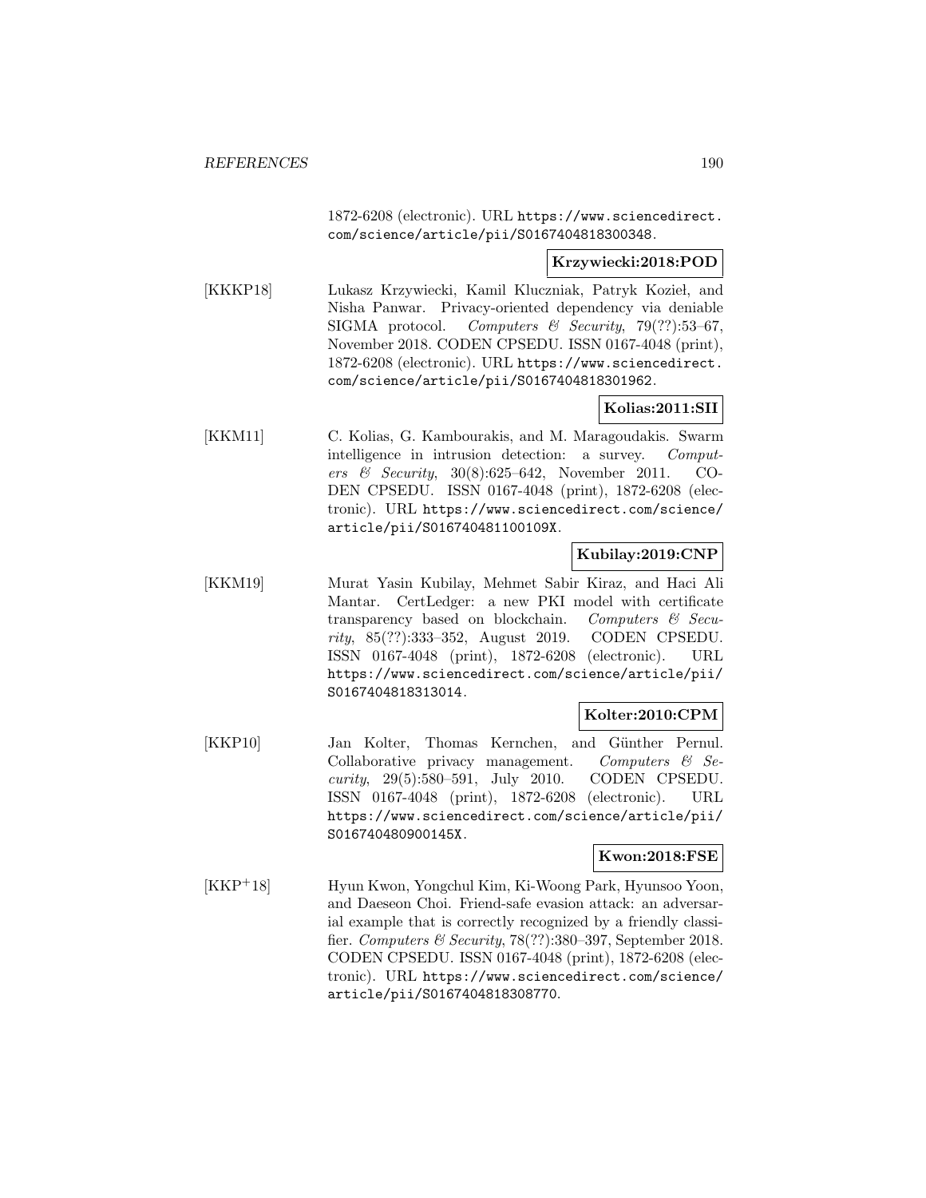1872-6208 (electronic). URL https://www.sciencedirect.com/science/article/pii/S0167404818300348.

**Krzywiecki:2018:POD**

[KKKP18] Lukasz Krzywiecki, Kamil Kluczniak, Patryk Kozieł, and Nisha Panwar. Privacy-oriented dependency via deniable SIGMA protocol. *Computers & Security*, 79(??):53–67, November 2018. CODEN CPSEDU. ISSN 0167-4048 (print), 1872-6208 (electronic). URL https://www.sciencedirect.com/science/article/pii/S0167404818301962.

**Kolias:2011:SII**

[KKM11] C. Kolias, G. Kambourakis, and M. Maragoudakis. Swarm intelligence in intrusion detection: a survey. *Computers & Security*, 30(8):625–642, November 2011. CODEN CPSEDU. ISSN 0167-4048 (print), 1872-6208 (electronic). URL https://www.sciencedirect.com/science/article/pii/S016740481100109X.

**Kubilay:2019:CNP**

[KKM19] Murat Yasin Kubilay, Mehmet Sabir Kiraz, and Haci Ali Mantar. CertLedger: a new PKI model with certificate transparency based on blockchain. *Computers & Security*, 85(??):333–352, August 2019. CODEN CPSEDU. ISSN 0167-4048 (print), 1872-6208 (electronic). URL https://www.sciencedirect.com/science/article/pii/S0167404818313014.

**Kolter:2010:CPM**

[KKP10] Jan Kolter, Thomas Kernchen, and Günther Pernul. Collaborative privacy management. *Computers & Security*, 29(5):580–591, July 2010. CODEN CPSEDU. ISSN 0167-4048 (print), 1872-6208 (electronic). URL https://www.sciencedirect.com/science/article/pii/S016740480900145X.

**Kwon:2018:FSE**

[KKP+18] Hyun Kwon, Yongchul Kim, Ki-Woong Park, Hyunsoo Yoon, and Daeseon Choi. Friend-safe evasion attack: an adversarial example that is correctly recognized by a friendly classifier. *Computers & Security*, 78(??):380–397, September 2018. CODEN CPSEDU. ISSN 0167-4048 (print), 1872-6208 (electronic). URL https://www.sciencedirect.com/science/article/pii/S0167404818308770.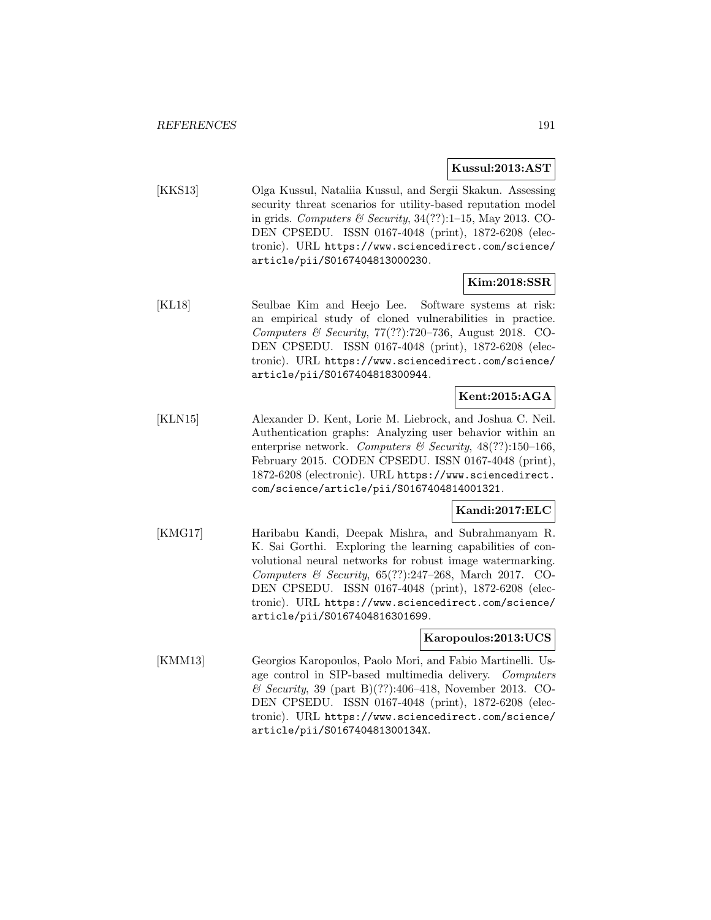**Kussul:2013:AST**

[KKS13] Olga Kussul, Nataliia Kussul, and Sergii Skakun. Assessing security threat scenarios for utility-based reputation model in grids. *Computers & Security*, 34(??):1–15, May 2013. CODEN CPSEDU. ISSN 0167-4048 (print), 1872-6208 (electronic). URL https://www.sciencedirect.com/science/article/pii/S0167404813000230.

**Kim:2018:SSR**

[KL18] Seulbae Kim and Heejo Lee. Software systems at risk: an empirical study of cloned vulnerabilities in practice. *Computers & Security*, 77(??):720–736, August 2018. CODEN CPSEDU. ISSN 0167-4048 (print), 1872-6208 (electronic). URL https://www.sciencedirect.com/science/article/pii/S0167404818300944.

**Kent:2015:AGA**

[KLN15] Alexander D. Kent, Lorie M. Liebrock, and Joshua C. Neil. Authentication graphs: Analyzing user behavior within an enterprise network. *Computers & Security*, 48(??):150–166, February 2015. CODEN CPSEDU. ISSN 0167-4048 (print), 1872-6208 (electronic). URL https://www.sciencedirect.com/science/article/pii/S0167404814001321.

**Kandi:2017:ELC**

[KMG17] Haribabu Kandi, Deepak Mishra, and Subrahmanyam R. K. Sai Gorthi. Exploring the learning capabilities of convolutional neural networks for robust image watermarking. *Computers & Security*, 65(??):247–268, March 2017. CODEN CPSEDU. ISSN 0167-4048 (print), 1872-6208 (electronic). URL https://www.sciencedirect.com/science/article/pii/S0167404816301699.

**Karopoulos:2013:UCS**

[KMM13] Georgios Karopoulos, Paolo Mori, and Fabio Martinelli. Usage control in SIP-based multimedia delivery. *Computers & Security*, 39 (part B)(??):406–418, November 2013. CODEN CPSEDU. ISSN 0167-4048 (print), 1872-6208 (electronic). URL https://www.sciencedirect.com/science/article/pii/S016740481300134X.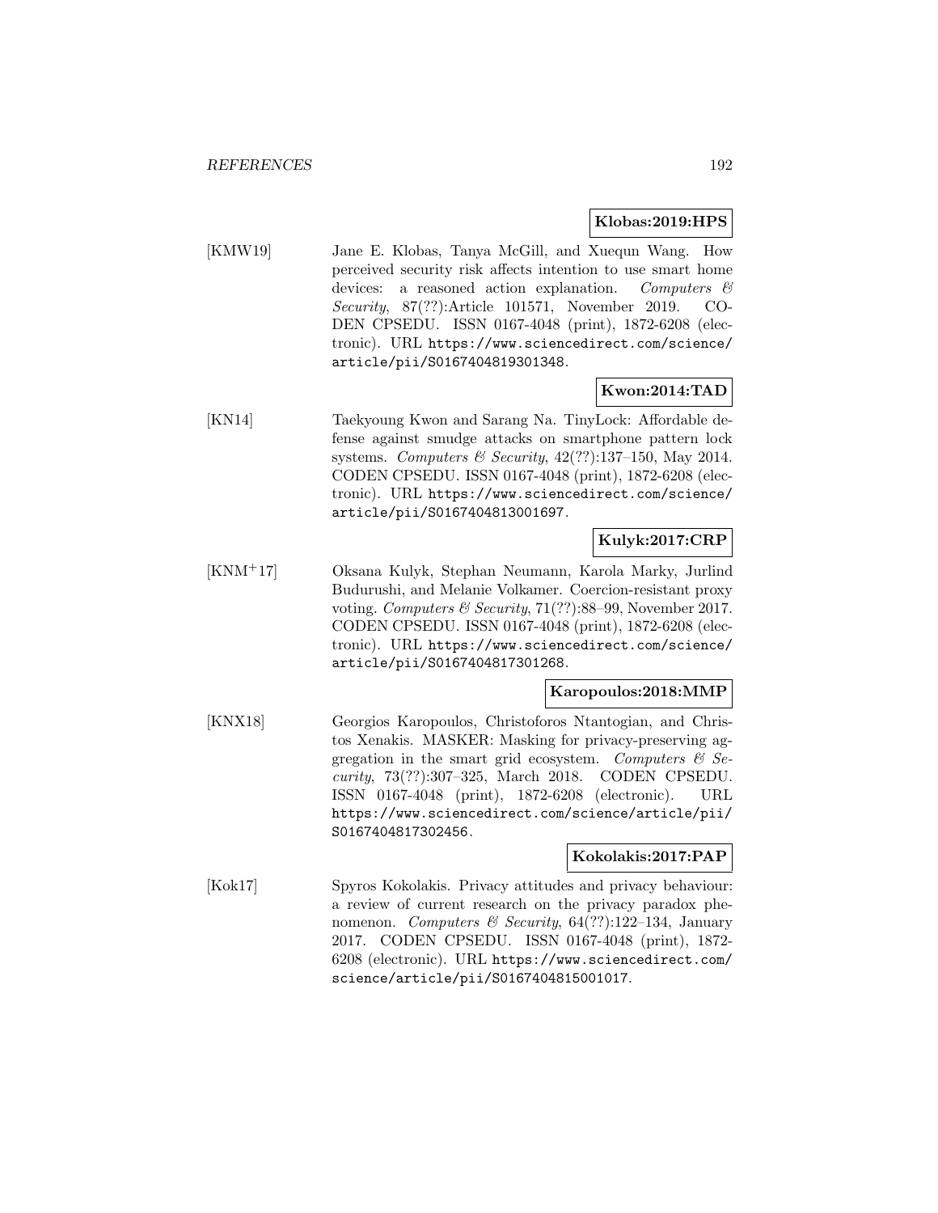**Klobas:2019:HPS**

[KMW19] Jane E. Klobas, Tanya McGill, and Xuequn Wang. How perceived security risk affects intention to use smart home devices: a reasoned action explanation. *Computers & Security*, 87(??):Article 101571, November 2019. CODEN CPSEDU. ISSN 0167-4048 (print), 1872-6208 (electronic). URL https://www.sciencedirect.com/science/article/pii/S0167404819301348.

**Kwon:2014:TAD**

[KN14] Taekyoung Kwon and Sarang Na. TinyLock: Affordable defense against smudge attacks on smartphone pattern lock systems. *Computers & Security*, 42(??):137–150, May 2014. CODEN CPSEDU. ISSN 0167-4048 (print), 1872-6208 (electronic). URL https://www.sciencedirect.com/science/article/pii/S0167404813001697.

**Kulyk:2017:CRP**

[KNM+17] Oksana Kulyk, Stephan Neumann, Karola Marky, Jurlind Budurushi, and Melanie Volkamer. Coercion-resistant proxy voting. *Computers & Security*, 71(??):88–99, November 2017. CODEN CPSEDU. ISSN 0167-4048 (print), 1872-6208 (electronic). URL https://www.sciencedirect.com/science/article/pii/S0167404817301268.

**Karopoulos:2018:MMP**

[KNX18] Georgios Karopoulos, Christoforos Ntantogian, and Christos Xenakis. MASKER: Masking for privacy-preserving aggregation in the smart grid ecosystem. *Computers & Security*, 73(??):307–325, March 2018. CODEN CPSEDU. ISSN 0167-4048 (print), 1872-6208 (electronic). URL https://www.sciencedirect.com/science/article/pii/S0167404817302456.

**Kokolakis:2017:PAP**

[Kok17] Spyros Kokolakis. Privacy attitudes and privacy behaviour: a review of current research on the privacy paradox phenomenon. *Computers & Security*, 64(??):122–134, January 2017. CODEN CPSEDU. ISSN 0167-4048 (print), 1872-6208 (electronic). URL https://www.sciencedirect.com/science/article/pii/S0167404815001017.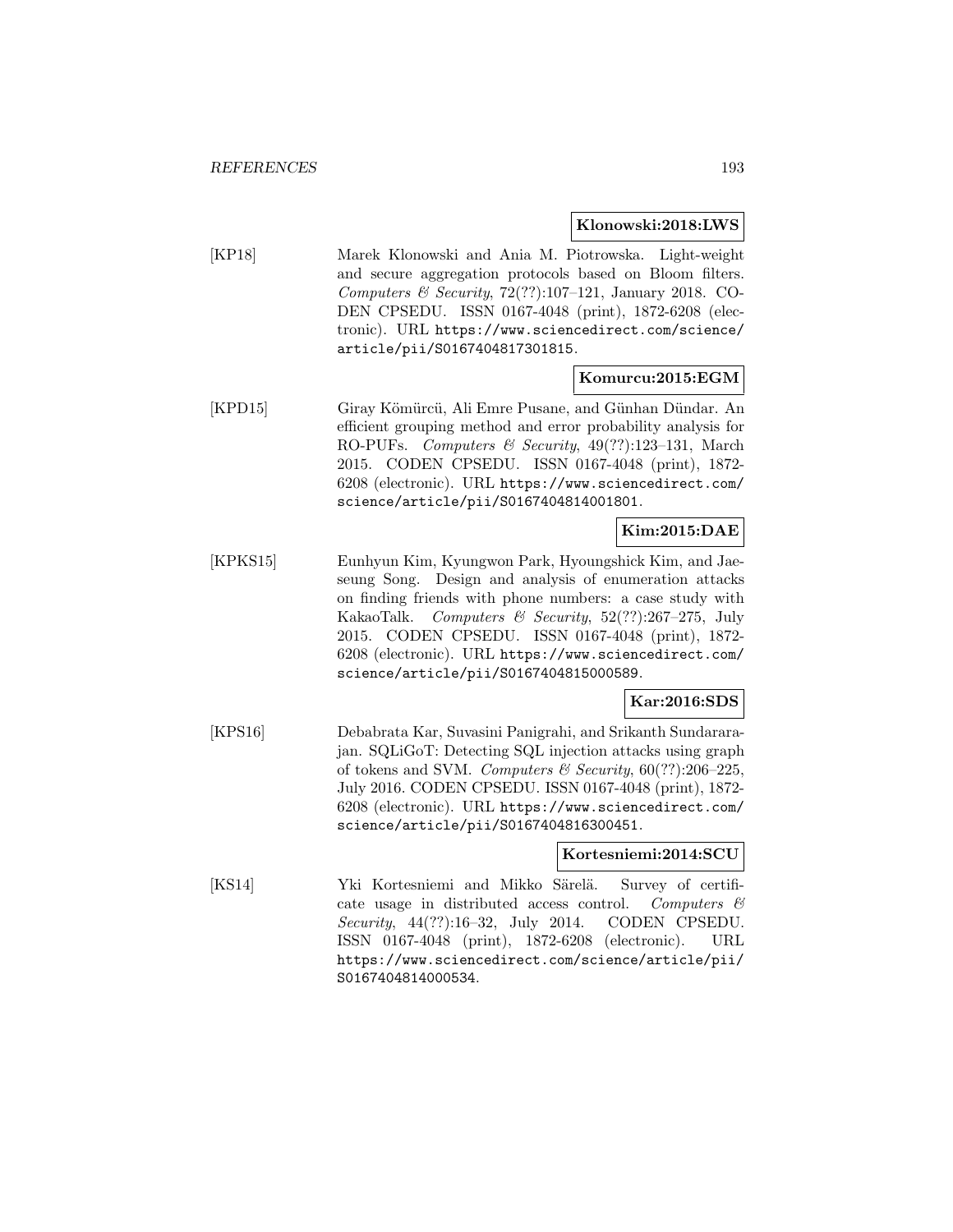**Klonowski:2018:LWS**

[KP18] Marek Klonowski and Ania M. Piotrowska. Light-weight and secure aggregation protocols based on Bloom filters. *Computers & Security*, 72(??):107–121, January 2018. CODEN CPSEDU. ISSN 0167-4048 (print), 1872-6208 (electronic). URL https://www.sciencedirect.com/science/article/pii/S0167404817301815.

**Komurcu:2015:EGM**

[KPD15] Giray Kömürcü, Ali Emre Pusane, and Günhan Dündar. An efficient grouping method and error probability analysis for RO-PUFs. *Computers & Security*, 49(??):123–131, March 2015. CODEN CPSEDU. ISSN 0167-4048 (print), 1872-6208 (electronic). URL https://www.sciencedirect.com/science/article/pii/S0167404814001801.

**Kim:2015:DAE**

[KPKS15] Eunhyun Kim, Kyungwon Park, Hyoungshick Kim, and Jaeseung Song. Design and analysis of enumeration attacks on finding friends with phone numbers: a case study with KakaoTalk. *Computers & Security*, 52(??):267–275, July 2015. CODEN CPSEDU. ISSN 0167-4048 (print), 1872-6208 (electronic). URL https://www.sciencedirect.com/science/article/pii/S0167404815000589.

**Kar:2016:SDS**

[KPS16] Debabrata Kar, Suvasini Panigrahi, and Srikanth Sundararajan. SQLiGoT: Detecting SQL injection attacks using graph of tokens and SVM. *Computers & Security*, 60(??):206–225, July 2016. CODEN CPSEDU. ISSN 0167-4048 (print), 1872-6208 (electronic). URL https://www.sciencedirect.com/science/article/pii/S0167404816300451.

**Kortesniemi:2014:SCU**

[KS14] Yki Kortesniemi and Mikko Särelä. Survey of certificate usage in distributed access control. *Computers & Security*, 44(??):16–32, July 2014. CODEN CPSEDU. ISSN 0167-4048 (print), 1872-6208 (electronic). URL https://www.sciencedirect.com/science/article/pii/S0167404814000534.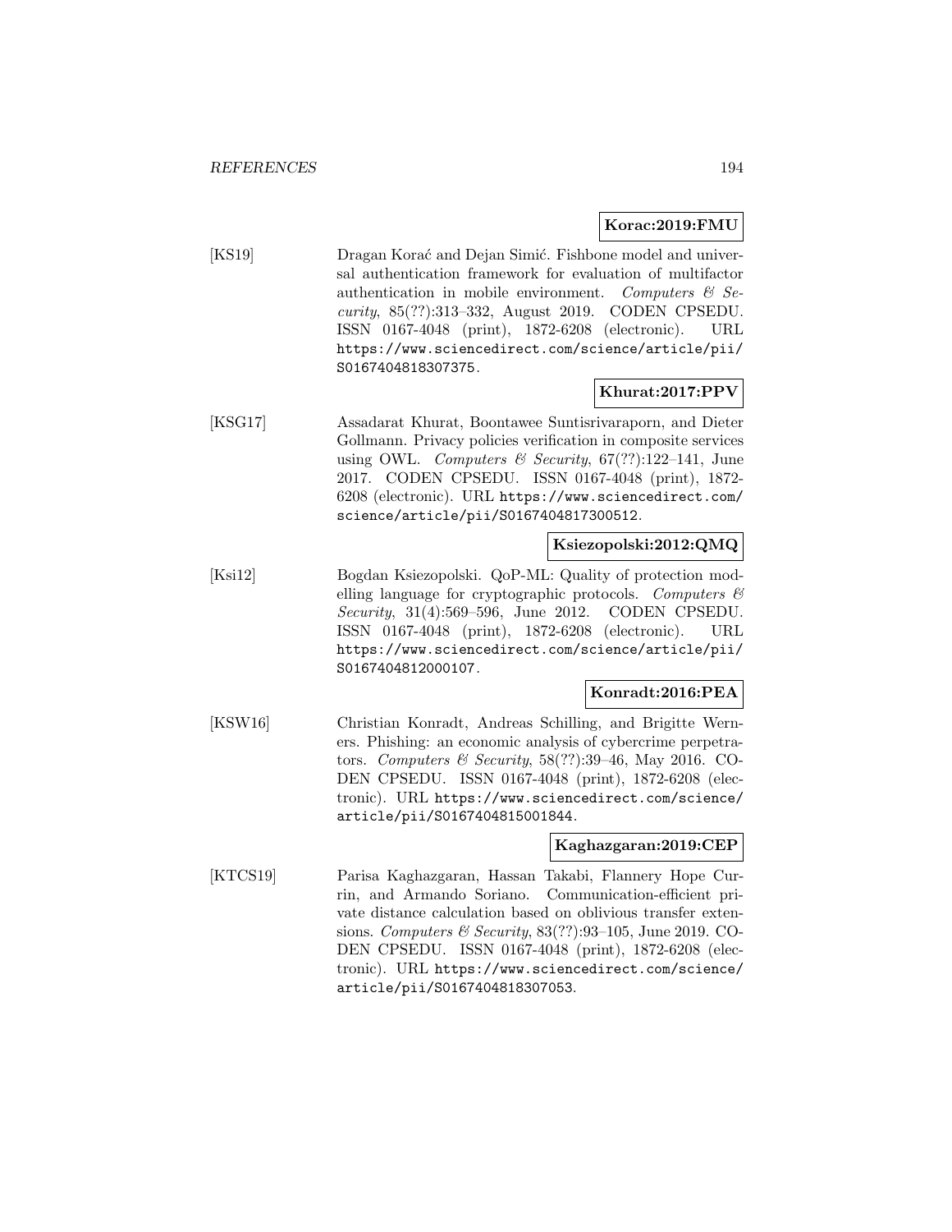**Korac:2019:FMU**

[KS19] Dragan Korać and Dejan Simić. Fishbone model and universal authentication framework for evaluation of multifactor authentication in mobile environment. *Computers & Security*, 85(??):313–332, August 2019. CODEN CPSEDU. ISSN 0167-4048 (print), 1872-6208 (electronic). URL https://www.sciencedirect.com/science/article/pii/S0167404818307375.

**Khurat:2017:PPV**

[KSG17] Assadarat Khurat, Boontawee Suntisrivaraporn, and Dieter Gollmann. Privacy policies verification in composite services using OWL. *Computers & Security*, 67(??):122–141, June 2017. CODEN CPSEDU. ISSN 0167-4048 (print), 1872-6208 (electronic). URL https://www.sciencedirect.com/science/article/pii/S0167404817300512.

**Ksiezopolski:2012:QMQ**

[Ksi12] Bogdan Ksiezopolski. QoP-ML: Quality of protection modelling language for cryptographic protocols. *Computers & Security*, 31(4):569–596, June 2012. CODEN CPSEDU. ISSN 0167-4048 (print), 1872-6208 (electronic). URL https://www.sciencedirect.com/science/article/pii/S0167404812000107.

**Konradt:2016:PEA**

[KSW16] Christian Konradt, Andreas Schilling, and Brigitte Werners. Phishing: an economic analysis of cybercrime perpetrators. *Computers & Security*, 58(??):39–46, May 2016. CODEN CPSEDU. ISSN 0167-4048 (print), 1872-6208 (electronic). URL https://www.sciencedirect.com/science/article/pii/S0167404815001844.

**Kaghazgaran:2019:CEP**

[KTCS19] Parisa Kaghazgaran, Hassan Takabi, Flannery Hope Currin, and Armando Soriano. Communication-efficient private distance calculation based on oblivious transfer extensions. *Computers & Security*, 83(??):93–105, June 2019. CODEN CPSEDU. ISSN 0167-4048 (print), 1872-6208 (electronic). URL https://www.sciencedirect.com/science/article/pii/S0167404818307053.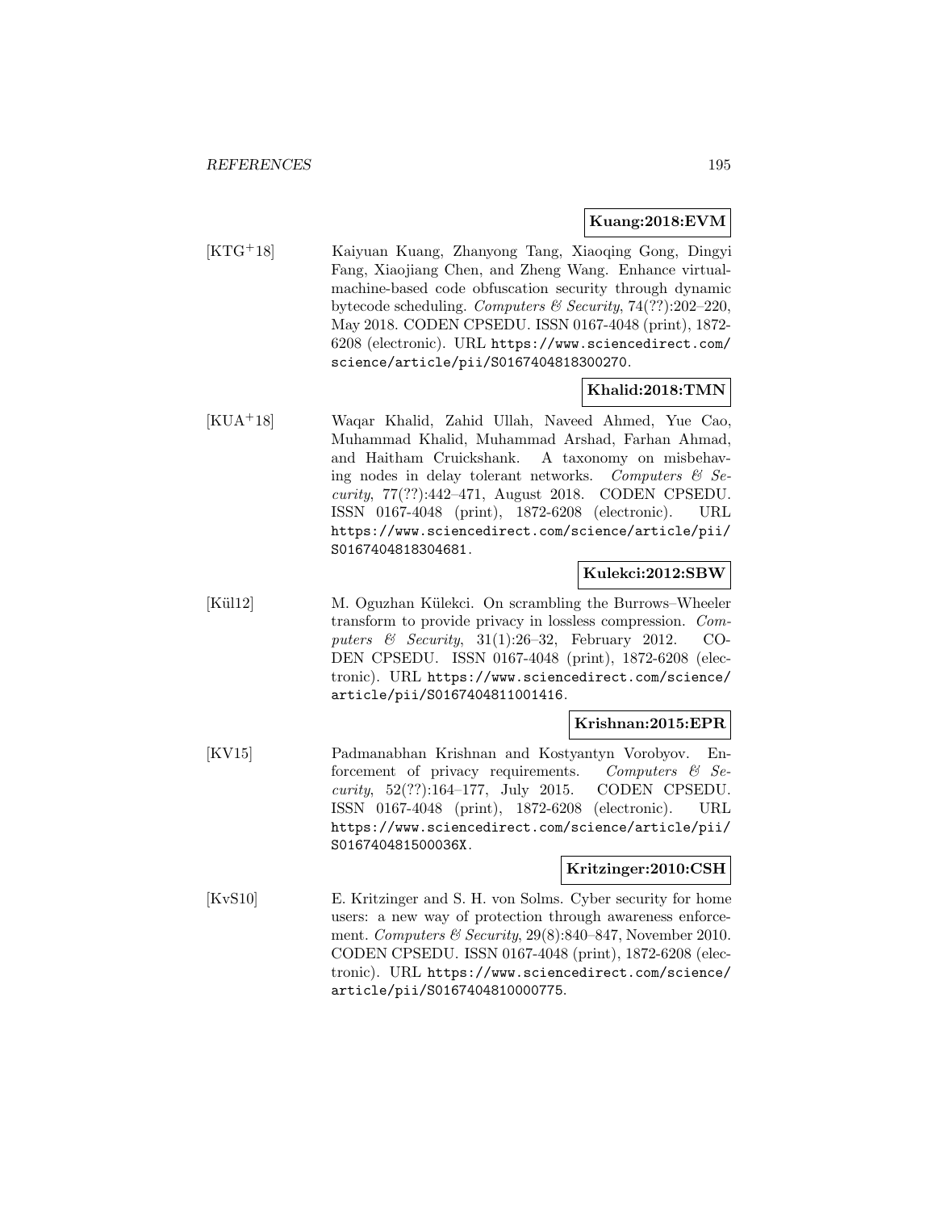**Kuang:2018:EVM**

[KTG+18] Kaiyuan Kuang, Zhanyong Tang, Xiaoqing Gong, Dingyi Fang, Xiaojiang Chen, and Zheng Wang. Enhance virtual-machine-based code obfuscation security through dynamic bytecode scheduling. *Computers & Security*, 74(??):202–220, May 2018. CODEN CPSEDU. ISSN 0167-4048 (print), 1872-6208 (electronic). URL https://www.sciencedirect.com/science/article/pii/S0167404818300270.

**Khalid:2018:TMN**

[KUA+18] Waqar Khalid, Zahid Ullah, Naveed Ahmed, Yue Cao, Muhammad Khalid, Muhammad Arshad, Farhan Ahmad, and Haitham Cruickshank. A taxonomy on misbehaving nodes in delay tolerant networks. *Computers & Security*, 77(??):442–471, August 2018. CODEN CPSEDU. ISSN 0167-4048 (print), 1872-6208 (electronic). URL https://www.sciencedirect.com/science/article/pii/S0167404818304681.

**Kulekci:2012:SBW**

[Kül12] M. Oguzhan Külekci. On scrambling the Burrows–Wheeler transform to provide privacy in lossless compression. *Computers & Security*, 31(1):26–32, February 2012. CODEN CPSEDU. ISSN 0167-4048 (print), 1872-6208 (electronic). URL https://www.sciencedirect.com/science/article/pii/S0167404811001416.

**Krishnan:2015:EPR**

[KV15] Padmanabhan Krishnan and Kostyantyn Vorobyov. Enforcement of privacy requirements. *Computers & Security*, 52(??):164–177, July 2015. CODEN CPSEDU. ISSN 0167-4048 (print), 1872-6208 (electronic). URL https://www.sciencedirect.com/science/article/pii/S016740481500036X.

**Kritzinger:2010:CSH**

[KvS10] E. Kritzinger and S. H. von Solms. Cyber security for home users: a new way of protection through awareness enforcement. *Computers & Security*, 29(8):840–847, November 2010. CODEN CPSEDU. ISSN 0167-4048 (print), 1872-6208 (electronic). URL https://www.sciencedirect.com/science/article/pii/S0167404810000775.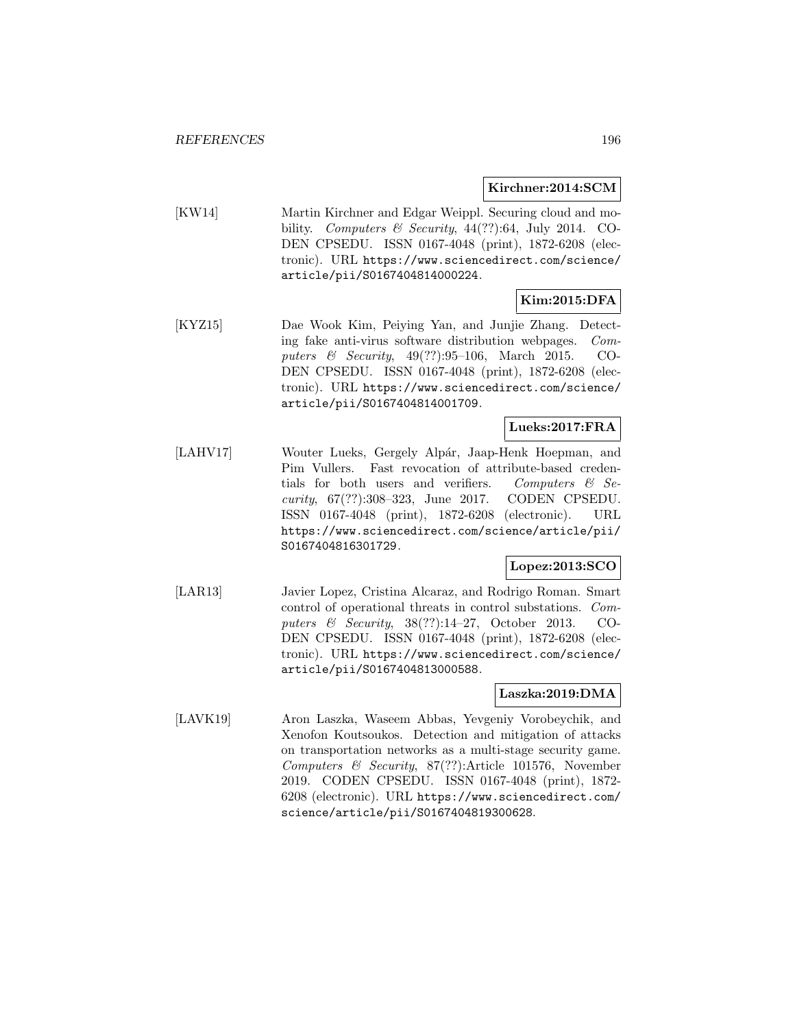**Kirchner:2014:SCM**

[KW14] Martin Kirchner and Edgar Weippl. Securing cloud and mobility. *Computers & Security*, 44(??):64, July 2014. CODEN CPSEDU. ISSN 0167-4048 (print), 1872-6208 (electronic). URL https://www.sciencedirect.com/science/article/pii/S0167404814000224.

**Kim:2015:DFA**

[KYZ15] Dae Wook Kim, Peiying Yan, and Junjie Zhang. Detecting fake anti-virus software distribution webpages. *Computers & Security*, 49(??):95–106, March 2015. CODEN CPSEDU. ISSN 0167-4048 (print), 1872-6208 (electronic). URL https://www.sciencedirect.com/science/article/pii/S0167404814001709.

**Lueks:2017:FRA**

[LAHV17] Wouter Lueks, Gergely Alpár, Jaap-Henk Hoepman, and Pim Vullers. Fast revocation of attribute-based credentials for both users and verifiers. *Computers & Security*, 67(??):308–323, June 2017. CODEN CPSEDU. ISSN 0167-4048 (print), 1872-6208 (electronic). URL https://www.sciencedirect.com/science/article/pii/S0167404816301729.

**Lopez:2013:SCO**

[LAR13] Javier Lopez, Cristina Alcaraz, and Rodrigo Roman. Smart control of operational threats in control substations. *Computers & Security*, 38(??):14–27, October 2013. CODEN CPSEDU. ISSN 0167-4048 (print), 1872-6208 (electronic). URL https://www.sciencedirect.com/science/article/pii/S0167404813000588.

**Laszka:2019:DMA**

[LAVK19] Aron Laszka, Waseem Abbas, Yevgeniy Vorobeychik, and Xenofon Koutsoukos. Detection and mitigation of attacks on transportation networks as a multi-stage security game. *Computers & Security*, 87(??):Article 101576, November 2019. CODEN CPSEDU. ISSN 0167-4048 (print), 1872-6208 (electronic). URL https://www.sciencedirect.com/science/article/pii/S0167404819300628.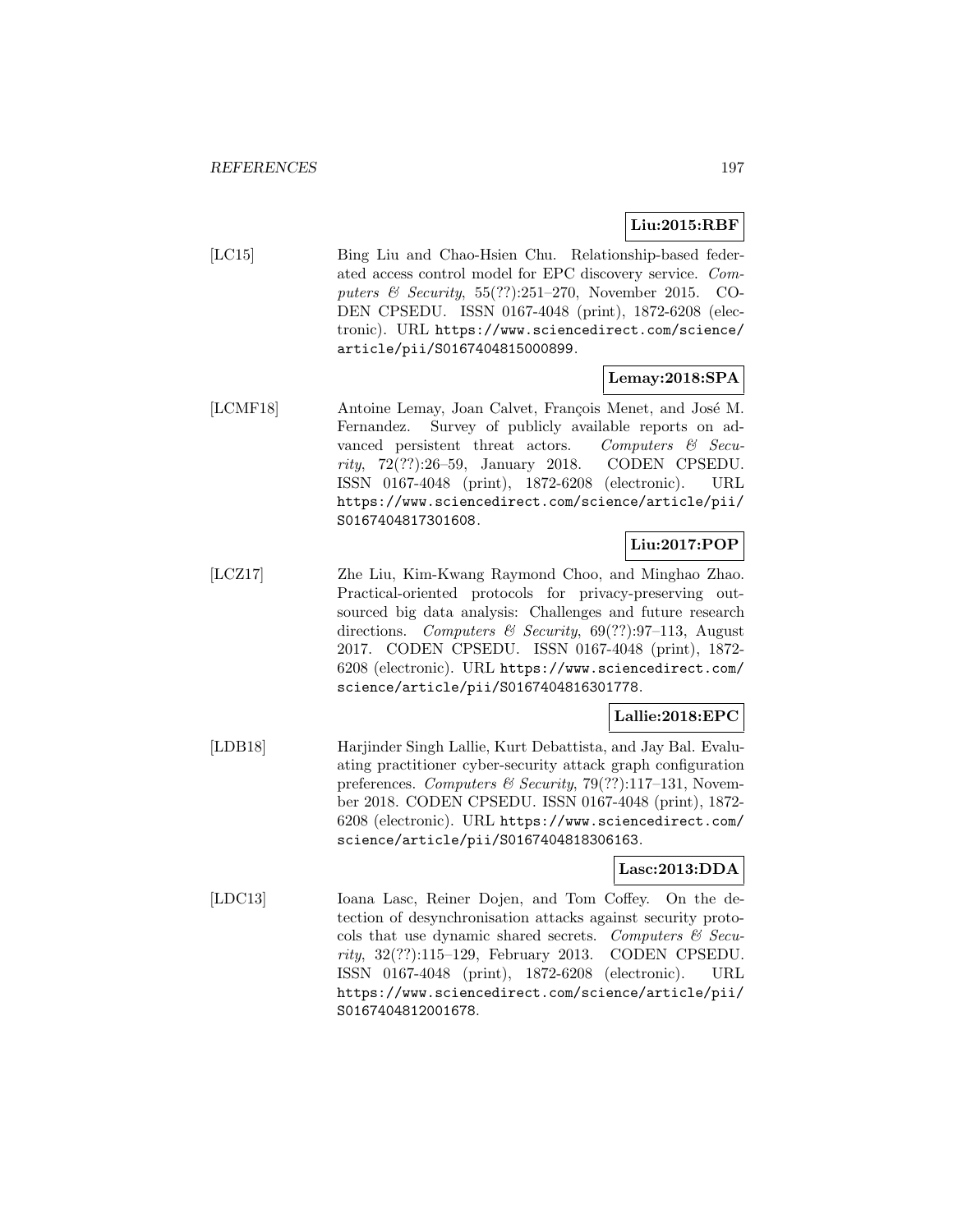**Liu:2015:RBF**

[LC15] Bing Liu and Chao-Hsien Chu. Relationship-based federated access control model for EPC discovery service. *Computers & Security*, 55(??):251–270, November 2015. CODEN CPSEDU. ISSN 0167-4048 (print), 1872-6208 (electronic). URL https://www.sciencedirect.com/science/article/pii/S0167404815000899.

**Lemay:2018:SPA**

[LCMF18] Antoine Lemay, Joan Calvet, François Menet, and José M. Fernandez. Survey of publicly available reports on advanced persistent threat actors. *Computers & Security*, 72(??):26–59, January 2018. CODEN CPSEDU. ISSN 0167-4048 (print), 1872-6208 (electronic). URL https://www.sciencedirect.com/science/article/pii/S0167404817301608.

**Liu:2017:POP**

[LCZ17] Zhe Liu, Kim-Kwang Raymond Choo, and Minghao Zhao. Practical-oriented protocols for privacy-preserving outsourced big data analysis: Challenges and future research directions. *Computers & Security*, 69(??):97–113, August 2017. CODEN CPSEDU. ISSN 0167-4048 (print), 1872-6208 (electronic). URL https://www.sciencedirect.com/science/article/pii/S0167404816301778.

**Lallie:2018:EPC**

[LDB18] Harjinder Singh Lallie, Kurt Debattista, and Jay Bal. Evaluating practitioner cyber-security attack graph configuration preferences. *Computers & Security*, 79(??):117–131, November 2018. CODEN CPSEDU. ISSN 0167-4048 (print), 1872-6208 (electronic). URL https://www.sciencedirect.com/science/article/pii/S0167404818306163.

**Lasc:2013:DDA**

[LDC13] Ioana Lasc, Reiner Dojen, and Tom Coffey. On the detection of desynchronisation attacks against security protocols that use dynamic shared secrets. *Computers & Security*, 32(??):115–129, February 2013. CODEN CPSEDU. ISSN 0167-4048 (print), 1872-6208 (electronic). URL https://www.sciencedirect.com/science/article/pii/S0167404812001678.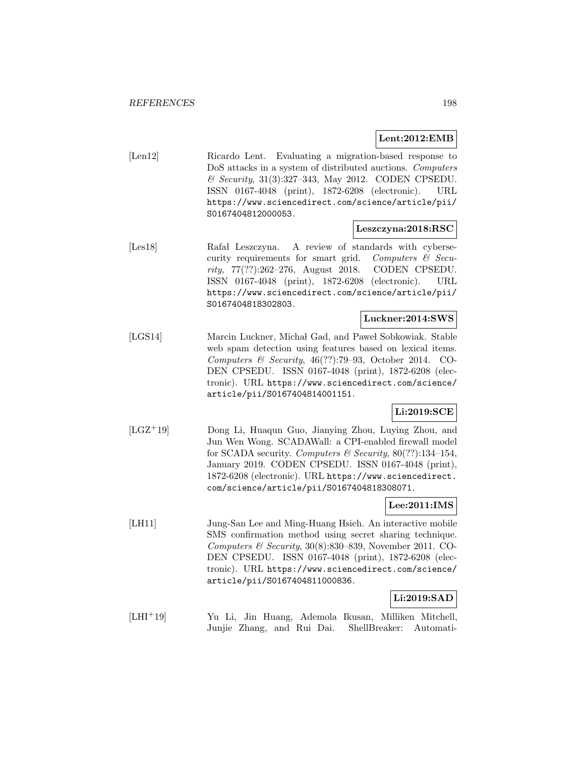**Lent:2012:EMB**

[Len12] Ricardo Lent. Evaluating a migration-based response to DoS attacks in a system of distributed auctions. *Computers & Security*, 31(3):327–343, May 2012. CODEN CPSEDU. ISSN 0167-4048 (print), 1872-6208 (electronic). URL https://www.sciencedirect.com/science/article/pii/S0167404812000053.

**Leszczyna:2018:RSC**

[Les18] Rafał Leszczyna. A review of standards with cybersecurity requirements for smart grid. *Computers & Security*, 77(??):262–276, August 2018. CODEN CPSEDU. ISSN 0167-4048 (print), 1872-6208 (electronic). URL https://www.sciencedirect.com/science/article/pii/S0167404818302803.

**Luckner:2014:SWS**

[LGS14] Marcin Luckner, Michał Gad, and Paweł Sobkowiak. Stable web spam detection using features based on lexical items. *Computers & Security*, 46(??):79–93, October 2014. CODEN CPSEDU. ISSN 0167-4048 (print), 1872-6208 (electronic). URL https://www.sciencedirect.com/science/article/pii/S0167404814001151.

**Li:2019:SCE**

[LGZ+19] Dong Li, Huaqun Guo, Jianying Zhou, Luying Zhou, and Jun Wen Wong. SCADAWall: a CPI-enabled firewall model for SCADA security. *Computers & Security*, 80(??):134–154, January 2019. CODEN CPSEDU. ISSN 0167-4048 (print), 1872-6208 (electronic). URL https://www.sciencedirect.com/science/article/pii/S0167404818308071.

**Lee:2011:IMS**

[LH11] Jung-San Lee and Ming-Huang Hsieh. An interactive mobile SMS confirmation method using secret sharing technique. *Computers & Security*, 30(8):830–839, November 2011. CODEN CPSEDU. ISSN 0167-4048 (print), 1872-6208 (electronic). URL https://www.sciencedirect.com/science/article/pii/S0167404811000836.

**Li:2019:SAD**

[LHI+19] Yu Li, Jin Huang, Ademola Ikusan, Milliken Mitchell, Junjie Zhang, and Rui Dai. ShellBreaker: Automati-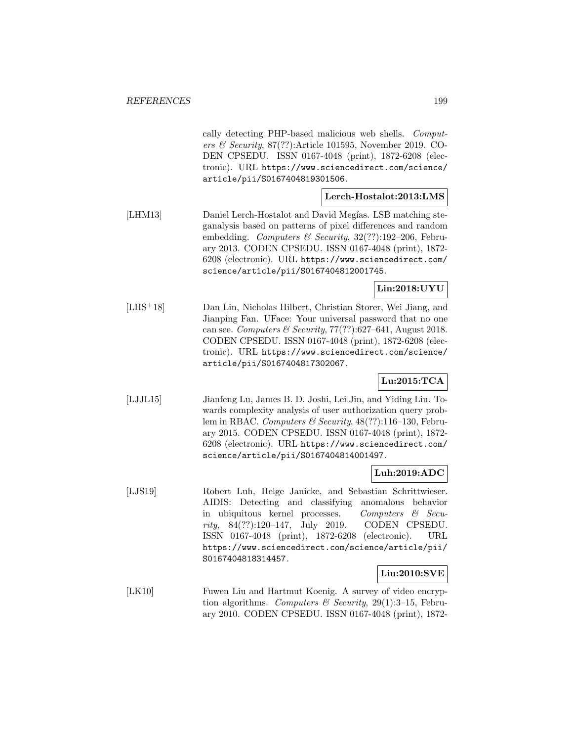cally detecting PHP-based malicious web shells. *Computers & Security*, 87(??):Article 101595, November 2019. CODEN CPSEDU. ISSN 0167-4048 (print), 1872-6208 (electronic). URL https://www.sciencedirect.com/science/article/pii/S0167404819301506.

**Lerch-Hostalot:2013:LMS**

[LHM13] Daniel Lerch-Hostalot and David Megías. LSB matching steganalysis based on patterns of pixel differences and random embedding. *Computers & Security*, 32(??):192–206, February 2013. CODEN CPSEDU. ISSN 0167-4048 (print), 1872-6208 (electronic). URL https://www.sciencedirect.com/science/article/pii/S0167404812001745.

**Lin:2018:UYU**

[LHS+18] Dan Lin, Nicholas Hilbert, Christian Storer, Wei Jiang, and Jianping Fan. UFace: Your universal password that no one can see. *Computers & Security*, 77(??):627–641, August 2018. CODEN CPSEDU. ISSN 0167-4048 (print), 1872-6208 (electronic). URL https://www.sciencedirect.com/science/article/pii/S0167404817302067.

**Lu:2015:TCA**

[LJJL15] Jianfeng Lu, James B. D. Joshi, Lei Jin, and Yiding Liu. Towards complexity analysis of user authorization query problem in RBAC. *Computers & Security*, 48(??):116–130, February 2015. CODEN CPSEDU. ISSN 0167-4048 (print), 1872-6208 (electronic). URL https://www.sciencedirect.com/science/article/pii/S0167404814001497.

**Luh:2019:ADC**

[LJS19] Robert Luh, Helge Janicke, and Sebastian Schrittwieser. AIDIS: Detecting and classifying anomalous behavior in ubiquitous kernel processes. *Computers & Security*, 84(??):120–147, July 2019. CODEN CPSEDU. ISSN 0167-4048 (print), 1872-6208 (electronic). URL https://www.sciencedirect.com/science/article/pii/S0167404818314457.

**Liu:2010:SVE**

[LK10] Fuwen Liu and Hartmut Koenig. A survey of video encryption algorithms. *Computers & Security*, 29(1):3–15, February 2010. CODEN CPSEDU. ISSN 0167-4048 (print), 1872-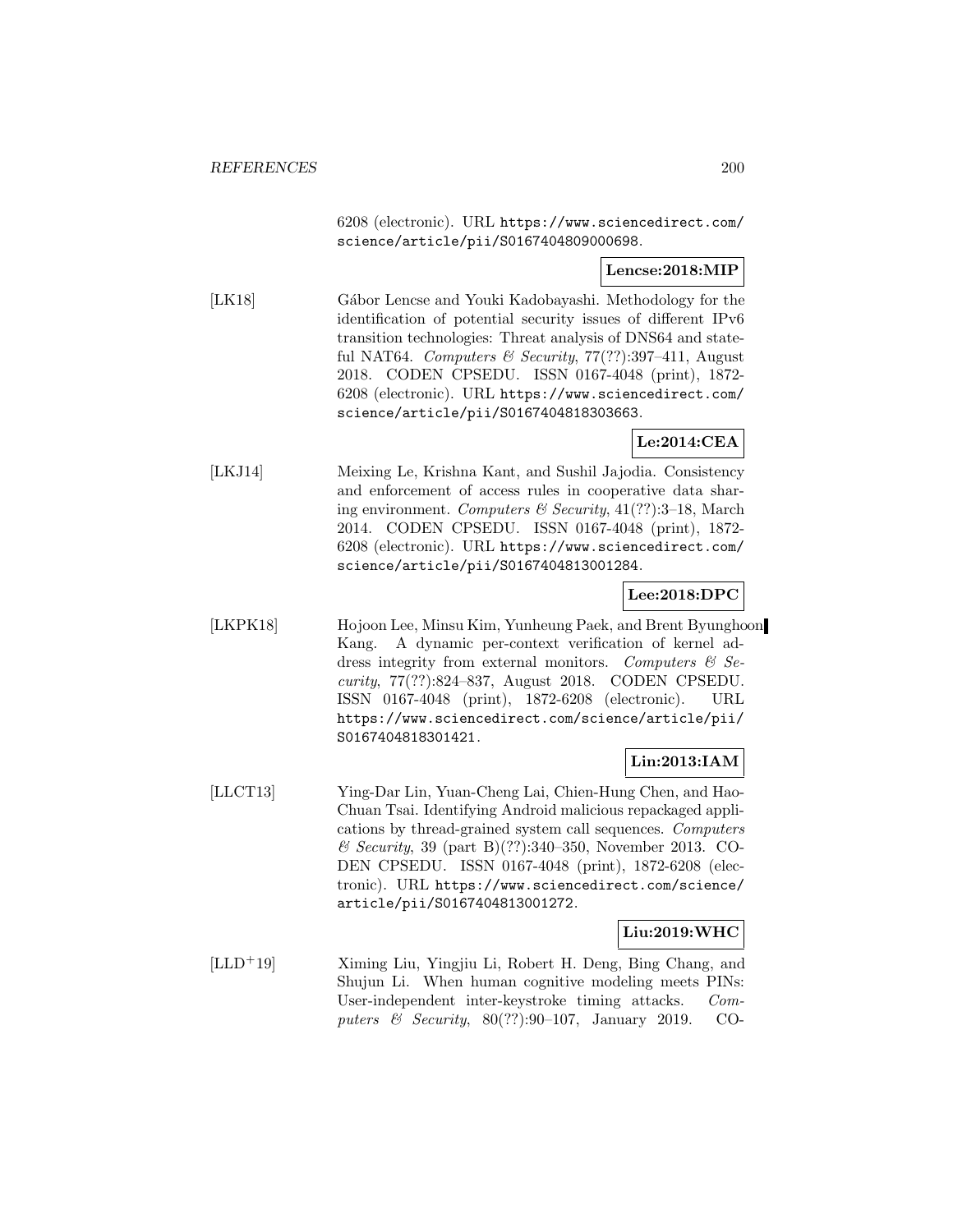6208 (electronic). URL https://www.sciencedirect.com/science/article/pii/S0167404809000698.

**Lencse:2018:MIP**

[LK18] Gábor Lencse and Youki Kadobayashi. Methodology for the identification of potential security issues of different IPv6 transition technologies: Threat analysis of DNS64 and stateful NAT64. *Computers & Security*, 77(??):397–411, August 2018. CODEN CPSEDU. ISSN 0167-4048 (print), 1872-6208 (electronic). URL https://www.sciencedirect.com/science/article/pii/S0167404818303663.

**Le:2014:CEA**

[LKJ14] Meixing Le, Krishna Kant, and Sushil Jajodia. Consistency and enforcement of access rules in cooperative data sharing environment. *Computers & Security*, 41(??):3–18, March 2014. CODEN CPSEDU. ISSN 0167-4048 (print), 1872-6208 (electronic). URL https://www.sciencedirect.com/science/article/pii/S0167404813001284.

**Lee:2018:DPC**

[LKPK18] Hojoon Lee, Minsu Kim, Yunheung Paek, and Brent Byunghoon Kang. A dynamic per-context verification of kernel address integrity from external monitors. *Computers & Security*, 77(??):824–837, August 2018. CODEN CPSEDU. ISSN 0167-4048 (print), 1872-6208 (electronic). URL https://www.sciencedirect.com/science/article/pii/S0167404818301421.

**Lin:2013:IAM**

[LLCT13] Ying-Dar Lin, Yuan-Cheng Lai, Chien-Hung Chen, and Hao-Chuan Tsai. Identifying Android malicious repackaged applications by thread-grained system call sequences. *Computers & Security*, 39 (part B)(??):340–350, November 2013. CODEN CPSEDU. ISSN 0167-4048 (print), 1872-6208 (electronic). URL https://www.sciencedirect.com/science/article/pii/S0167404813001272.

**Liu:2019:WHC**

[LLD+19] Ximing Liu, Yingjiu Li, Robert H. Deng, Bing Chang, and Shujun Li. When human cognitive modeling meets PINs: User-independent inter-keystroke timing attacks. *Computers & Security*, 80(??):90–107, January 2019. CO-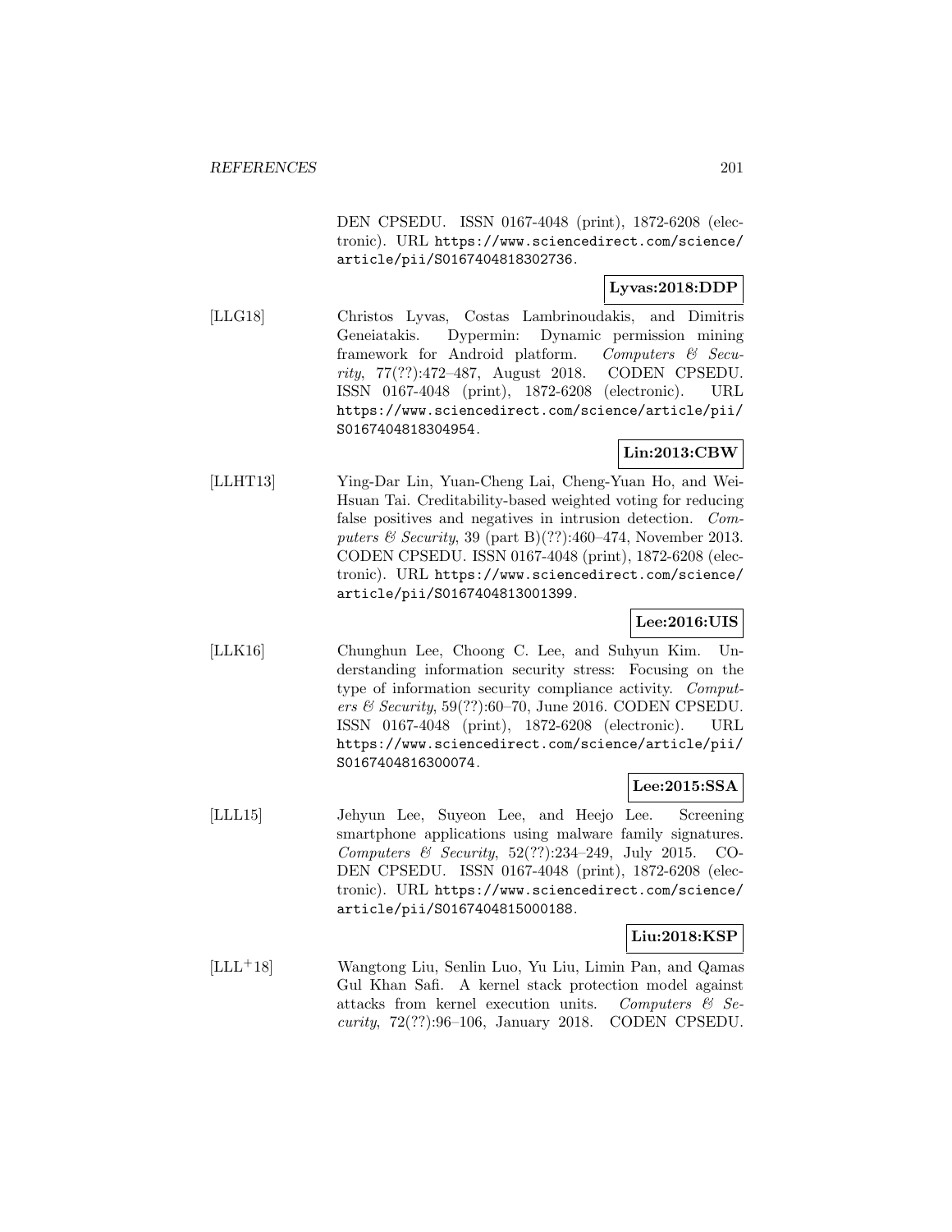DEN CPSEDU. ISSN 0167-4048 (print), 1872-6208 (electronic). URL https://www.sciencedirect.com/science/article/pii/S0167404818302736.

**Lyvas:2018:DDP**

[LLG18] Christos Lyvas, Costas Lambrinoudakis, and Dimitris Geneiatakis. Dypermin: Dynamic permission mining framework for Android platform. *Computers & Security*, 77(??):472–487, August 2018. CODEN CPSEDU. ISSN 0167-4048 (print), 1872-6208 (electronic). URL https://www.sciencedirect.com/science/article/pii/S0167404818304954.

**Lin:2013:CBW**

[LLHT13] Ying-Dar Lin, Yuan-Cheng Lai, Cheng-Yuan Ho, and Wei-Hsuan Tai. Creditability-based weighted voting for reducing false positives and negatives in intrusion detection. *Computers & Security*, 39 (part B)(??):460–474, November 2013. CODEN CPSEDU. ISSN 0167-4048 (print), 1872-6208 (electronic). URL https://www.sciencedirect.com/science/article/pii/S0167404813001399.

**Lee:2016:UIS**

[LLK16] Chunghun Lee, Choong C. Lee, and Suhyun Kim. Understanding information security stress: Focusing on the type of information security compliance activity. *Computers & Security*, 59(??):60–70, June 2016. CODEN CPSEDU. ISSN 0167-4048 (print), 1872-6208 (electronic). URL https://www.sciencedirect.com/science/article/pii/S0167404816300074.

**Lee:2015:SSA**

[LLL15] Jehyun Lee, Suyeon Lee, and Heejo Lee. Screening smartphone applications using malware family signatures. *Computers & Security*, 52(??):234–249, July 2015. CODEN CPSEDU. ISSN 0167-4048 (print), 1872-6208 (electronic). URL https://www.sciencedirect.com/science/article/pii/S0167404815000188.

**Liu:2018:KSP**

[LLL+18] Wangtong Liu, Senlin Luo, Yu Liu, Limin Pan, and Qamas Gul Khan Safi. A kernel stack protection model against attacks from kernel execution units. *Computers & Security*, 72(??):96–106, January 2018. CODEN CPSEDU.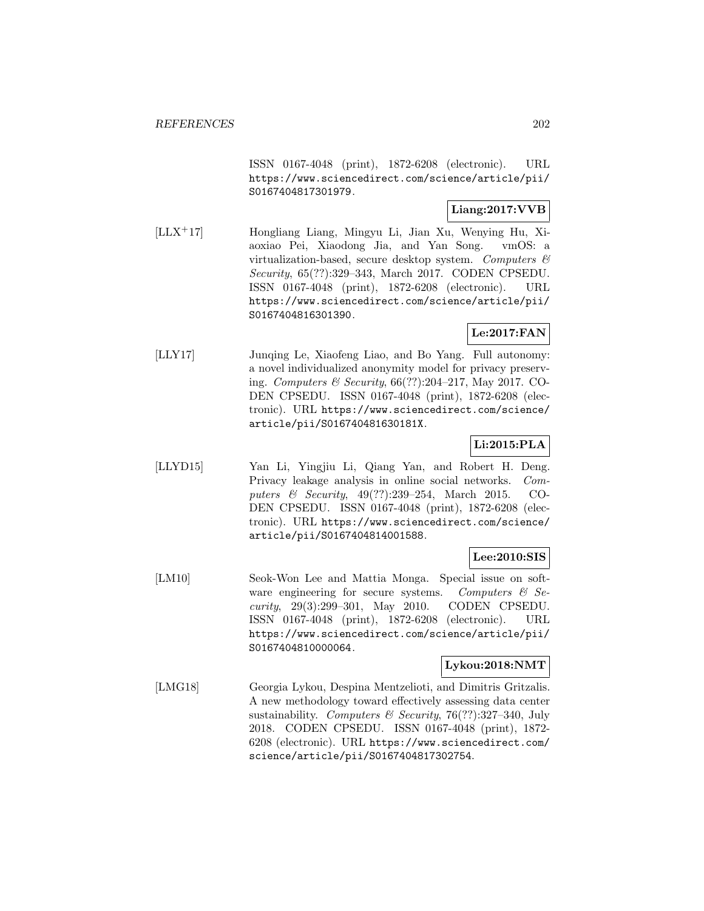ISSN 0167-4048 (print), 1872-6208 (electronic). URL https://www.sciencedirect.com/science/article/pii/S0167404817301979.

**Liang:2017:VVB**

[LLX+17] Hongliang Liang, Mingyu Li, Jian Xu, Wenying Hu, Xiaoxiao Pei, Xiaodong Jia, and Yan Song. vmOS: a virtualization-based, secure desktop system. *Computers & Security*, 65(??):329–343, March 2017. CODEN CPSEDU. ISSN 0167-4048 (print), 1872-6208 (electronic). URL https://www.sciencedirect.com/science/article/pii/S0167404816301390.

**Le:2017:FAN**

[LLY17] Junqing Le, Xiaofeng Liao, and Bo Yang. Full autonomy: a novel individualized anonymity model for privacy preserving. *Computers & Security*, 66(??):204–217, May 2017. CODEN CPSEDU. ISSN 0167-4048 (print), 1872-6208 (electronic). URL https://www.sciencedirect.com/science/article/pii/S016740481630181X.

**Li:2015:PLA**

[LLYD15] Yan Li, Yingjiu Li, Qiang Yan, and Robert H. Deng. Privacy leakage analysis in online social networks. *Computers & Security*, 49(??):239–254, March 2015. CODEN CPSEDU. ISSN 0167-4048 (print), 1872-6208 (electronic). URL https://www.sciencedirect.com/science/article/pii/S0167404814001588.

**Lee:2010:SIS**

[LM10] Seok-Won Lee and Mattia Monga. Special issue on software engineering for secure systems. *Computers & Security*, 29(3):299–301, May 2010. CODEN CPSEDU. ISSN 0167-4048 (print), 1872-6208 (electronic). URL https://www.sciencedirect.com/science/article/pii/S0167404810000064.

**Lykou:2018:NMT**

[LMG18] Georgia Lykou, Despina Mentzelioti, and Dimitris Gritzalis. A new methodology toward effectively assessing data center sustainability. *Computers & Security*, 76(??):327–340, July 2018. CODEN CPSEDU. ISSN 0167-4048 (print), 1872-6208 (electronic). URL https://www.sciencedirect.com/science/article/pii/S0167404817302754.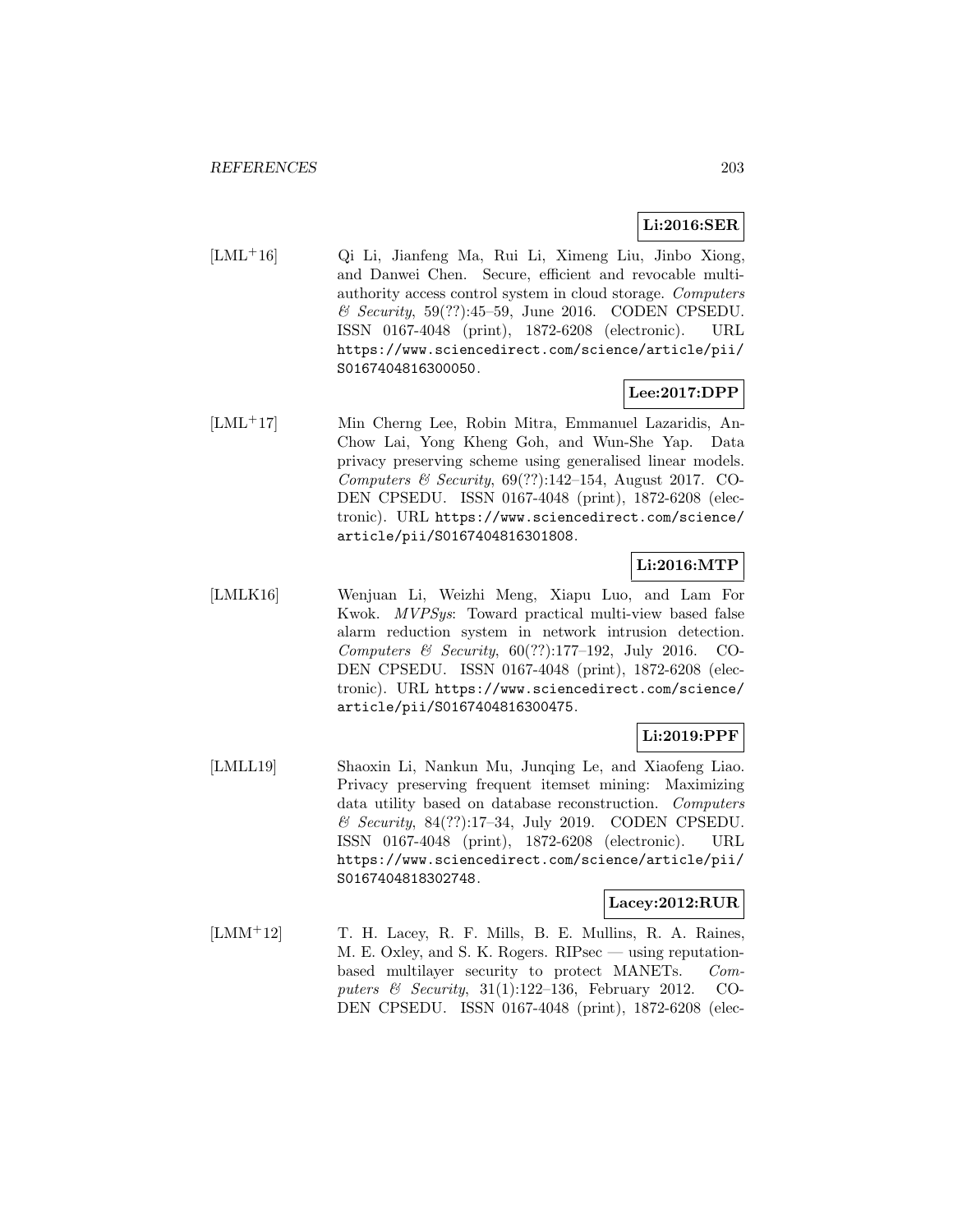**Li:2016:SER**

[LML+16] Qi Li, Jianfeng Ma, Rui Li, Ximeng Liu, Jinbo Xiong, and Danwei Chen. Secure, efficient and revocable multi-authority access control system in cloud storage. *Computers & Security*, 59(??):45–59, June 2016. CODEN CPSEDU. ISSN 0167-4048 (print), 1872-6208 (electronic). URL https://www.sciencedirect.com/science/article/pii/S0167404816300050.

**Lee:2017:DPP**

[LML+17] Min Cherng Lee, Robin Mitra, Emmanuel Lazaridis, An-Chow Lai, Yong Kheng Goh, and Wun-She Yap. Data privacy preserving scheme using generalised linear models. *Computers & Security*, 69(??):142–154, August 2017. CODEN CPSEDU. ISSN 0167-4048 (print), 1872-6208 (electronic). URL https://www.sciencedirect.com/science/article/pii/S0167404816301808.

**Li:2016:MTP**

[LMLK16] Wenjuan Li, Weizhi Meng, Xiapu Luo, and Lam For Kwok. *MVPSys*: Toward practical multi-view based false alarm reduction system in network intrusion detection. *Computers & Security*, 60(??):177–192, July 2016. CODEN CPSEDU. ISSN 0167-4048 (print), 1872-6208 (electronic). URL https://www.sciencedirect.com/science/article/pii/S0167404816300475.

**Li:2019:PPF**

[LMLL19] Shaoxin Li, Nankun Mu, Junqing Le, and Xiaofeng Liao. Privacy preserving frequent itemset mining: Maximizing data utility based on database reconstruction. *Computers & Security*, 84(??):17–34, July 2019. CODEN CPSEDU. ISSN 0167-4048 (print), 1872-6208 (electronic). URL https://www.sciencedirect.com/science/article/pii/S0167404818302748.

**Lacey:2012:RUR**

[LMM+12] T. H. Lacey, R. F. Mills, B. E. Mullins, R. A. Raines, M. E. Oxley, and S. K. Rogers. RIPsec — using reputation-based multilayer security to protect MANETs. *Computers & Security*, 31(1):122–136, February 2012. CODEN CPSEDU. ISSN 0167-4048 (print), 1872-6208 (elec-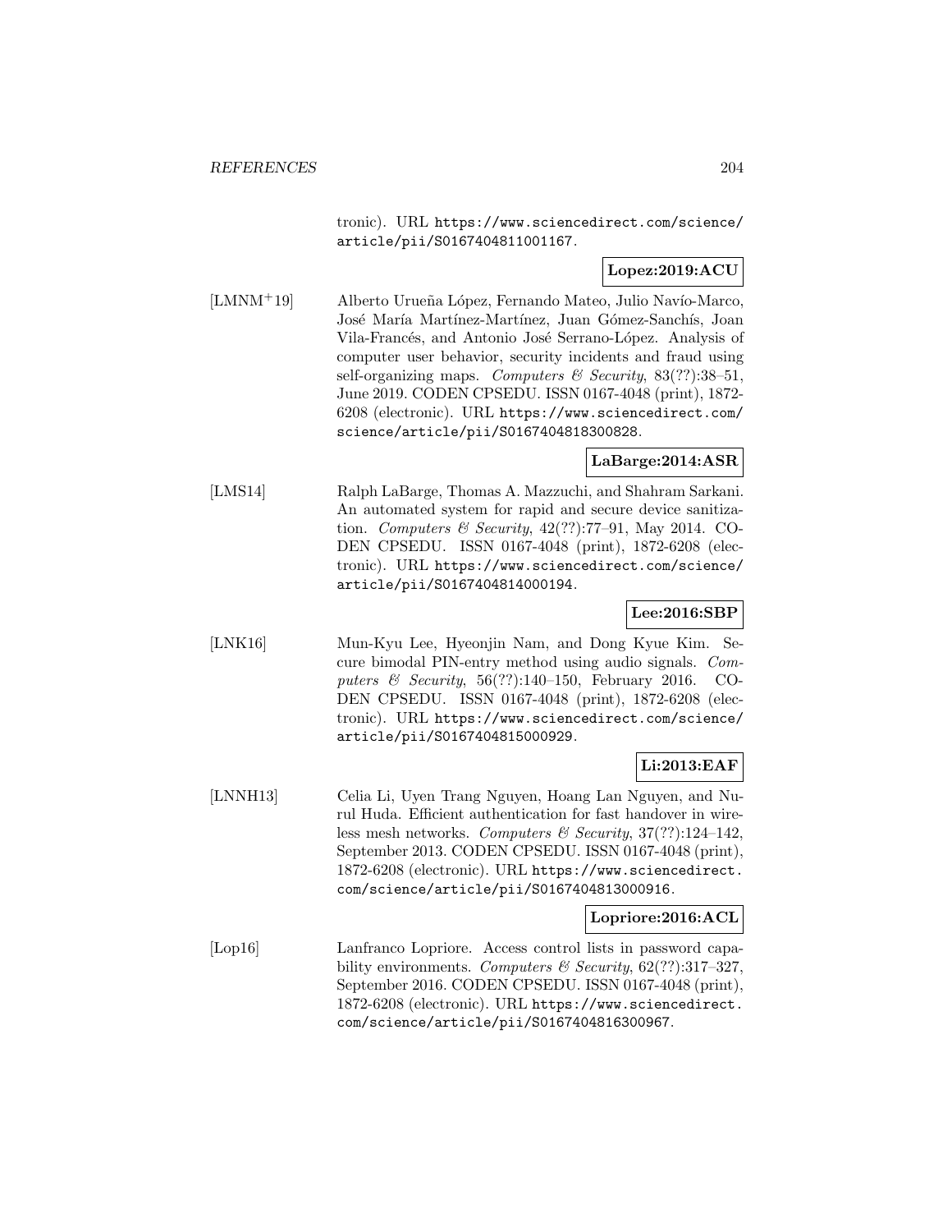tronic). URL https://www.sciencedirect.com/science/article/pii/S0167404811001167.

**Lopez:2019:ACU**

[LMNM+19] Alberto Urueña López, Fernando Mateo, Julio Navío-Marco, José María Martínez-Martínez, Juan Gómez-Sanchís, Joan Vila-Francés, and Antonio José Serrano-López. Analysis of computer user behavior, security incidents and fraud using self-organizing maps. *Computers & Security*, 83(??):38–51, June 2019. CODEN CPSEDU. ISSN 0167-4048 (print), 1872-6208 (electronic). URL https://www.sciencedirect.com/science/article/pii/S0167404818300828.

**LaBarge:2014:ASR**

[LMS14] Ralph LaBarge, Thomas A. Mazzuchi, and Shahram Sarkani. An automated system for rapid and secure device sanitization. *Computers & Security*, 42(??):77–91, May 2014. CODEN CPSEDU. ISSN 0167-4048 (print), 1872-6208 (electronic). URL https://www.sciencedirect.com/science/article/pii/S0167404814000194.

**Lee:2016:SBP**

[LNK16] Mun-Kyu Lee, Hyeonjin Nam, and Dong Kyue Kim. Secure bimodal PIN-entry method using audio signals. *Computers & Security*, 56(??):140–150, February 2016. CODEN CPSEDU. ISSN 0167-4048 (print), 1872-6208 (electronic). URL https://www.sciencedirect.com/science/article/pii/S0167404815000929.

**Li:2013:EAF**

[LNNH13] Celia Li, Uyen Trang Nguyen, Hoang Lan Nguyen, and Nurul Huda. Efficient authentication for fast handover in wireless mesh networks. *Computers & Security*, 37(??):124–142, September 2013. CODEN CPSEDU. ISSN 0167-4048 (print), 1872-6208 (electronic). URL https://www.sciencedirect.com/science/article/pii/S0167404813000916.

**Lopriore:2016:ACL**

[Lop16] Lanfranco Lopriore. Access control lists in password capability environments. *Computers & Security*, 62(??):317–327, September 2016. CODEN CPSEDU. ISSN 0167-4048 (print), 1872-6208 (electronic). URL https://www.sciencedirect.com/science/article/pii/S0167404816300967.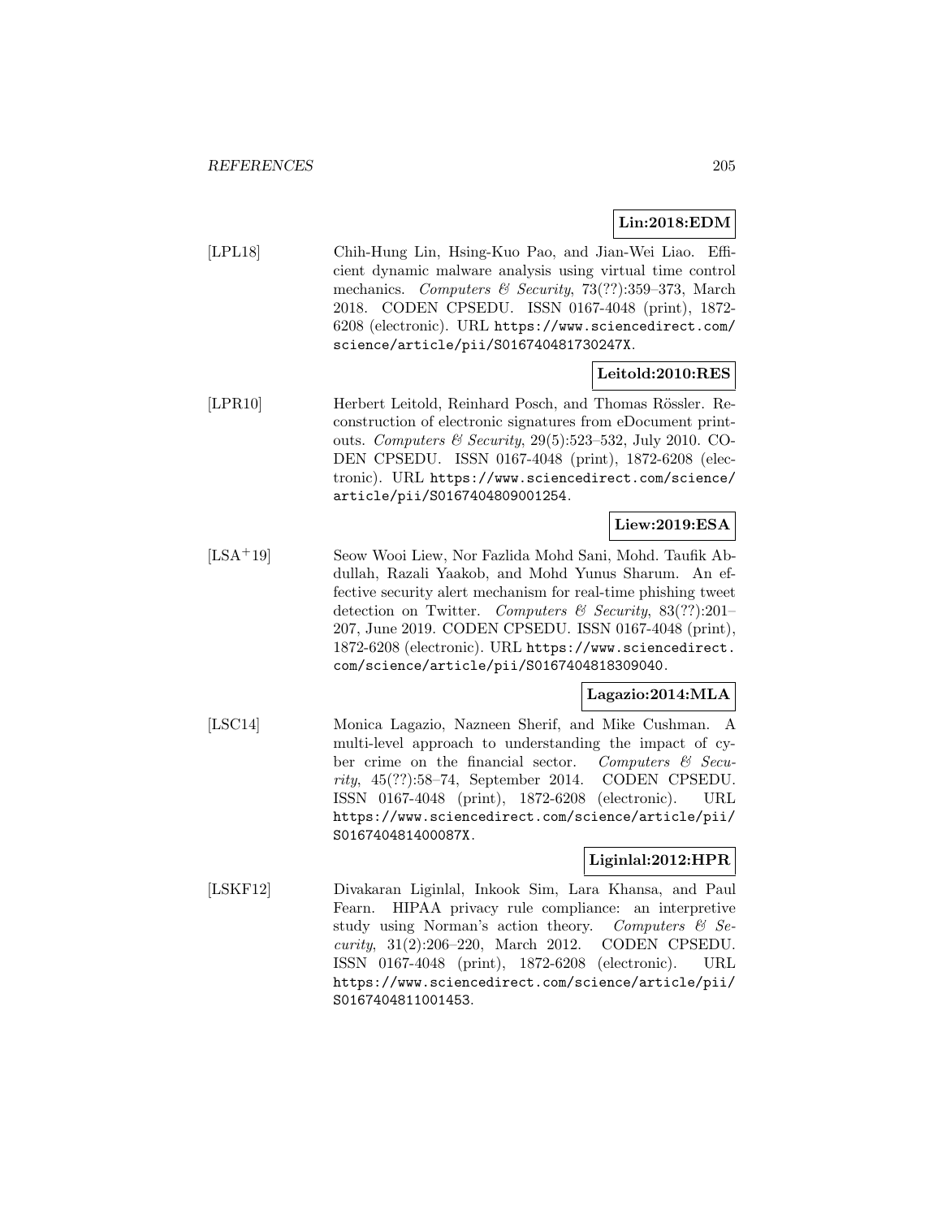**Lin:2018:EDM**

[LPL18] Chih-Hung Lin, Hsing-Kuo Pao, and Jian-Wei Liao. Efficient dynamic malware analysis using virtual time control mechanics. *Computers & Security*, 73(??):359–373, March 2018. CODEN CPSEDU. ISSN 0167-4048 (print), 1872-6208 (electronic). URL `https://www.sciencedirect.com/science/article/pii/S016740481730247X`.

**Leitold:2010:RES**

[LPR10] Herbert Leitold, Reinhard Posch, and Thomas Rössler. Reconstruction of electronic signatures from eDocument printouts. *Computers & Security*, 29(5):523–532, July 2010. CODEN CPSEDU. ISSN 0167-4048 (print), 1872-6208 (electronic). URL `https://www.sciencedirect.com/science/article/pii/S0167404809001254`.

**Liew:2019:ESA**

[LSA+19] Seow Wooi Liew, Nor Fazlida Mohd Sani, Mohd. Taufik Abdullah, Razali Yaakob, and Mohd Yunus Sharum. An effective security alert mechanism for real-time phishing tweet detection on Twitter. *Computers & Security*, 83(??):201–207, June 2019. CODEN CPSEDU. ISSN 0167-4048 (print), 1872-6208 (electronic). URL `https://www.sciencedirect.com/science/article/pii/S0167404818309040`.

**Lagazio:2014:MLA**

[LSC14] Monica Lagazio, Nazneen Sherif, and Mike Cushman. A multi-level approach to understanding the impact of cyber crime on the financial sector. *Computers & Security*, 45(??):58–74, September 2014. CODEN CPSEDU. ISSN 0167-4048 (print), 1872-6208 (electronic). URL `https://www.sciencedirect.com/science/article/pii/S016740481400087X`.

**Liginlal:2012:HPR**

[LSKF12] Divakaran Liginlal, Inkook Sim, Lara Khansa, and Paul Fearn. HIPAA privacy rule compliance: an interpretive study using Norman's action theory. *Computers & Security*, 31(2):206–220, March 2012. CODEN CPSEDU. ISSN 0167-4048 (print), 1872-6208 (electronic). URL `https://www.sciencedirect.com/science/article/pii/S0167404811001453`.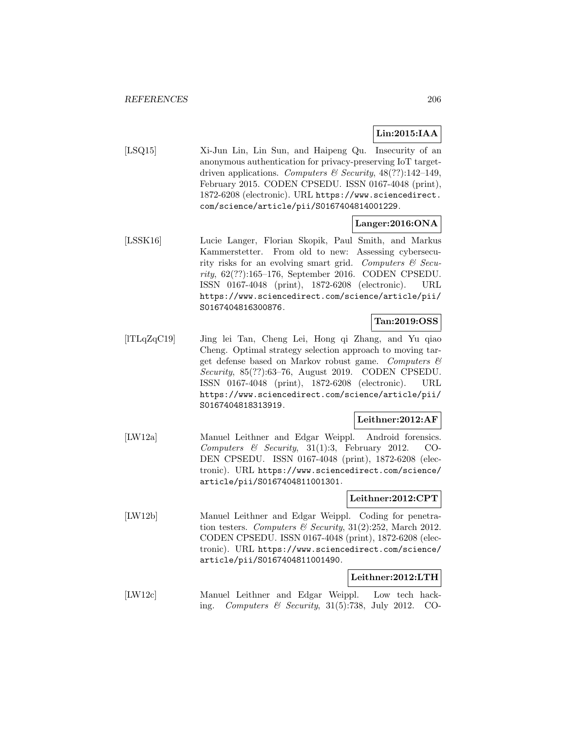**Lin:2015:IAA**

[LSQ15] Xi-Jun Lin, Lin Sun, and Haipeng Qu. Insecurity of an anonymous authentication for privacy-preserving IoT target-driven applications. *Computers & Security*, 48(??):142–149, February 2015. CODEN CPSEDU. ISSN 0167-4048 (print), 1872-6208 (electronic). URL https://www.sciencedirect.com/science/article/pii/S0167404814001229.

**Langer:2016:ONA**

[LSSK16] Lucie Langer, Florian Skopik, Paul Smith, and Markus Kammerstetter. From old to new: Assessing cybersecurity risks for an evolving smart grid. *Computers & Security*, 62(??):165–176, September 2016. CODEN CPSEDU. ISSN 0167-4048 (print), 1872-6208 (electronic). URL https://www.sciencedirect.com/science/article/pii/S0167404816300876.

**Tan:2019:OSS**

[lTLqZqC19] Jing lei Tan, Cheng Lei, Hong qi Zhang, and Yu qiao Cheng. Optimal strategy selection approach to moving target defense based on Markov robust game. *Computers & Security*, 85(??):63–76, August 2019. CODEN CPSEDU. ISSN 0167-4048 (print), 1872-6208 (electronic). URL https://www.sciencedirect.com/science/article/pii/S0167404818313919.

**Leithner:2012:AF**

[LW12a] Manuel Leithner and Edgar Weippl. Android forensics. *Computers & Security*, 31(1):3, February 2012. CODEN CPSEDU. ISSN 0167-4048 (print), 1872-6208 (electronic). URL https://www.sciencedirect.com/science/article/pii/S0167404811001301.

**Leithner:2012:CPT**

[LW12b] Manuel Leithner and Edgar Weippl. Coding for penetration testers. *Computers & Security*, 31(2):252, March 2012. CODEN CPSEDU. ISSN 0167-4048 (print), 1872-6208 (electronic). URL https://www.sciencedirect.com/science/article/pii/S0167404811001490.

**Leithner:2012:LTH**

[LW12c] Manuel Leithner and Edgar Weippl. Low tech hacking. *Computers & Security*, 31(5):738, July 2012. CO-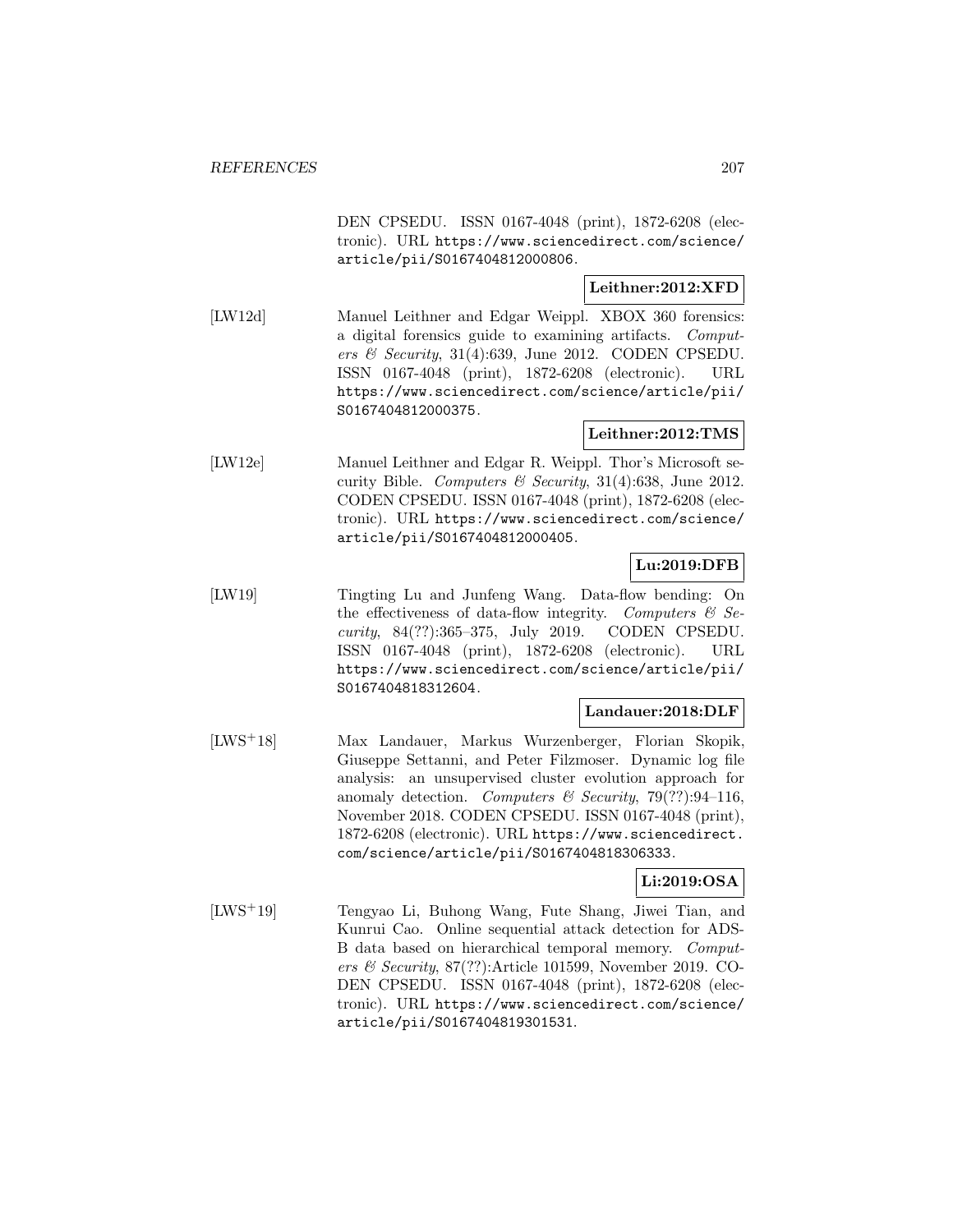DEN CPSEDU. ISSN 0167-4048 (print), 1872-6208 (electronic). URL https://www.sciencedirect.com/science/article/pii/S0167404812000806.

**Leithner:2012:XFD**

[LW12d] Manuel Leithner and Edgar Weippl. XBOX 360 forensics: a digital forensics guide to examining artifacts. *Computers & Security*, 31(4):639, June 2012. CODEN CPSEDU. ISSN 0167-4048 (print), 1872-6208 (electronic). URL https://www.sciencedirect.com/science/article/pii/S0167404812000375.

**Leithner:2012:TMS**

[LW12e] Manuel Leithner and Edgar R. Weippl. Thor's Microsoft security Bible. *Computers & Security*, 31(4):638, June 2012. CODEN CPSEDU. ISSN 0167-4048 (print), 1872-6208 (electronic). URL https://www.sciencedirect.com/science/article/pii/S0167404812000405.

**Lu:2019:DFB**

[LW19] Tingting Lu and Junfeng Wang. Data-flow bending: On the effectiveness of data-flow integrity. *Computers & Security*, 84(??):365–375, July 2019. CODEN CPSEDU. ISSN 0167-4048 (print), 1872-6208 (electronic). URL https://www.sciencedirect.com/science/article/pii/S0167404818312604.

**Landauer:2018:DLF**

[LWS+18] Max Landauer, Markus Wurzenberger, Florian Skopik, Giuseppe Settanni, and Peter Filzmoser. Dynamic log file analysis: an unsupervised cluster evolution approach for anomaly detection. *Computers & Security*, 79(??):94–116, November 2018. CODEN CPSEDU. ISSN 0167-4048 (print), 1872-6208 (electronic). URL https://www.sciencedirect.com/science/article/pii/S0167404818306333.

**Li:2019:OSA**

[LWS+19] Tengyao Li, Buhong Wang, Fute Shang, Jiwei Tian, and Kunrui Cao. Online sequential attack detection for ADS-B data based on hierarchical temporal memory. *Computers & Security*, 87(??):Article 101599, November 2019. CODEN CPSEDU. ISSN 0167-4048 (print), 1872-6208 (electronic). URL https://www.sciencedirect.com/science/article/pii/S0167404819301531.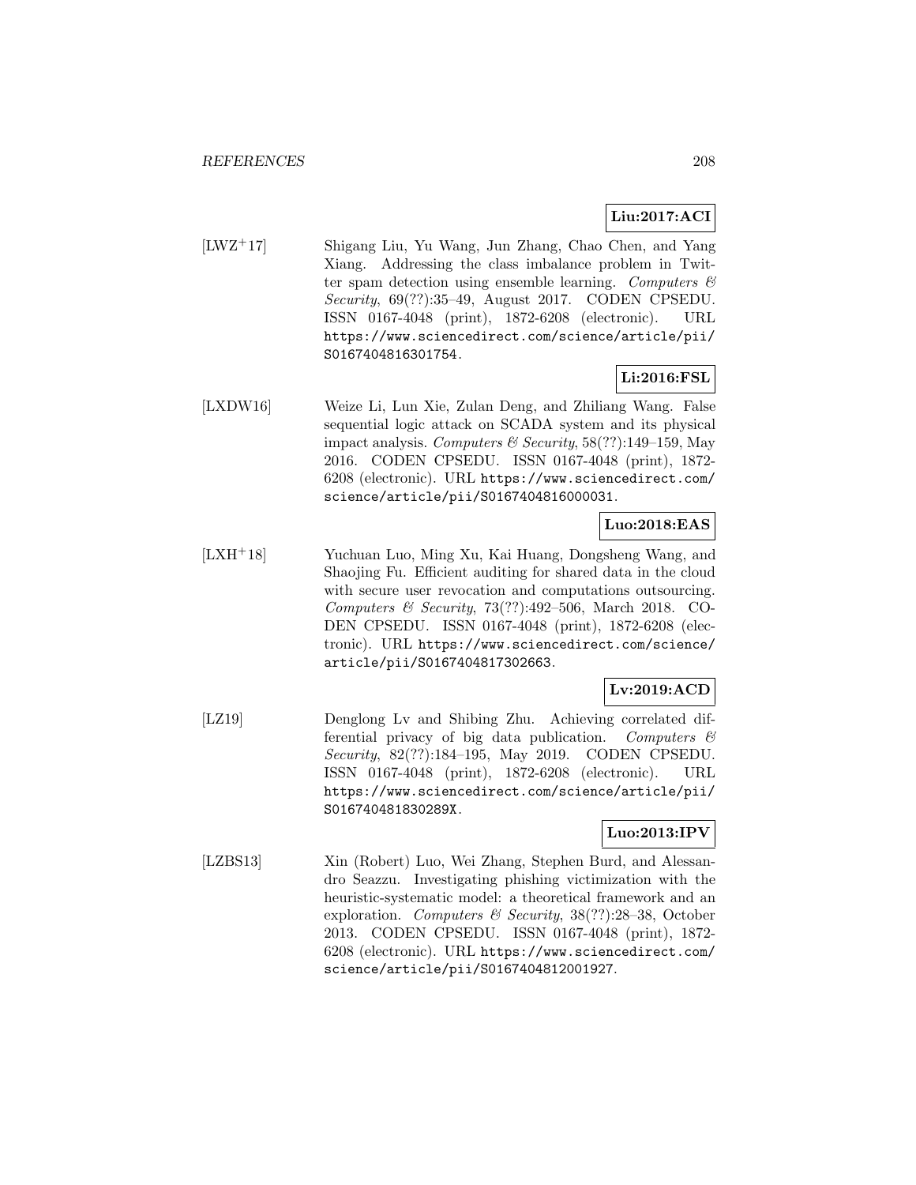**Liu:2017:ACI**

[LWZ+17] Shigang Liu, Yu Wang, Jun Zhang, Chao Chen, and Yang Xiang. Addressing the class imbalance problem in Twitter spam detection using ensemble learning. *Computers & Security*, 69(??):35–49, August 2017. CODEN CPSEDU. ISSN 0167-4048 (print), 1872-6208 (electronic). URL https://www.sciencedirect.com/science/article/pii/S0167404816301754.

**Li:2016:FSL**

[LXDW16] Weize Li, Lun Xie, Zulan Deng, and Zhiliang Wang. False sequential logic attack on SCADA system and its physical impact analysis. *Computers & Security*, 58(??):149–159, May 2016. CODEN CPSEDU. ISSN 0167-4048 (print), 1872-6208 (electronic). URL https://www.sciencedirect.com/science/article/pii/S0167404816000031.

**Luo:2018:EAS**

[LXH+18] Yuchuan Luo, Ming Xu, Kai Huang, Dongsheng Wang, and Shaojing Fu. Efficient auditing for shared data in the cloud with secure user revocation and computations outsourcing. *Computers & Security*, 73(??):492–506, March 2018. CODEN CPSEDU. ISSN 0167-4048 (print), 1872-6208 (electronic). URL https://www.sciencedirect.com/science/article/pii/S0167404817302663.

**Lv:2019:ACD**

[LZ19] Denglong Lv and Shibing Zhu. Achieving correlated differential privacy of big data publication. *Computers & Security*, 82(??):184–195, May 2019. CODEN CPSEDU. ISSN 0167-4048 (print), 1872-6208 (electronic). URL https://www.sciencedirect.com/science/article/pii/S016740481830289X.

**Luo:2013:IPV**

[LZBS13] Xin (Robert) Luo, Wei Zhang, Stephen Burd, and Alessandro Seazzu. Investigating phishing victimization with the heuristic-systematic model: a theoretical framework and an exploration. *Computers & Security*, 38(??):28–38, October 2013. CODEN CPSEDU. ISSN 0167-4048 (print), 1872-6208 (electronic). URL https://www.sciencedirect.com/science/article/pii/S0167404812001927.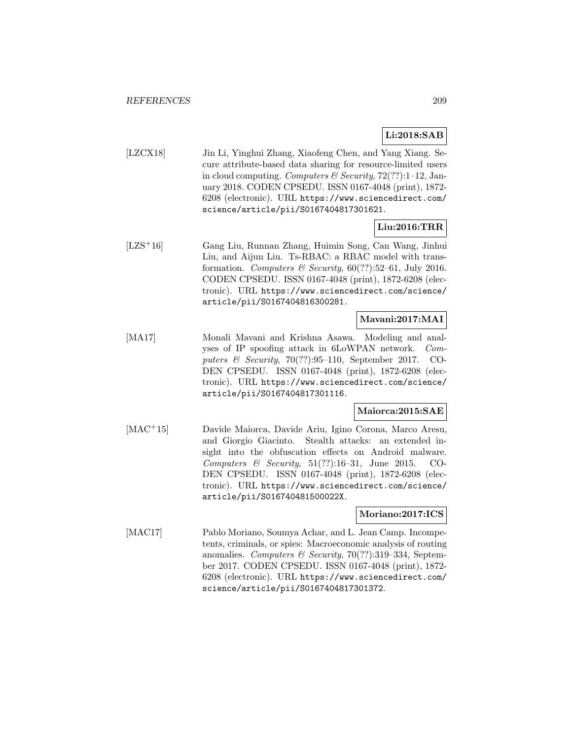**Li:2018:SAB**

[LZCX18] Jin Li, Yinghui Zhang, Xiaofeng Chen, and Yang Xiang. Secure attribute-based data sharing for resource-limited users in cloud computing. *Computers & Security*, 72(??):1–12, January 2018. CODEN CPSEDU. ISSN 0167-4048 (print), 1872-6208 (electronic). URL `https://www.sciencedirect.com/science/article/pii/S0167404817301621`.

**Liu:2016:TRR**

[LZS+16] Gang Liu, Runnan Zhang, Huimin Song, Can Wang, Jinhui Liu, and Aijun Liu. Ts-RBAC: a RBAC model with transformation. *Computers & Security*, 60(??):52–61, July 2016. CODEN CPSEDU. ISSN 0167-4048 (print), 1872-6208 (electronic). URL `https://www.sciencedirect.com/science/article/pii/S0167404816300281`.

**Mavani:2017:MAI**

[MA17] Monali Mavani and Krishna Asawa. Modeling and analyses of IP spoofing attack in 6LoWPAN network. *Computers & Security*, 70(??):95–110, September 2017. CODEN CPSEDU. ISSN 0167-4048 (print), 1872-6208 (electronic). URL `https://www.sciencedirect.com/science/article/pii/S0167404817301116`.

**Maiorca:2015:SAE**

[MAC+15] Davide Maiorca, Davide Ariu, Igino Corona, Marco Aresu, and Giorgio Giacinto. Stealth attacks: an extended insight into the obfuscation effects on Android malware. *Computers & Security*, 51(??):16–31, June 2015. CODEN CPSEDU. ISSN 0167-4048 (print), 1872-6208 (electronic). URL `https://www.sciencedirect.com/science/article/pii/S016740481500022X`.

**Moriano:2017:ICS**

[MAC17] Pablo Moriano, Soumya Achar, and L. Jean Camp. Incompetents, criminals, or spies: Macroeconomic analysis of routing anomalies. *Computers & Security*, 70(??):319–334, September 2017. CODEN CPSEDU. ISSN 0167-4048 (print), 1872-6208 (electronic). URL `https://www.sciencedirect.com/science/article/pii/S0167404817301372`.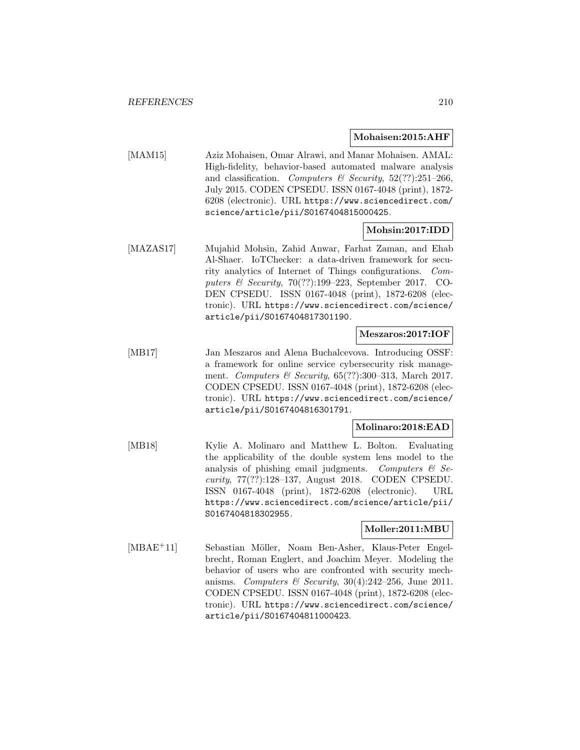**Mohaisen:2015:AHF**

[MAM15] Aziz Mohaisen, Omar Alrawi, and Manar Mohaisen. AMAL: High-fidelity, behavior-based automated malware analysis and classification. *Computers & Security*, 52(??):251–266, July 2015. CODEN CPSEDU. ISSN 0167-4048 (print), 1872-6208 (electronic). URL https://www.sciencedirect.com/science/article/pii/S0167404815000425.

**Mohsin:2017:IDD**

[MAZAS17] Mujahid Mohsin, Zahid Anwar, Farhat Zaman, and Ehab Al-Shaer. IoTChecker: a data-driven framework for security analytics of Internet of Things configurations. *Computers & Security*, 70(??):199–223, September 2017. CODEN CPSEDU. ISSN 0167-4048 (print), 1872-6208 (electronic). URL https://www.sciencedirect.com/science/article/pii/S0167404817301190.

**Meszaros:2017:IOF**

[MB17] Jan Meszaros and Alena Buchalcevova. Introducing OSSF: a framework for online service cybersecurity risk management. *Computers & Security*, 65(??):300–313, March 2017. CODEN CPSEDU. ISSN 0167-4048 (print), 1872-6208 (electronic). URL https://www.sciencedirect.com/science/article/pii/S0167404816301791.

**Molinaro:2018:EAD**

[MB18] Kylie A. Molinaro and Matthew L. Bolton. Evaluating the applicability of the double system lens model to the analysis of phishing email judgments. *Computers & Security*, 77(??):128–137, August 2018. CODEN CPSEDU. ISSN 0167-4048 (print), 1872-6208 (electronic). URL https://www.sciencedirect.com/science/article/pii/S0167404818302955.

**Moller:2011:MBU**

[MBAE+11] Sebastian Möller, Noam Ben-Asher, Klaus-Peter Engelbrecht, Roman Englert, and Joachim Meyer. Modeling the behavior of users who are confronted with security mechanisms. *Computers & Security*, 30(4):242–256, June 2011. CODEN CPSEDU. ISSN 0167-4048 (print), 1872-6208 (electronic). URL https://www.sciencedirect.com/science/article/pii/S0167404811000423.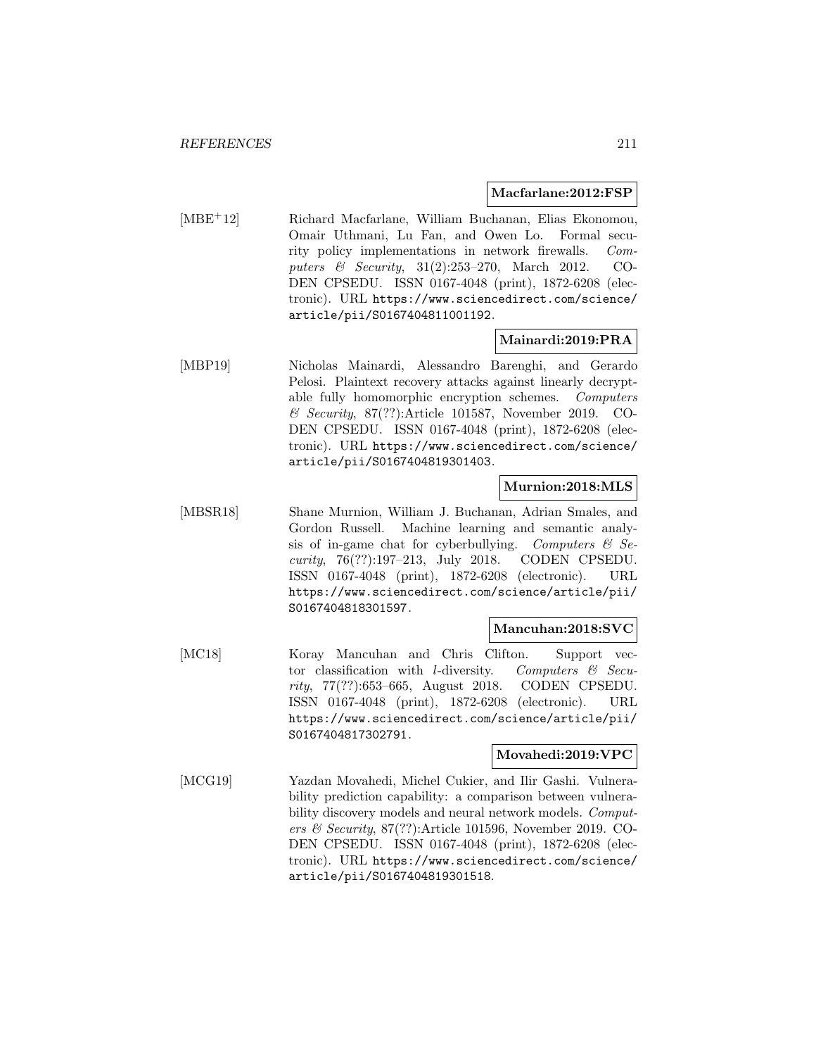**Macfarlane:2012:FSP**

[MBE+12] Richard Macfarlane, William Buchanan, Elias Ekonomou, Omair Uthmani, Lu Fan, and Owen Lo. Formal security policy implementations in network firewalls. *Computers & Security*, 31(2):253–270, March 2012. CODEN CPSEDU. ISSN 0167-4048 (print), 1872-6208 (electronic). URL https://www.sciencedirect.com/science/article/pii/S0167404811001192.

**Mainardi:2019:PRA**

[MBP19] Nicholas Mainardi, Alessandro Barenghi, and Gerardo Pelosi. Plaintext recovery attacks against linearly decryptable fully homomorphic encryption schemes. *Computers & Security*, 87(??):Article 101587, November 2019. CODEN CPSEDU. ISSN 0167-4048 (print), 1872-6208 (electronic). URL https://www.sciencedirect.com/science/article/pii/S0167404819301403.

**Murnion:2018:MLS**

[MBSR18] Shane Murnion, William J. Buchanan, Adrian Smales, and Gordon Russell. Machine learning and semantic analysis of in-game chat for cyberbullying. *Computers & Security*, 76(??):197–213, July 2018. CODEN CPSEDU. ISSN 0167-4048 (print), 1872-6208 (electronic). URL https://www.sciencedirect.com/science/article/pii/S0167404818301597.

**Mancuhan:2018:SVC**

[MC18] Koray Mancuhan and Chris Clifton. Support vector classification with *l*-diversity. *Computers & Security*, 77(??):653–665, August 2018. CODEN CPSEDU. ISSN 0167-4048 (print), 1872-6208 (electronic). URL https://www.sciencedirect.com/science/article/pii/S0167404817302791.

**Movahedi:2019:VPC**

[MCG19] Yazdan Movahedi, Michel Cukier, and Ilir Gashi. Vulnerability prediction capability: a comparison between vulnerability discovery models and neural network models. *Computers & Security*, 87(??):Article 101596, November 2019. CODEN CPSEDU. ISSN 0167-4048 (print), 1872-6208 (electronic). URL https://www.sciencedirect.com/science/article/pii/S0167404819301518.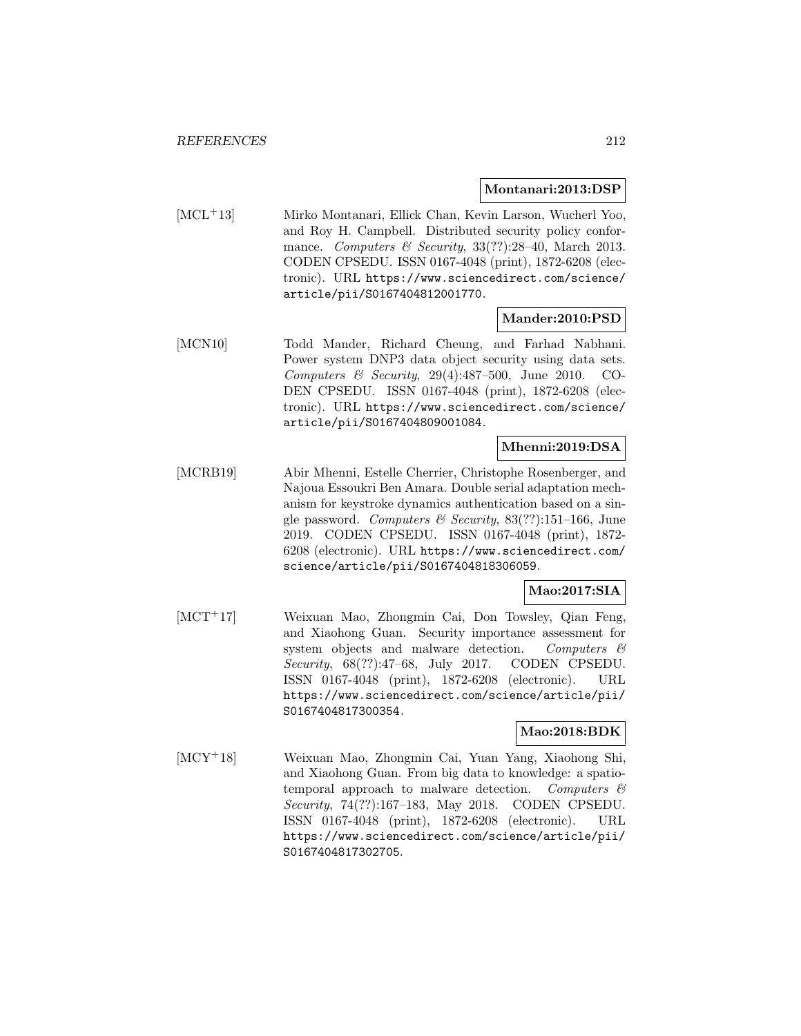**Montanari:2013:DSP**

[MCL+13] Mirko Montanari, Ellick Chan, Kevin Larson, Wucherl Yoo, and Roy H. Campbell. Distributed security policy conformance. *Computers & Security*, 33(??):28–40, March 2013. CODEN CPSEDU. ISSN 0167-4048 (print), 1872-6208 (electronic). URL https://www.sciencedirect.com/science/article/pii/S0167404812001770.

**Mander:2010:PSD**

[MCN10] Todd Mander, Richard Cheung, and Farhad Nabhani. Power system DNP3 data object security using data sets. *Computers & Security*, 29(4):487–500, June 2010. CODEN CPSEDU. ISSN 0167-4048 (print), 1872-6208 (electronic). URL https://www.sciencedirect.com/science/article/pii/S0167404809001084.

**Mhenni:2019:DSA**

[MCRB19] Abir Mhenni, Estelle Cherrier, Christophe Rosenberger, and Najoua Essoukri Ben Amara. Double serial adaptation mechanism for keystroke dynamics authentication based on a single password. *Computers & Security*, 83(??):151–166, June 2019. CODEN CPSEDU. ISSN 0167-4048 (print), 1872-6208 (electronic). URL https://www.sciencedirect.com/science/article/pii/S0167404818306059.

**Mao:2017:SIA**

[MCT+17] Weixuan Mao, Zhongmin Cai, Don Towsley, Qian Feng, and Xiaohong Guan. Security importance assessment for system objects and malware detection. *Computers & Security*, 68(??):47–68, July 2017. CODEN CPSEDU. ISSN 0167-4048 (print), 1872-6208 (electronic). URL https://www.sciencedirect.com/science/article/pii/S0167404817300354.

**Mao:2018:BDK**

[MCY+18] Weixuan Mao, Zhongmin Cai, Yuan Yang, Xiaohong Shi, and Xiaohong Guan. From big data to knowledge: a spatiotemporal approach to malware detection. *Computers & Security*, 74(??):167–183, May 2018. CODEN CPSEDU. ISSN 0167-4048 (print), 1872-6208 (electronic). URL https://www.sciencedirect.com/science/article/pii/S0167404817302705.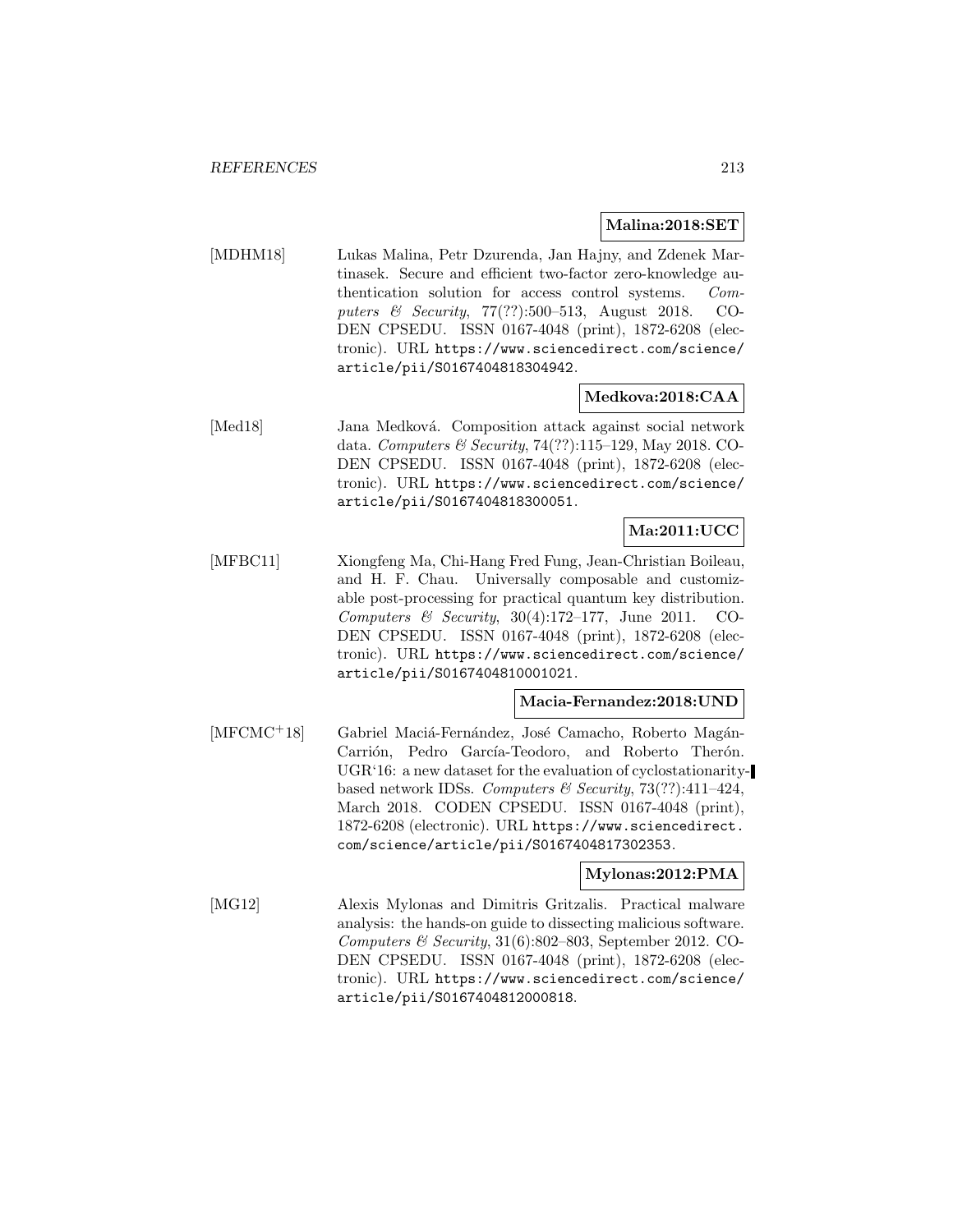**Malina:2018:SET**

[MDHM18] Lukas Malina, Petr Dzurenda, Jan Hajny, and Zdenek Martinasek. Secure and efficient two-factor zero-knowledge authentication solution for access control systems. *Computers & Security*, 77(??):500–513, August 2018. CODEN CPSEDU. ISSN 0167-4048 (print), 1872-6208 (electronic). URL https://www.sciencedirect.com/science/article/pii/S0167404818304942.

**Medkova:2018:CAA**

[Med18] Jana Medková. Composition attack against social network data. *Computers & Security*, 74(??):115–129, May 2018. CODEN CPSEDU. ISSN 0167-4048 (print), 1872-6208 (electronic). URL https://www.sciencedirect.com/science/article/pii/S0167404818300051.

**Ma:2011:UCC**

[MFBC11] Xiongfeng Ma, Chi-Hang Fred Fung, Jean-Christian Boileau, and H. F. Chau. Universally composable and customizable post-processing for practical quantum key distribution. *Computers & Security*, 30(4):172–177, June 2011. CODEN CPSEDU. ISSN 0167-4048 (print), 1872-6208 (electronic). URL https://www.sciencedirect.com/science/article/pii/S0167404810001021.

**Macia-Fernandez:2018:UND**

[MFCMC+18] Gabriel Maciá-Fernández, José Camacho, Roberto Magán-Carrión, Pedro García-Teodoro, and Roberto Therón. UGR'16: a new dataset for the evaluation of cyclostationarity-based network IDSs. *Computers & Security*, 73(??):411–424, March 2018. CODEN CPSEDU. ISSN 0167-4048 (print), 1872-6208 (electronic). URL https://www.sciencedirect.com/science/article/pii/S0167404817302353.

**Mylonas:2012:PMA**

[MG12] Alexis Mylonas and Dimitris Gritzalis. Practical malware analysis: the hands-on guide to dissecting malicious software. *Computers & Security*, 31(6):802–803, September 2012. CODEN CPSEDU. ISSN 0167-4048 (print), 1872-6208 (electronic). URL https://www.sciencedirect.com/science/article/pii/S0167404812000818.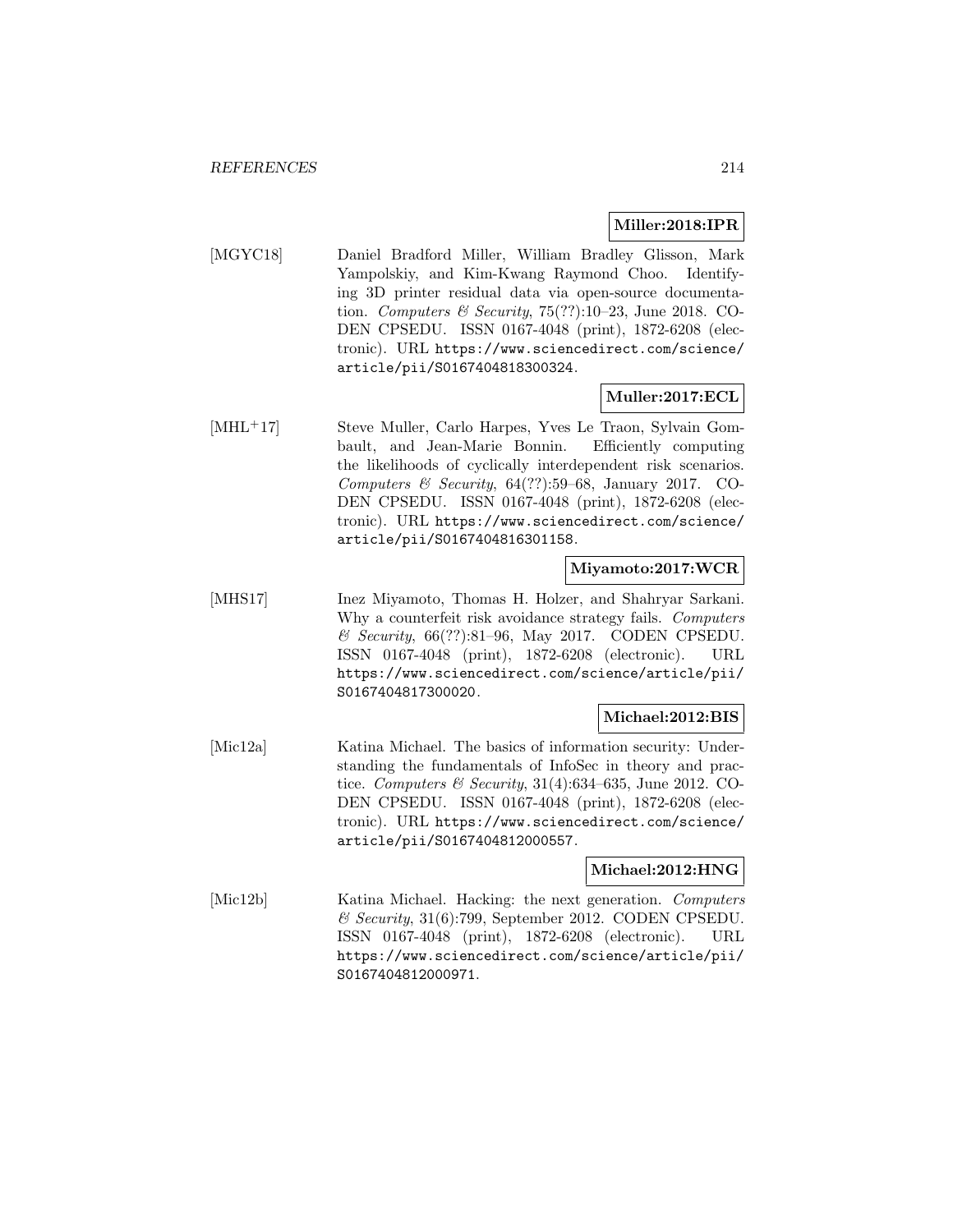**Miller:2018:IPR**

[MGYC18] Daniel Bradford Miller, William Bradley Glisson, Mark Yampolskiy, and Kim-Kwang Raymond Choo. Identifying 3D printer residual data via open-source documentation. *Computers & Security*, 75(??):10–23, June 2018. CODEN CPSEDU. ISSN 0167-4048 (print), 1872-6208 (electronic). URL https://www.sciencedirect.com/science/article/pii/S0167404818300324.

**Muller:2017:ECL**

[MHL+17] Steve Muller, Carlo Harpes, Yves Le Traon, Sylvain Gombault, and Jean-Marie Bonnin. Efficiently computing the likelihoods of cyclically interdependent risk scenarios. *Computers & Security*, 64(??):59–68, January 2017. CODEN CPSEDU. ISSN 0167-4048 (print), 1872-6208 (electronic). URL https://www.sciencedirect.com/science/article/pii/S0167404816301158.

**Miyamoto:2017:WCR**

[MHS17] Inez Miyamoto, Thomas H. Holzer, and Shahryar Sarkani. Why a counterfeit risk avoidance strategy fails. *Computers & Security*, 66(??):81–96, May 2017. CODEN CPSEDU. ISSN 0167-4048 (print), 1872-6208 (electronic). URL https://www.sciencedirect.com/science/article/pii/S0167404817300020.

**Michael:2012:BIS**

[Mic12a] Katina Michael. The basics of information security: Understanding the fundamentals of InfoSec in theory and practice. *Computers & Security*, 31(4):634–635, June 2012. CODEN CPSEDU. ISSN 0167-4048 (print), 1872-6208 (electronic). URL https://www.sciencedirect.com/science/article/pii/S0167404812000557.

**Michael:2012:HNG**

[Mic12b] Katina Michael. Hacking: the next generation. *Computers & Security*, 31(6):799, September 2012. CODEN CPSEDU. ISSN 0167-4048 (print), 1872-6208 (electronic). URL https://www.sciencedirect.com/science/article/pii/S0167404812000971.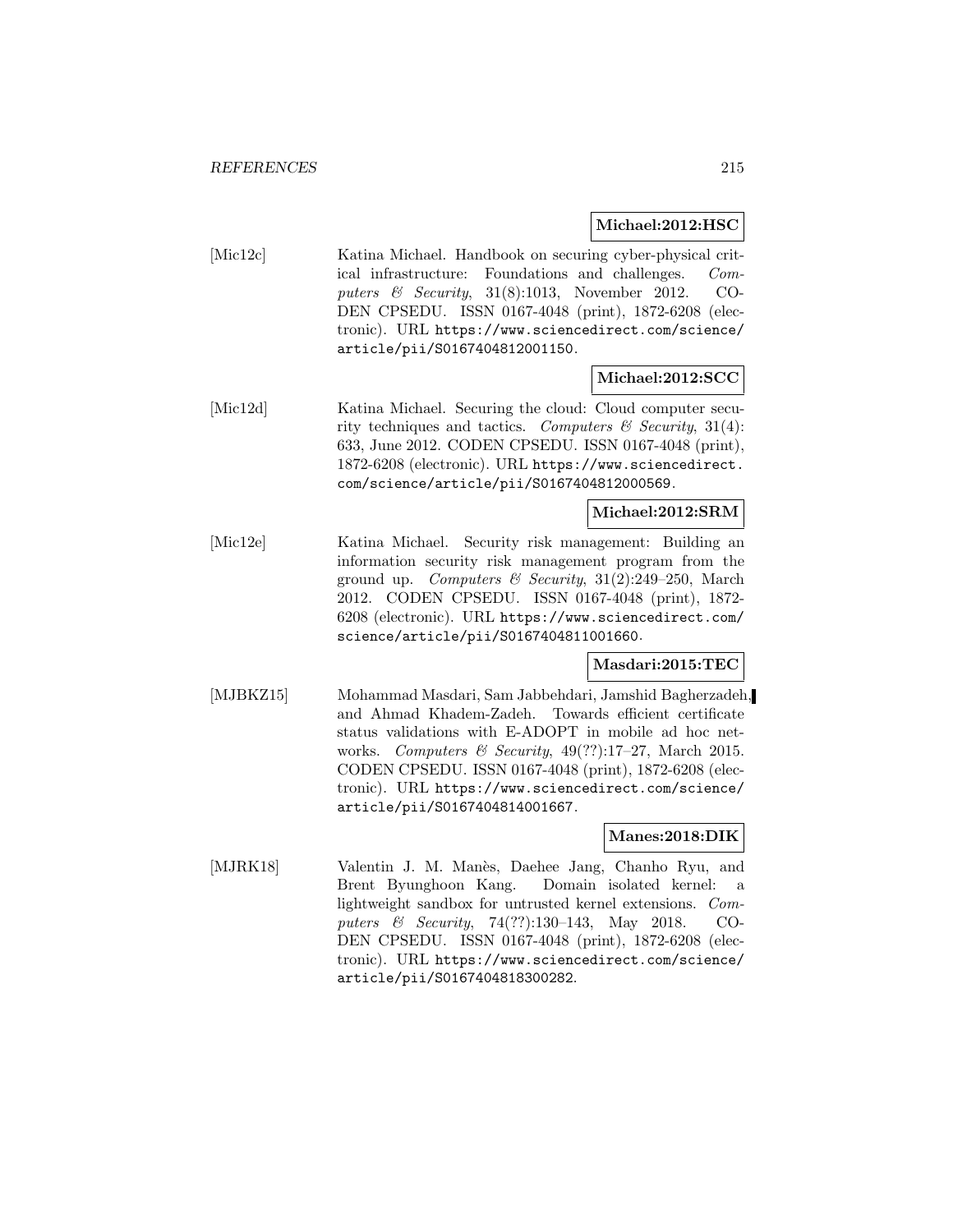**Michael:2012:HSC**

[Mic12c] Katina Michael. Handbook on securing cyber-physical critical infrastructure: Foundations and challenges. *Computers & Security*, 31(8):1013, November 2012. CODEN CPSEDU. ISSN 0167-4048 (print), 1872-6208 (electronic). URL https://www.sciencedirect.com/science/article/pii/S0167404812001150.

**Michael:2012:SCC**

[Mic12d] Katina Michael. Securing the cloud: Cloud computer security techniques and tactics. *Computers & Security*, 31(4): 633, June 2012. CODEN CPSEDU. ISSN 0167-4048 (print), 1872-6208 (electronic). URL https://www.sciencedirect.com/science/article/pii/S0167404812000569.

**Michael:2012:SRM**

[Mic12e] Katina Michael. Security risk management: Building an information security risk management program from the ground up. *Computers & Security*, 31(2):249–250, March 2012. CODEN CPSEDU. ISSN 0167-4048 (print), 1872-6208 (electronic). URL https://www.sciencedirect.com/science/article/pii/S0167404811001660.

**Masdari:2015:TEC**

[MJBKZ15] Mohammad Masdari, Sam Jabbehdari, Jamshid Bagherzadeh, and Ahmad Khadem-Zadeh. Towards efficient certificate status validations with E-ADOPT in mobile ad hoc networks. *Computers & Security*, 49(??):17–27, March 2015. CODEN CPSEDU. ISSN 0167-4048 (print), 1872-6208 (electronic). URL https://www.sciencedirect.com/science/article/pii/S0167404814001667.

**Manes:2018:DIK**

[MJRK18] Valentin J. M. Manès, Daehee Jang, Chanho Ryu, and Brent Byunghoon Kang. Domain isolated kernel: a lightweight sandbox for untrusted kernel extensions. *Computers & Security*, 74(??):130–143, May 2018. CODEN CPSEDU. ISSN 0167-4048 (print), 1872-6208 (electronic). URL https://www.sciencedirect.com/science/article/pii/S0167404818300282.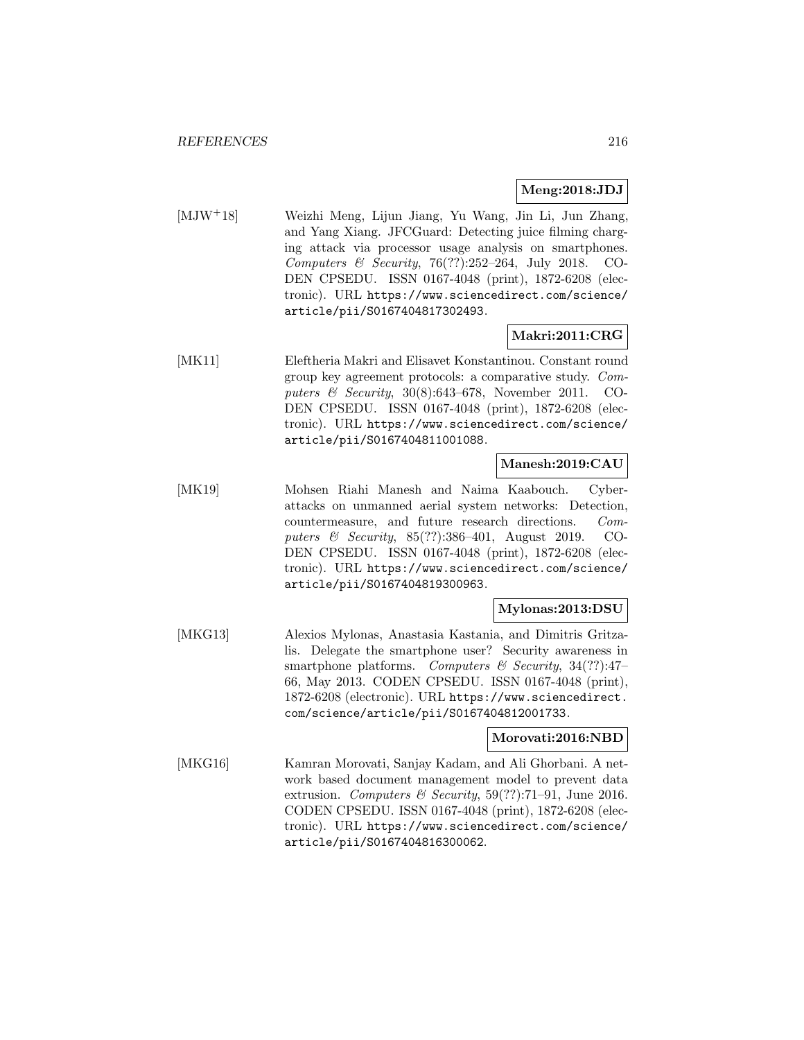**Meng:2018:JDJ**

[MJW+18] Weizhi Meng, Lijun Jiang, Yu Wang, Jin Li, Jun Zhang, and Yang Xiang. JFCGuard: Detecting juice filming charging attack via processor usage analysis on smartphones. *Computers & Security*, 76(??):252–264, July 2018. CODEN CPSEDU. ISSN 0167-4048 (print), 1872-6208 (electronic). URL https://www.sciencedirect.com/science/article/pii/S0167404817302493.

**Makri:2011:CRG**

[MK11] Eleftheria Makri and Elisavet Konstantinou. Constant round group key agreement protocols: a comparative study. *Computers & Security*, 30(8):643–678, November 2011. CODEN CPSEDU. ISSN 0167-4048 (print), 1872-6208 (electronic). URL https://www.sciencedirect.com/science/article/pii/S0167404811001088.

**Manesh:2019:CAU**

[MK19] Mohsen Riahi Manesh and Naima Kaabouch. Cyber-attacks on unmanned aerial system networks: Detection, countermeasure, and future research directions. *Computers & Security*, 85(??):386–401, August 2019. CODEN CPSEDU. ISSN 0167-4048 (print), 1872-6208 (electronic). URL https://www.sciencedirect.com/science/article/pii/S0167404819300963.

**Mylonas:2013:DSU**

[MKG13] Alexios Mylonas, Anastasia Kastania, and Dimitris Gritzalis. Delegate the smartphone user? Security awareness in smartphone platforms. *Computers & Security*, 34(??):47–66, May 2013. CODEN CPSEDU. ISSN 0167-4048 (print), 1872-6208 (electronic). URL https://www.sciencedirect.com/science/article/pii/S0167404812001733.

**Morovati:2016:NBD**

[MKG16] Kamran Morovati, Sanjay Kadam, and Ali Ghorbani. A network based document management model to prevent data extrusion. *Computers & Security*, 59(??):71–91, June 2016. CODEN CPSEDU. ISSN 0167-4048 (print), 1872-6208 (electronic). URL https://www.sciencedirect.com/science/article/pii/S0167404816300062.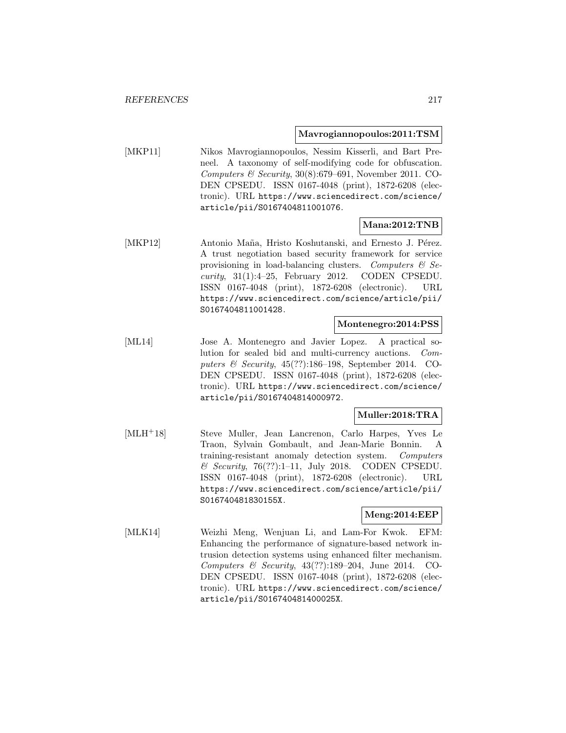**Mavrogiannopoulos:2011:TSM**

[MKP11] Nikos Mavrogiannopoulos, Nessim Kisserli, and Bart Preneel. A taxonomy of self-modifying code for obfuscation. *Computers & Security*, 30(8):679–691, November 2011. CODEN CPSEDU. ISSN 0167-4048 (print), 1872-6208 (electronic). URL https://www.sciencedirect.com/science/article/pii/S0167404811001076.

**Mana:2012:TNB**

[MKP12] Antonio Maña, Hristo Koshutanski, and Ernesto J. Pérez. A trust negotiation based security framework for service provisioning in load-balancing clusters. *Computers & Security*, 31(1):4–25, February 2012. CODEN CPSEDU. ISSN 0167-4048 (print), 1872-6208 (electronic). URL https://www.sciencedirect.com/science/article/pii/S0167404811001428.

**Montenegro:2014:PSS**

[ML14] Jose A. Montenegro and Javier Lopez. A practical solution for sealed bid and multi-currency auctions. *Computers & Security*, 45(??):186–198, September 2014. CODEN CPSEDU. ISSN 0167-4048 (print), 1872-6208 (electronic). URL https://www.sciencedirect.com/science/article/pii/S0167404814000972.

**Muller:2018:TRA**

[MLH+18] Steve Muller, Jean Lancrenon, Carlo Harpes, Yves Le Traon, Sylvain Gombault, and Jean-Marie Bonnin. A training-resistant anomaly detection system. *Computers & Security*, 76(??):1–11, July 2018. CODEN CPSEDU. ISSN 0167-4048 (print), 1872-6208 (electronic). URL https://www.sciencedirect.com/science/article/pii/S016740481830155X.

**Meng:2014:EEP**

[MLK14] Weizhi Meng, Wenjuan Li, and Lam-For Kwok. EFM: Enhancing the performance of signature-based network intrusion detection systems using enhanced filter mechanism. *Computers & Security*, 43(??):189–204, June 2014. CODEN CPSEDU. ISSN 0167-4048 (print), 1872-6208 (electronic). URL https://www.sciencedirect.com/science/article/pii/S016740481400025X.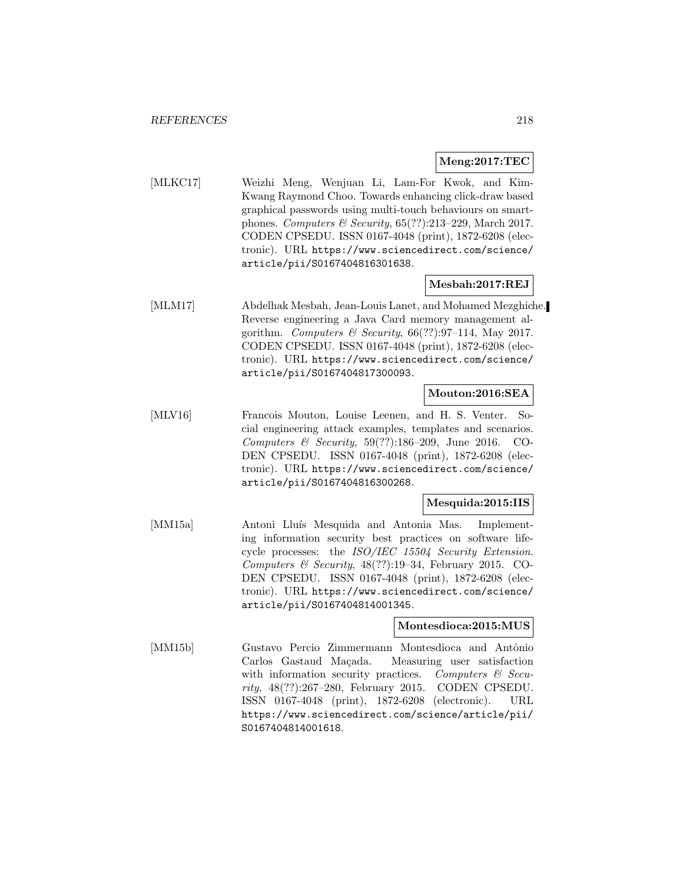**Meng:2017:TEC**

[MLKC17] Weizhi Meng, Wenjuan Li, Lam-For Kwok, and Kim-Kwang Raymond Choo. Towards enhancing click-draw based graphical passwords using multi-touch behaviours on smartphones. *Computers & Security*, 65(??):213–229, March 2017. CODEN CPSEDU. ISSN 0167-4048 (print), 1872-6208 (electronic). URL https://www.sciencedirect.com/science/article/pii/S0167404816301638.

**Mesbah:2017:REJ**

[MLM17] Abdelhak Mesbah, Jean-Louis Lanet, and Mohamed Mezghiche. Reverse engineering a Java Card memory management algorithm. *Computers & Security*, 66(??):97–114, May 2017. CODEN CPSEDU. ISSN 0167-4048 (print), 1872-6208 (electronic). URL https://www.sciencedirect.com/science/article/pii/S0167404817300093.

**Mouton:2016:SEA**

[MLV16] Francois Mouton, Louise Leenen, and H. S. Venter. Social engineering attack examples, templates and scenarios. *Computers & Security*, 59(??):186–209, June 2016. CODEN CPSEDU. ISSN 0167-4048 (print), 1872-6208 (electronic). URL https://www.sciencedirect.com/science/article/pii/S0167404816300268.

**Mesquida:2015:IIS**

[MM15a] Antoni Lluís Mesquida and Antonia Mas. Implementing information security best practices on software lifecycle processes: the *ISO/IEC 15504 Security Extension*. *Computers & Security*, 48(??):19–34, February 2015. CODEN CPSEDU. ISSN 0167-4048 (print), 1872-6208 (electronic). URL https://www.sciencedirect.com/science/article/pii/S0167404814001345.

**Montesdioca:2015:MUS**

[MM15b] Gustavo Percio Zimmermann Montesdioca and Antônio Carlos Gastaud Maçada. Measuring user satisfaction with information security practices. *Computers & Security*, 48(??):267–280, February 2015. CODEN CPSEDU. ISSN 0167-4048 (print), 1872-6208 (electronic). URL https://www.sciencedirect.com/science/article/pii/S0167404814001618.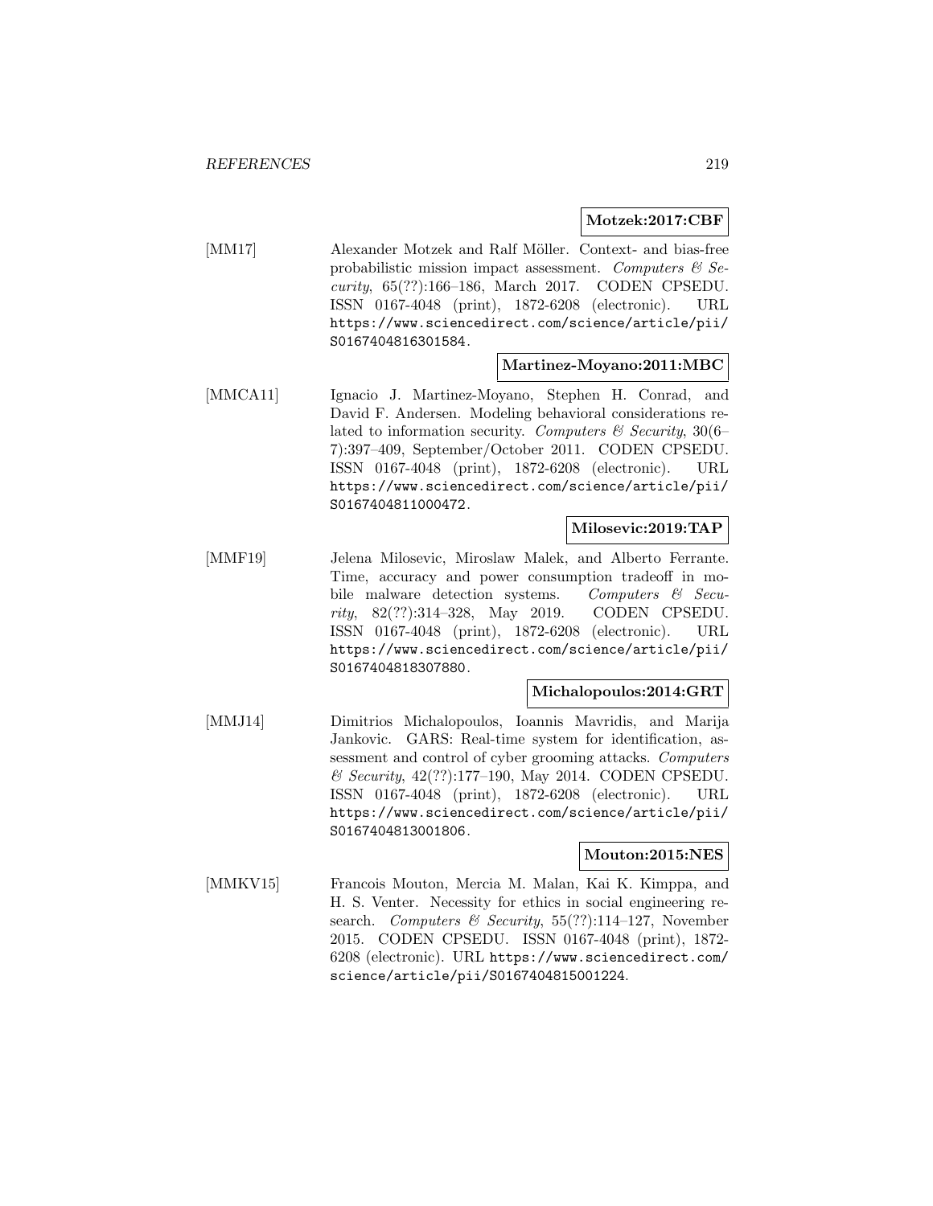**Motzek:2017:CBF**

[MM17] Alexander Motzek and Ralf Möller. Context- and bias-free probabilistic mission impact assessment. *Computers & Security*, 65(??):166–186, March 2017. CODEN CPSEDU. ISSN 0167-4048 (print), 1872-6208 (electronic). URL https://www.sciencedirect.com/science/article/pii/S0167404816301584.

**Martinez-Moyano:2011:MBC**

[MMCA11] Ignacio J. Martinez-Moyano, Stephen H. Conrad, and David F. Andersen. Modeling behavioral considerations related to information security. *Computers & Security*, 30(6–7):397–409, September/October 2011. CODEN CPSEDU. ISSN 0167-4048 (print), 1872-6208 (electronic). URL https://www.sciencedirect.com/science/article/pii/S0167404811000472.

**Milosevic:2019:TAP**

[MMF19] Jelena Milosevic, Miroslaw Malek, and Alberto Ferrante. Time, accuracy and power consumption tradeoff in mobile malware detection systems. *Computers & Security*, 82(??):314–328, May 2019. CODEN CPSEDU. ISSN 0167-4048 (print), 1872-6208 (electronic). URL https://www.sciencedirect.com/science/article/pii/S0167404818307880.

**Michalopoulos:2014:GRT**

[MMJ14] Dimitrios Michalopoulos, Ioannis Mavridis, and Marija Jankovic. GARS: Real-time system for identification, assessment and control of cyber grooming attacks. *Computers & Security*, 42(??):177–190, May 2014. CODEN CPSEDU. ISSN 0167-4048 (print), 1872-6208 (electronic). URL https://www.sciencedirect.com/science/article/pii/S0167404813001806.

**Mouton:2015:NES**

[MMKV15] Francois Mouton, Mercia M. Malan, Kai K. Kimppa, and H. S. Venter. Necessity for ethics in social engineering research. *Computers & Security*, 55(??):114–127, November 2015. CODEN CPSEDU. ISSN 0167-4048 (print), 1872-6208 (electronic). URL https://www.sciencedirect.com/science/article/pii/S0167404815001224.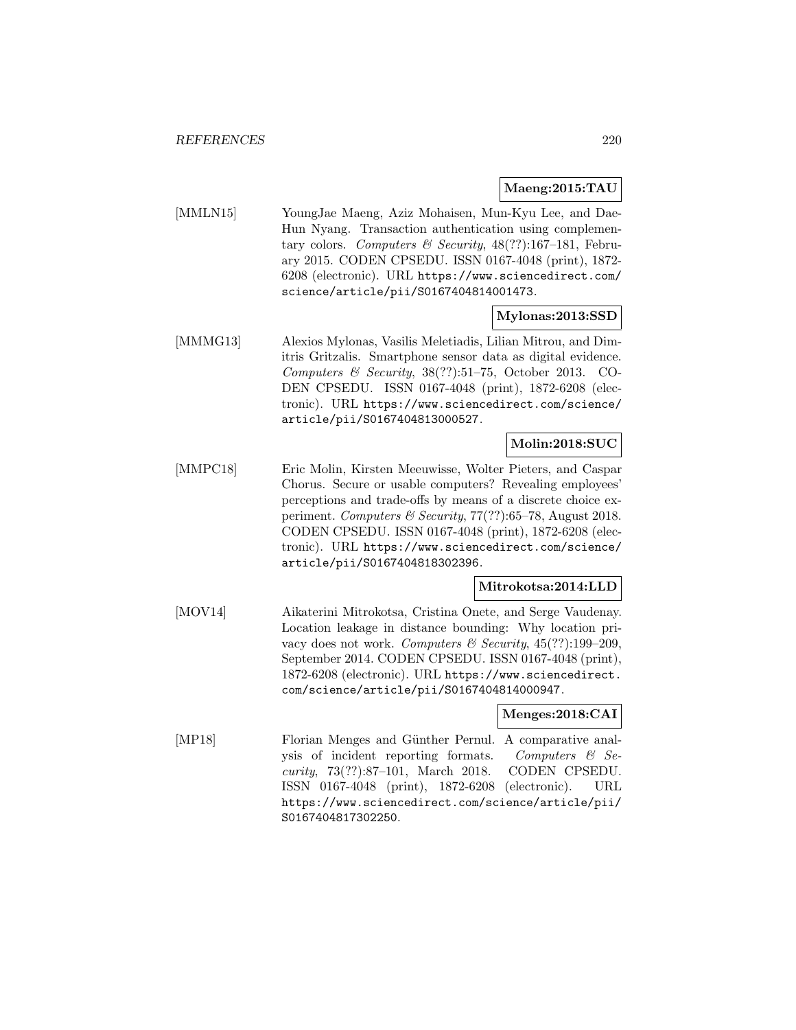**Maeng:2015:TAU**

[MMLN15] YoungJae Maeng, Aziz Mohaisen, Mun-Kyu Lee, and Dae-Hun Nyang. Transaction authentication using complementary colors. *Computers & Security*, 48(??):167–181, February 2015. CODEN CPSEDU. ISSN 0167-4048 (print), 1872-6208 (electronic). URL https://www.sciencedirect.com/science/article/pii/S0167404814001473.

**Mylonas:2013:SSD**

[MMMG13] Alexios Mylonas, Vasilis Meletiadis, Lilian Mitrou, and Dimitris Gritzalis. Smartphone sensor data as digital evidence. *Computers & Security*, 38(??):51–75, October 2013. CODEN CPSEDU. ISSN 0167-4048 (print), 1872-6208 (electronic). URL https://www.sciencedirect.com/science/article/pii/S0167404813000527.

**Molin:2018:SUC**

[MMPC18] Eric Molin, Kirsten Meeuwisse, Wolter Pieters, and Caspar Chorus. Secure or usable computers? Revealing employees' perceptions and trade-offs by means of a discrete choice experiment. *Computers & Security*, 77(??):65–78, August 2018. CODEN CPSEDU. ISSN 0167-4048 (print), 1872-6208 (electronic). URL https://www.sciencedirect.com/science/article/pii/S0167404818302396.

**Mitrokotsa:2014:LLD**

[MOV14] Aikaterini Mitrokotsa, Cristina Onete, and Serge Vaudenay. Location leakage in distance bounding: Why location privacy does not work. *Computers & Security*, 45(??):199–209, September 2014. CODEN CPSEDU. ISSN 0167-4048 (print), 1872-6208 (electronic). URL https://www.sciencedirect.com/science/article/pii/S0167404814000947.

**Menges:2018:CAI**

[MP18] Florian Menges and Günther Pernul. A comparative analysis of incident reporting formats. *Computers & Security*, 73(??):87–101, March 2018. CODEN CPSEDU. ISSN 0167-4048 (print), 1872-6208 (electronic). URL https://www.sciencedirect.com/science/article/pii/S0167404817302250.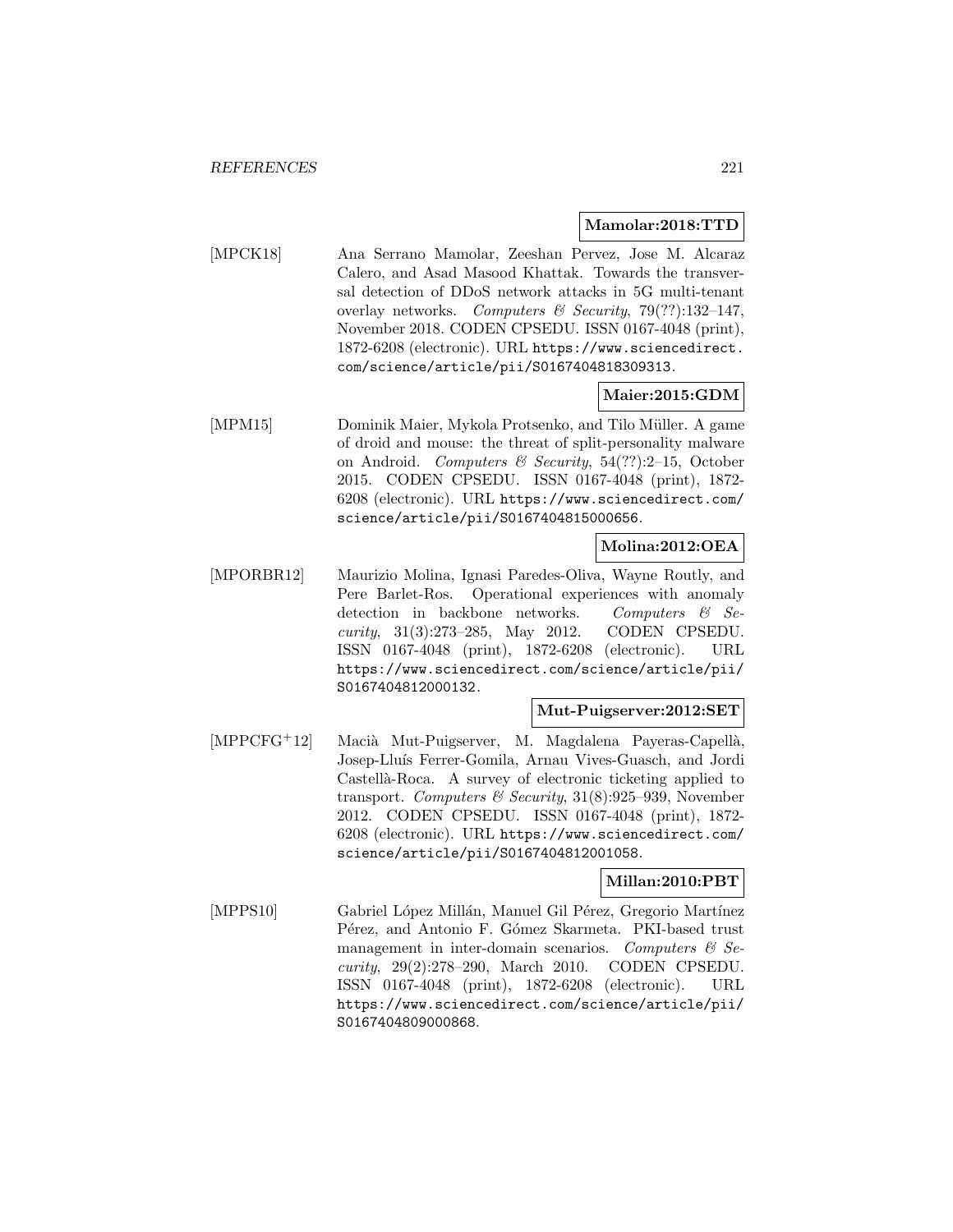**Mamolar:2018:TTD**

[MPCK18] Ana Serrano Mamolar, Zeeshan Pervez, Jose M. Alcaraz Calero, and Asad Masood Khattak. Towards the transversal detection of DDoS network attacks in 5G multi-tenant overlay networks. *Computers & Security*, 79(??):132–147, November 2018. CODEN CPSEDU. ISSN 0167-4048 (print), 1872-6208 (electronic). URL https://www.sciencedirect.com/science/article/pii/S0167404818309313.

**Maier:2015:GDM**

[MPM15] Dominik Maier, Mykola Protsenko, and Tilo Müller. A game of droid and mouse: the threat of split-personality malware on Android. *Computers & Security*, 54(??):2–15, October 2015. CODEN CPSEDU. ISSN 0167-4048 (print), 1872-6208 (electronic). URL https://www.sciencedirect.com/science/article/pii/S0167404815000656.

**Molina:2012:OEA**

[MPORBR12] Maurizio Molina, Ignasi Paredes-Oliva, Wayne Routly, and Pere Barlet-Ros. Operational experiences with anomaly detection in backbone networks. *Computers & Security*, 31(3):273–285, May 2012. CODEN CPSEDU. ISSN 0167-4048 (print), 1872-6208 (electronic). URL https://www.sciencedirect.com/science/article/pii/S0167404812000132.

**Mut-Puigserver:2012:SET**

[MPPCFG+12] Macià Mut-Puigserver, M. Magdalena Payeras-Capellà, Josep-Lluís Ferrer-Gomila, Arnau Vives-Guasch, and Jordi Castellà-Roca. A survey of electronic ticketing applied to transport. *Computers & Security*, 31(8):925–939, November 2012. CODEN CPSEDU. ISSN 0167-4048 (print), 1872-6208 (electronic). URL https://www.sciencedirect.com/science/article/pii/S0167404812001058.

**Millan:2010:PBT**

[MPPS10] Gabriel López Millán, Manuel Gil Pérez, Gregorio Martínez Pérez, and Antonio F. Gómez Skarmeta. PKI-based trust management in inter-domain scenarios. *Computers & Security*, 29(2):278–290, March 2010. CODEN CPSEDU. ISSN 0167-4048 (print), 1872-6208 (electronic). URL https://www.sciencedirect.com/science/article/pii/S0167404809000868.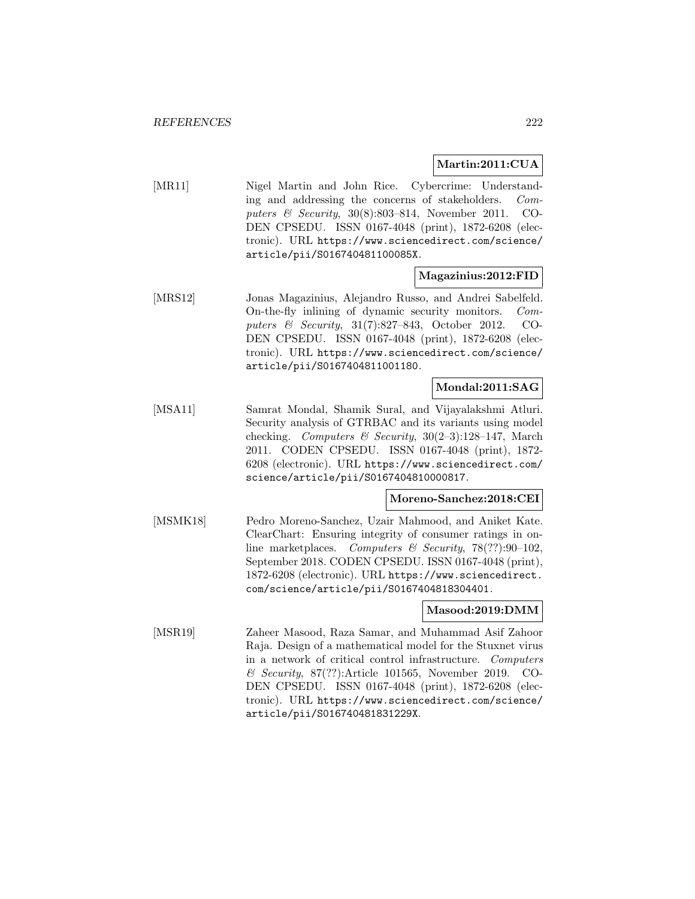**Martin:2011:CUA**

[MR11] Nigel Martin and John Rice. Cybercrime: Understanding and addressing the concerns of stakeholders. *Computers & Security*, 30(8):803–814, November 2011. CODEN CPSEDU. ISSN 0167-4048 (print), 1872-6208 (electronic). URL https://www.sciencedirect.com/science/article/pii/S016740481100085X.

**Magazinius:2012:FID**

[MRS12] Jonas Magazinius, Alejandro Russo, and Andrei Sabelfeld. On-the-fly inlining of dynamic security monitors. *Computers & Security*, 31(7):827–843, October 2012. CODEN CPSEDU. ISSN 0167-4048 (print), 1872-6208 (electronic). URL https://www.sciencedirect.com/science/article/pii/S0167404811001180.

**Mondal:2011:SAG**

[MSA11] Samrat Mondal, Shamik Sural, and Vijayalakshmi Atluri. Security analysis of GTRBAC and its variants using model checking. *Computers & Security*, 30(2–3):128–147, March 2011. CODEN CPSEDU. ISSN 0167-4048 (print), 1872-6208 (electronic). URL https://www.sciencedirect.com/science/article/pii/S0167404810000817.

**Moreno-Sanchez:2018:CEI**

[MSMK18] Pedro Moreno-Sanchez, Uzair Mahmood, and Aniket Kate. ClearChart: Ensuring integrity of consumer ratings in online marketplaces. *Computers & Security*, 78(??):90–102, September 2018. CODEN CPSEDU. ISSN 0167-4048 (print), 1872-6208 (electronic). URL https://www.sciencedirect.com/science/article/pii/S0167404818304401.

**Masood:2019:DMM**

[MSR19] Zaheer Masood, Raza Samar, and Muhammad Asif Zahoor Raja. Design of a mathematical model for the Stuxnet virus in a network of critical control infrastructure. *Computers & Security*, 87(??):Article 101565, November 2019. CODEN CPSEDU. ISSN 0167-4048 (print), 1872-6208 (electronic). URL https://www.sciencedirect.com/science/article/pii/S016740481831229X.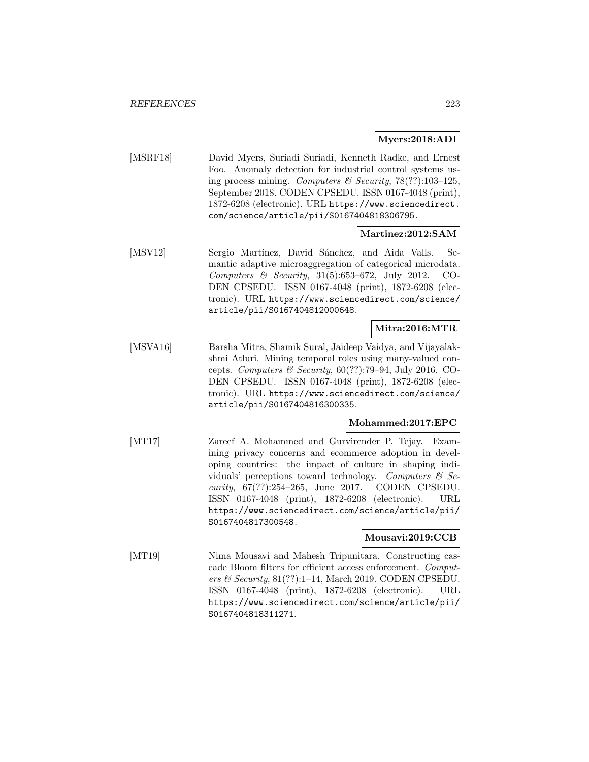**Myers:2018:ADI**

[MSRF18] David Myers, Suriadi Suriadi, Kenneth Radke, and Ernest Foo. Anomaly detection for industrial control systems using process mining. *Computers & Security*, 78(??):103–125, September 2018. CODEN CPSEDU. ISSN 0167-4048 (print), 1872-6208 (electronic). URL https://www.sciencedirect.com/science/article/pii/S0167404818306795.

**Martinez:2012:SAM**

[MSV12] Sergio Martínez, David Sánchez, and Aida Valls. Semantic adaptive microaggregation of categorical microdata. *Computers & Security*, 31(5):653–672, July 2012. CODEN CPSEDU. ISSN 0167-4048 (print), 1872-6208 (electronic). URL https://www.sciencedirect.com/science/article/pii/S0167404812000648.

**Mitra:2016:MTR**

[MSVA16] Barsha Mitra, Shamik Sural, Jaideep Vaidya, and Vijayalakshmi Atluri. Mining temporal roles using many-valued concepts. *Computers & Security*, 60(??):79–94, July 2016. CODEN CPSEDU. ISSN 0167-4048 (print), 1872-6208 (electronic). URL https://www.sciencedirect.com/science/article/pii/S0167404816300335.

**Mohammed:2017:EPC**

[MT17] Zareef A. Mohammed and Gurvirender P. Tejay. Examining privacy concerns and ecommerce adoption in developing countries: the impact of culture in shaping individuals' perceptions toward technology. *Computers & Security*, 67(??):254–265, June 2017. CODEN CPSEDU. ISSN 0167-4048 (print), 1872-6208 (electronic). URL https://www.sciencedirect.com/science/article/pii/S0167404817300548.

**Mousavi:2019:CCB**

[MT19] Nima Mousavi and Mahesh Tripunitara. Constructing cascade Bloom filters for efficient access enforcement. *Computers & Security*, 81(??):1–14, March 2019. CODEN CPSEDU. ISSN 0167-4048 (print), 1872-6208 (electronic). URL https://www.sciencedirect.com/science/article/pii/S0167404818311271.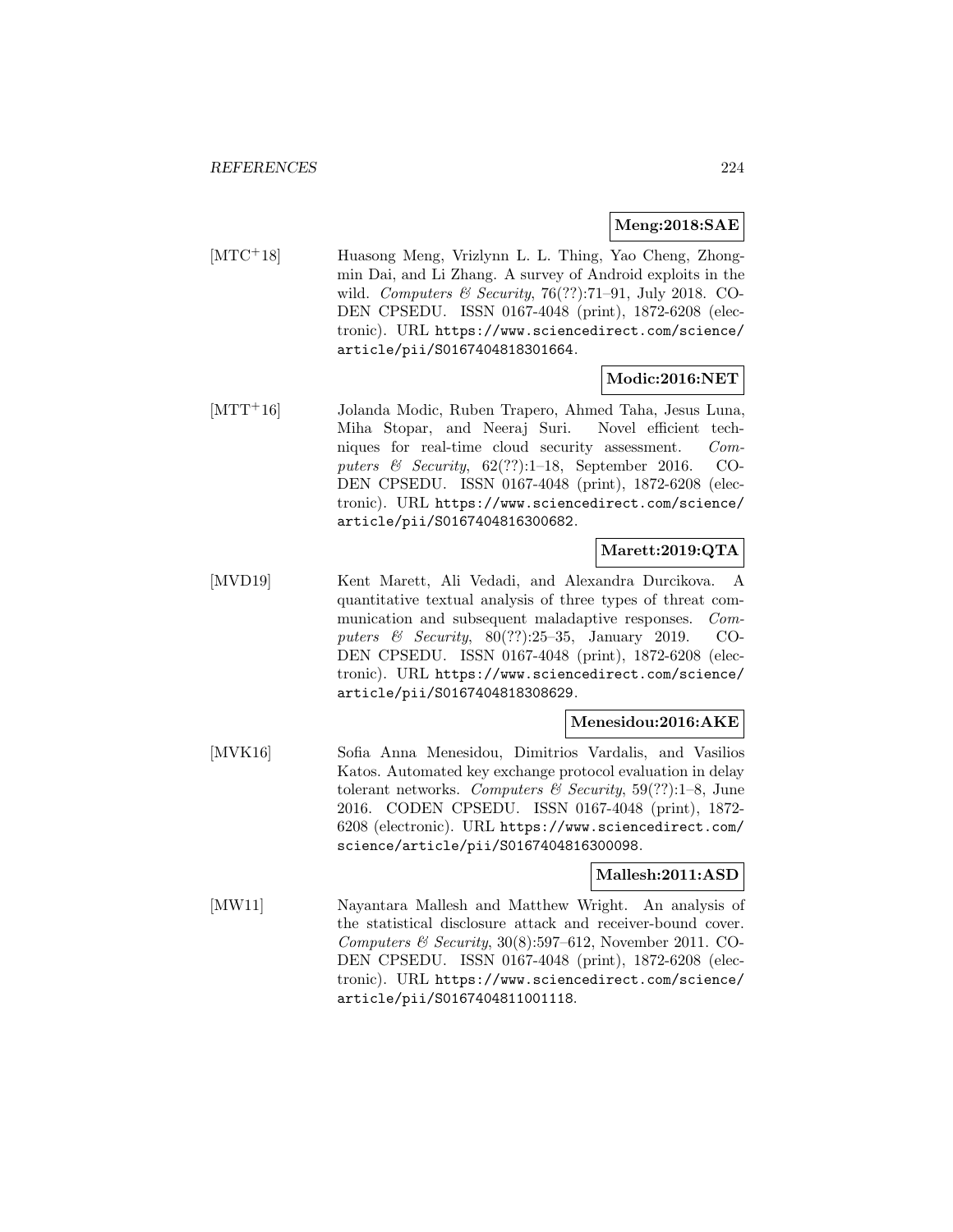**Meng:2018:SAE**

[MTC+18] Huasong Meng, Vrizlynn L. L. Thing, Yao Cheng, Zhongmin Dai, and Li Zhang. A survey of Android exploits in the wild. *Computers & Security*, 76(??):71–91, July 2018. CODEN CPSEDU. ISSN 0167-4048 (print), 1872-6208 (electronic). URL https://www.sciencedirect.com/science/article/pii/S0167404818301664.

**Modic:2016:NET**

[MTT+16] Jolanda Modic, Ruben Trapero, Ahmed Taha, Jesus Luna, Miha Stopar, and Neeraj Suri. Novel efficient techniques for real-time cloud security assessment. *Computers & Security*, 62(??):1–18, September 2016. CODEN CPSEDU. ISSN 0167-4048 (print), 1872-6208 (electronic). URL https://www.sciencedirect.com/science/article/pii/S0167404816300682.

**Marett:2019:QTA**

[MVD19] Kent Marett, Ali Vedadi, and Alexandra Durcikova. A quantitative textual analysis of three types of threat communication and subsequent maladaptive responses. *Computers & Security*, 80(??):25–35, January 2019. CODEN CPSEDU. ISSN 0167-4048 (print), 1872-6208 (electronic). URL https://www.sciencedirect.com/science/article/pii/S0167404818308629.

**Menesidou:2016:AKE**

[MVK16] Sofia Anna Menesidou, Dimitrios Vardalis, and Vasilios Katos. Automated key exchange protocol evaluation in delay tolerant networks. *Computers & Security*, 59(??):1–8, June 2016. CODEN CPSEDU. ISSN 0167-4048 (print), 1872-6208 (electronic). URL https://www.sciencedirect.com/science/article/pii/S0167404816300098.

**Mallesh:2011:ASD**

[MW11] Nayantara Mallesh and Matthew Wright. An analysis of the statistical disclosure attack and receiver-bound cover. *Computers & Security*, 30(8):597–612, November 2011. CODEN CPSEDU. ISSN 0167-4048 (print), 1872-6208 (electronic). URL https://www.sciencedirect.com/science/article/pii/S0167404811001118.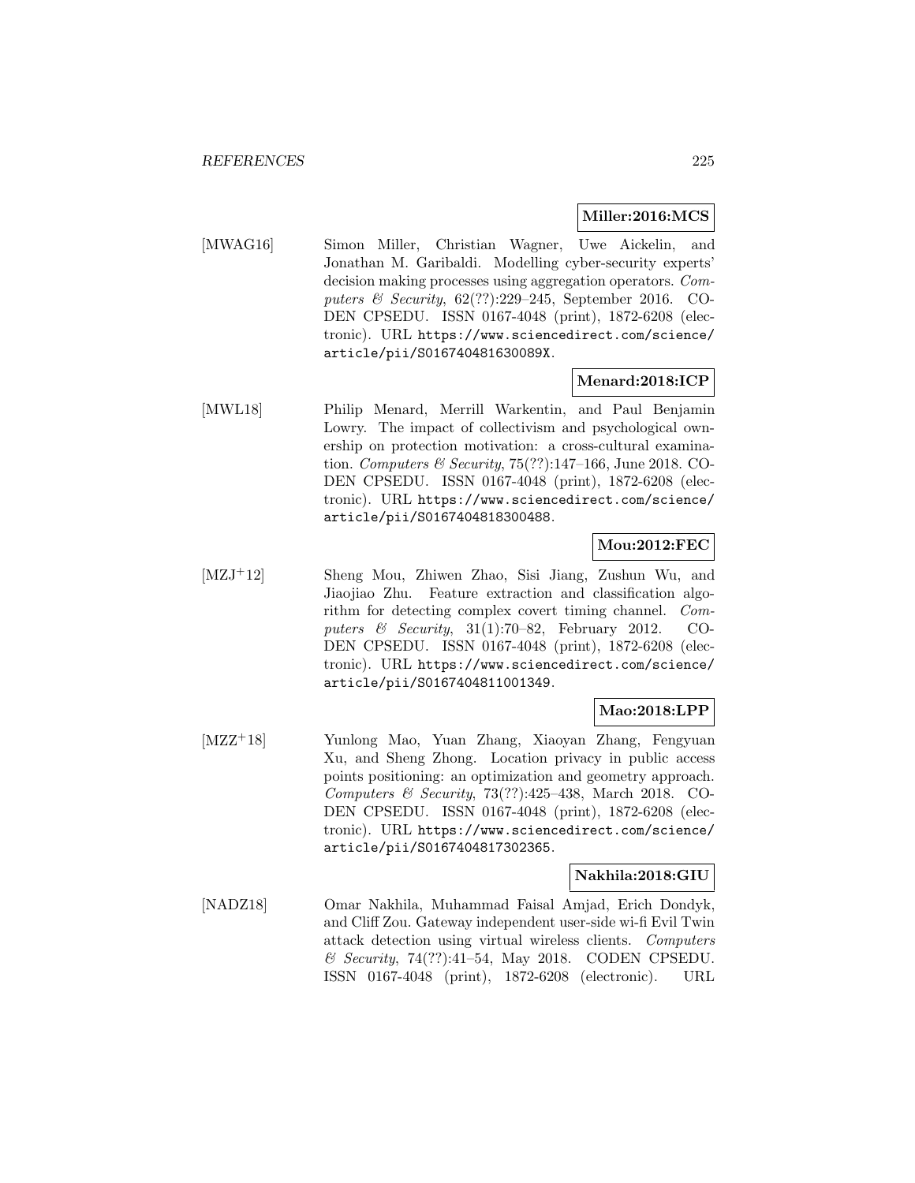**Miller:2016:MCS**

[MWAG16] Simon Miller, Christian Wagner, Uwe Aickelin, and Jonathan M. Garibaldi. Modelling cyber-security experts' decision making processes using aggregation operators. *Computers & Security*, 62(??):229–245, September 2016. CODEN CPSEDU. ISSN 0167-4048 (print), 1872-6208 (electronic). URL https://www.sciencedirect.com/science/article/pii/S016740481630089X.

**Menard:2018:ICP**

[MWL18] Philip Menard, Merrill Warkentin, and Paul Benjamin Lowry. The impact of collectivism and psychological ownership on protection motivation: a cross-cultural examination. *Computers & Security*, 75(??):147–166, June 2018. CODEN CPSEDU. ISSN 0167-4048 (print), 1872-6208 (electronic). URL https://www.sciencedirect.com/science/article/pii/S0167404818300488.

**Mou:2012:FEC**

[MZJ+12] Sheng Mou, Zhiwen Zhao, Sisi Jiang, Zushun Wu, and Jiaojiao Zhu. Feature extraction and classification algorithm for detecting complex covert timing channel. *Computers & Security*, 31(1):70–82, February 2012. CODEN CPSEDU. ISSN 0167-4048 (print), 1872-6208 (electronic). URL https://www.sciencedirect.com/science/article/pii/S0167404811001349.

**Mao:2018:LPP**

[MZZ+18] Yunlong Mao, Yuan Zhang, Xiaoyan Zhang, Fengyuan Xu, and Sheng Zhong. Location privacy in public access points positioning: an optimization and geometry approach. *Computers & Security*, 73(??):425–438, March 2018. CODEN CPSEDU. ISSN 0167-4048 (print), 1872-6208 (electronic). URL https://www.sciencedirect.com/science/article/pii/S0167404817302365.

**Nakhila:2018:GIU**

[NADZ18] Omar Nakhila, Muhammad Faisal Amjad, Erich Dondyk, and Cliff Zou. Gateway independent user-side wi-fi Evil Twin attack detection using virtual wireless clients. *Computers & Security*, 74(??):41–54, May 2018. CODEN CPSEDU. ISSN 0167-4048 (print), 1872-6208 (electronic). URL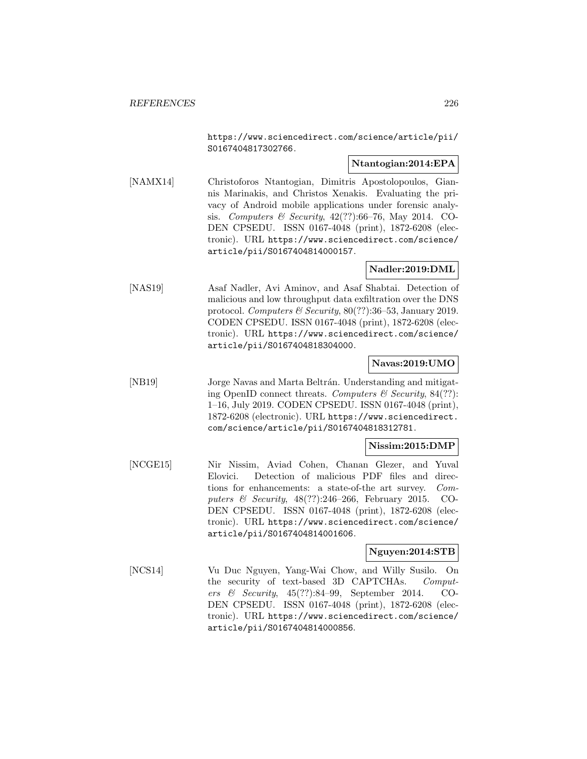https://www.sciencedirect.com/science/article/pii/S0167404817302766.

**Ntantogian:2014:EPA**

[NAMX14] Christoforos Ntantogian, Dimitris Apostolopoulos, Giannis Marinakis, and Christos Xenakis. Evaluating the privacy of Android mobile applications under forensic analysis. *Computers & Security*, 42(??):66–76, May 2014. CODEN CPSEDU. ISSN 0167-4048 (print), 1872-6208 (electronic). URL https://www.sciencedirect.com/science/article/pii/S0167404814000157.

**Nadler:2019:DML**

[NAS19] Asaf Nadler, Avi Aminov, and Asaf Shabtai. Detection of malicious and low throughput data exfiltration over the DNS protocol. *Computers & Security*, 80(??):36–53, January 2019. CODEN CPSEDU. ISSN 0167-4048 (print), 1872-6208 (electronic). URL https://www.sciencedirect.com/science/article/pii/S0167404818304000.

**Navas:2019:UMO**

[NB19] Jorge Navas and Marta Beltrán. Understanding and mitigating OpenID connect threats. *Computers & Security*, 84(??):1–16, July 2019. CODEN CPSEDU. ISSN 0167-4048 (print), 1872-6208 (electronic). URL https://www.sciencedirect.com/science/article/pii/S0167404818312781.

**Nissim:2015:DMP**

[NCGE15] Nir Nissim, Aviad Cohen, Chanan Glezer, and Yuval Elovici. Detection of malicious PDF files and directions for enhancements: a state-of-the art survey. *Computers & Security*, 48(??):246–266, February 2015. CODEN CPSEDU. ISSN 0167-4048 (print), 1872-6208 (electronic). URL https://www.sciencedirect.com/science/article/pii/S0167404814001606.

**Nguyen:2014:STB**

[NCS14] Vu Duc Nguyen, Yang-Wai Chow, and Willy Susilo. On the security of text-based 3D CAPTCHAs. *Computers & Security*, 45(??):84–99, September 2014. CODEN CPSEDU. ISSN 0167-4048 (print), 1872-6208 (electronic). URL https://www.sciencedirect.com/science/article/pii/S0167404814000856.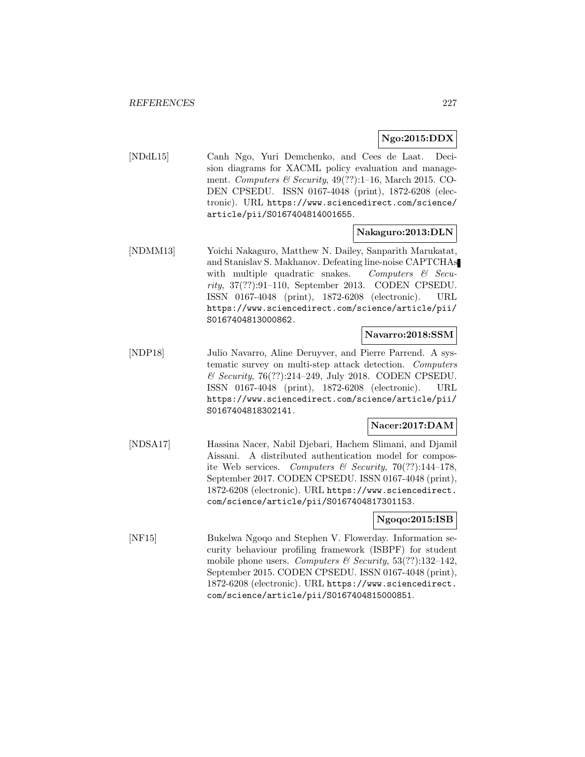**Ngo:2015:DDX**

[NDdL15] Canh Ngo, Yuri Demchenko, and Cees de Laat. Decision diagrams for XACML policy evaluation and management. *Computers & Security*, 49(??):1–16, March 2015. CODEN CPSEDU. ISSN 0167-4048 (print), 1872-6208 (electronic). URL https://www.sciencedirect.com/science/article/pii/S0167404814001655.

**Nakaguro:2013:DLN**

[NDMM13] Yoichi Nakaguro, Matthew N. Dailey, Sanparith Marukatat, and Stanislav S. Makhanov. Defeating line-noise CAPTCHAs with multiple quadratic snakes. *Computers & Security*, 37(??):91–110, September 2013. CODEN CPSEDU. ISSN 0167-4048 (print), 1872-6208 (electronic). URL https://www.sciencedirect.com/science/article/pii/S0167404813000862.

**Navarro:2018:SSM**

[NDP18] Julio Navarro, Aline Deruyver, and Pierre Parrend. A systematic survey on multi-step attack detection. *Computers & Security*, 76(??):214–249, July 2018. CODEN CPSEDU. ISSN 0167-4048 (print), 1872-6208 (electronic). URL https://www.sciencedirect.com/science/article/pii/S0167404818302141.

**Nacer:2017:DAM**

[NDSA17] Hassina Nacer, Nabil Djebari, Hachem Slimani, and Djamil Aissani. A distributed authentication model for composite Web services. *Computers & Security*, 70(??):144–178, September 2017. CODEN CPSEDU. ISSN 0167-4048 (print), 1872-6208 (electronic). URL https://www.sciencedirect.com/science/article/pii/S0167404817301153.

**Ngoqo:2015:ISB**

[NF15] Bukelwa Ngoqo and Stephen V. Flowerday. Information security behaviour profiling framework (ISBPF) for student mobile phone users. *Computers & Security*, 53(??):132–142, September 2015. CODEN CPSEDU. ISSN 0167-4048 (print), 1872-6208 (electronic). URL https://www.sciencedirect.com/science/article/pii/S0167404815000851.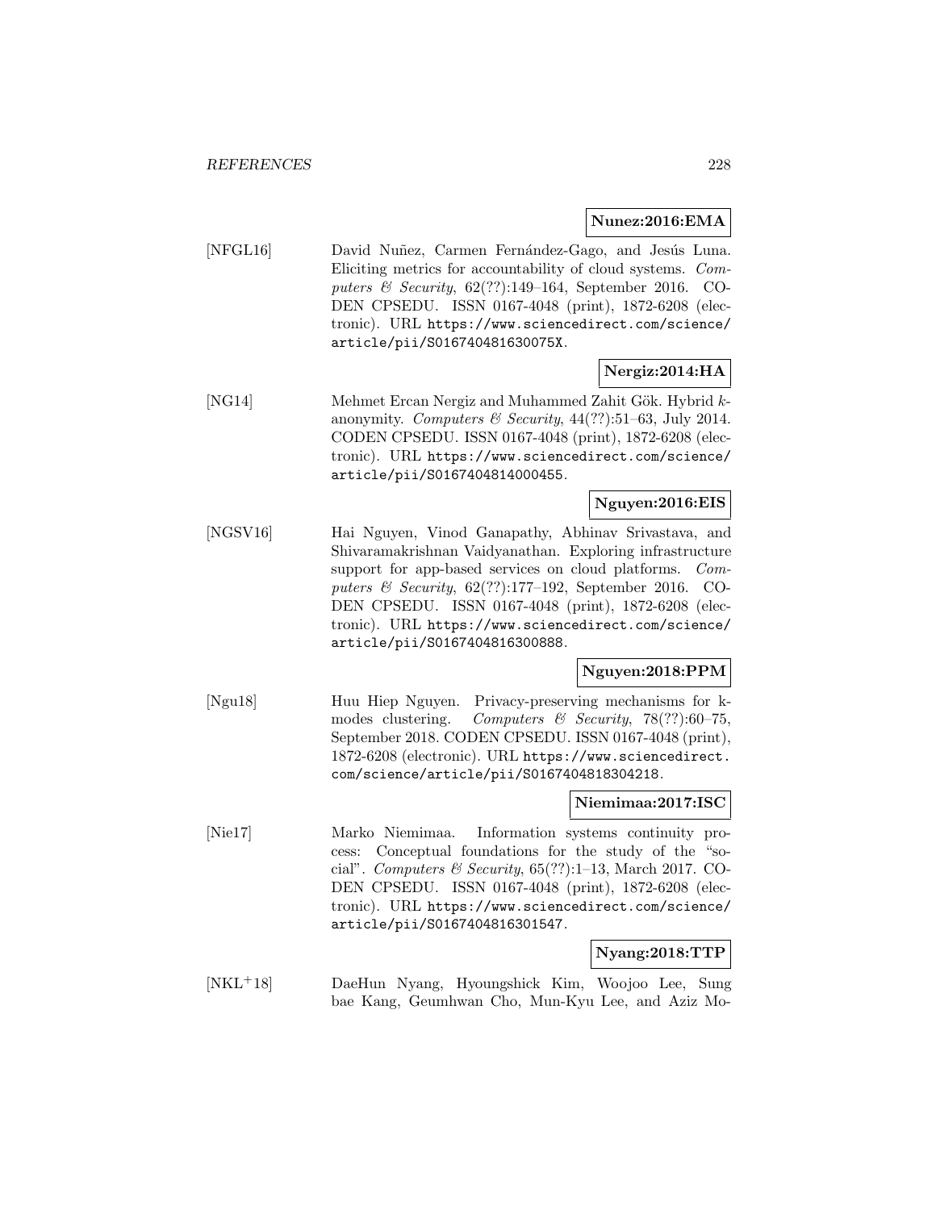**Nunez:2016:EMA**

[NFGL16] David Nuñez, Carmen Fernández-Gago, and Jesús Luna. Eliciting metrics for accountability of cloud systems. *Computers & Security*, 62(??):149–164, September 2016. CODEN CPSEDU. ISSN 0167-4048 (print), 1872-6208 (electronic). URL https://www.sciencedirect.com/science/article/pii/S016740481630075X.

**Nergiz:2014:HA**

[NG14] Mehmet Ercan Nergiz and Muhammed Zahit Gök. Hybrid $k$-anonymity. *Computers & Security*, 44(??):51–63, July 2014. CODEN CPSEDU. ISSN 0167-4048 (print), 1872-6208 (electronic). URL https://www.sciencedirect.com/science/article/pii/S0167404814000455.

**Nguyen:2016:EIS**

[NGSV16] Hai Nguyen, Vinod Ganapathy, Abhinav Srivastava, and Shivaramakrishnan Vaidyanathan. Exploring infrastructure support for app-based services on cloud platforms. *Computers & Security*, 62(??):177–192, September 2016. CODEN CPSEDU. ISSN 0167-4048 (print), 1872-6208 (electronic). URL https://www.sciencedirect.com/science/article/pii/S0167404816300888.

**Nguyen:2018:PPM**

[Ngu18] Huu Hiep Nguyen. Privacy-preserving mechanisms for k-modes clustering. *Computers & Security*, 78(??):60–75, September 2018. CODEN CPSEDU. ISSN 0167-4048 (print), 1872-6208 (electronic). URL https://www.sciencedirect.com/science/article/pii/S0167404818304218.

**Niemimaa:2017:ISC**

[Nie17] Marko Niemimaa. Information systems continuity process: Conceptual foundations for the study of the "social". *Computers & Security*, 65(??):1–13, March 2017. CODEN CPSEDU. ISSN 0167-4048 (print), 1872-6208 (electronic). URL https://www.sciencedirect.com/science/article/pii/S0167404816301547.

**Nyang:2018:TTP**

[NKL+18] DaeHun Nyang, Hyoungshick Kim, Woojoo Lee, Sung bae Kang, Geumhwan Cho, Mun-Kyu Lee, and Aziz Mo-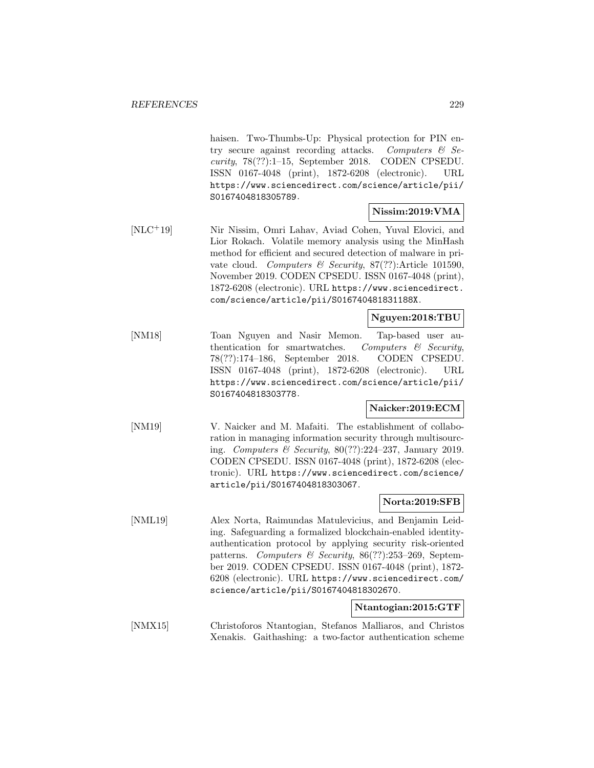haisen. Two-Thumbs-Up: Physical protection for PIN entry secure against recording attacks. *Computers & Security*, 78(??):1–15, September 2018. CODEN CPSEDU. ISSN 0167-4048 (print), 1872-6208 (electronic). URL https://www.sciencedirect.com/science/article/pii/S0167404818305789.

**Nissim:2019:VMA**

[NLC+19] Nir Nissim, Omri Lahav, Aviad Cohen, Yuval Elovici, and Lior Rokach. Volatile memory analysis using the MinHash method for efficient and secured detection of malware in private cloud. *Computers & Security*, 87(??):Article 101590, November 2019. CODEN CPSEDU. ISSN 0167-4048 (print), 1872-6208 (electronic). URL https://www.sciencedirect.com/science/article/pii/S016740481831188X.

**Nguyen:2018:TBU**

[NM18] Toan Nguyen and Nasir Memon. Tap-based user authentication for smartwatches. *Computers & Security*, 78(??):174–186, September 2018. CODEN CPSEDU. ISSN 0167-4048 (print), 1872-6208 (electronic). URL https://www.sciencedirect.com/science/article/pii/S0167404818303778.

**Naicker:2019:ECM**

[NM19] V. Naicker and M. Mafaiti. The establishment of collaboration in managing information security through multisourcing. *Computers & Security*, 80(??):224–237, January 2019. CODEN CPSEDU. ISSN 0167-4048 (print), 1872-6208 (electronic). URL https://www.sciencedirect.com/science/article/pii/S0167404818303067.

**Norta:2019:SFB**

[NML19] Alex Norta, Raimundas Matulevicius, and Benjamin Leiding. Safeguarding a formalized blockchain-enabled identity-authentication protocol by applying security risk-oriented patterns. *Computers & Security*, 86(??):253–269, September 2019. CODEN CPSEDU. ISSN 0167-4048 (print), 1872-6208 (electronic). URL https://www.sciencedirect.com/science/article/pii/S0167404818302670.

**Ntantogian:2015:GTF**

[NMX15] Christoforos Ntantogian, Stefanos Malliaros, and Christos Xenakis. Gaithashing: a two-factor authentication scheme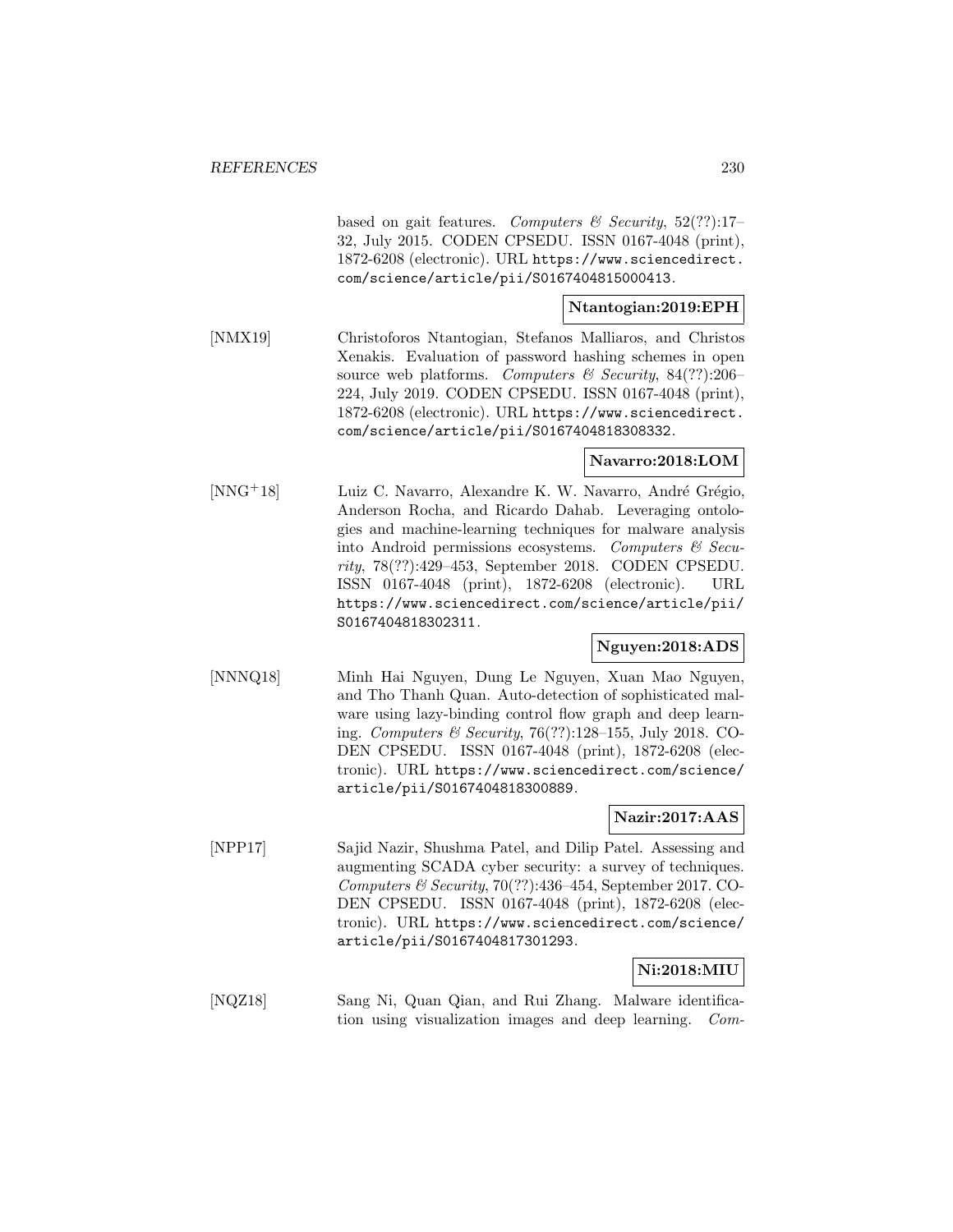based on gait features. *Computers & Security*, 52(??):17–32, July 2015. CODEN CPSEDU. ISSN 0167-4048 (print), 1872-6208 (electronic). URL https://www.sciencedirect.com/science/article/pii/S0167404815000413.

**Ntantogian:2019:EPH**

[NMX19] Christoforos Ntantogian, Stefanos Malliaros, and Christos Xenakis. Evaluation of password hashing schemes in open source web platforms. *Computers & Security*, 84(??):206–224, July 2019. CODEN CPSEDU. ISSN 0167-4048 (print), 1872-6208 (electronic). URL https://www.sciencedirect.com/science/article/pii/S0167404818308332.

**Navarro:2018:LOM**

[NNG+18] Luiz C. Navarro, Alexandre K. W. Navarro, André Grégio, Anderson Rocha, and Ricardo Dahab. Leveraging ontologies and machine-learning techniques for malware analysis into Android permissions ecosystems. *Computers & Security*, 78(??):429–453, September 2018. CODEN CPSEDU. ISSN 0167-4048 (print), 1872-6208 (electronic). URL https://www.sciencedirect.com/science/article/pii/S0167404818302311.

**Nguyen:2018:ADS**

[NNNQ18] Minh Hai Nguyen, Dung Le Nguyen, Xuan Mao Nguyen, and Tho Thanh Quan. Auto-detection of sophisticated malware using lazy-binding control flow graph and deep learning. *Computers & Security*, 76(??):128–155, July 2018. CODEN CPSEDU. ISSN 0167-4048 (print), 1872-6208 (electronic). URL https://www.sciencedirect.com/science/article/pii/S0167404818300889.

**Nazir:2017:AAS**

[NPP17] Sajid Nazir, Shushma Patel, and Dilip Patel. Assessing and augmenting SCADA cyber security: a survey of techniques. *Computers & Security*, 70(??):436–454, September 2017. CODEN CPSEDU. ISSN 0167-4048 (print), 1872-6208 (electronic). URL https://www.sciencedirect.com/science/article/pii/S0167404817301293.

**Ni:2018:MIU**

[NQZ18] Sang Ni, Quan Qian, and Rui Zhang. Malware identification using visualization images and deep learning. *Com-*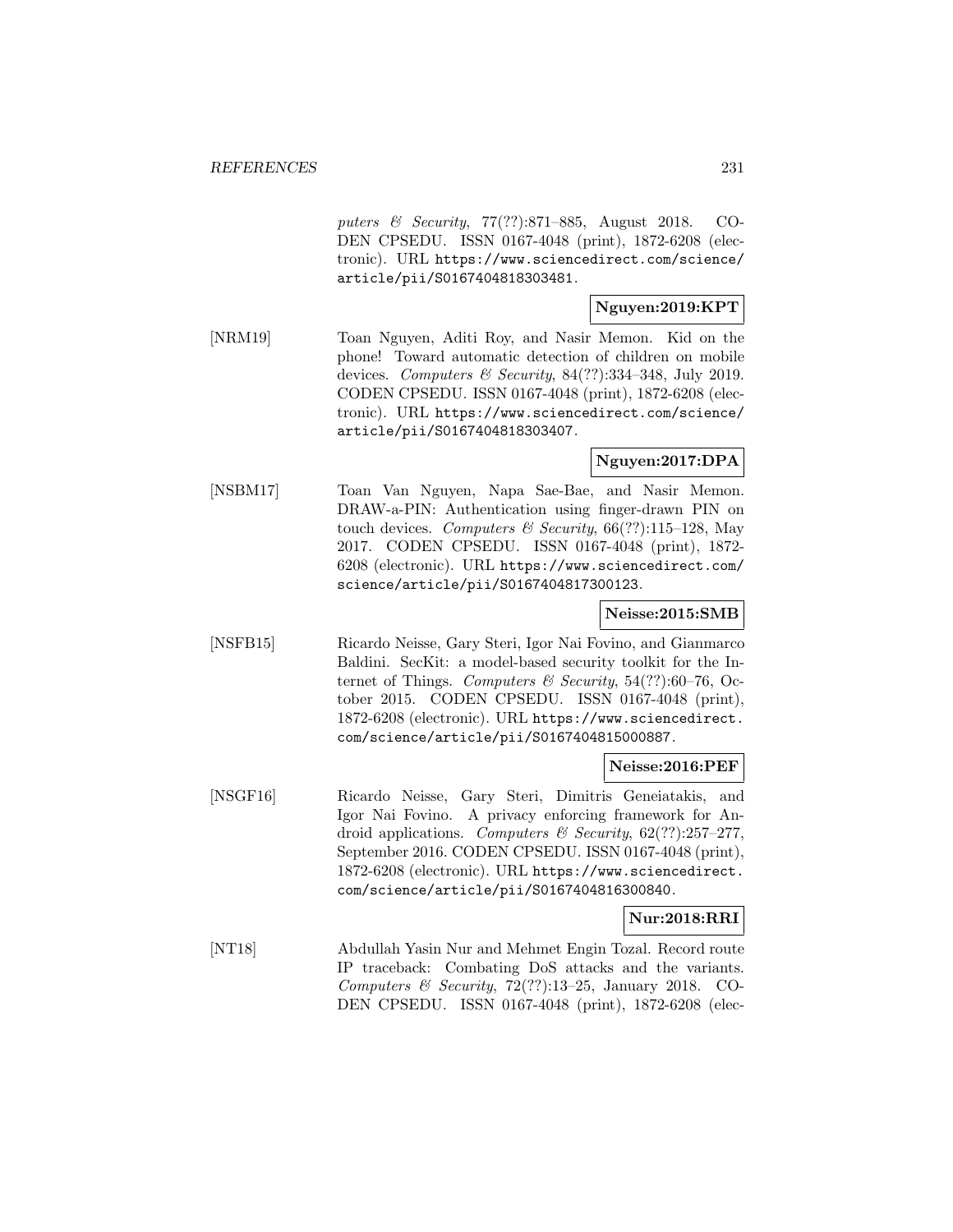*puters & Security*, 77(??):871–885, August 2018. CODEN CPSEDU. ISSN 0167-4048 (print), 1872-6208 (electronic). URL https://www.sciencedirect.com/science/article/pii/S0167404818303481.

**Nguyen:2019:KPT**

[NRM19] Toan Nguyen, Aditi Roy, and Nasir Memon. Kid on the phone! Toward automatic detection of children on mobile devices. *Computers & Security*, 84(??):334–348, July 2019. CODEN CPSEDU. ISSN 0167-4048 (print), 1872-6208 (electronic). URL https://www.sciencedirect.com/science/article/pii/S0167404818303407.

**Nguyen:2017:DPA**

[NSBM17] Toan Van Nguyen, Napa Sae-Bae, and Nasir Memon. DRAW-a-PIN: Authentication using finger-drawn PIN on touch devices. *Computers & Security*, 66(??):115–128, May 2017. CODEN CPSEDU. ISSN 0167-4048 (print), 1872-6208 (electronic). URL https://www.sciencedirect.com/science/article/pii/S0167404817300123.

**Neisse:2015:SMB**

[NSFB15] Ricardo Neisse, Gary Steri, Igor Nai Fovino, and Gianmarco Baldini. SecKit: a model-based security toolkit for the Internet of Things. *Computers & Security*, 54(??):60–76, October 2015. CODEN CPSEDU. ISSN 0167-4048 (print), 1872-6208 (electronic). URL https://www.sciencedirect.com/science/article/pii/S0167404815000887.

**Neisse:2016:PEF**

[NSGF16] Ricardo Neisse, Gary Steri, Dimitris Geneiatakis, and Igor Nai Fovino. A privacy enforcing framework for Android applications. *Computers & Security*, 62(??):257–277, September 2016. CODEN CPSEDU. ISSN 0167-4048 (print), 1872-6208 (electronic). URL https://www.sciencedirect.com/science/article/pii/S0167404816300840.

**Nur:2018:RRI**

[NT18] Abdullah Yasin Nur and Mehmet Engin Tozal. Record route IP traceback: Combating DoS attacks and the variants. *Computers & Security*, 72(??):13–25, January 2018. CODEN CPSEDU. ISSN 0167-4048 (print), 1872-6208 (elec-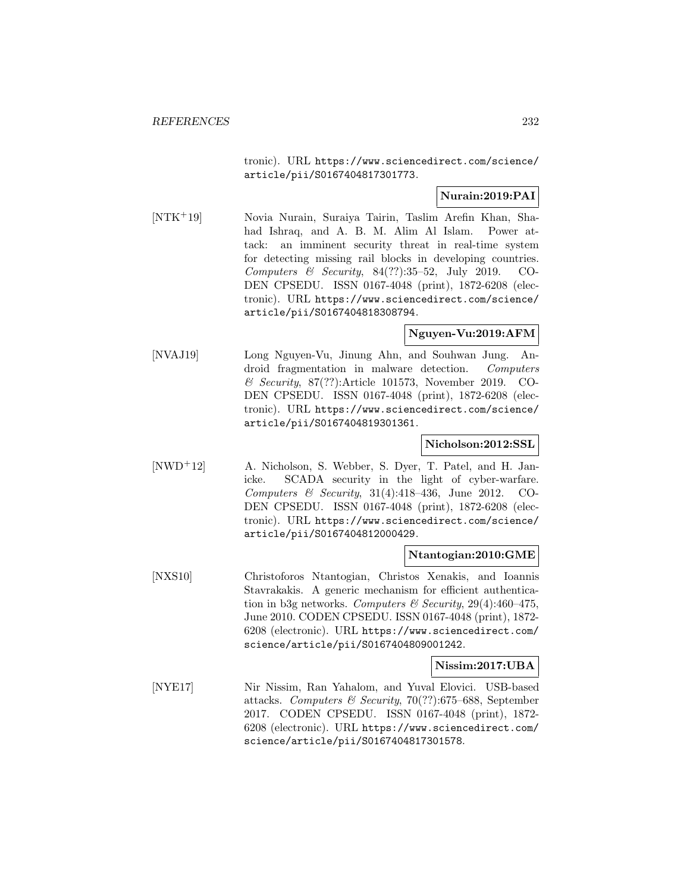tronic). URL https://www.sciencedirect.com/science/article/pii/S0167404817301773.

**Nurain:2019:PAI**

[NTK+19] Novia Nurain, Suraiya Tairin, Taslim Arefin Khan, Shahad Ishraq, and A. B. M. Alim Al Islam. Power attack: an imminent security threat in real-time system for detecting missing rail blocks in developing countries. *Computers & Security*, 84(??):35–52, July 2019. CODEN CPSEDU. ISSN 0167-4048 (print), 1872-6208 (electronic). URL https://www.sciencedirect.com/science/article/pii/S0167404818308794.

**Nguyen-Vu:2019:AFM**

[NVAJ19] Long Nguyen-Vu, Jinung Ahn, and Souhwan Jung. Android fragmentation in malware detection. *Computers & Security*, 87(??):Article 101573, November 2019. CODEN CPSEDU. ISSN 0167-4048 (print), 1872-6208 (electronic). URL https://www.sciencedirect.com/science/article/pii/S0167404819301361.

**Nicholson:2012:SSL**

[NWD+12] A. Nicholson, S. Webber, S. Dyer, T. Patel, and H. Janicke. SCADA security in the light of cyber-warfare. *Computers & Security*, 31(4):418–436, June 2012. CODEN CPSEDU. ISSN 0167-4048 (print), 1872-6208 (electronic). URL https://www.sciencedirect.com/science/article/pii/S0167404812000429.

**Ntantogian:2010:GME**

[NXS10] Christoforos Ntantogian, Christos Xenakis, and Ioannis Stavrakakis. A generic mechanism for efficient authentication in b3g networks. *Computers & Security*, 29(4):460–475, June 2010. CODEN CPSEDU. ISSN 0167-4048 (print), 1872-6208 (electronic). URL https://www.sciencedirect.com/science/article/pii/S0167404809001242.

**Nissim:2017:UBA**

[NYE17] Nir Nissim, Ran Yahalom, and Yuval Elovici. USB-based attacks. *Computers & Security*, 70(??):675–688, September 2017. CODEN CPSEDU. ISSN 0167-4048 (print), 1872-6208 (electronic). URL https://www.sciencedirect.com/science/article/pii/S0167404817301578.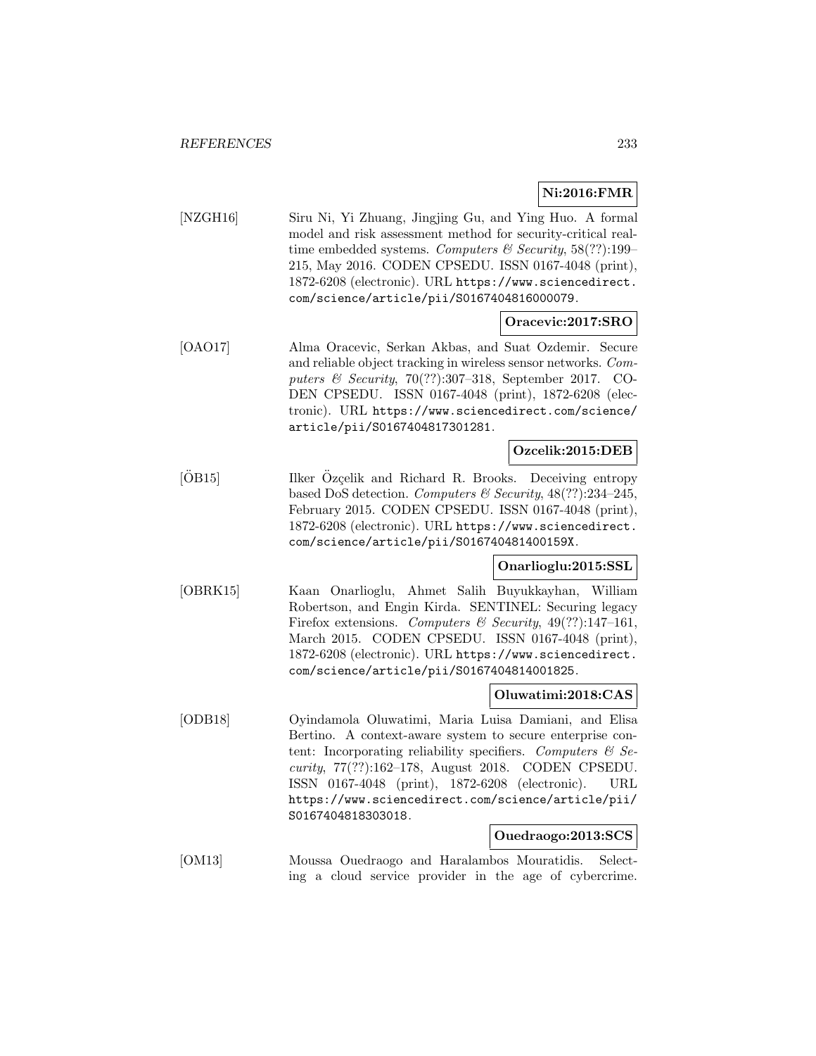**Ni:2016:FMR**

[NZGH16] Siru Ni, Yi Zhuang, Jingjing Gu, and Ying Huo. A formal model and risk assessment method for security-critical real-time embedded systems. *Computers & Security*, 58(??):199–215, May 2016. CODEN CPSEDU. ISSN 0167-4048 (print), 1872-6208 (electronic). URL https://www.sciencedirect.com/science/article/pii/S0167404816000079.

**Oracevic:2017:SRO**

[OAO17] Alma Oracevic, Serkan Akbas, and Suat Ozdemir. Secure and reliable object tracking in wireless sensor networks. *Computers & Security*, 70(??):307–318, September 2017. CODEN CPSEDU. ISSN 0167-4048 (print), 1872-6208 (electronic). URL https://www.sciencedirect.com/science/article/pii/S0167404817301281.

**Ozcelik:2015:DEB**

[ÖB15] Ilker Özçelik and Richard R. Brooks. Deceiving entropy based DoS detection. *Computers & Security*, 48(??):234–245, February 2015. CODEN CPSEDU. ISSN 0167-4048 (print), 1872-6208 (electronic). URL https://www.sciencedirect.com/science/article/pii/S016740481400159X.

**Onarlioglu:2015:SSL**

[OBRK15] Kaan Onarlioglu, Ahmet Salih Buyukkayhan, William Robertson, and Engin Kirda. SENTINEL: Securing legacy Firefox extensions. *Computers & Security*, 49(??):147–161, March 2015. CODEN CPSEDU. ISSN 0167-4048 (print), 1872-6208 (electronic). URL https://www.sciencedirect.com/science/article/pii/S0167404814001825.

**Oluwatimi:2018:CAS**

[ODB18] Oyindamola Oluwatimi, Maria Luisa Damiani, and Elisa Bertino. A context-aware system to secure enterprise content: Incorporating reliability specifiers. *Computers & Security*, 77(??):162–178, August 2018. CODEN CPSEDU. ISSN 0167-4048 (print), 1872-6208 (electronic). URL https://www.sciencedirect.com/science/article/pii/S0167404818303018.

**Ouedraogo:2013:SCS**

[OM13] Moussa Ouedraogo and Haralambos Mouratidis. Selecting a cloud service provider in the age of cybercrime.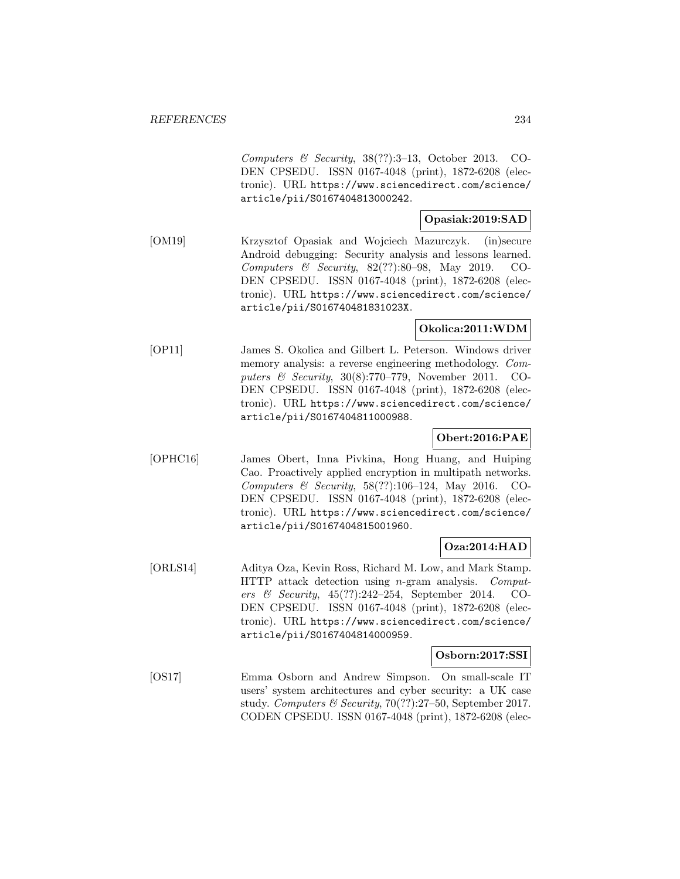*Computers & Security*, 38(??):3–13, October 2013. CODEN CPSEDU. ISSN 0167-4048 (print), 1872-6208 (electronic). URL https://www.sciencedirect.com/science/article/pii/S0167404813000242.

**Opasiak:2019:SAD**

[OM19] Krzysztof Opasiak and Wojciech Mazurczyk. (in)secure Android debugging: Security analysis and lessons learned. *Computers & Security*, 82(??):80–98, May 2019. CODEN CPSEDU. ISSN 0167-4048 (print), 1872-6208 (electronic). URL https://www.sciencedirect.com/science/article/pii/S016740481831023X.

**Okolica:2011:WDM**

[OP11] James S. Okolica and Gilbert L. Peterson. Windows driver memory analysis: a reverse engineering methodology. *Computers & Security*, 30(8):770–779, November 2011. CODEN CPSEDU. ISSN 0167-4048 (print), 1872-6208 (electronic). URL https://www.sciencedirect.com/science/article/pii/S0167404811000988.

**Obert:2016:PAE**

[OPHC16] James Obert, Inna Pivkina, Hong Huang, and Huiping Cao. Proactively applied encryption in multipath networks. *Computers & Security*, 58(??):106–124, May 2016. CODEN CPSEDU. ISSN 0167-4048 (print), 1872-6208 (electronic). URL https://www.sciencedirect.com/science/article/pii/S0167404815001960.

**Oza:2014:HAD**

[ORLS14] Aditya Oza, Kevin Ross, Richard M. Low, and Mark Stamp. HTTP attack detection using $n$-gram analysis. *Computers & Security*, 45(??):242–254, September 2014. CODEN CPSEDU. ISSN 0167-4048 (print), 1872-6208 (electronic). URL https://www.sciencedirect.com/science/article/pii/S0167404814000959.

**Osborn:2017:SSI**

[OS17] Emma Osborn and Andrew Simpson. On small-scale IT users' system architectures and cyber security: a UK case study. *Computers & Security*, 70(??):27–50, September 2017. CODEN CPSEDU. ISSN 0167-4048 (print), 1872-6208 (elec-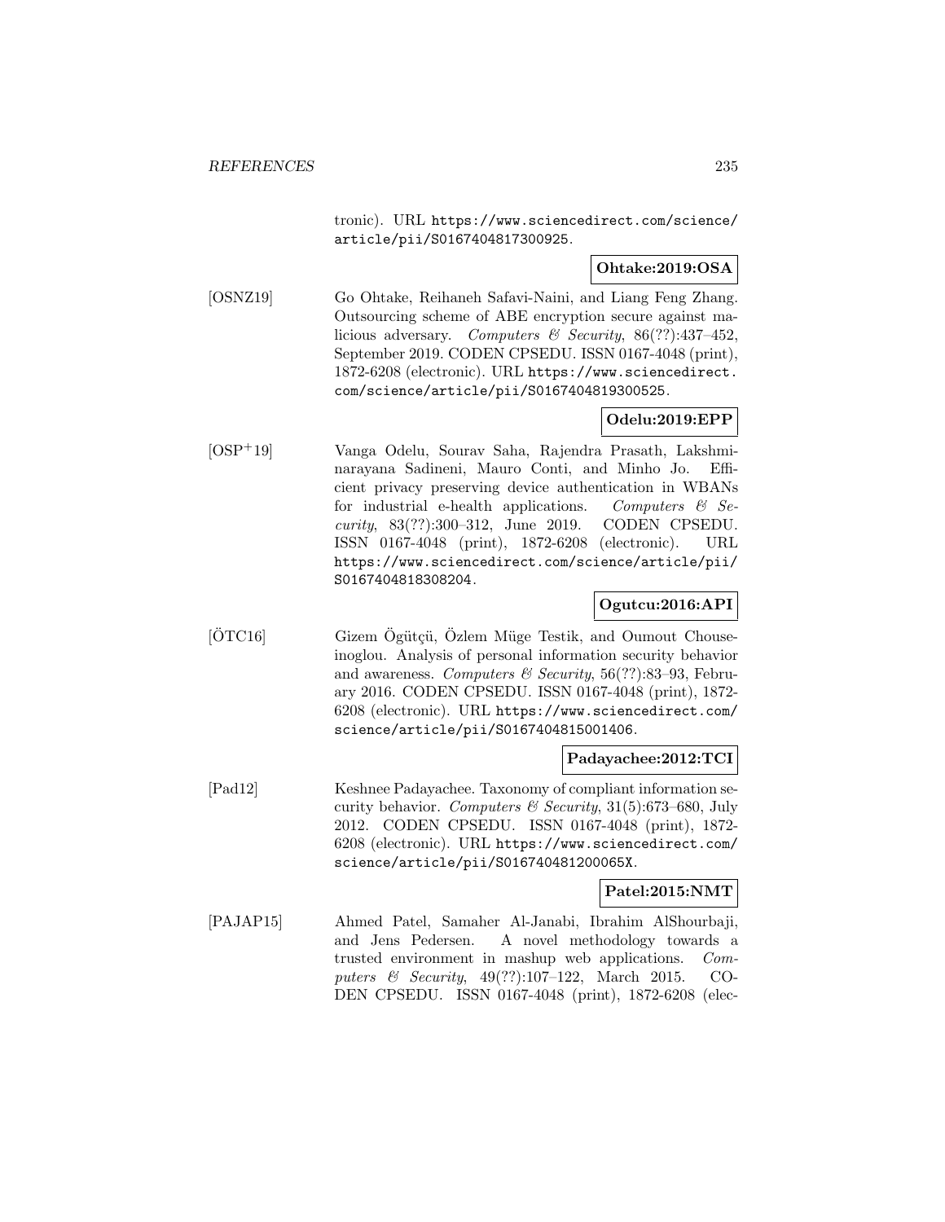tronic). URL https://www.sciencedirect.com/science/article/pii/S0167404817300925.

**Ohtake:2019:OSA**

[OSNZ19] Go Ohtake, Reihaneh Safavi-Naini, and Liang Feng Zhang. Outsourcing scheme of ABE encryption secure against malicious adversary. *Computers & Security*, 86(??):437–452, September 2019. CODEN CPSEDU. ISSN 0167-4048 (print), 1872-6208 (electronic). URL https://www.sciencedirect.com/science/article/pii/S0167404819300525.

**Odelu:2019:EPP**

[OSP+19] Vanga Odelu, Sourav Saha, Rajendra Prasath, Lakshminarayana Sadineni, Mauro Conti, and Minho Jo. Efficient privacy preserving device authentication in WBANs for industrial e-health applications. *Computers & Security*, 83(??):300–312, June 2019. CODEN CPSEDU. ISSN 0167-4048 (print), 1872-6208 (electronic). URL https://www.sciencedirect.com/science/article/pii/S0167404818308204.

**Ogutcu:2016:API**

[ÖTC16] Gizem Ögütçü, Özlem Müge Testik, and Oumout Chouseinoglou. Analysis of personal information security behavior and awareness. *Computers & Security*, 56(??):83–93, February 2016. CODEN CPSEDU. ISSN 0167-4048 (print), 1872-6208 (electronic). URL https://www.sciencedirect.com/science/article/pii/S0167404815001406.

**Padayachee:2012:TCI**

[Pad12] Keshnee Padayachee. Taxonomy of compliant information security behavior. *Computers & Security*, 31(5):673–680, July 2012. CODEN CPSEDU. ISSN 0167-4048 (print), 1872-6208 (electronic). URL https://www.sciencedirect.com/science/article/pii/S016740481200065X.

**Patel:2015:NMT**

[PAJAP15] Ahmed Patel, Samaher Al-Janabi, Ibrahim AlShourbaji, and Jens Pedersen. A novel methodology towards a trusted environment in mashup web applications. *Computers & Security*, 49(??):107–122, March 2015. CODEN CPSEDU. ISSN 0167-4048 (print), 1872-6208 (elec-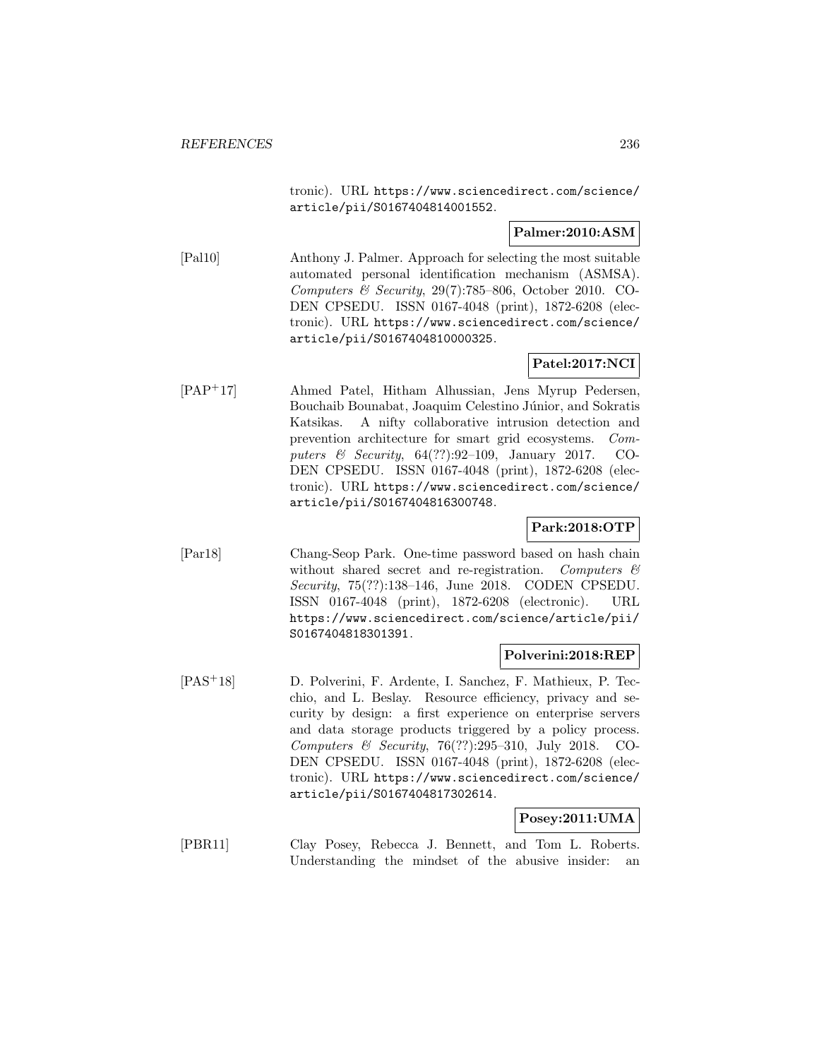tronic). URL https://www.sciencedirect.com/science/article/pii/S0167404814001552.

**Palmer:2010:ASM**

[Pal10] Anthony J. Palmer. Approach for selecting the most suitable automated personal identification mechanism (ASMSA). *Computers & Security*, 29(7):785–806, October 2010. CODEN CPSEDU. ISSN 0167-4048 (print), 1872-6208 (electronic). URL https://www.sciencedirect.com/science/article/pii/S0167404810000325.

**Patel:2017:NCI**

[PAP+17] Ahmed Patel, Hitham Alhussian, Jens Myrup Pedersen, Bouchaib Bounabat, Joaquim Celestino Júnior, and Sokratis Katsikas. A nifty collaborative intrusion detection and prevention architecture for smart grid ecosystems. *Computers & Security*, 64(??):92–109, January 2017. CODEN CPSEDU. ISSN 0167-4048 (print), 1872-6208 (electronic). URL https://www.sciencedirect.com/science/article/pii/S0167404816300748.

**Park:2018:OTP**

[Par18] Chang-Seop Park. One-time password based on hash chain without shared secret and re-registration. *Computers & Security*, 75(??):138–146, June 2018. CODEN CPSEDU. ISSN 0167-4048 (print), 1872-6208 (electronic). URL https://www.sciencedirect.com/science/article/pii/S0167404818301391.

**Polverini:2018:REP**

[PAS+18] D. Polverini, F. Ardente, I. Sanchez, F. Mathieux, P. Tecchio, and L. Beslay. Resource efficiency, privacy and security by design: a first experience on enterprise servers and data storage products triggered by a policy process. *Computers & Security*, 76(??):295–310, July 2018. CODEN CPSEDU. ISSN 0167-4048 (print), 1872-6208 (electronic). URL https://www.sciencedirect.com/science/article/pii/S0167404817302614.

**Posey:2011:UMA**

[PBR11] Clay Posey, Rebecca J. Bennett, and Tom L. Roberts. Understanding the mindset of the abusive insider: an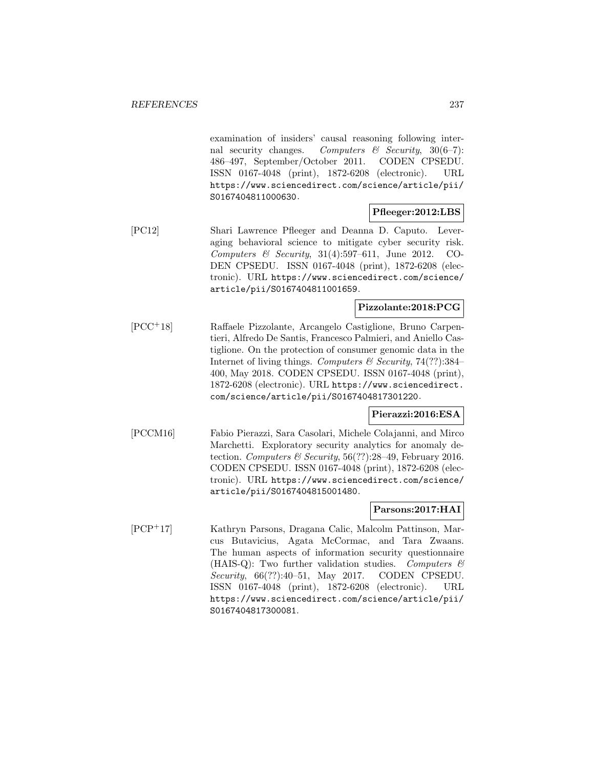examination of insiders' causal reasoning following internal security changes. *Computers & Security*, 30(6–7): 486–497, September/October 2011. CODEN CPSEDU. ISSN 0167-4048 (print), 1872-6208 (electronic). URL https://www.sciencedirect.com/science/article/pii/S0167404811000630.

**Pfleeger:2012:LBS**

[PC12] Shari Lawrence Pfleeger and Deanna D. Caputo. Leveraging behavioral science to mitigate cyber security risk. *Computers & Security*, 31(4):597–611, June 2012. CODEN CPSEDU. ISSN 0167-4048 (print), 1872-6208 (electronic). URL https://www.sciencedirect.com/science/article/pii/S0167404811001659.

**Pizzolante:2018:PCG**

[PCC+18] Raffaele Pizzolante, Arcangelo Castiglione, Bruno Carpentieri, Alfredo De Santis, Francesco Palmieri, and Aniello Castiglione. On the protection of consumer genomic data in the Internet of living things. *Computers & Security*, 74(??):384–400, May 2018. CODEN CPSEDU. ISSN 0167-4048 (print), 1872-6208 (electronic). URL https://www.sciencedirect.com/science/article/pii/S0167404817301220.

**Pierazzi:2016:ESA**

[PCCM16] Fabio Pierazzi, Sara Casolari, Michele Colajanni, and Mirco Marchetti. Exploratory security analytics for anomaly detection. *Computers & Security*, 56(??):28–49, February 2016. CODEN CPSEDU. ISSN 0167-4048 (print), 1872-6208 (electronic). URL https://www.sciencedirect.com/science/article/pii/S0167404815001480.

**Parsons:2017:HAI**

[PCP+17] Kathryn Parsons, Dragana Calic, Malcolm Pattinson, Marcus Butavicius, Agata McCormac, and Tara Zwaans. The human aspects of information security questionnaire (HAIS-Q): Two further validation studies. *Computers & Security*, 66(??):40–51, May 2017. CODEN CPSEDU. ISSN 0167-4048 (print), 1872-6208 (electronic). URL https://www.sciencedirect.com/science/article/pii/S0167404817300081.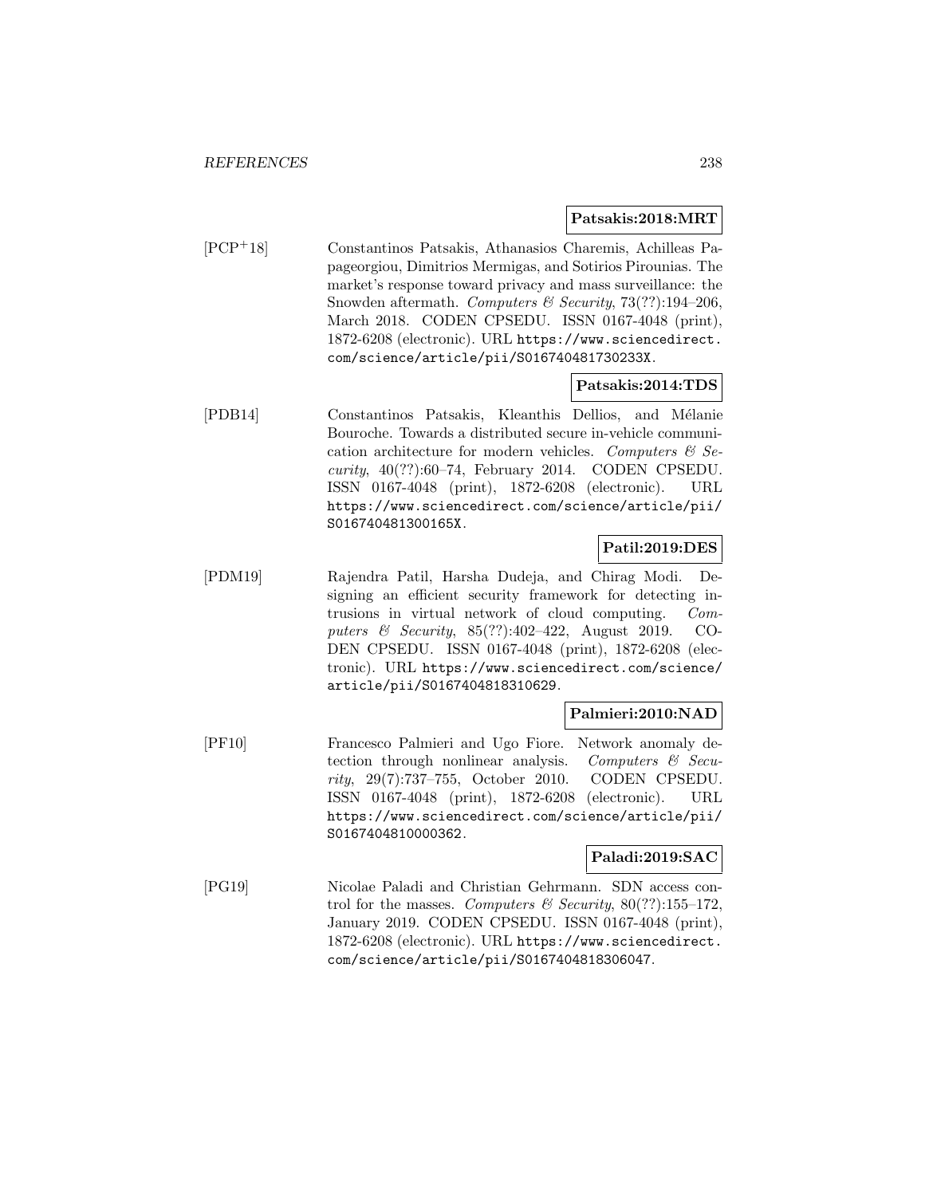**Patsakis:2018:MRT**

[PCP+18] Constantinos Patsakis, Athanasios Charemis, Achilleas Papageorgiou, Dimitrios Mermigas, and Sotirios Pirounias. The market's response toward privacy and mass surveillance: the Snowden aftermath. *Computers & Security*, 73(??):194–206, March 2018. CODEN CPSEDU. ISSN 0167-4048 (print), 1872-6208 (electronic). URL https://www.sciencedirect.com/science/article/pii/S016740481730233X.

**Patsakis:2014:TDS**

[PDB14] Constantinos Patsakis, Kleanthis Dellios, and Mélanie Bouroche. Towards a distributed secure in-vehicle communication architecture for modern vehicles. *Computers & Security*, 40(??):60–74, February 2014. CODEN CPSEDU. ISSN 0167-4048 (print), 1872-6208 (electronic). URL https://www.sciencedirect.com/science/article/pii/S016740481300165X.

**Patil:2019:DES**

[PDM19] Rajendra Patil, Harsha Dudeja, and Chirag Modi. Designing an efficient security framework for detecting intrusions in virtual network of cloud computing. *Computers & Security*, 85(??):402–422, August 2019. CODEN CPSEDU. ISSN 0167-4048 (print), 1872-6208 (electronic). URL https://www.sciencedirect.com/science/article/pii/S0167404818310629.

**Palmieri:2010:NAD**

[PF10] Francesco Palmieri and Ugo Fiore. Network anomaly detection through nonlinear analysis. *Computers & Security*, 29(7):737–755, October 2010. CODEN CPSEDU. ISSN 0167-4048 (print), 1872-6208 (electronic). URL https://www.sciencedirect.com/science/article/pii/S0167404810000362.

**Paladi:2019:SAC**

[PG19] Nicolae Paladi and Christian Gehrmann. SDN access control for the masses. *Computers & Security*, 80(??):155–172, January 2019. CODEN CPSEDU. ISSN 0167-4048 (print), 1872-6208 (electronic). URL https://www.sciencedirect.com/science/article/pii/S0167404818306047.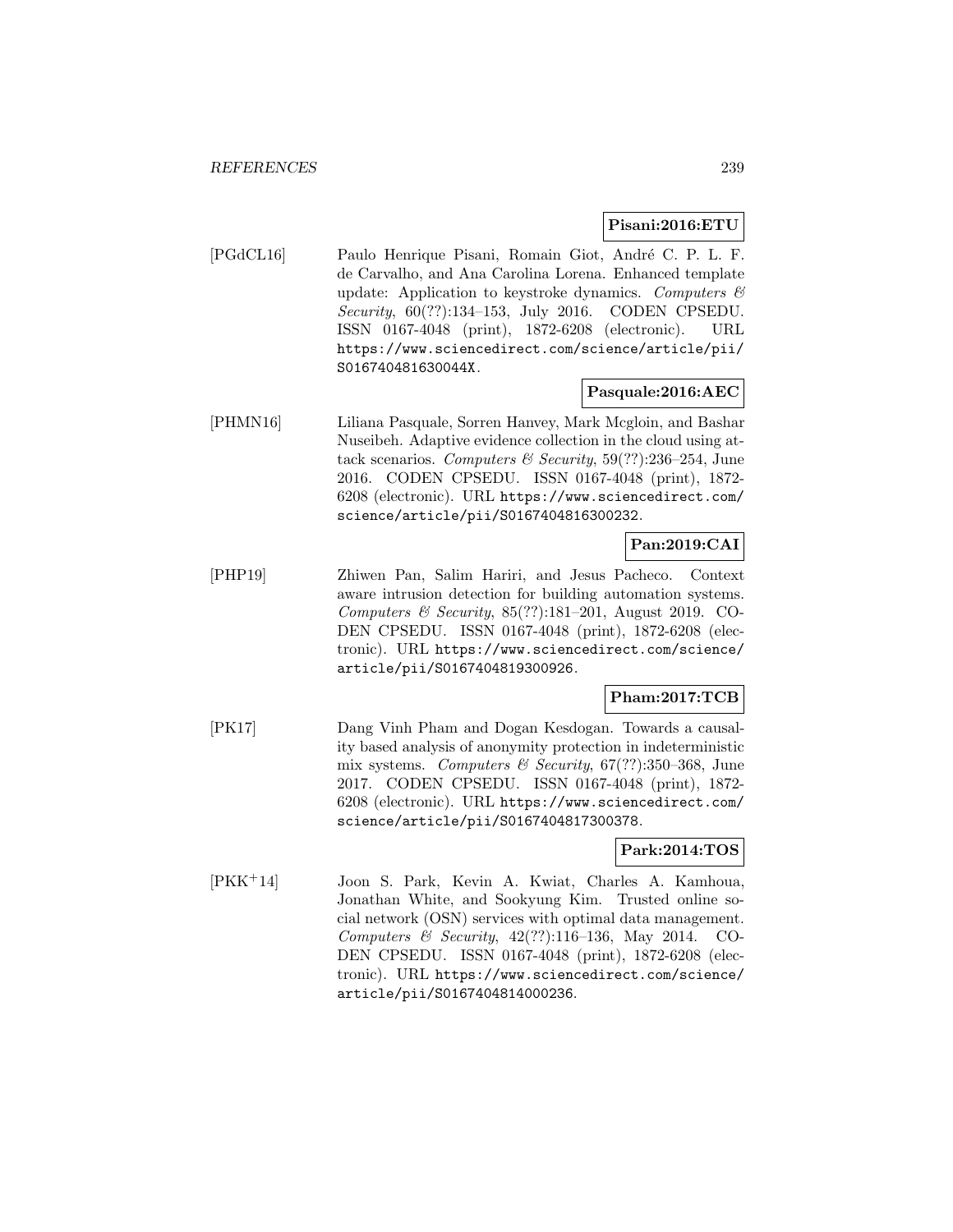**Pisani:2016:ETU**

[PGdCL16] Paulo Henrique Pisani, Romain Giot, André C. P. L. F. de Carvalho, and Ana Carolina Lorena. Enhanced template update: Application to keystroke dynamics. *Computers & Security*, 60(??):134–153, July 2016. CODEN CPSEDU. ISSN 0167-4048 (print), 1872-6208 (electronic). URL https://www.sciencedirect.com/science/article/pii/S016740481630044X.

**Pasquale:2016:AEC**

[PHMN16] Liliana Pasquale, Sorren Hanvey, Mark Mcgloin, and Bashar Nuseibeh. Adaptive evidence collection in the cloud using attack scenarios. *Computers & Security*, 59(??):236–254, June 2016. CODEN CPSEDU. ISSN 0167-4048 (print), 1872-6208 (electronic). URL https://www.sciencedirect.com/science/article/pii/S0167404816300232.

**Pan:2019:CAI**

[PHP19] Zhiwen Pan, Salim Hariri, and Jesus Pacheco. Context aware intrusion detection for building automation systems. *Computers & Security*, 85(??):181–201, August 2019. CODEN CPSEDU. ISSN 0167-4048 (print), 1872-6208 (electronic). URL https://www.sciencedirect.com/science/article/pii/S0167404819300926.

**Pham:2017:TCB**

[PK17] Dang Vinh Pham and Dogan Kesdogan. Towards a causality based analysis of anonymity protection in indeterministic mix systems. *Computers & Security*, 67(??):350–368, June 2017. CODEN CPSEDU. ISSN 0167-4048 (print), 1872-6208 (electronic). URL https://www.sciencedirect.com/science/article/pii/S0167404817300378.

**Park:2014:TOS**

[PKK+14] Joon S. Park, Kevin A. Kwiat, Charles A. Kamhoua, Jonathan White, and Sookyung Kim. Trusted online social network (OSN) services with optimal data management. *Computers & Security*, 42(??):116–136, May 2014. CODEN CPSEDU. ISSN 0167-4048 (print), 1872-6208 (electronic). URL https://www.sciencedirect.com/science/article/pii/S0167404814000236.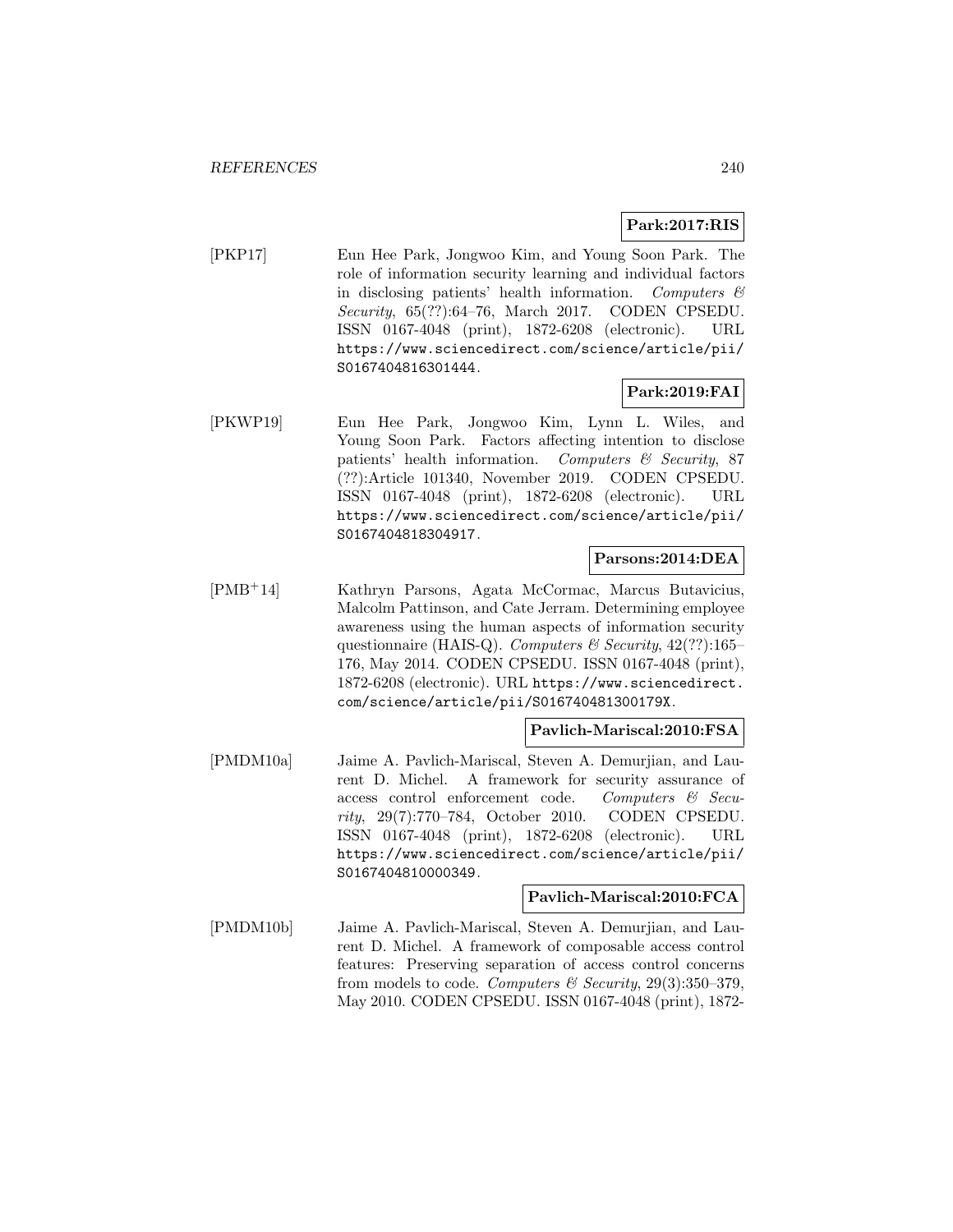**Park:2017:RIS**

[PKP17] Eun Hee Park, Jongwoo Kim, and Young Soon Park. The role of information security learning and individual factors in disclosing patients' health information. *Computers & Security*, 65(??):64–76, March 2017. CODEN CPSEDU. ISSN 0167-4048 (print), 1872-6208 (electronic). URL https://www.sciencedirect.com/science/article/pii/S0167404816301444.

**Park:2019:FAI**

[PKWP19] Eun Hee Park, Jongwoo Kim, Lynn L. Wiles, and Young Soon Park. Factors affecting intention to disclose patients' health information. *Computers & Security*, 87 (??):Article 101340, November 2019. CODEN CPSEDU. ISSN 0167-4048 (print), 1872-6208 (electronic). URL https://www.sciencedirect.com/science/article/pii/S0167404818304917.

**Parsons:2014:DEA**

[PMB+14] Kathryn Parsons, Agata McCormac, Marcus Butavicius, Malcolm Pattinson, and Cate Jerram. Determining employee awareness using the human aspects of information security questionnaire (HAIS-Q). *Computers & Security*, 42(??):165–176, May 2014. CODEN CPSEDU. ISSN 0167-4048 (print), 1872-6208 (electronic). URL https://www.sciencedirect.com/science/article/pii/S016740481300179X.

**Pavlich-Mariscal:2010:FSA**

[PMDM10a] Jaime A. Pavlich-Mariscal, Steven A. Demurjian, and Laurent D. Michel. A framework for security assurance of access control enforcement code. *Computers & Security*, 29(7):770–784, October 2010. CODEN CPSEDU. ISSN 0167-4048 (print), 1872-6208 (electronic). URL https://www.sciencedirect.com/science/article/pii/S0167404810000349.

**Pavlich-Mariscal:2010:FCA**

[PMDM10b] Jaime A. Pavlich-Mariscal, Steven A. Demurjian, and Laurent D. Michel. A framework of composable access control features: Preserving separation of access control concerns from models to code. *Computers & Security*, 29(3):350–379, May 2010. CODEN CPSEDU. ISSN 0167-4048 (print), 1872-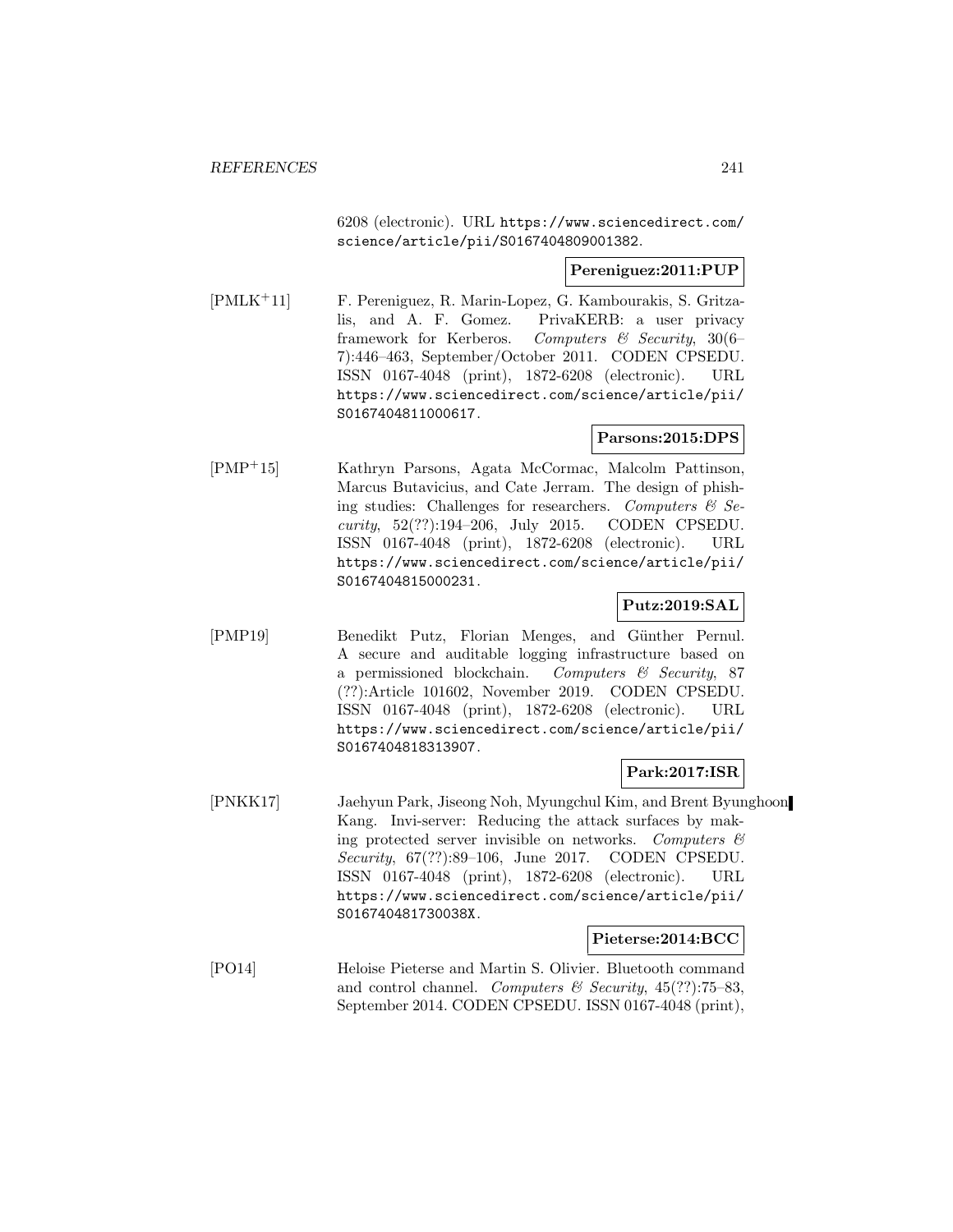6208 (electronic). URL https://www.sciencedirect.com/science/article/pii/S0167404809001382.

**Pereniguez:2011:PUP**

[PMLK+11] F. Pereniguez, R. Marin-Lopez, G. Kambourakis, S. Gritzalis, and A. F. Gomez. PrivaKERB: a user privacy framework for Kerberos. *Computers & Security*, 30(6–7):446–463, September/October 2011. CODEN CPSEDU. ISSN 0167-4048 (print), 1872-6208 (electronic). URL https://www.sciencedirect.com/science/article/pii/S0167404811000617.

**Parsons:2015:DPS**

[PMP+15] Kathryn Parsons, Agata McCormac, Malcolm Pattinson, Marcus Butavicius, and Cate Jerram. The design of phishing studies: Challenges for researchers. *Computers & Security*, 52(??):194–206, July 2015. CODEN CPSEDU. ISSN 0167-4048 (print), 1872-6208 (electronic). URL https://www.sciencedirect.com/science/article/pii/S0167404815000231.

**Putz:2019:SAL**

[PMP19] Benedikt Putz, Florian Menges, and Günther Pernul. A secure and auditable logging infrastructure based on a permissioned blockchain. *Computers & Security*, 87 (??):Article 101602, November 2019. CODEN CPSEDU. ISSN 0167-4048 (print), 1872-6208 (electronic). URL https://www.sciencedirect.com/science/article/pii/S0167404818313907.

**Park:2017:ISR**

[PNKK17] Jaehyun Park, Jiseong Noh, Myungchul Kim, and Brent Byunghoon Kang. Invi-server: Reducing the attack surfaces by making protected server invisible on networks. *Computers & Security*, 67(??):89–106, June 2017. CODEN CPSEDU. ISSN 0167-4048 (print), 1872-6208 (electronic). URL https://www.sciencedirect.com/science/article/pii/S016740481730038X.

**Pieterse:2014:BCC**

[PO14] Heloise Pieterse and Martin S. Olivier. Bluetooth command and control channel. *Computers & Security*, 45(??):75–83, September 2014. CODEN CPSEDU. ISSN 0167-4048 (print),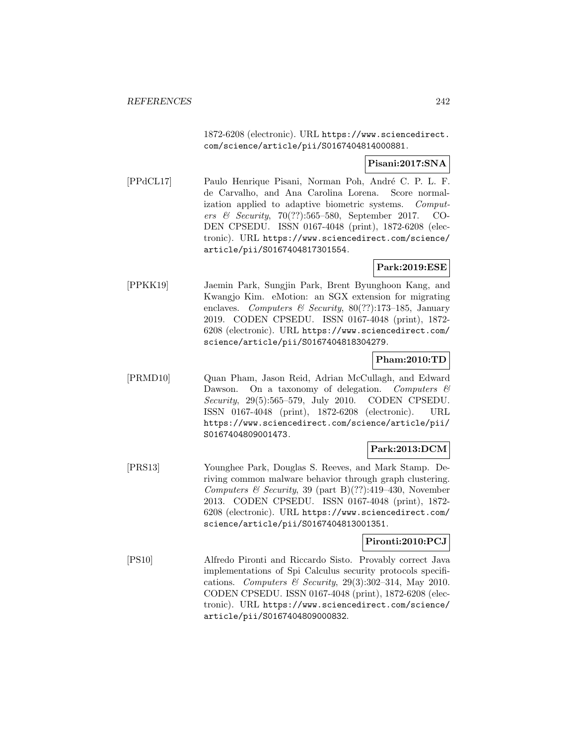1872-6208 (electronic). URL https://www.sciencedirect.com/science/article/pii/S0167404814000881.

**Pisani:2017:SNA**

[PPdCL17] Paulo Henrique Pisani, Norman Poh, André C. P. L. F. de Carvalho, and Ana Carolina Lorena. Score normalization applied to adaptive biometric systems. *Computers & Security*, 70(??):565–580, September 2017. CODEN CPSEDU. ISSN 0167-4048 (print), 1872-6208 (electronic). URL https://www.sciencedirect.com/science/article/pii/S0167404817301554.

**Park:2019:ESE**

[PPKK19] Jaemin Park, Sungjin Park, Brent Byunghoon Kang, and Kwangjo Kim. eMotion: an SGX extension for migrating enclaves. *Computers & Security*, 80(??):173–185, January 2019. CODEN CPSEDU. ISSN 0167-4048 (print), 1872-6208 (electronic). URL https://www.sciencedirect.com/science/article/pii/S0167404818304279.

**Pham:2010:TD**

[PRMD10] Quan Pham, Jason Reid, Adrian McCullagh, and Edward Dawson. On a taxonomy of delegation. *Computers & Security*, 29(5):565–579, July 2010. CODEN CPSEDU. ISSN 0167-4048 (print), 1872-6208 (electronic). URL https://www.sciencedirect.com/science/article/pii/S0167404809001473.

**Park:2013:DCM**

[PRS13] Younghee Park, Douglas S. Reeves, and Mark Stamp. Deriving common malware behavior through graph clustering. *Computers & Security*, 39 (part B)(??):419–430, November 2013. CODEN CPSEDU. ISSN 0167-4048 (print), 1872-6208 (electronic). URL https://www.sciencedirect.com/science/article/pii/S0167404813001351.

**Pironti:2010:PCJ**

[PS10] Alfredo Pironti and Riccardo Sisto. Provably correct Java implementations of Spi Calculus security protocols specifications. *Computers & Security*, 29(3):302–314, May 2010. CODEN CPSEDU. ISSN 0167-4048 (print), 1872-6208 (electronic). URL https://www.sciencedirect.com/science/article/pii/S0167404809000832.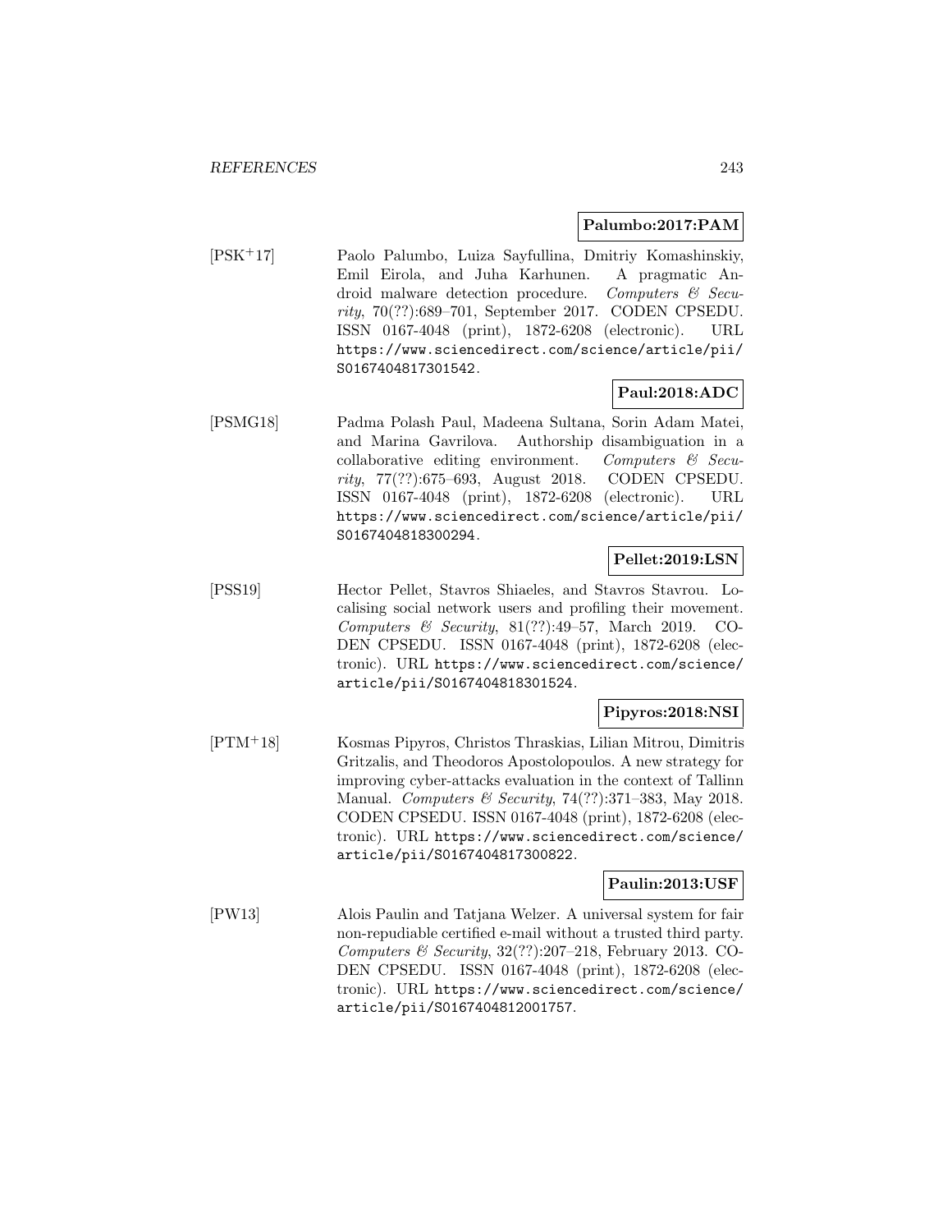**Palumbo:2017:PAM**

[PSK+17] Paolo Palumbo, Luiza Sayfullina, Dmitriy Komashinskiy, Emil Eirola, and Juha Karhunen. A pragmatic Android malware detection procedure. *Computers & Security*, 70(??):689–701, September 2017. CODEN CPSEDU. ISSN 0167-4048 (print), 1872-6208 (electronic). URL https://www.sciencedirect.com/science/article/pii/S0167404817301542.

**Paul:2018:ADC**

[PSMG18] Padma Polash Paul, Madeena Sultana, Sorin Adam Matei, and Marina Gavrilova. Authorship disambiguation in a collaborative editing environment. *Computers & Security*, 77(??):675–693, August 2018. CODEN CPSEDU. ISSN 0167-4048 (print), 1872-6208 (electronic). URL https://www.sciencedirect.com/science/article/pii/S0167404818300294.

**Pellet:2019:LSN**

[PSS19] Hector Pellet, Stavros Shiaeles, and Stavros Stavrou. Localising social network users and profiling their movement. *Computers & Security*, 81(??):49–57, March 2019. CODEN CPSEDU. ISSN 0167-4048 (print), 1872-6208 (electronic). URL https://www.sciencedirect.com/science/article/pii/S0167404818301524.

**Pipyros:2018:NSI**

[PTM+18] Kosmas Pipyros, Christos Thraskias, Lilian Mitrou, Dimitris Gritzalis, and Theodoros Apostolopoulos. A new strategy for improving cyber-attacks evaluation in the context of Tallinn Manual. *Computers & Security*, 74(??):371–383, May 2018. CODEN CPSEDU. ISSN 0167-4048 (print), 1872-6208 (electronic). URL https://www.sciencedirect.com/science/article/pii/S0167404817300822.

**Paulin:2013:USF**

[PW13] Alois Paulin and Tatjana Welzer. A universal system for fair non-repudiable certified e-mail without a trusted third party. *Computers & Security*, 32(??):207–218, February 2013. CODEN CPSEDU. ISSN 0167-4048 (print), 1872-6208 (electronic). URL https://www.sciencedirect.com/science/article/pii/S0167404812001757.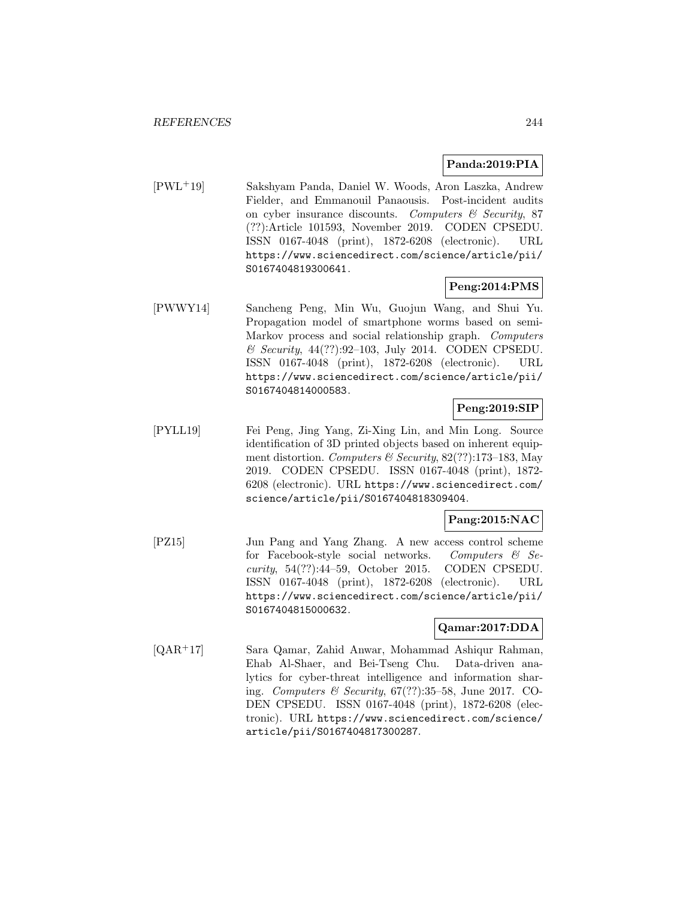**Panda:2019:PIA**

[PWL+19] Sakshyam Panda, Daniel W. Woods, Aron Laszka, Andrew Fielder, and Emmanouil Panaousis. Post-incident audits on cyber insurance discounts. *Computers & Security*, 87 (??):Article 101593, November 2019. CODEN CPSEDU. ISSN 0167-4048 (print), 1872-6208 (electronic). URL https://www.sciencedirect.com/science/article/pii/S0167404819300641.

**Peng:2014:PMS**

[PWWY14] Sancheng Peng, Min Wu, Guojun Wang, and Shui Yu. Propagation model of smartphone worms based on semi-Markov process and social relationship graph. *Computers & Security*, 44(??):92–103, July 2014. CODEN CPSEDU. ISSN 0167-4048 (print), 1872-6208 (electronic). URL https://www.sciencedirect.com/science/article/pii/S0167404814000583.

**Peng:2019:SIP**

[PYLL19] Fei Peng, Jing Yang, Zi-Xing Lin, and Min Long. Source identification of 3D printed objects based on inherent equipment distortion. *Computers & Security*, 82(??):173–183, May 2019. CODEN CPSEDU. ISSN 0167-4048 (print), 1872-6208 (electronic). URL https://www.sciencedirect.com/science/article/pii/S0167404818309404.

**Pang:2015:NAC**

[PZ15] Jun Pang and Yang Zhang. A new access control scheme for Facebook-style social networks. *Computers & Security*, 54(??):44–59, October 2015. CODEN CPSEDU. ISSN 0167-4048 (print), 1872-6208 (electronic). URL https://www.sciencedirect.com/science/article/pii/S0167404815000632.

**Qamar:2017:DDA**

[QAR+17] Sara Qamar, Zahid Anwar, Mohammad Ashiqur Rahman, Ehab Al-Shaer, and Bei-Tseng Chu. Data-driven analytics for cyber-threat intelligence and information sharing. *Computers & Security*, 67(??):35–58, June 2017. CODEN CPSEDU. ISSN 0167-4048 (print), 1872-6208 (electronic). URL https://www.sciencedirect.com/science/article/pii/S0167404817300287.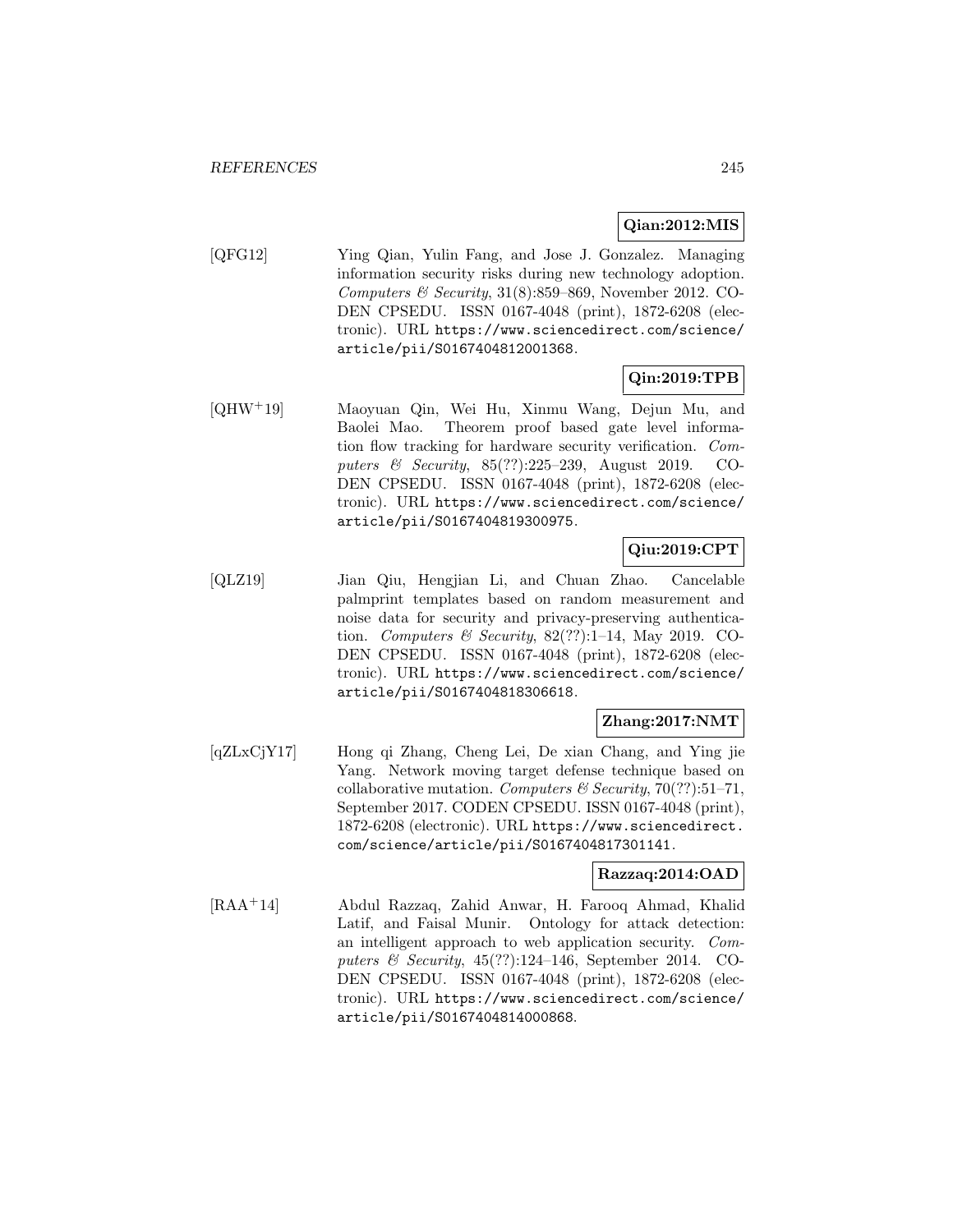**Qian:2012:MIS**

[QFG12] Ying Qian, Yulin Fang, and Jose J. Gonzalez. Managing information security risks during new technology adoption. *Computers & Security*, 31(8):859–869, November 2012. CODEN CPSEDU. ISSN 0167-4048 (print), 1872-6208 (electronic). URL https://www.sciencedirect.com/science/article/pii/S0167404812001368.

**Qin:2019:TPB**

[QHW+19] Maoyuan Qin, Wei Hu, Xinmu Wang, Dejun Mu, and Baolei Mao. Theorem proof based gate level information flow tracking for hardware security verification. *Computers & Security*, 85(??):225–239, August 2019. CODEN CPSEDU. ISSN 0167-4048 (print), 1872-6208 (electronic). URL https://www.sciencedirect.com/science/article/pii/S0167404819300975.

**Qiu:2019:CPT**

[QLZ19] Jian Qiu, Hengjian Li, and Chuan Zhao. Cancelable palmprint templates based on random measurement and noise data for security and privacy-preserving authentication. *Computers & Security*, 82(??):1–14, May 2019. CODEN CPSEDU. ISSN 0167-4048 (print), 1872-6208 (electronic). URL https://www.sciencedirect.com/science/article/pii/S0167404818306618.

**Zhang:2017:NMT**

[qZLxCjY17] Hong qi Zhang, Cheng Lei, De xian Chang, and Ying jie Yang. Network moving target defense technique based on collaborative mutation. *Computers & Security*, 70(??):51–71, September 2017. CODEN CPSEDU. ISSN 0167-4048 (print), 1872-6208 (electronic). URL https://www.sciencedirect.com/science/article/pii/S0167404817301141.

**Razzaq:2014:OAD**

[RAA+14] Abdul Razzaq, Zahid Anwar, H. Farooq Ahmad, Khalid Latif, and Faisal Munir. Ontology for attack detection: an intelligent approach to web application security. *Computers & Security*, 45(??):124–146, September 2014. CODEN CPSEDU. ISSN 0167-4048 (print), 1872-6208 (electronic). URL https://www.sciencedirect.com/science/article/pii/S0167404814000868.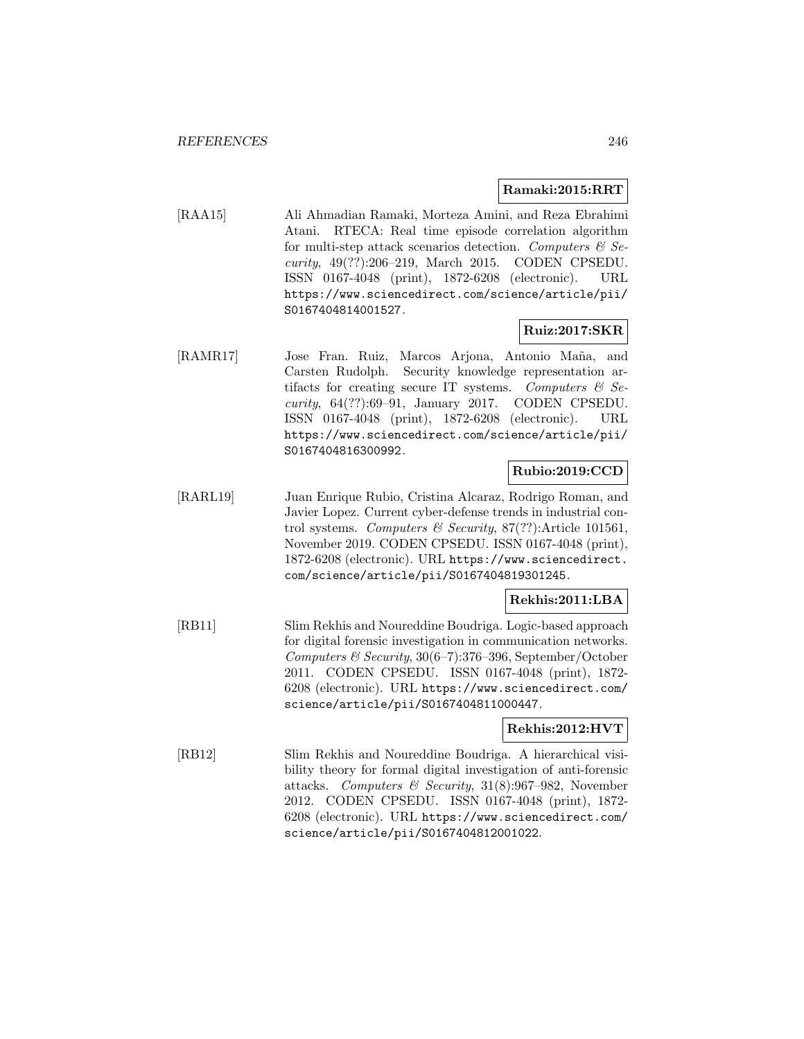**Ramaki:2015:RRT**

[RAA15] Ali Ahmadian Ramaki, Morteza Amini, and Reza Ebrahimi Atani. RTECA: Real time episode correlation algorithm for multi-step attack scenarios detection. *Computers & Security*, 49(??):206–219, March 2015. CODEN CPSEDU. ISSN 0167-4048 (print), 1872-6208 (electronic). URL https://www.sciencedirect.com/science/article/pii/S0167404814001527.

**Ruiz:2017:SKR**

[RAMR17] Jose Fran. Ruiz, Marcos Arjona, Antonio Maña, and Carsten Rudolph. Security knowledge representation artifacts for creating secure IT systems. *Computers & Security*, 64(??):69–91, January 2017. CODEN CPSEDU. ISSN 0167-4048 (print), 1872-6208 (electronic). URL https://www.sciencedirect.com/science/article/pii/S0167404816300992.

**Rubio:2019:CCD**

[RARL19] Juan Enrique Rubio, Cristina Alcaraz, Rodrigo Roman, and Javier Lopez. Current cyber-defense trends in industrial control systems. *Computers & Security*, 87(??):Article 101561, November 2019. CODEN CPSEDU. ISSN 0167-4048 (print), 1872-6208 (electronic). URL https://www.sciencedirect.com/science/article/pii/S0167404819301245.

**Rekhis:2011:LBA**

[RB11] Slim Rekhis and Noureddine Boudriga. Logic-based approach for digital forensic investigation in communication networks. *Computers & Security*, 30(6–7):376–396, September/October 2011. CODEN CPSEDU. ISSN 0167-4048 (print), 1872-6208 (electronic). URL https://www.sciencedirect.com/science/article/pii/S0167404811000447.

**Rekhis:2012:HVT**

[RB12] Slim Rekhis and Noureddine Boudriga. A hierarchical visibility theory for formal digital investigation of anti-forensic attacks. *Computers & Security*, 31(8):967–982, November 2012. CODEN CPSEDU. ISSN 0167-4048 (print), 1872-6208 (electronic). URL https://www.sciencedirect.com/science/article/pii/S0167404812001022.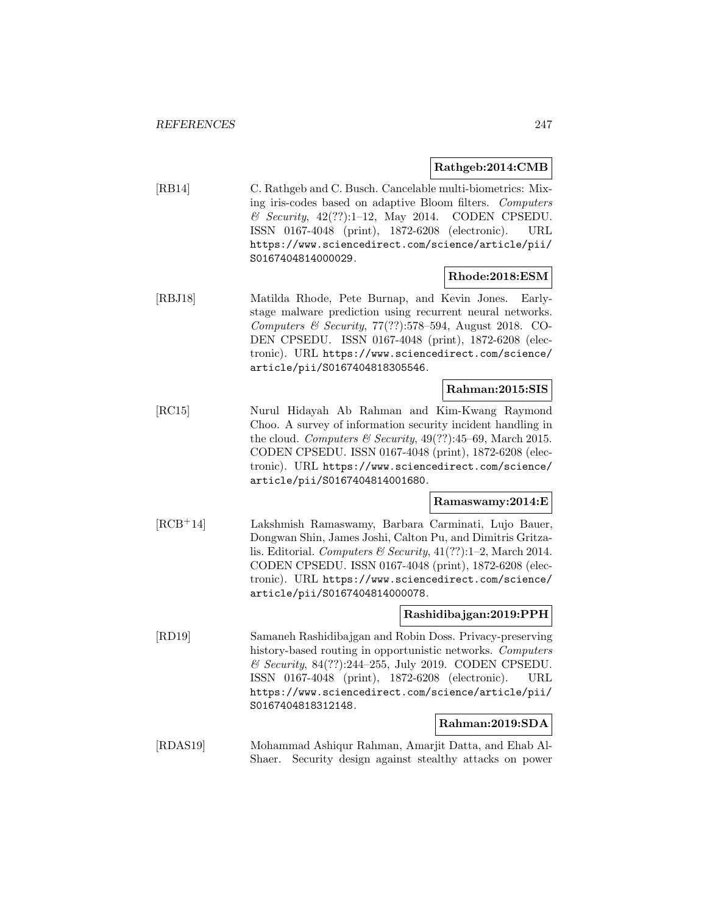**Rathgeb:2014:CMB**

[RB14] C. Rathgeb and C. Busch. Cancelable multi-biometrics: Mixing iris-codes based on adaptive Bloom filters. *Computers & Security*, 42(??):1–12, May 2014. CODEN CPSEDU. ISSN 0167-4048 (print), 1872-6208 (electronic). URL https://www.sciencedirect.com/science/article/pii/S0167404814000029.

**Rhode:2018:ESM**

[RBJ18] Matilda Rhode, Pete Burnap, and Kevin Jones. Early-stage malware prediction using recurrent neural networks. *Computers & Security*, 77(??):578–594, August 2018. CODEN CPSEDU. ISSN 0167-4048 (print), 1872-6208 (electronic). URL https://www.sciencedirect.com/science/article/pii/S0167404818305546.

**Rahman:2015:SIS**

[RC15] Nurul Hidayah Ab Rahman and Kim-Kwang Raymond Choo. A survey of information security incident handling in the cloud. *Computers & Security*, 49(??):45–69, March 2015. CODEN CPSEDU. ISSN 0167-4048 (print), 1872-6208 (electronic). URL https://www.sciencedirect.com/science/article/pii/S0167404814001680.

**Ramaswamy:2014:E**

[RCB+14] Lakshmish Ramaswamy, Barbara Carminati, Lujo Bauer, Dongwan Shin, James Joshi, Calton Pu, and Dimitris Gritzalis. Editorial. *Computers & Security*, 41(??):1–2, March 2014. CODEN CPSEDU. ISSN 0167-4048 (print), 1872-6208 (electronic). URL https://www.sciencedirect.com/science/article/pii/S0167404814000078.

**Rashidibajgan:2019:PPH**

[RD19] Samaneh Rashidibajgan and Robin Doss. Privacy-preserving history-based routing in opportunistic networks. *Computers & Security*, 84(??):244–255, July 2019. CODEN CPSEDU. ISSN 0167-4048 (print), 1872-6208 (electronic). URL https://www.sciencedirect.com/science/article/pii/S0167404818312148.

**Rahman:2019:SDA**

[RDAS19] Mohammad Ashiqur Rahman, Amarjit Datta, and Ehab Al-Shaer. Security design against stealthy attacks on power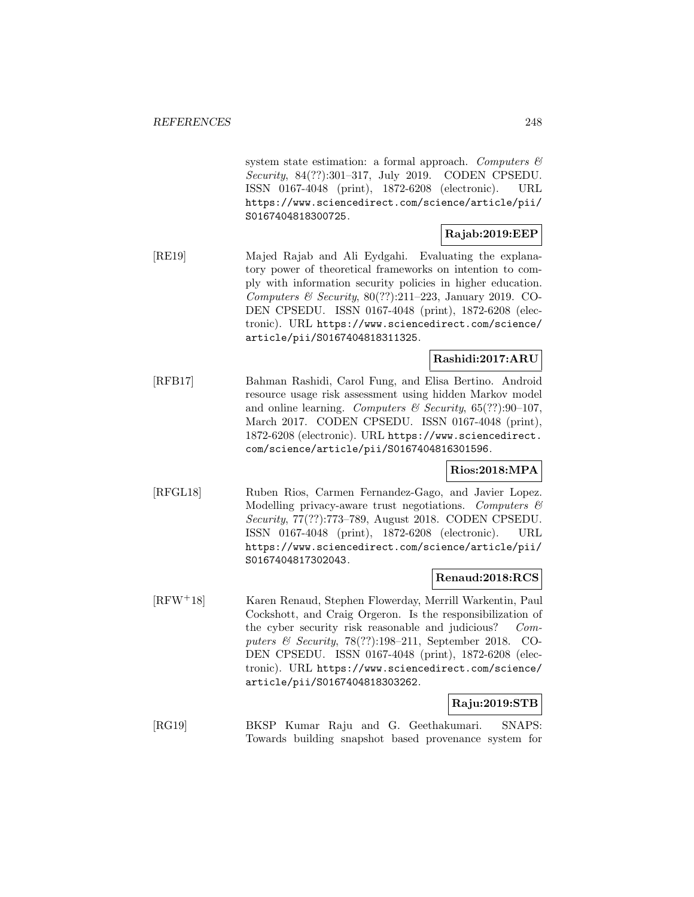system state estimation: a formal approach. *Computers & Security*, 84(??):301–317, July 2019. CODEN CPSEDU. ISSN 0167-4048 (print), 1872-6208 (electronic). URL https://www.sciencedirect.com/science/article/pii/S0167404818300725.

**Rajab:2019:EEP**

[RE19] Majed Rajab and Ali Eydgahi. Evaluating the explanatory power of theoretical frameworks on intention to comply with information security policies in higher education. *Computers & Security*, 80(??):211–223, January 2019. CODEN CPSEDU. ISSN 0167-4048 (print), 1872-6208 (electronic). URL https://www.sciencedirect.com/science/article/pii/S0167404818311325.

**Rashidi:2017:ARU**

[RFB17] Bahman Rashidi, Carol Fung, and Elisa Bertino. Android resource usage risk assessment using hidden Markov model and online learning. *Computers & Security*, 65(??):90–107, March 2017. CODEN CPSEDU. ISSN 0167-4048 (print), 1872-6208 (electronic). URL https://www.sciencedirect.com/science/article/pii/S0167404816301596.

**Rios:2018:MPA**

[RFGL18] Ruben Rios, Carmen Fernandez-Gago, and Javier Lopez. Modelling privacy-aware trust negotiations. *Computers & Security*, 77(??):773–789, August 2018. CODEN CPSEDU. ISSN 0167-4048 (print), 1872-6208 (electronic). URL https://www.sciencedirect.com/science/article/pii/S0167404817302043.

**Renaud:2018:RCS**

[RFW+18] Karen Renaud, Stephen Flowerday, Merrill Warkentin, Paul Cockshott, and Craig Orgeron. Is the responsibilization of the cyber security risk reasonable and judicious? *Computers & Security*, 78(??):198–211, September 2018. CODEN CPSEDU. ISSN 0167-4048 (print), 1872-6208 (electronic). URL https://www.sciencedirect.com/science/article/pii/S0167404818303262.

**Raju:2019:STB**

[RG19] BKSP Kumar Raju and G. Geethakumari. SNAPS: Towards building snapshot based provenance system for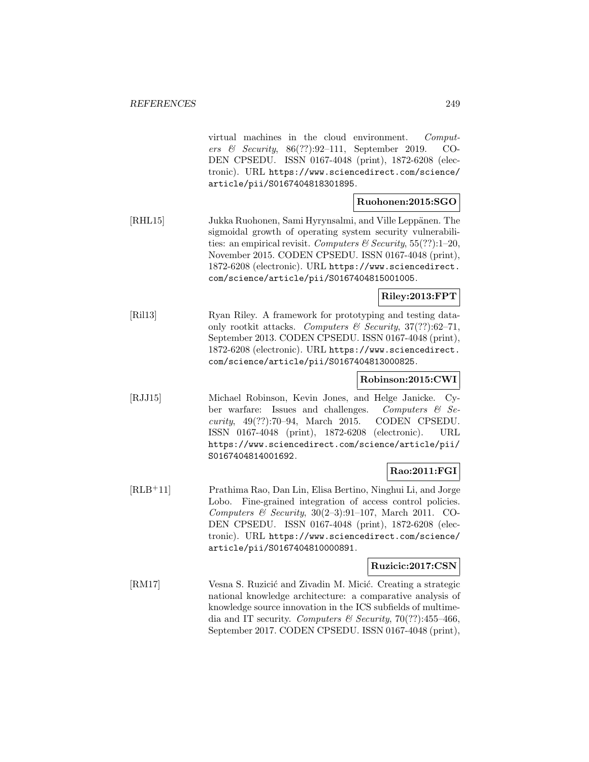virtual machines in the cloud environment. *Computers & Security*, 86(??):92–111, September 2019. CODEN CPSEDU. ISSN 0167-4048 (print), 1872-6208 (electronic). URL https://www.sciencedirect.com/science/article/pii/S0167404818301895.

**Ruohonen:2015:SGO**

[RHL15] Jukka Ruohonen, Sami Hyrynsalmi, and Ville Leppänen. The sigmoidal growth of operating system security vulnerabilities: an empirical revisit. *Computers & Security*, 55(??):1–20, November 2015. CODEN CPSEDU. ISSN 0167-4048 (print), 1872-6208 (electronic). URL https://www.sciencedirect.com/science/article/pii/S0167404815001005.

**Riley:2013:FPT**

[Ril13] Ryan Riley. A framework for prototyping and testing data-only rootkit attacks. *Computers & Security*, 37(??):62–71, September 2013. CODEN CPSEDU. ISSN 0167-4048 (print), 1872-6208 (electronic). URL https://www.sciencedirect.com/science/article/pii/S0167404813000825.

**Robinson:2015:CWI**

[RJJ15] Michael Robinson, Kevin Jones, and Helge Janicke. Cyber warfare: Issues and challenges. *Computers & Security*, 49(??):70–94, March 2015. CODEN CPSEDU. ISSN 0167-4048 (print), 1872-6208 (electronic). URL https://www.sciencedirect.com/science/article/pii/S0167404814001692.

**Rao:2011:FGI**

[RLB+11] Prathima Rao, Dan Lin, Elisa Bertino, Ninghui Li, and Jorge Lobo. Fine-grained integration of access control policies. *Computers & Security*, 30(2–3):91–107, March 2011. CODEN CPSEDU. ISSN 0167-4048 (print), 1872-6208 (electronic). URL https://www.sciencedirect.com/science/article/pii/S0167404810000891.

**Ruzicic:2017:CSN**

[RM17] Vesna S. Ruzicić and Zivadin M. Micić. Creating a strategic national knowledge architecture: a comparative analysis of knowledge source innovation in the ICS subfields of multimedia and IT security. *Computers & Security*, 70(??):455–466, September 2017. CODEN CPSEDU. ISSN 0167-4048 (print),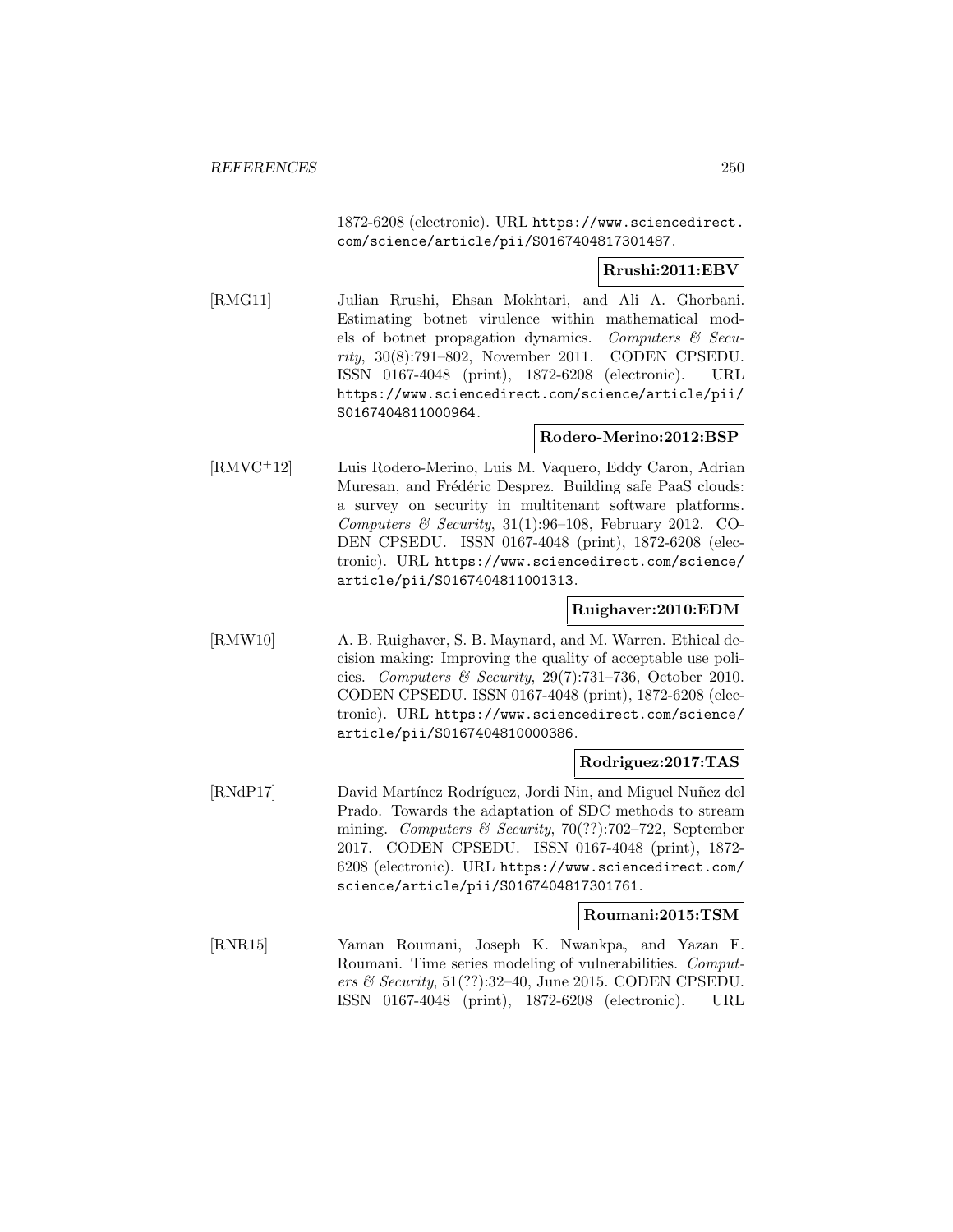1872-6208 (electronic). URL https://www.sciencedirect.com/science/article/pii/S0167404817301487.

**Rrushi:2011:EBV**

[RMG11] Julian Rrushi, Ehsan Mokhtari, and Ali A. Ghorbani. Estimating botnet virulence within mathematical models of botnet propagation dynamics. *Computers & Security*, 30(8):791–802, November 2011. CODEN CPSEDU. ISSN 0167-4048 (print), 1872-6208 (electronic). URL https://www.sciencedirect.com/science/article/pii/S0167404811000964.

**Rodero-Merino:2012:BSP**

[RMVC+12] Luis Rodero-Merino, Luis M. Vaquero, Eddy Caron, Adrian Muresan, and Frédéric Desprez. Building safe PaaS clouds: a survey on security in multitenant software platforms. *Computers & Security*, 31(1):96–108, February 2012. CODEN CPSEDU. ISSN 0167-4048 (print), 1872-6208 (electronic). URL https://www.sciencedirect.com/science/article/pii/S0167404811001313.

**Ruighaver:2010:EDM**

[RMW10] A. B. Ruighaver, S. B. Maynard, and M. Warren. Ethical decision making: Improving the quality of acceptable use policies. *Computers & Security*, 29(7):731–736, October 2010. CODEN CPSEDU. ISSN 0167-4048 (print), 1872-6208 (electronic). URL https://www.sciencedirect.com/science/article/pii/S0167404810000386.

**Rodriguez:2017:TAS**

[RNdP17] David Martínez Rodríguez, Jordi Nin, and Miguel Nuñez del Prado. Towards the adaptation of SDC methods to stream mining. *Computers & Security*, 70(??):702–722, September 2017. CODEN CPSEDU. ISSN 0167-4048 (print), 1872-6208 (electronic). URL https://www.sciencedirect.com/science/article/pii/S0167404817301761.

**Roumani:2015:TSM**

[RNR15] Yaman Roumani, Joseph K. Nwankpa, and Yazan F. Roumani. Time series modeling of vulnerabilities. *Computers & Security*, 51(??):32–40, June 2015. CODEN CPSEDU. ISSN 0167-4048 (print), 1872-6208 (electronic). URL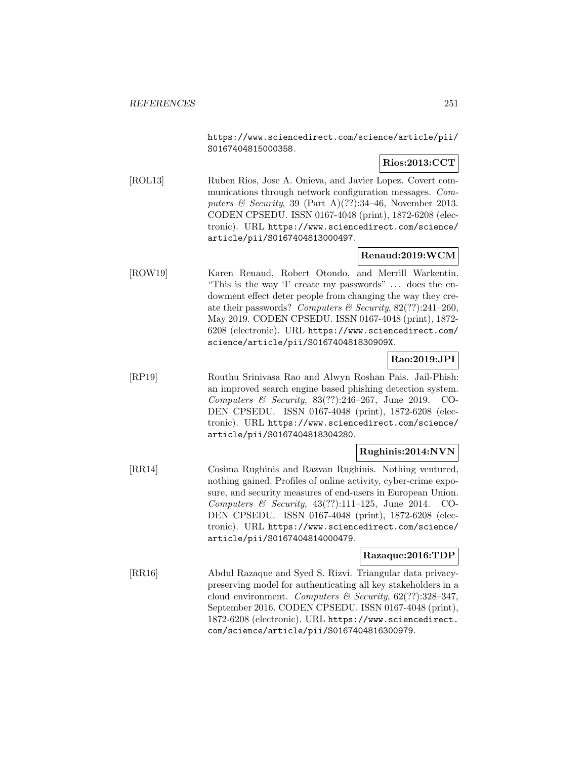https://www.sciencedirect.com/science/article/pii/S0167404815000358.

**Rios:2013:CCT**

[ROL13] Ruben Rios, Jose A. Onieva, and Javier Lopez. Covert communications through network configuration messages. *Computers & Security*, 39 (Part A)(??):34–46, November 2013. CODEN CPSEDU. ISSN 0167-4048 (print), 1872-6208 (electronic). URL https://www.sciencedirect.com/science/article/pii/S0167404813000497.

**Renaud:2019:WCM**

[ROW19] Karen Renaud, Robert Otondo, and Merrill Warkentin. "This is the way 'I' create my passwords" ... does the endowment effect deter people from changing the way they create their passwords? *Computers & Security*, 82(??):241–260, May 2019. CODEN CPSEDU. ISSN 0167-4048 (print), 1872-6208 (electronic). URL https://www.sciencedirect.com/science/article/pii/S016740481830909X.

**Rao:2019:JPI**

[RP19] Routhu Srinivasa Rao and Alwyn Roshan Pais. Jail-Phish: an improved search engine based phishing detection system. *Computers & Security*, 83(??):246–267, June 2019. CODEN CPSEDU. ISSN 0167-4048 (print), 1872-6208 (electronic). URL https://www.sciencedirect.com/science/article/pii/S0167404818304280.

**Rughinis:2014:NVN**

[RR14] Cosima Rughinis and Razvan Rughinis. Nothing ventured, nothing gained. Profiles of online activity, cyber-crime exposure, and security measures of end-users in European Union. *Computers & Security*, 43(??):111–125, June 2014. CODEN CPSEDU. ISSN 0167-4048 (print), 1872-6208 (electronic). URL https://www.sciencedirect.com/science/article/pii/S0167404814000479.

**Razaque:2016:TDP**

[RR16] Abdul Razaque and Syed S. Rizvi. Triangular data privacy-preserving model for authenticating all key stakeholders in a cloud environment. *Computers & Security*, 62(??):328–347, September 2016. CODEN CPSEDU. ISSN 0167-4048 (print), 1872-6208 (electronic). URL https://www.sciencedirect.com/science/article/pii/S0167404816300979.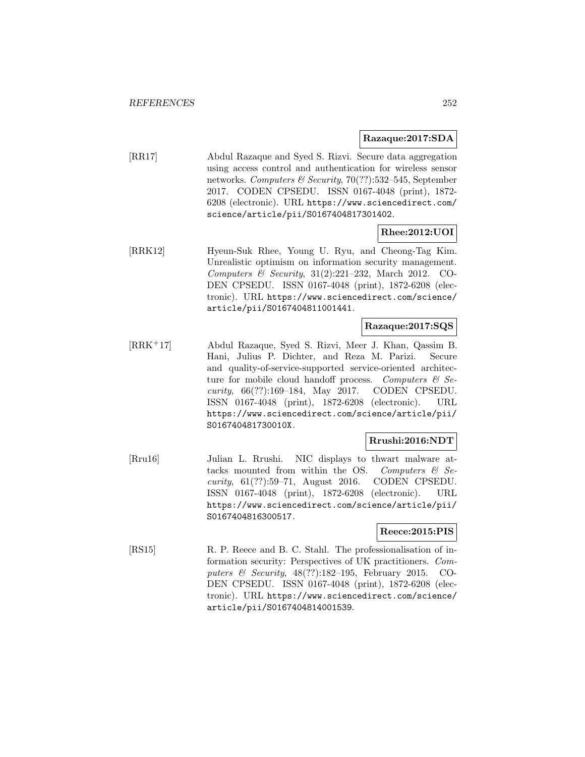**Razaque:2017:SDA**

[RR17] Abdul Razaque and Syed S. Rizvi. Secure data aggregation using access control and authentication for wireless sensor networks. *Computers & Security*, 70(??):532–545, September 2017. CODEN CPSEDU. ISSN 0167-4048 (print), 1872-6208 (electronic). URL https://www.sciencedirect.com/science/article/pii/S0167404817301402.

**Rhee:2012:UOI**

[RRK12] Hyeun-Suk Rhee, Young U. Ryu, and Cheong-Tag Kim. Unrealistic optimism on information security management. *Computers & Security*, 31(2):221–232, March 2012. CODEN CPSEDU. ISSN 0167-4048 (print), 1872-6208 (electronic). URL https://www.sciencedirect.com/science/article/pii/S0167404811001441.

**Razaque:2017:SQS**

[RRK+17] Abdul Razaque, Syed S. Rizvi, Meer J. Khan, Qassim B. Hani, Julius P. Dichter, and Reza M. Parizi. Secure and quality-of-service-supported service-oriented architecture for mobile cloud handoff process. *Computers & Security*, 66(??):169–184, May 2017. CODEN CPSEDU. ISSN 0167-4048 (print), 1872-6208 (electronic). URL https://www.sciencedirect.com/science/article/pii/S016740481730010X.

**Rrushi:2016:NDT**

[Rru16] Julian L. Rrushi. NIC displays to thwart malware attacks mounted from within the OS. *Computers & Security*, 61(??):59–71, August 2016. CODEN CPSEDU. ISSN 0167-4048 (print), 1872-6208 (electronic). URL https://www.sciencedirect.com/science/article/pii/S0167404816300517.

**Reece:2015:PIS**

[RS15] R. P. Reece and B. C. Stahl. The professionalisation of information security: Perspectives of UK practitioners. *Computers & Security*, 48(??):182–195, February 2015. CODEN CPSEDU. ISSN 0167-4048 (print), 1872-6208 (electronic). URL https://www.sciencedirect.com/science/article/pii/S0167404814001539.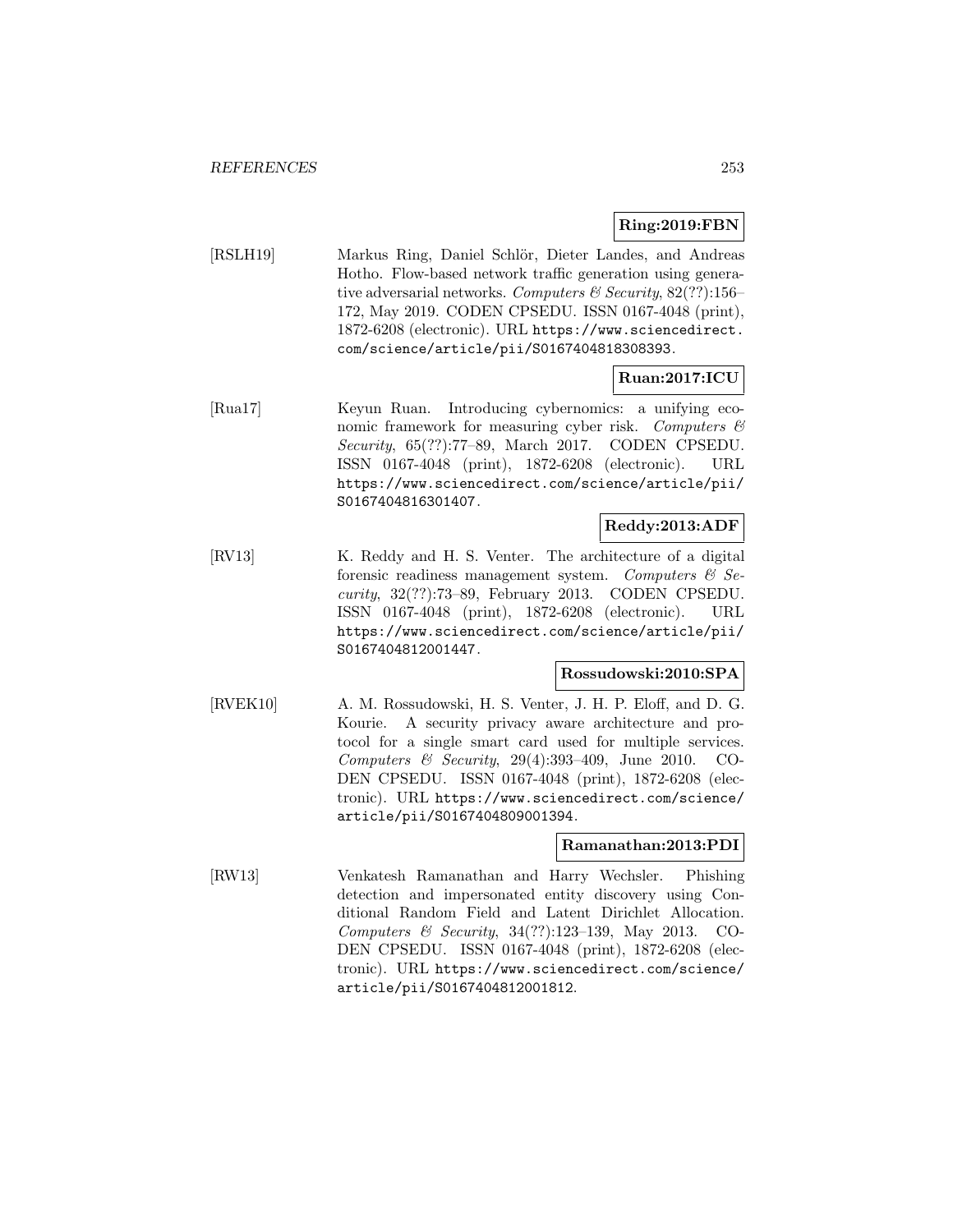**Ring:2019:FBN**

[RSLH19] Markus Ring, Daniel Schlör, Dieter Landes, and Andreas Hotho. Flow-based network traffic generation using generative adversarial networks. *Computers & Security*, 82(??):156–172, May 2019. CODEN CPSEDU. ISSN 0167-4048 (print), 1872-6208 (electronic). URL https://www.sciencedirect.com/science/article/pii/S0167404818308393.

**Ruan:2017:ICU**

[Rua17] Keyun Ruan. Introducing cybernomics: a unifying economic framework for measuring cyber risk. *Computers & Security*, 65(??):77–89, March 2017. CODEN CPSEDU. ISSN 0167-4048 (print), 1872-6208 (electronic). URL https://www.sciencedirect.com/science/article/pii/S0167404816301407.

**Reddy:2013:ADF**

[RV13] K. Reddy and H. S. Venter. The architecture of a digital forensic readiness management system. *Computers & Security*, 32(??):73–89, February 2013. CODEN CPSEDU. ISSN 0167-4048 (print), 1872-6208 (electronic). URL https://www.sciencedirect.com/science/article/pii/S0167404812001447.

**Rossudowski:2010:SPA**

[RVEK10] A. M. Rossudowski, H. S. Venter, J. H. P. Eloff, and D. G. Kourie. A security privacy aware architecture and protocol for a single smart card used for multiple services. *Computers & Security*, 29(4):393–409, June 2010. CODEN CPSEDU. ISSN 0167-4048 (print), 1872-6208 (electronic). URL https://www.sciencedirect.com/science/article/pii/S0167404809001394.

**Ramanathan:2013:PDI**

[RW13] Venkatesh Ramanathan and Harry Wechsler. Phishing detection and impersonated entity discovery using Conditional Random Field and Latent Dirichlet Allocation. *Computers & Security*, 34(??):123–139, May 2013. CODEN CPSEDU. ISSN 0167-4048 (print), 1872-6208 (electronic). URL https://www.sciencedirect.com/science/article/pii/S0167404812001812.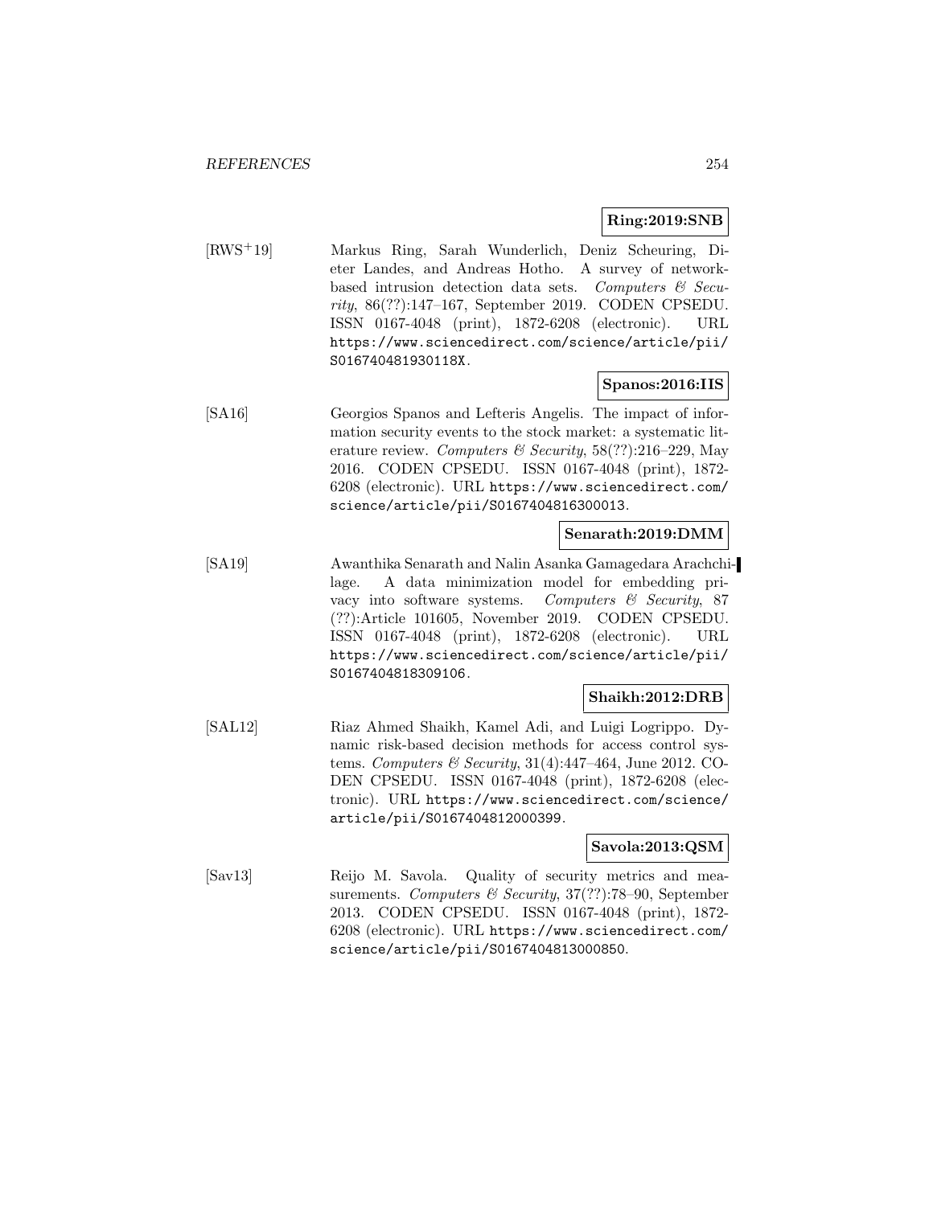**Ring:2019:SNB**

[RWS+19] Markus Ring, Sarah Wunderlich, Deniz Scheuring, Dieter Landes, and Andreas Hotho. A survey of network-based intrusion detection data sets. *Computers & Security*, 86(??):147–167, September 2019. CODEN CPSEDU. ISSN 0167-4048 (print), 1872-6208 (electronic). URL https://www.sciencedirect.com/science/article/pii/S016740481930118X.

**Spanos:2016:IIS**

[SA16] Georgios Spanos and Lefteris Angelis. The impact of information security events to the stock market: a systematic literature review. *Computers & Security*, 58(??):216–229, May 2016. CODEN CPSEDU. ISSN 0167-4048 (print), 1872-6208 (electronic). URL https://www.sciencedirect.com/science/article/pii/S0167404816300013.

**Senarath:2019:DMM**

[SA19] Awanthika Senarath and Nalin Asanka Gamagedara Arachchilage. A data minimization model for embedding privacy into software systems. *Computers & Security*, 87 (??):Article 101605, November 2019. CODEN CPSEDU. ISSN 0167-4048 (print), 1872-6208 (electronic). URL https://www.sciencedirect.com/science/article/pii/S0167404818309106.

**Shaikh:2012:DRB**

[SAL12] Riaz Ahmed Shaikh, Kamel Adi, and Luigi Logrippo. Dynamic risk-based decision methods for access control systems. *Computers & Security*, 31(4):447–464, June 2012. CODEN CPSEDU. ISSN 0167-4048 (print), 1872-6208 (electronic). URL https://www.sciencedirect.com/science/article/pii/S0167404812000399.

**Savola:2013:QSM**

[Sav13] Reijo M. Savola. Quality of security metrics and measurements. *Computers & Security*, 37(??):78–90, September 2013. CODEN CPSEDU. ISSN 0167-4048 (print), 1872-6208 (electronic). URL https://www.sciencedirect.com/science/article/pii/S0167404813000850.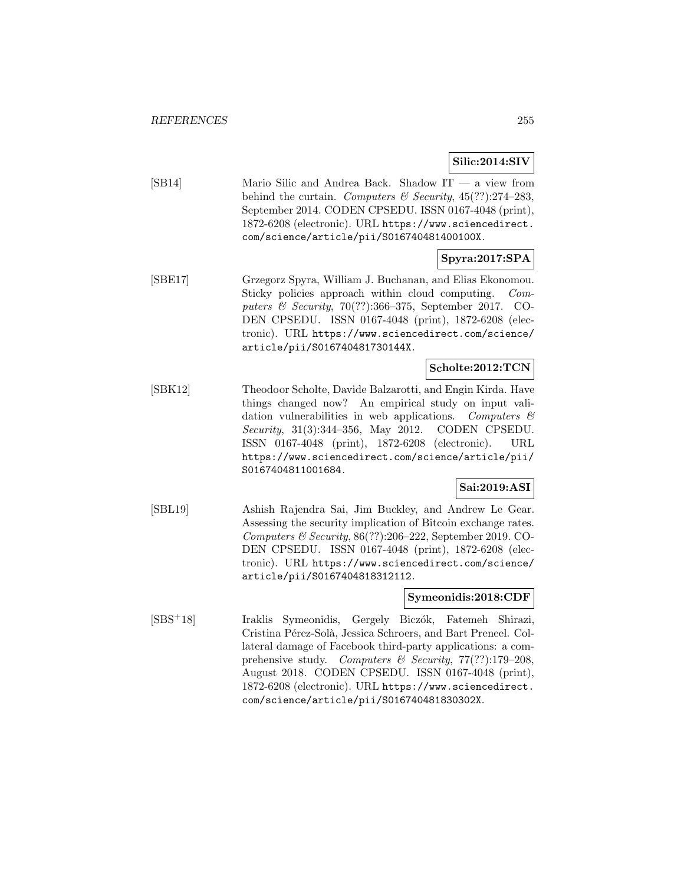**Silic:2014:SIV**

[SB14] Mario Silic and Andrea Back. Shadow IT — a view from behind the curtain. *Computers & Security*, 45(??):274–283, September 2014. CODEN CPSEDU. ISSN 0167-4048 (print), 1872-6208 (electronic). URL https://www.sciencedirect.com/science/article/pii/S016740481400100X.

**Spyra:2017:SPA**

[SBE17] Grzegorz Spyra, William J. Buchanan, and Elias Ekonomou. Sticky policies approach within cloud computing. *Computers & Security*, 70(??):366–375, September 2017. CODEN CPSEDU. ISSN 0167-4048 (print), 1872-6208 (electronic). URL https://www.sciencedirect.com/science/article/pii/S016740481730144X.

**Scholte:2012:TCN**

[SBK12] Theodoor Scholte, Davide Balzarotti, and Engin Kirda. Have things changed now? An empirical study on input validation vulnerabilities in web applications. *Computers & Security*, 31(3):344–356, May 2012. CODEN CPSEDU. ISSN 0167-4048 (print), 1872-6208 (electronic). URL https://www.sciencedirect.com/science/article/pii/S0167404811001684.

**Sai:2019:ASI**

[SBL19] Ashish Rajendra Sai, Jim Buckley, and Andrew Le Gear. Assessing the security implication of Bitcoin exchange rates. *Computers & Security*, 86(??):206–222, September 2019. CODEN CPSEDU. ISSN 0167-4048 (print), 1872-6208 (electronic). URL https://www.sciencedirect.com/science/article/pii/S0167404818312112.

**Symeonidis:2018:CDF**

[SBS+18] Iraklis Symeonidis, Gergely Biczók, Fatemeh Shirazi, Cristina Pérez-Solà, Jessica Schroers, and Bart Preneel. Collateral damage of Facebook third-party applications: a comprehensive study. *Computers & Security*, 77(??):179–208, August 2018. CODEN CPSEDU. ISSN 0167-4048 (print), 1872-6208 (electronic). URL https://www.sciencedirect.com/science/article/pii/S016740481830302X.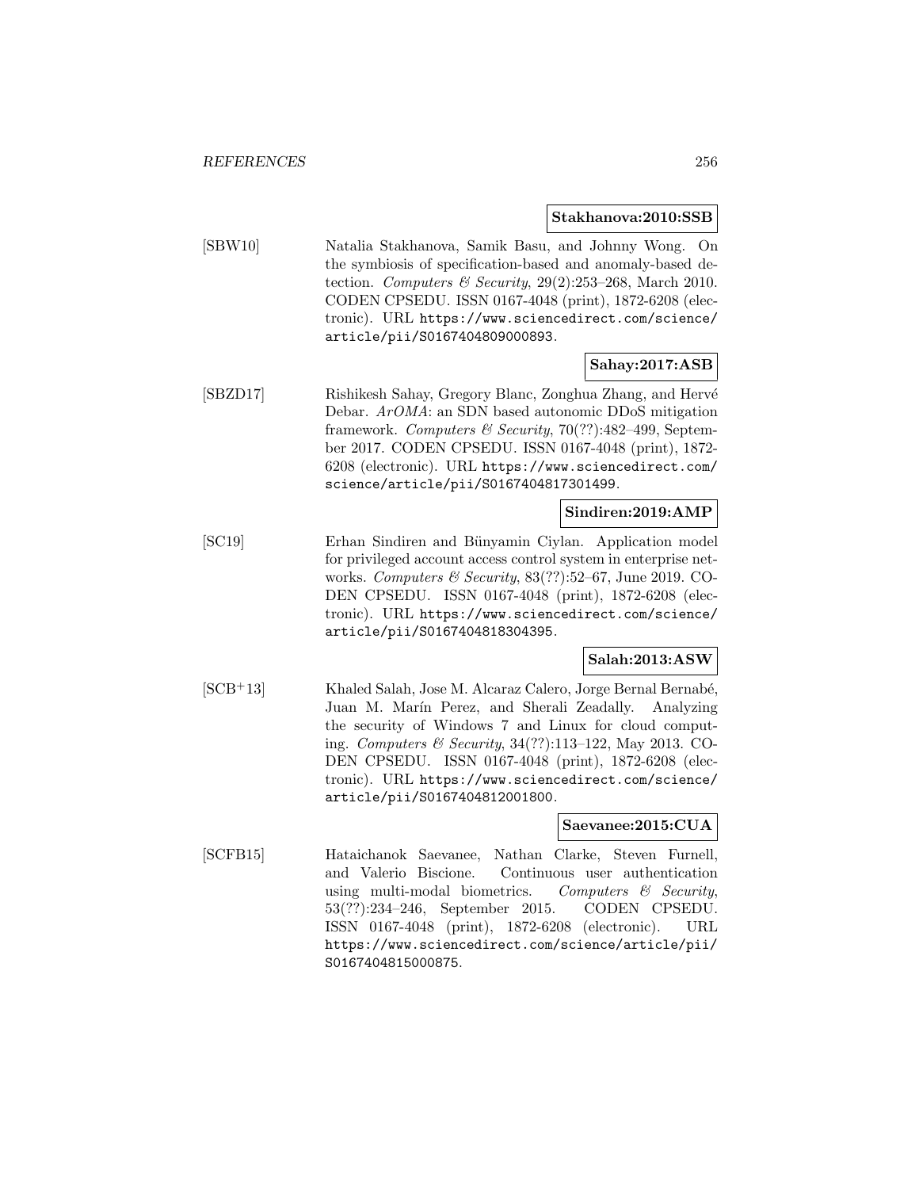**Stakhanova:2010:SSB**

[SBW10] Natalia Stakhanova, Samik Basu, and Johnny Wong. On the symbiosis of specification-based and anomaly-based detection. *Computers & Security*, 29(2):253–268, March 2010. CODEN CPSEDU. ISSN 0167-4048 (print), 1872-6208 (electronic). URL `https://www.sciencedirect.com/science/article/pii/S0167404809000893`.

**Sahay:2017:ASB**

[SBZD17] Rishikesh Sahay, Gregory Blanc, Zonghua Zhang, and Hervé Debar. *ArOMA*: an SDN based autonomic DDoS mitigation framework. *Computers & Security*, 70(??):482–499, September 2017. CODEN CPSEDU. ISSN 0167-4048 (print), 1872-6208 (electronic). URL `https://www.sciencedirect.com/science/article/pii/S0167404817301499`.

**Sindiren:2019:AMP**

[SC19] Erhan Sindiren and Bünyamin Ciylan. Application model for privileged account access control system in enterprise networks. *Computers & Security*, 83(??):52–67, June 2019. CODEN CPSEDU. ISSN 0167-4048 (print), 1872-6208 (electronic). URL `https://www.sciencedirect.com/science/article/pii/S0167404818304395`.

**Salah:2013:ASW**

[SCB+13] Khaled Salah, Jose M. Alcaraz Calero, Jorge Bernal Bernabé, Juan M. Marín Perez, and Sherali Zeadally. Analyzing the security of Windows 7 and Linux for cloud computing. *Computers & Security*, 34(??):113–122, May 2013. CODEN CPSEDU. ISSN 0167-4048 (print), 1872-6208 (electronic). URL `https://www.sciencedirect.com/science/article/pii/S0167404812001800`.

**Saevanee:2015:CUA**

[SCFB15] Hataichanok Saevanee, Nathan Clarke, Steven Furnell, and Valerio Biscione. Continuous user authentication using multi-modal biometrics. *Computers & Security*, 53(??):234–246, September 2015. CODEN CPSEDU. ISSN 0167-4048 (print), 1872-6208 (electronic). URL `https://www.sciencedirect.com/science/article/pii/S0167404815000875`.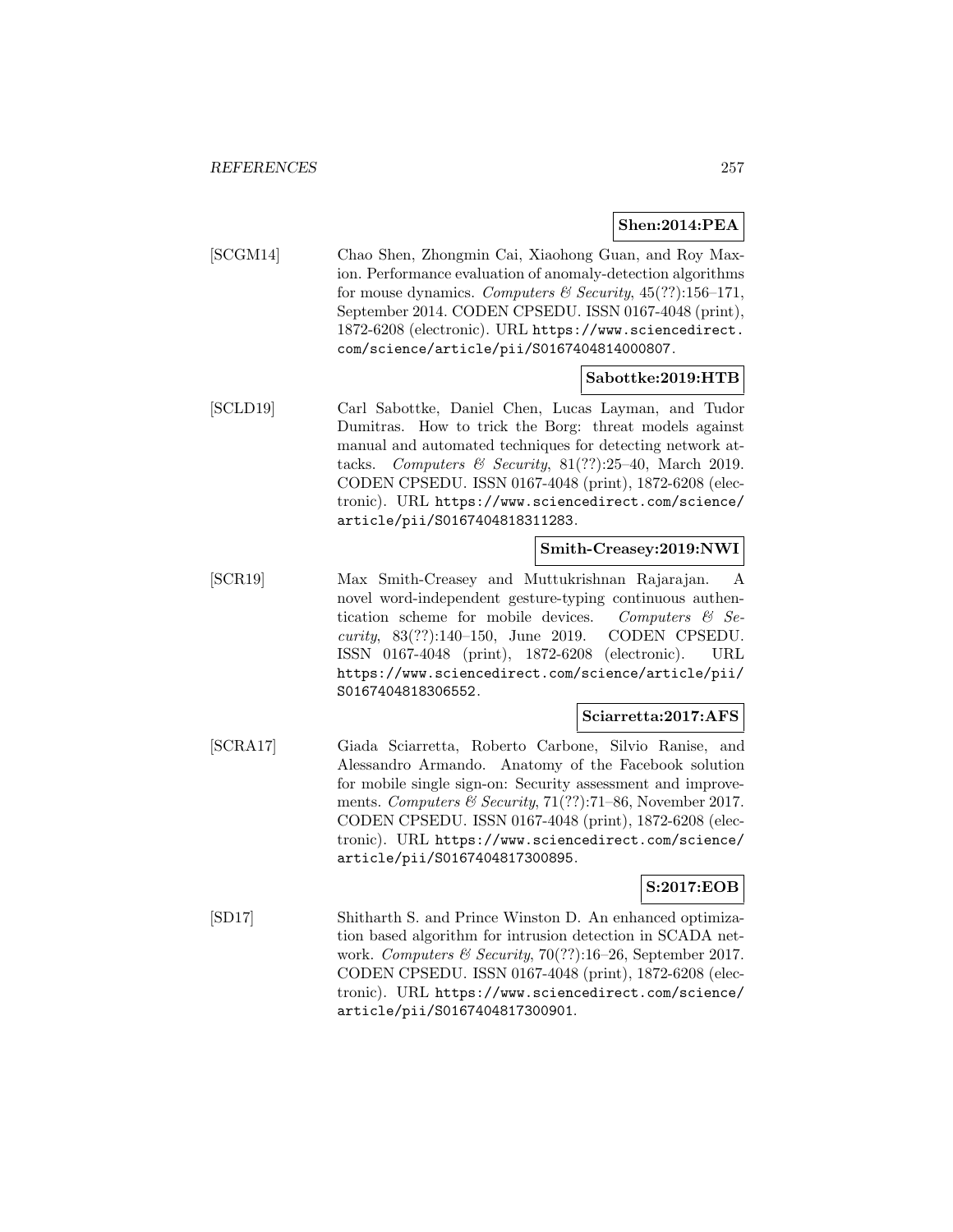**Shen:2014:PEA**

[SCGM14] Chao Shen, Zhongmin Cai, Xiaohong Guan, and Roy Maxion. Performance evaluation of anomaly-detection algorithms for mouse dynamics. *Computers & Security*, 45(??):156–171, September 2014. CODEN CPSEDU. ISSN 0167-4048 (print), 1872-6208 (electronic). URL `https://www.sciencedirect.com/science/article/pii/S0167404814000807`.

**Sabottke:2019:HTB**

[SCLD19] Carl Sabottke, Daniel Chen, Lucas Layman, and Tudor Dumitras. How to trick the Borg: threat models against manual and automated techniques for detecting network attacks. *Computers & Security*, 81(??):25–40, March 2019. CODEN CPSEDU. ISSN 0167-4048 (print), 1872-6208 (electronic). URL `https://www.sciencedirect.com/science/article/pii/S0167404818311283`.

**Smith-Creasey:2019:NWI**

[SCR19] Max Smith-Creasey and Muttukrishnan Rajarajan. A novel word-independent gesture-typing continuous authentication scheme for mobile devices. *Computers & Security*, 83(??):140–150, June 2019. CODEN CPSEDU. ISSN 0167-4048 (print), 1872-6208 (electronic). URL `https://www.sciencedirect.com/science/article/pii/S0167404818306552`.

**Sciarretta:2017:AFS**

[SCRA17] Giada Sciarretta, Roberto Carbone, Silvio Ranise, and Alessandro Armando. Anatomy of the Facebook solution for mobile single sign-on: Security assessment and improvements. *Computers & Security*, 71(??):71–86, November 2017. CODEN CPSEDU. ISSN 0167-4048 (print), 1872-6208 (electronic). URL `https://www.sciencedirect.com/science/article/pii/S0167404817300895`.

**S:2017:EOB**

[SD17] Shitharth S. and Prince Winston D. An enhanced optimization based algorithm for intrusion detection in SCADA network. *Computers & Security*, 70(??):16–26, September 2017. CODEN CPSEDU. ISSN 0167-4048 (print), 1872-6208 (electronic). URL `https://www.sciencedirect.com/science/article/pii/S0167404817300901`.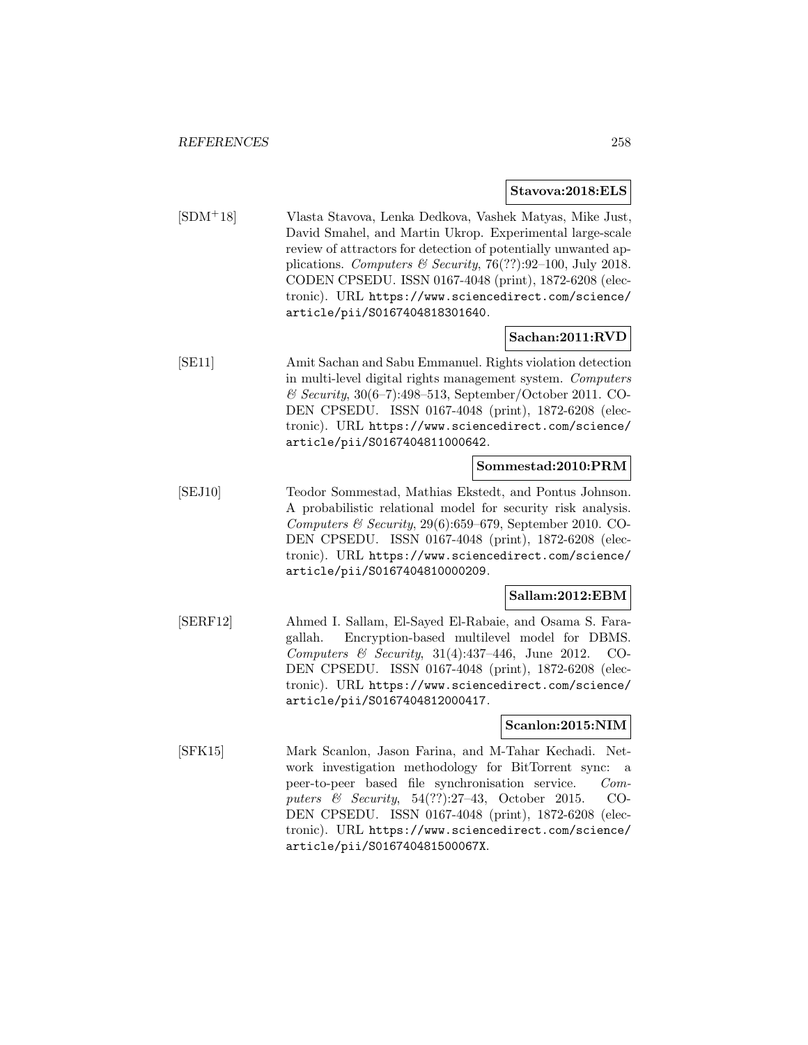**Stavova:2018:ELS**

[SDM+18] Vlasta Stavova, Lenka Dedkova, Vashek Matyas, Mike Just, David Smahel, and Martin Ukrop. Experimental large-scale review of attractors for detection of potentially unwanted applications. *Computers & Security*, 76(??):92–100, July 2018. CODEN CPSEDU. ISSN 0167-4048 (print), 1872-6208 (electronic). URL `https://www.sciencedirect.com/science/article/pii/S0167404818301640`.

**Sachan:2011:RVD**

[SE11] Amit Sachan and Sabu Emmanuel. Rights violation detection in multi-level digital rights management system. *Computers & Security*, 30(6–7):498–513, September/October 2011. CODEN CPSEDU. ISSN 0167-4048 (print), 1872-6208 (electronic). URL `https://www.sciencedirect.com/science/article/pii/S0167404811000642`.

**Sommestad:2010:PRM**

[SEJ10] Teodor Sommestad, Mathias Ekstedt, and Pontus Johnson. A probabilistic relational model for security risk analysis. *Computers & Security*, 29(6):659–679, September 2010. CODEN CPSEDU. ISSN 0167-4048 (print), 1872-6208 (electronic). URL `https://www.sciencedirect.com/science/article/pii/S0167404810000209`.

**Sallam:2012:EBM**

[SERF12] Ahmed I. Sallam, El-Sayed El-Rabaie, and Osama S. Faragallah. Encryption-based multilevel model for DBMS. *Computers & Security*, 31(4):437–446, June 2012. CODEN CPSEDU. ISSN 0167-4048 (print), 1872-6208 (electronic). URL `https://www.sciencedirect.com/science/article/pii/S0167404812000417`.

**Scanlon:2015:NIM**

[SFK15] Mark Scanlon, Jason Farina, and M-Tahar Kechadi. Network investigation methodology for BitTorrent sync: a peer-to-peer based file synchronisation service. *Computers & Security*, 54(??):27–43, October 2015. CODEN CPSEDU. ISSN 0167-4048 (print), 1872-6208 (electronic). URL `https://www.sciencedirect.com/science/article/pii/S016740481500067X`.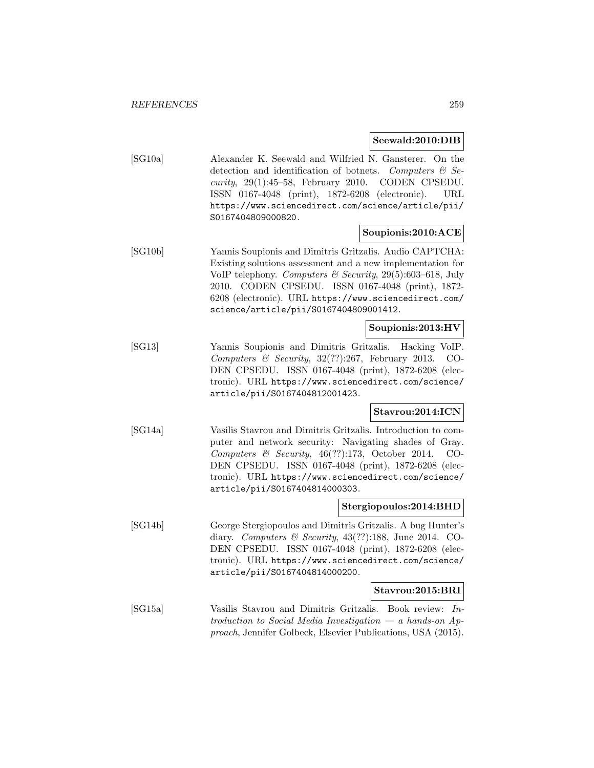**Seewald:2010:DIB**

[SG10a] Alexander K. Seewald and Wilfried N. Gansterer. On the detection and identification of botnets. *Computers & Security*, 29(1):45–58, February 2010. CODEN CPSEDU. ISSN 0167-4048 (print), 1872-6208 (electronic). URL `https://www.sciencedirect.com/science/article/pii/S0167404809000820`.

**Soupionis:2010:ACE**

[SG10b] Yannis Soupionis and Dimitris Gritzalis. Audio CAPTCHA: Existing solutions assessment and a new implementation for VoIP telephony. *Computers & Security*, 29(5):603–618, July 2010. CODEN CPSEDU. ISSN 0167-4048 (print), 1872-6208 (electronic). URL `https://www.sciencedirect.com/science/article/pii/S0167404809001412`.

**Soupionis:2013:HV**

[SG13] Yannis Soupionis and Dimitris Gritzalis. Hacking VoIP. *Computers & Security*, 32(??):267, February 2013. CODEN CPSEDU. ISSN 0167-4048 (print), 1872-6208 (electronic). URL `https://www.sciencedirect.com/science/article/pii/S0167404812001423`.

**Stavrou:2014:ICN**

[SG14a] Vasilis Stavrou and Dimitris Gritzalis. Introduction to computer and network security: Navigating shades of Gray. *Computers & Security*, 46(??):173, October 2014. CODEN CPSEDU. ISSN 0167-4048 (print), 1872-6208 (electronic). URL `https://www.sciencedirect.com/science/article/pii/S0167404814000303`.

**Stergiopoulos:2014:BHD**

[SG14b] George Stergiopoulos and Dimitris Gritzalis. A bug Hunter's diary. *Computers & Security*, 43(??):188, June 2014. CODEN CPSEDU. ISSN 0167-4048 (print), 1872-6208 (electronic). URL `https://www.sciencedirect.com/science/article/pii/S0167404814000200`.

**Stavrou:2015:BRI**

[SG15a] Vasilis Stavrou and Dimitris Gritzalis. Book review: *Introduction to Social Media Investigation — a hands-on Approach*, Jennifer Golbeck, Elsevier Publications, USA (2015).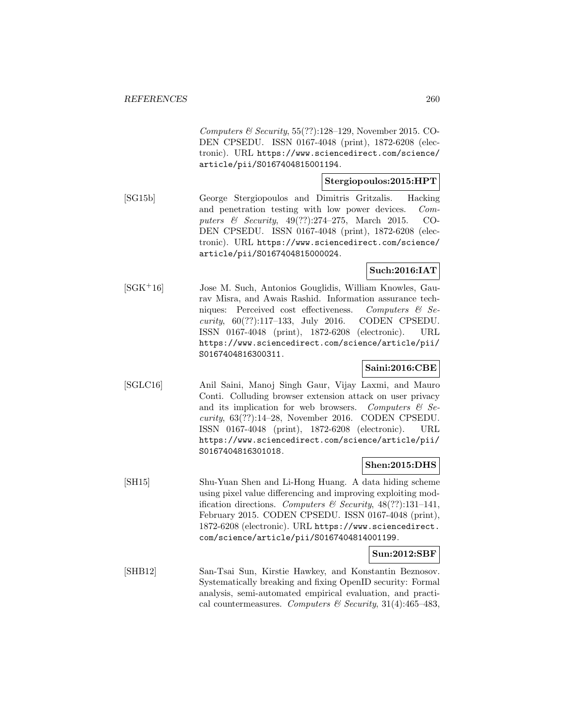*Computers & Security*, 55(??):128–129, November 2015. CODEN CPSEDU. ISSN 0167-4048 (print), 1872-6208 (electronic). URL https://www.sciencedirect.com/science/article/pii/S0167404815001194.

**Stergiopoulos:2015:HPT**

[SG15b] George Stergiopoulos and Dimitris Gritzalis. Hacking and penetration testing with low power devices. *Computers & Security*, 49(??):274–275, March 2015. CODEN CPSEDU. ISSN 0167-4048 (print), 1872-6208 (electronic). URL https://www.sciencedirect.com/science/article/pii/S0167404815000024.

**Such:2016:IAT**

[SGK+16] Jose M. Such, Antonios Gouglidis, William Knowles, Gaurav Misra, and Awais Rashid. Information assurance techniques: Perceived cost effectiveness. *Computers & Security*, 60(??):117–133, July 2016. CODEN CPSEDU. ISSN 0167-4048 (print), 1872-6208 (electronic). URL https://www.sciencedirect.com/science/article/pii/S0167404816300311.

**Saini:2016:CBE**

[SGLC16] Anil Saini, Manoj Singh Gaur, Vijay Laxmi, and Mauro Conti. Colluding browser extension attack on user privacy and its implication for web browsers. *Computers & Security*, 63(??):14–28, November 2016. CODEN CPSEDU. ISSN 0167-4048 (print), 1872-6208 (electronic). URL https://www.sciencedirect.com/science/article/pii/S0167404816301018.

**Shen:2015:DHS**

[SH15] Shu-Yuan Shen and Li-Hong Huang. A data hiding scheme using pixel value differencing and improving exploiting modification directions. *Computers & Security*, 48(??):131–141, February 2015. CODEN CPSEDU. ISSN 0167-4048 (print), 1872-6208 (electronic). URL https://www.sciencedirect.com/science/article/pii/S0167404814001199.

**Sun:2012:SBF**

[SHB12] San-Tsai Sun, Kirstie Hawkey, and Konstantin Beznosov. Systematically breaking and fixing OpenID security: Formal analysis, semi-automated empirical evaluation, and practical countermeasures. *Computers & Security*, 31(4):465–483,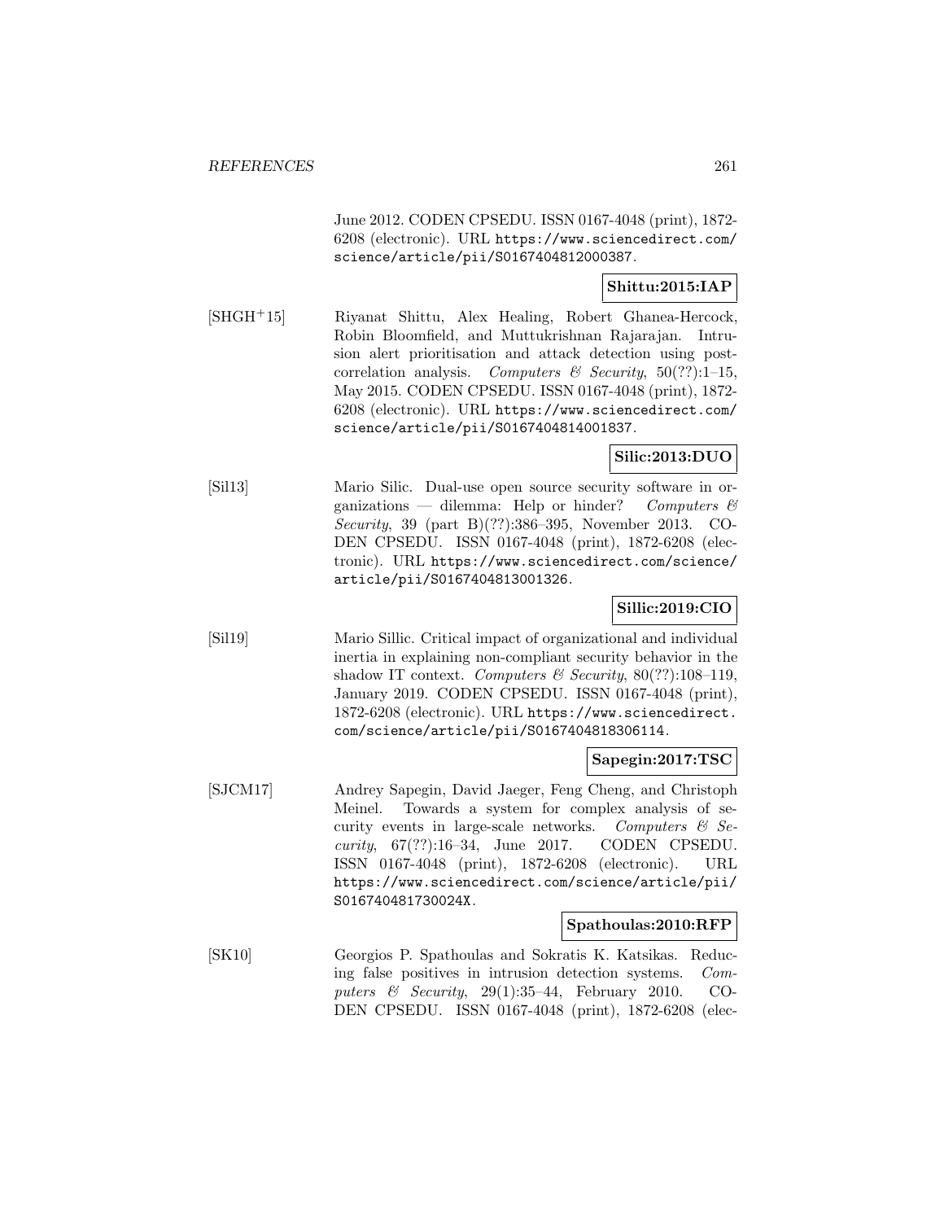June 2012. CODEN CPSEDU. ISSN 0167-4048 (print), 1872-6208 (electronic). URL https://www.sciencedirect.com/science/article/pii/S0167404812000387.

**Shittu:2015:IAP**

[SHGH+15] Riyanat Shittu, Alex Healing, Robert Ghanea-Hercock, Robin Bloomfield, and Muttukrishnan Rajarajan. Intrusion alert prioritisation and attack detection using post-correlation analysis. *Computers & Security*, 50(??):1–15, May 2015. CODEN CPSEDU. ISSN 0167-4048 (print), 1872-6208 (electronic). URL https://www.sciencedirect.com/science/article/pii/S0167404814001837.

**Silic:2013:DUO**

[Sil13] Mario Silic. Dual-use open source security software in organizations — dilemma: Help or hinder? *Computers & Security*, 39 (part B)(??):386–395, November 2013. CODEN CPSEDU. ISSN 0167-4048 (print), 1872-6208 (electronic). URL https://www.sciencedirect.com/science/article/pii/S0167404813001326.

**Sillic:2019:CIO**

[Sil19] Mario Sillic. Critical impact of organizational and individual inertia in explaining non-compliant security behavior in the shadow IT context. *Computers & Security*, 80(??):108–119, January 2019. CODEN CPSEDU. ISSN 0167-4048 (print), 1872-6208 (electronic). URL https://www.sciencedirect.com/science/article/pii/S0167404818306114.

**Sapegin:2017:TSC**

[SJCM17] Andrey Sapegin, David Jaeger, Feng Cheng, and Christoph Meinel. Towards a system for complex analysis of security events in large-scale networks. *Computers & Security*, 67(??):16–34, June 2017. CODEN CPSEDU. ISSN 0167-4048 (print), 1872-6208 (electronic). URL https://www.sciencedirect.com/science/article/pii/S016740481730024X.

**Spathoulas:2010:RFP**

[SK10] Georgios P. Spathoulas and Sokratis K. Katsikas. Reducing false positives in intrusion detection systems. *Computers & Security*, 29(1):35–44, February 2010. CODEN CPSEDU. ISSN 0167-4048 (print), 1872-6208 (elec-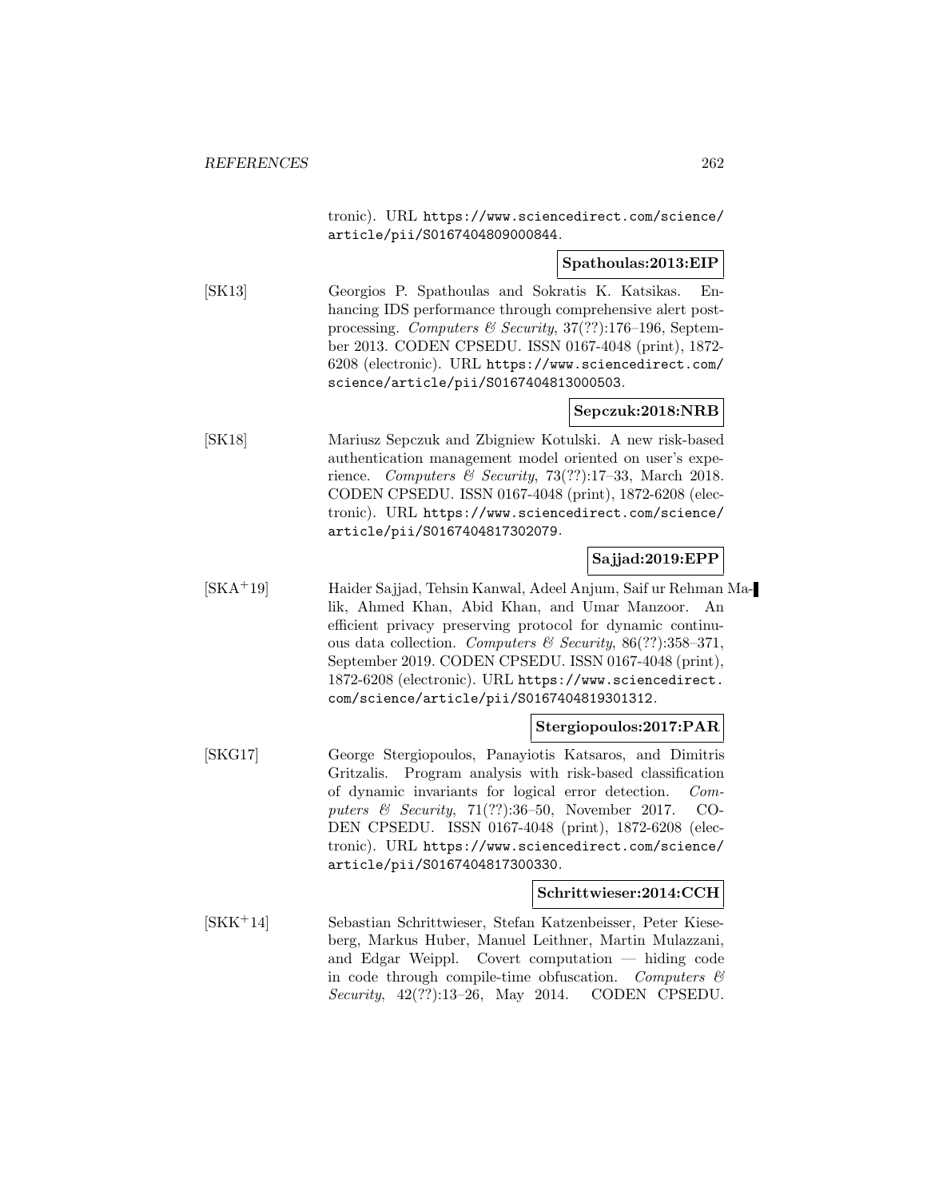tronic). URL https://www.sciencedirect.com/science/article/pii/S0167404809000844.

**Spathoulas:2013:EIP**

[SK13] Georgios P. Spathoulas and Sokratis K. Katsikas. Enhancing IDS performance through comprehensive alert post-processing. *Computers & Security*, 37(??):176–196, September 2013. CODEN CPSEDU. ISSN 0167-4048 (print), 1872-6208 (electronic). URL https://www.sciencedirect.com/science/article/pii/S0167404813000503.

**Sepczuk:2018:NRB**

[SK18] Mariusz Sepczuk and Zbigniew Kotulski. A new risk-based authentication management model oriented on user's experience. *Computers & Security*, 73(??):17–33, March 2018. CODEN CPSEDU. ISSN 0167-4048 (print), 1872-6208 (electronic). URL https://www.sciencedirect.com/science/article/pii/S0167404817302079.

**Sajjad:2019:EPP**

[SKA+19] Haider Sajjad, Tehsin Kanwal, Adeel Anjum, Saif ur Rehman Malik, Ahmed Khan, Abid Khan, and Umar Manzoor. An efficient privacy preserving protocol for dynamic continuous data collection. *Computers & Security*, 86(??):358–371, September 2019. CODEN CPSEDU. ISSN 0167-4048 (print), 1872-6208 (electronic). URL https://www.sciencedirect.com/science/article/pii/S0167404819301312.

**Stergiopoulos:2017:PAR**

[SKG17] George Stergiopoulos, Panayiotis Katsaros, and Dimitris Gritzalis. Program analysis with risk-based classification of dynamic invariants for logical error detection. *Computers & Security*, 71(??):36–50, November 2017. CODEN CPSEDU. ISSN 0167-4048 (print), 1872-6208 (electronic). URL https://www.sciencedirect.com/science/article/pii/S0167404817300330.

**Schrittwieser:2014:CCH**

[SKK+14] Sebastian Schrittwieser, Stefan Katzenbeisser, Peter Kieseberg, Markus Huber, Manuel Leithner, Martin Mulazzani, and Edgar Weippl. Covert computation — hiding code in code through compile-time obfuscation. *Computers & Security*, 42(??):13–26, May 2014. CODEN CPSEDU.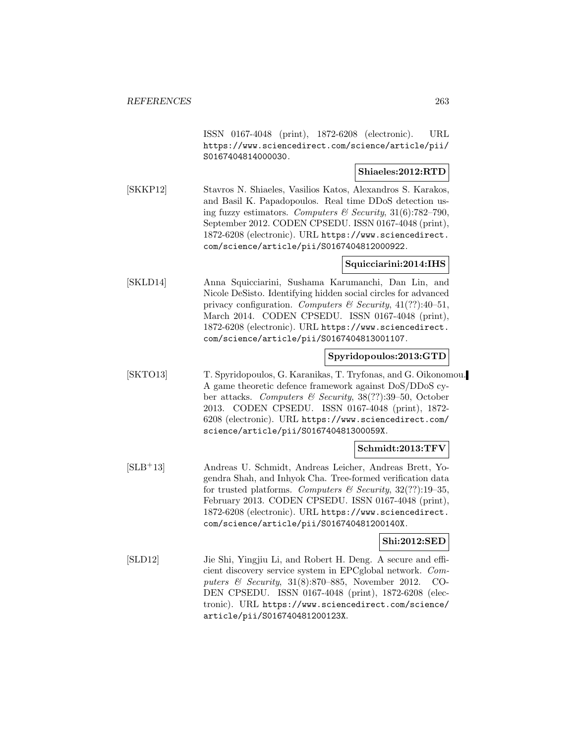ISSN 0167-4048 (print), 1872-6208 (electronic). URL https://www.sciencedirect.com/science/article/pii/S0167404814000030.

**Shiaeles:2012:RTD**

[SKKP12] Stavros N. Shiaeles, Vasilios Katos, Alexandros S. Karakos, and Basil K. Papadopoulos. Real time DDoS detection using fuzzy estimators. *Computers & Security*, 31(6):782–790, September 2012. CODEN CPSEDU. ISSN 0167-4048 (print), 1872-6208 (electronic). URL https://www.sciencedirect.com/science/article/pii/S0167404812000922.

**Squicciarini:2014:IHS**

[SKLD14] Anna Squicciarini, Sushama Karumanchi, Dan Lin, and Nicole DeSisto. Identifying hidden social circles for advanced privacy configuration. *Computers & Security*, 41(??):40–51, March 2014. CODEN CPSEDU. ISSN 0167-4048 (print), 1872-6208 (electronic). URL https://www.sciencedirect.com/science/article/pii/S0167404813001107.

**Spyridopoulos:2013:GTD**

[SKTO13] T. Spyridopoulos, G. Karanikas, T. Tryfonas, and G. Oikonomou. A game theoretic defence framework against DoS/DDoS cyber attacks. *Computers & Security*, 38(??):39–50, October 2013. CODEN CPSEDU. ISSN 0167-4048 (print), 1872-6208 (electronic). URL https://www.sciencedirect.com/science/article/pii/S016740481300059X.

**Schmidt:2013:TFV**

[SLB+13] Andreas U. Schmidt, Andreas Leicher, Andreas Brett, Yogendra Shah, and Inhyok Cha. Tree-formed verification data for trusted platforms. *Computers & Security*, 32(??):19–35, February 2013. CODEN CPSEDU. ISSN 0167-4048 (print), 1872-6208 (electronic). URL https://www.sciencedirect.com/science/article/pii/S016740481200140X.

**Shi:2012:SED**

[SLD12] Jie Shi, Yingjiu Li, and Robert H. Deng. A secure and efficient discovery service system in EPCglobal network. *Computers & Security*, 31(8):870–885, November 2012. CODEN CPSEDU. ISSN 0167-4048 (print), 1872-6208 (electronic). URL https://www.sciencedirect.com/science/article/pii/S016740481200123X.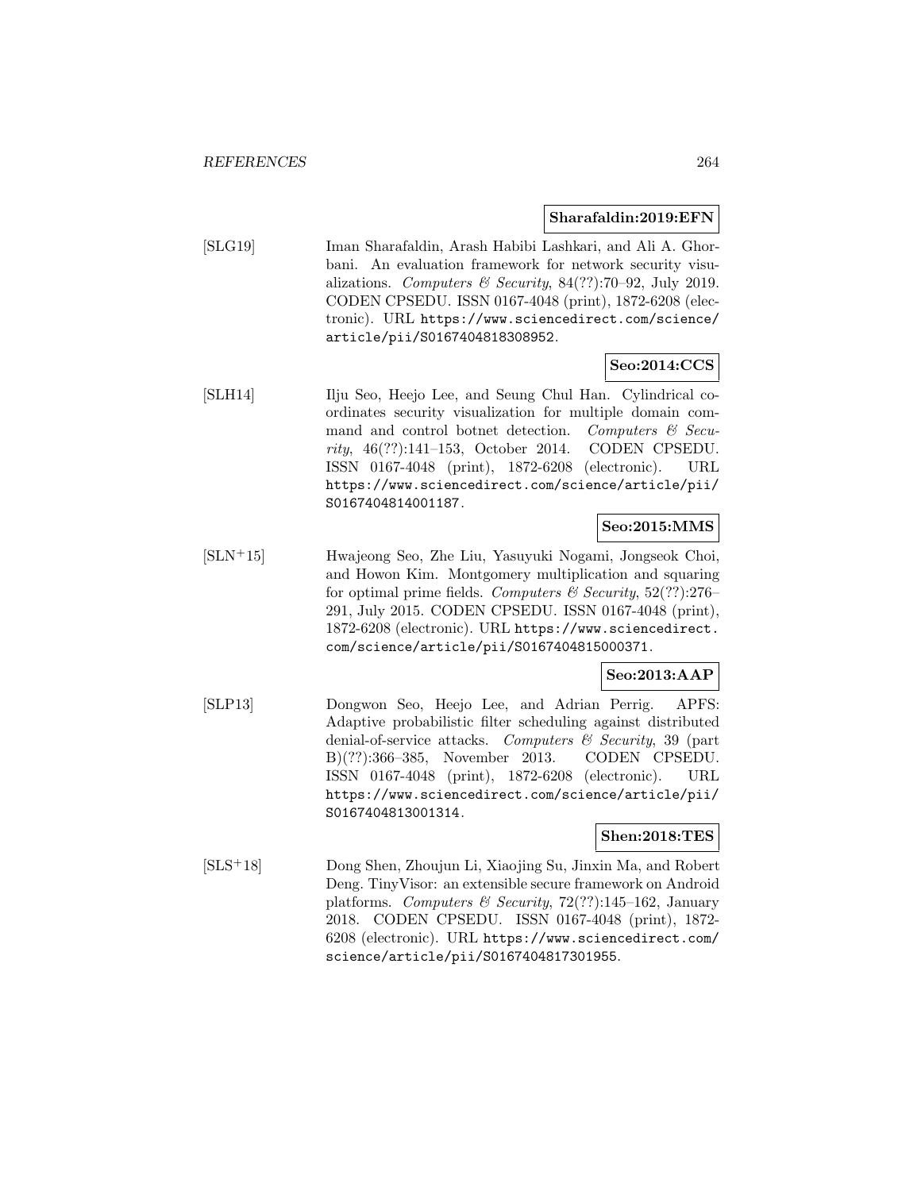**Sharafaldin:2019:EFN**

[SLG19] Iman Sharafaldin, Arash Habibi Lashkari, and Ali A. Ghorbani. An evaluation framework for network security visualizations. *Computers & Security*, 84(??):70–92, July 2019. CODEN CPSEDU. ISSN 0167-4048 (print), 1872-6208 (electronic). URL https://www.sciencedirect.com/science/article/pii/S0167404818308952.

**Seo:2014:CCS**

[SLH14] Ilju Seo, Heejo Lee, and Seung Chul Han. Cylindrical coordinates security visualization for multiple domain command and control botnet detection. *Computers & Security*, 46(??):141–153, October 2014. CODEN CPSEDU. ISSN 0167-4048 (print), 1872-6208 (electronic). URL https://www.sciencedirect.com/science/article/pii/S0167404814001187.

**Seo:2015:MMS**

[SLN+15] Hwajeong Seo, Zhe Liu, Yasuyuki Nogami, Jongseok Choi, and Howon Kim. Montgomery multiplication and squaring for optimal prime fields. *Computers & Security*, 52(??):276–291, July 2015. CODEN CPSEDU. ISSN 0167-4048 (print), 1872-6208 (electronic). URL https://www.sciencedirect.com/science/article/pii/S0167404815000371.

**Seo:2013:AAP**

[SLP13] Dongwon Seo, Heejo Lee, and Adrian Perrig. APFS: Adaptive probabilistic filter scheduling against distributed denial-of-service attacks. *Computers & Security*, 39 (part B)(??):366–385, November 2013. CODEN CPSEDU. ISSN 0167-4048 (print), 1872-6208 (electronic). URL https://www.sciencedirect.com/science/article/pii/S0167404813001314.

**Shen:2018:TES**

[SLS+18] Dong Shen, Zhoujun Li, Xiaojing Su, Jinxin Ma, and Robert Deng. TinyVisor: an extensible secure framework on Android platforms. *Computers & Security*, 72(??):145–162, January 2018. CODEN CPSEDU. ISSN 0167-4048 (print), 1872-6208 (electronic). URL https://www.sciencedirect.com/science/article/pii/S0167404817301955.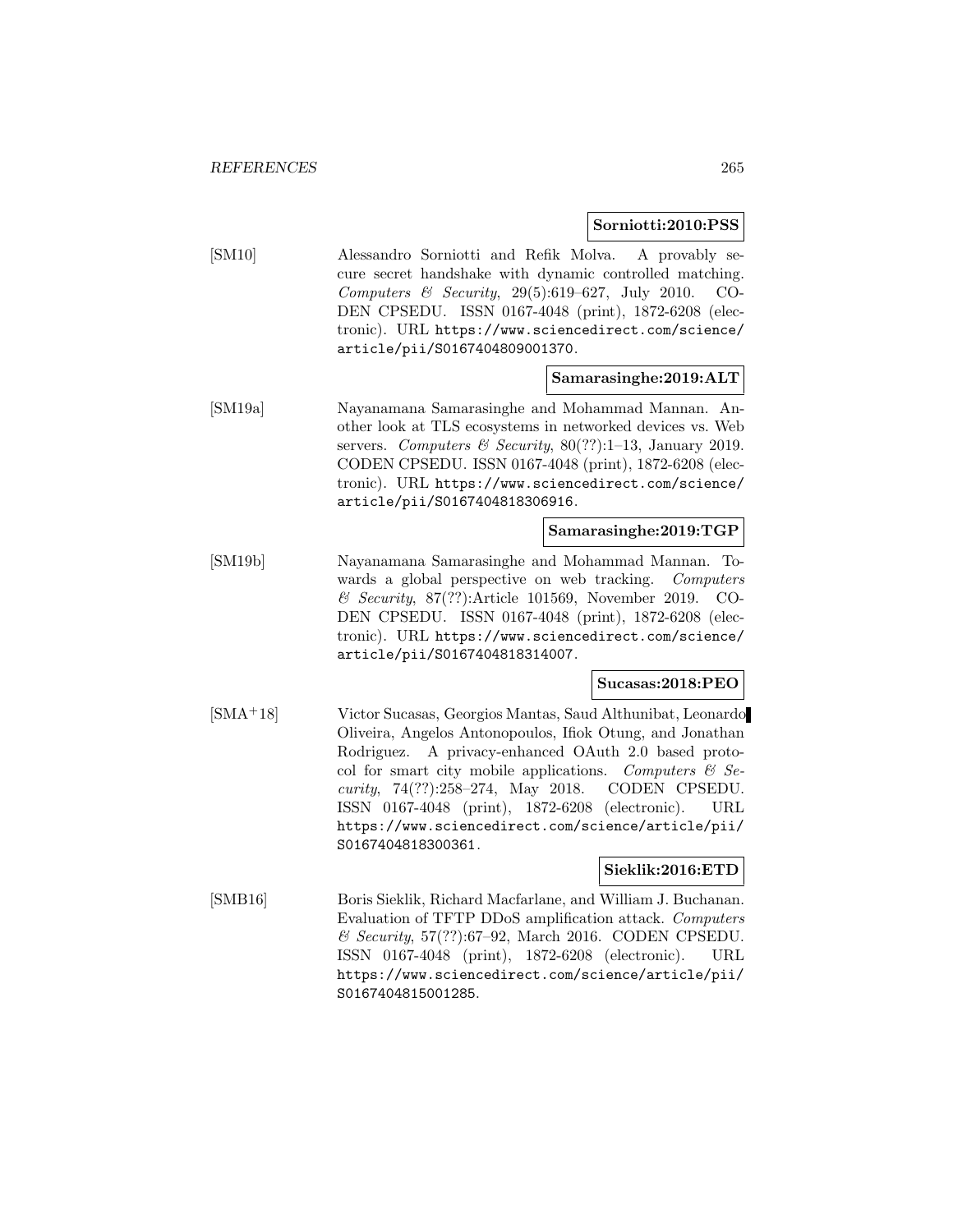**Sorniotti:2010:PSS**

[SM10] Alessandro Sorniotti and Refik Molva. A provably secure secret handshake with dynamic controlled matching. *Computers & Security*, 29(5):619–627, July 2010. CODEN CPSEDU. ISSN 0167-4048 (print), 1872-6208 (electronic). URL https://www.sciencedirect.com/science/article/pii/S0167404809001370.

**Samarasinghe:2019:ALT**

[SM19a] Nayanamana Samarasinghe and Mohammad Mannan. Another look at TLS ecosystems in networked devices vs. Web servers. *Computers & Security*, 80(??):1–13, January 2019. CODEN CPSEDU. ISSN 0167-4048 (print), 1872-6208 (electronic). URL https://www.sciencedirect.com/science/article/pii/S0167404818306916.

**Samarasinghe:2019:TGP**

[SM19b] Nayanamana Samarasinghe and Mohammad Mannan. Towards a global perspective on web tracking. *Computers & Security*, 87(??):Article 101569, November 2019. CODEN CPSEDU. ISSN 0167-4048 (print), 1872-6208 (electronic). URL https://www.sciencedirect.com/science/article/pii/S0167404818314007.

**Sucasas:2018:PEO**

[SMA+18] Victor Sucasas, Georgios Mantas, Saud Althunibat, Leonardo Oliveira, Angelos Antonopoulos, Ifiok Otung, and Jonathan Rodriguez. A privacy-enhanced OAuth 2.0 based protocol for smart city mobile applications. *Computers & Security*, 74(??):258–274, May 2018. CODEN CPSEDU. ISSN 0167-4048 (print), 1872-6208 (electronic). URL https://www.sciencedirect.com/science/article/pii/S0167404818300361.

**Sieklik:2016:ETD**

[SMB16] Boris Sieklik, Richard Macfarlane, and William J. Buchanan. Evaluation of TFTP DDoS amplification attack. *Computers & Security*, 57(??):67–92, March 2016. CODEN CPSEDU. ISSN 0167-4048 (print), 1872-6208 (electronic). URL https://www.sciencedirect.com/science/article/pii/S0167404815001285.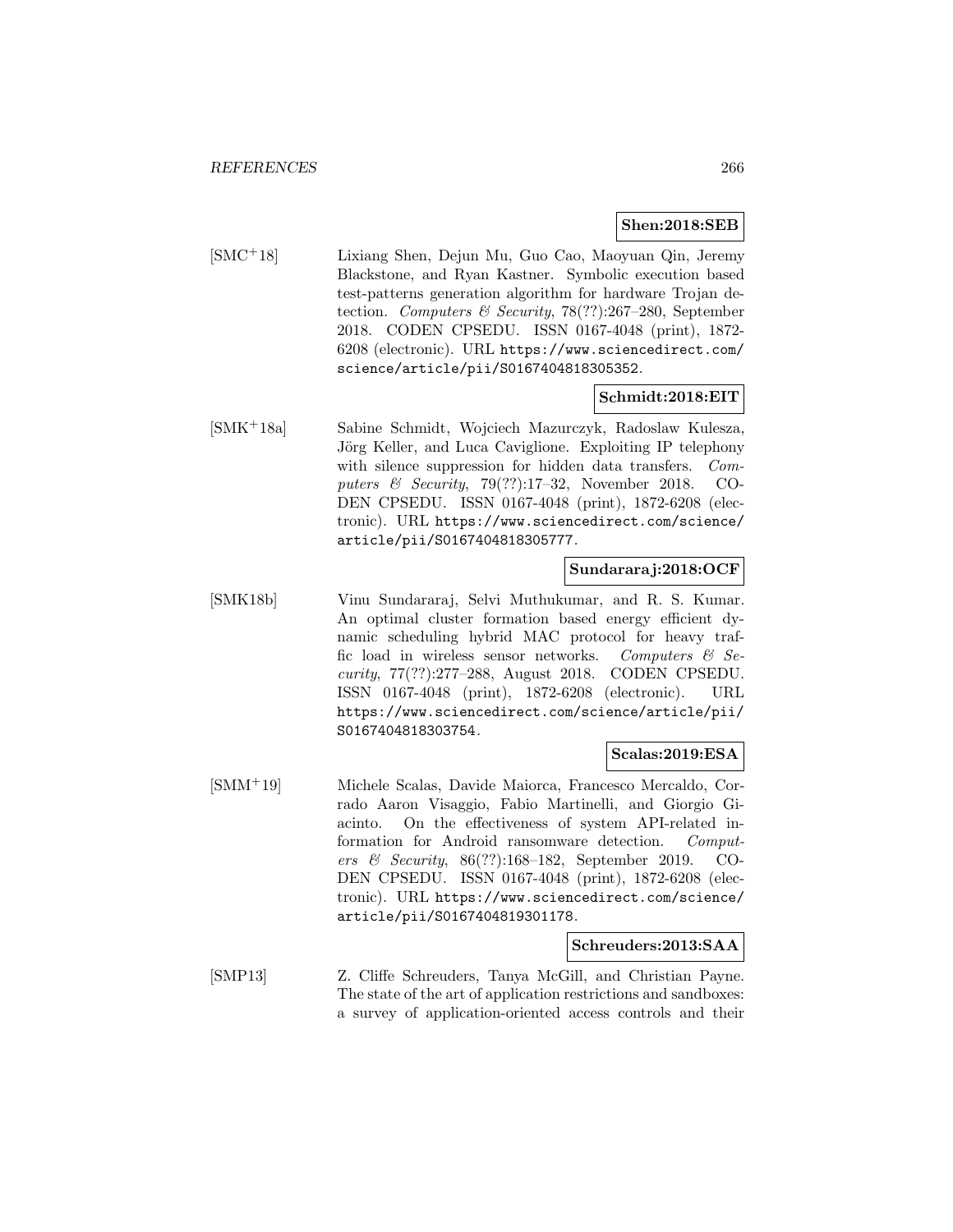**Shen:2018:SEB**

[SMC+18] Lixiang Shen, Dejun Mu, Guo Cao, Maoyuan Qin, Jeremy Blackstone, and Ryan Kastner. Symbolic execution based test-patterns generation algorithm for hardware Trojan detection. *Computers & Security*, 78(??):267–280, September 2018. CODEN CPSEDU. ISSN 0167-4048 (print), 1872-6208 (electronic). URL https://www.sciencedirect.com/science/article/pii/S0167404818305352.

**Schmidt:2018:EIT**

[SMK+18a] Sabine Schmidt, Wojciech Mazurczyk, Radoslaw Kulesza, Jörg Keller, and Luca Caviglione. Exploiting IP telephony with silence suppression for hidden data transfers. *Computers & Security*, 79(??):17–32, November 2018. CODEN CPSEDU. ISSN 0167-4048 (print), 1872-6208 (electronic). URL https://www.sciencedirect.com/science/article/pii/S0167404818305777.

**Sundararaj:2018:OCF**

[SMK18b] Vinu Sundararaj, Selvi Muthukumar, and R. S. Kumar. An optimal cluster formation based energy efficient dynamic scheduling hybrid MAC protocol for heavy traffic load in wireless sensor networks. *Computers & Security*, 77(??):277–288, August 2018. CODEN CPSEDU. ISSN 0167-4048 (print), 1872-6208 (electronic). URL https://www.sciencedirect.com/science/article/pii/S0167404818303754.

**Scalas:2019:ESA**

[SMM+19] Michele Scalas, Davide Maiorca, Francesco Mercaldo, Corrado Aaron Visaggio, Fabio Martinelli, and Giorgio Giacinto. On the effectiveness of system API-related information for Android ransomware detection. *Computers & Security*, 86(??):168–182, September 2019. CODEN CPSEDU. ISSN 0167-4048 (print), 1872-6208 (electronic). URL https://www.sciencedirect.com/science/article/pii/S0167404819301178.

**Schreuders:2013:SAA**

[SMP13] Z. Cliffe Schreuders, Tanya McGill, and Christian Payne. The state of the art of application restrictions and sandboxes: a survey of application-oriented access controls and their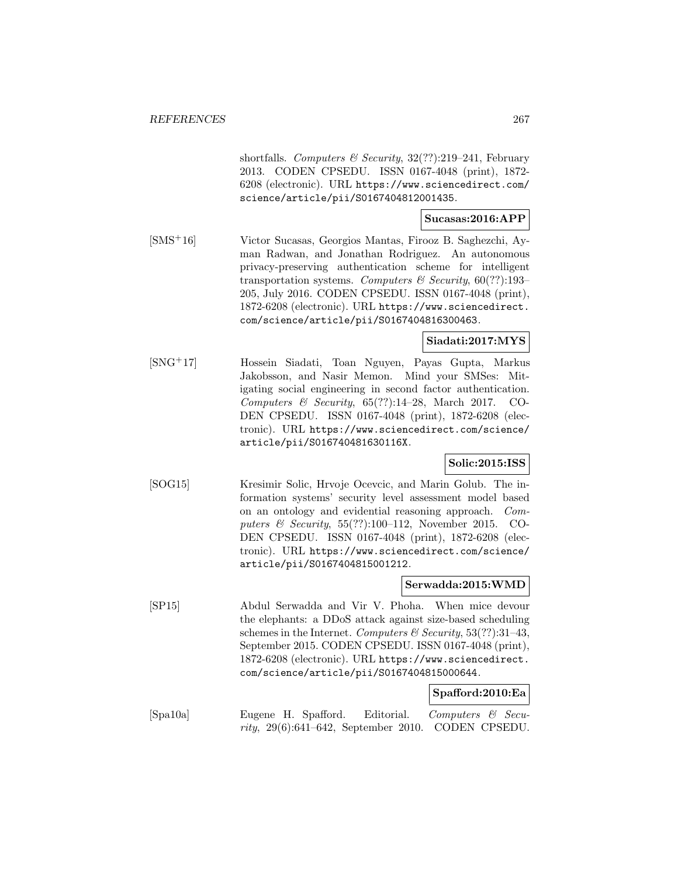shortfalls. *Computers & Security*, 32(??):219–241, February 2013. CODEN CPSEDU. ISSN 0167-4048 (print), 1872-6208 (electronic). URL https://www.sciencedirect.com/science/article/pii/S0167404812001435.

**Sucasas:2016:APP**

[SMS+16] Victor Sucasas, Georgios Mantas, Firooz B. Saghezchi, Ayman Radwan, and Jonathan Rodriguez. An autonomous privacy-preserving authentication scheme for intelligent transportation systems. *Computers & Security*, 60(??):193–205, July 2016. CODEN CPSEDU. ISSN 0167-4048 (print), 1872-6208 (electronic). URL https://www.sciencedirect.com/science/article/pii/S0167404816300463.

**Siadati:2017:MYS**

[SNG+17] Hossein Siadati, Toan Nguyen, Payas Gupta, Markus Jakobsson, and Nasir Memon. Mind your SMSes: Mitigating social engineering in second factor authentication. *Computers & Security*, 65(??):14–28, March 2017. CODEN CPSEDU. ISSN 0167-4048 (print), 1872-6208 (electronic). URL https://www.sciencedirect.com/science/article/pii/S016740481630116X.

**Solic:2015:ISS**

[SOG15] Kresimir Solic, Hrvoje Ocevcic, and Marin Golub. The information systems' security level assessment model based on an ontology and evidential reasoning approach. *Computers & Security*, 55(??):100–112, November 2015. CODEN CPSEDU. ISSN 0167-4048 (print), 1872-6208 (electronic). URL https://www.sciencedirect.com/science/article/pii/S0167404815001212.

**Serwadda:2015:WMD**

[SP15] Abdul Serwadda and Vir V. Phoha. When mice devour the elephants: a DDoS attack against size-based scheduling schemes in the Internet. *Computers & Security*, 53(??):31–43, September 2015. CODEN CPSEDU. ISSN 0167-4048 (print), 1872-6208 (electronic). URL https://www.sciencedirect.com/science/article/pii/S0167404815000644.

**Spafford:2010:Ea**

[Spa10a] Eugene H. Spafford. Editorial. *Computers & Security*, 29(6):641–642, September 2010. CODEN CPSEDU.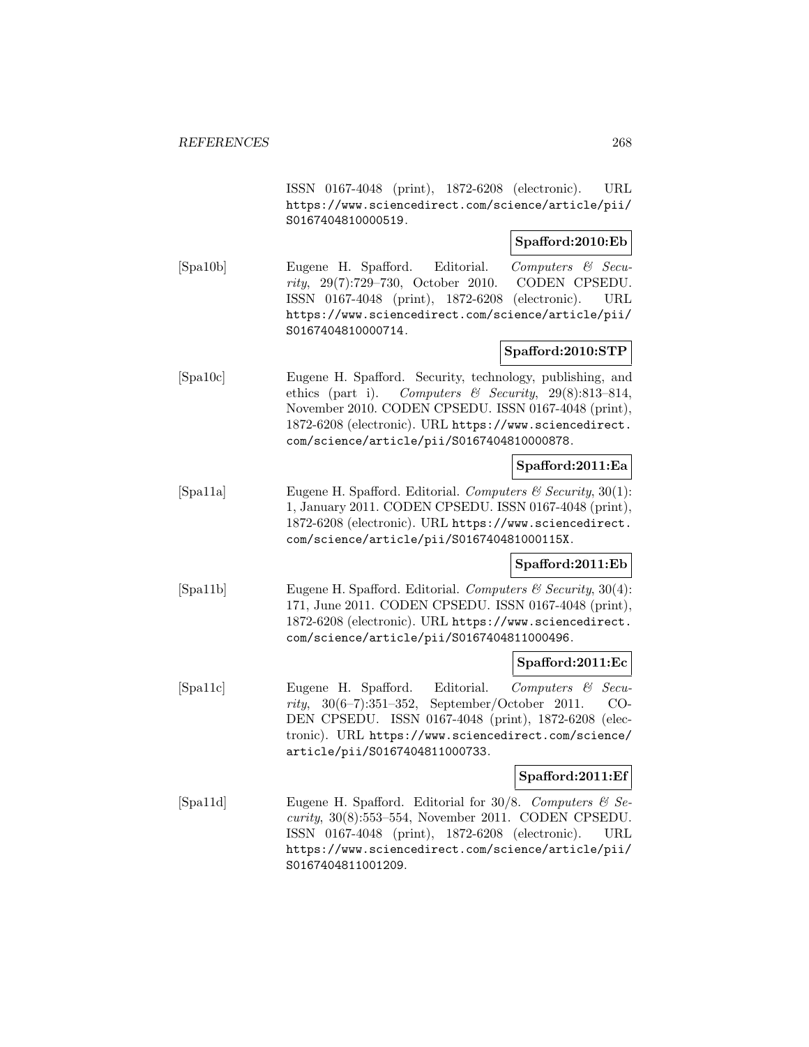ISSN 0167-4048 (print), 1872-6208 (electronic). URL https://www.sciencedirect.com/science/article/pii/S0167404810000519.

**Spafford:2010:Eb**

[Spa10b] Eugene H. Spafford. Editorial. *Computers & Security*, 29(7):729–730, October 2010. CODEN CPSEDU. ISSN 0167-4048 (print), 1872-6208 (electronic). URL https://www.sciencedirect.com/science/article/pii/S0167404810000714.

**Spafford:2010:STP**

[Spa10c] Eugene H. Spafford. Security, technology, publishing, and ethics (part i). *Computers & Security*, 29(8):813–814, November 2010. CODEN CPSEDU. ISSN 0167-4048 (print), 1872-6208 (electronic). URL https://www.sciencedirect.com/science/article/pii/S0167404810000878.

**Spafford:2011:Ea**

[Spa11a] Eugene H. Spafford. Editorial. *Computers & Security*, 30(1): 1, January 2011. CODEN CPSEDU. ISSN 0167-4048 (print), 1872-6208 (electronic). URL https://www.sciencedirect.com/science/article/pii/S016740481000115X.

**Spafford:2011:Eb**

[Spa11b] Eugene H. Spafford. Editorial. *Computers & Security*, 30(4): 171, June 2011. CODEN CPSEDU. ISSN 0167-4048 (print), 1872-6208 (electronic). URL https://www.sciencedirect.com/science/article/pii/S0167404811000496.

**Spafford:2011:Ec**

[Spa11c] Eugene H. Spafford. Editorial. *Computers & Security*, 30(6–7):351–352, September/October 2011. CODEN CPSEDU. ISSN 0167-4048 (print), 1872-6208 (electronic). URL https://www.sciencedirect.com/science/article/pii/S0167404811000733.

**Spafford:2011:Ef**

[Spa11d] Eugene H. Spafford. Editorial for 30/8. *Computers & Security*, 30(8):553–554, November 2011. CODEN CPSEDU. ISSN 0167-4048 (print), 1872-6208 (electronic). URL https://www.sciencedirect.com/science/article/pii/S0167404811001209.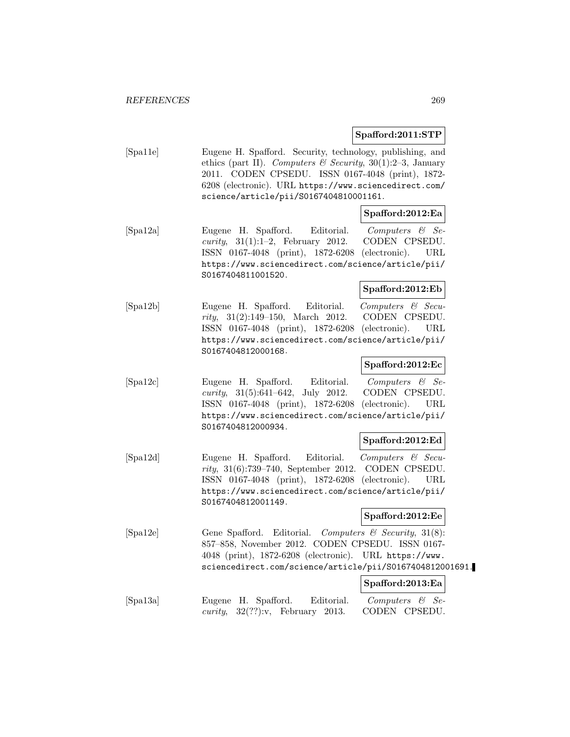**Spafford:2011:STP**

[Spa11e] Eugene H. Spafford. Security, technology, publishing, and ethics (part II). *Computers & Security*, 30(1):2–3, January 2011. CODEN CPSEDU. ISSN 0167-4048 (print), 1872-6208 (electronic). URL https://www.sciencedirect.com/science/article/pii/S0167404810001161.

**Spafford:2012:Ea**

[Spa12a] Eugene H. Spafford. Editorial. *Computers & Security*, 31(1):1–2, February 2012. CODEN CPSEDU. ISSN 0167-4048 (print), 1872-6208 (electronic). URL https://www.sciencedirect.com/science/article/pii/S0167404811001520.

**Spafford:2012:Eb**

[Spa12b] Eugene H. Spafford. Editorial. *Computers & Security*, 31(2):149–150, March 2012. CODEN CPSEDU. ISSN 0167-4048 (print), 1872-6208 (electronic). URL https://www.sciencedirect.com/science/article/pii/S0167404812000168.

**Spafford:2012:Ec**

[Spa12c] Eugene H. Spafford. Editorial. *Computers & Security*, 31(5):641–642, July 2012. CODEN CPSEDU. ISSN 0167-4048 (print), 1872-6208 (electronic). URL https://www.sciencedirect.com/science/article/pii/S0167404812000934.

**Spafford:2012:Ed**

[Spa12d] Eugene H. Spafford. Editorial. *Computers & Security*, 31(6):739–740, September 2012. CODEN CPSEDU. ISSN 0167-4048 (print), 1872-6208 (electronic). URL https://www.sciencedirect.com/science/article/pii/S0167404812001149.

**Spafford:2012:Ee**

[Spa12e] Gene Spafford. Editorial. *Computers & Security*, 31(8):857–858, November 2012. CODEN CPSEDU. ISSN 0167-4048 (print), 1872-6208 (electronic). URL https://www.sciencedirect.com/science/article/pii/S0167404812001691.

**Spafford:2013:Ea**

[Spa13a] Eugene H. Spafford. Editorial. *Computers & Security*, 32(??):v, February 2013. CODEN CPSEDU.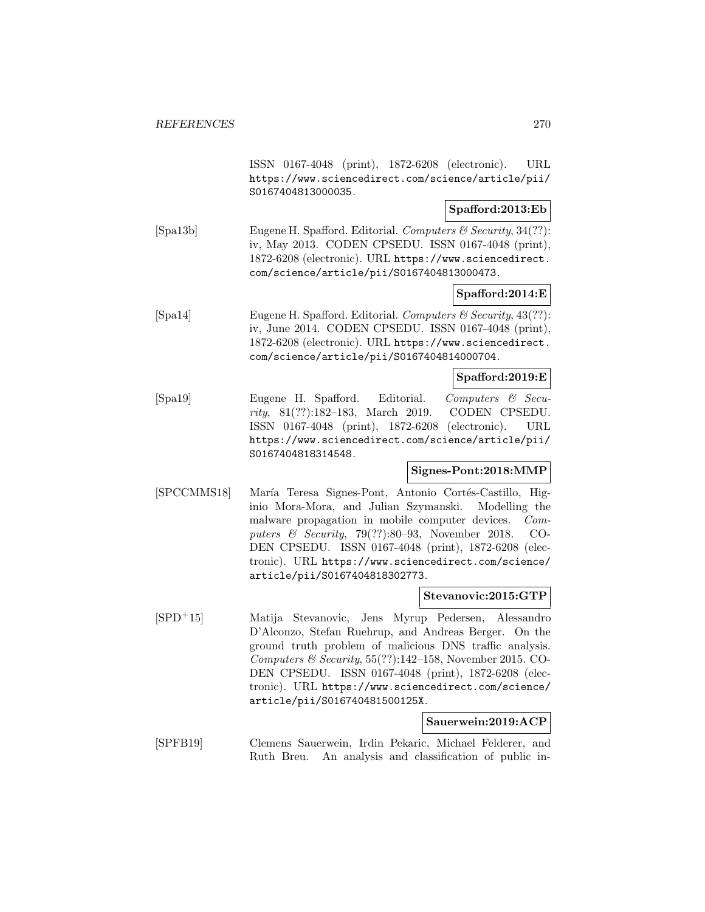ISSN 0167-4048 (print), 1872-6208 (electronic). URL https://www.sciencedirect.com/science/article/pii/S0167404813000035.

**Spafford:2013:Eb**

[Spa13b] Eugene H. Spafford. Editorial. *Computers & Security*, 34(??): iv, May 2013. CODEN CPSEDU. ISSN 0167-4048 (print), 1872-6208 (electronic). URL https://www.sciencedirect.com/science/article/pii/S0167404813000473.

**Spafford:2014:E**

[Spa14] Eugene H. Spafford. Editorial. *Computers & Security*, 43(??): iv, June 2014. CODEN CPSEDU. ISSN 0167-4048 (print), 1872-6208 (electronic). URL https://www.sciencedirect.com/science/article/pii/S0167404814000704.

**Spafford:2019:E**

[Spa19] Eugene H. Spafford. Editorial. *Computers & Security*, 81(??):182–183, March 2019. CODEN CPSEDU. ISSN 0167-4048 (print), 1872-6208 (electronic). URL https://www.sciencedirect.com/science/article/pii/S0167404818314548.

**Signes-Pont:2018:MMP**

[SPCCMMS18] María Teresa Signes-Pont, Antonio Cortés-Castillo, Higinio Mora-Mora, and Julian Szymanski. Modelling the malware propagation in mobile computer devices. *Computers & Security*, 79(??):80–93, November 2018. CODEN CPSEDU. ISSN 0167-4048 (print), 1872-6208 (electronic). URL https://www.sciencedirect.com/science/article/pii/S0167404818302773.

**Stevanovic:2015:GTP**

[SPD+15] Matija Stevanovic, Jens Myrup Pedersen, Alessandro D'Alconzo, Stefan Ruehrup, and Andreas Berger. On the ground truth problem of malicious DNS traffic analysis. *Computers & Security*, 55(??):142–158, November 2015. CODEN CPSEDU. ISSN 0167-4048 (print), 1872-6208 (electronic). URL https://www.sciencedirect.com/science/article/pii/S016740481500125X.

**Sauerwein:2019:ACP**

[SPFB19] Clemens Sauerwein, Irdin Pekaric, Michael Felderer, and Ruth Breu. An analysis and classification of public in-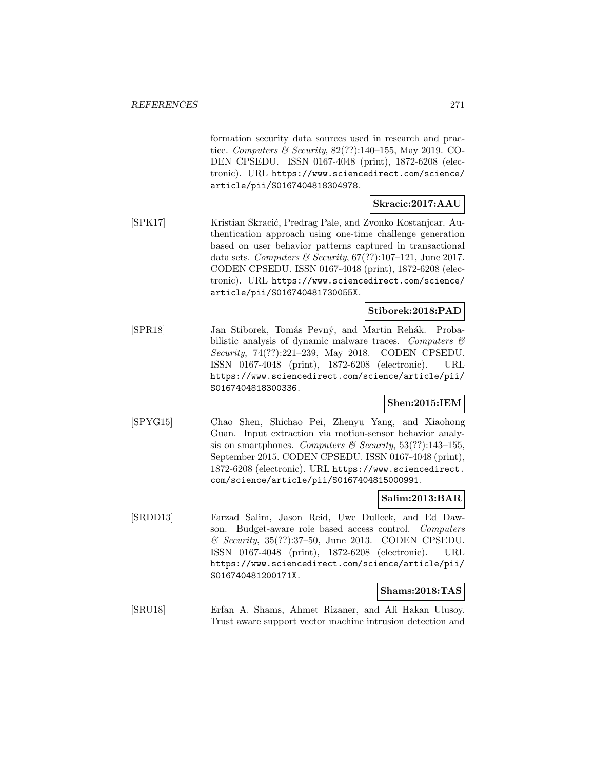formation security data sources used in research and practice. *Computers & Security*, 82(??):140–155, May 2019. CODEN CPSEDU. ISSN 0167-4048 (print), 1872-6208 (electronic). URL https://www.sciencedirect.com/science/article/pii/S0167404818304978.

**Skracic:2017:AAU**

[SPK17] Kristian Skracić, Predrag Pale, and Zvonko Kostanjcar. Authentication approach using one-time challenge generation based on user behavior patterns captured in transactional data sets. *Computers & Security*, 67(??):107–121, June 2017. CODEN CPSEDU. ISSN 0167-4048 (print), 1872-6208 (electronic). URL https://www.sciencedirect.com/science/article/pii/S016740481730055X.

**Stiborek:2018:PAD**

[SPR18] Jan Stiborek, Tomás Pevný, and Martin Rehák. Probabilistic analysis of dynamic malware traces. *Computers & Security*, 74(??):221–239, May 2018. CODEN CPSEDU. ISSN 0167-4048 (print), 1872-6208 (electronic). URL https://www.sciencedirect.com/science/article/pii/S0167404818300336.

**Shen:2015:IEM**

[SPYG15] Chao Shen, Shichao Pei, Zhenyu Yang, and Xiaohong Guan. Input extraction via motion-sensor behavior analysis on smartphones. *Computers & Security*, 53(??):143–155, September 2015. CODEN CPSEDU. ISSN 0167-4048 (print), 1872-6208 (electronic). URL https://www.sciencedirect.com/science/article/pii/S0167404815000991.

**Salim:2013:BAR**

[SRDD13] Farzad Salim, Jason Reid, Uwe Dulleck, and Ed Dawson. Budget-aware role based access control. *Computers & Security*, 35(??):37–50, June 2013. CODEN CPSEDU. ISSN 0167-4048 (print), 1872-6208 (electronic). URL https://www.sciencedirect.com/science/article/pii/S016740481200171X.

**Shams:2018:TAS**

[SRU18] Erfan A. Shams, Ahmet Rizaner, and Ali Hakan Ulusoy. Trust aware support vector machine intrusion detection and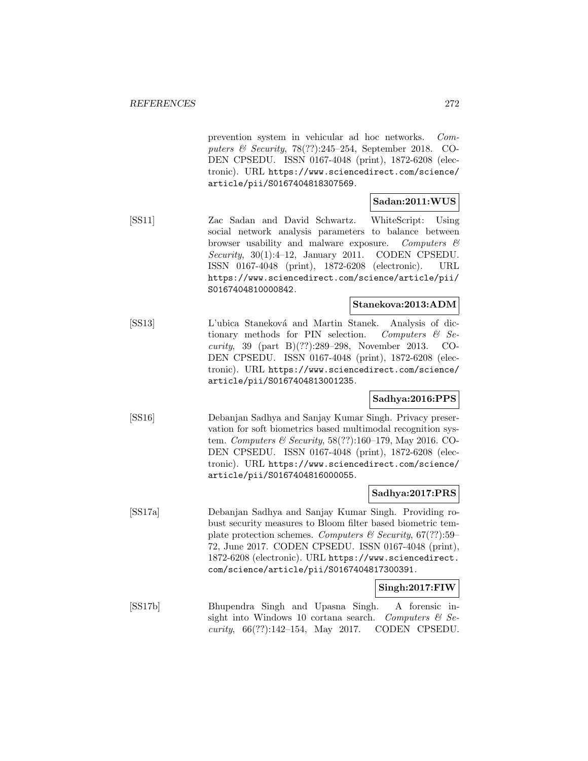prevention system in vehicular ad hoc networks. *Computers & Security*, 78(??):245–254, September 2018. CODEN CPSEDU. ISSN 0167-4048 (print), 1872-6208 (electronic). URL https://www.sciencedirect.com/science/article/pii/S0167404818307569.

**Sadan:2011:WUS**

[SS11] Zac Sadan and David Schwartz. WhiteScript: Using social network analysis parameters to balance between browser usability and malware exposure. *Computers & Security*, 30(1):4–12, January 2011. CODEN CPSEDU. ISSN 0167-4048 (print), 1872-6208 (electronic). URL https://www.sciencedirect.com/science/article/pii/S0167404810000842.

**Stanekova:2013:ADM**

[SS13] L'ubica Staneková and Martin Stanek. Analysis of dictionary methods for PIN selection. *Computers & Security*, 39 (part B)(??):289–298, November 2013. CODEN CPSEDU. ISSN 0167-4048 (print), 1872-6208 (electronic). URL https://www.sciencedirect.com/science/article/pii/S0167404813001235.

**Sadhya:2016:PPS**

[SS16] Debanjan Sadhya and Sanjay Kumar Singh. Privacy preservation for soft biometrics based multimodal recognition system. *Computers & Security*, 58(??):160–179, May 2016. CODEN CPSEDU. ISSN 0167-4048 (print), 1872-6208 (electronic). URL https://www.sciencedirect.com/science/article/pii/S0167404816000055.

**Sadhya:2017:PRS**

[SS17a] Debanjan Sadhya and Sanjay Kumar Singh. Providing robust security measures to Bloom filter based biometric template protection schemes. *Computers & Security*, 67(??):59–72, June 2017. CODEN CPSEDU. ISSN 0167-4048 (print), 1872-6208 (electronic). URL https://www.sciencedirect.com/science/article/pii/S0167404817300391.

**Singh:2017:FIW**

[SS17b] Bhupendra Singh and Upasna Singh. A forensic insight into Windows 10 cortana search. *Computers & Security*, 66(??):142–154, May 2017. CODEN CPSEDU.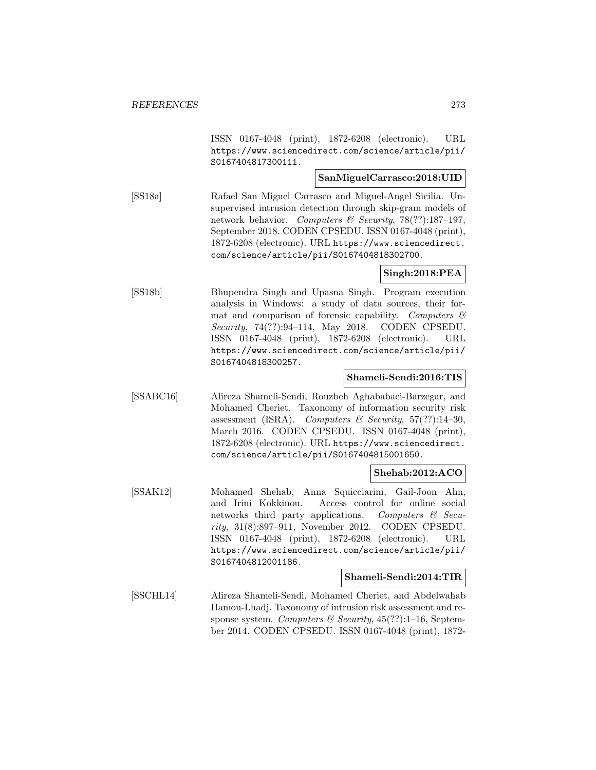ISSN 0167-4048 (print), 1872-6208 (electronic). URL https://www.sciencedirect.com/science/article/pii/S0167404817300111.

**SanMiguelCarrasco:2018:UID**

[SS18a] Rafael San Miguel Carrasco and Miguel-Angel Sicilia. Unsupervised intrusion detection through skip-gram models of network behavior. *Computers & Security*, 78(??):187–197, September 2018. CODEN CPSEDU. ISSN 0167-4048 (print), 1872-6208 (electronic). URL https://www.sciencedirect.com/science/article/pii/S0167404818302700.

**Singh:2018:PEA**

[SS18b] Bhupendra Singh and Upasna Singh. Program execution analysis in Windows: a study of data sources, their format and comparison of forensic capability. *Computers & Security*, 74(??):94–114, May 2018. CODEN CPSEDU. ISSN 0167-4048 (print), 1872-6208 (electronic). URL https://www.sciencedirect.com/science/article/pii/S0167404818300257.

**Shameli-Sendi:2016:TIS**

[SSABC16] Alireza Shameli-Sendi, Rouzbeh Aghababaei-Barzegar, and Mohamed Cheriet. Taxonomy of information security risk assessment (ISRA). *Computers & Security*, 57(??):14–30, March 2016. CODEN CPSEDU. ISSN 0167-4048 (print), 1872-6208 (electronic). URL https://www.sciencedirect.com/science/article/pii/S0167404815001650.

**Shehab:2012:ACO**

[SSAK12] Mohamed Shehab, Anna Squicciarini, Gail-Joon Ahn, and Irini Kokkinou. Access control for online social networks third party applications. *Computers & Security*, 31(8):897–911, November 2012. CODEN CPSEDU. ISSN 0167-4048 (print), 1872-6208 (electronic). URL https://www.sciencedirect.com/science/article/pii/S0167404812001186.

**Shameli-Sendi:2014:TIR**

[SSCHL14] Alireza Shameli-Sendi, Mohamed Cheriet, and Abdelwahab Hamou-Lhadj. Taxonomy of intrusion risk assessment and response system. *Computers & Security*, 45(??):1–16, September 2014. CODEN CPSEDU. ISSN 0167-4048 (print), 1872-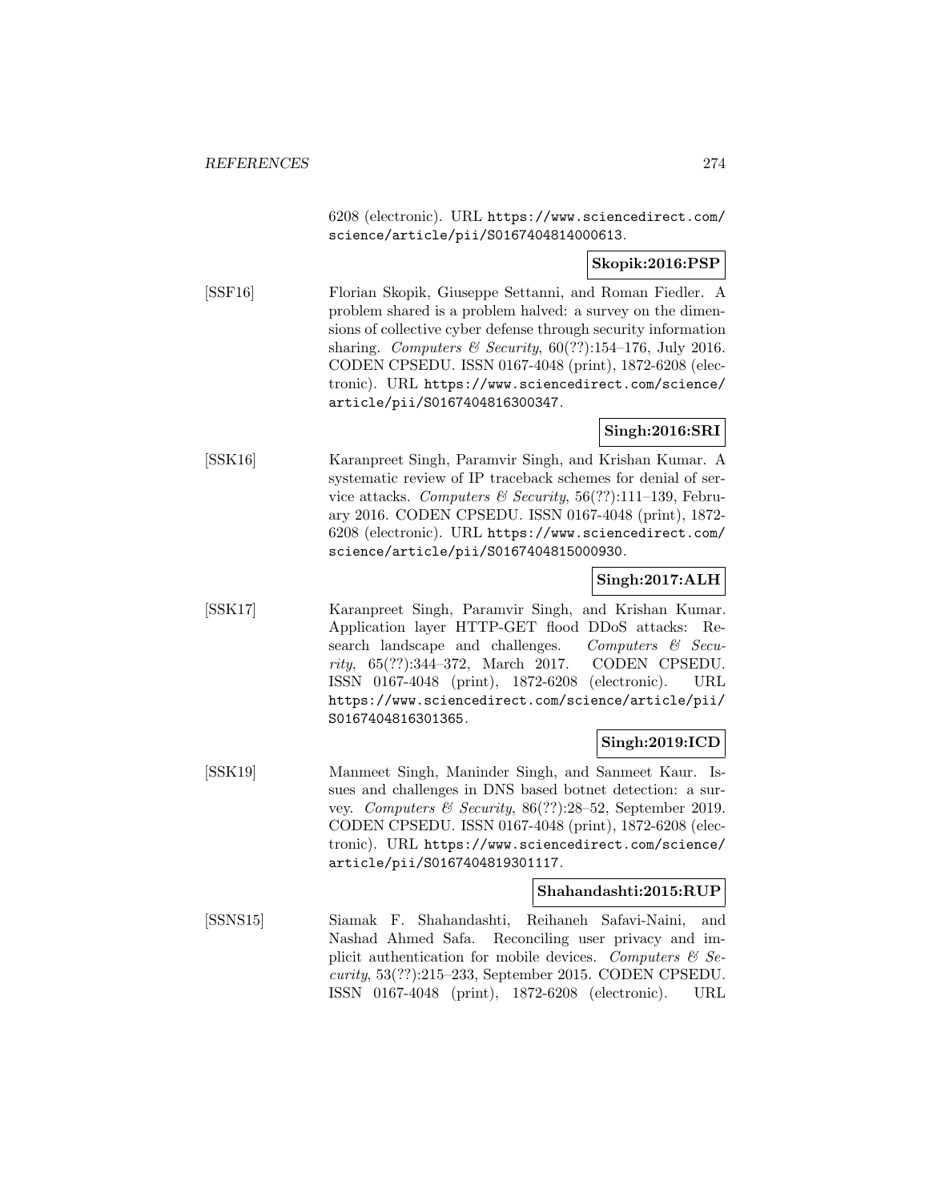6208 (electronic). URL https://www.sciencedirect.com/science/article/pii/S0167404814000613.

**Skopik:2016:PSP**

[SSF16] Florian Skopik, Giuseppe Settanni, and Roman Fiedler. A problem shared is a problem halved: a survey on the dimensions of collective cyber defense through security information sharing. *Computers & Security*, 60(??):154–176, July 2016. CODEN CPSEDU. ISSN 0167-4048 (print), 1872-6208 (electronic). URL https://www.sciencedirect.com/science/article/pii/S0167404816300347.

**Singh:2016:SRI**

[SSK16] Karanpreet Singh, Paramvir Singh, and Krishan Kumar. A systematic review of IP traceback schemes for denial of service attacks. *Computers & Security*, 56(??):111–139, February 2016. CODEN CPSEDU. ISSN 0167-4048 (print), 1872-6208 (electronic). URL https://www.sciencedirect.com/science/article/pii/S0167404815000930.

**Singh:2017:ALH**

[SSK17] Karanpreet Singh, Paramvir Singh, and Krishan Kumar. Application layer HTTP-GET flood DDoS attacks: Research landscape and challenges. *Computers & Security*, 65(??):344–372, March 2017. CODEN CPSEDU. ISSN 0167-4048 (print), 1872-6208 (electronic). URL https://www.sciencedirect.com/science/article/pii/S0167404816301365.

**Singh:2019:ICD**

[SSK19] Manmeet Singh, Maninder Singh, and Sanmeet Kaur. Issues and challenges in DNS based botnet detection: a survey. *Computers & Security*, 86(??):28–52, September 2019. CODEN CPSEDU. ISSN 0167-4048 (print), 1872-6208 (electronic). URL https://www.sciencedirect.com/science/article/pii/S0167404819301117.

**Shahandashti:2015:RUP**

[SSNS15] Siamak F. Shahandashti, Reihaneh Safavi-Naini, and Nashad Ahmed Safa. Reconciling user privacy and implicit authentication for mobile devices. *Computers & Security*, 53(??):215–233, September 2015. CODEN CPSEDU. ISSN 0167-4048 (print), 1872-6208 (electronic). URL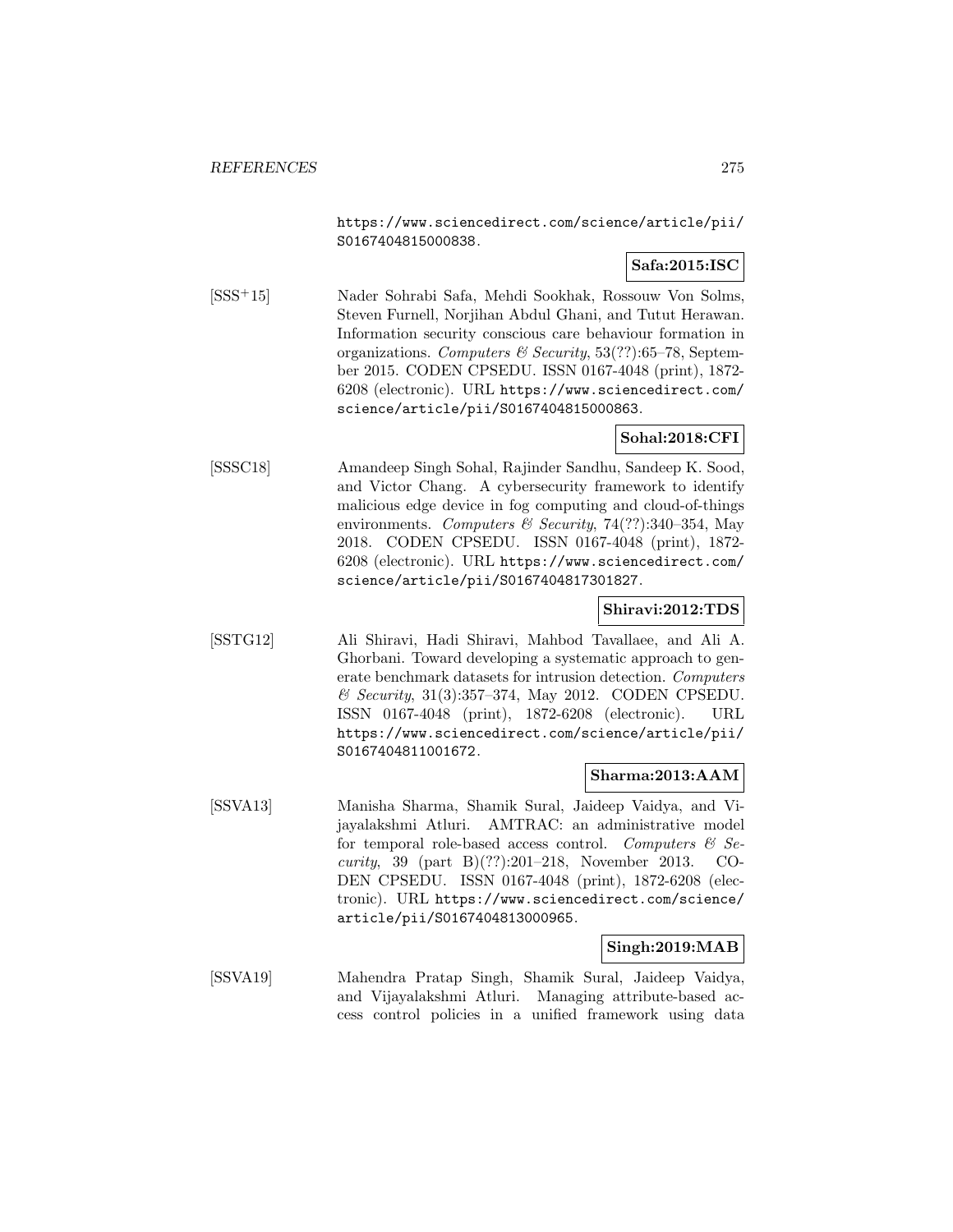https://www.sciencedirect.com/science/article/pii/S0167404815000838.

**Safa:2015:ISC**

[SSS+15] Nader Sohrabi Safa, Mehdi Sookhak, Rossouw Von Solms, Steven Furnell, Norjihan Abdul Ghani, and Tutut Herawan. Information security conscious care behaviour formation in organizations. *Computers & Security*, 53(??):65–78, September 2015. CODEN CPSEDU. ISSN 0167-4048 (print), 1872-6208 (electronic). URL https://www.sciencedirect.com/science/article/pii/S0167404815000863.

**Sohal:2018:CFI**

[SSSC18] Amandeep Singh Sohal, Rajinder Sandhu, Sandeep K. Sood, and Victor Chang. A cybersecurity framework to identify malicious edge device in fog computing and cloud-of-things environments. *Computers & Security*, 74(??):340–354, May 2018. CODEN CPSEDU. ISSN 0167-4048 (print), 1872-6208 (electronic). URL https://www.sciencedirect.com/science/article/pii/S0167404817301827.

**Shiravi:2012:TDS**

[SSTG12] Ali Shiravi, Hadi Shiravi, Mahbod Tavallaee, and Ali A. Ghorbani. Toward developing a systematic approach to generate benchmark datasets for intrusion detection. *Computers & Security*, 31(3):357–374, May 2012. CODEN CPSEDU. ISSN 0167-4048 (print), 1872-6208 (electronic). URL https://www.sciencedirect.com/science/article/pii/S0167404811001672.

**Sharma:2013:AAM**

[SSVA13] Manisha Sharma, Shamik Sural, Jaideep Vaidya, and Vijayalakshmi Atluri. AMTRAC: an administrative model for temporal role-based access control. *Computers & Security*, 39 (part B)(??):201–218, November 2013. CODEN CPSEDU. ISSN 0167-4048 (print), 1872-6208 (electronic). URL https://www.sciencedirect.com/science/article/pii/S0167404813000965.

**Singh:2019:MAB**

[SSVA19] Mahendra Pratap Singh, Shamik Sural, Jaideep Vaidya, and Vijayalakshmi Atluri. Managing attribute-based access control policies in a unified framework using data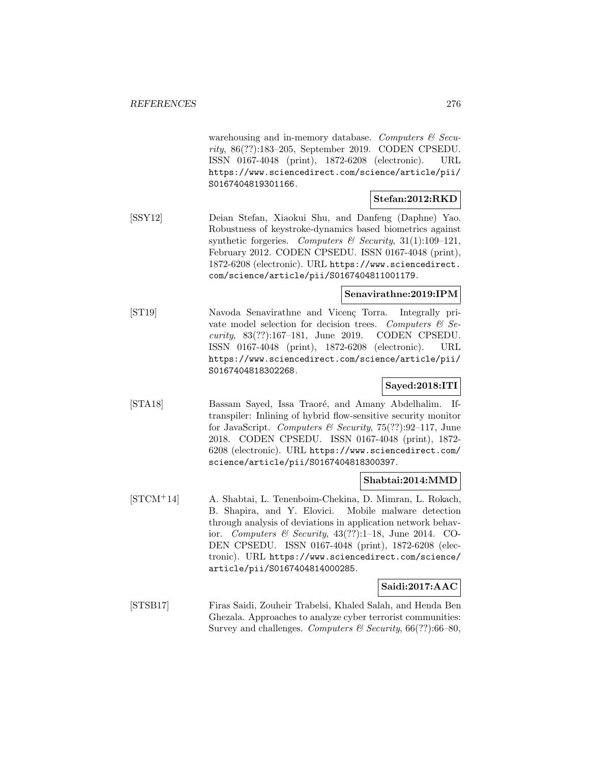warehousing and in-memory database. *Computers & Security*, 86(??):183–205, September 2019. CODEN CPSEDU. ISSN 0167-4048 (print), 1872-6208 (electronic). URL https://www.sciencedirect.com/science/article/pii/S0167404819301166.

**Stefan:2012:RKD**

[SSY12] Deian Stefan, Xiaokui Shu, and Danfeng (Daphne) Yao. Robustness of keystroke-dynamics based biometrics against synthetic forgeries. *Computers & Security*, 31(1):109–121, February 2012. CODEN CPSEDU. ISSN 0167-4048 (print), 1872-6208 (electronic). URL https://www.sciencedirect.com/science/article/pii/S0167404811001179.

**Senavirathne:2019:IPM**

[ST19] Navoda Senavirathne and Vicenç Torra. Integrally private model selection for decision trees. *Computers & Security*, 83(??):167–181, June 2019. CODEN CPSEDU. ISSN 0167-4048 (print), 1872-6208 (electronic). URL https://www.sciencedirect.com/science/article/pii/S0167404818302268.

**Sayed:2018:ITI**

[STA18] Bassam Sayed, Issa Traoré, and Amany Abdelhalim. Iftranspiler: Inlining of hybrid flow-sensitive security monitor for JavaScript. *Computers & Security*, 75(??):92–117, June 2018. CODEN CPSEDU. ISSN 0167-4048 (print), 1872-6208 (electronic). URL https://www.sciencedirect.com/science/article/pii/S0167404818300397.

**Shabtai:2014:MMD**

[STCM+14] A. Shabtai, L. Tenenboim-Chekina, D. Mimran, L. Rokach, B. Shapira, and Y. Elovici. Mobile malware detection through analysis of deviations in application network behavior. *Computers & Security*, 43(??):1–18, June 2014. CODEN CPSEDU. ISSN 0167-4048 (print), 1872-6208 (electronic). URL https://www.sciencedirect.com/science/article/pii/S0167404814000285.

**Saidi:2017:AAC**

[STSB17] Firas Saidi, Zouheir Trabelsi, Khaled Salah, and Henda Ben Ghezala. Approaches to analyze cyber terrorist communities: Survey and challenges. *Computers & Security*, 66(??):66–80,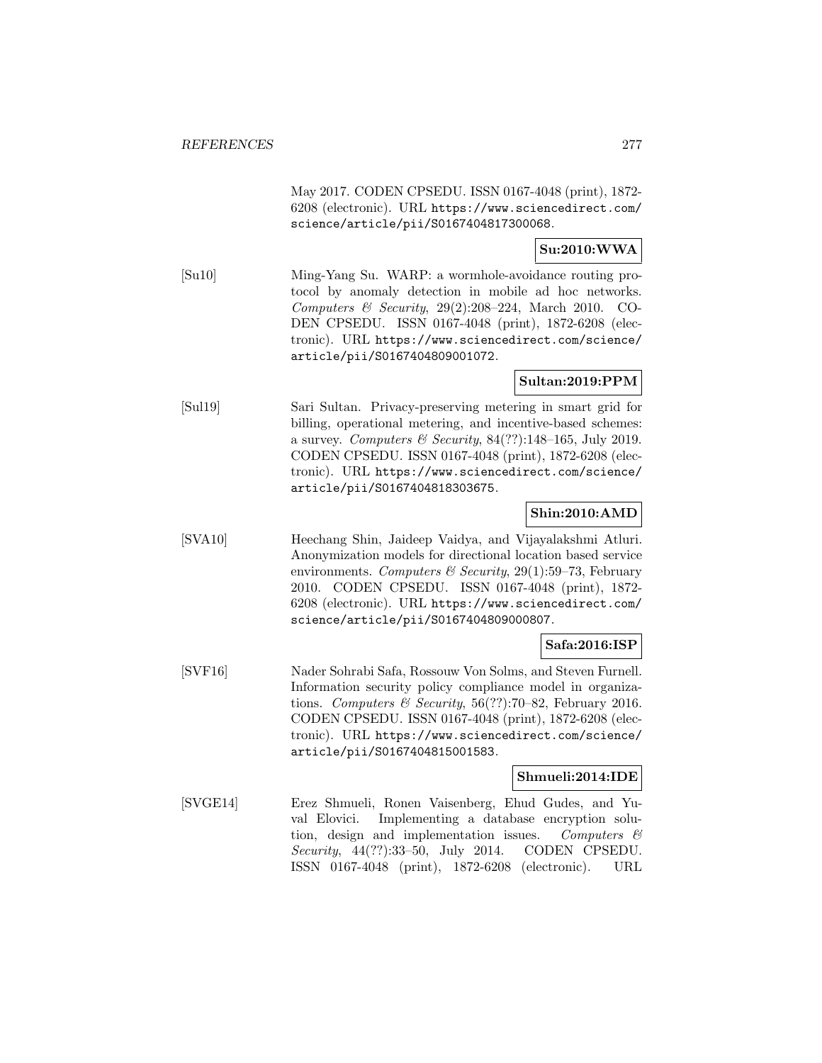May 2017. CODEN CPSEDU. ISSN 0167-4048 (print), 1872-6208 (electronic). URL https://www.sciencedirect.com/science/article/pii/S0167404817300068.

**Su:2010:WWA**

[Su10] Ming-Yang Su. WARP: a wormhole-avoidance routing protocol by anomaly detection in mobile ad hoc networks. *Computers & Security*, 29(2):208–224, March 2010. CODEN CPSEDU. ISSN 0167-4048 (print), 1872-6208 (electronic). URL https://www.sciencedirect.com/science/article/pii/S0167404809001072.

**Sultan:2019:PPM**

[Sul19] Sari Sultan. Privacy-preserving metering in smart grid for billing, operational metering, and incentive-based schemes: a survey. *Computers & Security*, 84(??):148–165, July 2019. CODEN CPSEDU. ISSN 0167-4048 (print), 1872-6208 (electronic). URL https://www.sciencedirect.com/science/article/pii/S0167404818303675.

**Shin:2010:AMD**

[SVA10] Heechang Shin, Jaideep Vaidya, and Vijayalakshmi Atluri. Anonymization models for directional location based service environments. *Computers & Security*, 29(1):59–73, February 2010. CODEN CPSEDU. ISSN 0167-4048 (print), 1872-6208 (electronic). URL https://www.sciencedirect.com/science/article/pii/S0167404809000807.

**Safa:2016:ISP**

[SVF16] Nader Sohrabi Safa, Rossouw Von Solms, and Steven Furnell. Information security policy compliance model in organizations. *Computers & Security*, 56(??):70–82, February 2016. CODEN CPSEDU. ISSN 0167-4048 (print), 1872-6208 (electronic). URL https://www.sciencedirect.com/science/article/pii/S0167404815001583.

**Shmueli:2014:IDE**

[SVGE14] Erez Shmueli, Ronen Vaisenberg, Ehud Gudes, and Yuval Elovici. Implementing a database encryption solution, design and implementation issues. *Computers & Security*, 44(??):33–50, July 2014. CODEN CPSEDU. ISSN 0167-4048 (print), 1872-6208 (electronic). URL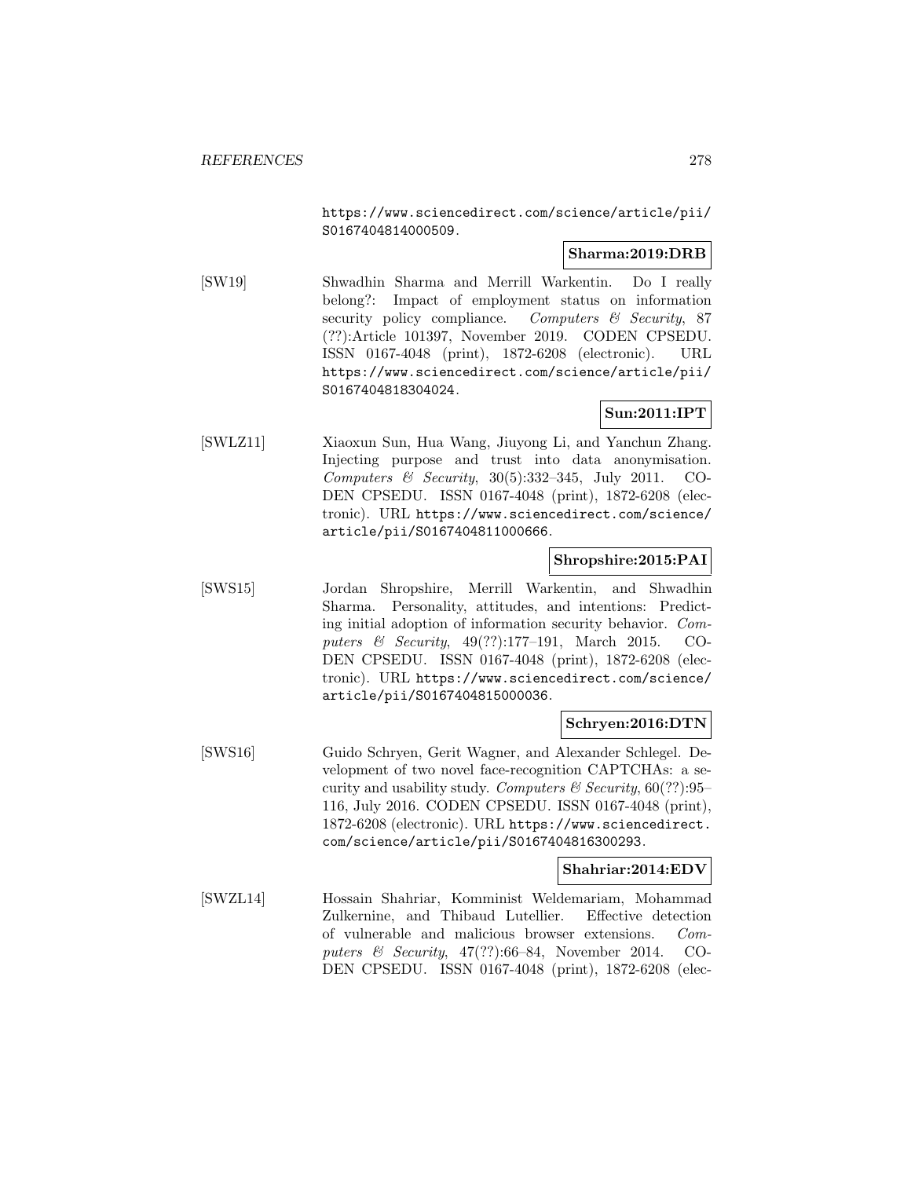https://www.sciencedirect.com/science/article/pii/S0167404814000509.

**Sharma:2019:DRB**

[SW19] Shwadhin Sharma and Merrill Warkentin. Do I really belong?: Impact of employment status on information security policy compliance. *Computers & Security*, 87 (??):Article 101397, November 2019. CODEN CPSEDU. ISSN 0167-4048 (print), 1872-6208 (electronic). URL https://www.sciencedirect.com/science/article/pii/S0167404818304024.

**Sun:2011:IPT**

[SWLZ11] Xiaoxun Sun, Hua Wang, Jiuyong Li, and Yanchun Zhang. Injecting purpose and trust into data anonymisation. *Computers & Security*, 30(5):332–345, July 2011. CODEN CPSEDU. ISSN 0167-4048 (print), 1872-6208 (electronic). URL https://www.sciencedirect.com/science/article/pii/S0167404811000666.

**Shropshire:2015:PAI**

[SWS15] Jordan Shropshire, Merrill Warkentin, and Shwadhin Sharma. Personality, attitudes, and intentions: Predicting initial adoption of information security behavior. *Computers & Security*, 49(??):177–191, March 2015. CODEN CPSEDU. ISSN 0167-4048 (print), 1872-6208 (electronic). URL https://www.sciencedirect.com/science/article/pii/S0167404815000036.

**Schryen:2016:DTN**

[SWS16] Guido Schryen, Gerit Wagner, and Alexander Schlegel. Development of two novel face-recognition CAPTCHAs: a security and usability study. *Computers & Security*, 60(??):95–116, July 2016. CODEN CPSEDU. ISSN 0167-4048 (print), 1872-6208 (electronic). URL https://www.sciencedirect.com/science/article/pii/S0167404816300293.

**Shahriar:2014:EDV**

[SWZL14] Hossain Shahriar, Komminist Weldemariam, Mohammad Zulkernine, and Thibaud Lutellier. Effective detection of vulnerable and malicious browser extensions. *Computers & Security*, 47(??):66–84, November 2014. CODEN CPSEDU. ISSN 0167-4048 (print), 1872-6208 (elec-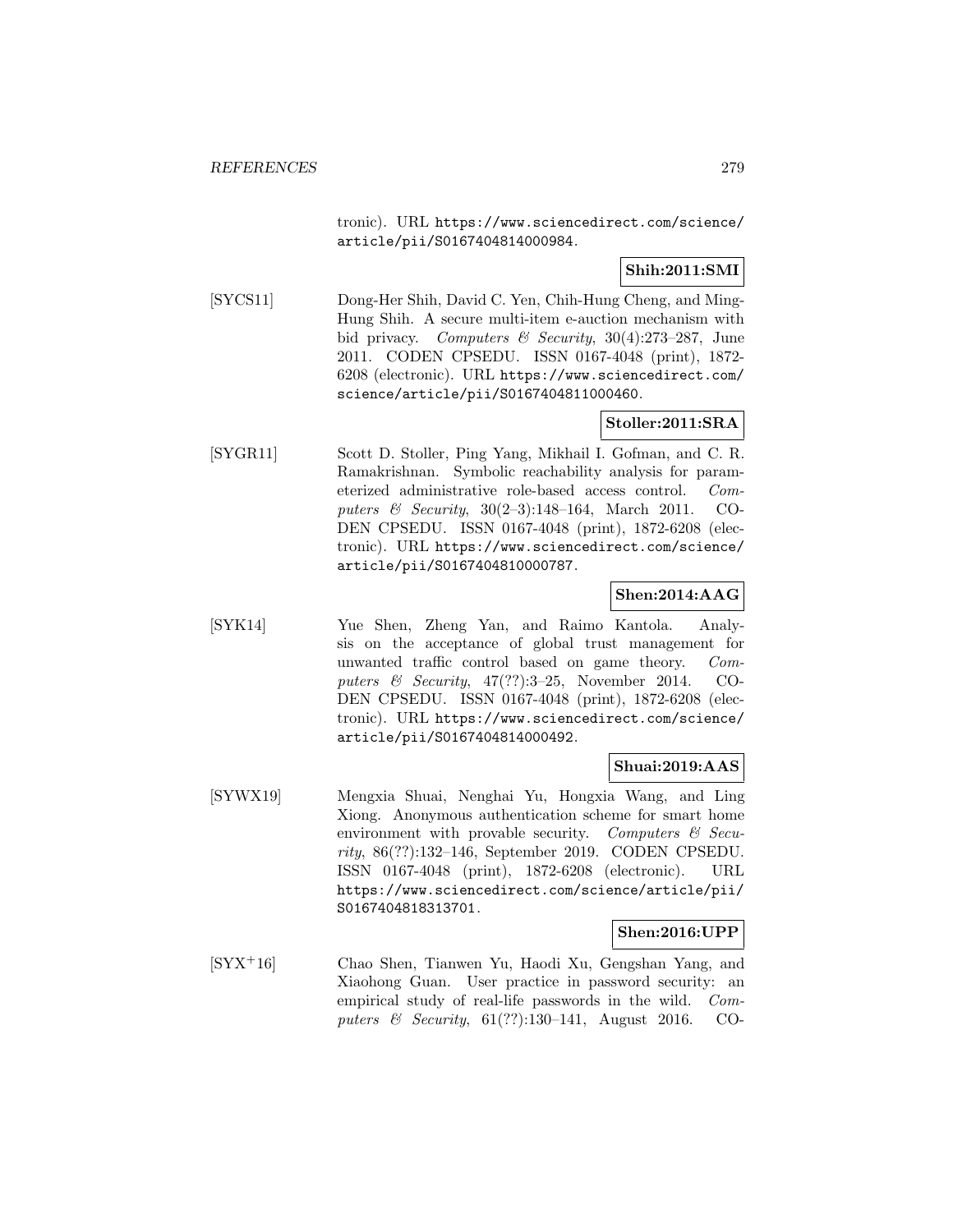tronic). URL https://www.sciencedirect.com/science/article/pii/S0167404814000984.

**Shih:2011:SMI**

[SYCS11] Dong-Her Shih, David C. Yen, Chih-Hung Cheng, and Ming-Hung Shih. A secure multi-item e-auction mechanism with bid privacy. *Computers & Security*, 30(4):273–287, June 2011. CODEN CPSEDU. ISSN 0167-4048 (print), 1872-6208 (electronic). URL https://www.sciencedirect.com/science/article/pii/S0167404811000460.

**Stoller:2011:SRA**

[SYGR11] Scott D. Stoller, Ping Yang, Mikhail I. Gofman, and C. R. Ramakrishnan. Symbolic reachability analysis for parameterized administrative role-based access control. *Computers & Security*, 30(2–3):148–164, March 2011. CODEN CPSEDU. ISSN 0167-4048 (print), 1872-6208 (electronic). URL https://www.sciencedirect.com/science/article/pii/S0167404810000787.

**Shen:2014:AAG**

[SYK14] Yue Shen, Zheng Yan, and Raimo Kantola. Analysis on the acceptance of global trust management for unwanted traffic control based on game theory. *Computers & Security*, 47(??):3–25, November 2014. CODEN CPSEDU. ISSN 0167-4048 (print), 1872-6208 (electronic). URL https://www.sciencedirect.com/science/article/pii/S0167404814000492.

**Shuai:2019:AAS**

[SYWX19] Mengxia Shuai, Nenghai Yu, Hongxia Wang, and Ling Xiong. Anonymous authentication scheme for smart home environment with provable security. *Computers & Security*, 86(??):132–146, September 2019. CODEN CPSEDU. ISSN 0167-4048 (print), 1872-6208 (electronic). URL https://www.sciencedirect.com/science/article/pii/S0167404818313701.

**Shen:2016:UPP**

[SYX+16] Chao Shen, Tianwen Yu, Haodi Xu, Gengshan Yang, and Xiaohong Guan. User practice in password security: an empirical study of real-life passwords in the wild. *Computers & Security*, 61(??):130–141, August 2016. CO-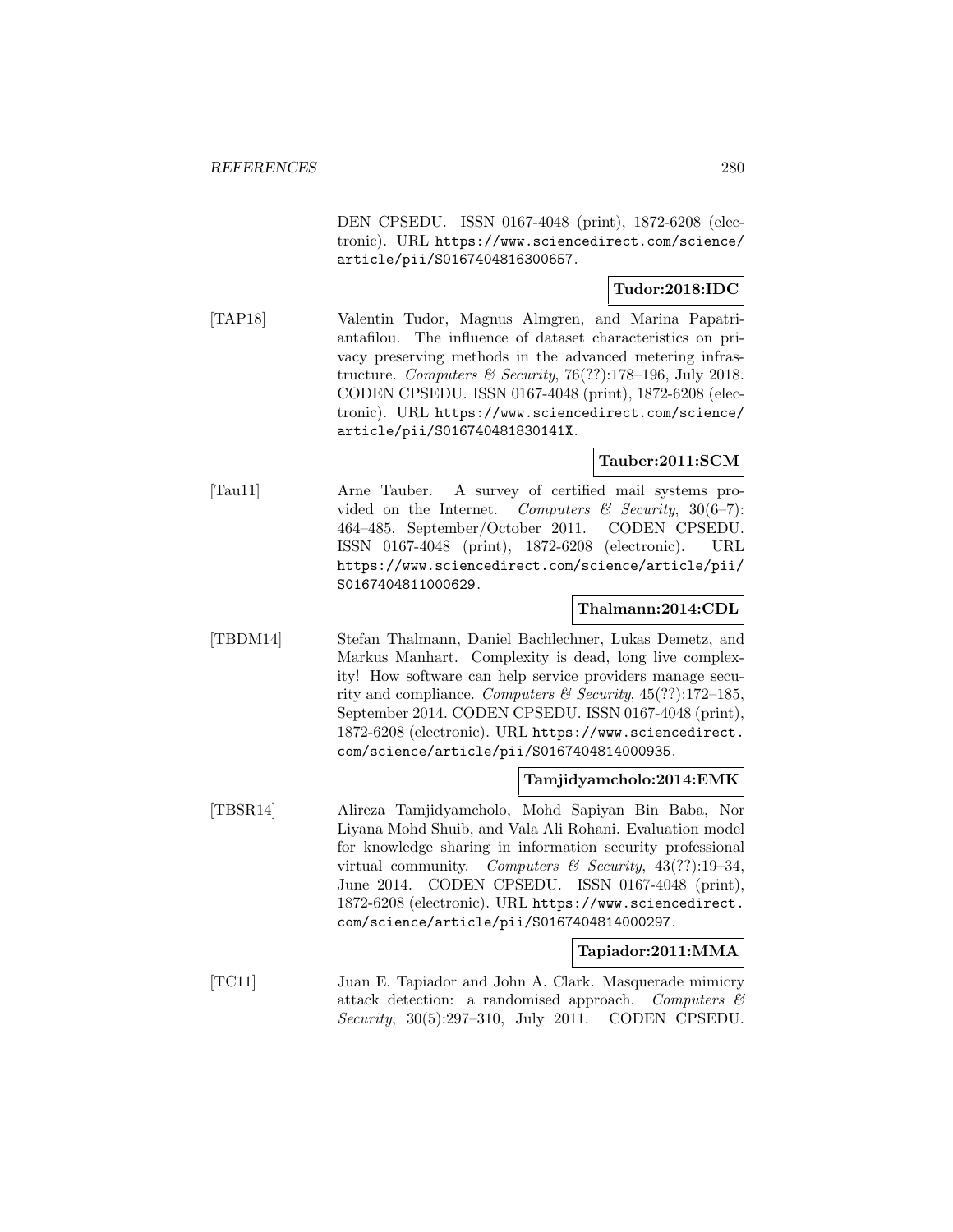DEN CPSEDU. ISSN 0167-4048 (print), 1872-6208 (electronic). URL https://www.sciencedirect.com/science/article/pii/S0167404816300657.

**Tudor:2018:IDC**

[TAP18] Valentin Tudor, Magnus Almgren, and Marina Papatriantafilou. The influence of dataset characteristics on privacy preserving methods in the advanced metering infrastructure. *Computers & Security*, 76(??):178–196, July 2018. CODEN CPSEDU. ISSN 0167-4048 (print), 1872-6208 (electronic). URL https://www.sciencedirect.com/science/article/pii/S016740481830141X.

**Tauber:2011:SCM**

[Tau11] Arne Tauber. A survey of certified mail systems provided on the Internet. *Computers & Security*, 30(6–7): 464–485, September/October 2011. CODEN CPSEDU. ISSN 0167-4048 (print), 1872-6208 (electronic). URL https://www.sciencedirect.com/science/article/pii/S0167404811000629.

**Thalmann:2014:CDL**

[TBDM14] Stefan Thalmann, Daniel Bachlechner, Lukas Demetz, and Markus Manhart. Complexity is dead, long live complexity! How software can help service providers manage security and compliance. *Computers & Security*, 45(??):172–185, September 2014. CODEN CPSEDU. ISSN 0167-4048 (print), 1872-6208 (electronic). URL https://www.sciencedirect.com/science/article/pii/S0167404814000935.

**Tamjidyamcholo:2014:EMK**

[TBSR14] Alireza Tamjidyamcholo, Mohd Sapiyan Bin Baba, Nor Liyana Mohd Shuib, and Vala Ali Rohani. Evaluation model for knowledge sharing in information security professional virtual community. *Computers & Security*, 43(??):19–34, June 2014. CODEN CPSEDU. ISSN 0167-4048 (print), 1872-6208 (electronic). URL https://www.sciencedirect.com/science/article/pii/S0167404814000297.

**Tapiador:2011:MMA**

[TC11] Juan E. Tapiador and John A. Clark. Masquerade mimicry attack detection: a randomised approach. *Computers & Security*, 30(5):297–310, July 2011. CODEN CPSEDU.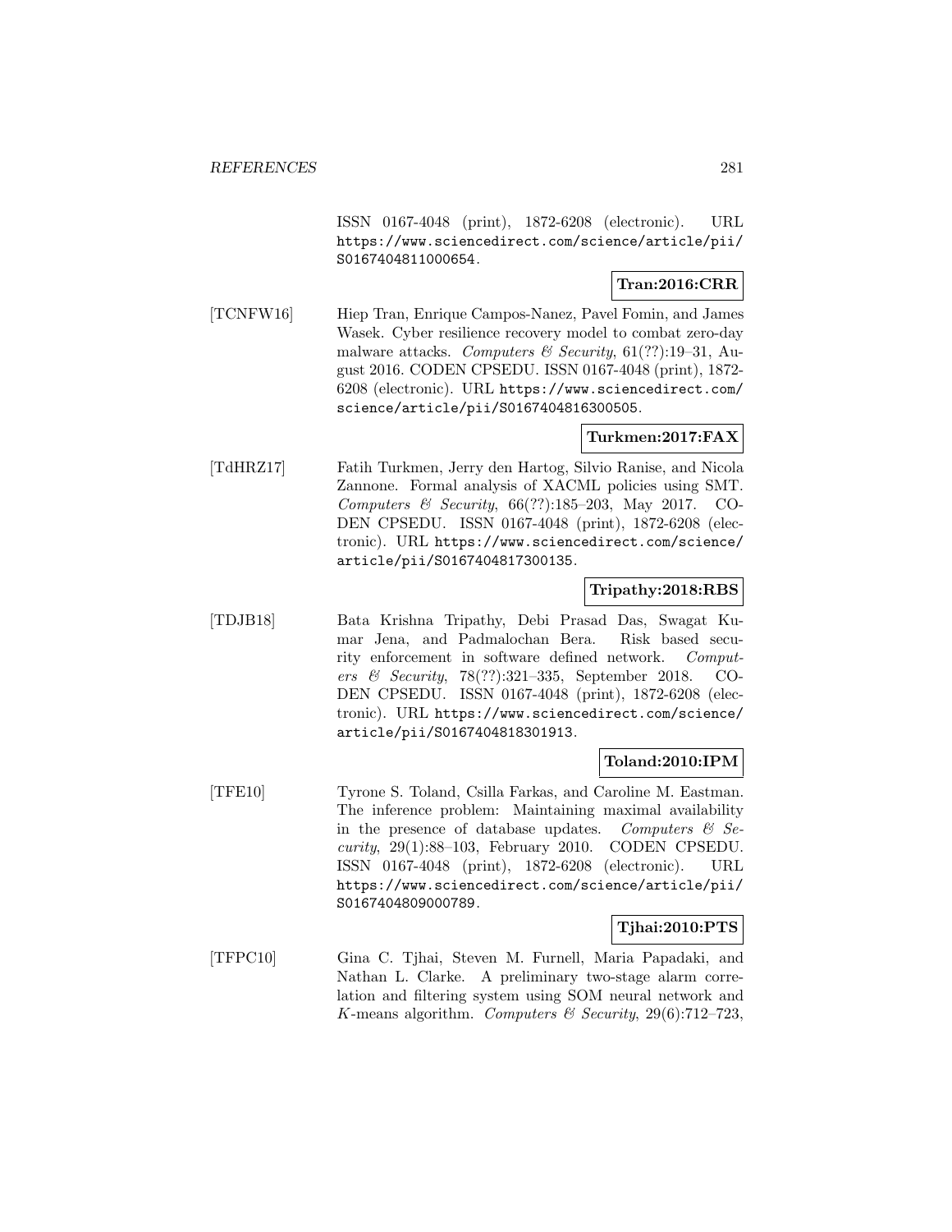ISSN 0167-4048 (print), 1872-6208 (electronic). URL https://www.sciencedirect.com/science/article/pii/S0167404811000654.

**Tran:2016:CRR**

[TCNFW16] Hiep Tran, Enrique Campos-Nanez, Pavel Fomin, and James Wasek. Cyber resilience recovery model to combat zero-day malware attacks. *Computers & Security*, 61(??):19–31, August 2016. CODEN CPSEDU. ISSN 0167-4048 (print), 1872-6208 (electronic). URL https://www.sciencedirect.com/science/article/pii/S0167404816300505.

**Turkmen:2017:FAX**

[TdHRZ17] Fatih Turkmen, Jerry den Hartog, Silvio Ranise, and Nicola Zannone. Formal analysis of XACML policies using SMT. *Computers & Security*, 66(??):185–203, May 2017. CODEN CPSEDU. ISSN 0167-4048 (print), 1872-6208 (electronic). URL https://www.sciencedirect.com/science/article/pii/S0167404817300135.

**Tripathy:2018:RBS**

[TDJB18] Bata Krishna Tripathy, Debi Prasad Das, Swagat Kumar Jena, and Padmalochan Bera. Risk based security enforcement in software defined network. *Computers & Security*, 78(??):321–335, September 2018. CODEN CPSEDU. ISSN 0167-4048 (print), 1872-6208 (electronic). URL https://www.sciencedirect.com/science/article/pii/S0167404818301913.

**Toland:2010:IPM**

[TFE10] Tyrone S. Toland, Csilla Farkas, and Caroline M. Eastman. The inference problem: Maintaining maximal availability in the presence of database updates. *Computers & Security*, 29(1):88–103, February 2010. CODEN CPSEDU. ISSN 0167-4048 (print), 1872-6208 (electronic). URL https://www.sciencedirect.com/science/article/pii/S0167404809000789.

**Tjhai:2010:PTS**

[TFPC10] Gina C. Tjhai, Steven M. Furnell, Maria Papadaki, and Nathan L. Clarke. A preliminary two-stage alarm correlation and filtering system using SOM neural network and $K$-means algorithm. *Computers & Security*, 29(6):712–723,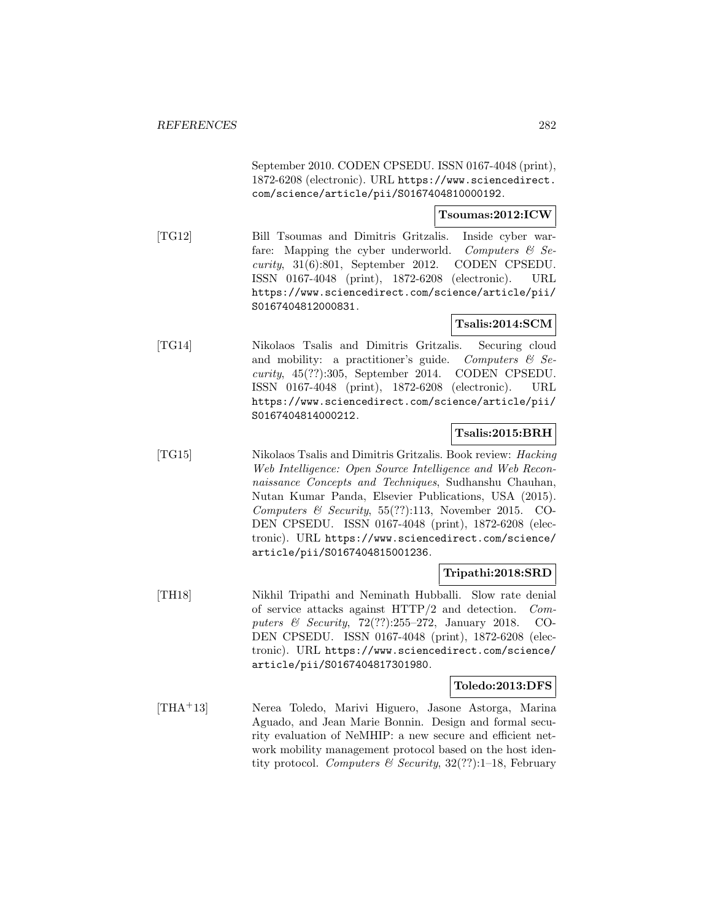September 2010. CODEN CPSEDU. ISSN 0167-4048 (print), 1872-6208 (electronic). URL https://www.sciencedirect.com/science/article/pii/S0167404810000192.

**Tsoumas:2012:ICW**

[TG12] Bill Tsoumas and Dimitris Gritzalis. Inside cyber warfare: Mapping the cyber underworld. *Computers & Security*, 31(6):801, September 2012. CODEN CPSEDU. ISSN 0167-4048 (print), 1872-6208 (electronic). URL https://www.sciencedirect.com/science/article/pii/S0167404812000831.

**Tsalis:2014:SCM**

[TG14] Nikolaos Tsalis and Dimitris Gritzalis. Securing cloud and mobility: a practitioner's guide. *Computers & Security*, 45(??):305, September 2014. CODEN CPSEDU. ISSN 0167-4048 (print), 1872-6208 (electronic). URL https://www.sciencedirect.com/science/article/pii/S0167404814000212.

**Tsalis:2015:BRH**

[TG15] Nikolaos Tsalis and Dimitris Gritzalis. Book review: *Hacking Web Intelligence: Open Source Intelligence and Web Reconnaissance Concepts and Techniques*, Sudhanshu Chauhan, Nutan Kumar Panda, Elsevier Publications, USA (2015). *Computers & Security*, 55(??):113, November 2015. CODEN CPSEDU. ISSN 0167-4048 (print), 1872-6208 (electronic). URL https://www.sciencedirect.com/science/article/pii/S0167404815001236.

**Tripathi:2018:SRD**

[TH18] Nikhil Tripathi and Neminath Hubballi. Slow rate denial of service attacks against HTTP/2 and detection. *Computers & Security*, 72(??):255–272, January 2018. CODEN CPSEDU. ISSN 0167-4048 (print), 1872-6208 (electronic). URL https://www.sciencedirect.com/science/article/pii/S0167404817301980.

**Toledo:2013:DFS**

[THA+13] Nerea Toledo, Marivi Higuero, Jasone Astorga, Marina Aguado, and Jean Marie Bonnin. Design and formal security evaluation of NeMHIP: a new secure and efficient network mobility management protocol based on the host identity protocol. *Computers & Security*, 32(??):1–18, February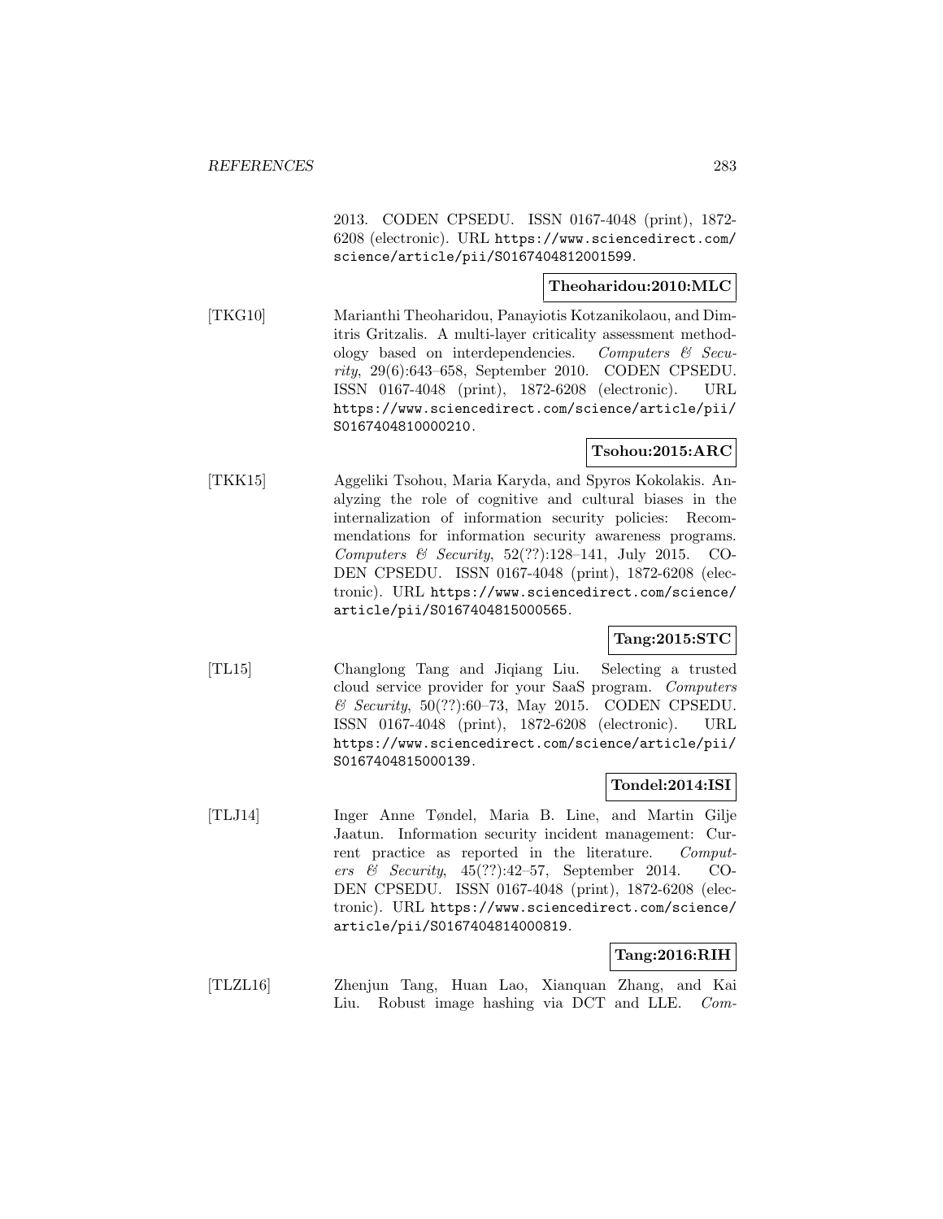2013. CODEN CPSEDU. ISSN 0167-4048 (print), 1872-6208 (electronic). URL https://www.sciencedirect.com/science/article/pii/S0167404812001599.

**Theoharidou:2010:MLC**

[TKG10] Marianthi Theoharidou, Panayiotis Kotzanikolaou, and Dimitris Gritzalis. A multi-layer criticality assessment methodology based on interdependencies. *Computers & Security*, 29(6):643–658, September 2010. CODEN CPSEDU. ISSN 0167-4048 (print), 1872-6208 (electronic). URL https://www.sciencedirect.com/science/article/pii/S0167404810000210.

**Tsohou:2015:ARC**

[TKK15] Aggeliki Tsohou, Maria Karyda, and Spyros Kokolakis. Analyzing the role of cognitive and cultural biases in the internalization of information security policies: Recommendations for information security awareness programs. *Computers & Security*, 52(??):128–141, July 2015. CODEN CPSEDU. ISSN 0167-4048 (print), 1872-6208 (electronic). URL https://www.sciencedirect.com/science/article/pii/S0167404815000565.

**Tang:2015:STC**

[TL15] Changlong Tang and Jiqiang Liu. Selecting a trusted cloud service provider for your SaaS program. *Computers & Security*, 50(??):60–73, May 2015. CODEN CPSEDU. ISSN 0167-4048 (print), 1872-6208 (electronic). URL https://www.sciencedirect.com/science/article/pii/S0167404815000139.

**Tondel:2014:ISI**

[TLJ14] Inger Anne Tøndel, Maria B. Line, and Martin Gilje Jaatun. Information security incident management: Current practice as reported in the literature. *Computers & Security*, 45(??):42–57, September 2014. CODEN CPSEDU. ISSN 0167-4048 (print), 1872-6208 (electronic). URL https://www.sciencedirect.com/science/article/pii/S0167404814000819.

**Tang:2016:RIH**

[TLZL16] Zhenjun Tang, Huan Lao, Xianquan Zhang, and Kai Liu. Robust image hashing via DCT and LLE. *Com-*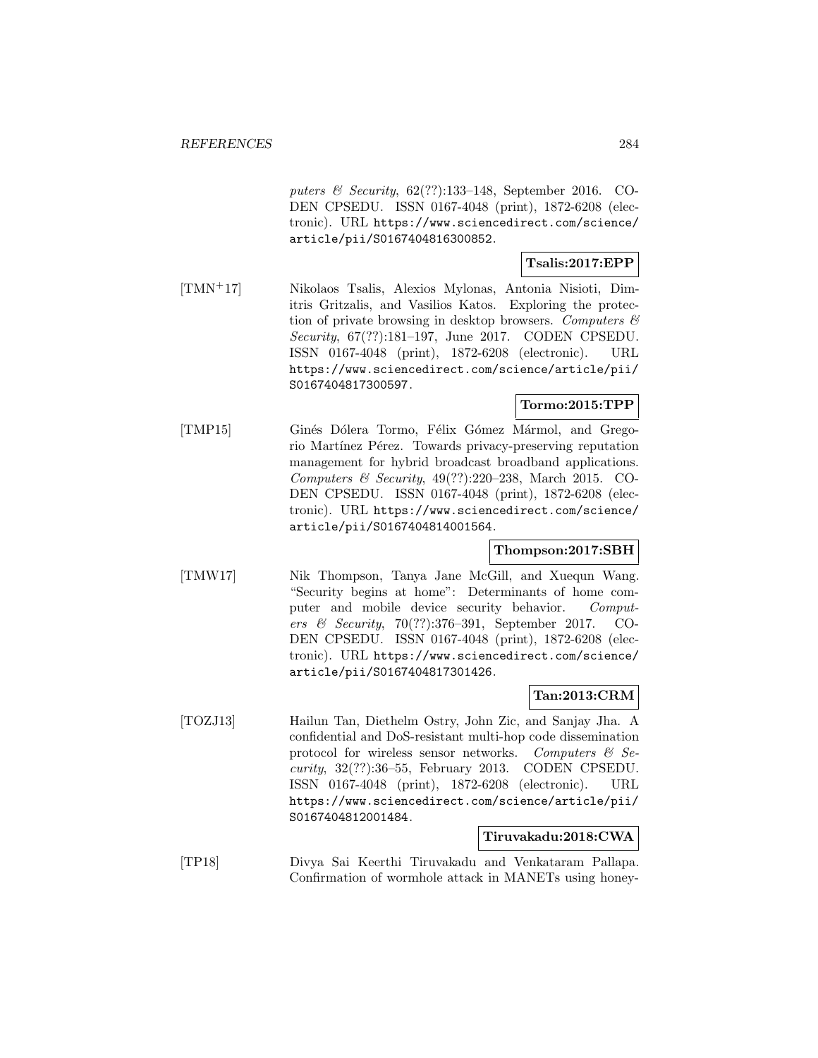*puters & Security*, 62(??):133–148, September 2016. CODEN CPSEDU. ISSN 0167-4048 (print), 1872-6208 (electronic). URL https://www.sciencedirect.com/science/article/pii/S0167404816300852.

**Tsalis:2017:EPP**

[TMN+17] Nikolaos Tsalis, Alexios Mylonas, Antonia Nisioti, Dimitris Gritzalis, and Vasilios Katos. Exploring the protection of private browsing in desktop browsers. *Computers & Security*, 67(??):181–197, June 2017. CODEN CPSEDU. ISSN 0167-4048 (print), 1872-6208 (electronic). URL https://www.sciencedirect.com/science/article/pii/S0167404817300597.

**Tormo:2015:TPP**

[TMP15] Ginés Dólera Tormo, Félix Gómez Mármol, and Gregorio Martínez Pérez. Towards privacy-preserving reputation management for hybrid broadcast broadband applications. *Computers & Security*, 49(??):220–238, March 2015. CODEN CPSEDU. ISSN 0167-4048 (print), 1872-6208 (electronic). URL https://www.sciencedirect.com/science/article/pii/S0167404814001564.

**Thompson:2017:SBH**

[TMW17] Nik Thompson, Tanya Jane McGill, and Xuequn Wang. "Security begins at home": Determinants of home computer and mobile device security behavior. *Computers & Security*, 70(??):376–391, September 2017. CODEN CPSEDU. ISSN 0167-4048 (print), 1872-6208 (electronic). URL https://www.sciencedirect.com/science/article/pii/S0167404817301426.

**Tan:2013:CRM**

[TOZJ13] Hailun Tan, Diethelm Ostry, John Zic, and Sanjay Jha. A confidential and DoS-resistant multi-hop code dissemination protocol for wireless sensor networks. *Computers & Security*, 32(??):36–55, February 2013. CODEN CPSEDU. ISSN 0167-4048 (print), 1872-6208 (electronic). URL https://www.sciencedirect.com/science/article/pii/S0167404812001484.

**Tiruvakadu:2018:CWA**

[TP18] Divya Sai Keerthi Tiruvakadu and Venkataram Pallapa. Confirmation of wormhole attack in MANETs using honey-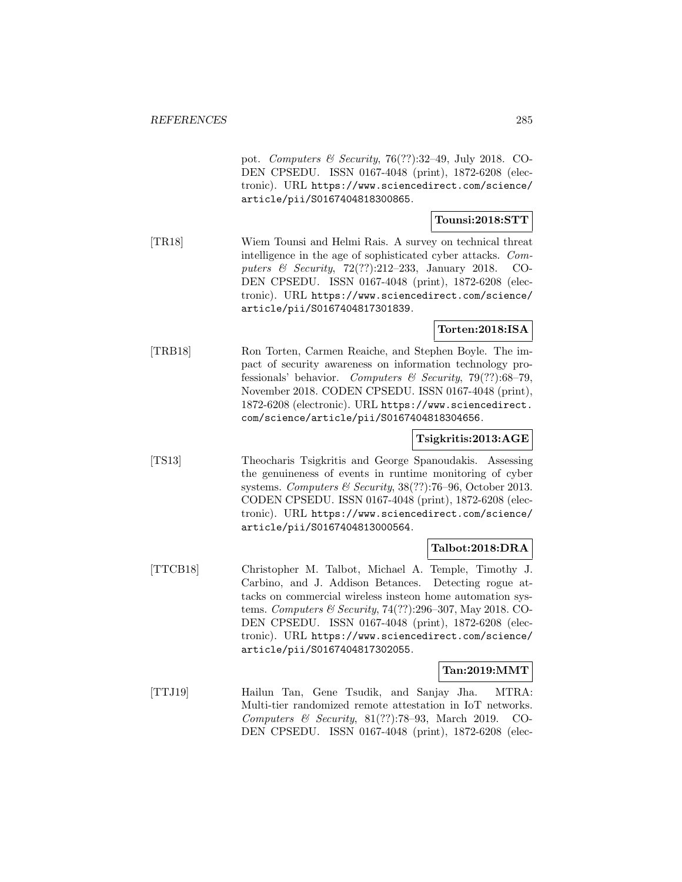pot. *Computers & Security*, 76(??):32–49, July 2018. CODEN CPSEDU. ISSN 0167-4048 (print), 1872-6208 (electronic). URL `https://www.sciencedirect.com/science/article/pii/S0167404818300865`.

**Tounsi:2018:STT**

[TR18] Wiem Tounsi and Helmi Rais. A survey on technical threat intelligence in the age of sophisticated cyber attacks. *Computers & Security*, 72(??):212–233, January 2018. CODEN CPSEDU. ISSN 0167-4048 (print), 1872-6208 (electronic). URL `https://www.sciencedirect.com/science/article/pii/S0167404817301839`.

**Torten:2018:ISA**

[TRB18] Ron Torten, Carmen Reaiche, and Stephen Boyle. The impact of security awareness on information technology professionals' behavior. *Computers & Security*, 79(??):68–79, November 2018. CODEN CPSEDU. ISSN 0167-4048 (print), 1872-6208 (electronic). URL `https://www.sciencedirect.com/science/article/pii/S0167404818304656`.

**Tsigkritis:2013:AGE**

[TS13] Theocharis Tsigkritis and George Spanoudakis. Assessing the genuineness of events in runtime monitoring of cyber systems. *Computers & Security*, 38(??):76–96, October 2013. CODEN CPSEDU. ISSN 0167-4048 (print), 1872-6208 (electronic). URL `https://www.sciencedirect.com/science/article/pii/S0167404813000564`.

**Talbot:2018:DRA**

[TTCB18] Christopher M. Talbot, Michael A. Temple, Timothy J. Carbino, and J. Addison Betances. Detecting rogue attacks on commercial wireless insteon home automation systems. *Computers & Security*, 74(??):296–307, May 2018. CODEN CPSEDU. ISSN 0167-4048 (print), 1872-6208 (electronic). URL `https://www.sciencedirect.com/science/article/pii/S0167404817302055`.

**Tan:2019:MMT**

[TTJ19] Hailun Tan, Gene Tsudik, and Sanjay Jha. MTRA: Multi-tier randomized remote attestation in IoT networks. *Computers & Security*, 81(??):78–93, March 2019. CODEN CPSEDU. ISSN 0167-4048 (print), 1872-6208 (elec-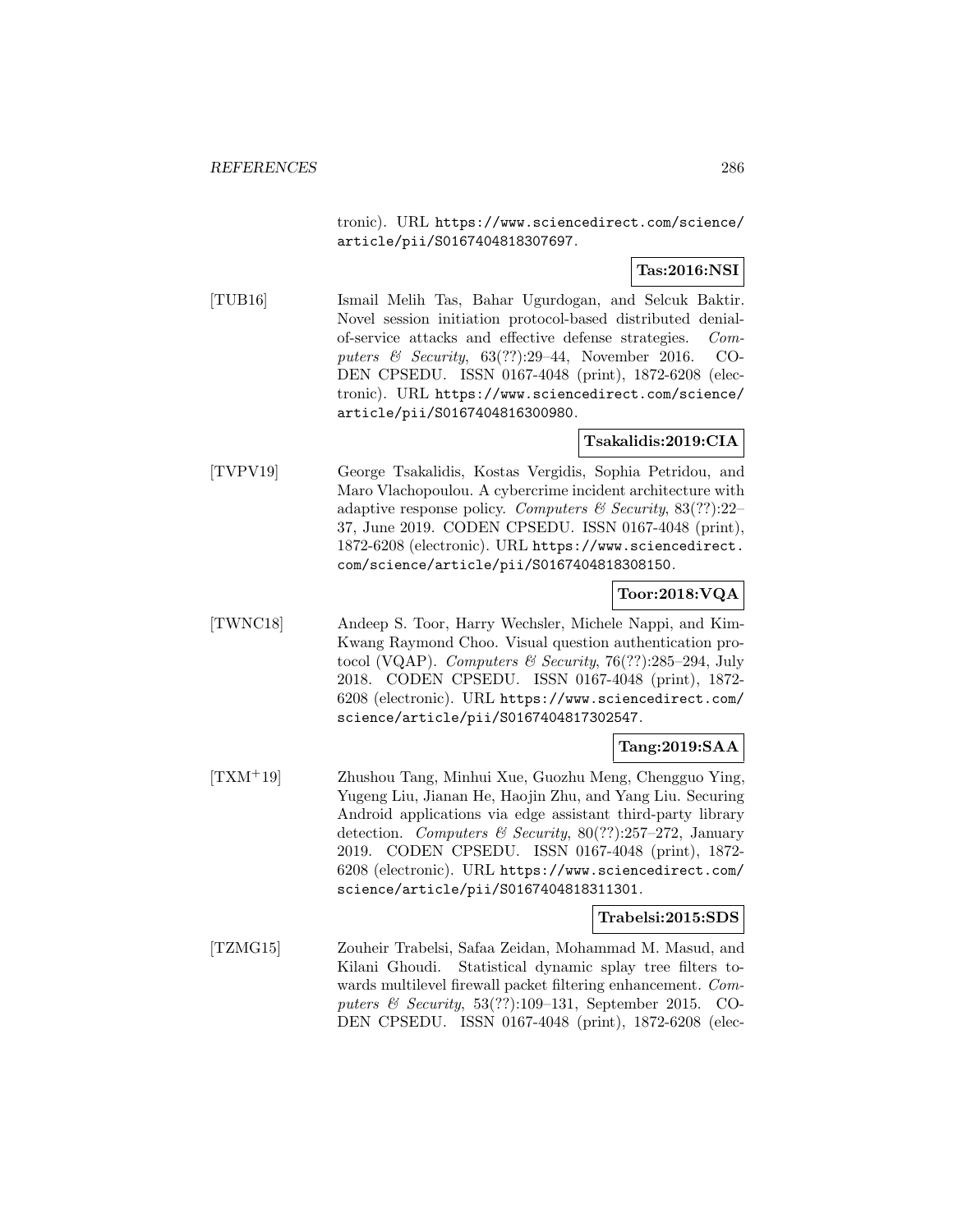tronic). URL https://www.sciencedirect.com/science/article/pii/S0167404818307697.

**Tas:2016:NSI**

[TUB16] Ismail Melih Tas, Bahar Ugurdogan, and Selcuk Baktir. Novel session initiation protocol-based distributed denial-of-service attacks and effective defense strategies. *Computers & Security*, 63(??):29–44, November 2016. CODEN CPSEDU. ISSN 0167-4048 (print), 1872-6208 (electronic). URL https://www.sciencedirect.com/science/article/pii/S0167404816300980.

**Tsakalidis:2019:CIA**

[TVPV19] George Tsakalidis, Kostas Vergidis, Sophia Petridou, and Maro Vlachopoulou. A cybercrime incident architecture with adaptive response policy. *Computers & Security*, 83(??):22–37, June 2019. CODEN CPSEDU. ISSN 0167-4048 (print), 1872-6208 (electronic). URL https://www.sciencedirect.com/science/article/pii/S0167404818308150.

**Toor:2018:VQA**

[TWNC18] Andeep S. Toor, Harry Wechsler, Michele Nappi, and Kim-Kwang Raymond Choo. Visual question authentication protocol (VQAP). *Computers & Security*, 76(??):285–294, July 2018. CODEN CPSEDU. ISSN 0167-4048 (print), 1872-6208 (electronic). URL https://www.sciencedirect.com/science/article/pii/S0167404817302547.

**Tang:2019:SAA**

[TXM+19] Zhushou Tang, Minhui Xue, Guozhu Meng, Chengguo Ying, Yugeng Liu, Jianan He, Haojin Zhu, and Yang Liu. Securing Android applications via edge assistant third-party library detection. *Computers & Security*, 80(??):257–272, January 2019. CODEN CPSEDU. ISSN 0167-4048 (print), 1872-6208 (electronic). URL https://www.sciencedirect.com/science/article/pii/S0167404818311301.

**Trabelsi:2015:SDS**

[TZMG15] Zouheir Trabelsi, Safaa Zeidan, Mohammad M. Masud, and Kilani Ghoudi. Statistical dynamic splay tree filters towards multilevel firewall packet filtering enhancement. *Computers & Security*, 53(??):109–131, September 2015. CODEN CPSEDU. ISSN 0167-4048 (print), 1872-6208 (elec-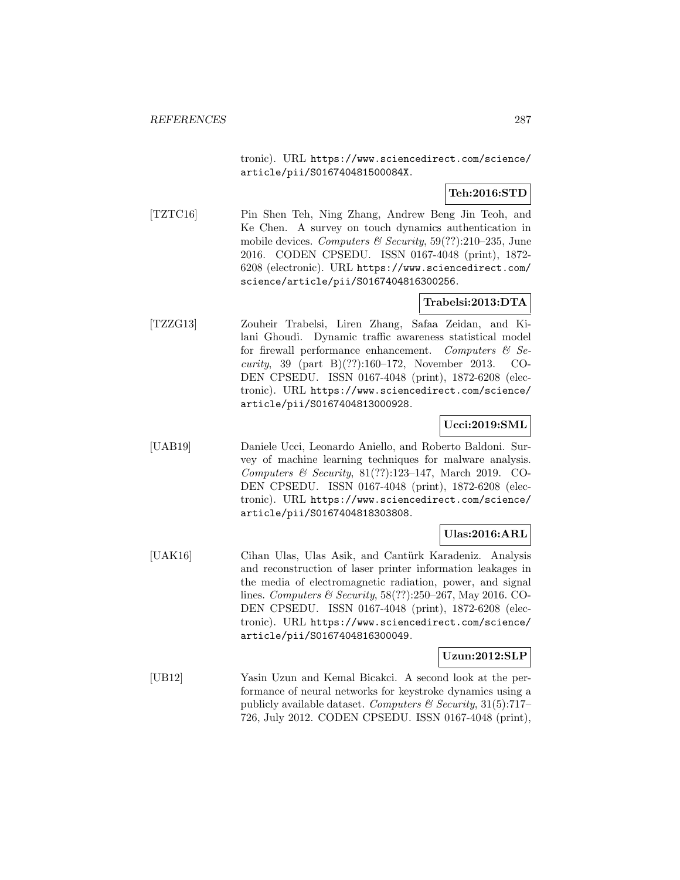tronic). URL https://www.sciencedirect.com/science/article/pii/S016740481500084X.

**Teh:2016:STD**

[TZTC16] Pin Shen Teh, Ning Zhang, Andrew Beng Jin Teoh, and Ke Chen. A survey on touch dynamics authentication in mobile devices. *Computers & Security*, 59(??):210–235, June 2016. CODEN CPSEDU. ISSN 0167-4048 (print), 1872-6208 (electronic). URL https://www.sciencedirect.com/science/article/pii/S0167404816300256.

**Trabelsi:2013:DTA**

[TZZG13] Zouheir Trabelsi, Liren Zhang, Safaa Zeidan, and Kilani Ghoudi. Dynamic traffic awareness statistical model for firewall performance enhancement. *Computers & Security*, 39 (part B)(??):160–172, November 2013. CODEN CPSEDU. ISSN 0167-4048 (print), 1872-6208 (electronic). URL https://www.sciencedirect.com/science/article/pii/S0167404813000928.

**Ucci:2019:SML**

[UAB19] Daniele Ucci, Leonardo Aniello, and Roberto Baldoni. Survey of machine learning techniques for malware analysis. *Computers & Security*, 81(??):123–147, March 2019. CODEN CPSEDU. ISSN 0167-4048 (print), 1872-6208 (electronic). URL https://www.sciencedirect.com/science/article/pii/S0167404818303808.

**Ulas:2016:ARL**

[UAK16] Cihan Ulas, Ulas Asik, and Cantürk Karadeniz. Analysis and reconstruction of laser printer information leakages in the media of electromagnetic radiation, power, and signal lines. *Computers & Security*, 58(??):250–267, May 2016. CODEN CPSEDU. ISSN 0167-4048 (print), 1872-6208 (electronic). URL https://www.sciencedirect.com/science/article/pii/S0167404816300049.

**Uzun:2012:SLP**

[UB12] Yasin Uzun and Kemal Bicakci. A second look at the performance of neural networks for keystroke dynamics using a publicly available dataset. *Computers & Security*, 31(5):717–726, July 2012. CODEN CPSEDU. ISSN 0167-4048 (print),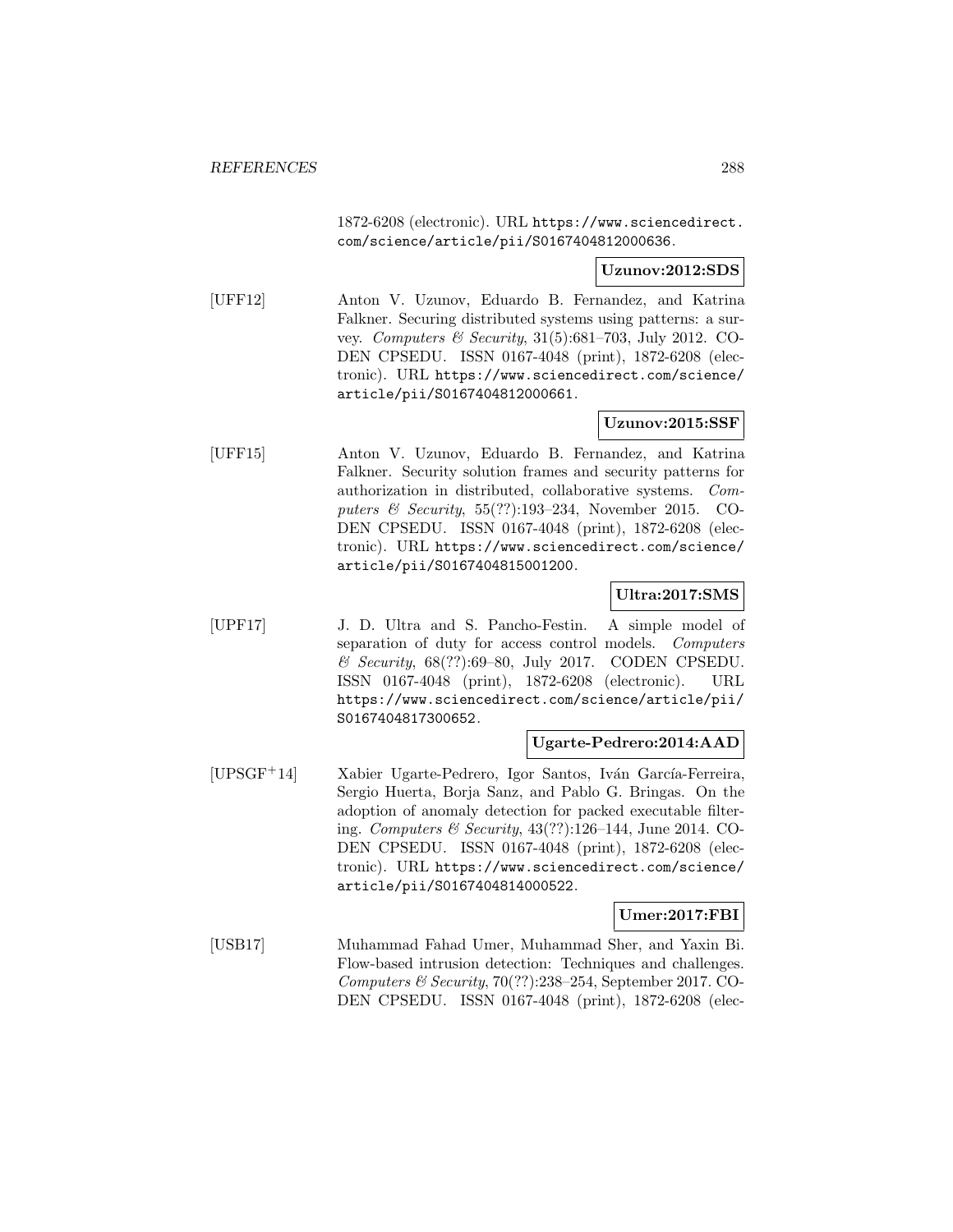1872-6208 (electronic). URL https://www.sciencedirect.com/science/article/pii/S0167404812000636.

**Uzunov:2012:SDS**

[UFF12] Anton V. Uzunov, Eduardo B. Fernandez, and Katrina Falkner. Securing distributed systems using patterns: a survey. *Computers & Security*, 31(5):681–703, July 2012. CODEN CPSEDU. ISSN 0167-4048 (print), 1872-6208 (electronic). URL https://www.sciencedirect.com/science/article/pii/S0167404812000661.

**Uzunov:2015:SSF**

[UFF15] Anton V. Uzunov, Eduardo B. Fernandez, and Katrina Falkner. Security solution frames and security patterns for authorization in distributed, collaborative systems. *Computers & Security*, 55(??):193–234, November 2015. CODEN CPSEDU. ISSN 0167-4048 (print), 1872-6208 (electronic). URL https://www.sciencedirect.com/science/article/pii/S0167404815001200.

**Ultra:2017:SMS**

[UPF17] J. D. Ultra and S. Pancho-Festin. A simple model of separation of duty for access control models. *Computers & Security*, 68(??):69–80, July 2017. CODEN CPSEDU. ISSN 0167-4048 (print), 1872-6208 (electronic). URL https://www.sciencedirect.com/science/article/pii/S0167404817300652.

**Ugarte-Pedrero:2014:AAD**

[UPSGF+14] Xabier Ugarte-Pedrero, Igor Santos, Iván García-Ferreira, Sergio Huerta, Borja Sanz, and Pablo G. Bringas. On the adoption of anomaly detection for packed executable filtering. *Computers & Security*, 43(??):126–144, June 2014. CODEN CPSEDU. ISSN 0167-4048 (print), 1872-6208 (electronic). URL https://www.sciencedirect.com/science/article/pii/S0167404814000522.

**Umer:2017:FBI**

[USB17] Muhammad Fahad Umer, Muhammad Sher, and Yaxin Bi. Flow-based intrusion detection: Techniques and challenges. *Computers & Security*, 70(??):238–254, September 2017. CODEN CPSEDU. ISSN 0167-4048 (print), 1872-6208 (elec-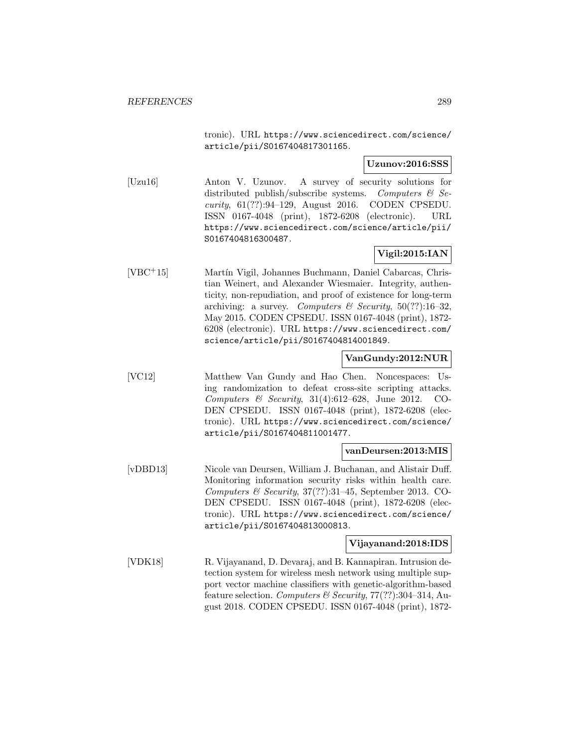tronic). URL https://www.sciencedirect.com/science/article/pii/S0167404817301165.

**Uzunov:2016:SSS**

[Uzu16] Anton V. Uzunov. A survey of security solutions for distributed publish/subscribe systems. *Computers & Security*, 61(??):94–129, August 2016. CODEN CPSEDU. ISSN 0167-4048 (print), 1872-6208 (electronic). URL https://www.sciencedirect.com/science/article/pii/S0167404816300487.

**Vigil:2015:IAN**

[VBC+15] Martín Vigil, Johannes Buchmann, Daniel Cabarcas, Christian Weinert, and Alexander Wiesmaier. Integrity, authenticity, non-repudiation, and proof of existence for long-term archiving: a survey. *Computers & Security*, 50(??):16–32, May 2015. CODEN CPSEDU. ISSN 0167-4048 (print), 1872-6208 (electronic). URL https://www.sciencedirect.com/science/article/pii/S0167404814001849.

**VanGundy:2012:NUR**

[VC12] Matthew Van Gundy and Hao Chen. Noncespaces: Using randomization to defeat cross-site scripting attacks. *Computers & Security*, 31(4):612–628, June 2012. CODEN CPSEDU. ISSN 0167-4048 (print), 1872-6208 (electronic). URL https://www.sciencedirect.com/science/article/pii/S0167404811001477.

**vanDeursen:2013:MIS**

[vDBD13] Nicole van Deursen, William J. Buchanan, and Alistair Duff. Monitoring information security risks within health care. *Computers & Security*, 37(??):31–45, September 2013. CODEN CPSEDU. ISSN 0167-4048 (print), 1872-6208 (electronic). URL https://www.sciencedirect.com/science/article/pii/S0167404813000813.

**Vijayanand:2018:IDS**

[VDK18] R. Vijayanand, D. Devaraj, and B. Kannapiran. Intrusion detection system for wireless mesh network using multiple support vector machine classifiers with genetic-algorithm-based feature selection. *Computers & Security*, 77(??):304–314, August 2018. CODEN CPSEDU. ISSN 0167-4048 (print), 1872-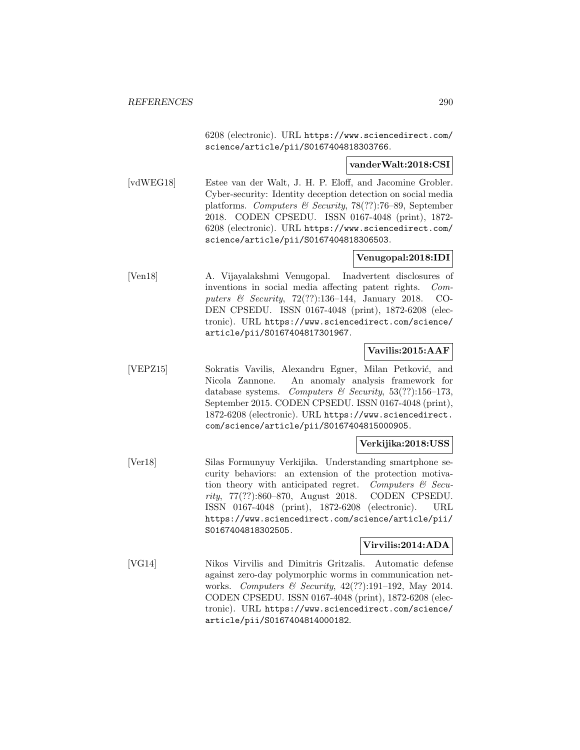6208 (electronic). URL https://www.sciencedirect.com/science/article/pii/S0167404818303766.

**vanderWalt:2018:CSI**

[vdWEG18] Estee van der Walt, J. H. P. Eloff, and Jacomine Grobler. Cyber-security: Identity deception detection on social media platforms. *Computers & Security*, 78(??):76–89, September 2018. CODEN CPSEDU. ISSN 0167-4048 (print), 1872-6208 (electronic). URL https://www.sciencedirect.com/science/article/pii/S0167404818306503.

**Venugopal:2018:IDI**

[Ven18] A. Vijayalakshmi Venugopal. Inadvertent disclosures of inventions in social media affecting patent rights. *Computers & Security*, 72(??):136–144, January 2018. CODEN CPSEDU. ISSN 0167-4048 (print), 1872-6208 (electronic). URL https://www.sciencedirect.com/science/article/pii/S0167404817301967.

**Vavilis:2015:AAF**

[VEPZ15] Sokratis Vavilis, Alexandru Egner, Milan Petković, and Nicola Zannone. An anomaly analysis framework for database systems. *Computers & Security*, 53(??):156–173, September 2015. CODEN CPSEDU. ISSN 0167-4048 (print), 1872-6208 (electronic). URL https://www.sciencedirect.com/science/article/pii/S0167404815000905.

**Verkijika:2018:USS**

[Ver18] Silas Formunyuy Verkijika. Understanding smartphone security behaviors: an extension of the protection motivation theory with anticipated regret. *Computers & Security*, 77(??):860–870, August 2018. CODEN CPSEDU. ISSN 0167-4048 (print), 1872-6208 (electronic). URL https://www.sciencedirect.com/science/article/pii/S0167404818302505.

**Virvilis:2014:ADA**

[VG14] Nikos Virvilis and Dimitris Gritzalis. Automatic defense against zero-day polymorphic worms in communication networks. *Computers & Security*, 42(??):191–192, May 2014. CODEN CPSEDU. ISSN 0167-4048 (print), 1872-6208 (electronic). URL https://www.sciencedirect.com/science/article/pii/S0167404814000182.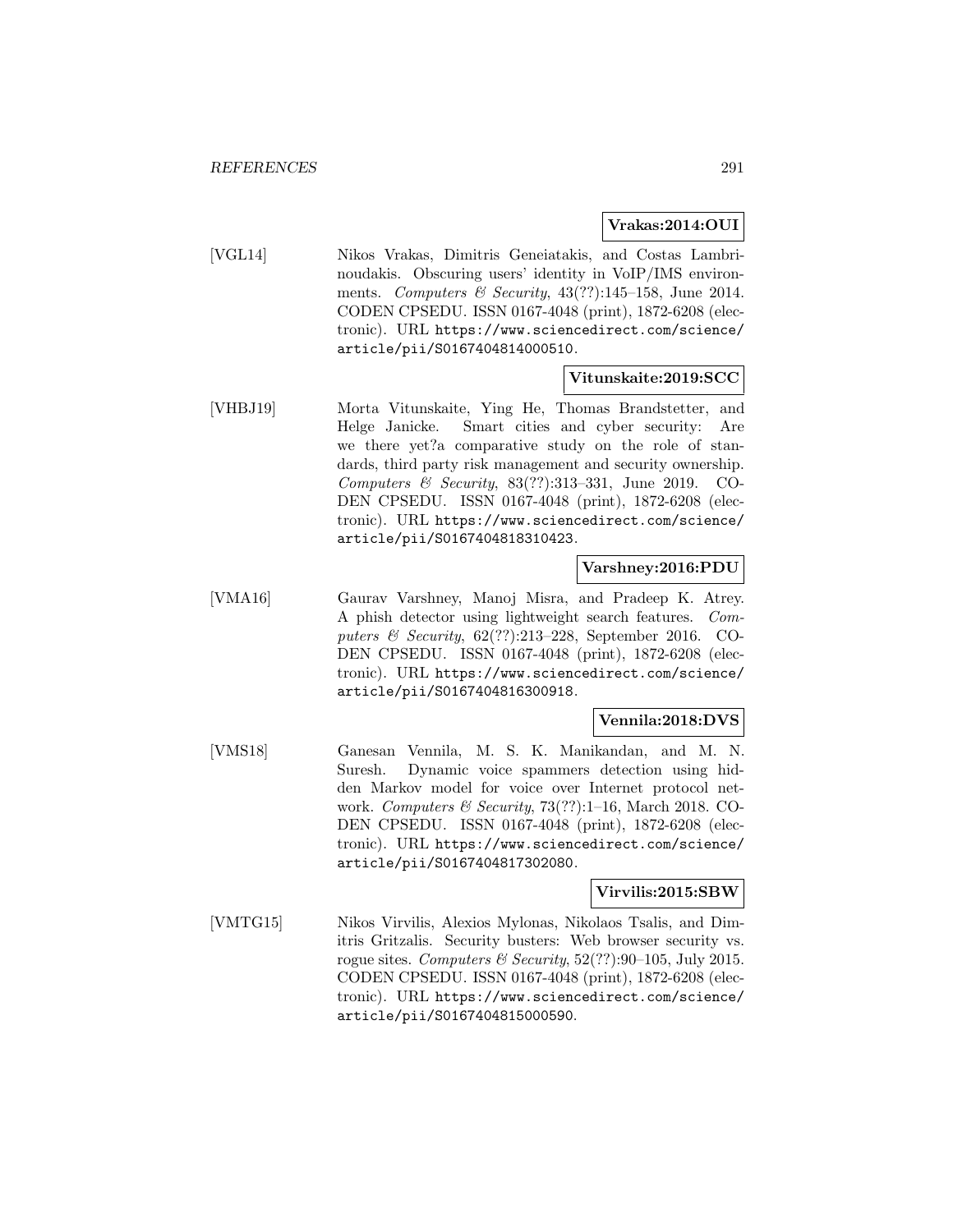**Vrakas:2014:OUI**

[VGL14] Nikos Vrakas, Dimitris Geneiatakis, and Costas Lambrinoudakis. Obscuring users' identity in VoIP/IMS environments. *Computers & Security*, 43(??):145–158, June 2014. CODEN CPSEDU. ISSN 0167-4048 (print), 1872-6208 (electronic). URL https://www.sciencedirect.com/science/article/pii/S0167404814000510.

**Vitunskaite:2019:SCC**

[VHBJ19] Morta Vitunskaite, Ying He, Thomas Brandstetter, and Helge Janicke. Smart cities and cyber security: Are we there yet?a comparative study on the role of standards, third party risk management and security ownership. *Computers & Security*, 83(??):313–331, June 2019. CODEN CPSEDU. ISSN 0167-4048 (print), 1872-6208 (electronic). URL https://www.sciencedirect.com/science/article/pii/S0167404818310423.

**Varshney:2016:PDU**

[VMA16] Gaurav Varshney, Manoj Misra, and Pradeep K. Atrey. A phish detector using lightweight search features. *Computers & Security*, 62(??):213–228, September 2016. CODEN CPSEDU. ISSN 0167-4048 (print), 1872-6208 (electronic). URL https://www.sciencedirect.com/science/article/pii/S0167404816300918.

**Vennila:2018:DVS**

[VMS18] Ganesan Vennila, M. S. K. Manikandan, and M. N. Suresh. Dynamic voice spammers detection using hidden Markov model for voice over Internet protocol network. *Computers & Security*, 73(??):1–16, March 2018. CODEN CPSEDU. ISSN 0167-4048 (print), 1872-6208 (electronic). URL https://www.sciencedirect.com/science/article/pii/S0167404817302080.

**Virvilis:2015:SBW**

[VMTG15] Nikos Virvilis, Alexios Mylonas, Nikolaos Tsalis, and Dimitris Gritzalis. Security busters: Web browser security vs. rogue sites. *Computers & Security*, 52(??):90–105, July 2015. CODEN CPSEDU. ISSN 0167-4048 (print), 1872-6208 (electronic). URL https://www.sciencedirect.com/science/article/pii/S0167404815000590.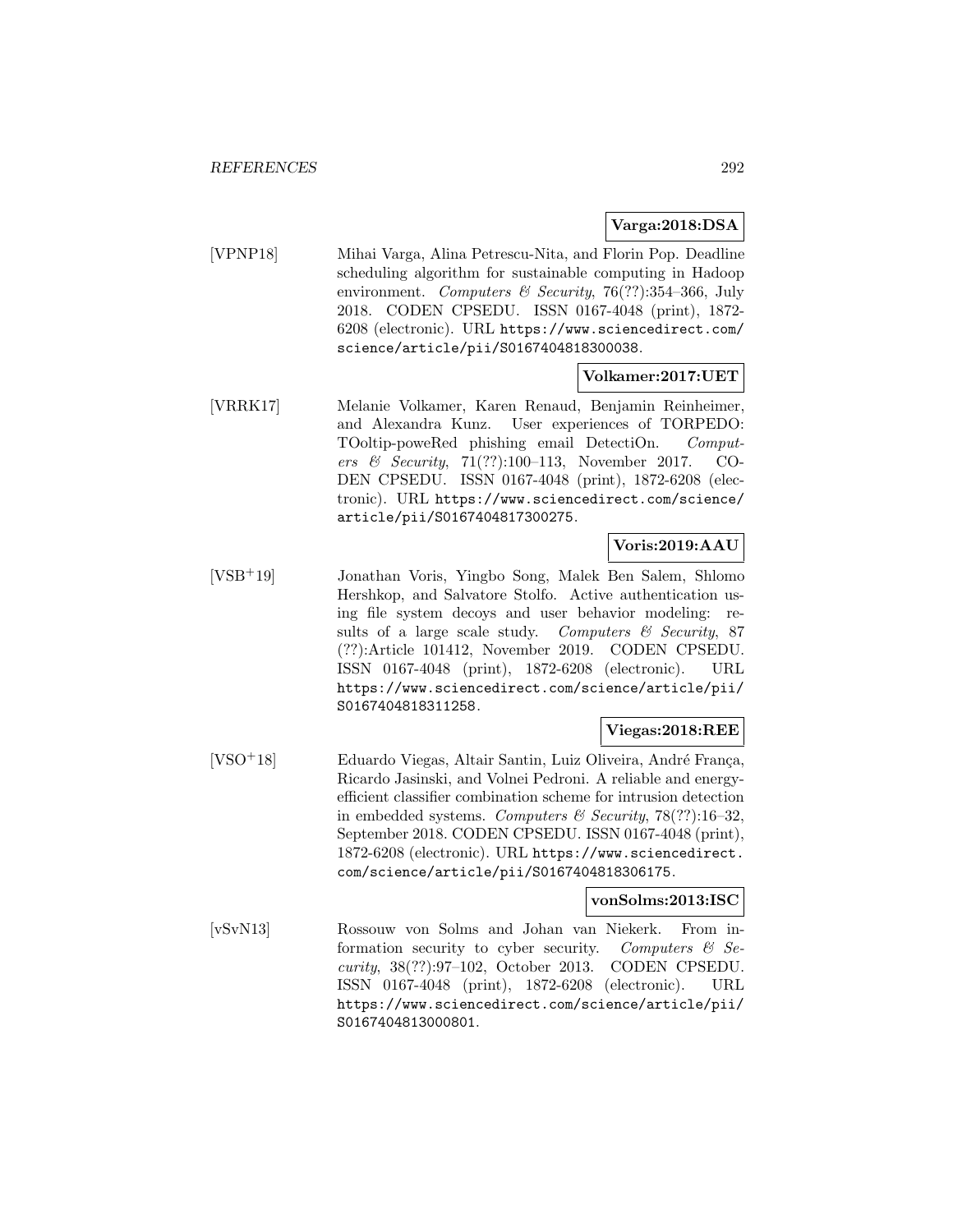**Varga:2018:DSA**

[VPNP18] Mihai Varga, Alina Petrescu-Nita, and Florin Pop. Deadline scheduling algorithm for sustainable computing in Hadoop environment. *Computers & Security*, 76(??):354–366, July 2018. CODEN CPSEDU. ISSN 0167-4048 (print), 1872-6208 (electronic). URL `https://www.sciencedirect.com/science/article/pii/S0167404818300038`.

**Volkamer:2017:UET**

[VRRK17] Melanie Volkamer, Karen Renaud, Benjamin Reinheimer, and Alexandra Kunz. User experiences of TORPEDO: TOoltip-poweRed phishing email DetectiOn. *Computers & Security*, 71(??):100–113, November 2017. CODEN CPSEDU. ISSN 0167-4048 (print), 1872-6208 (electronic). URL `https://www.sciencedirect.com/science/article/pii/S0167404817300275`.

**Voris:2019:AAU**

[VSB+19] Jonathan Voris, Yingbo Song, Malek Ben Salem, Shlomo Hershkop, and Salvatore Stolfo. Active authentication using file system decoys and user behavior modeling: results of a large scale study. *Computers & Security*, 87 (??):Article 101412, November 2019. CODEN CPSEDU. ISSN 0167-4048 (print), 1872-6208 (electronic). URL `https://www.sciencedirect.com/science/article/pii/S0167404818311258`.

**Viegas:2018:REE**

[VSO+18] Eduardo Viegas, Altair Santin, Luiz Oliveira, André França, Ricardo Jasinski, and Volnei Pedroni. A reliable and energy-efficient classifier combination scheme for intrusion detection in embedded systems. *Computers & Security*, 78(??):16–32, September 2018. CODEN CPSEDU. ISSN 0167-4048 (print), 1872-6208 (electronic). URL `https://www.sciencedirect.com/science/article/pii/S0167404818306175`.

**vonSolms:2013:ISC**

[vSvN13] Rossouw von Solms and Johan van Niekerk. From information security to cyber security. *Computers & Security*, 38(??):97–102, October 2013. CODEN CPSEDU. ISSN 0167-4048 (print), 1872-6208 (electronic). URL `https://www.sciencedirect.com/science/article/pii/S0167404813000801`.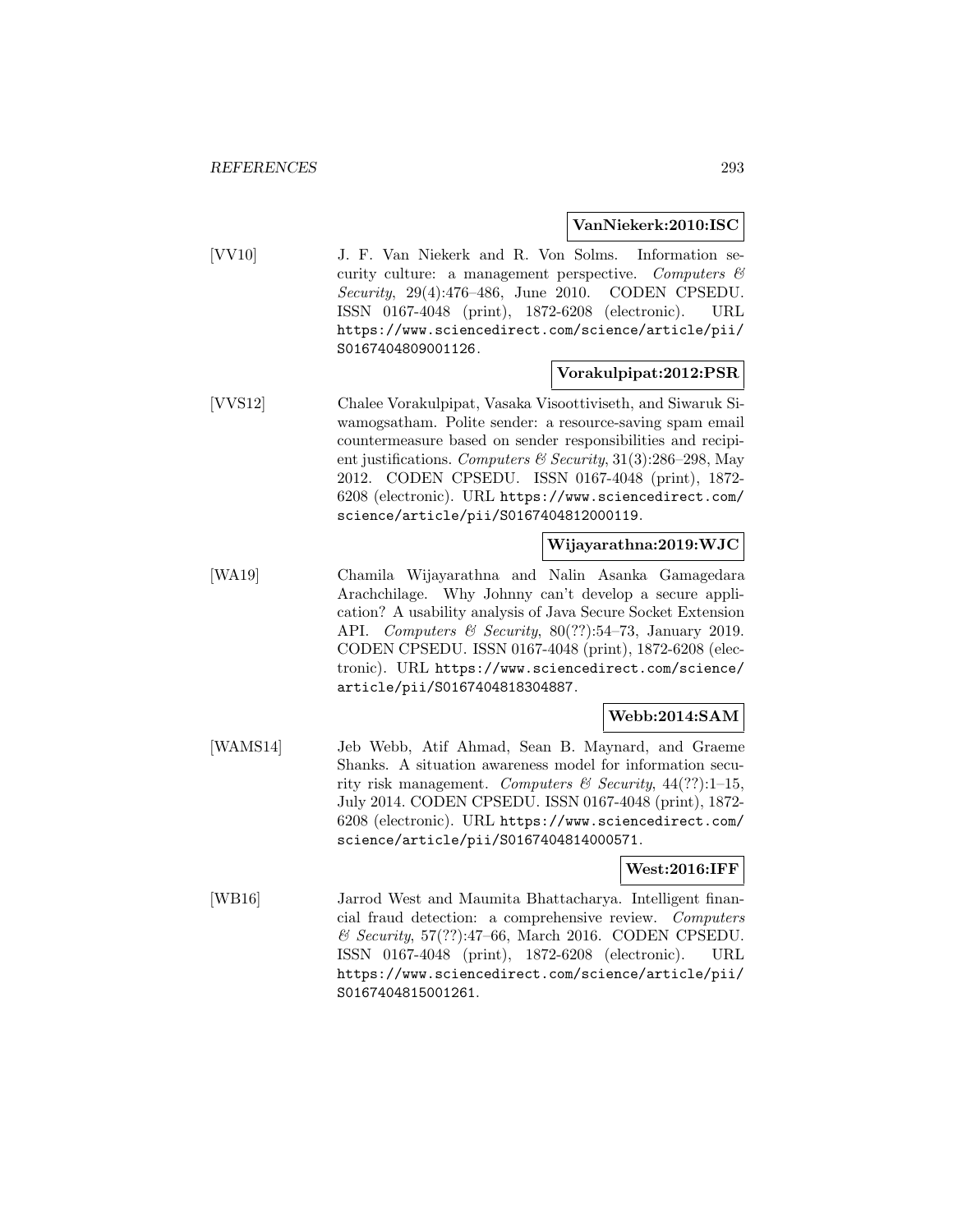**VanNiekerk:2010:ISC**

[VV10] J. F. Van Niekerk and R. Von Solms. Information security culture: a management perspective. *Computers & Security*, 29(4):476–486, June 2010. CODEN CPSEDU. ISSN 0167-4048 (print), 1872-6208 (electronic). URL https://www.sciencedirect.com/science/article/pii/S0167404809001126.

**Vorakulpipat:2012:PSR**

[VVS12] Chalee Vorakulpipat, Vasaka Visoottiviseth, and Siwaruk Siwamogsatham. Polite sender: a resource-saving spam email countermeasure based on sender responsibilities and recipient justifications. *Computers & Security*, 31(3):286–298, May 2012. CODEN CPSEDU. ISSN 0167-4048 (print), 1872-6208 (electronic). URL https://www.sciencedirect.com/science/article/pii/S0167404812000119.

**Wijayarathna:2019:WJC**

[WA19] Chamila Wijayarathna and Nalin Asanka Gamagedara Arachchilage. Why Johnny can't develop a secure application? A usability analysis of Java Secure Socket Extension API. *Computers & Security*, 80(??):54–73, January 2019. CODEN CPSEDU. ISSN 0167-4048 (print), 1872-6208 (electronic). URL https://www.sciencedirect.com/science/article/pii/S0167404818304887.

**Webb:2014:SAM**

[WAMS14] Jeb Webb, Atif Ahmad, Sean B. Maynard, and Graeme Shanks. A situation awareness model for information security risk management. *Computers & Security*, 44(??):1–15, July 2014. CODEN CPSEDU. ISSN 0167-4048 (print), 1872-6208 (electronic). URL https://www.sciencedirect.com/science/article/pii/S0167404814000571.

**West:2016:IFF**

[WB16] Jarrod West and Maumita Bhattacharya. Intelligent financial fraud detection: a comprehensive review. *Computers & Security*, 57(??):47–66, March 2016. CODEN CPSEDU. ISSN 0167-4048 (print), 1872-6208 (electronic). URL https://www.sciencedirect.com/science/article/pii/S0167404815001261.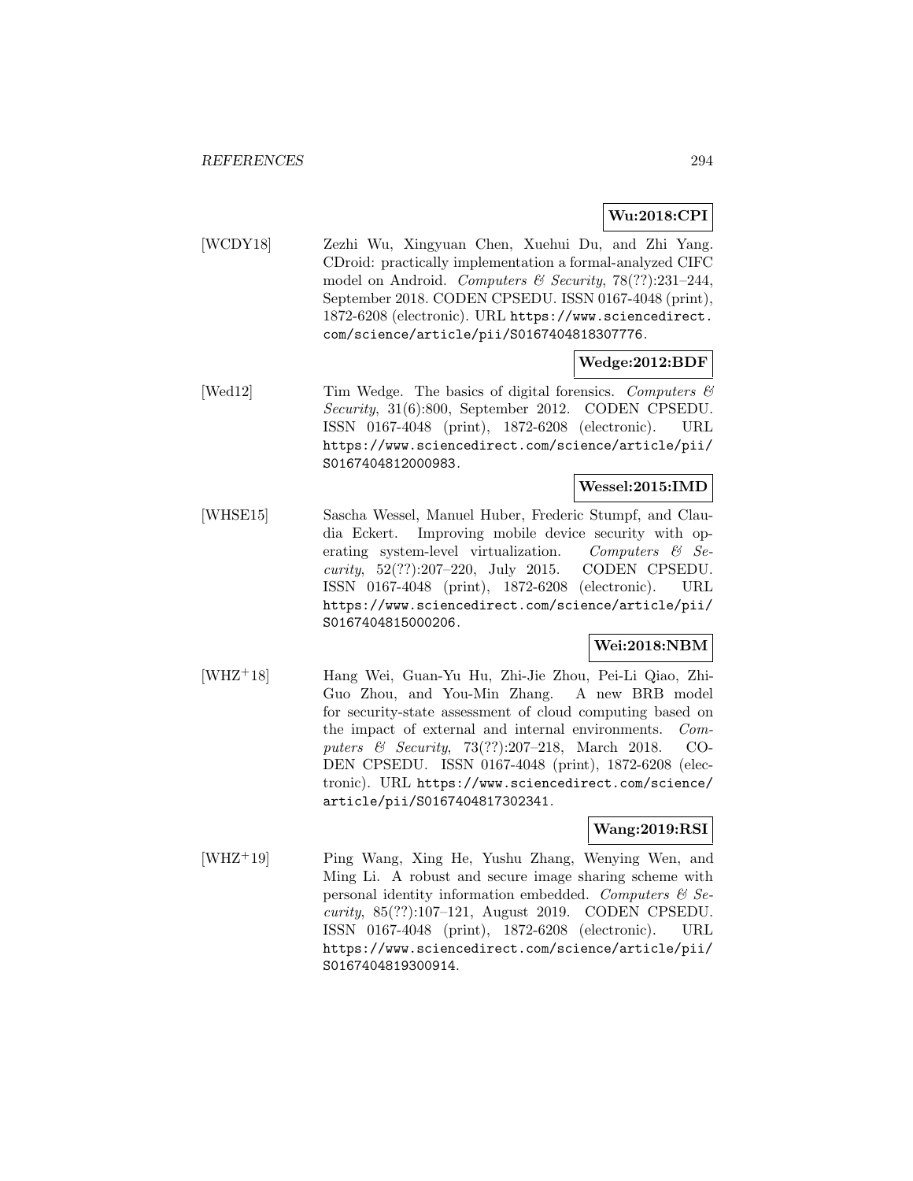**Wu:2018:CPI**

[WCDY18] Zezhi Wu, Xingyuan Chen, Xuehui Du, and Zhi Yang. CDroid: practically implementation a formal-analyzed CIFC model on Android. *Computers & Security*, 78(??):231–244, September 2018. CODEN CPSEDU. ISSN 0167-4048 (print), 1872-6208 (electronic). URL https://www.sciencedirect.com/science/article/pii/S0167404818307776.

**Wedge:2012:BDF**

[Wed12] Tim Wedge. The basics of digital forensics. *Computers & Security*, 31(6):800, September 2012. CODEN CPSEDU. ISSN 0167-4048 (print), 1872-6208 (electronic). URL https://www.sciencedirect.com/science/article/pii/S0167404812000983.

**Wessel:2015:IMD**

[WHSE15] Sascha Wessel, Manuel Huber, Frederic Stumpf, and Claudia Eckert. Improving mobile device security with operating system-level virtualization. *Computers & Security*, 52(??):207–220, July 2015. CODEN CPSEDU. ISSN 0167-4048 (print), 1872-6208 (electronic). URL https://www.sciencedirect.com/science/article/pii/S0167404815000206.

**Wei:2018:NBM**

[WHZ+18] Hang Wei, Guan-Yu Hu, Zhi-Jie Zhou, Pei-Li Qiao, Zhi-Guo Zhou, and You-Min Zhang. A new BRB model for security-state assessment of cloud computing based on the impact of external and internal environments. *Computers & Security*, 73(??):207–218, March 2018. CODEN CPSEDU. ISSN 0167-4048 (print), 1872-6208 (electronic). URL https://www.sciencedirect.com/science/article/pii/S0167404817302341.

**Wang:2019:RSI**

[WHZ+19] Ping Wang, Xing He, Yushu Zhang, Wenying Wen, and Ming Li. A robust and secure image sharing scheme with personal identity information embedded. *Computers & Security*, 85(??):107–121, August 2019. CODEN CPSEDU. ISSN 0167-4048 (print), 1872-6208 (electronic). URL https://www.sciencedirect.com/science/article/pii/S0167404819300914.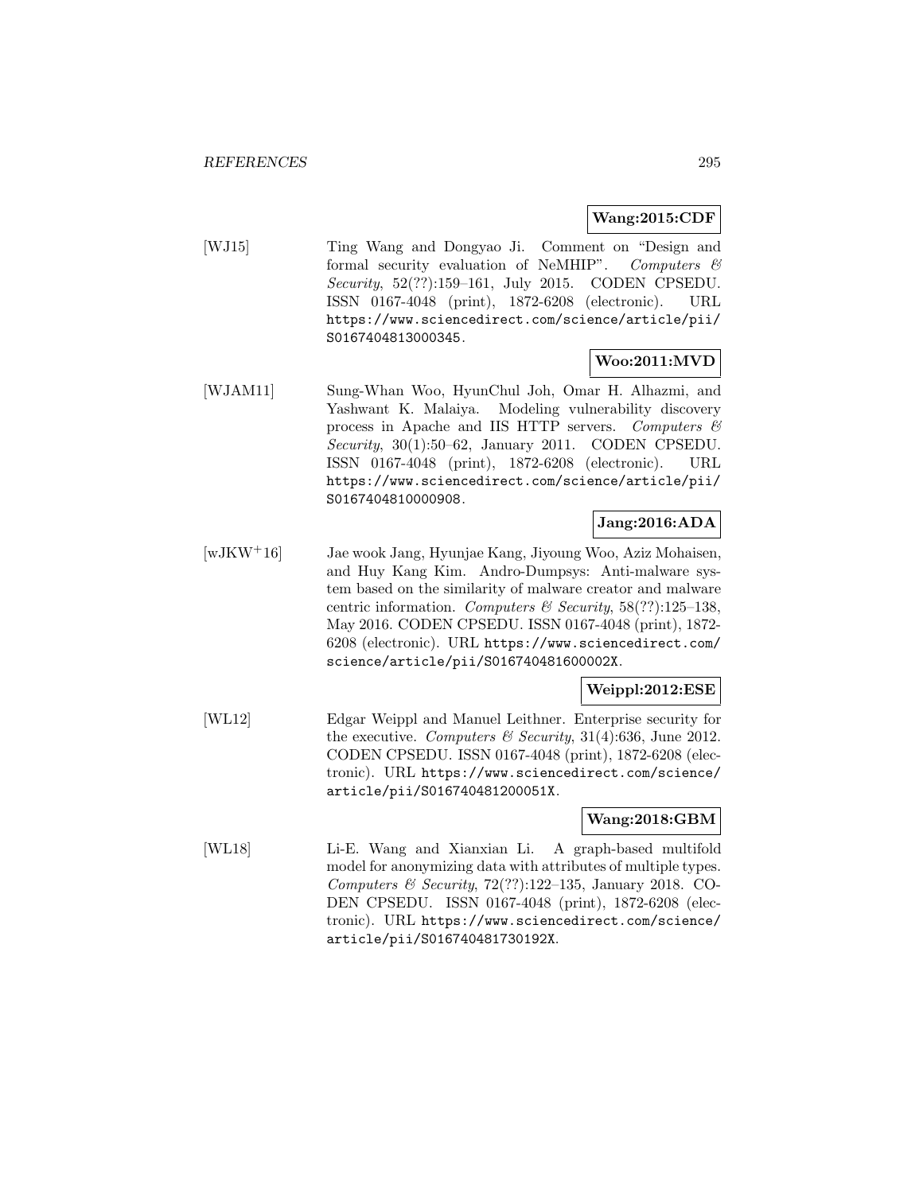**Wang:2015:CDF**

[WJ15] Ting Wang and Dongyao Ji. Comment on "Design and formal security evaluation of NeMHIP". *Computers & Security*, 52(??):159–161, July 2015. CODEN CPSEDU. ISSN 0167-4048 (print), 1872-6208 (electronic). URL https://www.sciencedirect.com/science/article/pii/S0167404813000345.

**Woo:2011:MVD**

[WJAM11] Sung-Whan Woo, HyunChul Joh, Omar H. Alhazmi, and Yashwant K. Malaiya. Modeling vulnerability discovery process in Apache and IIS HTTP servers. *Computers & Security*, 30(1):50–62, January 2011. CODEN CPSEDU. ISSN 0167-4048 (print), 1872-6208 (electronic). URL https://www.sciencedirect.com/science/article/pii/S0167404810000908.

**Jang:2016:ADA**

[wJKW+16] Jae wook Jang, Hyunjae Kang, Jiyoung Woo, Aziz Mohaisen, and Huy Kang Kim. Andro-Dumpsys: Anti-malware system based on the similarity of malware creator and malware centric information. *Computers & Security*, 58(??):125–138, May 2016. CODEN CPSEDU. ISSN 0167-4048 (print), 1872-6208 (electronic). URL https://www.sciencedirect.com/science/article/pii/S016740481600002X.

**Weippl:2012:ESE**

[WL12] Edgar Weippl and Manuel Leithner. Enterprise security for the executive. *Computers & Security*, 31(4):636, June 2012. CODEN CPSEDU. ISSN 0167-4048 (print), 1872-6208 (electronic). URL https://www.sciencedirect.com/science/article/pii/S016740481200051X.

**Wang:2018:GBM**

[WL18] Li-E. Wang and Xianxian Li. A graph-based multifold model for anonymizing data with attributes of multiple types. *Computers & Security*, 72(??):122–135, January 2018. CODEN CPSEDU. ISSN 0167-4048 (print), 1872-6208 (electronic). URL https://www.sciencedirect.com/science/article/pii/S016740481730192X.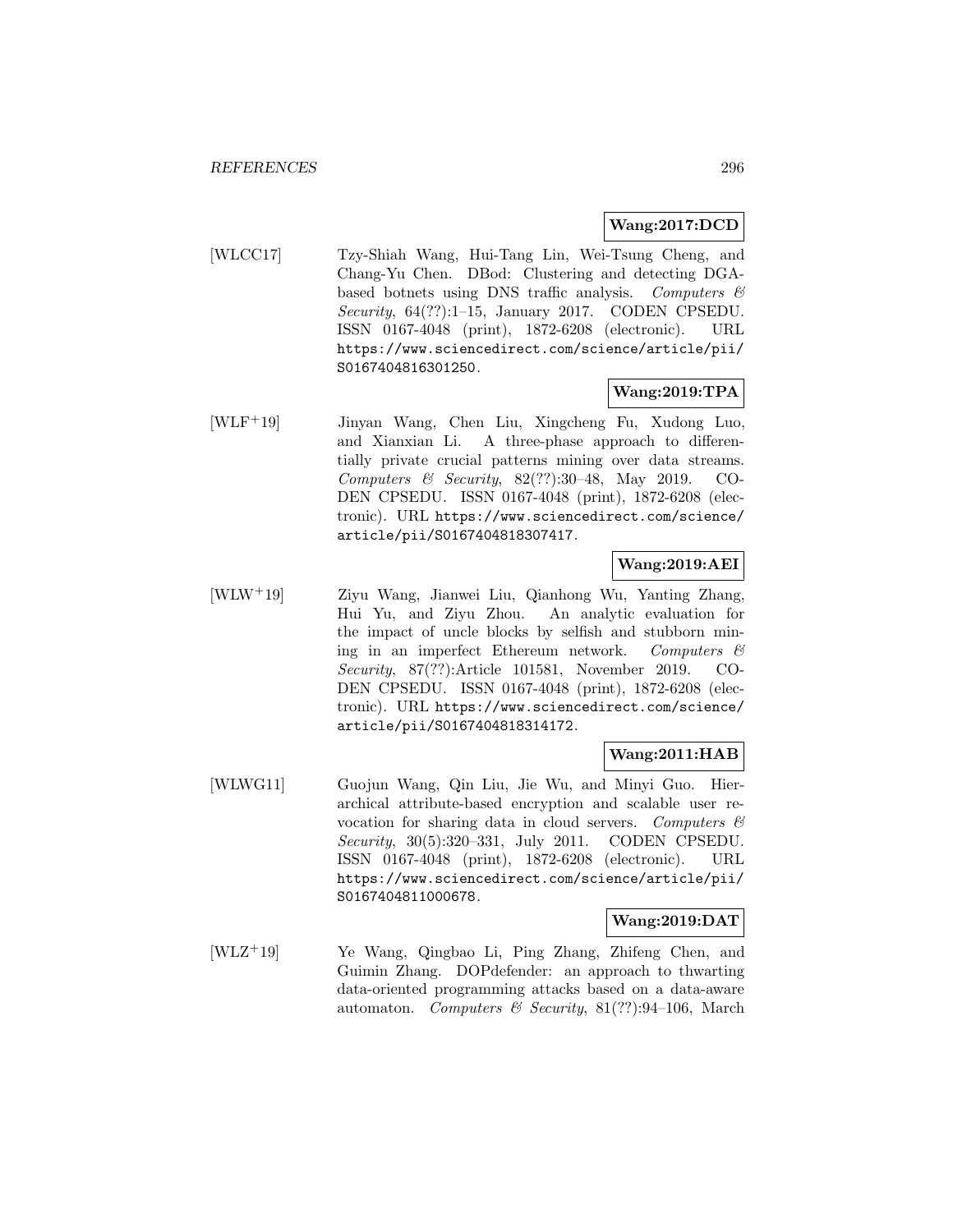**Wang:2017:DCD**

[WLCC17] Tzy-Shiah Wang, Hui-Tang Lin, Wei-Tsung Cheng, and Chang-Yu Chen. DBod: Clustering and detecting DGA-based botnets using DNS traffic analysis. *Computers & Security*, 64(??):1–15, January 2017. CODEN CPSEDU. ISSN 0167-4048 (print), 1872-6208 (electronic). URL https://www.sciencedirect.com/science/article/pii/S0167404816301250.

**Wang:2019:TPA**

[WLF+19] Jinyan Wang, Chen Liu, Xingcheng Fu, Xudong Luo, and Xianxian Li. A three-phase approach to differentially private crucial patterns mining over data streams. *Computers & Security*, 82(??):30–48, May 2019. CODEN CPSEDU. ISSN 0167-4048 (print), 1872-6208 (electronic). URL https://www.sciencedirect.com/science/article/pii/S0167404818307417.

**Wang:2019:AEI**

[WLW+19] Ziyu Wang, Jianwei Liu, Qianhong Wu, Yanting Zhang, Hui Yu, and Ziyu Zhou. An analytic evaluation for the impact of uncle blocks by selfish and stubborn mining in an imperfect Ethereum network. *Computers & Security*, 87(??):Article 101581, November 2019. CODEN CPSEDU. ISSN 0167-4048 (print), 1872-6208 (electronic). URL https://www.sciencedirect.com/science/article/pii/S0167404818314172.

**Wang:2011:HAB**

[WLWG11] Guojun Wang, Qin Liu, Jie Wu, and Minyi Guo. Hierarchical attribute-based encryption and scalable user revocation for sharing data in cloud servers. *Computers & Security*, 30(5):320–331, July 2011. CODEN CPSEDU. ISSN 0167-4048 (print), 1872-6208 (electronic). URL https://www.sciencedirect.com/science/article/pii/S0167404811000678.

**Wang:2019:DAT**

[WLZ+19] Ye Wang, Qingbao Li, Ping Zhang, Zhifeng Chen, and Guimin Zhang. DOPdefender: an approach to thwarting data-oriented programming attacks based on a data-aware automaton. *Computers & Security*, 81(??):94–106, March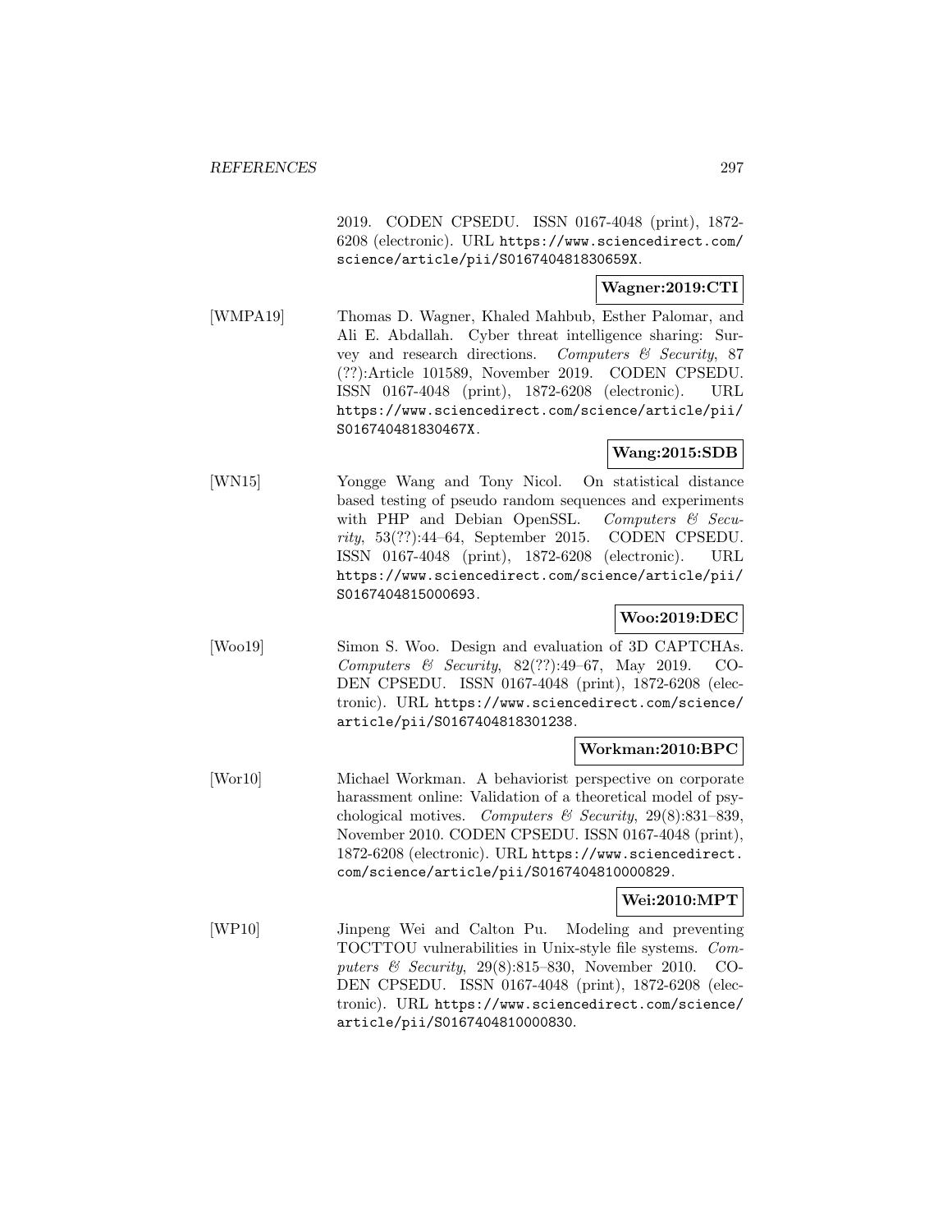2019. CODEN CPSEDU. ISSN 0167-4048 (print), 1872-6208 (electronic). URL https://www.sciencedirect.com/science/article/pii/S016740481830659X.

**Wagner:2019:CTI**

[WMPA19] Thomas D. Wagner, Khaled Mahbub, Esther Palomar, and Ali E. Abdallah. Cyber threat intelligence sharing: Survey and research directions. *Computers & Security*, 87 (??):Article 101589, November 2019. CODEN CPSEDU. ISSN 0167-4048 (print), 1872-6208 (electronic). URL https://www.sciencedirect.com/science/article/pii/S016740481830467X.

**Wang:2015:SDB**

[WN15] Yongge Wang and Tony Nicol. On statistical distance based testing of pseudo random sequences and experiments with PHP and Debian OpenSSL. *Computers & Security*, 53(??):44–64, September 2015. CODEN CPSEDU. ISSN 0167-4048 (print), 1872-6208 (electronic). URL https://www.sciencedirect.com/science/article/pii/S0167404815000693.

**Woo:2019:DEC**

[Woo19] Simon S. Woo. Design and evaluation of 3D CAPTCHAs. *Computers & Security*, 82(??):49–67, May 2019. CODEN CPSEDU. ISSN 0167-4048 (print), 1872-6208 (electronic). URL https://www.sciencedirect.com/science/article/pii/S0167404818301238.

**Workman:2010:BPC**

[Wor10] Michael Workman. A behaviorist perspective on corporate harassment online: Validation of a theoretical model of psychological motives. *Computers & Security*, 29(8):831–839, November 2010. CODEN CPSEDU. ISSN 0167-4048 (print), 1872-6208 (electronic). URL https://www.sciencedirect.com/science/article/pii/S0167404810000829.

**Wei:2010:MPT**

[WP10] Jinpeng Wei and Calton Pu. Modeling and preventing TOCTTOU vulnerabilities in Unix-style file systems. *Computers & Security*, 29(8):815–830, November 2010. CODEN CPSEDU. ISSN 0167-4048 (print), 1872-6208 (electronic). URL https://www.sciencedirect.com/science/article/pii/S0167404810000830.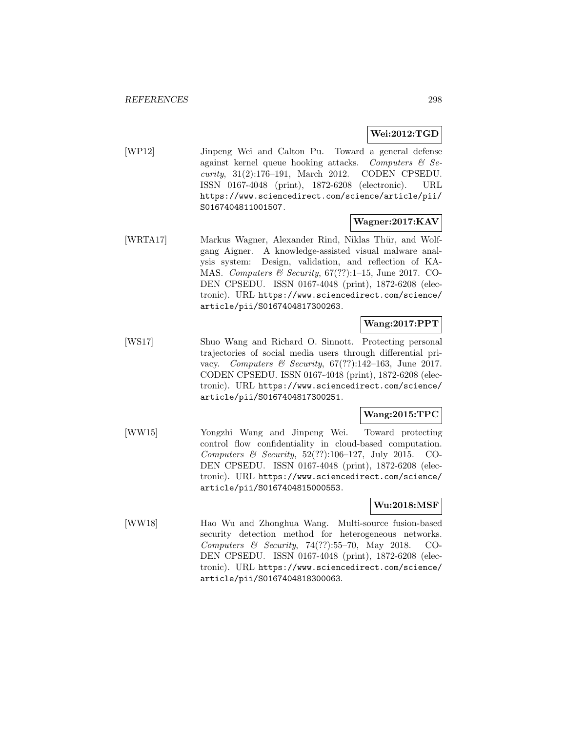**Wei:2012:TGD**

[WP12] Jinpeng Wei and Calton Pu. Toward a general defense against kernel queue hooking attacks. *Computers & Security*, 31(2):176–191, March 2012. CODEN CPSEDU. ISSN 0167-4048 (print), 1872-6208 (electronic). URL https://www.sciencedirect.com/science/article/pii/S0167404811001507.

**Wagner:2017:KAV**

[WRTA17] Markus Wagner, Alexander Rind, Niklas Thür, and Wolfgang Aigner. A knowledge-assisted visual malware analysis system: Design, validation, and reflection of KAMAS. *Computers & Security*, 67(??):1–15, June 2017. CODEN CPSEDU. ISSN 0167-4048 (print), 1872-6208 (electronic). URL https://www.sciencedirect.com/science/article/pii/S0167404817300263.

**Wang:2017:PPT**

[WS17] Shuo Wang and Richard O. Sinnott. Protecting personal trajectories of social media users through differential privacy. *Computers & Security*, 67(??):142–163, June 2017. CODEN CPSEDU. ISSN 0167-4048 (print), 1872-6208 (electronic). URL https://www.sciencedirect.com/science/article/pii/S0167404817300251.

**Wang:2015:TPC**

[WW15] Yongzhi Wang and Jinpeng Wei. Toward protecting control flow confidentiality in cloud-based computation. *Computers & Security*, 52(??):106–127, July 2015. CODEN CPSEDU. ISSN 0167-4048 (print), 1872-6208 (electronic). URL https://www.sciencedirect.com/science/article/pii/S0167404815000553.

**Wu:2018:MSF**

[WW18] Hao Wu and Zhonghua Wang. Multi-source fusion-based security detection method for heterogeneous networks. *Computers & Security*, 74(??):55–70, May 2018. CODEN CPSEDU. ISSN 0167-4048 (print), 1872-6208 (electronic). URL https://www.sciencedirect.com/science/article/pii/S0167404818300063.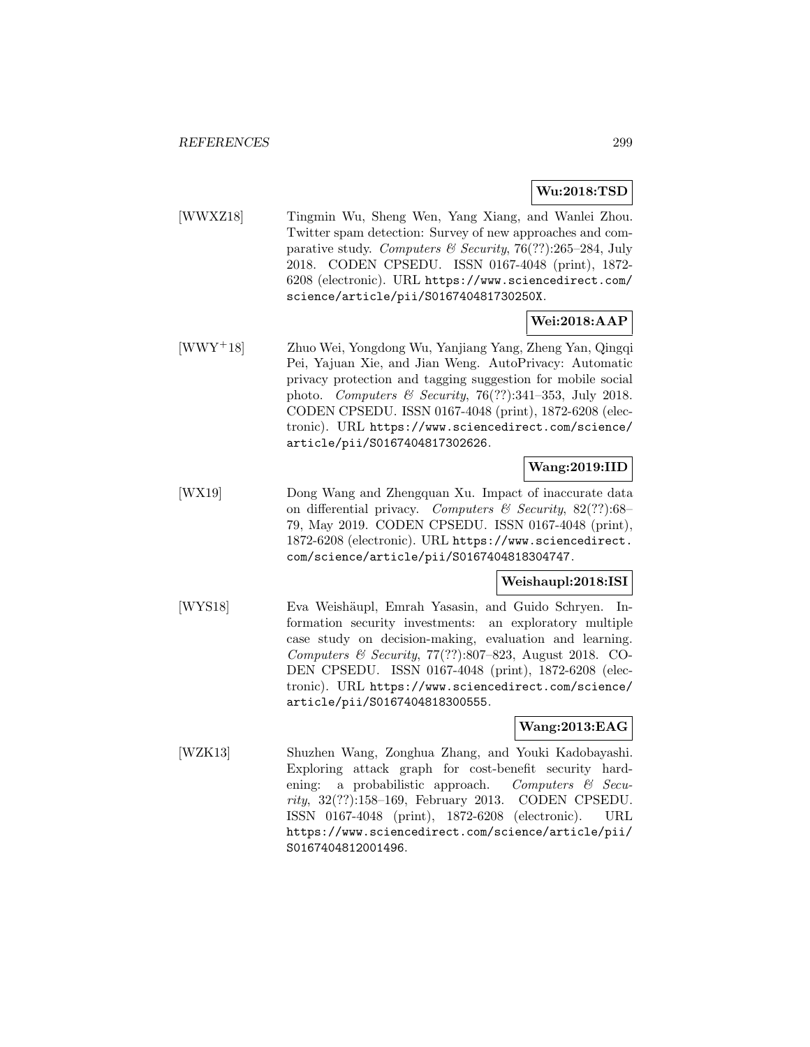**Wu:2018:TSD**

[WWXZ18] Tingmin Wu, Sheng Wen, Yang Xiang, and Wanlei Zhou. Twitter spam detection: Survey of new approaches and comparative study. *Computers & Security*, 76(??):265–284, July 2018. CODEN CPSEDU. ISSN 0167-4048 (print), 1872-6208 (electronic). URL `https://www.sciencedirect.com/science/article/pii/S016740481730250X`.

**Wei:2018:AAP**

[WWY+18] Zhuo Wei, Yongdong Wu, Yanjiang Yang, Zheng Yan, Qingqi Pei, Yajuan Xie, and Jian Weng. AutoPrivacy: Automatic privacy protection and tagging suggestion for mobile social photo. *Computers & Security*, 76(??):341–353, July 2018. CODEN CPSEDU. ISSN 0167-4048 (print), 1872-6208 (electronic). URL `https://www.sciencedirect.com/science/article/pii/S0167404817302626`.

**Wang:2019:IID**

[WX19] Dong Wang and Zhengquan Xu. Impact of inaccurate data on differential privacy. *Computers & Security*, 82(??):68–79, May 2019. CODEN CPSEDU. ISSN 0167-4048 (print), 1872-6208 (electronic). URL `https://www.sciencedirect.com/science/article/pii/S0167404818304747`.

**Weishaupl:2018:ISI**

[WYS18] Eva Weishäupl, Emrah Yasasin, and Guido Schryen. Information security investments: an exploratory multiple case study on decision-making, evaluation and learning. *Computers & Security*, 77(??):807–823, August 2018. CODEN CPSEDU. ISSN 0167-4048 (print), 1872-6208 (electronic). URL `https://www.sciencedirect.com/science/article/pii/S0167404818300555`.

**Wang:2013:EAG**

[WZK13] Shuzhen Wang, Zonghua Zhang, and Youki Kadobayashi. Exploring attack graph for cost-benefit security hardening: a probabilistic approach. *Computers & Security*, 32(??):158–169, February 2013. CODEN CPSEDU. ISSN 0167-4048 (print), 1872-6208 (electronic). URL `https://www.sciencedirect.com/science/article/pii/S0167404812001496`.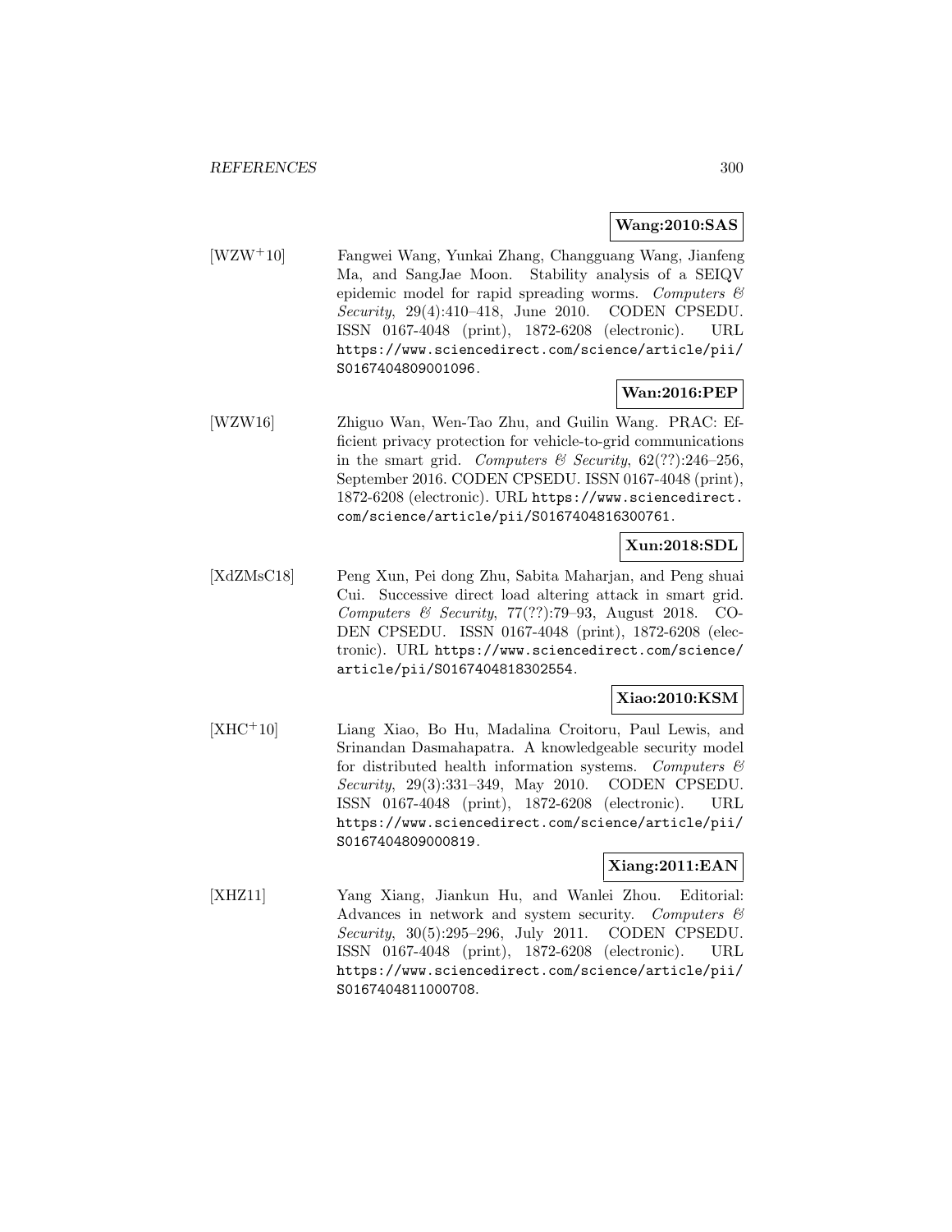**Wang:2010:SAS**

[WZW+10] Fangwei Wang, Yunkai Zhang, Changguang Wang, Jianfeng Ma, and SangJae Moon. Stability analysis of a SEIQV epidemic model for rapid spreading worms. *Computers & Security*, 29(4):410–418, June 2010. CODEN CPSEDU. ISSN 0167-4048 (print), 1872-6208 (electronic). URL https://www.sciencedirect.com/science/article/pii/S0167404809001096.

**Wan:2016:PEP**

[WZW16] Zhiguo Wan, Wen-Tao Zhu, and Guilin Wang. PRAC: Efficient privacy protection for vehicle-to-grid communications in the smart grid. *Computers & Security*, 62(??):246–256, September 2016. CODEN CPSEDU. ISSN 0167-4048 (print), 1872-6208 (electronic). URL https://www.sciencedirect.com/science/article/pii/S0167404816300761.

**Xun:2018:SDL**

[XdZMsC18] Peng Xun, Pei dong Zhu, Sabita Maharjan, and Peng shuai Cui. Successive direct load altering attack in smart grid. *Computers & Security*, 77(??):79–93, August 2018. CODEN CPSEDU. ISSN 0167-4048 (print), 1872-6208 (electronic). URL https://www.sciencedirect.com/science/article/pii/S0167404818302554.

**Xiao:2010:KSM**

[XHC+10] Liang Xiao, Bo Hu, Madalina Croitoru, Paul Lewis, and Srinandan Dasmahapatra. A knowledgeable security model for distributed health information systems. *Computers & Security*, 29(3):331–349, May 2010. CODEN CPSEDU. ISSN 0167-4048 (print), 1872-6208 (electronic). URL https://www.sciencedirect.com/science/article/pii/S0167404809000819.

**Xiang:2011:EAN**

[XHZ11] Yang Xiang, Jiankun Hu, and Wanlei Zhou. Editorial: Advances in network and system security. *Computers & Security*, 30(5):295–296, July 2011. CODEN CPSEDU. ISSN 0167-4048 (print), 1872-6208 (electronic). URL https://www.sciencedirect.com/science/article/pii/S0167404811000708.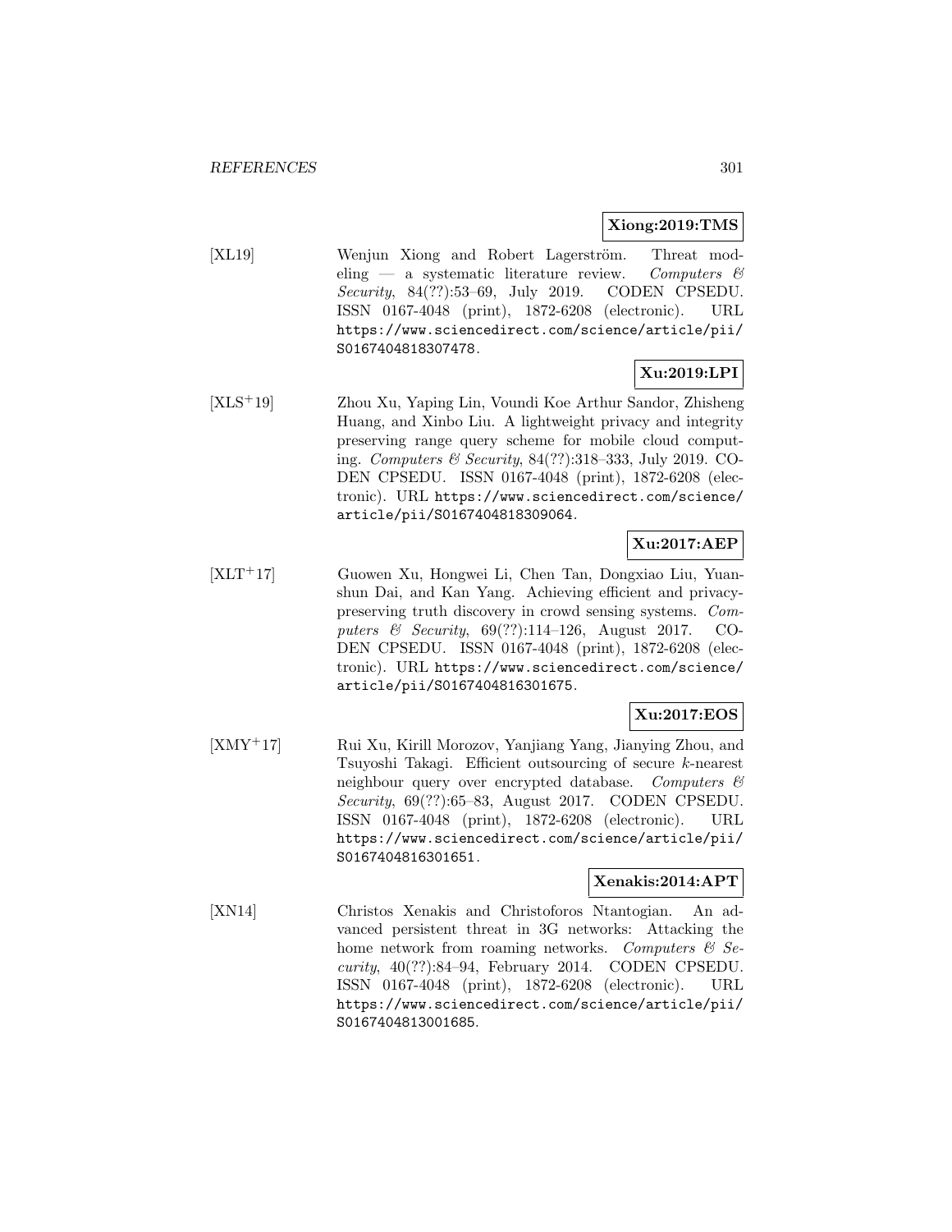**Xiong:2019:TMS**

[XL19] Wenjun Xiong and Robert Lagerström. Threat modeling — a systematic literature review. *Computers & Security*, 84(??):53–69, July 2019. CODEN CPSEDU. ISSN 0167-4048 (print), 1872-6208 (electronic). URL https://www.sciencedirect.com/science/article/pii/S0167404818307478.

**Xu:2019:LPI**

[XLS+19] Zhou Xu, Yaping Lin, Voundi Koe Arthur Sandor, Zhisheng Huang, and Xinbo Liu. A lightweight privacy and integrity preserving range query scheme for mobile cloud computing. *Computers & Security*, 84(??):318–333, July 2019. CODEN CPSEDU. ISSN 0167-4048 (print), 1872-6208 (electronic). URL https://www.sciencedirect.com/science/article/pii/S0167404818309064.

**Xu:2017:AEP**

[XLT+17] Guowen Xu, Hongwei Li, Chen Tan, Dongxiao Liu, Yuanshun Dai, and Kan Yang. Achieving efficient and privacy-preserving truth discovery in crowd sensing systems. *Computers & Security*, 69(??):114–126, August 2017. CODEN CPSEDU. ISSN 0167-4048 (print), 1872-6208 (electronic). URL https://www.sciencedirect.com/science/article/pii/S0167404816301675.

**Xu:2017:EOS**

[XMY+17] Rui Xu, Kirill Morozov, Yanjiang Yang, Jianying Zhou, and Tsuyoshi Takagi. Efficient outsourcing of secure $k$-nearest neighbour query over encrypted database. *Computers & Security*, 69(??):65–83, August 2017. CODEN CPSEDU. ISSN 0167-4048 (print), 1872-6208 (electronic). URL https://www.sciencedirect.com/science/article/pii/S0167404816301651.

**Xenakis:2014:APT**

[XN14] Christos Xenakis and Christoforos Ntantogian. An advanced persistent threat in 3G networks: Attacking the home network from roaming networks. *Computers & Security*, 40(??):84–94, February 2014. CODEN CPSEDU. ISSN 0167-4048 (print), 1872-6208 (electronic). URL https://www.sciencedirect.com/science/article/pii/S0167404813001685.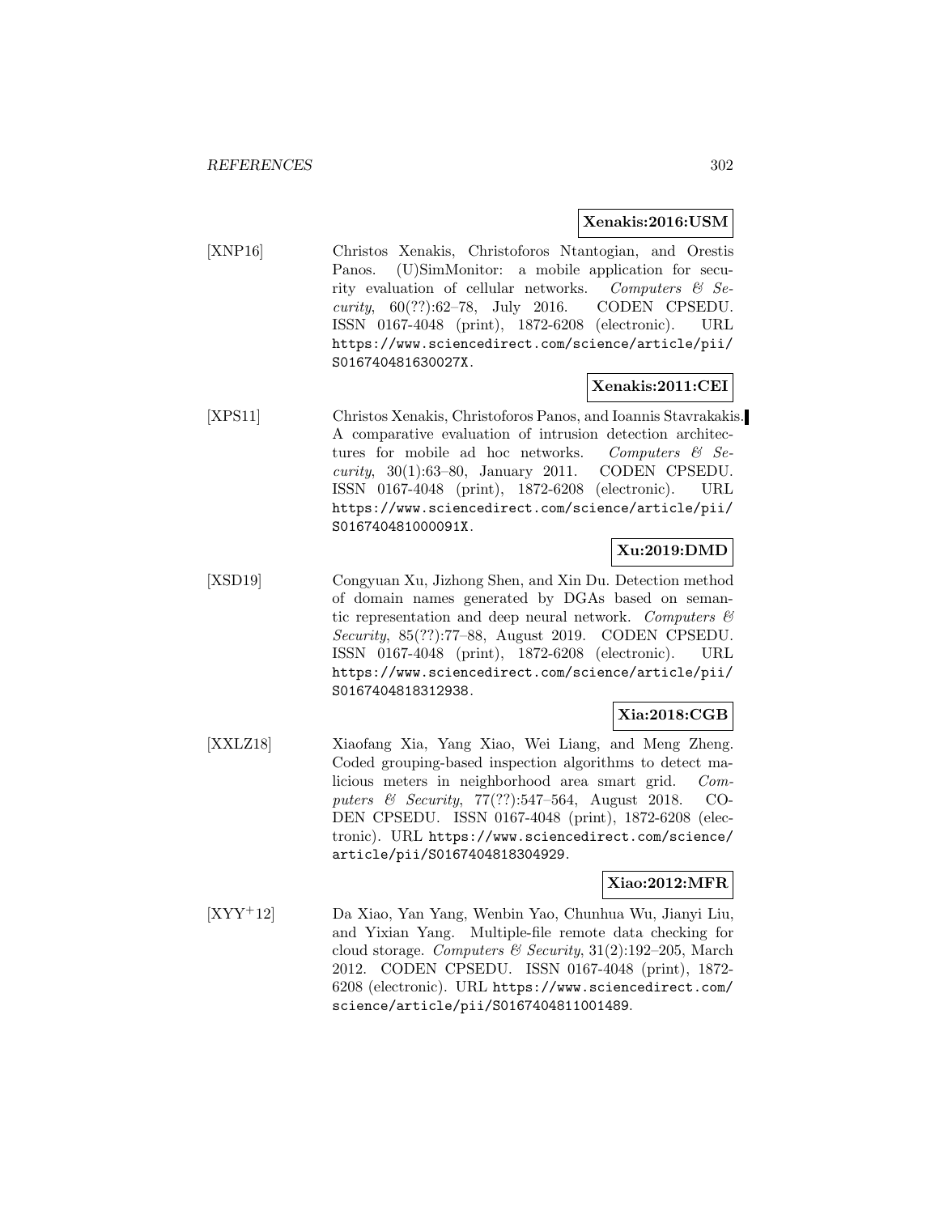**Xenakis:2016:USM**

[XNP16] Christos Xenakis, Christoforos Ntantogian, and Orestis Panos. (U)SimMonitor: a mobile application for security evaluation of cellular networks. *Computers & Security*, 60(??):62–78, July 2016. CODEN CPSEDU. ISSN 0167-4048 (print), 1872-6208 (electronic). URL https://www.sciencedirect.com/science/article/pii/S016740481630027X.

**Xenakis:2011:CEI**

[XPS11] Christos Xenakis, Christoforos Panos, and Ioannis Stavrakakis. A comparative evaluation of intrusion detection architectures for mobile ad hoc networks. *Computers & Security*, 30(1):63–80, January 2011. CODEN CPSEDU. ISSN 0167-4048 (print), 1872-6208 (electronic). URL https://www.sciencedirect.com/science/article/pii/S016740481000091X.

**Xu:2019:DMD**

[XSD19] Congyuan Xu, Jizhong Shen, and Xin Du. Detection method of domain names generated by DGAs based on semantic representation and deep neural network. *Computers & Security*, 85(??):77–88, August 2019. CODEN CPSEDU. ISSN 0167-4048 (print), 1872-6208 (electronic). URL https://www.sciencedirect.com/science/article/pii/S0167404818312938.

**Xia:2018:CGB**

[XXLZ18] Xiaofang Xia, Yang Xiao, Wei Liang, and Meng Zheng. Coded grouping-based inspection algorithms to detect malicious meters in neighborhood area smart grid. *Computers & Security*, 77(??):547–564, August 2018. CODEN CPSEDU. ISSN 0167-4048 (print), 1872-6208 (electronic). URL https://www.sciencedirect.com/science/article/pii/S0167404818304929.

**Xiao:2012:MFR**

[XYY+12] Da Xiao, Yan Yang, Wenbin Yao, Chunhua Wu, Jianyi Liu, and Yixian Yang. Multiple-file remote data checking for cloud storage. *Computers & Security*, 31(2):192–205, March 2012. CODEN CPSEDU. ISSN 0167-4048 (print), 1872-6208 (electronic). URL https://www.sciencedirect.com/science/article/pii/S0167404811001489.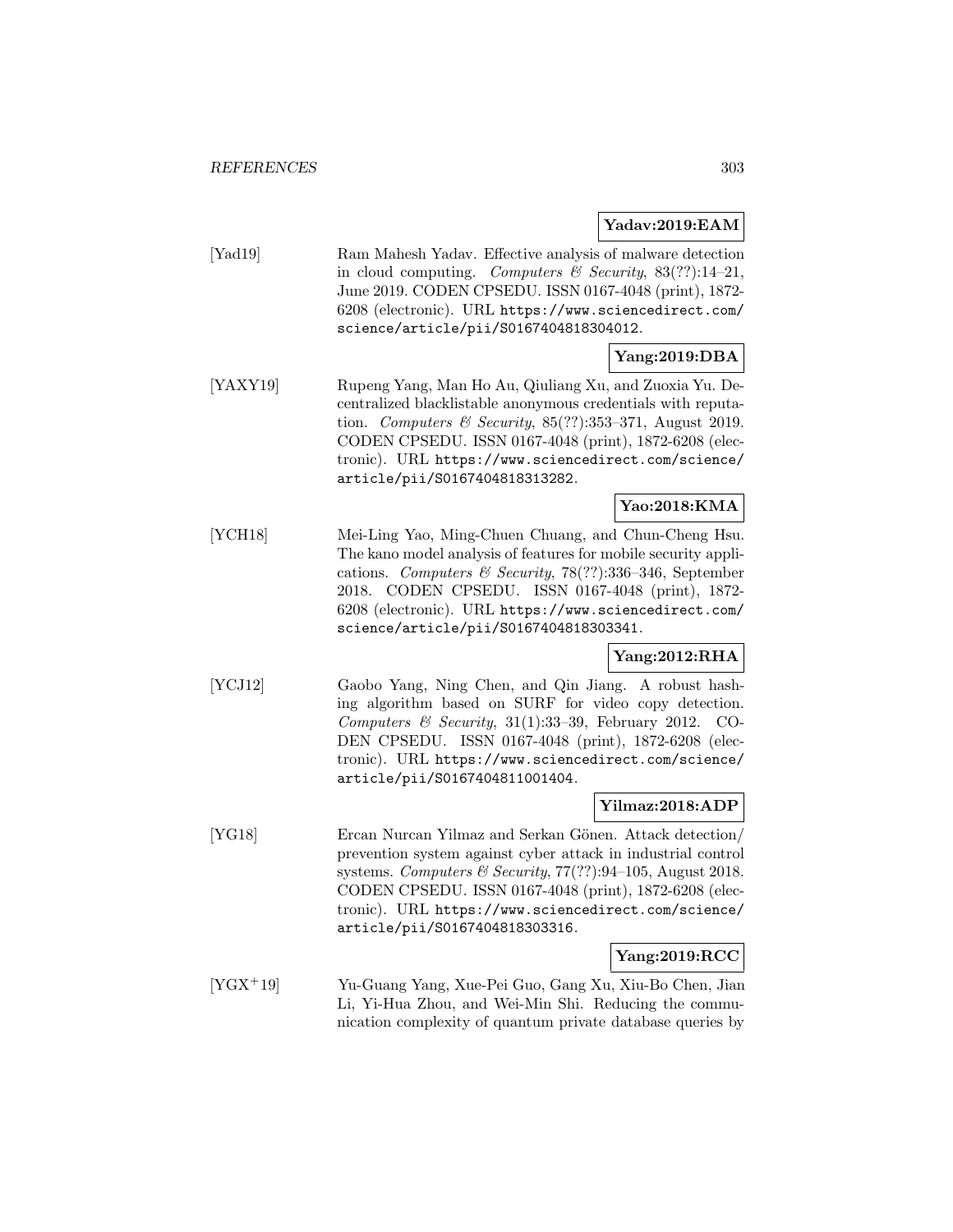**Yadav:2019:EAM**

[Yad19] Ram Mahesh Yadav. Effective analysis of malware detection in cloud computing. *Computers & Security*, 83(??):14–21, June 2019. CODEN CPSEDU. ISSN 0167-4048 (print), 1872-6208 (electronic). URL https://www.sciencedirect.com/science/article/pii/S0167404818304012.

**Yang:2019:DBA**

[YAXY19] Rupeng Yang, Man Ho Au, Qiuliang Xu, and Zuoxia Yu. Decentralized blacklistable anonymous credentials with reputation. *Computers & Security*, 85(??):353–371, August 2019. CODEN CPSEDU. ISSN 0167-4048 (print), 1872-6208 (electronic). URL https://www.sciencedirect.com/science/article/pii/S0167404818313282.

**Yao:2018:KMA**

[YCH18] Mei-Ling Yao, Ming-Chuen Chuang, and Chun-Cheng Hsu. The kano model analysis of features for mobile security applications. *Computers & Security*, 78(??):336–346, September 2018. CODEN CPSEDU. ISSN 0167-4048 (print), 1872-6208 (electronic). URL https://www.sciencedirect.com/science/article/pii/S0167404818303341.

**Yang:2012:RHA**

[YCJ12] Gaobo Yang, Ning Chen, and Qin Jiang. A robust hashing algorithm based on SURF for video copy detection. *Computers & Security*, 31(1):33–39, February 2012. CODEN CPSEDU. ISSN 0167-4048 (print), 1872-6208 (electronic). URL https://www.sciencedirect.com/science/article/pii/S0167404811001404.

**Yilmaz:2018:ADP**

[YG18] Ercan Nurcan Yilmaz and Serkan Gönen. Attack detection/prevention system against cyber attack in industrial control systems. *Computers & Security*, 77(??):94–105, August 2018. CODEN CPSEDU. ISSN 0167-4048 (print), 1872-6208 (electronic). URL https://www.sciencedirect.com/science/article/pii/S0167404818303316.

**Yang:2019:RCC**

[YGX+19] Yu-Guang Yang, Xue-Pei Guo, Gang Xu, Xiu-Bo Chen, Jian Li, Yi-Hua Zhou, and Wei-Min Shi. Reducing the communication complexity of quantum private database queries by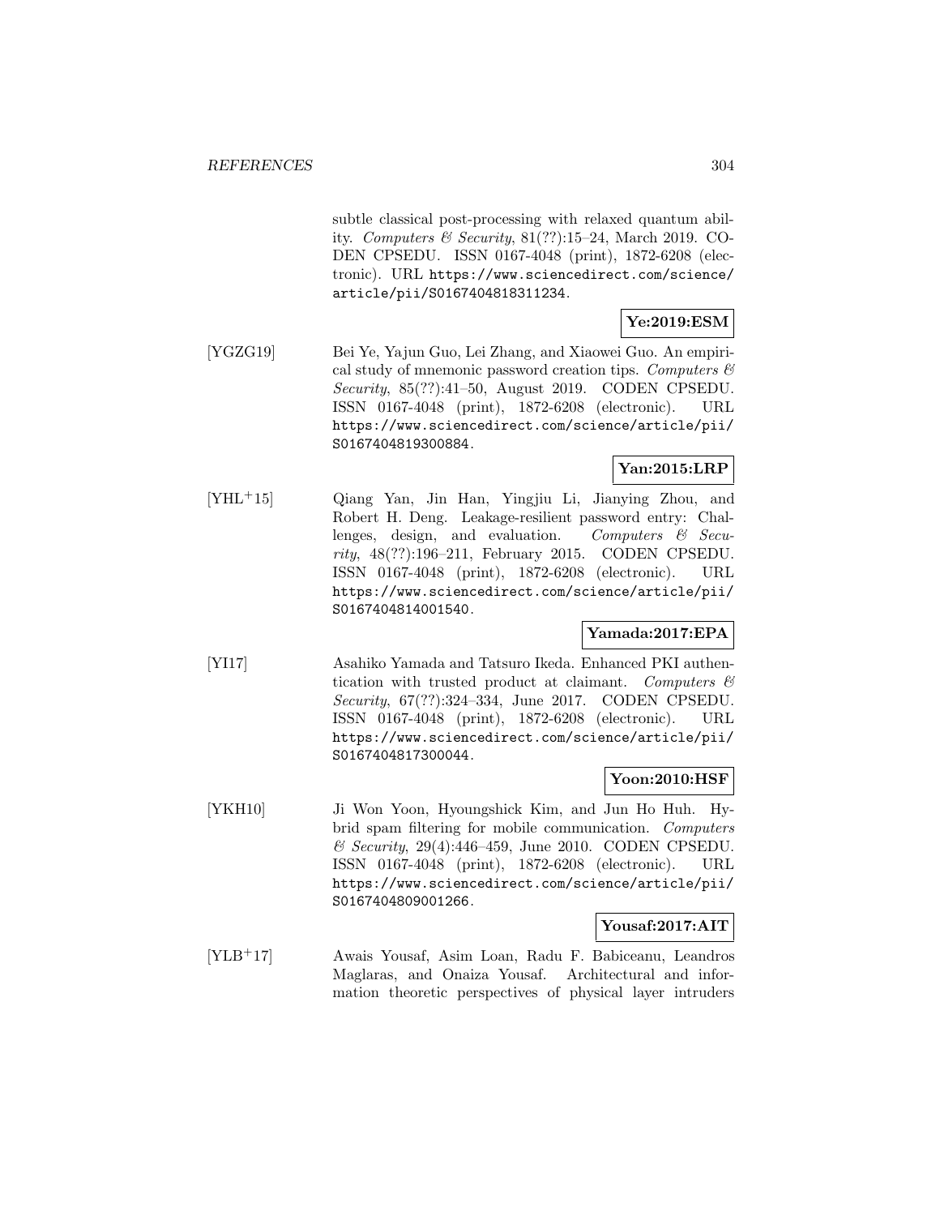subtle classical post-processing with relaxed quantum ability. *Computers & Security*, 81(??):15–24, March 2019. CODEN CPSEDU. ISSN 0167-4048 (print), 1872-6208 (electronic). URL https://www.sciencedirect.com/science/article/pii/S0167404818311234.

**Ye:2019:ESM**

[YGZG19] Bei Ye, Yajun Guo, Lei Zhang, and Xiaowei Guo. An empirical study of mnemonic password creation tips. *Computers & Security*, 85(??):41–50, August 2019. CODEN CPSEDU. ISSN 0167-4048 (print), 1872-6208 (electronic). URL https://www.sciencedirect.com/science/article/pii/S0167404819300884.

**Yan:2015:LRP**

[YHL+15] Qiang Yan, Jin Han, Yingjiu Li, Jianying Zhou, and Robert H. Deng. Leakage-resilient password entry: Challenges, design, and evaluation. *Computers & Security*, 48(??):196–211, February 2015. CODEN CPSEDU. ISSN 0167-4048 (print), 1872-6208 (electronic). URL https://www.sciencedirect.com/science/article/pii/S0167404814001540.

**Yamada:2017:EPA**

[YI17] Asahiko Yamada and Tatsuro Ikeda. Enhanced PKI authentication with trusted product at claimant. *Computers & Security*, 67(??):324–334, June 2017. CODEN CPSEDU. ISSN 0167-4048 (print), 1872-6208 (electronic). URL https://www.sciencedirect.com/science/article/pii/S0167404817300044.

**Yoon:2010:HSF**

[YKH10] Ji Won Yoon, Hyoungshick Kim, and Jun Ho Huh. Hybrid spam filtering for mobile communication. *Computers & Security*, 29(4):446–459, June 2010. CODEN CPSEDU. ISSN 0167-4048 (print), 1872-6208 (electronic). URL https://www.sciencedirect.com/science/article/pii/S0167404809001266.

**Yousaf:2017:AIT**

[YLB+17] Awais Yousaf, Asim Loan, Radu F. Babiceanu, Leandros Maglaras, and Onaiza Yousaf. Architectural and information theoretic perspectives of physical layer intruders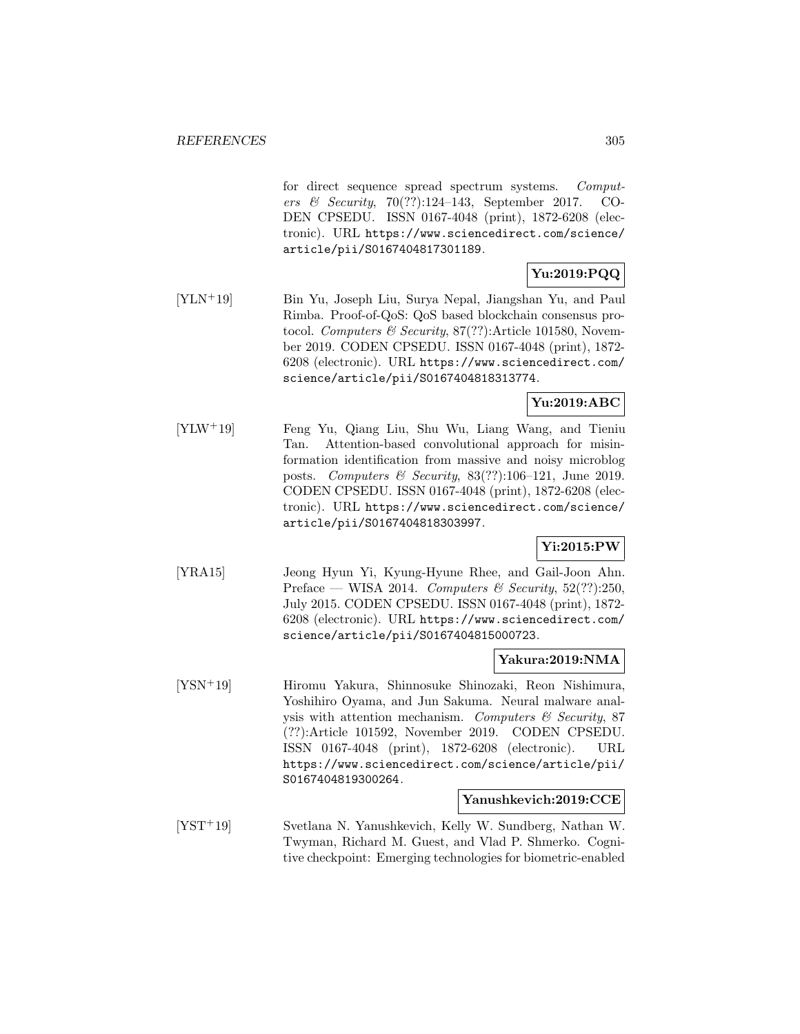for direct sequence spread spectrum systems. *Computers & Security*, 70(??):124–143, September 2017. CODEN CPSEDU. ISSN 0167-4048 (print), 1872-6208 (electronic). URL https://www.sciencedirect.com/science/article/pii/S0167404817301189.

**Yu:2019:PQQ**

[YLN+19] Bin Yu, Joseph Liu, Surya Nepal, Jiangshan Yu, and Paul Rimba. Proof-of-QoS: QoS based blockchain consensus protocol. *Computers & Security*, 87(??):Article 101580, November 2019. CODEN CPSEDU. ISSN 0167-4048 (print), 1872-6208 (electronic). URL https://www.sciencedirect.com/science/article/pii/S0167404818313774.

**Yu:2019:ABC**

[YLW+19] Feng Yu, Qiang Liu, Shu Wu, Liang Wang, and Tieniu Tan. Attention-based convolutional approach for misinformation identification from massive and noisy microblog posts. *Computers & Security*, 83(??):106–121, June 2019. CODEN CPSEDU. ISSN 0167-4048 (print), 1872-6208 (electronic). URL https://www.sciencedirect.com/science/article/pii/S0167404818303997.

**Yi:2015:PW**

[YRA15] Jeong Hyun Yi, Kyung-Hyune Rhee, and Gail-Joon Ahn. Preface — WISA 2014. *Computers & Security*, 52(??):250, July 2015. CODEN CPSEDU. ISSN 0167-4048 (print), 1872-6208 (electronic). URL https://www.sciencedirect.com/science/article/pii/S0167404815000723.

**Yakura:2019:NMA**

[YSN+19] Hiromu Yakura, Shinnosuke Shinozaki, Reon Nishimura, Yoshihiro Oyama, and Jun Sakuma. Neural malware analysis with attention mechanism. *Computers & Security*, 87 (??):Article 101592, November 2019. CODEN CPSEDU. ISSN 0167-4048 (print), 1872-6208 (electronic). URL https://www.sciencedirect.com/science/article/pii/S0167404819300264.

**Yanushkevich:2019:CCE**

[YST+19] Svetlana N. Yanushkevich, Kelly W. Sundberg, Nathan W. Twyman, Richard M. Guest, and Vlad P. Shmerko. Cognitive checkpoint: Emerging technologies for biometric-enabled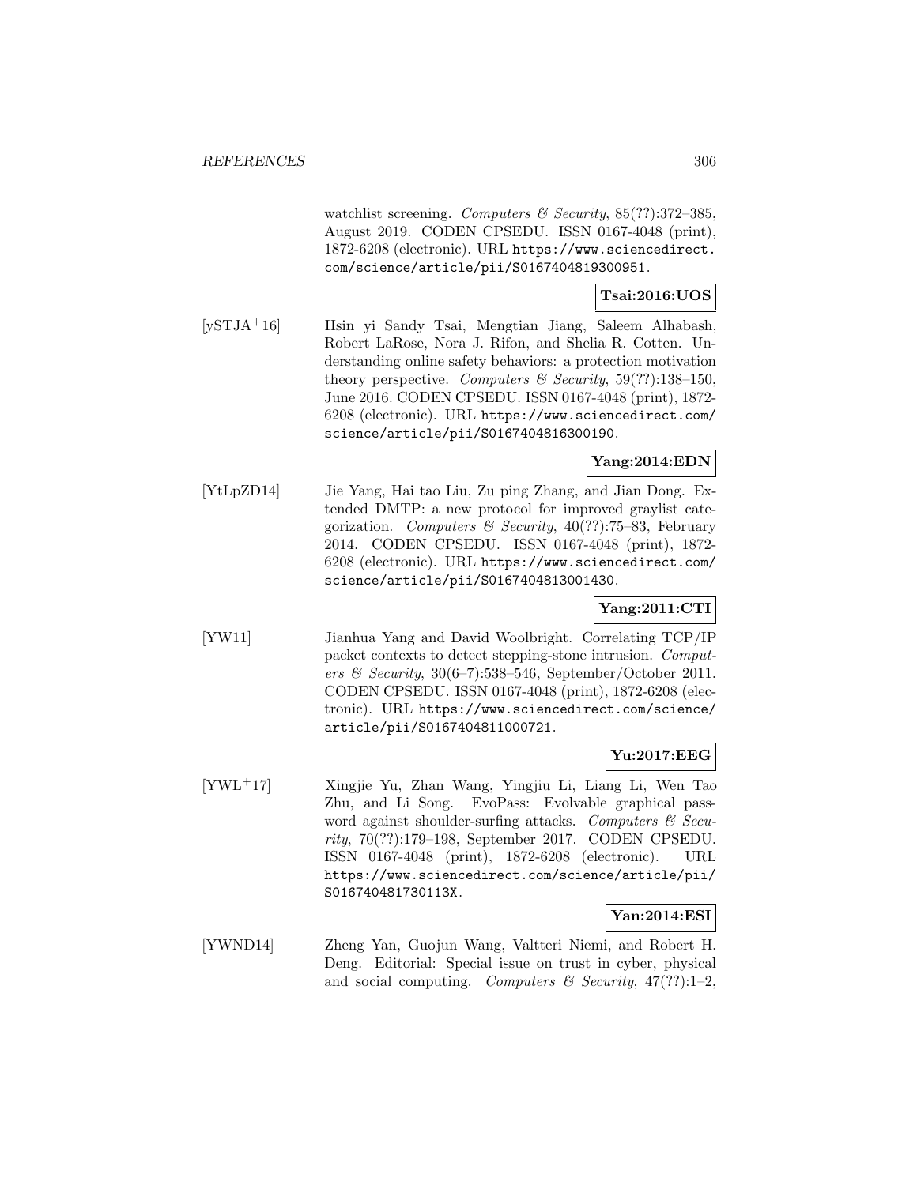watchlist screening. *Computers & Security*, 85(??):372–385, August 2019. CODEN CPSEDU. ISSN 0167-4048 (print), 1872-6208 (electronic). URL https://www.sciencedirect.com/science/article/pii/S0167404819300951.

**Tsai:2016:UOS**

[ySTJA+16] Hsin yi Sandy Tsai, Mengtian Jiang, Saleem Alhabash, Robert LaRose, Nora J. Rifon, and Shelia R. Cotten. Understanding online safety behaviors: a protection motivation theory perspective. *Computers & Security*, 59(??):138–150, June 2016. CODEN CPSEDU. ISSN 0167-4048 (print), 1872-6208 (electronic). URL https://www.sciencedirect.com/science/article/pii/S0167404816300190.

**Yang:2014:EDN**

[YtLpZD14] Jie Yang, Hai tao Liu, Zu ping Zhang, and Jian Dong. Extended DMTP: a new protocol for improved graylist categorization. *Computers & Security*, 40(??):75–83, February 2014. CODEN CPSEDU. ISSN 0167-4048 (print), 1872-6208 (electronic). URL https://www.sciencedirect.com/science/article/pii/S0167404813001430.

**Yang:2011:CTI**

[YW11] Jianhua Yang and David Woolbright. Correlating TCP/IP packet contexts to detect stepping-stone intrusion. *Computers & Security*, 30(6–7):538–546, September/October 2011. CODEN CPSEDU. ISSN 0167-4048 (print), 1872-6208 (electronic). URL https://www.sciencedirect.com/science/article/pii/S0167404811000721.

**Yu:2017:EEG**

[YWL+17] Xingjie Yu, Zhan Wang, Yingjiu Li, Liang Li, Wen Tao Zhu, and Li Song. EvoPass: Evolvable graphical password against shoulder-surfing attacks. *Computers & Security*, 70(??):179–198, September 2017. CODEN CPSEDU. ISSN 0167-4048 (print), 1872-6208 (electronic). URL https://www.sciencedirect.com/science/article/pii/S016740481730113X.

**Yan:2014:ESI**

[YWND14] Zheng Yan, Guojun Wang, Valtteri Niemi, and Robert H. Deng. Editorial: Special issue on trust in cyber, physical and social computing. *Computers & Security*, 47(??):1–2,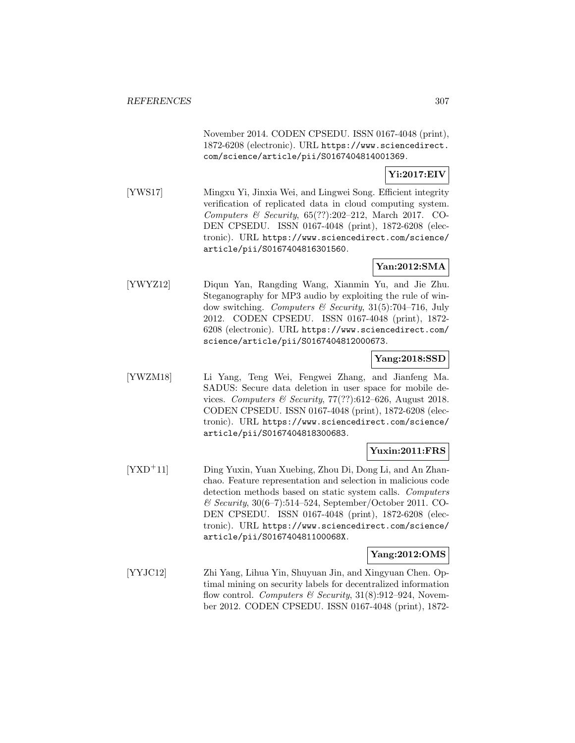November 2014. CODEN CPSEDU. ISSN 0167-4048 (print), 1872-6208 (electronic). URL https://www.sciencedirect.com/science/article/pii/S0167404814001369.

**Yi:2017:EIV**

[YWS17] Mingxu Yi, Jinxia Wei, and Lingwei Song. Efficient integrity verification of replicated data in cloud computing system. *Computers & Security*, 65(??):202–212, March 2017. CODEN CPSEDU. ISSN 0167-4048 (print), 1872-6208 (electronic). URL https://www.sciencedirect.com/science/article/pii/S0167404816301560.

**Yan:2012:SMA**

[YWYZ12] Diqun Yan, Rangding Wang, Xianmin Yu, and Jie Zhu. Steganography for MP3 audio by exploiting the rule of window switching. *Computers & Security*, 31(5):704–716, July 2012. CODEN CPSEDU. ISSN 0167-4048 (print), 1872-6208 (electronic). URL https://www.sciencedirect.com/science/article/pii/S0167404812000673.

**Yang:2018:SSD**

[YWZM18] Li Yang, Teng Wei, Fengwei Zhang, and Jianfeng Ma. SADUS: Secure data deletion in user space for mobile devices. *Computers & Security*, 77(??):612–626, August 2018. CODEN CPSEDU. ISSN 0167-4048 (print), 1872-6208 (electronic). URL https://www.sciencedirect.com/science/article/pii/S0167404818300683.

**Yuxin:2011:FRS**

[YXD+11] Ding Yuxin, Yuan Xuebing, Zhou Di, Dong Li, and An Zhanchao. Feature representation and selection in malicious code detection methods based on static system calls. *Computers & Security*, 30(6–7):514–524, September/October 2011. CODEN CPSEDU. ISSN 0167-4048 (print), 1872-6208 (electronic). URL https://www.sciencedirect.com/science/article/pii/S016740481100068X.

**Yang:2012:OMS**

[YYJC12] Zhi Yang, Lihua Yin, Shuyuan Jin, and Xingyuan Chen. Optimal mining on security labels for decentralized information flow control. *Computers & Security*, 31(8):912–924, November 2012. CODEN CPSEDU. ISSN 0167-4048 (print), 1872-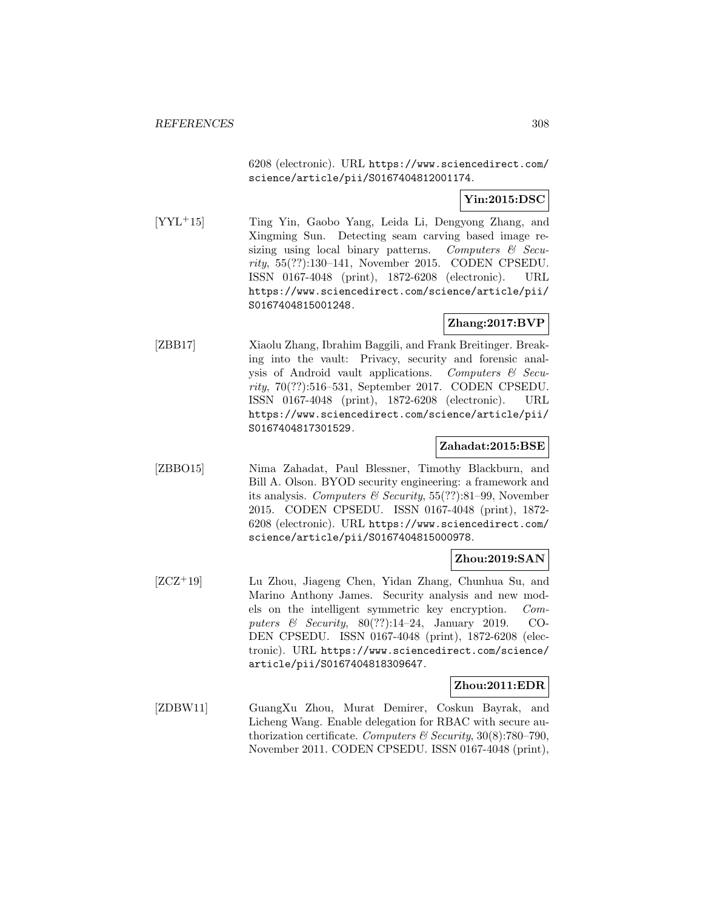6208 (electronic). URL https://www.sciencedirect.com/science/article/pii/S0167404812001174.

**Yin:2015:DSC**

[YYL+15] Ting Yin, Gaobo Yang, Leida Li, Dengyong Zhang, and Xingming Sun. Detecting seam carving based image resizing using local binary patterns. *Computers & Security*, 55(??):130–141, November 2015. CODEN CPSEDU. ISSN 0167-4048 (print), 1872-6208 (electronic). URL https://www.sciencedirect.com/science/article/pii/S0167404815001248.

**Zhang:2017:BVP**

[ZBB17] Xiaolu Zhang, Ibrahim Baggili, and Frank Breitinger. Breaking into the vault: Privacy, security and forensic analysis of Android vault applications. *Computers & Security*, 70(??):516–531, September 2017. CODEN CPSEDU. ISSN 0167-4048 (print), 1872-6208 (electronic). URL https://www.sciencedirect.com/science/article/pii/S0167404817301529.

**Zahadat:2015:BSE**

[ZBBO15] Nima Zahadat, Paul Blessner, Timothy Blackburn, and Bill A. Olson. BYOD security engineering: a framework and its analysis. *Computers & Security*, 55(??):81–99, November 2015. CODEN CPSEDU. ISSN 0167-4048 (print), 1872-6208 (electronic). URL https://www.sciencedirect.com/science/article/pii/S0167404815000978.

**Zhou:2019:SAN**

[ZCZ+19] Lu Zhou, Jiageng Chen, Yidan Zhang, Chunhua Su, and Marino Anthony James. Security analysis and new models on the intelligent symmetric key encryption. *Computers & Security*, 80(??):14–24, January 2019. CODEN CPSEDU. ISSN 0167-4048 (print), 1872-6208 (electronic). URL https://www.sciencedirect.com/science/article/pii/S0167404818309647.

**Zhou:2011:EDR**

[ZDBW11] GuangXu Zhou, Murat Demirer, Coskun Bayrak, and Licheng Wang. Enable delegation for RBAC with secure authorization certificate. *Computers & Security*, 30(8):780–790, November 2011. CODEN CPSEDU. ISSN 0167-4048 (print),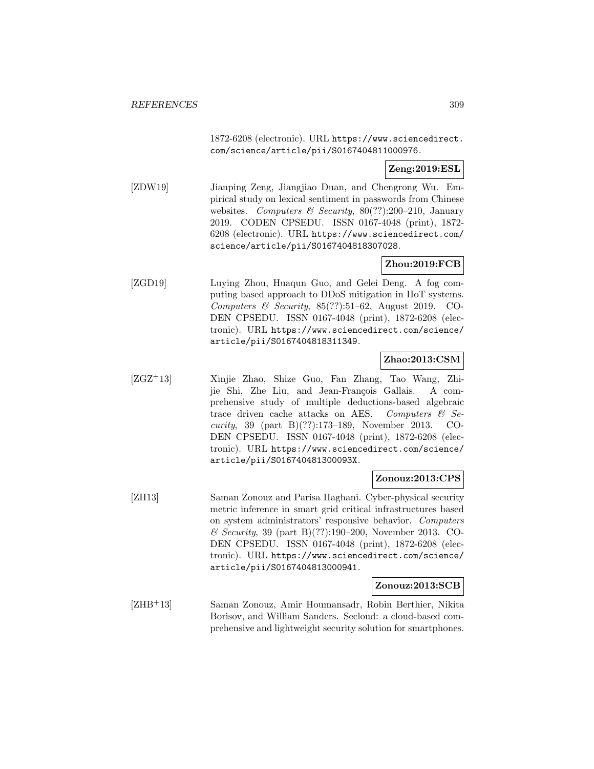1872-6208 (electronic). URL https://www.sciencedirect.com/science/article/pii/S0167404811000976.

**Zeng:2019:ESL**

[ZDW19] Jianping Zeng, Jiangjiao Duan, and Chengrong Wu. Empirical study on lexical sentiment in passwords from Chinese websites. *Computers & Security*, 80(??):200–210, January 2019. CODEN CPSEDU. ISSN 0167-4048 (print), 1872-6208 (electronic). URL https://www.sciencedirect.com/science/article/pii/S0167404818307028.

**Zhou:2019:FCB**

[ZGD19] Luying Zhou, Huaqun Guo, and Gelei Deng. A fog computing based approach to DDoS mitigation in IIoT systems. *Computers & Security*, 85(??):51–62, August 2019. CODEN CPSEDU. ISSN 0167-4048 (print), 1872-6208 (electronic). URL https://www.sciencedirect.com/science/article/pii/S0167404818311349.

**Zhao:2013:CSM**

[ZGZ+13] Xinjie Zhao, Shize Guo, Fan Zhang, Tao Wang, Zhijie Shi, Zhe Liu, and Jean-François Gallais. A comprehensive study of multiple deductions-based algebraic trace driven cache attacks on AES. *Computers & Security*, 39 (part B)(??):173–189, November 2013. CODEN CPSEDU. ISSN 0167-4048 (print), 1872-6208 (electronic). URL https://www.sciencedirect.com/science/article/pii/S016740481300093X.

**Zonouz:2013:CPS**

[ZH13] Saman Zonouz and Parisa Haghani. Cyber-physical security metric inference in smart grid critical infrastructures based on system administrators' responsive behavior. *Computers & Security*, 39 (part B)(??):190–200, November 2013. CODEN CPSEDU. ISSN 0167-4048 (print), 1872-6208 (electronic). URL https://www.sciencedirect.com/science/article/pii/S0167404813000941.

**Zonouz:2013:SCB**

[ZHB+13] Saman Zonouz, Amir Houmansadr, Robin Berthier, Nikita Borisov, and William Sanders. Secloud: a cloud-based comprehensive and lightweight security solution for smartphones.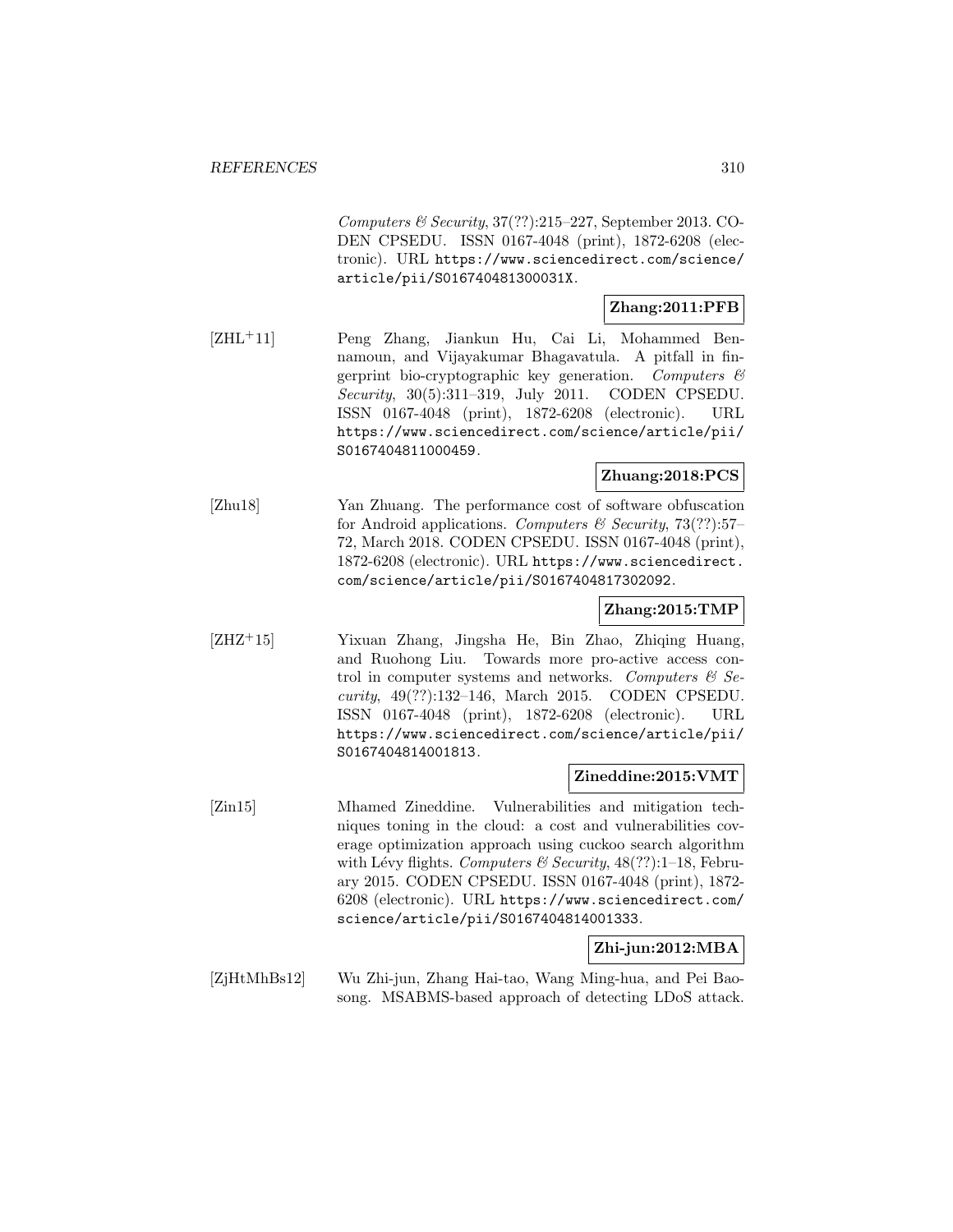*Computers & Security*, 37(??):215–227, September 2013. CODEN CPSEDU. ISSN 0167-4048 (print), 1872-6208 (electronic). URL https://www.sciencedirect.com/science/article/pii/S016740481300031X.

**Zhang:2011:PFB**

[ZHL+11] Peng Zhang, Jiankun Hu, Cai Li, Mohammed Bennamoun, and Vijayakumar Bhagavatula. A pitfall in fingerprint bio-cryptographic key generation. *Computers & Security*, 30(5):311–319, July 2011. CODEN CPSEDU. ISSN 0167-4048 (print), 1872-6208 (electronic). URL https://www.sciencedirect.com/science/article/pii/S0167404811000459.

**Zhuang:2018:PCS**

[Zhu18] Yan Zhuang. The performance cost of software obfuscation for Android applications. *Computers & Security*, 73(??):57–72, March 2018. CODEN CPSEDU. ISSN 0167-4048 (print), 1872-6208 (electronic). URL https://www.sciencedirect.com/science/article/pii/S0167404817302092.

**Zhang:2015:TMP**

[ZHZ+15] Yixuan Zhang, Jingsha He, Bin Zhao, Zhiqing Huang, and Ruohong Liu. Towards more pro-active access control in computer systems and networks. *Computers & Security*, 49(??):132–146, March 2015. CODEN CPSEDU. ISSN 0167-4048 (print), 1872-6208 (electronic). URL https://www.sciencedirect.com/science/article/pii/S0167404814001813.

**Zineddine:2015:VMT**

[Zin15] Mhamed Zineddine. Vulnerabilities and mitigation techniques toning in the cloud: a cost and vulnerabilities coverage optimization approach using cuckoo search algorithm with Lévy flights. *Computers & Security*, 48(??):1–18, February 2015. CODEN CPSEDU. ISSN 0167-4048 (print), 1872-6208 (electronic). URL https://www.sciencedirect.com/science/article/pii/S0167404814001333.

**Zhi-jun:2012:MBA**

[ZjHtMhBs12] Wu Zhi-jun, Zhang Hai-tao, Wang Ming-hua, and Pei Bao-song. MSABMS-based approach of detecting LDoS attack.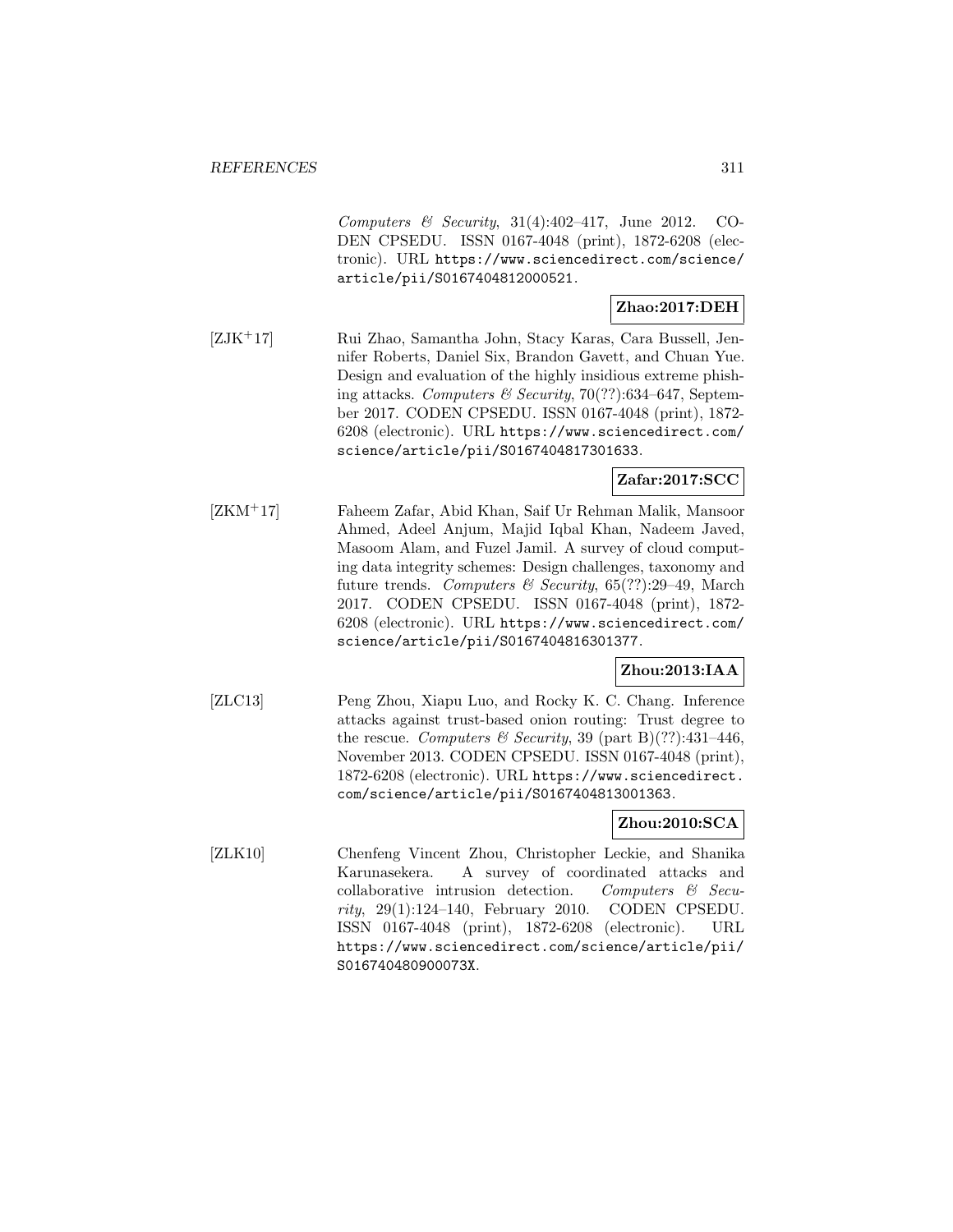*Computers & Security*, 31(4):402–417, June 2012. CODEN CPSEDU. ISSN 0167-4048 (print), 1872-6208 (electronic). URL https://www.sciencedirect.com/science/article/pii/S0167404812000521.

**Zhao:2017:DEH**

[ZJK+17] Rui Zhao, Samantha John, Stacy Karas, Cara Bussell, Jennifer Roberts, Daniel Six, Brandon Gavett, and Chuan Yue. Design and evaluation of the highly insidious extreme phishing attacks. *Computers & Security*, 70(??):634–647, September 2017. CODEN CPSEDU. ISSN 0167-4048 (print), 1872-6208 (electronic). URL https://www.sciencedirect.com/science/article/pii/S0167404817301633.

**Zafar:2017:SCC**

[ZKM+17] Faheem Zafar, Abid Khan, Saif Ur Rehman Malik, Mansoor Ahmed, Adeel Anjum, Majid Iqbal Khan, Nadeem Javed, Masoom Alam, and Fuzel Jamil. A survey of cloud computing data integrity schemes: Design challenges, taxonomy and future trends. *Computers & Security*, 65(??):29–49, March 2017. CODEN CPSEDU. ISSN 0167-4048 (print), 1872-6208 (electronic). URL https://www.sciencedirect.com/science/article/pii/S0167404816301377.

**Zhou:2013:IAA**

[ZLC13] Peng Zhou, Xiapu Luo, and Rocky K. C. Chang. Inference attacks against trust-based onion routing: Trust degree to the rescue. *Computers & Security*, 39 (part B)(??):431–446, November 2013. CODEN CPSEDU. ISSN 0167-4048 (print), 1872-6208 (electronic). URL https://www.sciencedirect.com/science/article/pii/S0167404813001363.

**Zhou:2010:SCA**

[ZLK10] Chenfeng Vincent Zhou, Christopher Leckie, and Shanika Karunasekera. A survey of coordinated attacks and collaborative intrusion detection. *Computers & Security*, 29(1):124–140, February 2010. CODEN CPSEDU. ISSN 0167-4048 (print), 1872-6208 (electronic). URL https://www.sciencedirect.com/science/article/pii/S016740480900073X.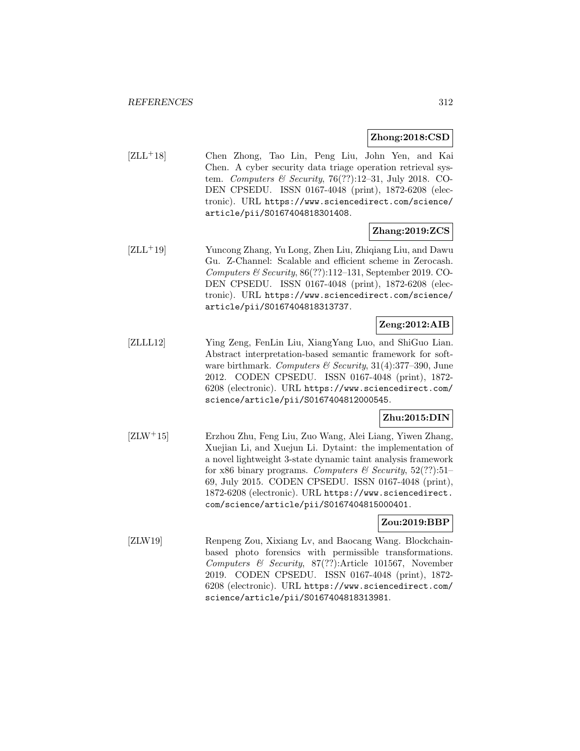**Zhong:2018:CSD**

[ZLL+18] Chen Zhong, Tao Lin, Peng Liu, John Yen, and Kai Chen. A cyber security data triage operation retrieval system. *Computers & Security*, 76(??):12–31, July 2018. CODEN CPSEDU. ISSN 0167-4048 (print), 1872-6208 (electronic). URL https://www.sciencedirect.com/science/article/pii/S0167404818301408.

**Zhang:2019:ZCS**

[ZLL+19] Yuncong Zhang, Yu Long, Zhen Liu, Zhiqiang Liu, and Dawu Gu. Z-Channel: Scalable and efficient scheme in Zerocash. *Computers & Security*, 86(??):112–131, September 2019. CODEN CPSEDU. ISSN 0167-4048 (print), 1872-6208 (electronic). URL https://www.sciencedirect.com/science/article/pii/S0167404818313737.

**Zeng:2012:AIB**

[ZLLL12] Ying Zeng, FenLin Liu, XiangYang Luo, and ShiGuo Lian. Abstract interpretation-based semantic framework for software birthmark. *Computers & Security*, 31(4):377–390, June 2012. CODEN CPSEDU. ISSN 0167-4048 (print), 1872-6208 (electronic). URL https://www.sciencedirect.com/science/article/pii/S0167404812000545.

**Zhu:2015:DIN**

[ZLW+15] Erzhou Zhu, Feng Liu, Zuo Wang, Alei Liang, Yiwen Zhang, Xuejian Li, and Xuejun Li. Dytaint: the implementation of a novel lightweight 3-state dynamic taint analysis framework for x86 binary programs. *Computers & Security*, 52(??):51–69, July 2015. CODEN CPSEDU. ISSN 0167-4048 (print), 1872-6208 (electronic). URL https://www.sciencedirect.com/science/article/pii/S0167404815000401.

**Zou:2019:BBP**

[ZLW19] Renpeng Zou, Xixiang Lv, and Baocang Wang. Blockchain-based photo forensics with permissible transformations. *Computers & Security*, 87(??):Article 101567, November 2019. CODEN CPSEDU. ISSN 0167-4048 (print), 1872-6208 (electronic). URL https://www.sciencedirect.com/science/article/pii/S0167404818313981.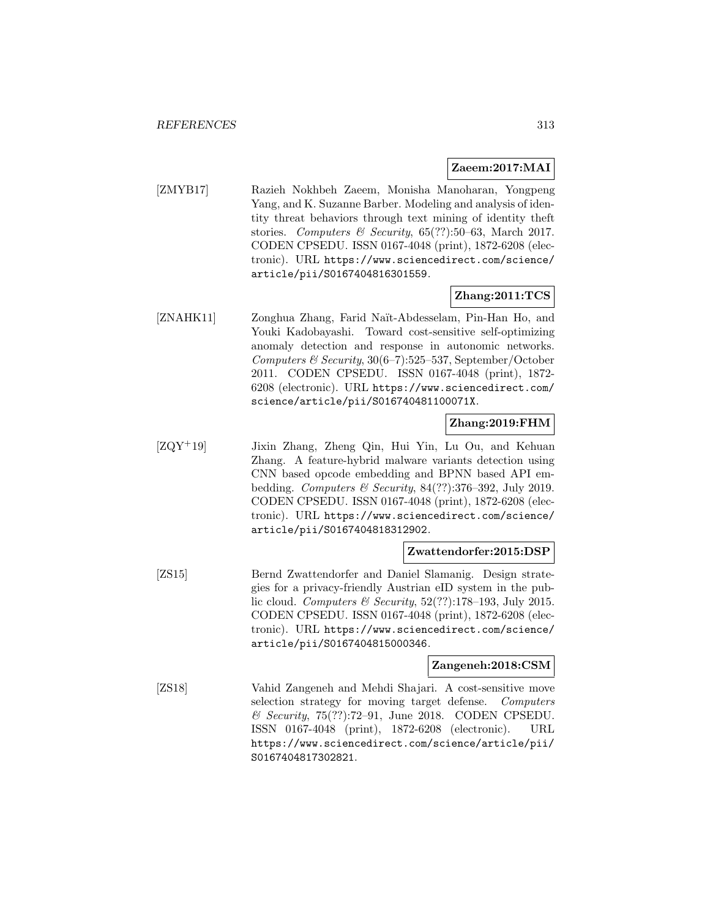**Zaeem:2017:MAI**

[ZMYB17] Razieh Nokhbeh Zaeem, Monisha Manoharan, Yongpeng Yang, and K. Suzanne Barber. Modeling and analysis of identity threat behaviors through text mining of identity theft stories. *Computers & Security*, 65(??):50–63, March 2017. CODEN CPSEDU. ISSN 0167-4048 (print), 1872-6208 (electronic). URL `https://www.sciencedirect.com/science/article/pii/S0167404816301559`.

**Zhang:2011:TCS**

[ZNAHK11] Zonghua Zhang, Farid Naït-Abdesselam, Pin-Han Ho, and Youki Kadobayashi. Toward cost-sensitive self-optimizing anomaly detection and response in autonomic networks. *Computers & Security*, 30(6–7):525–537, September/October 2011. CODEN CPSEDU. ISSN 0167-4048 (print), 1872-6208 (electronic). URL `https://www.sciencedirect.com/science/article/pii/S016740481100071X`.

**Zhang:2019:FHM**

[ZQY+19] Jixin Zhang, Zheng Qin, Hui Yin, Lu Ou, and Kehuan Zhang. A feature-hybrid malware variants detection using CNN based opcode embedding and BPNN based API embedding. *Computers & Security*, 84(??):376–392, July 2019. CODEN CPSEDU. ISSN 0167-4048 (print), 1872-6208 (electronic). URL `https://www.sciencedirect.com/science/article/pii/S0167404818312902`.

**Zwattendorfer:2015:DSP**

[ZS15] Bernd Zwattendorfer and Daniel Slamanig. Design strategies for a privacy-friendly Austrian eID system in the public cloud. *Computers & Security*, 52(??):178–193, July 2015. CODEN CPSEDU. ISSN 0167-4048 (print), 1872-6208 (electronic). URL `https://www.sciencedirect.com/science/article/pii/S0167404815000346`.

**Zangeneh:2018:CSM**

[ZS18] Vahid Zangeneh and Mehdi Shajari. A cost-sensitive move selection strategy for moving target defense. *Computers & Security*, 75(??):72–91, June 2018. CODEN CPSEDU. ISSN 0167-4048 (print), 1872-6208 (electronic). URL `https://www.sciencedirect.com/science/article/pii/S0167404817302821`.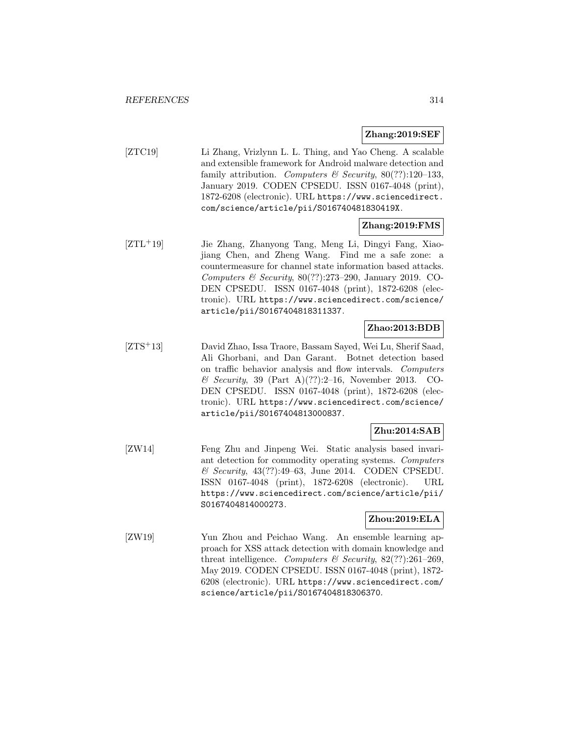**Zhang:2019:SEF**

[ZTC19] Li Zhang, Vrizlynn L. L. Thing, and Yao Cheng. A scalable and extensible framework for Android malware detection and family attribution. *Computers & Security*, 80(??):120–133, January 2019. CODEN CPSEDU. ISSN 0167-4048 (print), 1872-6208 (electronic). URL `https://www.sciencedirect.com/science/article/pii/S016740481830419X`.

**Zhang:2019:FMS**

[ZTL+19] Jie Zhang, Zhanyong Tang, Meng Li, Dingyi Fang, Xiaojiang Chen, and Zheng Wang. Find me a safe zone: a countermeasure for channel state information based attacks. *Computers & Security*, 80(??):273–290, January 2019. CODEN CPSEDU. ISSN 0167-4048 (print), 1872-6208 (electronic). URL `https://www.sciencedirect.com/science/article/pii/S0167404818311337`.

**Zhao:2013:BDB**

[ZTS+13] David Zhao, Issa Traore, Bassam Sayed, Wei Lu, Sherif Saad, Ali Ghorbani, and Dan Garant. Botnet detection based on traffic behavior analysis and flow intervals. *Computers & Security*, 39 (Part A)(??):2–16, November 2013. CODEN CPSEDU. ISSN 0167-4048 (print), 1872-6208 (electronic). URL `https://www.sciencedirect.com/science/article/pii/S0167404813000837`.

**Zhu:2014:SAB**

[ZW14] Feng Zhu and Jinpeng Wei. Static analysis based invariant detection for commodity operating systems. *Computers & Security*, 43(??):49–63, June 2014. CODEN CPSEDU. ISSN 0167-4048 (print), 1872-6208 (electronic). URL `https://www.sciencedirect.com/science/article/pii/S0167404814000273`.

**Zhou:2019:ELA**

[ZW19] Yun Zhou and Peichao Wang. An ensemble learning approach for XSS attack detection with domain knowledge and threat intelligence. *Computers & Security*, 82(??):261–269, May 2019. CODEN CPSEDU. ISSN 0167-4048 (print), 1872-6208 (electronic). URL `https://www.sciencedirect.com/science/article/pii/S0167404818306370`.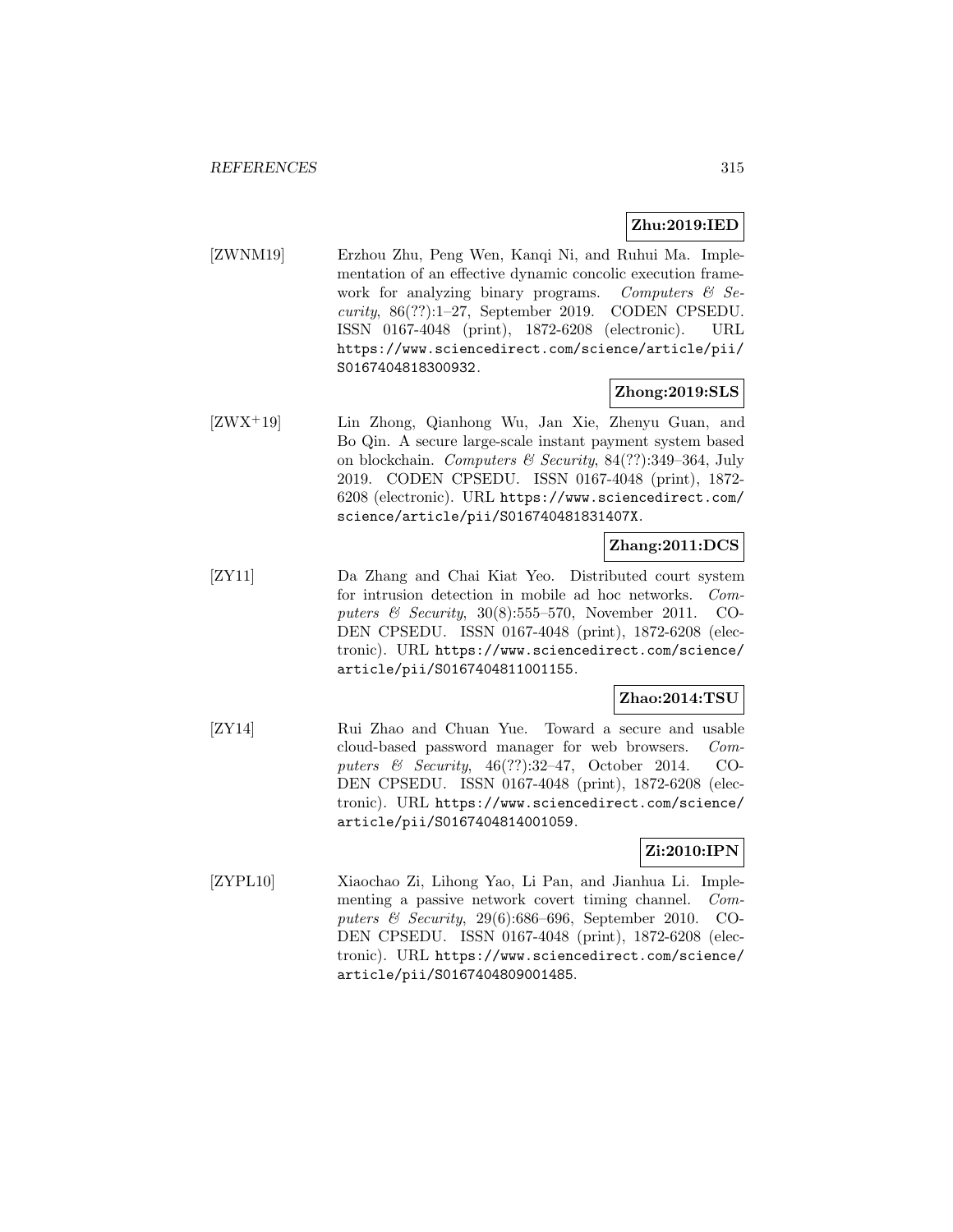**Zhu:2019:IED**

[ZWNM19] Erzhou Zhu, Peng Wen, Kanqi Ni, and Ruhui Ma. Implementation of an effective dynamic concolic execution framework for analyzing binary programs. *Computers & Security*, 86(??):1–27, September 2019. CODEN CPSEDU. ISSN 0167-4048 (print), 1872-6208 (electronic). URL https://www.sciencedirect.com/science/article/pii/S0167404818300932.

**Zhong:2019:SLS**

[ZWX+19] Lin Zhong, Qianhong Wu, Jan Xie, Zhenyu Guan, and Bo Qin. A secure large-scale instant payment system based on blockchain. *Computers & Security*, 84(??):349–364, July 2019. CODEN CPSEDU. ISSN 0167-4048 (print), 1872-6208 (electronic). URL https://www.sciencedirect.com/science/article/pii/S016740481831407X.

**Zhang:2011:DCS**

[ZY11] Da Zhang and Chai Kiat Yeo. Distributed court system for intrusion detection in mobile ad hoc networks. *Computers & Security*, 30(8):555–570, November 2011. CODEN CPSEDU. ISSN 0167-4048 (print), 1872-6208 (electronic). URL https://www.sciencedirect.com/science/article/pii/S0167404811001155.

**Zhao:2014:TSU**

[ZY14] Rui Zhao and Chuan Yue. Toward a secure and usable cloud-based password manager for web browsers. *Computers & Security*, 46(??):32–47, October 2014. CODEN CPSEDU. ISSN 0167-4048 (print), 1872-6208 (electronic). URL https://www.sciencedirect.com/science/article/pii/S0167404814001059.

**Zi:2010:IPN**

[ZYPL10] Xiaochao Zi, Lihong Yao, Li Pan, and Jianhua Li. Implementing a passive network covert timing channel. *Computers & Security*, 29(6):686–696, September 2010. CODEN CPSEDU. ISSN 0167-4048 (print), 1872-6208 (electronic). URL https://www.sciencedirect.com/science/article/pii/S0167404809001485.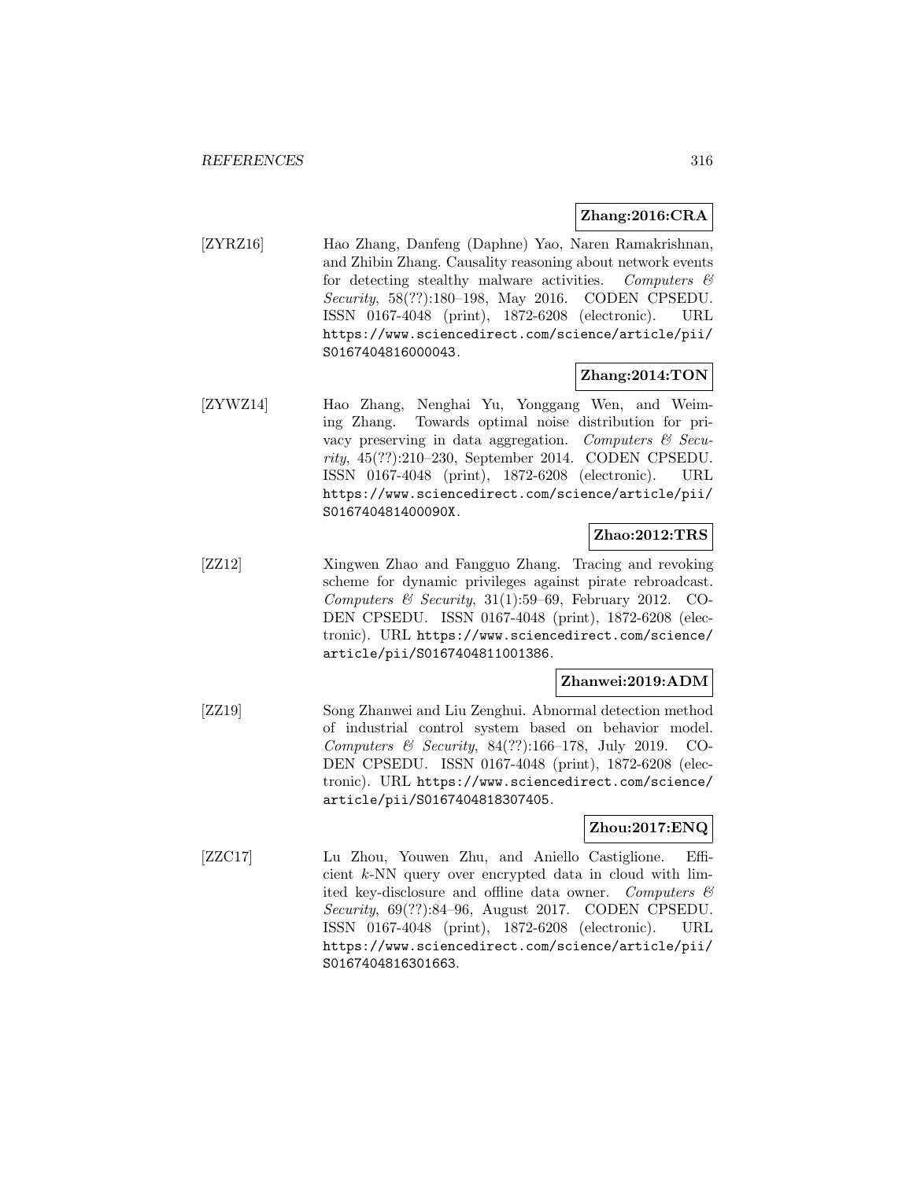**Zhang:2016:CRA**

[ZYRZ16] Hao Zhang, Danfeng (Daphne) Yao, Naren Ramakrishnan, and Zhibin Zhang. Causality reasoning about network events for detecting stealthy malware activities. *Computers & Security*, 58(??):180–198, May 2016. CODEN CPSEDU. ISSN 0167-4048 (print), 1872-6208 (electronic). URL https://www.sciencedirect.com/science/article/pii/S0167404816000043.

**Zhang:2014:TON**

[ZYWZ14] Hao Zhang, Nenghai Yu, Yonggang Wen, and Weiming Zhang. Towards optimal noise distribution for privacy preserving in data aggregation. *Computers & Security*, 45(??):210–230, September 2014. CODEN CPSEDU. ISSN 0167-4048 (print), 1872-6208 (electronic). URL https://www.sciencedirect.com/science/article/pii/S016740481400090X.

**Zhao:2012:TRS**

[ZZ12] Xingwen Zhao and Fangguo Zhang. Tracing and revoking scheme for dynamic privileges against pirate rebroadcast. *Computers & Security*, 31(1):59–69, February 2012. CODEN CPSEDU. ISSN 0167-4048 (print), 1872-6208 (electronic). URL https://www.sciencedirect.com/science/article/pii/S0167404811001386.

**Zhanwei:2019:ADM**

[ZZ19] Song Zhanwei and Liu Zenghui. Abnormal detection method of industrial control system based on behavior model. *Computers & Security*, 84(??):166–178, July 2019. CODEN CPSEDU. ISSN 0167-4048 (print), 1872-6208 (electronic). URL https://www.sciencedirect.com/science/article/pii/S0167404818307405.

**Zhou:2017:ENQ**

[ZZC17] Lu Zhou, Youwen Zhu, and Aniello Castiglione. Efficient $k$-NN query over encrypted data in cloud with limited key-disclosure and offline data owner. *Computers & Security*, 69(??):84–96, August 2017. CODEN CPSEDU. ISSN 0167-4048 (print), 1872-6208 (electronic). URL https://www.sciencedirect.com/science/article/pii/S0167404816301663.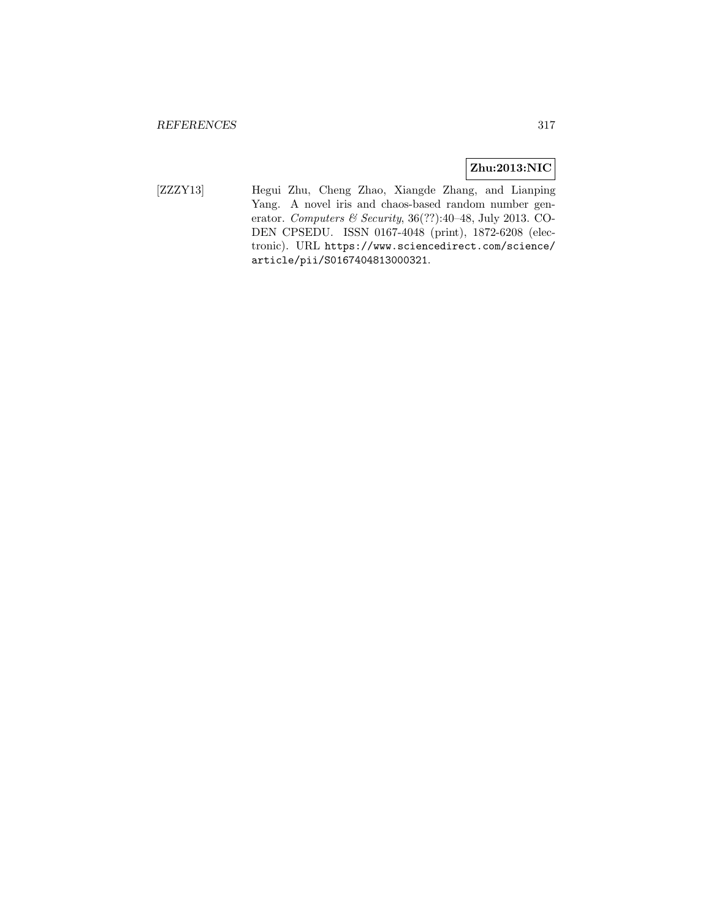**Zhu:2013:NIC**

[ZZZY13] Hegui Zhu, Cheng Zhao, Xiangde Zhang, and Lianping Yang. A novel iris and chaos-based random number generator. *Computers & Security*, 36(??):40–48, July 2013. CODEN CPSEDU. ISSN 0167-4048 (print), 1872-6208 (electronic). URL https://www.sciencedirect.com/science/article/pii/S0167404813000321.